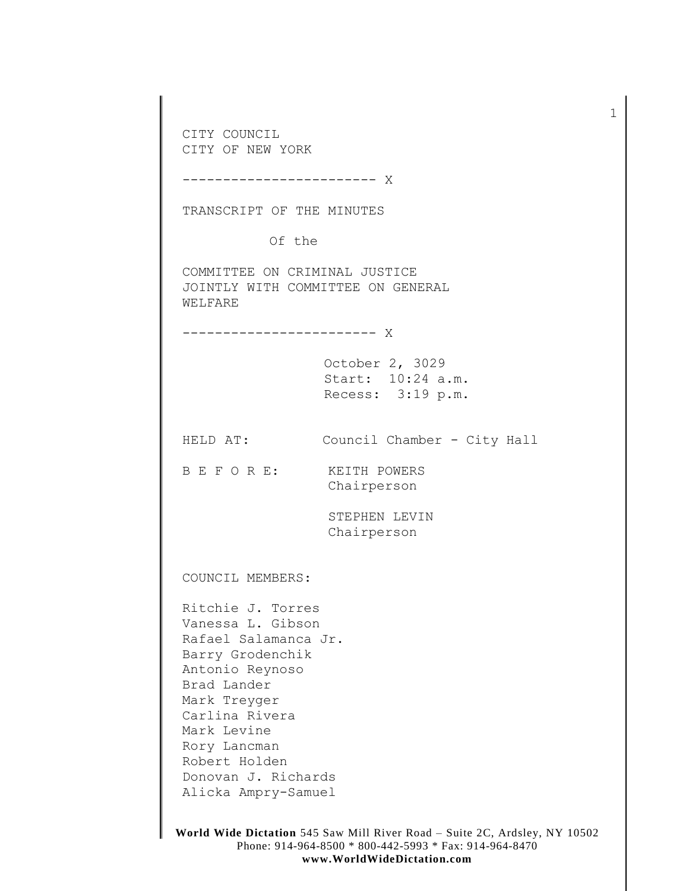CITY COUNCIL
CITY OF NEW YORK

------------------------ X

TRANSCRIPT OF THE MINUTES

Of the

COMMITTEE ON CRIMINAL JUSTICE
JOINTLY WITH COMMITTEE ON GENERAL
WELFARE

------------------------ X

October 2, 3029
Start: 10:24 a.m.
Recess: 3:19 p.m.

HELD AT: Council Chamber - City Hall

B E F O R E: KEITH POWERS
Chairperson

STEPHEN LEVIN
Chairperson

COUNCIL MEMBERS:

Ritchie J. Torres
Vanessa L. Gibson
Rafael Salamanca Jr.
Barry Grodenchik
Antonio Reynoso
Brad Lander
Mark Treyger
Carlina Rivera
Mark Levine
Rory Lancman
Robert Holden
Donovan J. Richards
Alicka Ampry-Samuel

**World Wide Dictation** 545 Saw Mill River Road – Suite 2C, Ardsley, NY 10502
Phone: 914-964-8500 * 800-442-5993 * Fax: 914-964-8470
**www.WorldWideDictation.com**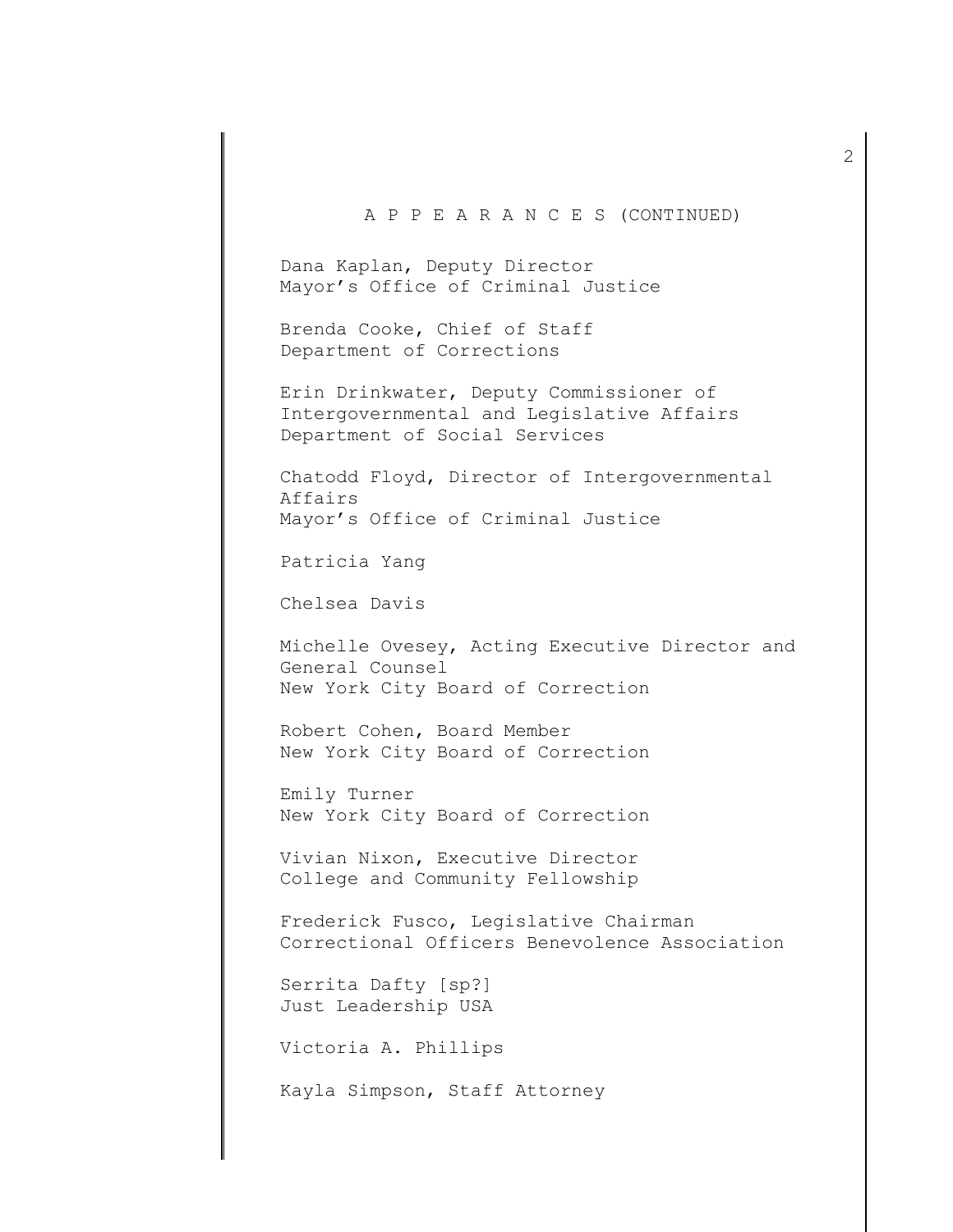A P P E A R A N C E S (CONTINUED)

Dana Kaplan, Deputy Director
Mayor's Office of Criminal Justice

Brenda Cooke, Chief of Staff
Department of Corrections

Erin Drinkwater, Deputy Commissioner of Intergovernmental and Legislative Affairs
Department of Social Services

Chatodd Floyd, Director of Intergovernmental Affairs
Mayor's Office of Criminal Justice

Patricia Yang

Chelsea Davis

Michelle Ovesey, Acting Executive Director and General Counsel
New York City Board of Correction

Robert Cohen, Board Member
New York City Board of Correction

Emily Turner
New York City Board of Correction

Vivian Nixon, Executive Director
College and Community Fellowship

Frederick Fusco, Legislative Chairman
Correctional Officers Benevolence Association

Serrita Dafty [sp?]
Just Leadership USA

Victoria A. Phillips

Kayla Simpson, Staff Attorney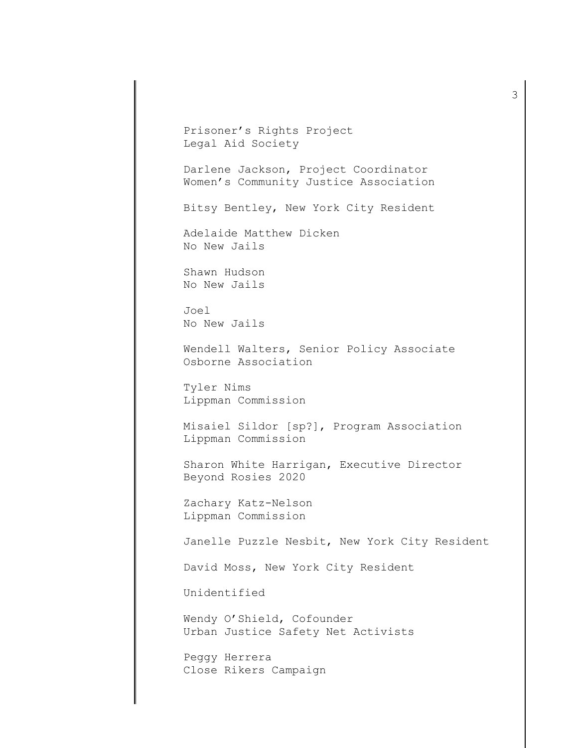Prisoner's Rights Project
Legal Aid Society

Darlene Jackson, Project Coordinator
Women's Community Justice Association

Bitsy Bentley, New York City Resident

Adelaide Matthew Dicken
No New Jails

Shawn Hudson
No New Jails

Joel
No New Jails

Wendell Walters, Senior Policy Associate
Osborne Association

Tyler Nims
Lippman Commission

Misaiel Sildor [sp?], Program Association
Lippman Commission

Sharon White Harrigan, Executive Director
Beyond Rosies 2020

Zachary Katz-Nelson
Lippman Commission

Janelle Puzzle Nesbit, New York City Resident

David Moss, New York City Resident

Unidentified

Wendy O'Shield, Cofounder
Urban Justice Safety Net Activists

Peggy Herrera
Close Rikers Campaign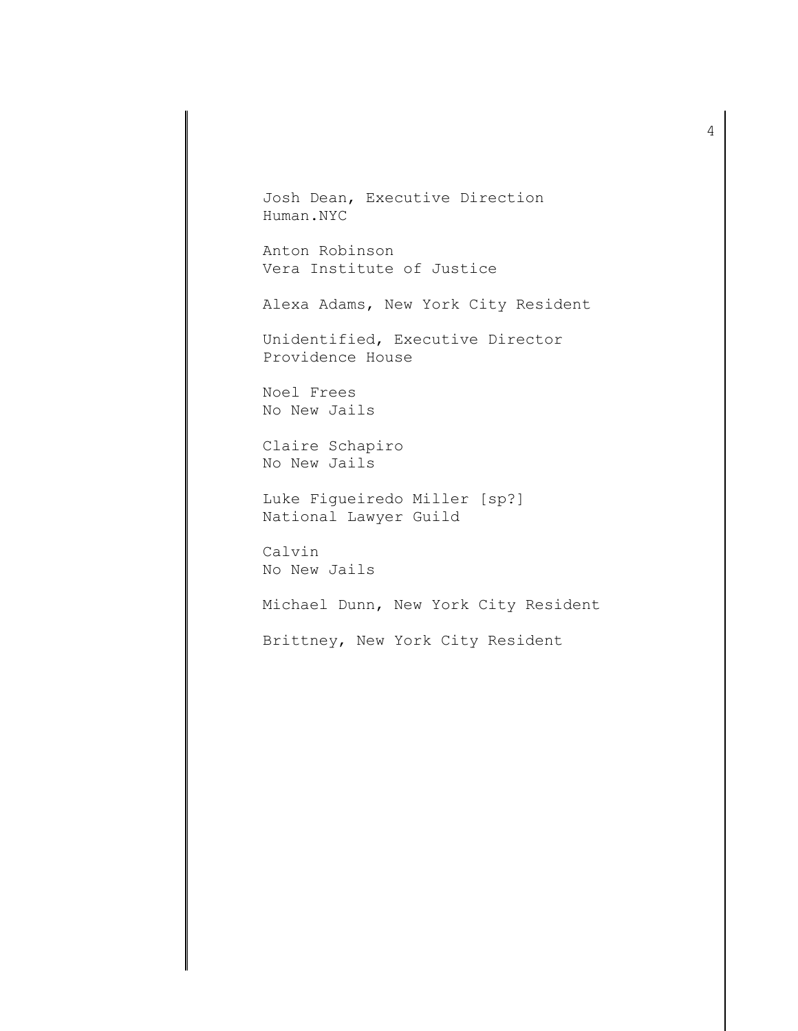Josh Dean, Executive Direction
Human.NYC

Anton Robinson
Vera Institute of Justice

Alexa Adams, New York City Resident

Unidentified, Executive Director
Providence House

Noel Frees
No New Jails

Claire Schapiro
No New Jails

Luke Figueiredo Miller [sp?]
National Lawyer Guild

Calvin
No New Jails

Michael Dunn, New York City Resident

Brittney, New York City Resident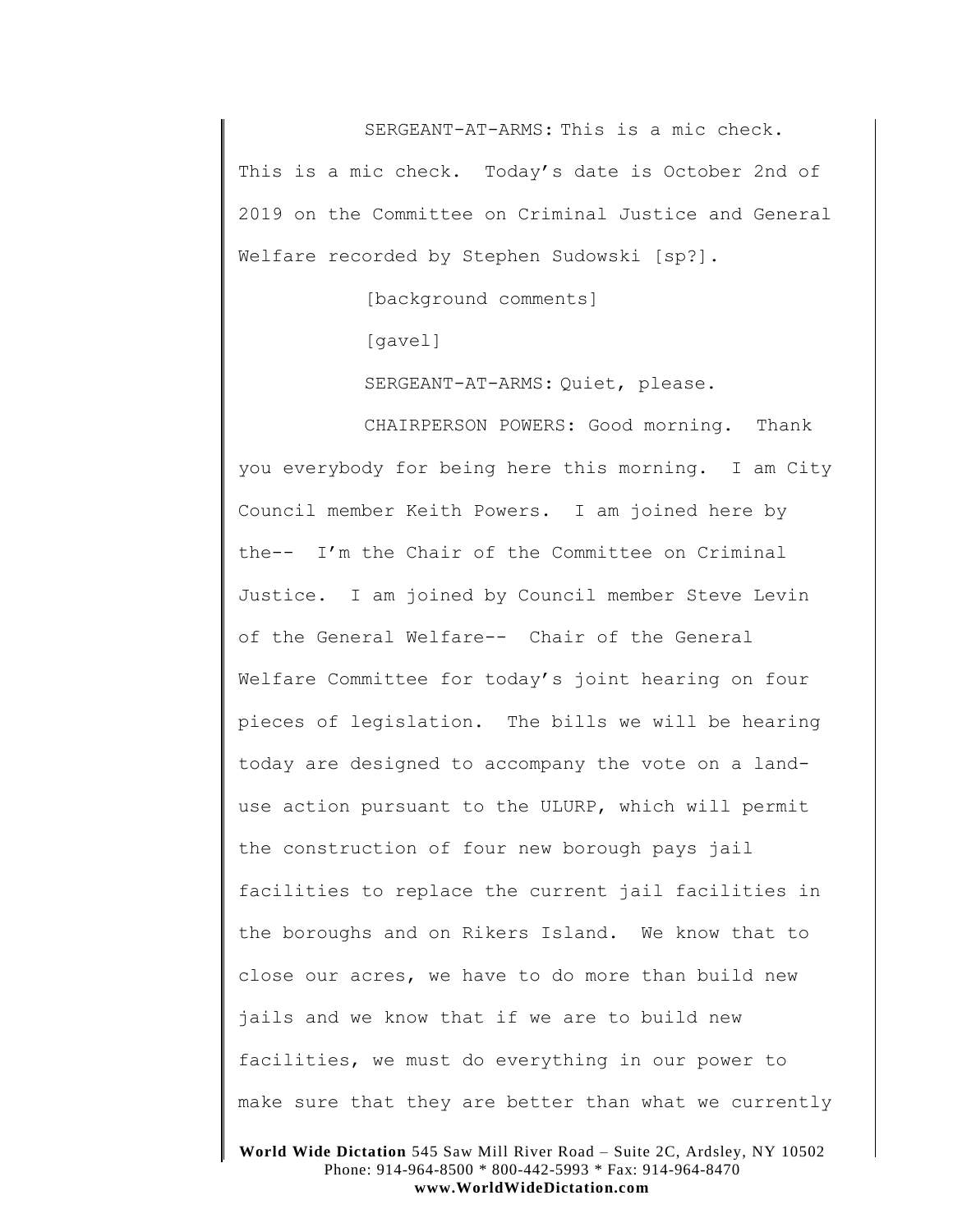SERGEANT-AT-ARMS: This is a mic check. This is a mic check. Today's date is October 2nd of 2019 on the Committee on Criminal Justice and General Welfare recorded by Stephen Sudowski [sp?].

[background comments]

[gavel]

SERGEANT-AT-ARMS: Quiet, please.

CHAIRPERSON POWERS: Good morning. Thank you everybody for being here this morning. I am City Council member Keith Powers. I am joined here by the-- I'm the Chair of the Committee on Criminal Justice. I am joined by Council member Steve Levin of the General Welfare-- Chair of the General Welfare Committee for today's joint hearing on four pieces of legislation. The bills we will be hearing today are designed to accompany the vote on a land-use action pursuant to the ULURP, which will permit the construction of four new borough pays jail facilities to replace the current jail facilities in the boroughs and on Rikers Island. We know that to close our acres, we have to do more than build new jails and we know that if we are to build new facilities, we must do everything in our power to make sure that they are better than what we currently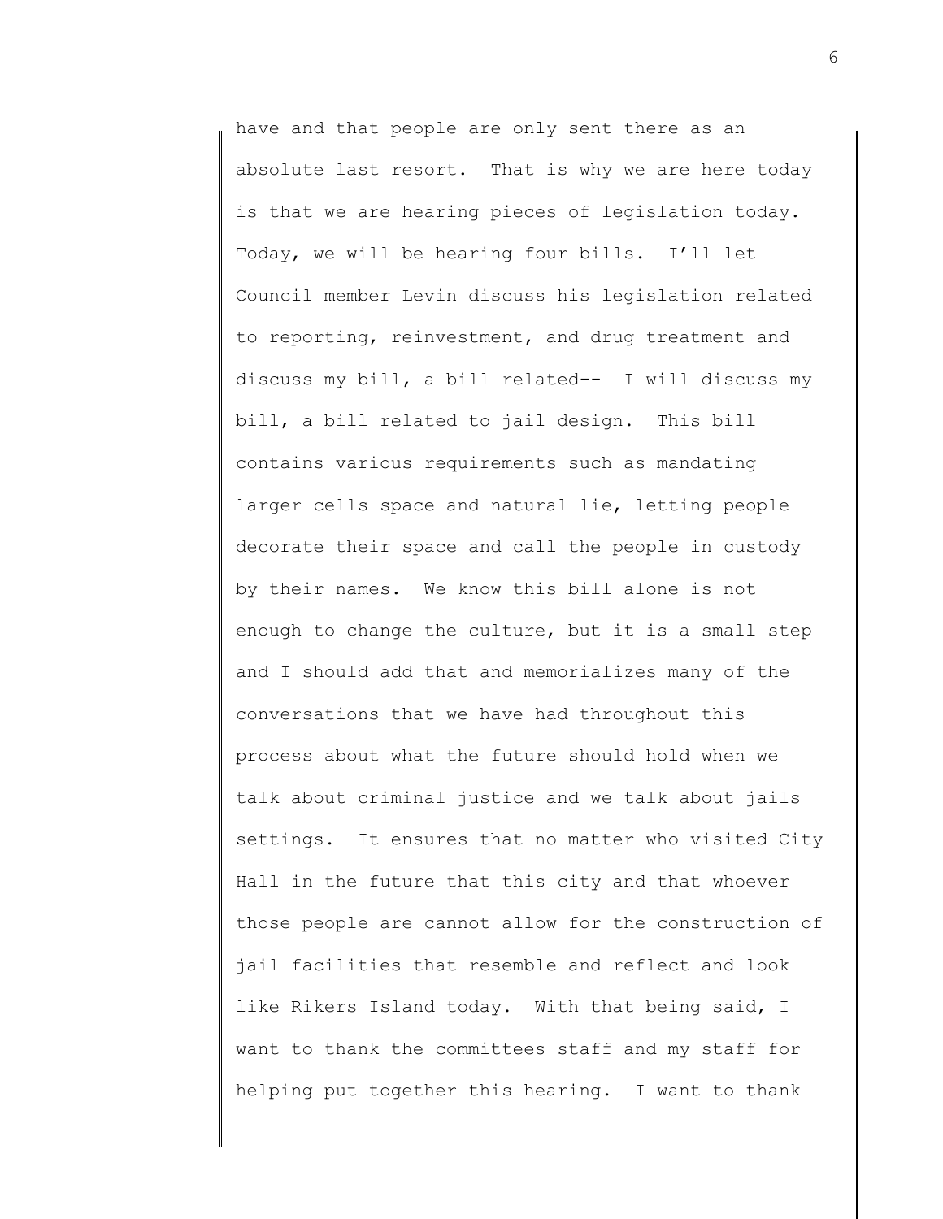have and that people are only sent there as an absolute last resort. That is why we are here today is that we are hearing pieces of legislation today. Today, we will be hearing four bills. I'll let Council member Levin discuss his legislation related to reporting, reinvestment, and drug treatment and discuss my bill, a bill related-- I will discuss my bill, a bill related to jail design. This bill contains various requirements such as mandating larger cells space and natural lie, letting people decorate their space and call the people in custody by their names. We know this bill alone is not enough to change the culture, but it is a small step and I should add that and memorializes many of the conversations that we have had throughout this process about what the future should hold when we talk about criminal justice and we talk about jails settings. It ensures that no matter who visited City Hall in the future that this city and that whoever those people are cannot allow for the construction of jail facilities that resemble and reflect and look like Rikers Island today. With that being said, I want to thank the committees staff and my staff for helping put together this hearing. I want to thank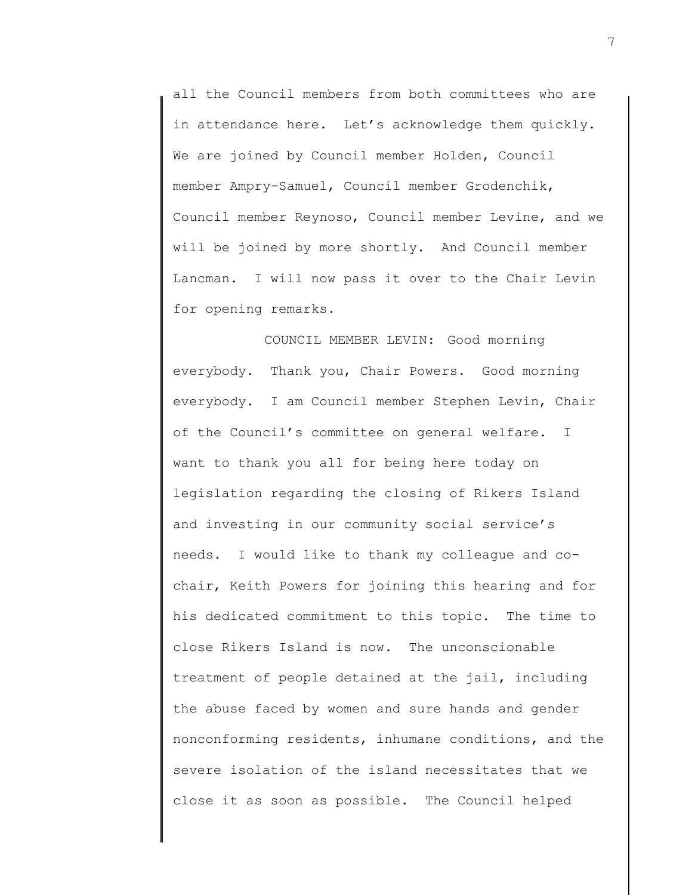all the Council members from both committees who are in attendance here. Let's acknowledge them quickly. We are joined by Council member Holden, Council member Ampry-Samuel, Council member Grodenchik, Council member Reynoso, Council member Levine, and we will be joined by more shortly. And Council member Lancman. I will now pass it over to the Chair Levin for opening remarks.

COUNCIL MEMBER LEVIN: Good morning everybody. Thank you, Chair Powers. Good morning everybody. I am Council member Stephen Levin, Chair of the Council's committee on general welfare. I want to thank you all for being here today on legislation regarding the closing of Rikers Island and investing in our community social service's needs. I would like to thank my colleague and co-chair, Keith Powers for joining this hearing and for his dedicated commitment to this topic. The time to close Rikers Island is now. The unconscionable treatment of people detained at the jail, including the abuse faced by women and sure hands and gender nonconforming residents, inhumane conditions, and the severe isolation of the island necessitates that we close it as soon as possible. The Council helped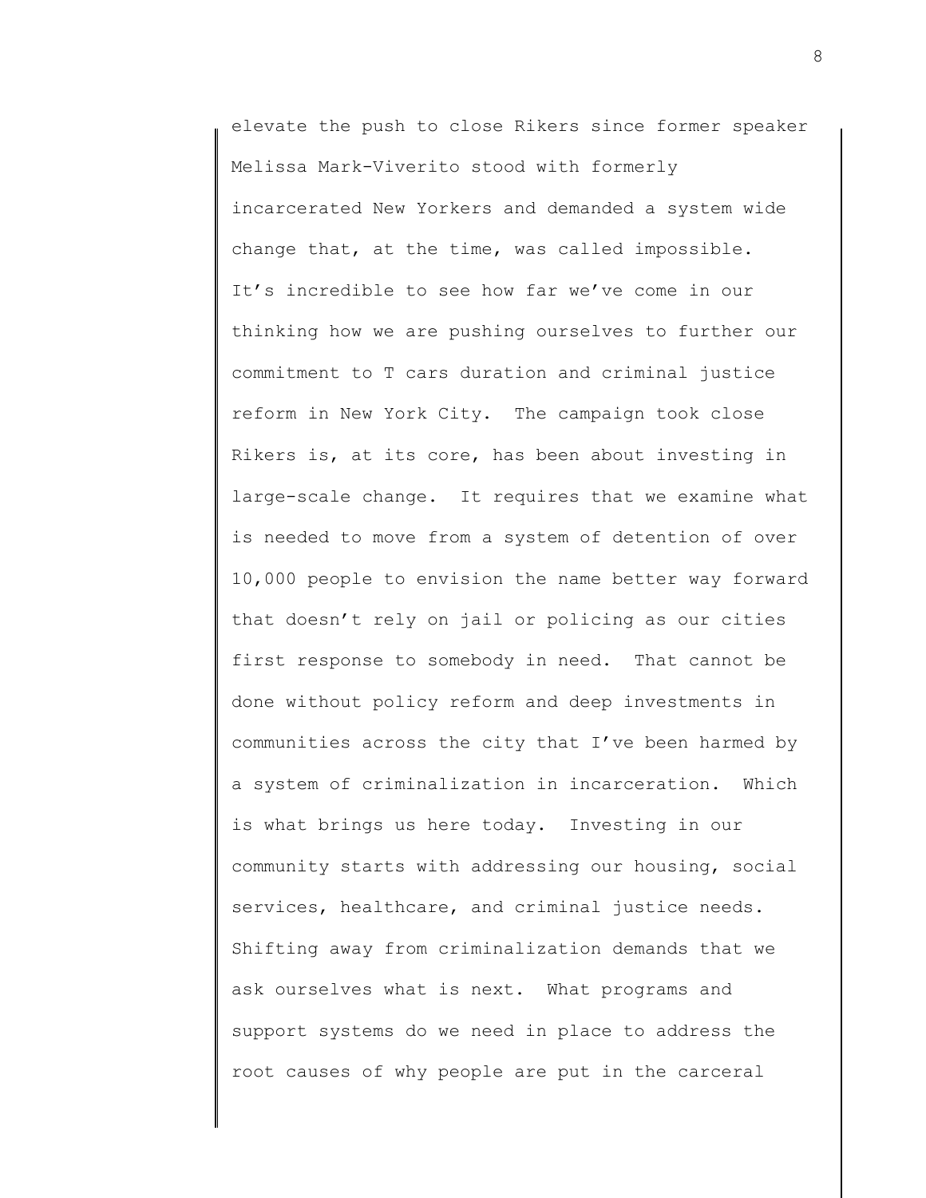elevate the push to close Rikers since former speaker Melissa Mark-Viverito stood with formerly incarcerated New Yorkers and demanded a system wide change that, at the time, was called impossible. It's incredible to see how far we've come in our thinking how we are pushing ourselves to further our commitment to T cars duration and criminal justice reform in New York City. The campaign took close Rikers is, at its core, has been about investing in large-scale change. It requires that we examine what is needed to move from a system of detention of over 10,000 people to envision the name better way forward that doesn't rely on jail or policing as our cities first response to somebody in need. That cannot be done without policy reform and deep investments in communities across the city that I've been harmed by a system of criminalization in incarceration. Which is what brings us here today. Investing in our community starts with addressing our housing, social services, healthcare, and criminal justice needs. Shifting away from criminalization demands that we ask ourselves what is next. What programs and support systems do we need in place to address the root causes of why people are put in the carceral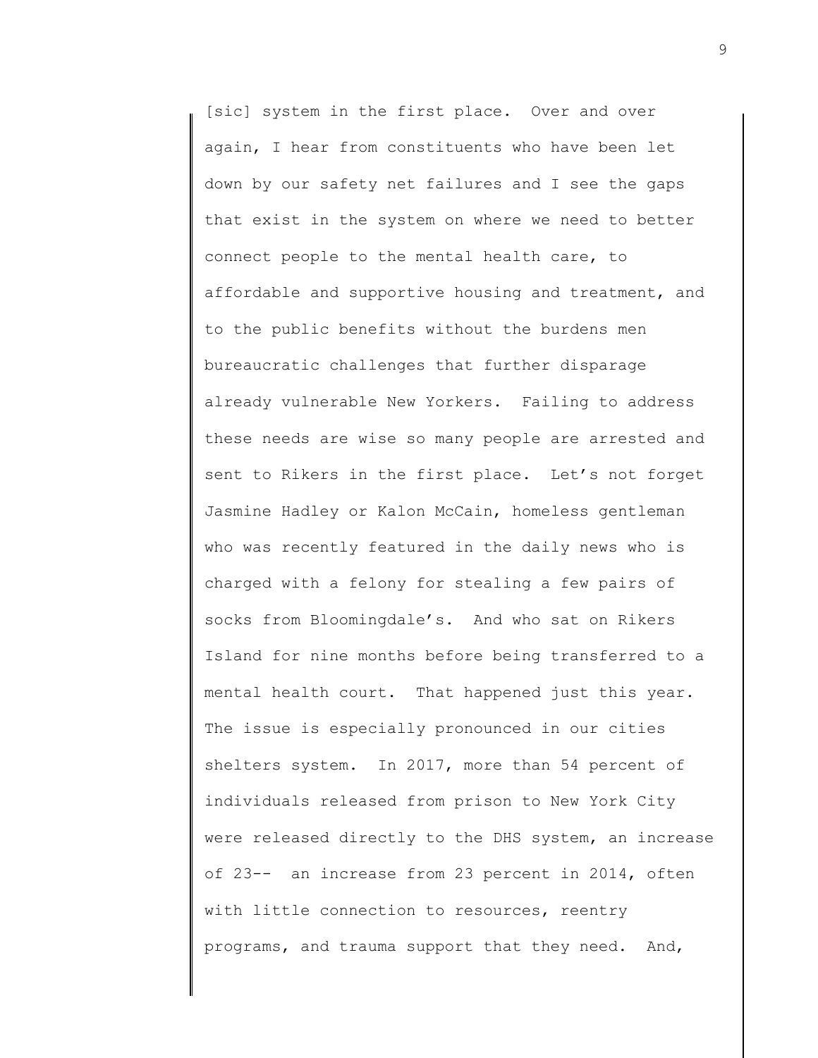[sic] system in the first place. Over and over again, I hear from constituents who have been let down by our safety net failures and I see the gaps that exist in the system on where we need to better connect people to the mental health care, to affordable and supportive housing and treatment, and to the public benefits without the burdens men bureaucratic challenges that further disparage already vulnerable New Yorkers. Failing to address these needs are wise so many people are arrested and sent to Rikers in the first place. Let's not forget Jasmine Hadley or Kalon McCain, homeless gentleman who was recently featured in the daily news who is charged with a felony for stealing a few pairs of socks from Bloomingdale's. And who sat on Rikers Island for nine months before being transferred to a mental health court. That happened just this year. The issue is especially pronounced in our cities shelters system. In 2017, more than 54 percent of individuals released from prison to New York City were released directly to the DHS system, an increase of 23-- an increase from 23 percent in 2014, often with little connection to resources, reentry programs, and trauma support that they need. And,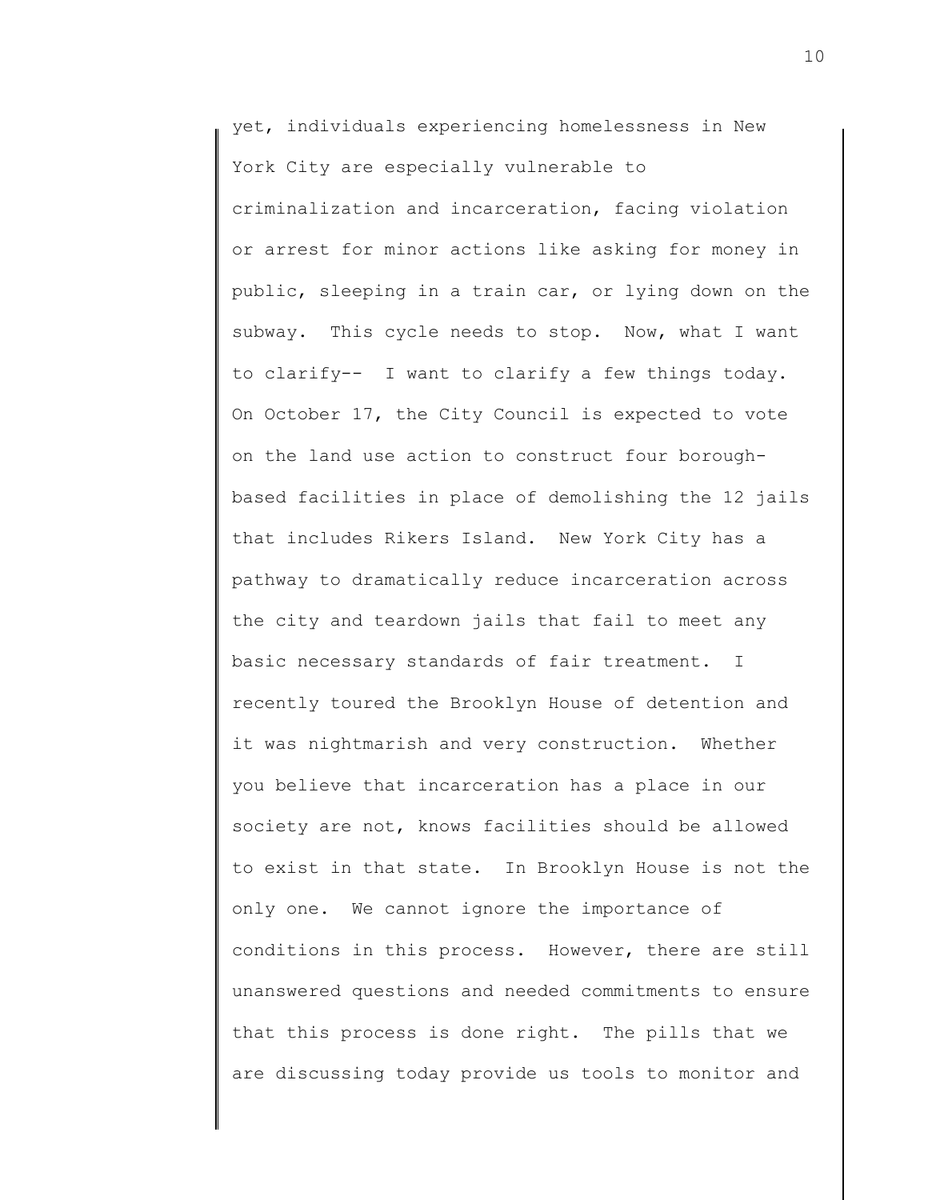yet, individuals experiencing homelessness in New York City are especially vulnerable to criminalization and incarceration, facing violation or arrest for minor actions like asking for money in public, sleeping in a train car, or lying down on the subway. This cycle needs to stop. Now, what I want to clarify-- I want to clarify a few things today. On October 17, the City Council is expected to vote on the land use action to construct four borough-based facilities in place of demolishing the 12 jails that includes Rikers Island. New York City has a pathway to dramatically reduce incarceration across the city and teardown jails that fail to meet any basic necessary standards of fair treatment. I recently toured the Brooklyn House of detention and it was nightmarish and very construction. Whether you believe that incarceration has a place in our society are not, knows facilities should be allowed to exist in that state. In Brooklyn House is not the only one. We cannot ignore the importance of conditions in this process. However, there are still unanswered questions and needed commitments to ensure that this process is done right. The pills that we are discussing today provide us tools to monitor and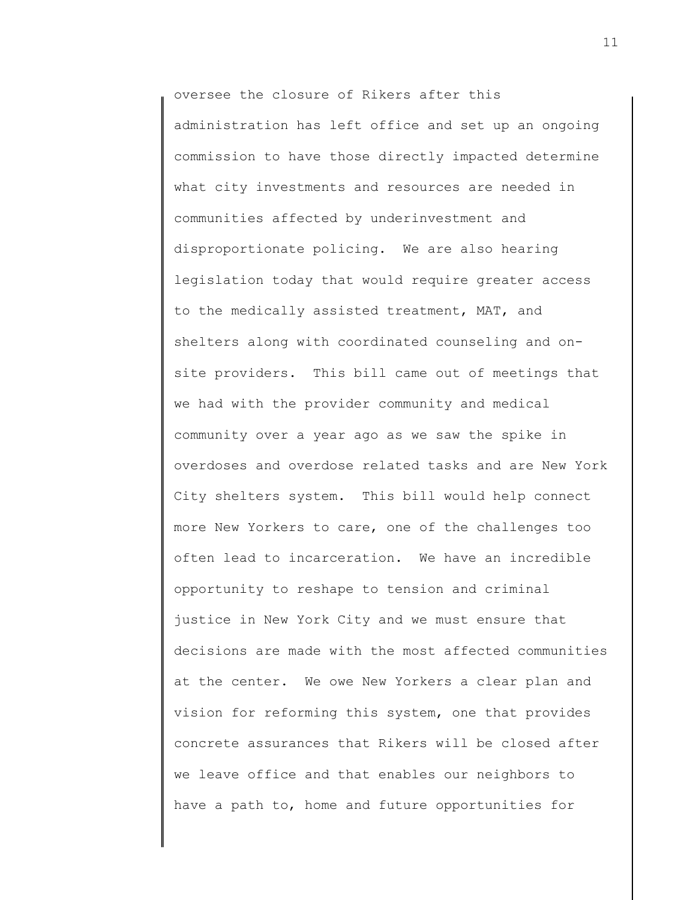oversee the closure of Rikers after this administration has left office and set up an ongoing commission to have those directly impacted determine what city investments and resources are needed in communities affected by underinvestment and disproportionate policing. We are also hearing legislation today that would require greater access to the medically assisted treatment, MAT, and shelters along with coordinated counseling and on-site providers. This bill came out of meetings that we had with the provider community and medical community over a year ago as we saw the spike in overdoses and overdose related tasks and are New York City shelters system. This bill would help connect more New Yorkers to care, one of the challenges too often lead to incarceration. We have an incredible opportunity to reshape to tension and criminal justice in New York City and we must ensure that decisions are made with the most affected communities at the center. We owe New Yorkers a clear plan and vision for reforming this system, one that provides concrete assurances that Rikers will be closed after we leave office and that enables our neighbors to have a path to, home and future opportunities for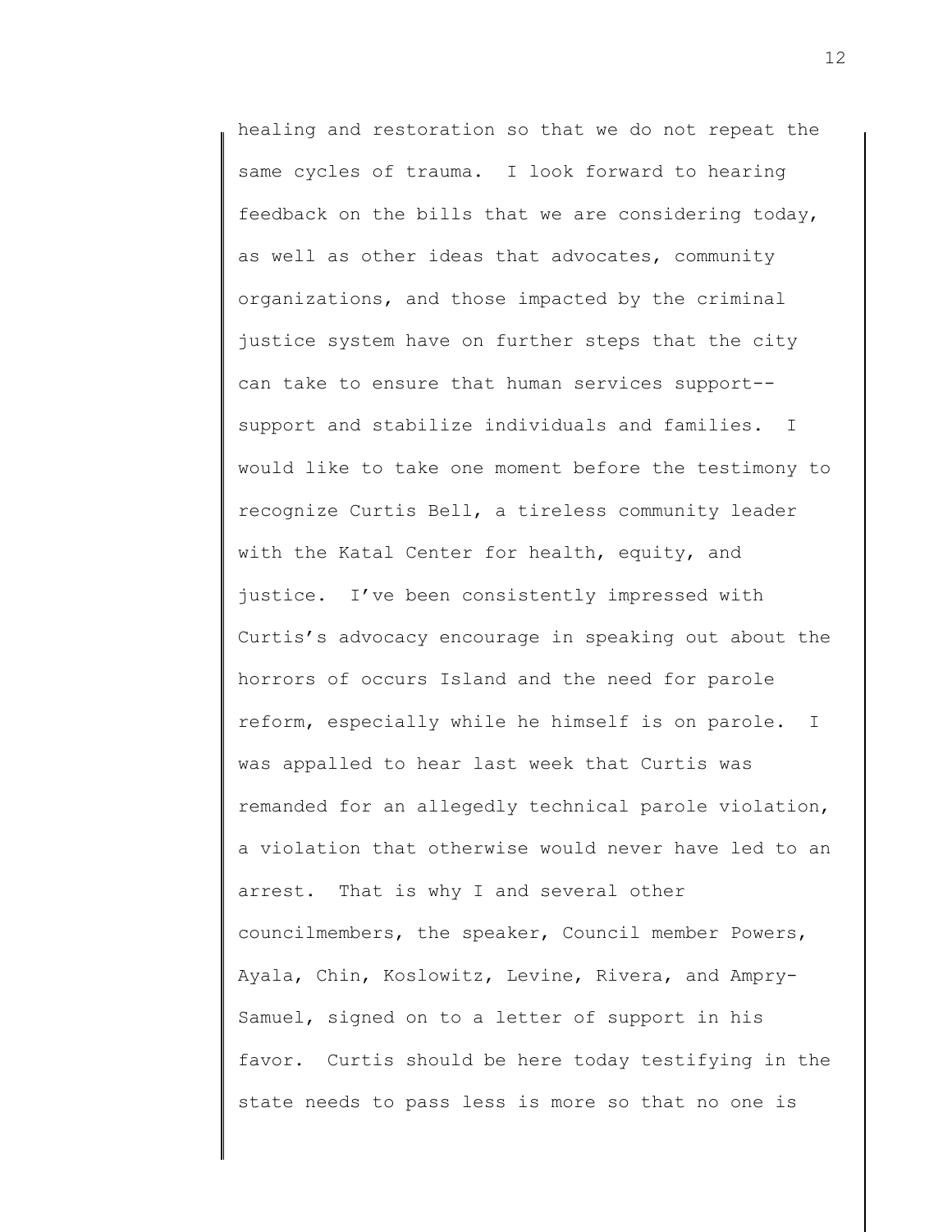healing and restoration so that we do not repeat the same cycles of trauma. I look forward to hearing feedback on the bills that we are considering today, as well as other ideas that advocates, community organizations, and those impacted by the criminal justice system have on further steps that the city can take to ensure that human services support--support and stabilize individuals and families. I would like to take one moment before the testimony to recognize Curtis Bell, a tireless community leader with the Katal Center for health, equity, and justice. I've been consistently impressed with Curtis's advocacy encourage in speaking out about the horrors of occurs Island and the need for parole reform, especially while he himself is on parole. I was appalled to hear last week that Curtis was remanded for an allegedly technical parole violation, a violation that otherwise would never have led to an arrest. That is why I and several other councilmembers, the speaker, Council member Powers, Ayala, Chin, Koslowitz, Levine, Rivera, and Ampry-Samuel, signed on to a letter of support in his favor. Curtis should be here today testifying in the state needs to pass less is more so that no one is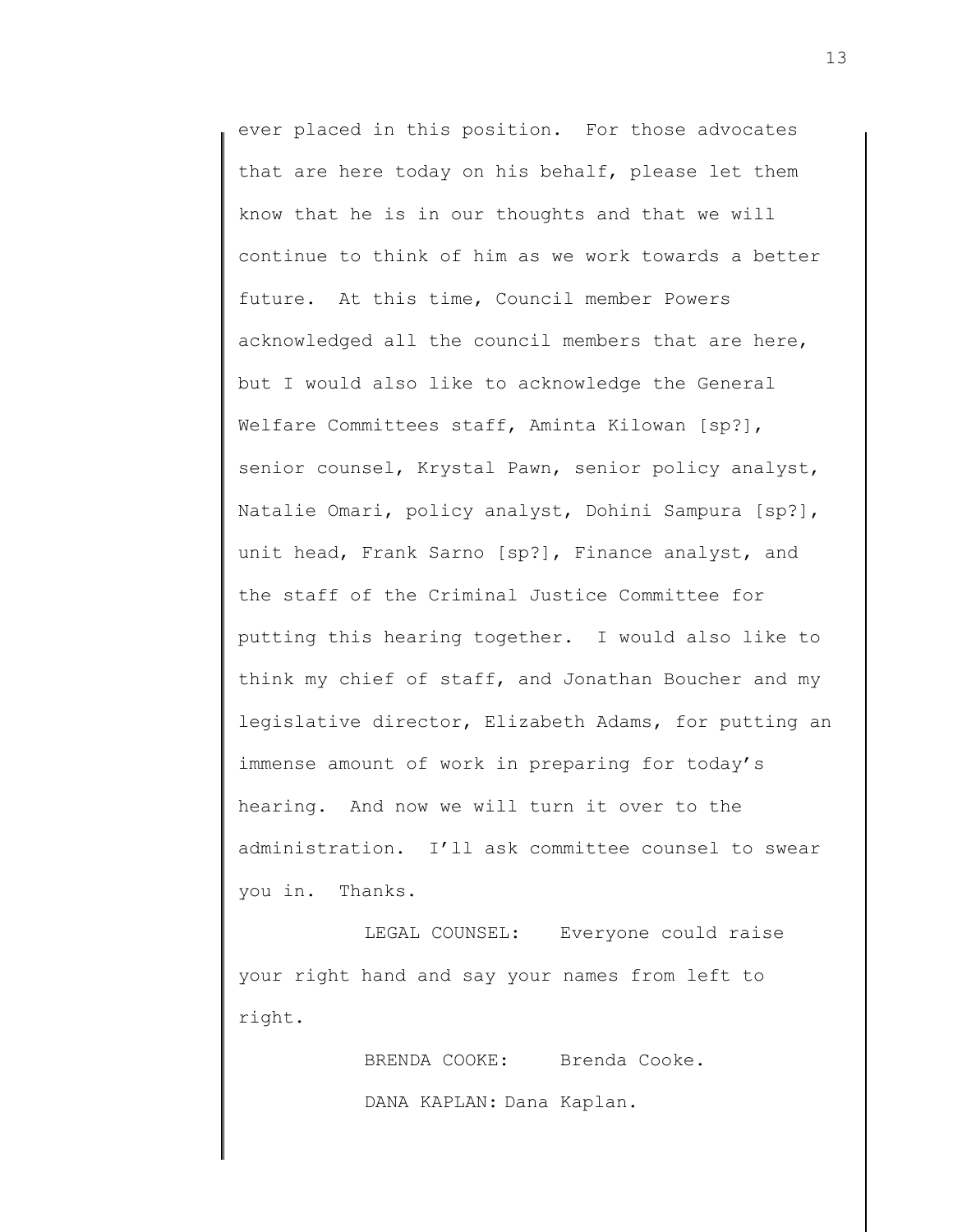ever placed in this position. For those advocates that are here today on his behalf, please let them know that he is in our thoughts and that we will continue to think of him as we work towards a better future. At this time, Council member Powers acknowledged all the council members that are here, but I would also like to acknowledge the General Welfare Committees staff, Aminta Kilowan [sp?], senior counsel, Krystal Pawn, senior policy analyst, Natalie Omari, policy analyst, Dohini Sampura [sp?], unit head, Frank Sarno [sp?], Finance analyst, and the staff of the Criminal Justice Committee for putting this hearing together. I would also like to think my chief of staff, and Jonathan Boucher and my legislative director, Elizabeth Adams, for putting an immense amount of work in preparing for today's hearing. And now we will turn it over to the administration. I'll ask committee counsel to swear you in. Thanks.

LEGAL COUNSEL: Everyone could raise your right hand and say your names from left to right.

BRENDA COOKE: Brenda Cooke.

DANA KAPLAN: Dana Kaplan.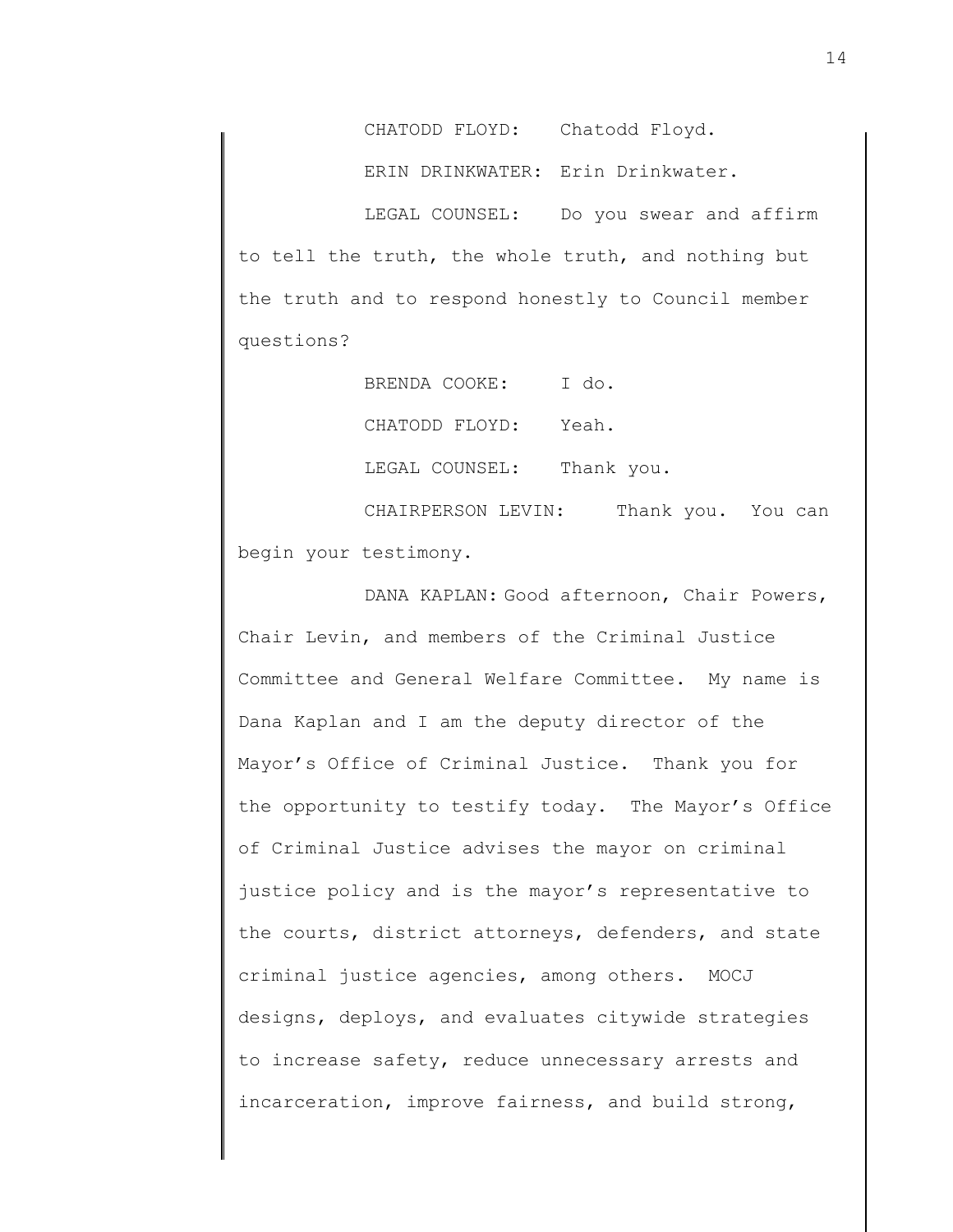CHATODD FLOYD: Chatodd Floyd.

ERIN DRINKWATER: Erin Drinkwater.

LEGAL COUNSEL: Do you swear and affirm to tell the truth, the whole truth, and nothing but the truth and to respond honestly to Council member questions?

BRENDA COOKE: I do.

CHATODD FLOYD: Yeah.

LEGAL COUNSEL: Thank you.

CHAIRPERSON LEVIN: Thank you. You can begin your testimony.

DANA KAPLAN: Good afternoon, Chair Powers, Chair Levin, and members of the Criminal Justice Committee and General Welfare Committee. My name is Dana Kaplan and I am the deputy director of the Mayor's Office of Criminal Justice. Thank you for the opportunity to testify today. The Mayor's Office of Criminal Justice advises the mayor on criminal justice policy and is the mayor's representative to the courts, district attorneys, defenders, and state criminal justice agencies, among others. MOCJ designs, deploys, and evaluates citywide strategies to increase safety, reduce unnecessary arrests and incarceration, improve fairness, and build strong,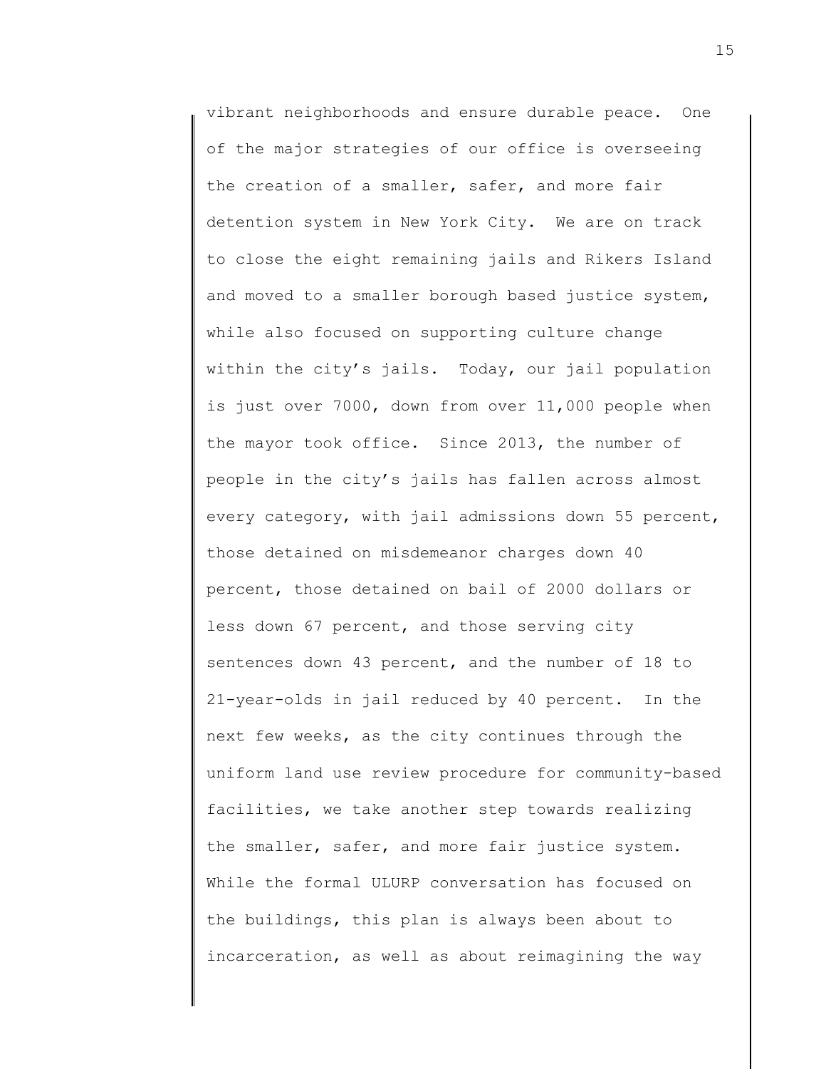vibrant neighborhoods and ensure durable peace. One of the major strategies of our office is overseeing the creation of a smaller, safer, and more fair detention system in New York City. We are on track to close the eight remaining jails and Rikers Island and moved to a smaller borough based justice system, while also focused on supporting culture change within the city's jails. Today, our jail population is just over 7000, down from over 11,000 people when the mayor took office. Since 2013, the number of people in the city's jails has fallen across almost every category, with jail admissions down 55 percent, those detained on misdemeanor charges down 40 percent, those detained on bail of 2000 dollars or less down 67 percent, and those serving city sentences down 43 percent, and the number of 18 to 21-year-olds in jail reduced by 40 percent. In the next few weeks, as the city continues through the uniform land use review procedure for community-based facilities, we take another step towards realizing the smaller, safer, and more fair justice system. While the formal ULURP conversation has focused on the buildings, this plan is always been about to incarceration, as well as about reimagining the way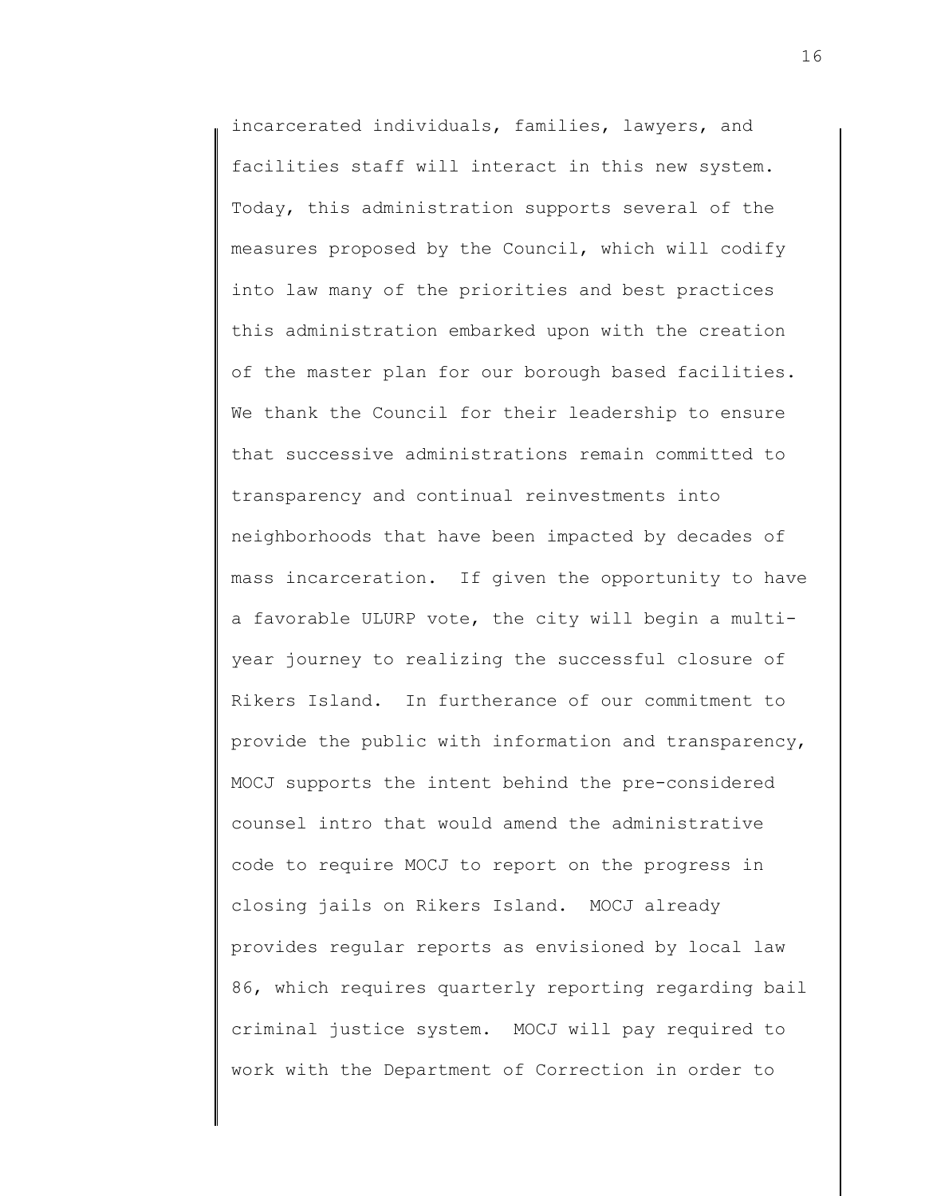incarcerated individuals, families, lawyers, and facilities staff will interact in this new system. Today, this administration supports several of the measures proposed by the Council, which will codify into law many of the priorities and best practices this administration embarked upon with the creation of the master plan for our borough based facilities. We thank the Council for their leadership to ensure that successive administrations remain committed to transparency and continual reinvestments into neighborhoods that have been impacted by decades of mass incarceration. If given the opportunity to have a favorable ULURP vote, the city will begin a multi-year journey to realizing the successful closure of Rikers Island. In furtherance of our commitment to provide the public with information and transparency, MOCJ supports the intent behind the pre-considered counsel intro that would amend the administrative code to require MOCJ to report on the progress in closing jails on Rikers Island. MOCJ already provides regular reports as envisioned by local law 86, which requires quarterly reporting regarding bail criminal justice system. MOCJ will pay required to work with the Department of Correction in order to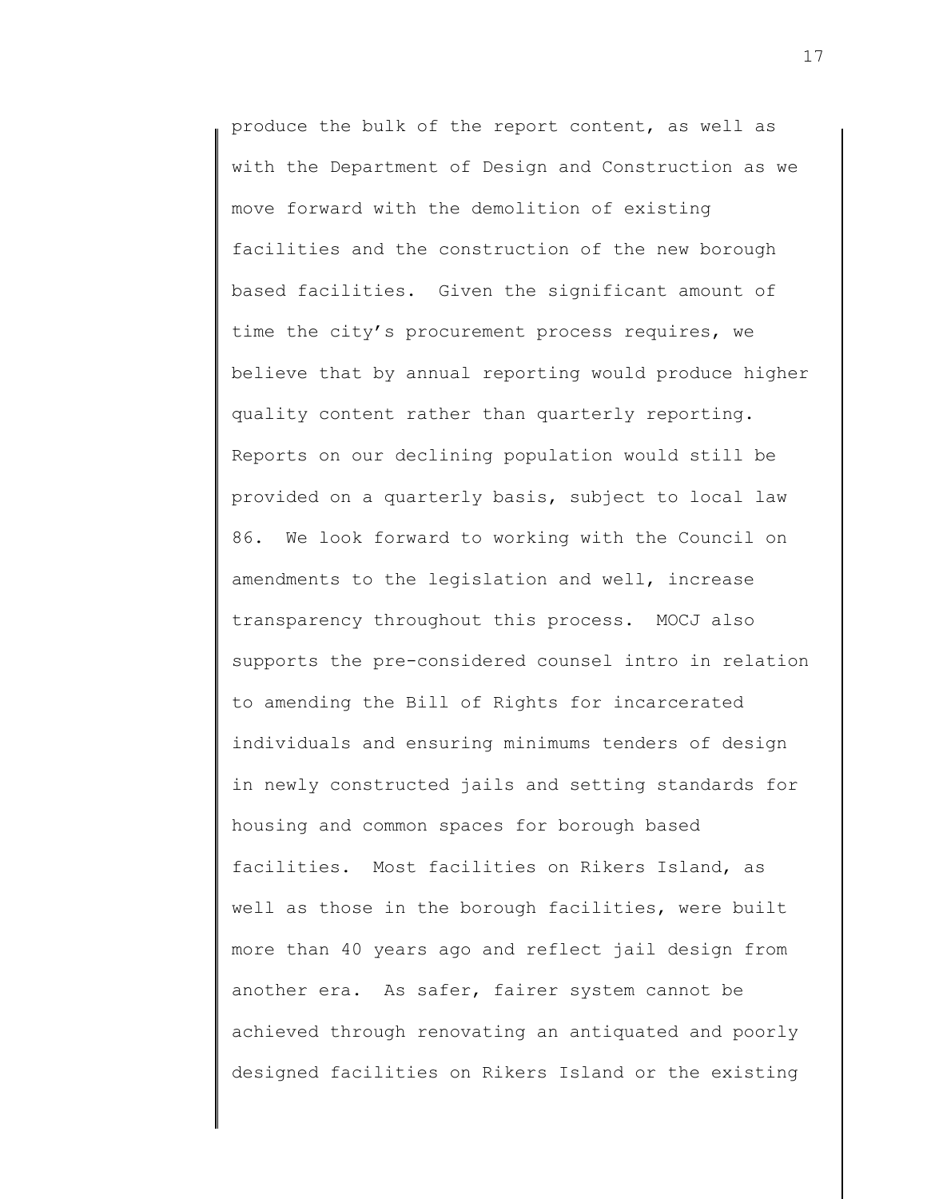produce the bulk of the report content, as well as with the Department of Design and Construction as we move forward with the demolition of existing facilities and the construction of the new borough based facilities. Given the significant amount of time the city's procurement process requires, we believe that by annual reporting would produce higher quality content rather than quarterly reporting. Reports on our declining population would still be provided on a quarterly basis, subject to local law 86. We look forward to working with the Council on amendments to the legislation and well, increase transparency throughout this process. MOCJ also supports the pre-considered counsel intro in relation to amending the Bill of Rights for incarcerated individuals and ensuring minimums tenders of design in newly constructed jails and setting standards for housing and common spaces for borough based facilities. Most facilities on Rikers Island, as well as those in the borough facilities, were built more than 40 years ago and reflect jail design from another era. As safer, fairer system cannot be achieved through renovating an antiquated and poorly designed facilities on Rikers Island or the existing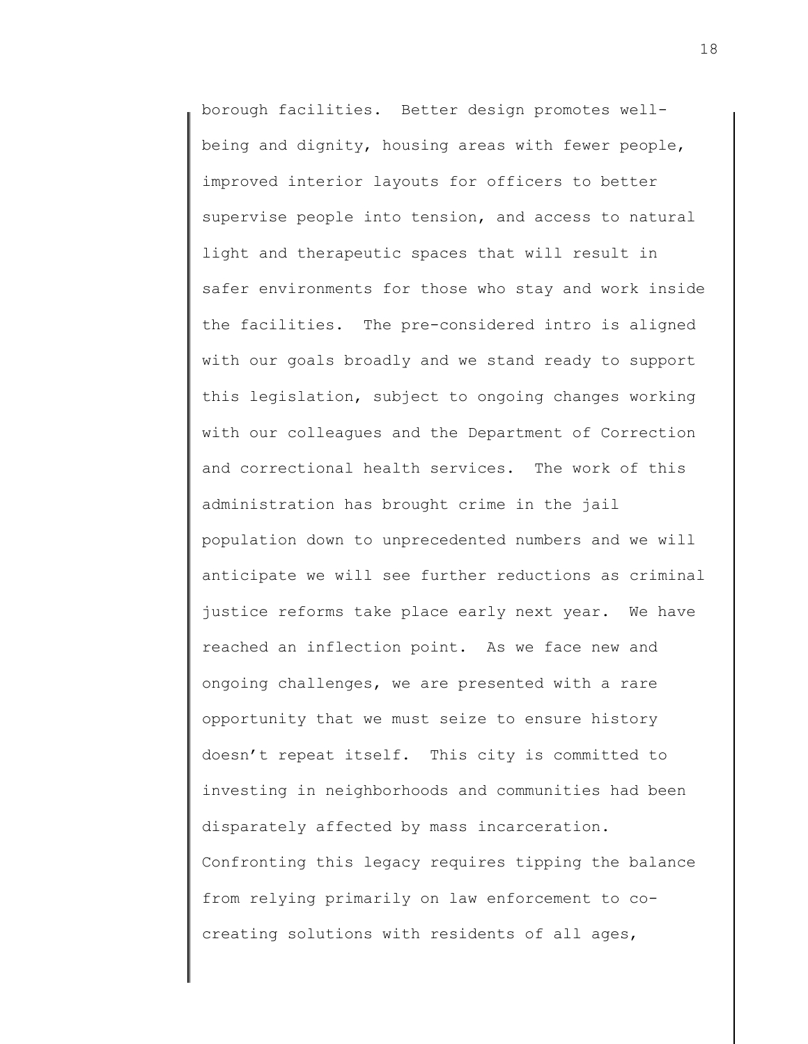borough facilities. Better design promotes well-being and dignity, housing areas with fewer people, improved interior layouts for officers to better supervise people into tension, and access to natural light and therapeutic spaces that will result in safer environments for those who stay and work inside the facilities. The pre-considered intro is aligned with our goals broadly and we stand ready to support this legislation, subject to ongoing changes working with our colleagues and the Department of Correction and correctional health services. The work of this administration has brought crime in the jail population down to unprecedented numbers and we will anticipate we will see further reductions as criminal justice reforms take place early next year. We have reached an inflection point. As we face new and ongoing challenges, we are presented with a rare opportunity that we must seize to ensure history doesn't repeat itself. This city is committed to investing in neighborhoods and communities had been disparately affected by mass incarceration. Confronting this legacy requires tipping the balance from relying primarily on law enforcement to co-creating solutions with residents of all ages,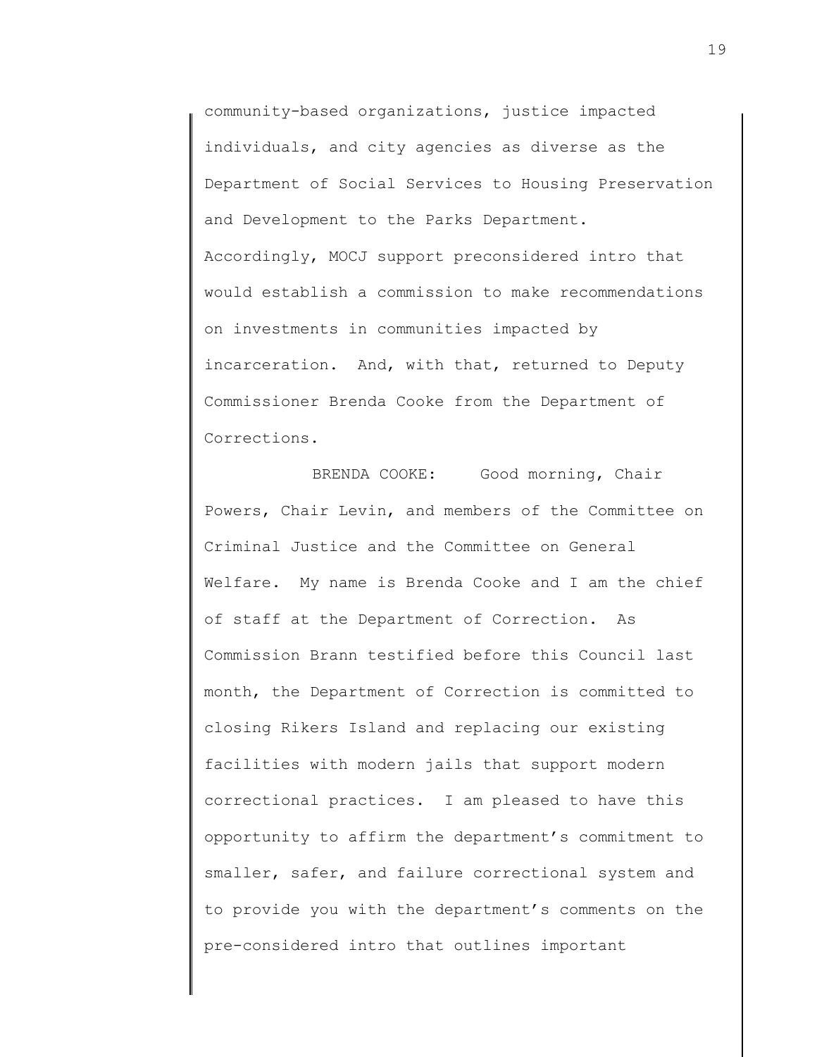community-based organizations, justice impacted individuals, and city agencies as diverse as the Department of Social Services to Housing Preservation and Development to the Parks Department. Accordingly, MOCJ support preconsidered intro that would establish a commission to make recommendations on investments in communities impacted by incarceration. And, with that, returned to Deputy Commissioner Brenda Cooke from the Department of Corrections.

BRENDA COOKE: Good morning, Chair Powers, Chair Levin, and members of the Committee on Criminal Justice and the Committee on General Welfare. My name is Brenda Cooke and I am the chief of staff at the Department of Correction. As Commission Brann testified before this Council last month, the Department of Correction is committed to closing Rikers Island and replacing our existing facilities with modern jails that support modern correctional practices. I am pleased to have this opportunity to affirm the department's commitment to smaller, safer, and failure correctional system and to provide you with the department's comments on the pre-considered intro that outlines important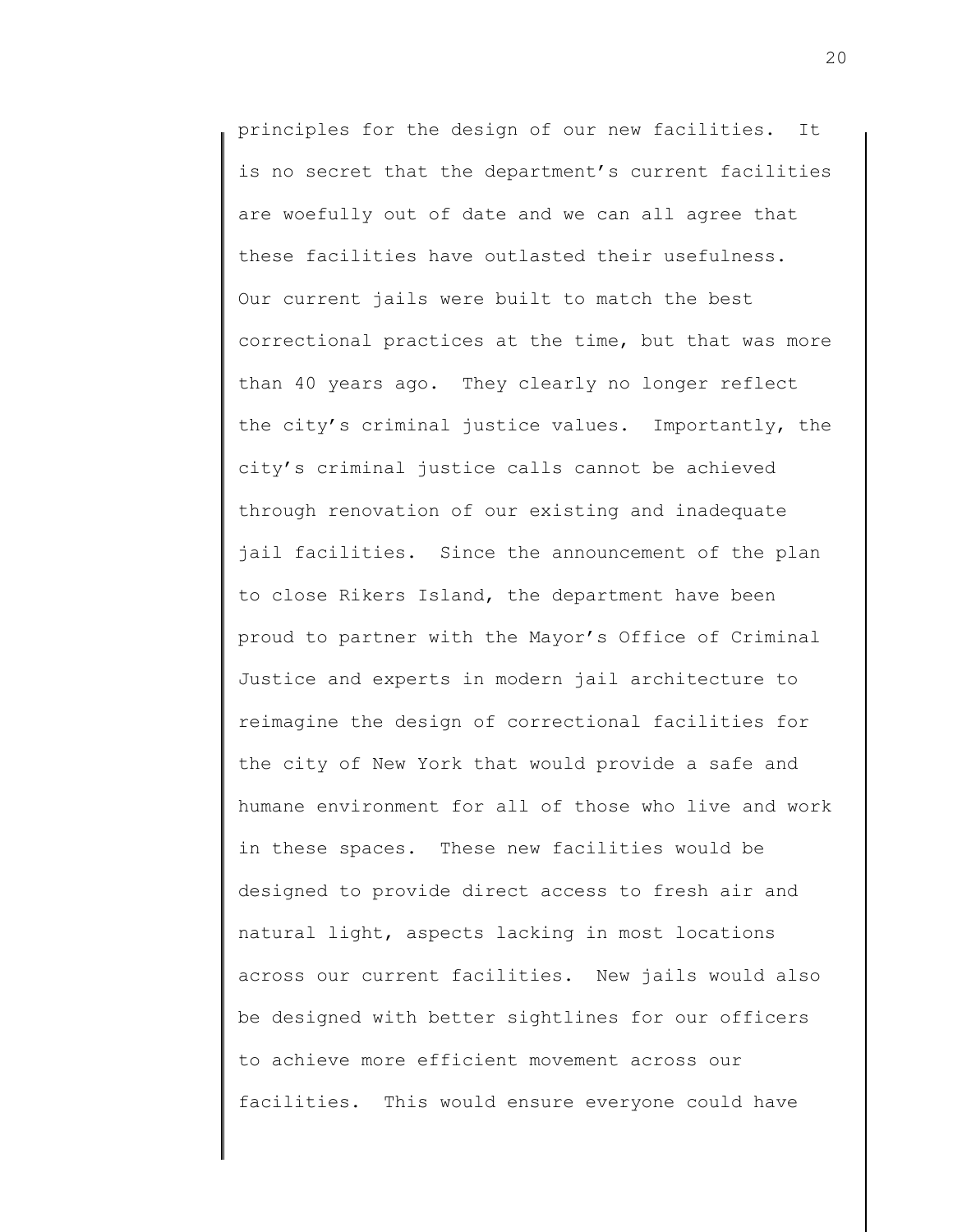principles for the design of our new facilities. It is no secret that the department's current facilities are woefully out of date and we can all agree that these facilities have outlasted their usefulness. Our current jails were built to match the best correctional practices at the time, but that was more than 40 years ago. They clearly no longer reflect the city's criminal justice values. Importantly, the city's criminal justice calls cannot be achieved through renovation of our existing and inadequate jail facilities. Since the announcement of the plan to close Rikers Island, the department have been proud to partner with the Mayor's Office of Criminal Justice and experts in modern jail architecture to reimagine the design of correctional facilities for the city of New York that would provide a safe and humane environment for all of those who live and work in these spaces. These new facilities would be designed to provide direct access to fresh air and natural light, aspects lacking in most locations across our current facilities. New jails would also be designed with better sightlines for our officers to achieve more efficient movement across our facilities. This would ensure everyone could have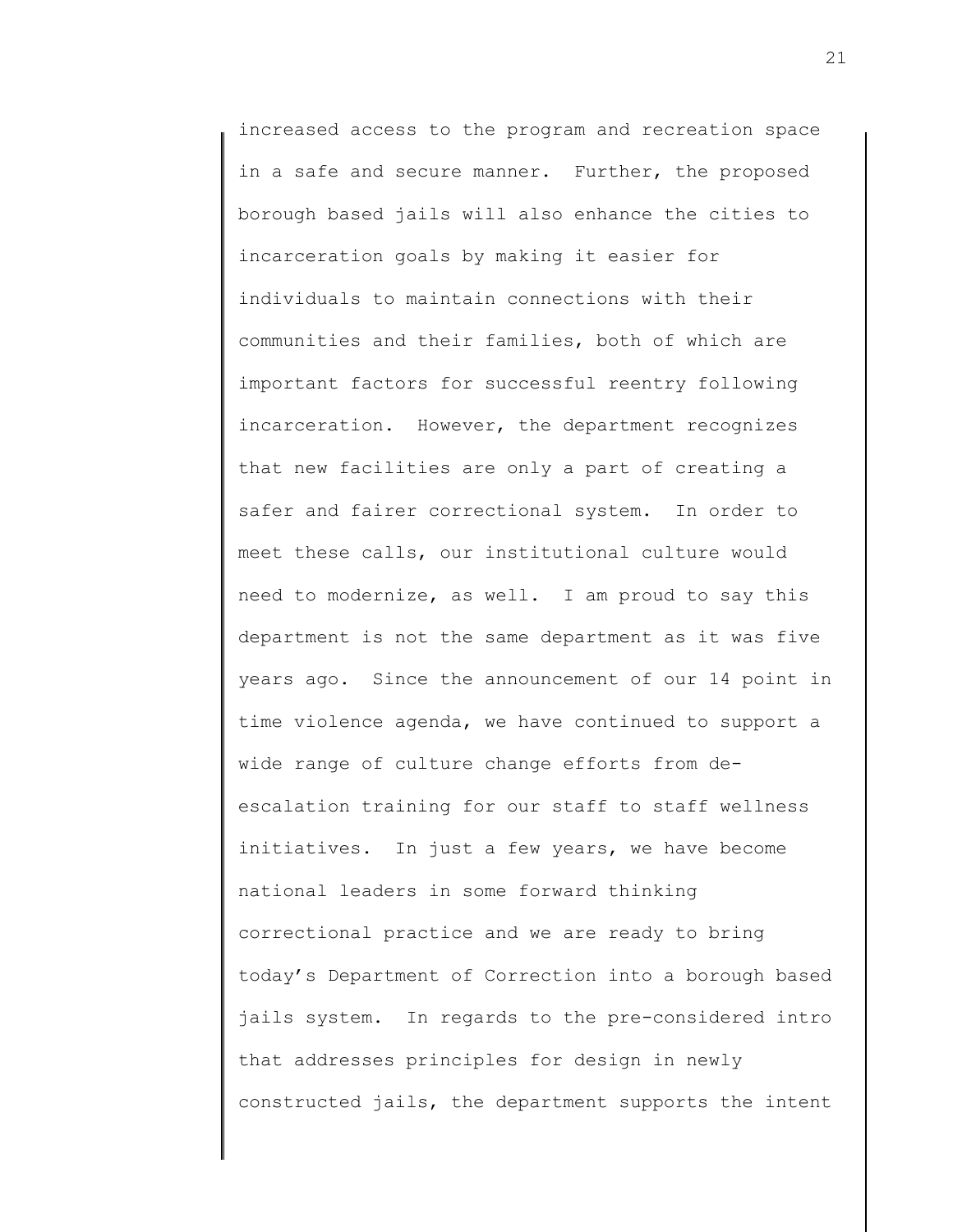increased access to the program and recreation space in a safe and secure manner. Further, the proposed borough based jails will also enhance the cities to incarceration goals by making it easier for individuals to maintain connections with their communities and their families, both of which are important factors for successful reentry following incarceration. However, the department recognizes that new facilities are only a part of creating a safer and fairer correctional system. In order to meet these calls, our institutional culture would need to modernize, as well. I am proud to say this department is not the same department as it was five years ago. Since the announcement of our 14 point in time violence agenda, we have continued to support a wide range of culture change efforts from de-escalation training for our staff to staff wellness initiatives. In just a few years, we have become national leaders in some forward thinking correctional practice and we are ready to bring today's Department of Correction into a borough based jails system. In regards to the pre-considered intro that addresses principles for design in newly constructed jails, the department supports the intent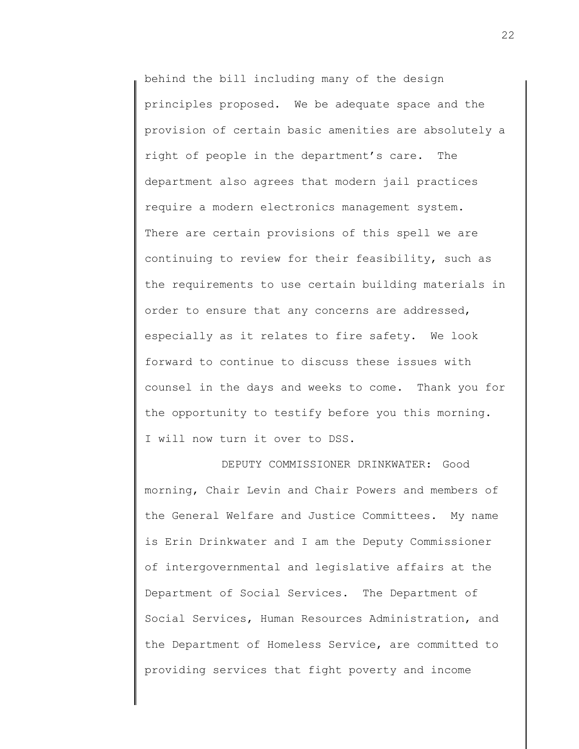behind the bill including many of the design principles proposed. We be adequate space and the provision of certain basic amenities are absolutely a right of people in the department's care. The department also agrees that modern jail practices require a modern electronics management system. There are certain provisions of this spell we are continuing to review for their feasibility, such as the requirements to use certain building materials in order to ensure that any concerns are addressed, especially as it relates to fire safety. We look forward to continue to discuss these issues with counsel in the days and weeks to come. Thank you for the opportunity to testify before you this morning. I will now turn it over to DSS.

DEPUTY COMMISSIONER DRINKWATER: Good morning, Chair Levin and Chair Powers and members of the General Welfare and Justice Committees. My name is Erin Drinkwater and I am the Deputy Commissioner of intergovernmental and legislative affairs at the Department of Social Services. The Department of Social Services, Human Resources Administration, and the Department of Homeless Service, are committed to providing services that fight poverty and income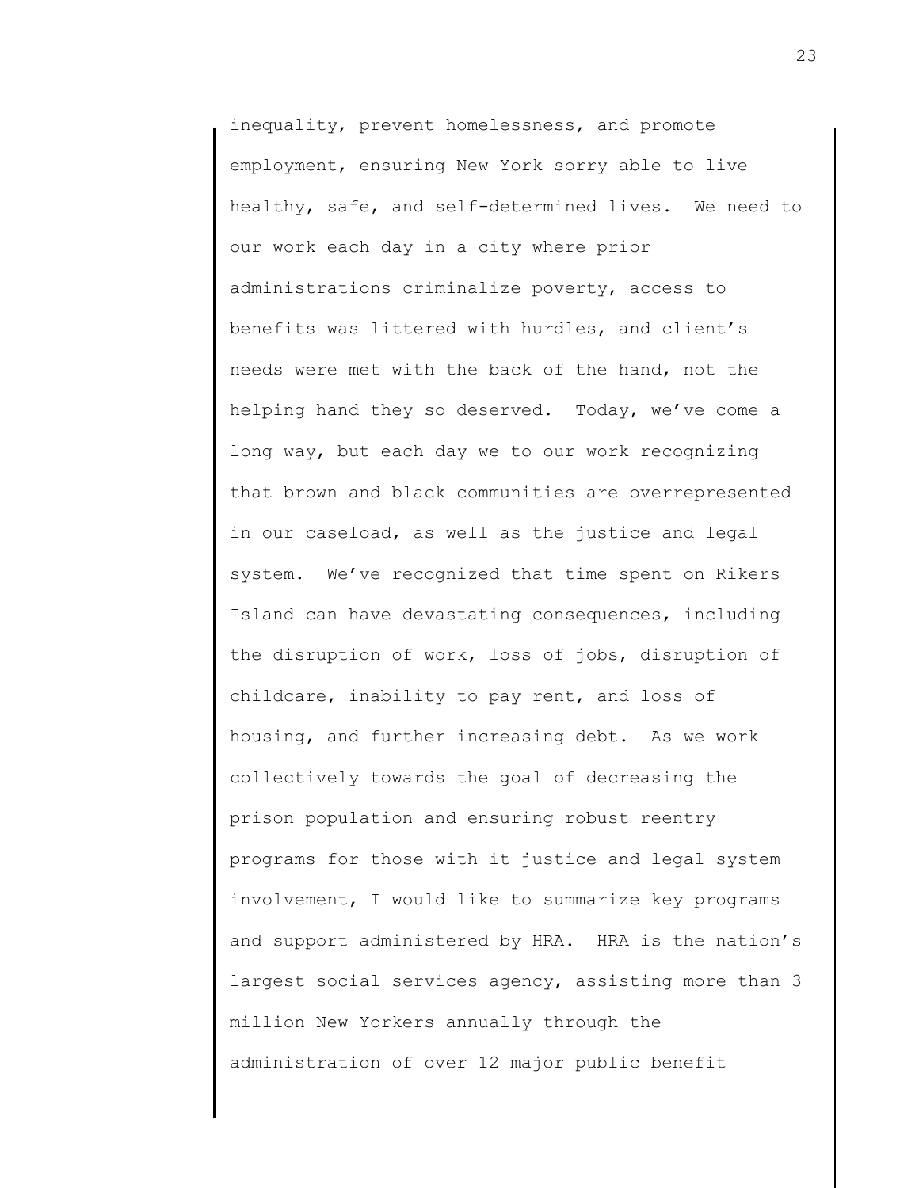inequality, prevent homelessness, and promote employment, ensuring New York sorry able to live healthy, safe, and self-determined lives. We need to our work each day in a city where prior administrations criminalize poverty, access to benefits was littered with hurdles, and client's needs were met with the back of the hand, not the helping hand they so deserved. Today, we've come a long way, but each day we to our work recognizing that brown and black communities are overrepresented in our caseload, as well as the justice and legal system. We've recognized that time spent on Rikers Island can have devastating consequences, including the disruption of work, loss of jobs, disruption of childcare, inability to pay rent, and loss of housing, and further increasing debt. As we work collectively towards the goal of decreasing the prison population and ensuring robust reentry programs for those with it justice and legal system involvement, I would like to summarize key programs and support administered by HRA. HRA is the nation's largest social services agency, assisting more than 3 million New Yorkers annually through the administration of over 12 major public benefit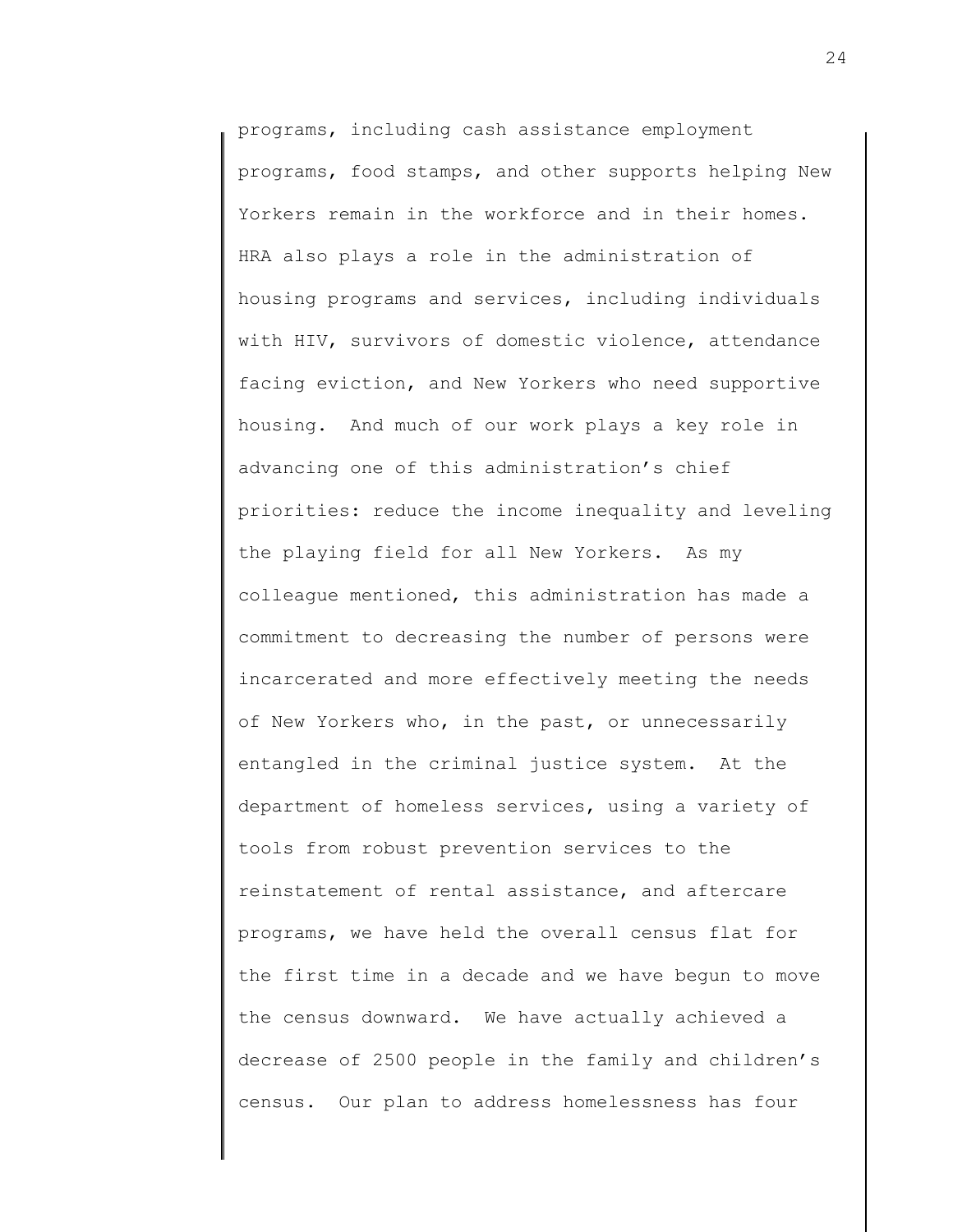programs, including cash assistance employment programs, food stamps, and other supports helping New Yorkers remain in the workforce and in their homes. HRA also plays a role in the administration of housing programs and services, including individuals with HIV, survivors of domestic violence, attendance facing eviction, and New Yorkers who need supportive housing. And much of our work plays a key role in advancing one of this administration's chief priorities: reduce the income inequality and leveling the playing field for all New Yorkers. As my colleague mentioned, this administration has made a commitment to decreasing the number of persons were incarcerated and more effectively meeting the needs of New Yorkers who, in the past, or unnecessarily entangled in the criminal justice system. At the department of homeless services, using a variety of tools from robust prevention services to the reinstatement of rental assistance, and aftercare programs, we have held the overall census flat for the first time in a decade and we have begun to move the census downward. We have actually achieved a decrease of 2500 people in the family and children's census. Our plan to address homelessness has four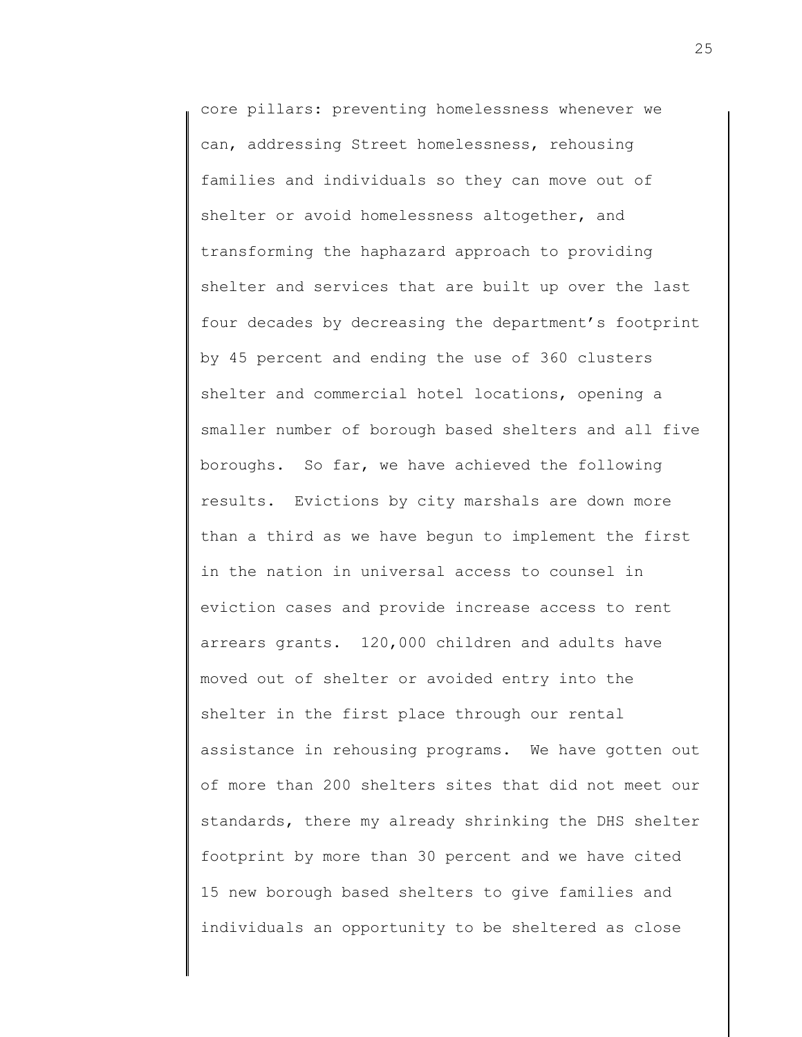core pillars: preventing homelessness whenever we can, addressing Street homelessness, rehousing families and individuals so they can move out of shelter or avoid homelessness altogether, and transforming the haphazard approach to providing shelter and services that are built up over the last four decades by decreasing the department's footprint by 45 percent and ending the use of 360 clusters shelter and commercial hotel locations, opening a smaller number of borough based shelters and all five boroughs. So far, we have achieved the following results. Evictions by city marshals are down more than a third as we have begun to implement the first in the nation in universal access to counsel in eviction cases and provide increase access to rent arrears grants. 120,000 children and adults have moved out of shelter or avoided entry into the shelter in the first place through our rental assistance in rehousing programs. We have gotten out of more than 200 shelters sites that did not meet our standards, there my already shrinking the DHS shelter footprint by more than 30 percent and we have cited 15 new borough based shelters to give families and individuals an opportunity to be sheltered as close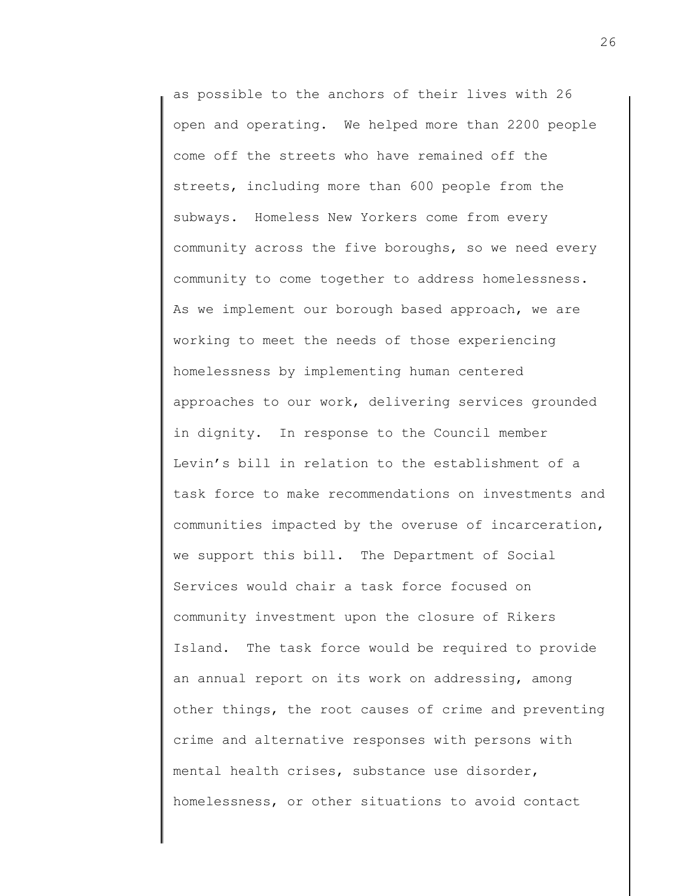as possible to the anchors of their lives with 26 open and operating. We helped more than 2200 people come off the streets who have remained off the streets, including more than 600 people from the subways. Homeless New Yorkers come from every community across the five boroughs, so we need every community to come together to address homelessness. As we implement our borough based approach, we are working to meet the needs of those experiencing homelessness by implementing human centered approaches to our work, delivering services grounded in dignity. In response to the Council member Levin's bill in relation to the establishment of a task force to make recommendations on investments and communities impacted by the overuse of incarceration, we support this bill. The Department of Social Services would chair a task force focused on community investment upon the closure of Rikers Island. The task force would be required to provide an annual report on its work on addressing, among other things, the root causes of crime and preventing crime and alternative responses with persons with mental health crises, substance use disorder, homelessness, or other situations to avoid contact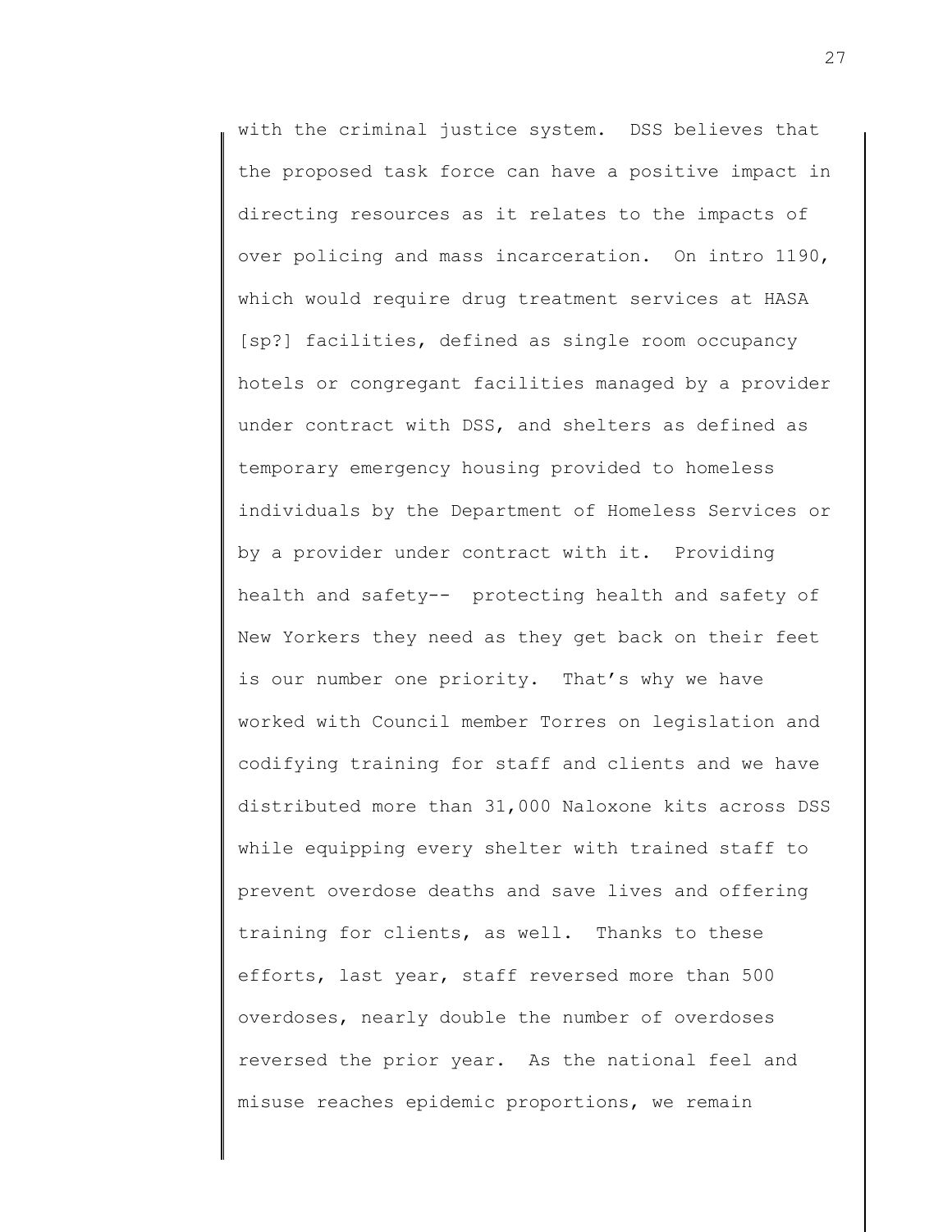with the criminal justice system. DSS believes that the proposed task force can have a positive impact in directing resources as it relates to the impacts of over policing and mass incarceration. On intro 1190, which would require drug treatment services at HASA [sp?] facilities, defined as single room occupancy hotels or congregant facilities managed by a provider under contract with DSS, and shelters as defined as temporary emergency housing provided to homeless individuals by the Department of Homeless Services or by a provider under contract with it. Providing health and safety-- protecting health and safety of New Yorkers they need as they get back on their feet is our number one priority. That's why we have worked with Council member Torres on legislation and codifying training for staff and clients and we have distributed more than 31,000 Naloxone kits across DSS while equipping every shelter with trained staff to prevent overdose deaths and save lives and offering training for clients, as well. Thanks to these efforts, last year, staff reversed more than 500 overdoses, nearly double the number of overdoses reversed the prior year. As the national feel and misuse reaches epidemic proportions, we remain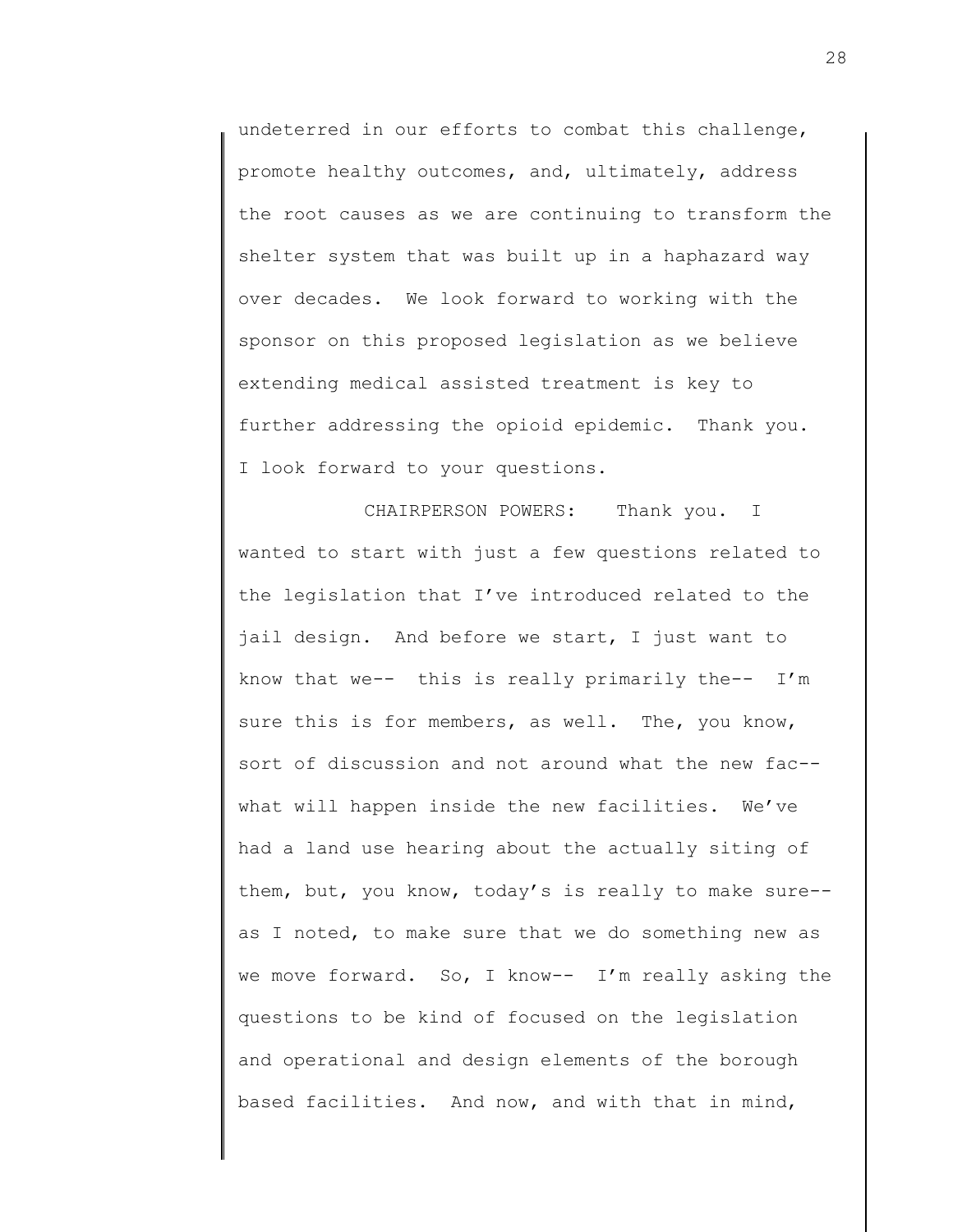undeterred in our efforts to combat this challenge, promote healthy outcomes, and, ultimately, address the root causes as we are continuing to transform the shelter system that was built up in a haphazard way over decades. We look forward to working with the sponsor on this proposed legislation as we believe extending medical assisted treatment is key to further addressing the opioid epidemic. Thank you. I look forward to your questions.

CHAIRPERSON POWERS: Thank you. I wanted to start with just a few questions related to the legislation that I've introduced related to the jail design. And before we start, I just want to know that we-- this is really primarily the-- I'm sure this is for members, as well. The, you know, sort of discussion and not around what the new fac-- what will happen inside the new facilities. We've had a land use hearing about the actually siting of them, but, you know, today's is really to make sure-- as I noted, to make sure that we do something new as we move forward. So, I know-- I'm really asking the questions to be kind of focused on the legislation and operational and design elements of the borough based facilities. And now, and with that in mind,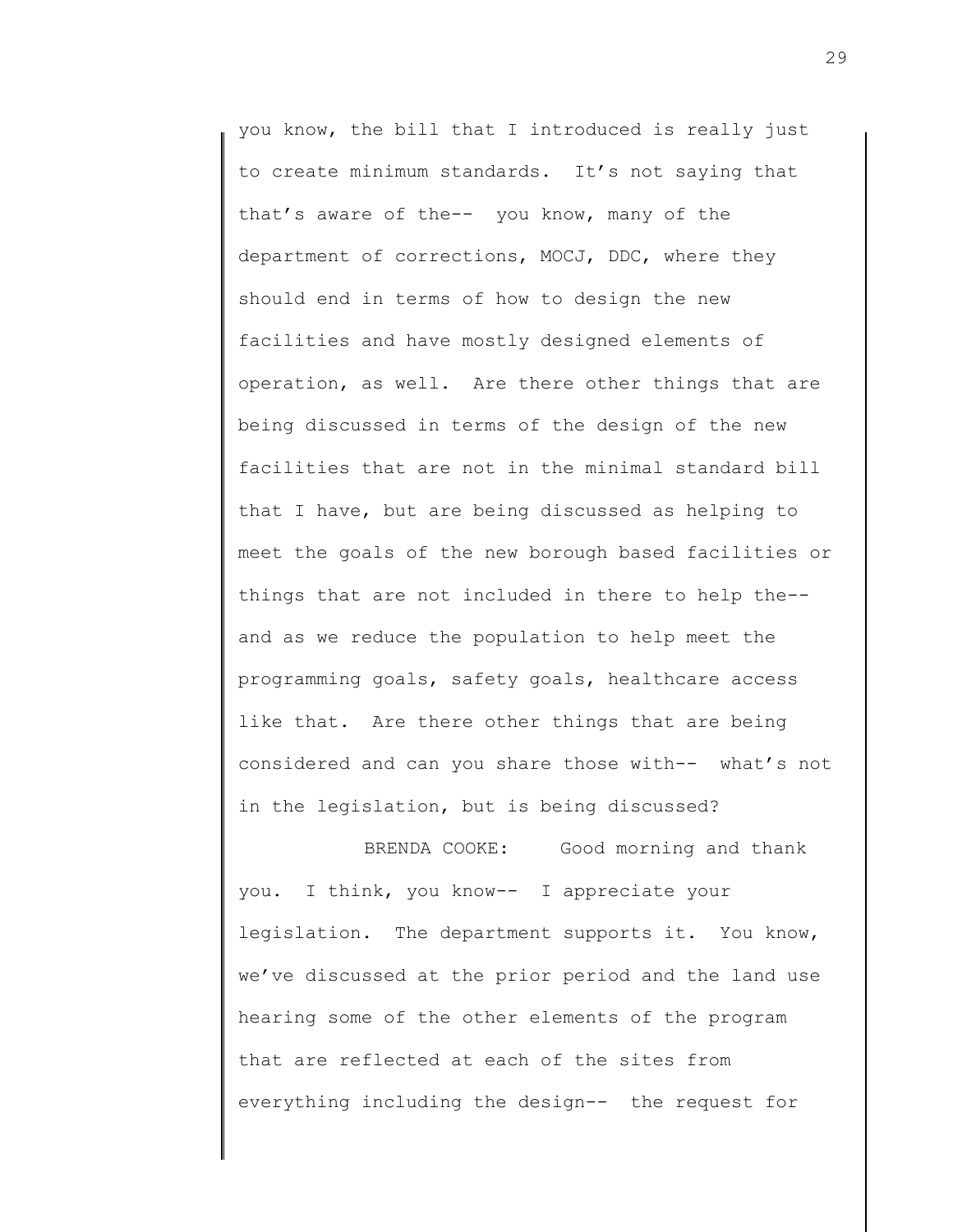you know, the bill that I introduced is really just to create minimum standards. It's not saying that that's aware of the-- you know, many of the department of corrections, MOCJ, DDC, where they should end in terms of how to design the new facilities and have mostly designed elements of operation, as well. Are there other things that are being discussed in terms of the design of the new facilities that are not in the minimal standard bill that I have, but are being discussed as helping to meet the goals of the new borough based facilities or things that are not included in there to help the-- and as we reduce the population to help meet the programming goals, safety goals, healthcare access like that. Are there other things that are being considered and can you share those with-- what's not in the legislation, but is being discussed?

BRENDA COOKE: Good morning and thank you. I think, you know-- I appreciate your legislation. The department supports it. You know, we've discussed at the prior period and the land use hearing some of the other elements of the program that are reflected at each of the sites from everything including the design-- the request for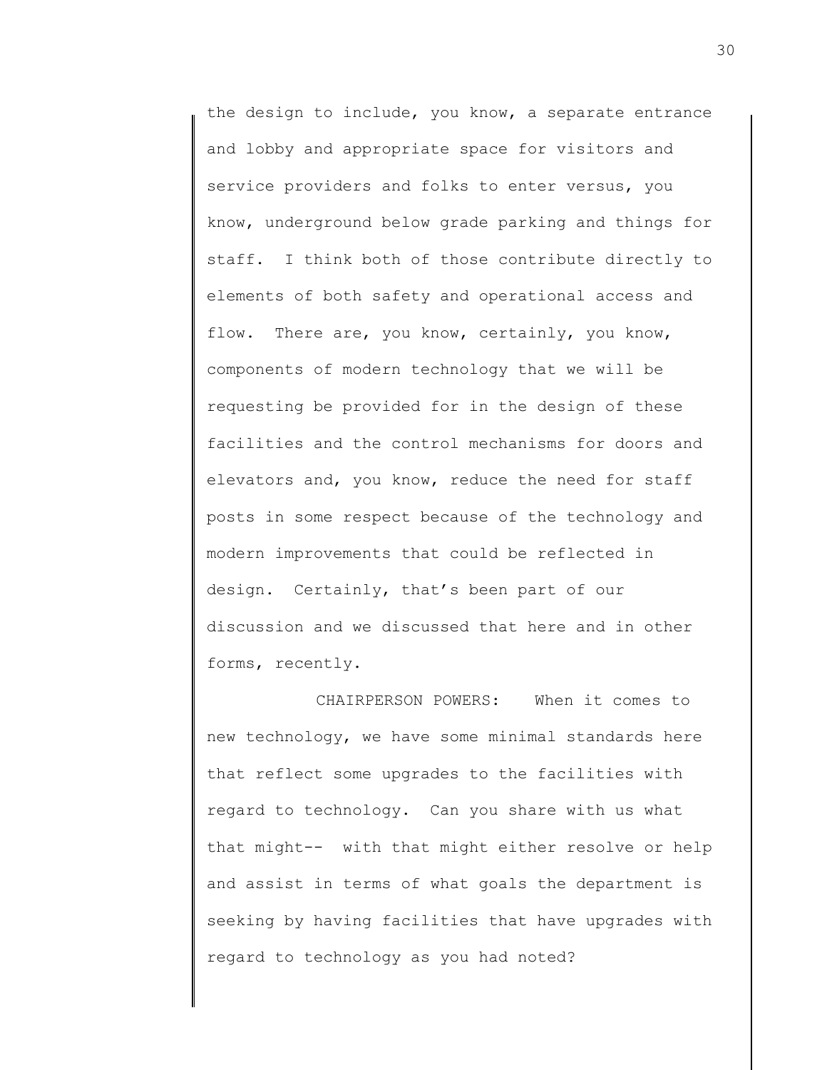the design to include, you know, a separate entrance and lobby and appropriate space for visitors and service providers and folks to enter versus, you know, underground below grade parking and things for staff. I think both of those contribute directly to elements of both safety and operational access and flow. There are, you know, certainly, you know, components of modern technology that we will be requesting be provided for in the design of these facilities and the control mechanisms for doors and elevators and, you know, reduce the need for staff posts in some respect because of the technology and modern improvements that could be reflected in design. Certainly, that's been part of our discussion and we discussed that here and in other forms, recently.

CHAIRPERSON POWERS: When it comes to new technology, we have some minimal standards here that reflect some upgrades to the facilities with regard to technology. Can you share with us what that might-- with that might either resolve or help and assist in terms of what goals the department is seeking by having facilities that have upgrades with regard to technology as you had noted?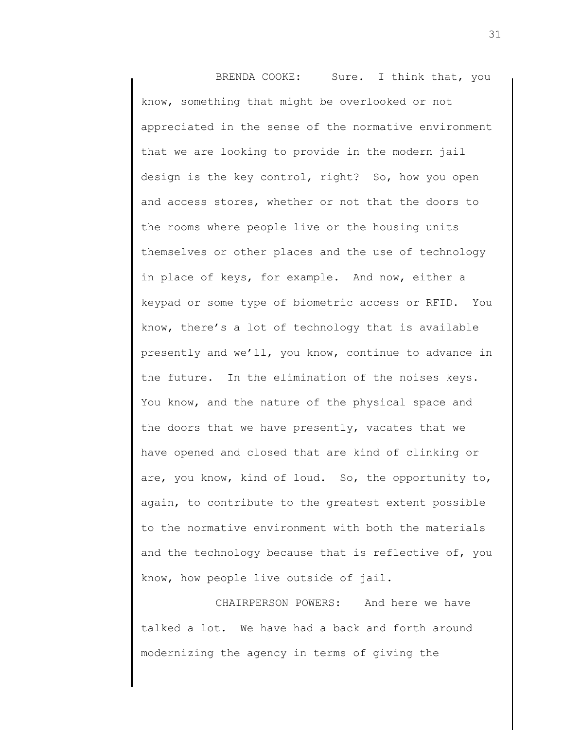BRENDA COOKE: Sure. I think that, you know, something that might be overlooked or not appreciated in the sense of the normative environment that we are looking to provide in the modern jail design is the key control, right? So, how you open and access stores, whether or not that the doors to the rooms where people live or the housing units themselves or other places and the use of technology in place of keys, for example. And now, either a keypad or some type of biometric access or RFID. You know, there's a lot of technology that is available presently and we'll, you know, continue to advance in the future. In the elimination of the noises keys. You know, and the nature of the physical space and the doors that we have presently, vacates that we have opened and closed that are kind of clinking or are, you know, kind of loud. So, the opportunity to, again, to contribute to the greatest extent possible to the normative environment with both the materials and the technology because that is reflective of, you know, how people live outside of jail.

CHAIRPERSON POWERS: And here we have talked a lot. We have had a back and forth around modernizing the agency in terms of giving the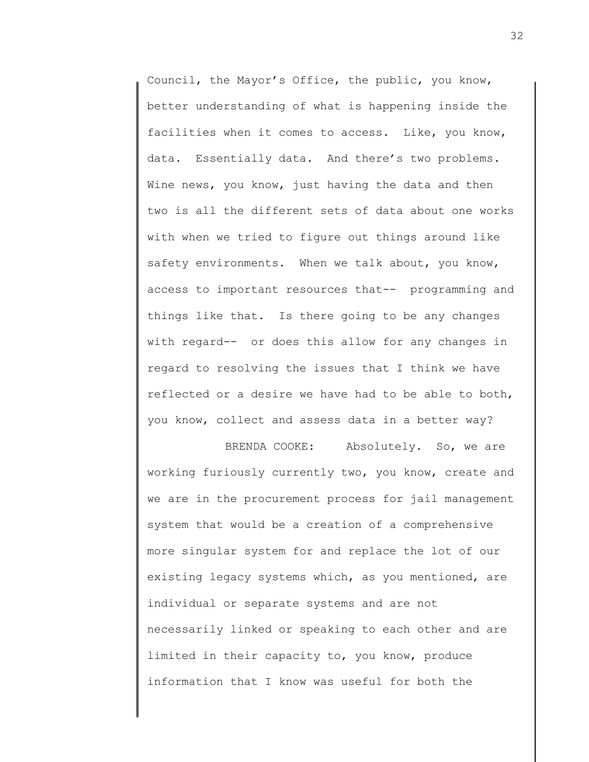Council, the Mayor's Office, the public, you know, better understanding of what is happening inside the facilities when it comes to access. Like, you know, data. Essentially data. And there's two problems. Wine news, you know, just having the data and then two is all the different sets of data about one works with when we tried to figure out things around like safety environments. When we talk about, you know, access to important resources that-- programming and things like that. Is there going to be any changes with regard-- or does this allow for any changes in regard to resolving the issues that I think we have reflected or a desire we have had to be able to both, you know, collect and assess data in a better way?

BRENDA COOKE: Absolutely. So, we are working furiously currently two, you know, create and we are in the procurement process for jail management system that would be a creation of a comprehensive more singular system for and replace the lot of our existing legacy systems which, as you mentioned, are individual or separate systems and are not necessarily linked or speaking to each other and are limited in their capacity to, you know, produce information that I know was useful for both the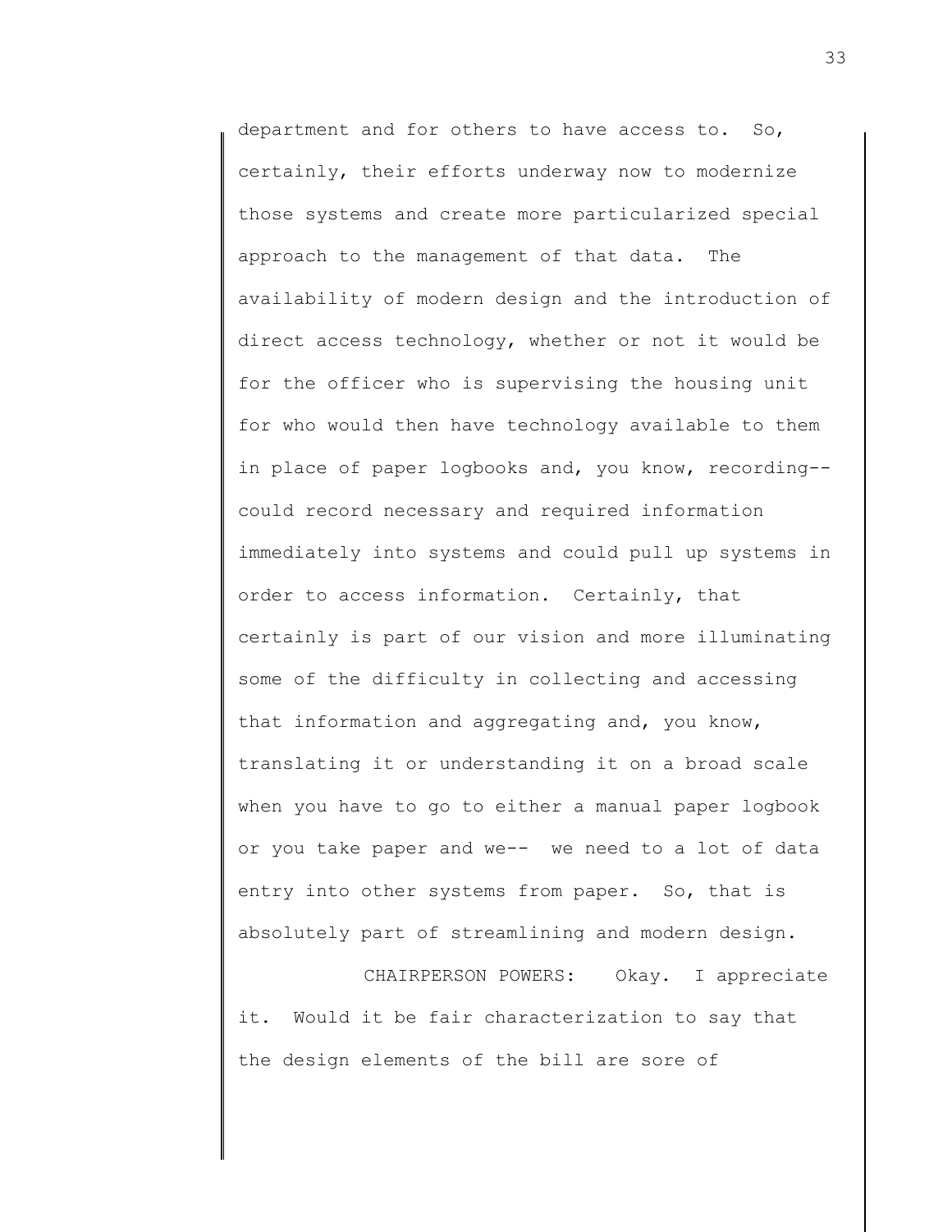department and for others to have access to. So, certainly, their efforts underway now to modernize those systems and create more particularized special approach to the management of that data. The availability of modern design and the introduction of direct access technology, whether or not it would be for the officer who is supervising the housing unit for who would then have technology available to them in place of paper logbooks and, you know, recording-- could record necessary and required information immediately into systems and could pull up systems in order to access information. Certainly, that certainly is part of our vision and more illuminating some of the difficulty in collecting and accessing that information and aggregating and, you know, translating it or understanding it on a broad scale when you have to go to either a manual paper logbook or you take paper and we-- we need to a lot of data entry into other systems from paper. So, that is absolutely part of streamlining and modern design.

CHAIRPERSON POWERS: Okay. I appreciate it. Would it be fair characterization to say that the design elements of the bill are sore of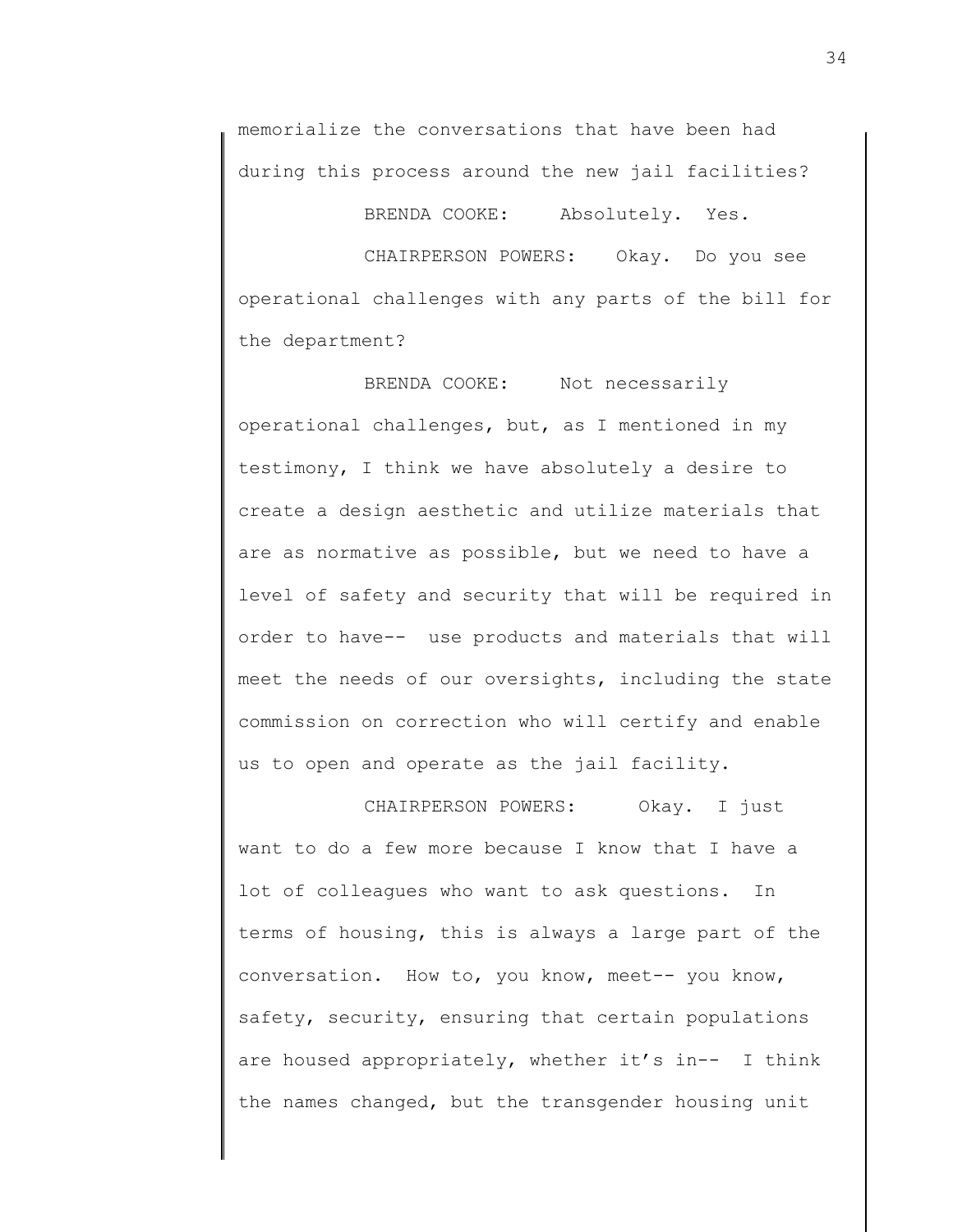memorialize the conversations that have been had during this process around the new jail facilities?

BRENDA COOKE: Absolutely. Yes.

CHAIRPERSON POWERS: Okay. Do you see operational challenges with any parts of the bill for the department?

BRENDA COOKE: Not necessarily operational challenges, but, as I mentioned in my testimony, I think we have absolutely a desire to create a design aesthetic and utilize materials that are as normative as possible, but we need to have a level of safety and security that will be required in order to have-- use products and materials that will meet the needs of our oversights, including the state commission on correction who will certify and enable us to open and operate as the jail facility.

CHAIRPERSON POWERS: Okay. I just want to do a few more because I know that I have a lot of colleagues who want to ask questions. In terms of housing, this is always a large part of the conversation. How to, you know, meet-- you know, safety, security, ensuring that certain populations are housed appropriately, whether it's in-- I think the names changed, but the transgender housing unit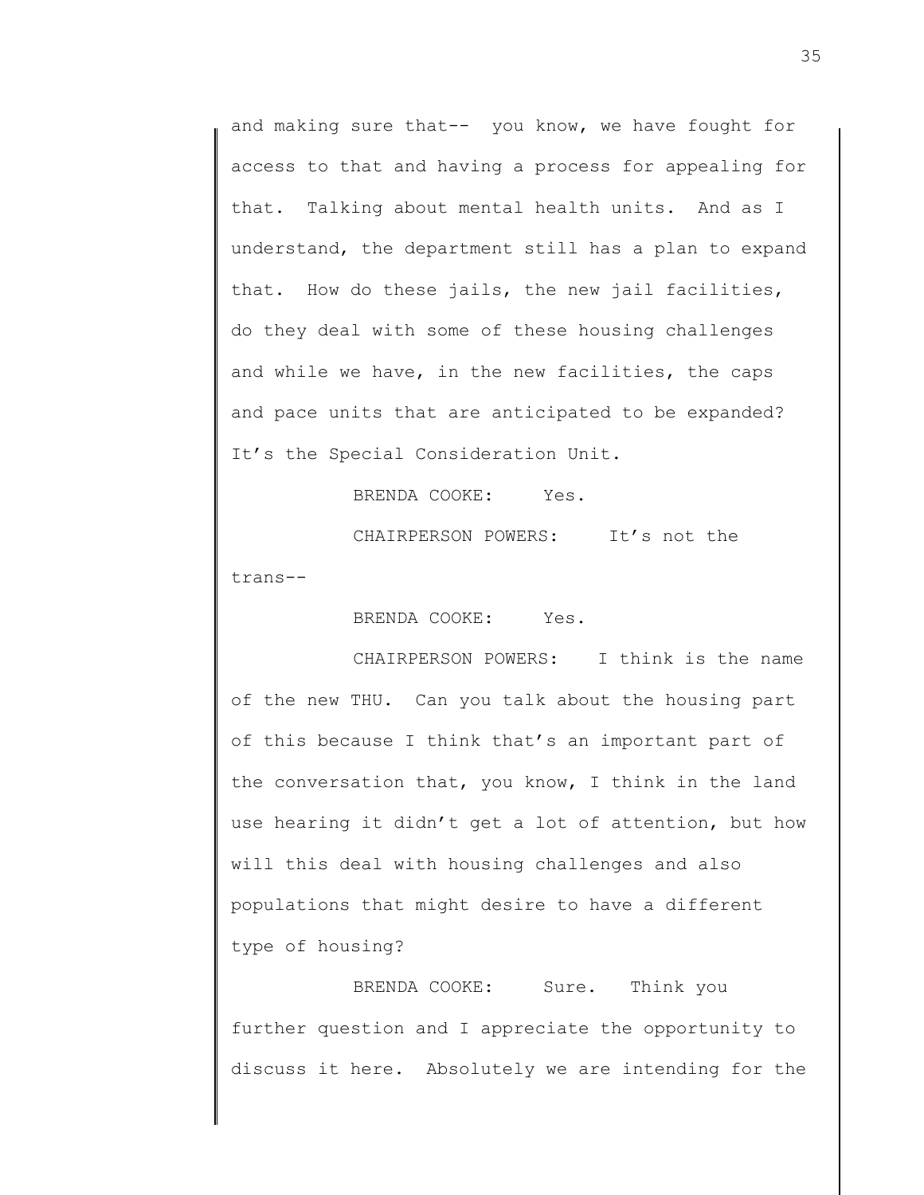and making sure that-- you know, we have fought for access to that and having a process for appealing for that. Talking about mental health units. And as I understand, the department still has a plan to expand that. How do these jails, the new jail facilities, do they deal with some of these housing challenges and while we have, in the new facilities, the caps and pace units that are anticipated to be expanded? It's the Special Consideration Unit.

BRENDA COOKE: Yes.

CHAIRPERSON POWERS: It's not the trans--

BRENDA COOKE: Yes.

CHAIRPERSON POWERS: I think is the name of the new THU. Can you talk about the housing part of this because I think that's an important part of the conversation that, you know, I think in the land use hearing it didn't get a lot of attention, but how will this deal with housing challenges and also populations that might desire to have a different type of housing?

BRENDA COOKE: Sure. Think you further question and I appreciate the opportunity to discuss it here. Absolutely we are intending for the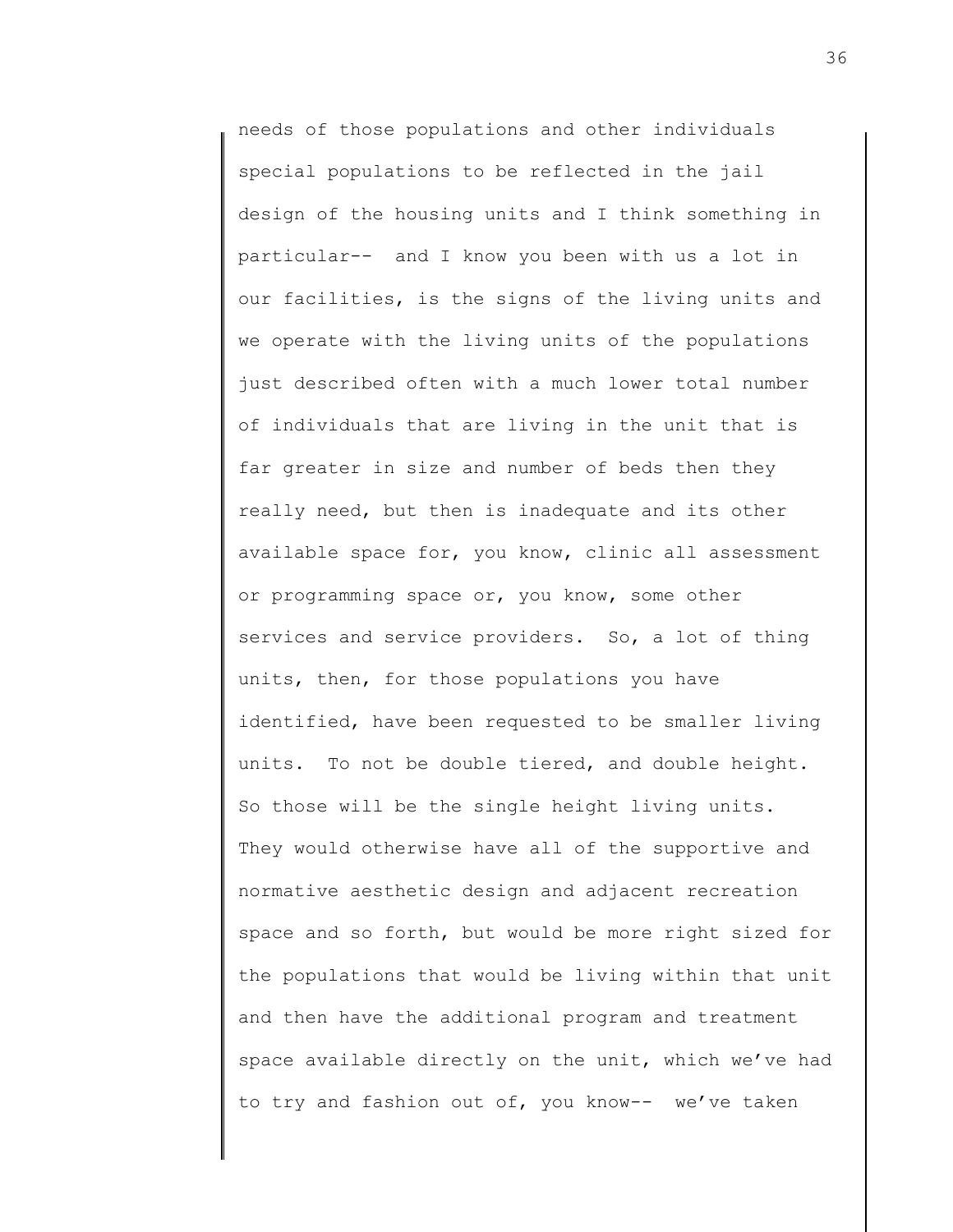needs of those populations and other individuals special populations to be reflected in the jail design of the housing units and I think something in particular-- and I know you been with us a lot in our facilities, is the signs of the living units and we operate with the living units of the populations just described often with a much lower total number of individuals that are living in the unit that is far greater in size and number of beds then they really need, but then is inadequate and its other available space for, you know, clinic all assessment or programming space or, you know, some other services and service providers. So, a lot of thing units, then, for those populations you have identified, have been requested to be smaller living units. To not be double tiered, and double height. So those will be the single height living units. They would otherwise have all of the supportive and normative aesthetic design and adjacent recreation space and so forth, but would be more right sized for the populations that would be living within that unit and then have the additional program and treatment space available directly on the unit, which we've had to try and fashion out of, you know-- we've taken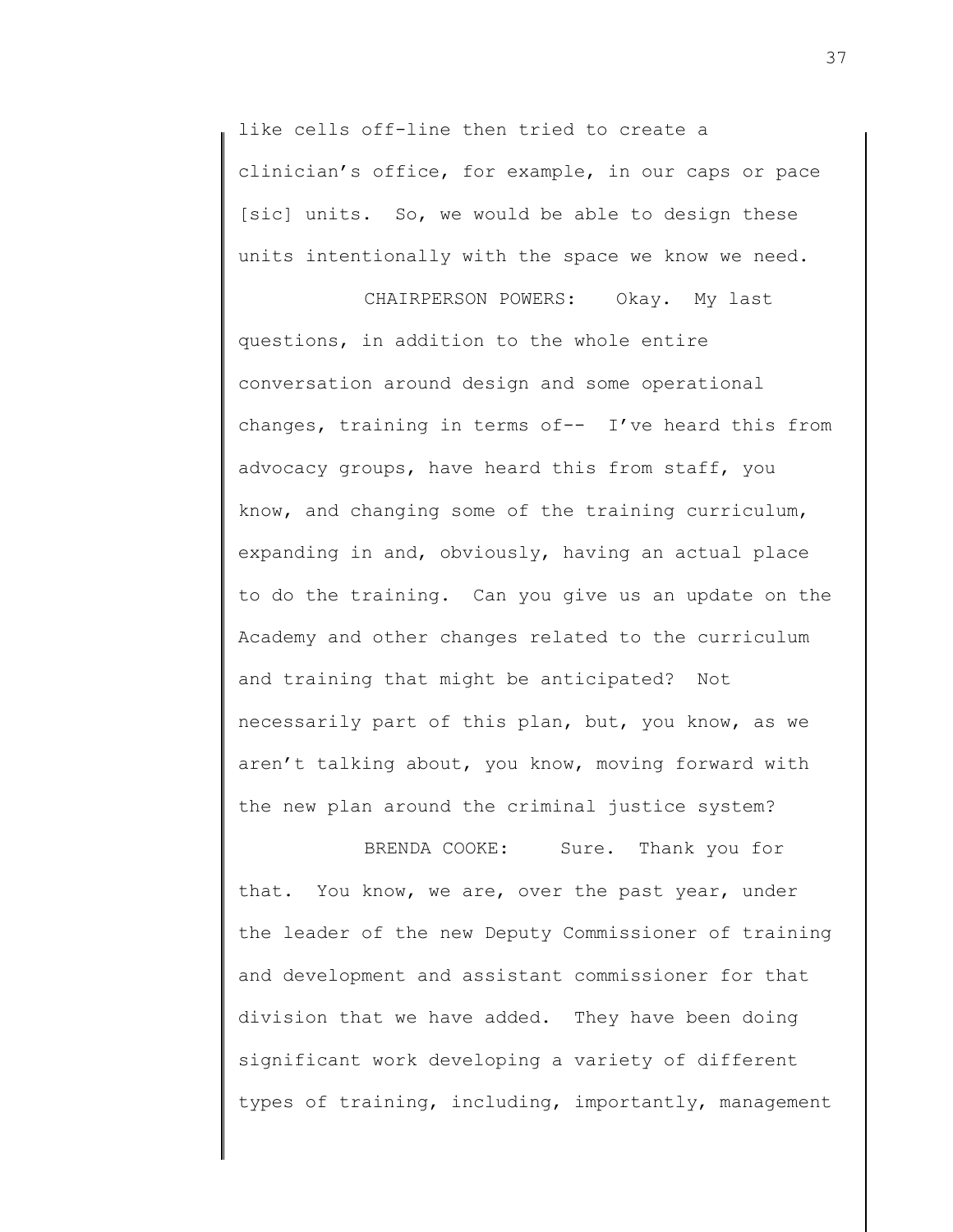like cells off-line then tried to create a clinician's office, for example, in our caps or pace [sic] units. So, we would be able to design these units intentionally with the space we know we need.

CHAIRPERSON POWERS: Okay. My last questions, in addition to the whole entire conversation around design and some operational changes, training in terms of-- I've heard this from advocacy groups, have heard this from staff, you know, and changing some of the training curriculum, expanding in and, obviously, having an actual place to do the training. Can you give us an update on the Academy and other changes related to the curriculum and training that might be anticipated? Not necessarily part of this plan, but, you know, as we aren't talking about, you know, moving forward with the new plan around the criminal justice system?

BRENDA COOKE: Sure. Thank you for that. You know, we are, over the past year, under the leader of the new Deputy Commissioner of training and development and assistant commissioner for that division that we have added. They have been doing significant work developing a variety of different types of training, including, importantly, management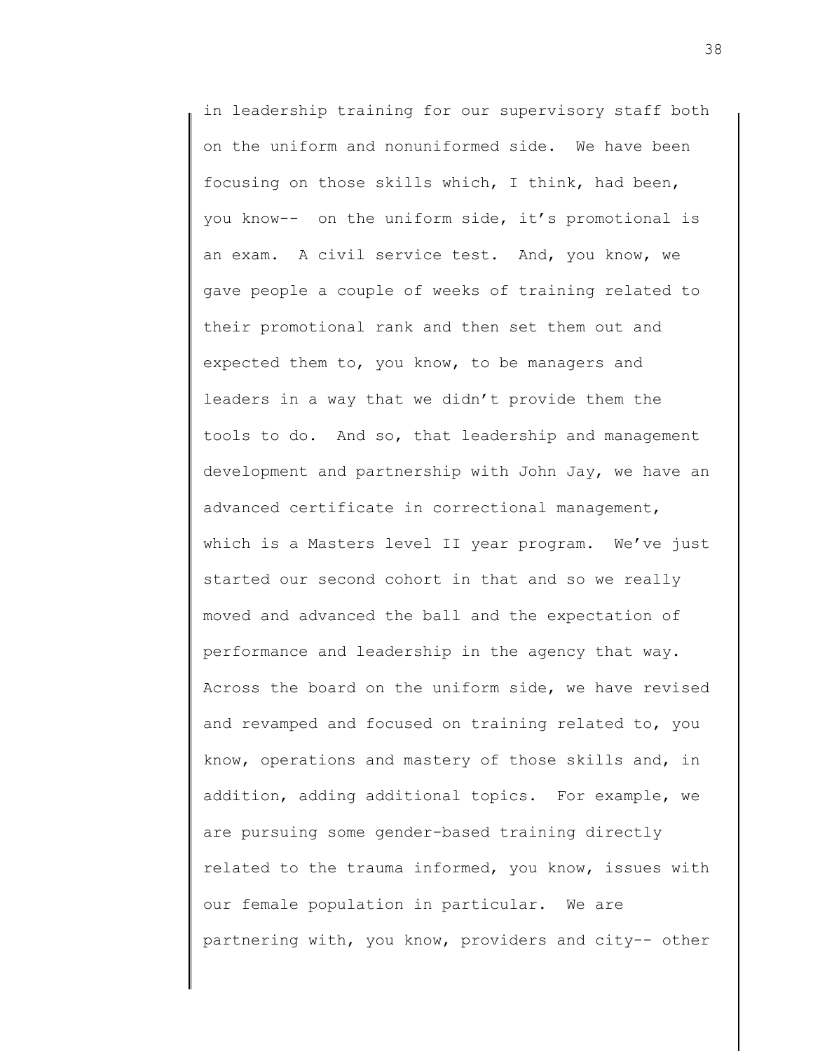in leadership training for our supervisory staff both on the uniform and nonuniformed side. We have been focusing on those skills which, I think, had been, you know-- on the uniform side, it's promotional is an exam. A civil service test. And, you know, we gave people a couple of weeks of training related to their promotional rank and then set them out and expected them to, you know, to be managers and leaders in a way that we didn't provide them the tools to do. And so, that leadership and management development and partnership with John Jay, we have an advanced certificate in correctional management, which is a Masters level II year program. We've just started our second cohort in that and so we really moved and advanced the ball and the expectation of performance and leadership in the agency that way. Across the board on the uniform side, we have revised and revamped and focused on training related to, you know, operations and mastery of those skills and, in addition, adding additional topics. For example, we are pursuing some gender-based training directly related to the trauma informed, you know, issues with our female population in particular. We are partnering with, you know, providers and city-- other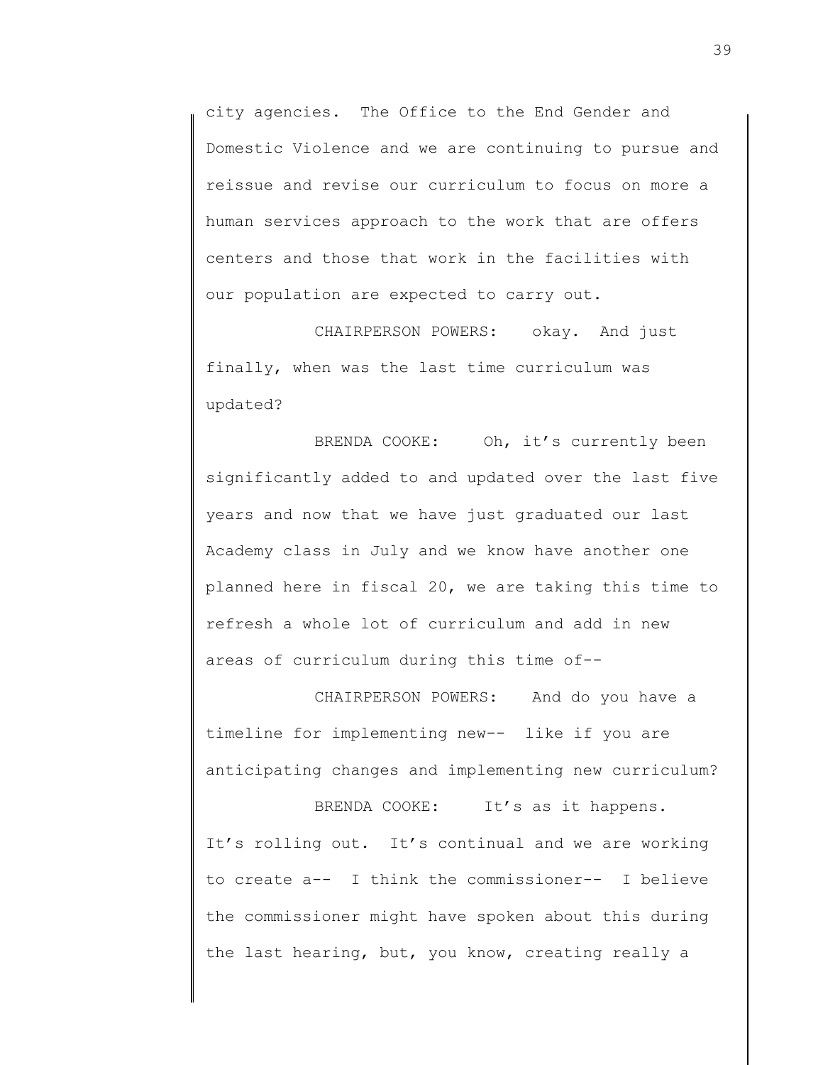city agencies. The Office to the End Gender and Domestic Violence and we are continuing to pursue and reissue and revise our curriculum to focus on more a human services approach to the work that are offers centers and those that work in the facilities with our population are expected to carry out.

CHAIRPERSON POWERS: okay. And just finally, when was the last time curriculum was updated?

BRENDA COOKE: Oh, it's currently been significantly added to and updated over the last five years and now that we have just graduated our last Academy class in July and we know have another one planned here in fiscal 20, we are taking this time to refresh a whole lot of curriculum and add in new areas of curriculum during this time of--

CHAIRPERSON POWERS: And do you have a timeline for implementing new-- like if you are anticipating changes and implementing new curriculum?

BRENDA COOKE: It's as it happens. It's rolling out. It's continual and we are working to create a-- I think the commissioner-- I believe the commissioner might have spoken about this during the last hearing, but, you know, creating really a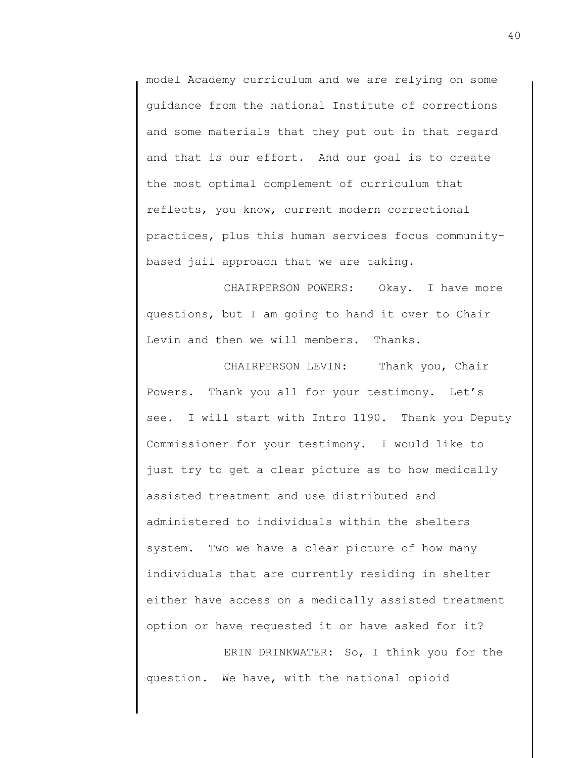model Academy curriculum and we are relying on some guidance from the national Institute of corrections and some materials that they put out in that regard and that is our effort. And our goal is to create the most optimal complement of curriculum that reflects, you know, current modern correctional practices, plus this human services focus community-based jail approach that we are taking.

CHAIRPERSON POWERS: Okay. I have more questions, but I am going to hand it over to Chair Levin and then we will members. Thanks.

CHAIRPERSON LEVIN: Thank you, Chair Powers. Thank you all for your testimony. Let's see. I will start with Intro 1190. Thank you Deputy Commissioner for your testimony. I would like to just try to get a clear picture as to how medically assisted treatment and use distributed and administered to individuals within the shelters system. Two we have a clear picture of how many individuals that are currently residing in shelter either have access on a medically assisted treatment option or have requested it or have asked for it?

ERIN DRINKWATER: So, I think you for the question. We have, with the national opioid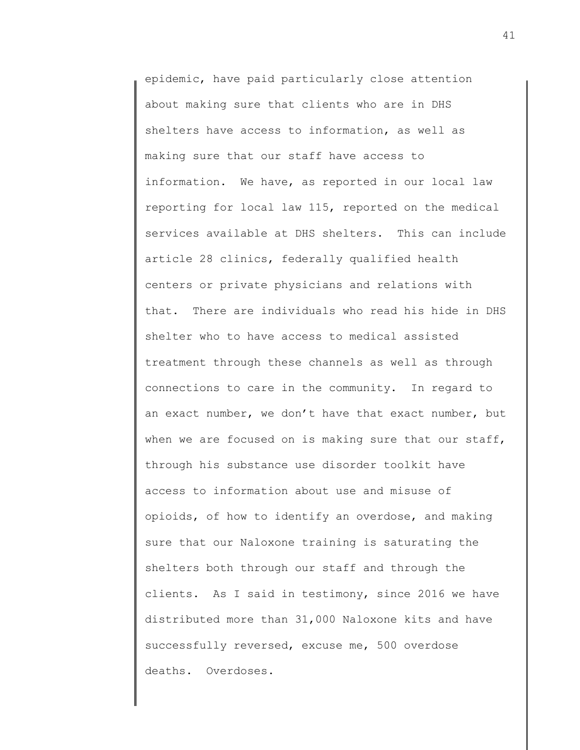epidemic, have paid particularly close attention about making sure that clients who are in DHS shelters have access to information, as well as making sure that our staff have access to information. We have, as reported in our local law reporting for local law 115, reported on the medical services available at DHS shelters. This can include article 28 clinics, federally qualified health centers or private physicians and relations with that. There are individuals who read his hide in DHS shelter who to have access to medical assisted treatment through these channels as well as through connections to care in the community. In regard to an exact number, we don't have that exact number, but when we are focused on is making sure that our staff, through his substance use disorder toolkit have access to information about use and misuse of opioids, of how to identify an overdose, and making sure that our Naloxone training is saturating the shelters both through our staff and through the clients. As I said in testimony, since 2016 we have distributed more than 31,000 Naloxone kits and have successfully reversed, excuse me, 500 overdose deaths. Overdoses.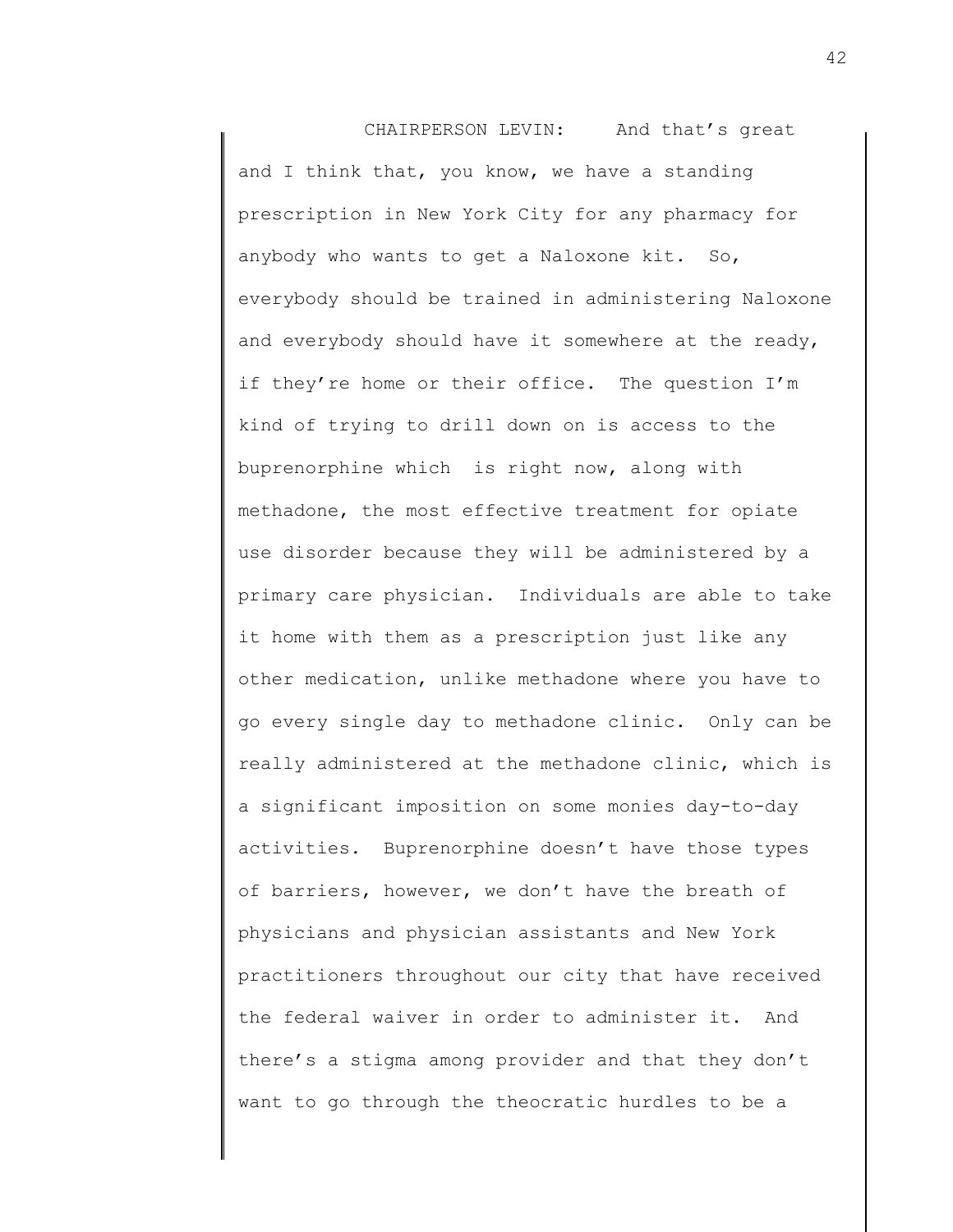CHAIRPERSON LEVIN: And that's great and I think that, you know, we have a standing prescription in New York City for any pharmacy for anybody who wants to get a Naloxone kit. So, everybody should be trained in administering Naloxone and everybody should have it somewhere at the ready, if they're home or their office. The question I'm kind of trying to drill down on is access to the buprenorphine which is right now, along with methadone, the most effective treatment for opiate use disorder because they will be administered by a primary care physician. Individuals are able to take it home with them as a prescription just like any other medication, unlike methadone where you have to go every single day to methadone clinic. Only can be really administered at the methadone clinic, which is a significant imposition on some monies day-to-day activities. Buprenorphine doesn't have those types of barriers, however, we don't have the breath of physicians and physician assistants and New York practitioners throughout our city that have received the federal waiver in order to administer it. And there's a stigma among provider and that they don't want to go through the theocratic hurdles to be a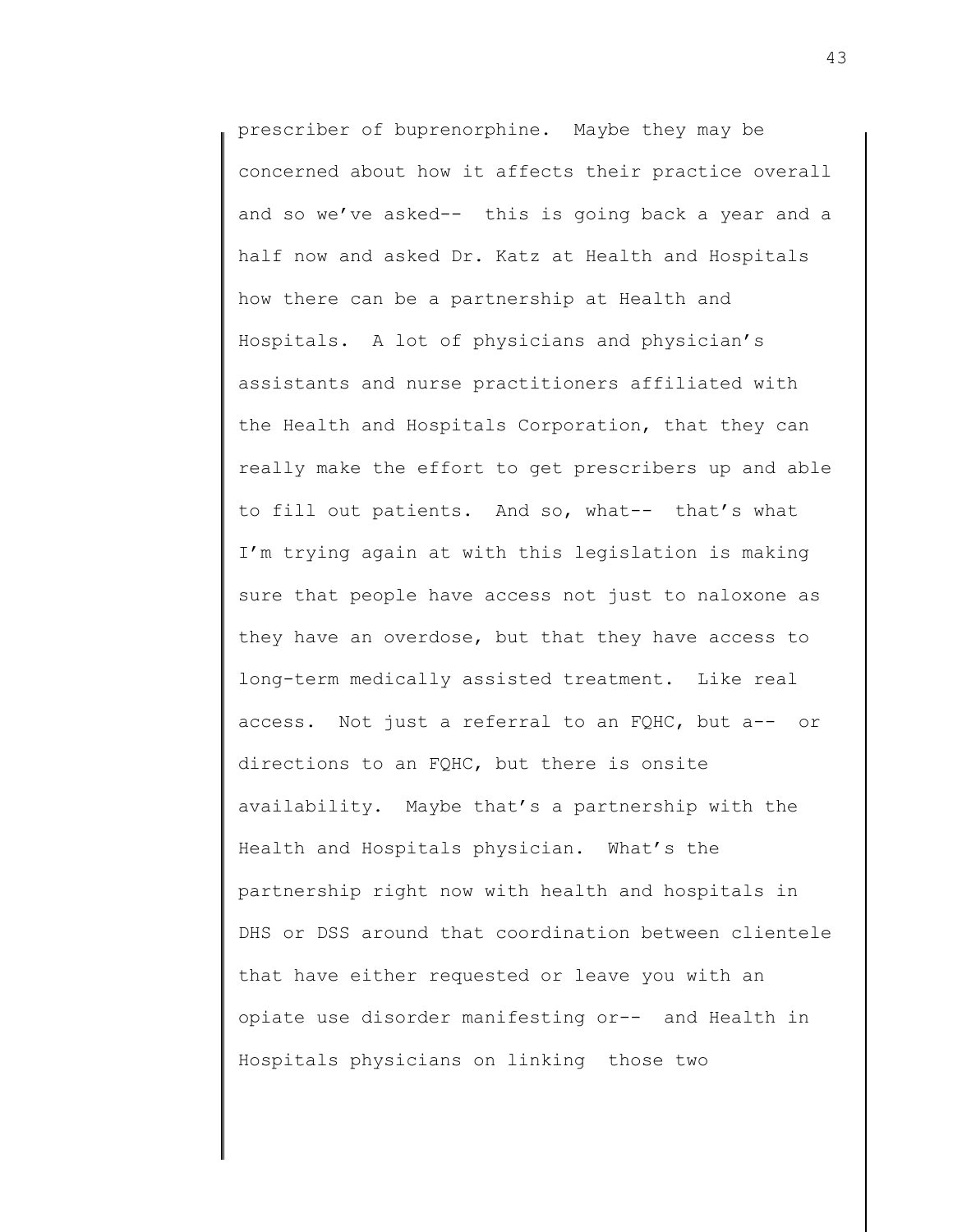prescriber of buprenorphine. Maybe they may be concerned about how it affects their practice overall and so we've asked-- this is going back a year and a half now and asked Dr. Katz at Health and Hospitals how there can be a partnership at Health and Hospitals. A lot of physicians and physician's assistants and nurse practitioners affiliated with the Health and Hospitals Corporation, that they can really make the effort to get prescribers up and able to fill out patients. And so, what-- that's what I'm trying again at with this legislation is making sure that people have access not just to naloxone as they have an overdose, but that they have access to long-term medically assisted treatment. Like real access. Not just a referral to an FQHC, but a-- or directions to an FQHC, but there is onsite availability. Maybe that's a partnership with the Health and Hospitals physician. What's the partnership right now with health and hospitals in DHS or DSS around that coordination between clientele that have either requested or leave you with an opiate use disorder manifesting or-- and Health in Hospitals physicians on linking those two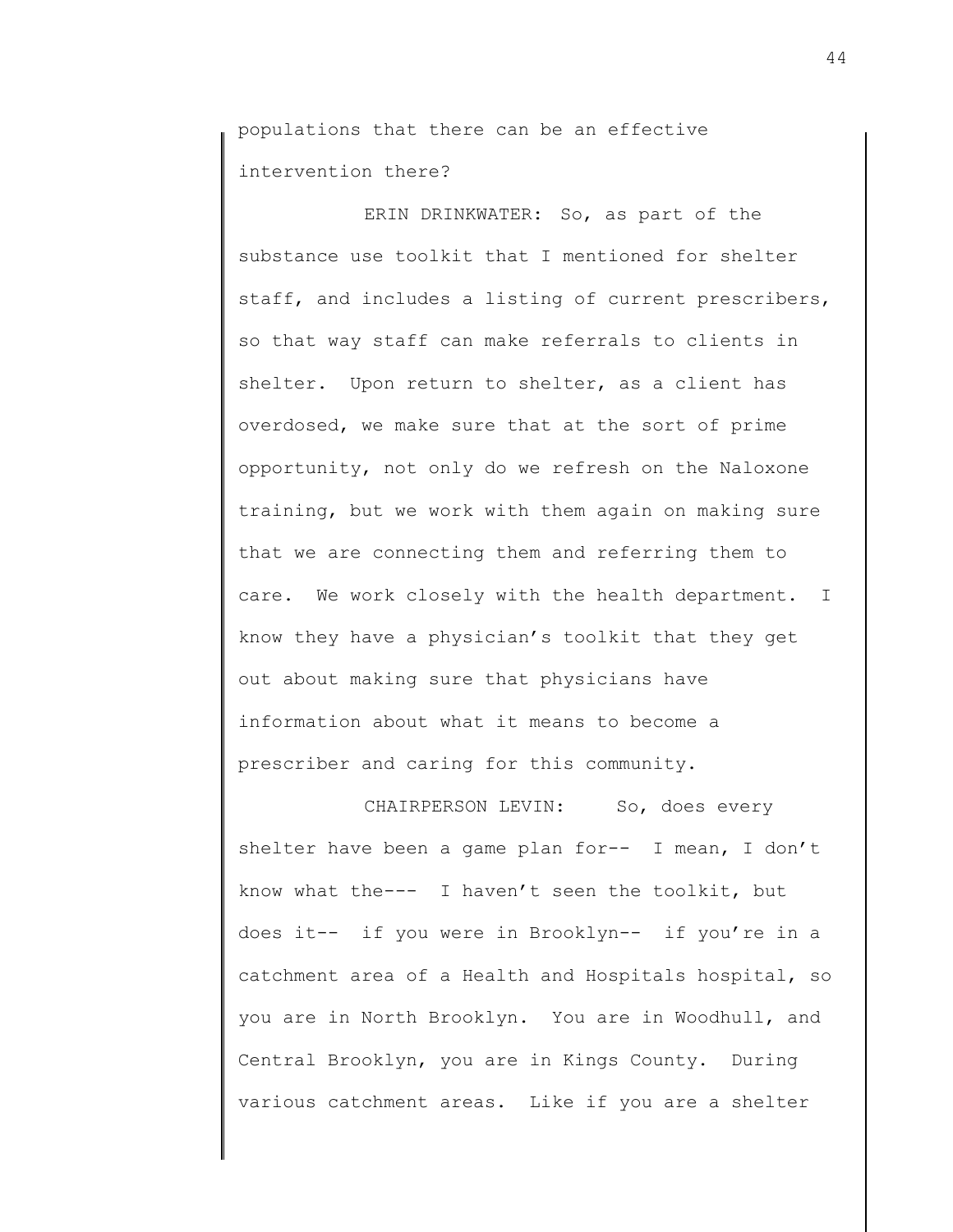populations that there can be an effective intervention there?

ERIN DRINKWATER: So, as part of the substance use toolkit that I mentioned for shelter staff, and includes a listing of current prescribers, so that way staff can make referrals to clients in shelter. Upon return to shelter, as a client has overdosed, we make sure that at the sort of prime opportunity, not only do we refresh on the Naloxone training, but we work with them again on making sure that we are connecting them and referring them to care. We work closely with the health department. I know they have a physician's toolkit that they get out about making sure that physicians have information about what it means to become a prescriber and caring for this community.

CHAIRPERSON LEVIN: So, does every shelter have been a game plan for-- I mean, I don't know what the--- I haven't seen the toolkit, but does it-- if you were in Brooklyn-- if you're in a catchment area of a Health and Hospitals hospital, so you are in North Brooklyn. You are in Woodhull, and Central Brooklyn, you are in Kings County. During various catchment areas. Like if you are a shelter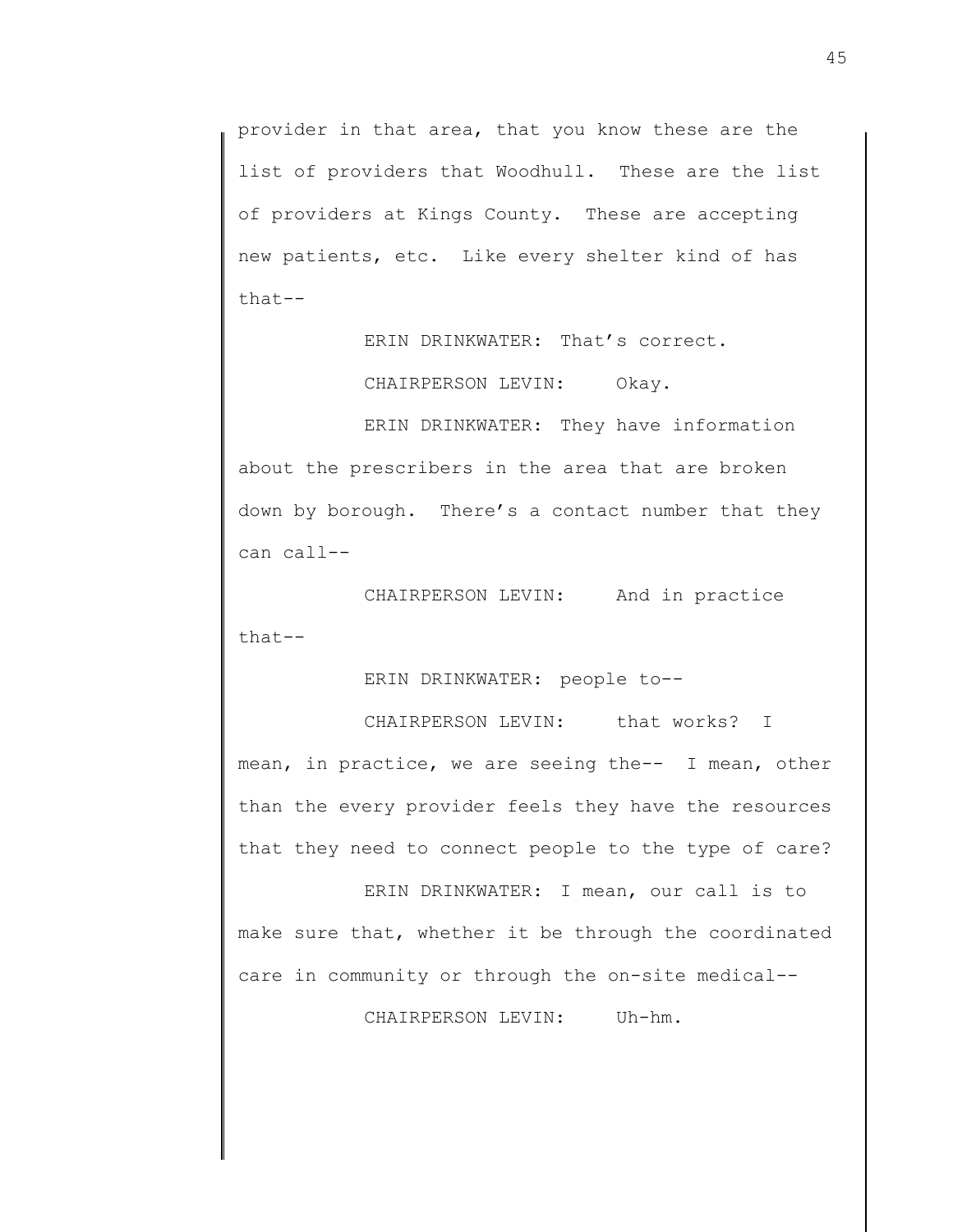provider in that area, that you know these are the list of providers that Woodhull. These are the list of providers at Kings County. These are accepting new patients, etc. Like every shelter kind of has that--

ERIN DRINKWATER: That's correct.

CHAIRPERSON LEVIN: Okay.

ERIN DRINKWATER: They have information about the prescribers in the area that are broken down by borough. There's a contact number that they can call--

CHAIRPERSON LEVIN: And in practice that--

ERIN DRINKWATER: people to--

CHAIRPERSON LEVIN: that works? I mean, in practice, we are seeing the-- I mean, other than the every provider feels they have the resources that they need to connect people to the type of care?

ERIN DRINKWATER: I mean, our call is to make sure that, whether it be through the coordinated care in community or through the on-site medical--

CHAIRPERSON LEVIN: Uh-hm.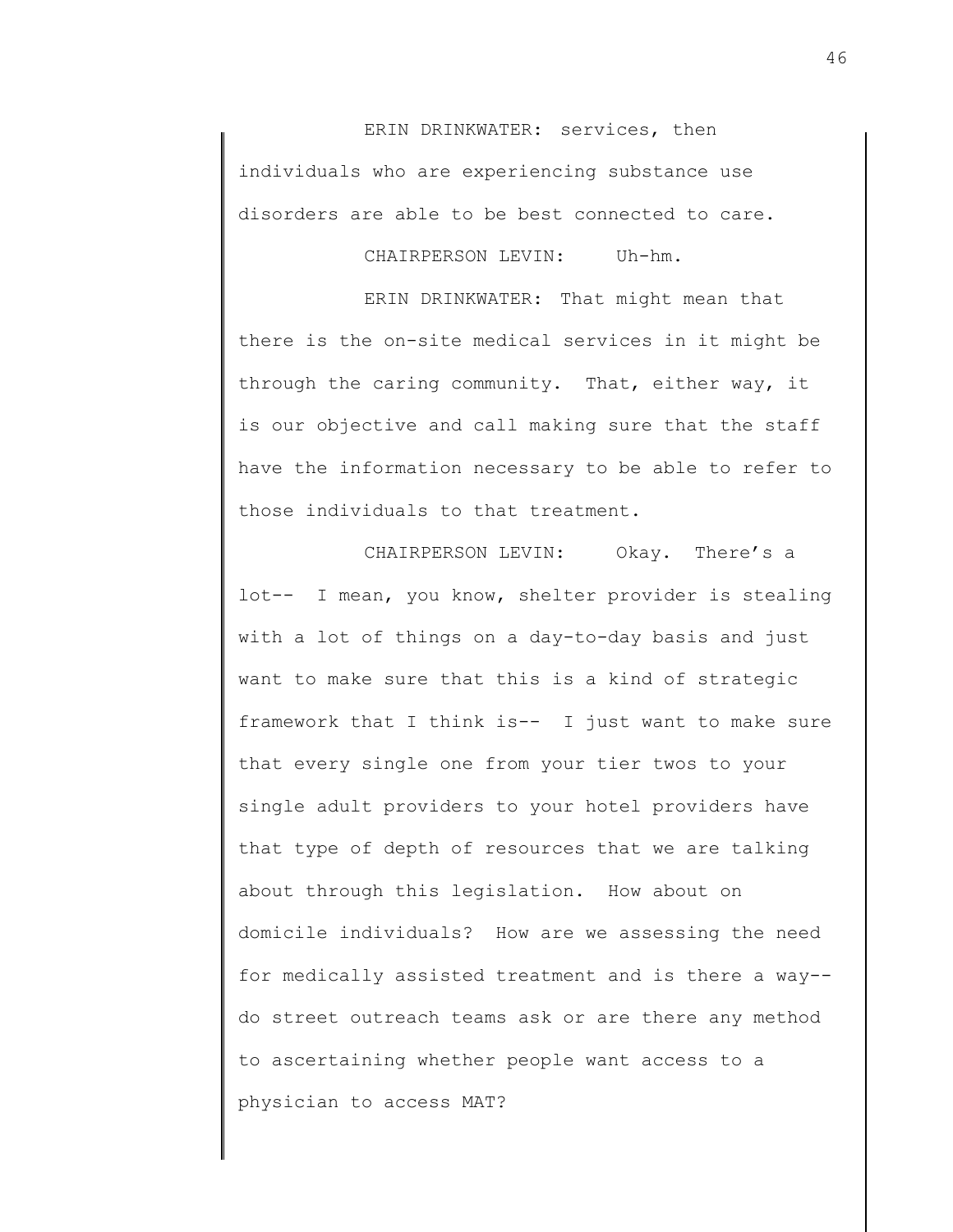ERIN DRINKWATER: services, then individuals who are experiencing substance use disorders are able to be best connected to care.

CHAIRPERSON LEVIN: Uh-hm.

ERIN DRINKWATER: That might mean that there is the on-site medical services in it might be through the caring community. That, either way, it is our objective and call making sure that the staff have the information necessary to be able to refer to those individuals to that treatment.

CHAIRPERSON LEVIN: Okay. There's a lot-- I mean, you know, shelter provider is stealing with a lot of things on a day-to-day basis and just want to make sure that this is a kind of strategic framework that I think is-- I just want to make sure that every single one from your tier twos to your single adult providers to your hotel providers have that type of depth of resources that we are talking about through this legislation. How about on domicile individuals? How are we assessing the need for medically assisted treatment and is there a way-- do street outreach teams ask or are there any method to ascertaining whether people want access to a physician to access MAT?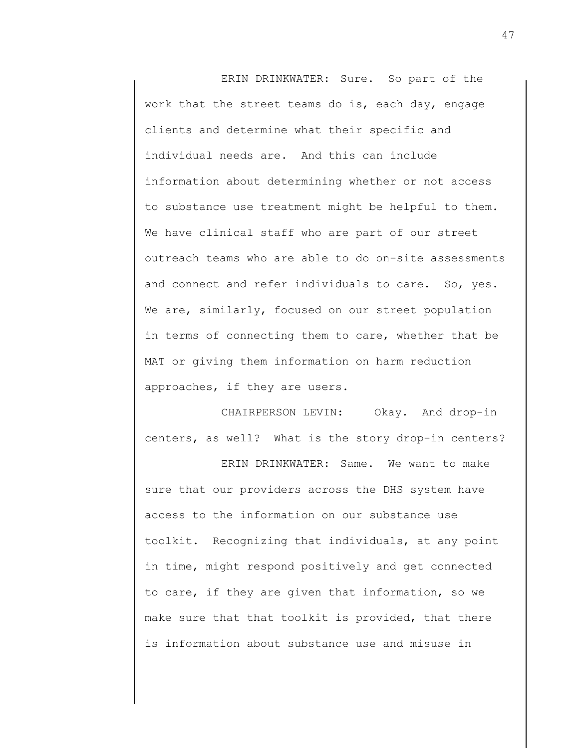ERIN DRINKWATER: Sure. So part of the work that the street teams do is, each day, engage clients and determine what their specific and individual needs are. And this can include information about determining whether or not access to substance use treatment might be helpful to them. We have clinical staff who are part of our street outreach teams who are able to do on-site assessments and connect and refer individuals to care. So, yes. We are, similarly, focused on our street population in terms of connecting them to care, whether that be MAT or giving them information on harm reduction approaches, if they are users.

CHAIRPERSON LEVIN: Okay. And drop-in centers, as well? What is the story drop-in centers?

ERIN DRINKWATER: Same. We want to make sure that our providers across the DHS system have access to the information on our substance use toolkit. Recognizing that individuals, at any point in time, might respond positively and get connected to care, if they are given that information, so we make sure that that toolkit is provided, that there is information about substance use and misuse in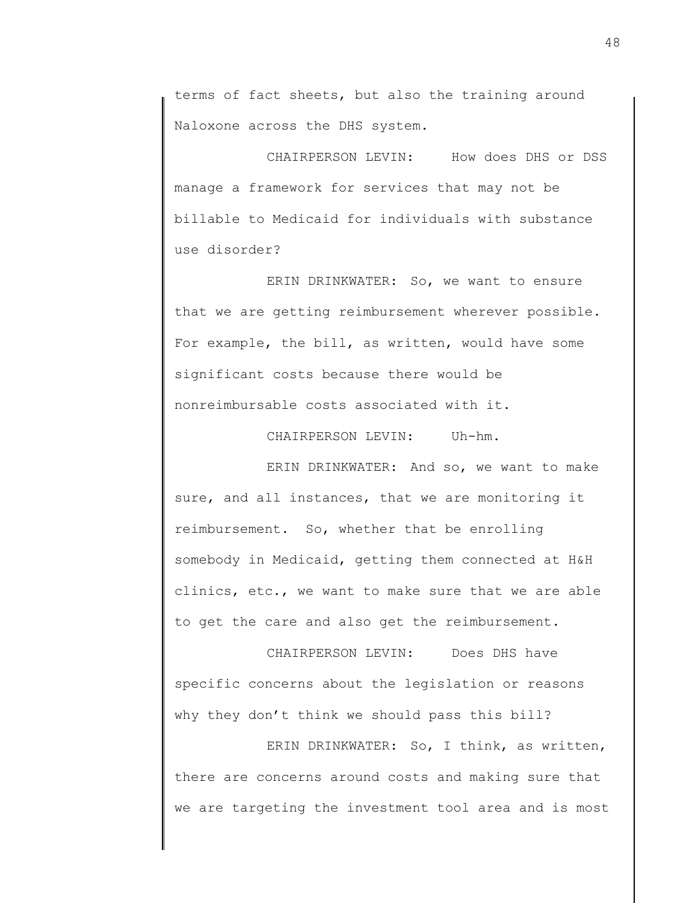terms of fact sheets, but also the training around Naloxone across the DHS system.

CHAIRPERSON LEVIN: How does DHS or DSS manage a framework for services that may not be billable to Medicaid for individuals with substance use disorder?

ERIN DRINKWATER: So, we want to ensure that we are getting reimbursement wherever possible. For example, the bill, as written, would have some significant costs because there would be nonreimbursable costs associated with it.

CHAIRPERSON LEVIN: Uh-hm.

ERIN DRINKWATER: And so, we want to make sure, and all instances, that we are monitoring it reimbursement. So, whether that be enrolling somebody in Medicaid, getting them connected at H&H clinics, etc., we want to make sure that we are able to get the care and also get the reimbursement.

CHAIRPERSON LEVIN: Does DHS have specific concerns about the legislation or reasons why they don't think we should pass this bill?

ERIN DRINKWATER: So, I think, as written, there are concerns around costs and making sure that we are targeting the investment tool area and is most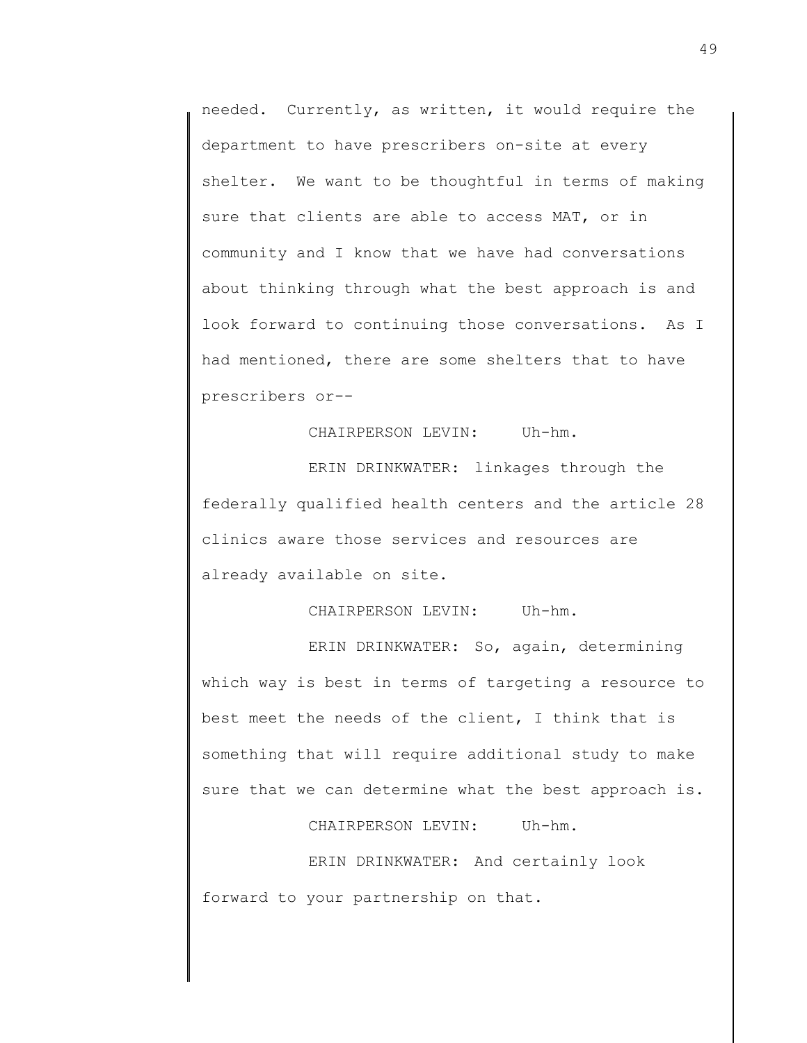needed. Currently, as written, it would require the department to have prescribers on-site at every shelter. We want to be thoughtful in terms of making sure that clients are able to access MAT, or in community and I know that we have had conversations about thinking through what the best approach is and look forward to continuing those conversations. As I had mentioned, there are some shelters that to have prescribers or--

CHAIRPERSON LEVIN: Uh-hm.

ERIN DRINKWATER: linkages through the federally qualified health centers and the article 28 clinics aware those services and resources are already available on site.

CHAIRPERSON LEVIN: Uh-hm.

ERIN DRINKWATER: So, again, determining which way is best in terms of targeting a resource to best meet the needs of the client, I think that is something that will require additional study to make sure that we can determine what the best approach is.

CHAIRPERSON LEVIN: Uh-hm.

ERIN DRINKWATER: And certainly look forward to your partnership on that.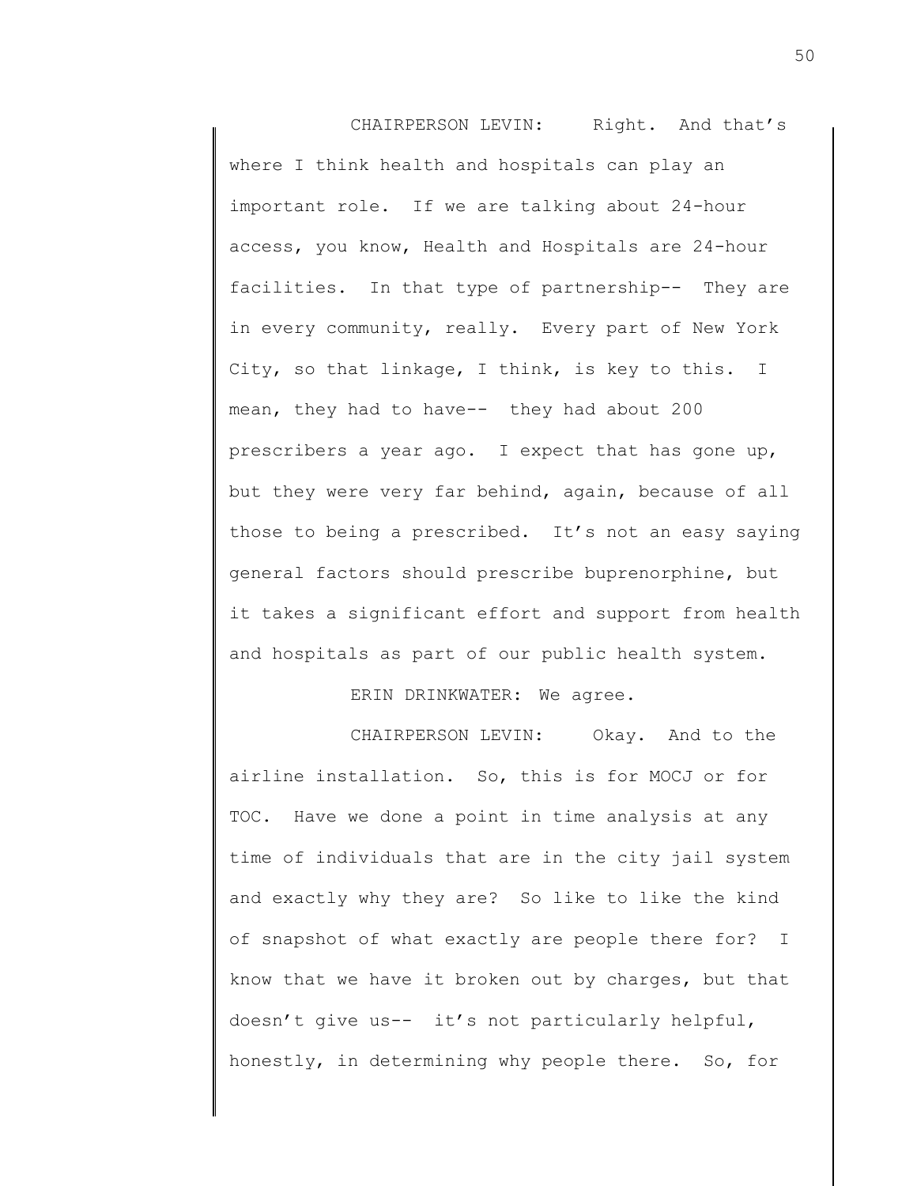CHAIRPERSON LEVIN: Right. And that's where I think health and hospitals can play an important role. If we are talking about 24-hour access, you know, Health and Hospitals are 24-hour facilities. In that type of partnership-- They are in every community, really. Every part of New York City, so that linkage, I think, is key to this. I mean, they had to have-- they had about 200 prescribers a year ago. I expect that has gone up, but they were very far behind, again, because of all those to being a prescribed. It's not an easy saying general factors should prescribe buprenorphine, but it takes a significant effort and support from health and hospitals as part of our public health system.

ERIN DRINKWATER: We agree.

CHAIRPERSON LEVIN: Okay. And to the airline installation. So, this is for MOCJ or for TOC. Have we done a point in time analysis at any time of individuals that are in the city jail system and exactly why they are? So like to like the kind of snapshot of what exactly are people there for? I know that we have it broken out by charges, but that doesn't give us-- it's not particularly helpful, honestly, in determining why people there. So, for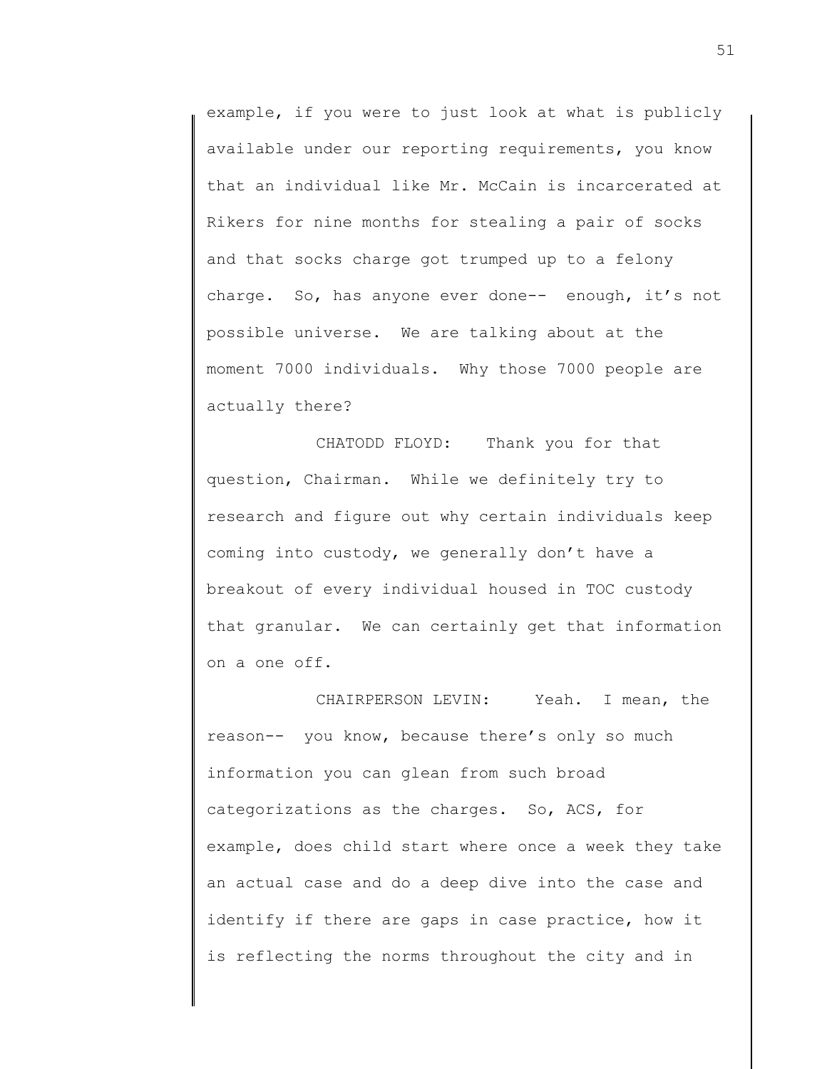example, if you were to just look at what is publicly available under our reporting requirements, you know that an individual like Mr. McCain is incarcerated at Rikers for nine months for stealing a pair of socks and that socks charge got trumped up to a felony charge. So, has anyone ever done-- enough, it's not possible universe. We are talking about at the moment 7000 individuals. Why those 7000 people are actually there?

CHATODD FLOYD: Thank you for that question, Chairman. While we definitely try to research and figure out why certain individuals keep coming into custody, we generally don't have a breakout of every individual housed in TOC custody that granular. We can certainly get that information on a one off.

CHAIRPERSON LEVIN: Yeah. I mean, the reason-- you know, because there's only so much information you can glean from such broad categorizations as the charges. So, ACS, for example, does child start where once a week they take an actual case and do a deep dive into the case and identify if there are gaps in case practice, how it is reflecting the norms throughout the city and in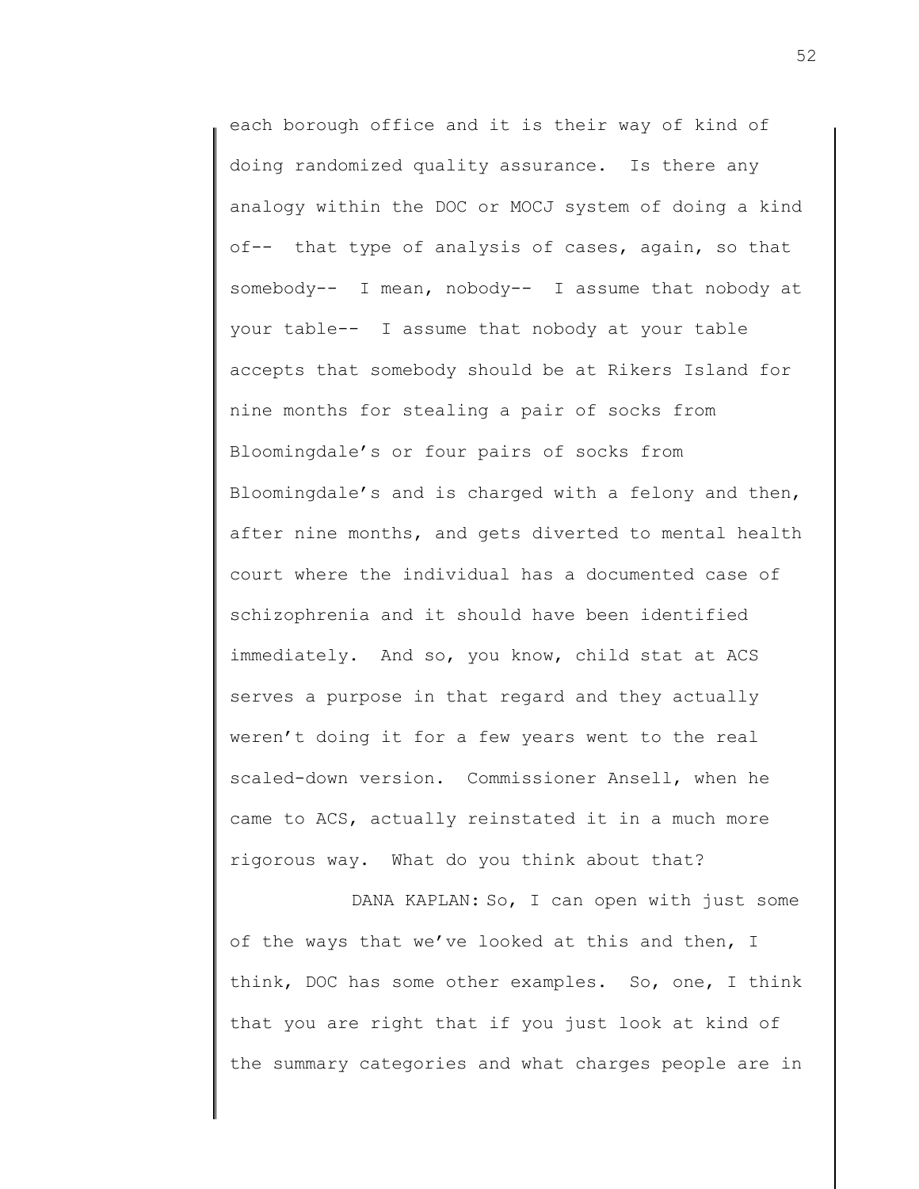each borough office and it is their way of kind of doing randomized quality assurance. Is there any analogy within the DOC or MOCJ system of doing a kind of-- that type of analysis of cases, again, so that somebody-- I mean, nobody-- I assume that nobody at your table-- I assume that nobody at your table accepts that somebody should be at Rikers Island for nine months for stealing a pair of socks from Bloomingdale's or four pairs of socks from Bloomingdale's and is charged with a felony and then, after nine months, and gets diverted to mental health court where the individual has a documented case of schizophrenia and it should have been identified immediately. And so, you know, child stat at ACS serves a purpose in that regard and they actually weren't doing it for a few years went to the real scaled-down version. Commissioner Ansell, when he came to ACS, actually reinstated it in a much more rigorous way. What do you think about that?

DANA KAPLAN: So, I can open with just some of the ways that we've looked at this and then, I think, DOC has some other examples. So, one, I think that you are right that if you just look at kind of the summary categories and what charges people are in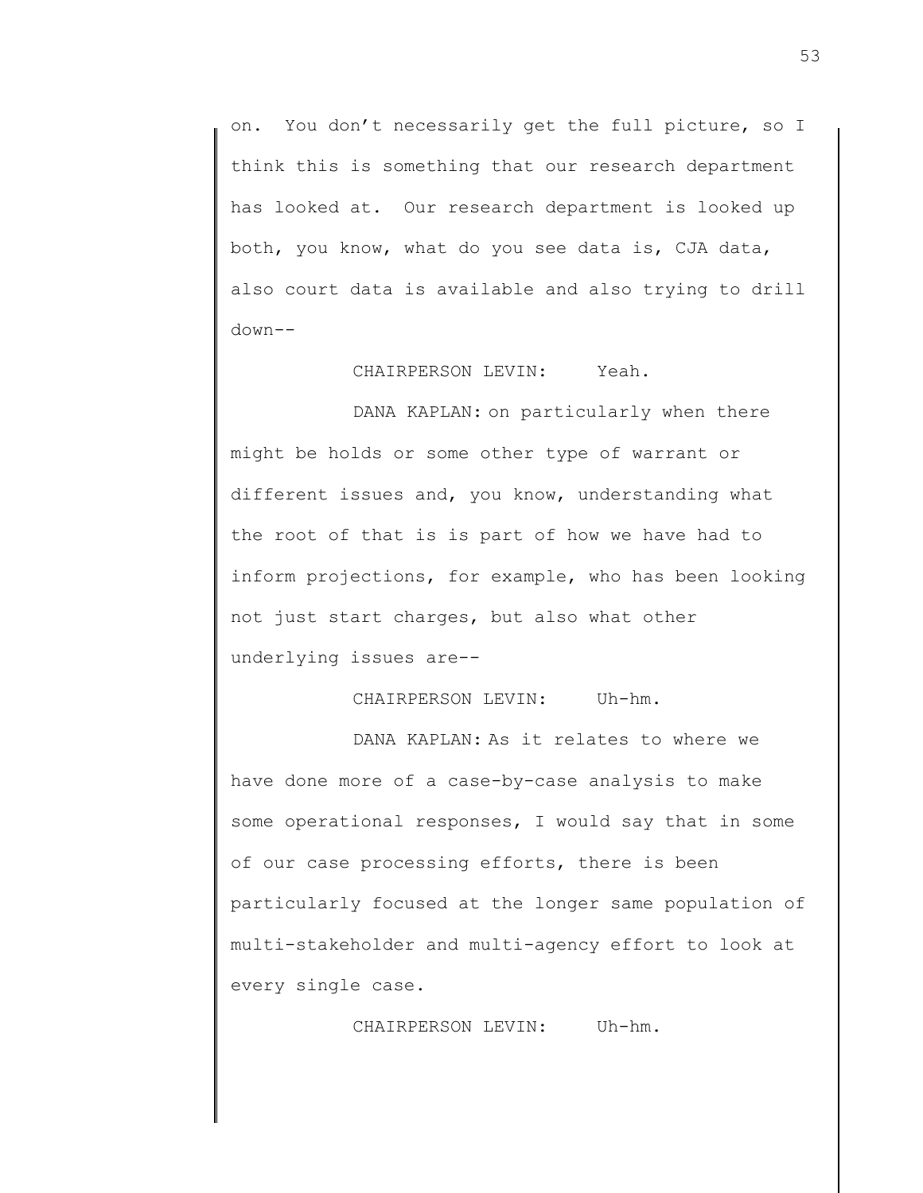on. You don't necessarily get the full picture, so I think this is something that our research department has looked at. Our research department is looked up both, you know, what do you see data is, CJA data, also court data is available and also trying to drill down--

CHAIRPERSON LEVIN: Yeah.

DANA KAPLAN: on particularly when there might be holds or some other type of warrant or different issues and, you know, understanding what the root of that is is part of how we have had to inform projections, for example, who has been looking not just start charges, but also what other underlying issues are--

CHAIRPERSON LEVIN: Uh-hm.

DANA KAPLAN: As it relates to where we have done more of a case-by-case analysis to make some operational responses, I would say that in some of our case processing efforts, there is been particularly focused at the longer same population of multi-stakeholder and multi-agency effort to look at every single case.

CHAIRPERSON LEVIN: Uh-hm.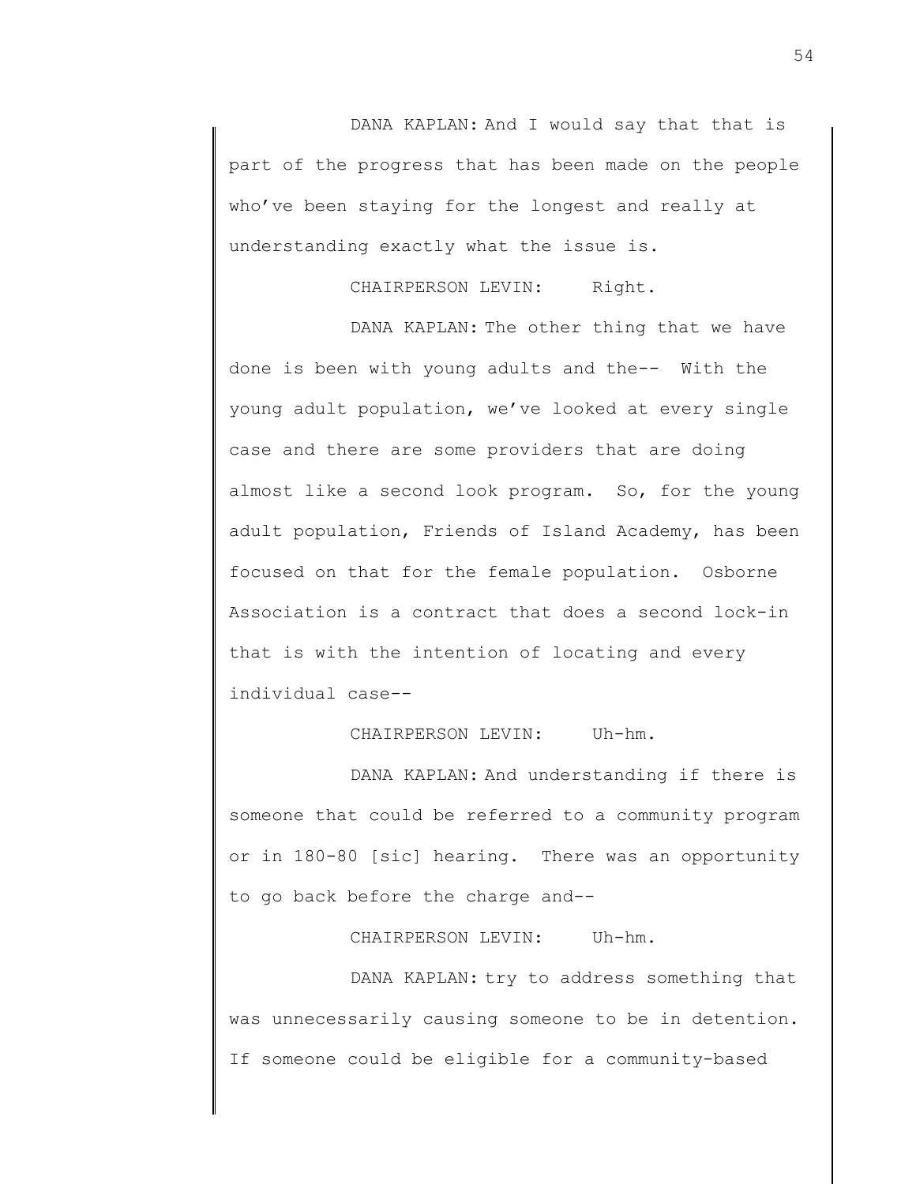DANA KAPLAN: And I would say that that is part of the progress that has been made on the people who've been staying for the longest and really at understanding exactly what the issue is.

CHAIRPERSON LEVIN: Right.

DANA KAPLAN: The other thing that we have done is been with young adults and the-- With the young adult population, we've looked at every single case and there are some providers that are doing almost like a second look program. So, for the young adult population, Friends of Island Academy, has been focused on that for the female population. Osborne Association is a contract that does a second lock-in that is with the intention of locating and every individual case--

CHAIRPERSON LEVIN: Uh-hm.

DANA KAPLAN: And understanding if there is someone that could be referred to a community program or in 180-80 [sic] hearing. There was an opportunity to go back before the charge and--

CHAIRPERSON LEVIN: Uh-hm.

DANA KAPLAN: try to address something that was unnecessarily causing someone to be in detention. If someone could be eligible for a community-based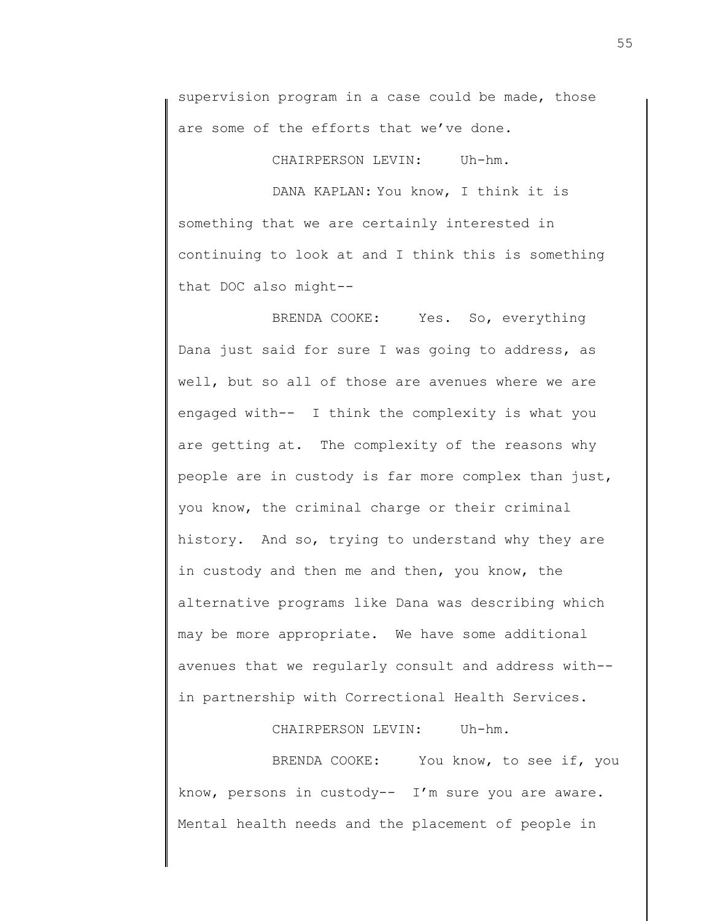supervision program in a case could be made, those are some of the efforts that we've done.

CHAIRPERSON LEVIN: Uh-hm.

DANA KAPLAN: You know, I think it is something that we are certainly interested in continuing to look at and I think this is something that DOC also might--

BRENDA COOKE: Yes. So, everything Dana just said for sure I was going to address, as well, but so all of those are avenues where we are engaged with-- I think the complexity is what you are getting at. The complexity of the reasons why people are in custody is far more complex than just, you know, the criminal charge or their criminal history. And so, trying to understand why they are in custody and then me and then, you know, the alternative programs like Dana was describing which may be more appropriate. We have some additional avenues that we regularly consult and address with-- in partnership with Correctional Health Services.

CHAIRPERSON LEVIN: Uh-hm.

BRENDA COOKE: You know, to see if, you know, persons in custody-- I'm sure you are aware. Mental health needs and the placement of people in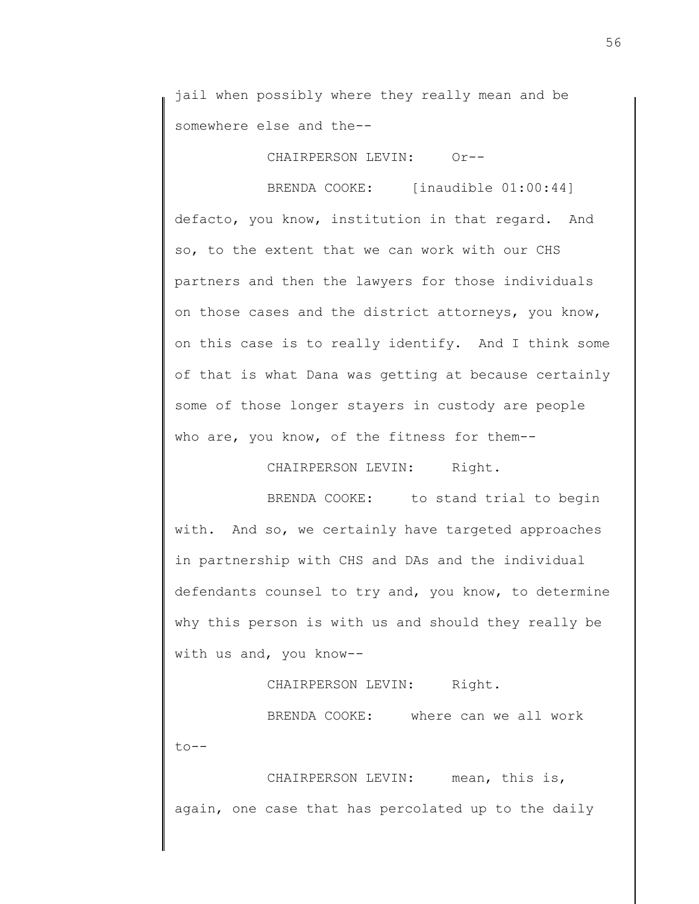jail when possibly where they really mean and be somewhere else and the--

CHAIRPERSON LEVIN: Or--

BRENDA COOKE: [inaudible 01:00:44] defacto, you know, institution in that regard. And so, to the extent that we can work with our CHS partners and then the lawyers for those individuals on those cases and the district attorneys, you know, on this case is to really identify. And I think some of that is what Dana was getting at because certainly some of those longer stayers in custody are people who are, you know, of the fitness for them--

CHAIRPERSON LEVIN: Right.

BRENDA COOKE: to stand trial to begin with. And so, we certainly have targeted approaches in partnership with CHS and DAs and the individual defendants counsel to try and, you know, to determine why this person is with us and should they really be with us and, you know--

CHAIRPERSON LEVIN: Right.

BRENDA COOKE: where can we all work to--

CHAIRPERSON LEVIN: mean, this is, again, one case that has percolated up to the daily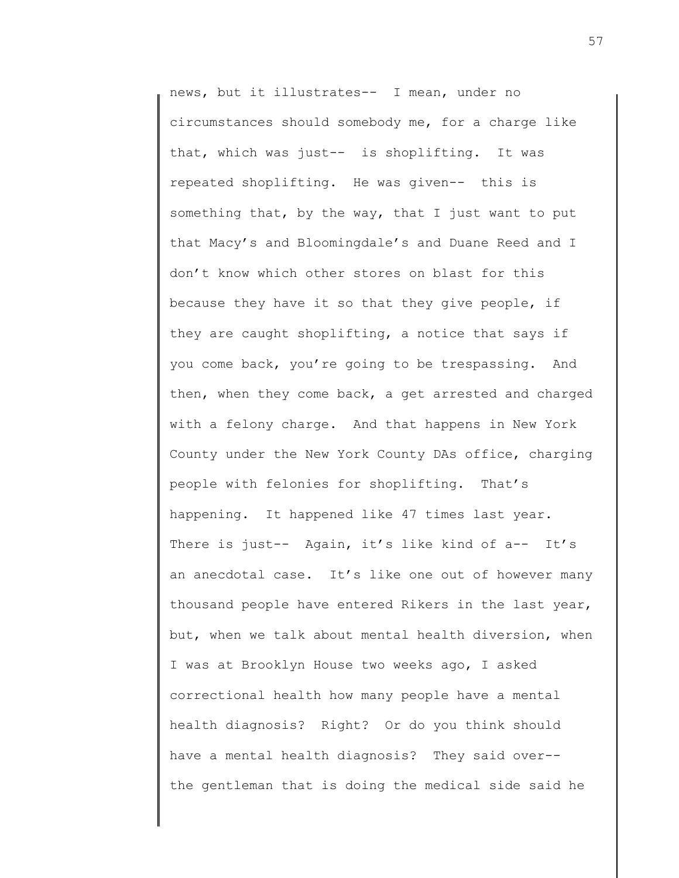news, but it illustrates-- I mean, under no circumstances should somebody me, for a charge like that, which was just-- is shoplifting. It was repeated shoplifting. He was given-- this is something that, by the way, that I just want to put that Macy's and Bloomingdale's and Duane Reed and I don't know which other stores on blast for this because they have it so that they give people, if they are caught shoplifting, a notice that says if you come back, you're going to be trespassing. And then, when they come back, a get arrested and charged with a felony charge. And that happens in New York County under the New York County DAs office, charging people with felonies for shoplifting. That's happening. It happened like 47 times last year. There is just-- Again, it's like kind of a-- It's an anecdotal case. It's like one out of however many thousand people have entered Rikers in the last year, but, when we talk about mental health diversion, when I was at Brooklyn House two weeks ago, I asked correctional health how many people have a mental health diagnosis? Right? Or do you think should have a mental health diagnosis? They said over-- the gentleman that is doing the medical side said he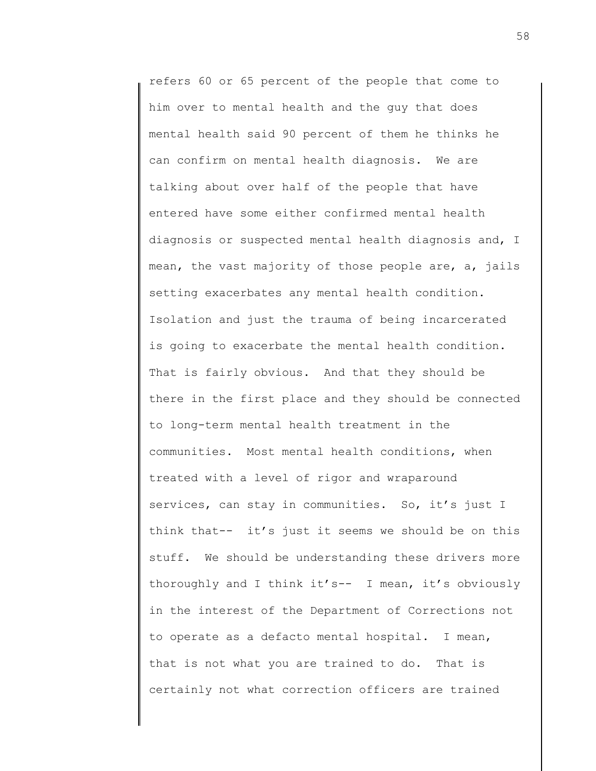refers 60 or 65 percent of the people that come to him over to mental health and the guy that does mental health said 90 percent of them he thinks he can confirm on mental health diagnosis. We are talking about over half of the people that have entered have some either confirmed mental health diagnosis or suspected mental health diagnosis and, I mean, the vast majority of those people are, a, jails setting exacerbates any mental health condition. Isolation and just the trauma of being incarcerated is going to exacerbate the mental health condition. That is fairly obvious. And that they should be there in the first place and they should be connected to long-term mental health treatment in the communities. Most mental health conditions, when treated with a level of rigor and wraparound services, can stay in communities. So, it's just I think that-- it's just it seems we should be on this stuff. We should be understanding these drivers more thoroughly and I think it's-- I mean, it's obviously in the interest of the Department of Corrections not to operate as a defacto mental hospital. I mean, that is not what you are trained to do. That is certainly not what correction officers are trained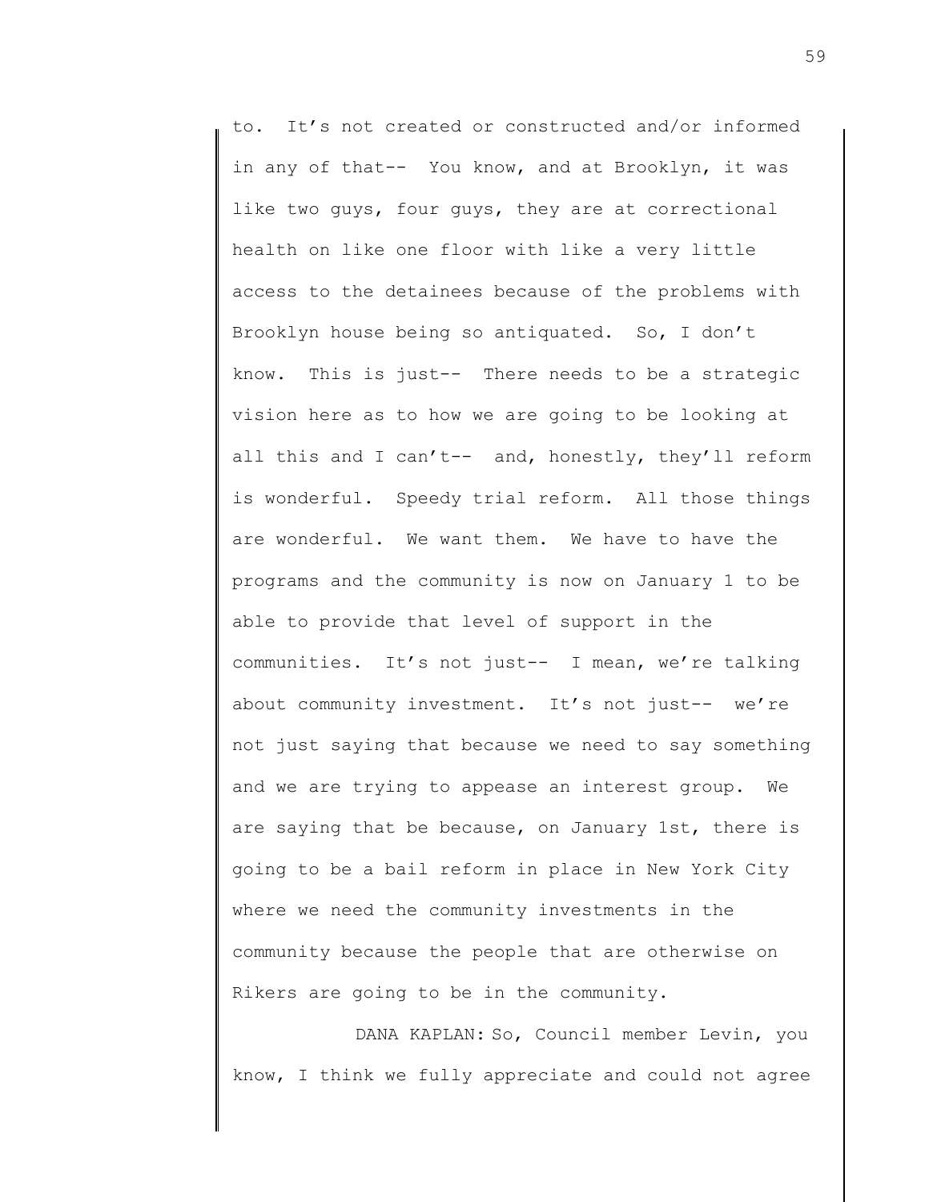to. It's not created or constructed and/or informed in any of that-- You know, and at Brooklyn, it was like two guys, four guys, they are at correctional health on like one floor with like a very little access to the detainees because of the problems with Brooklyn house being so antiquated. So, I don't know. This is just-- There needs to be a strategic vision here as to how we are going to be looking at all this and I can't-- and, honestly, they'll reform is wonderful. Speedy trial reform. All those things are wonderful. We want them. We have to have the programs and the community is now on January 1 to be able to provide that level of support in the communities. It's not just-- I mean, we're talking about community investment. It's not just-- we're not just saying that because we need to say something and we are trying to appease an interest group. We are saying that be because, on January 1st, there is going to be a bail reform in place in New York City where we need the community investments in the community because the people that are otherwise on Rikers are going to be in the community.

DANA KAPLAN: So, Council member Levin, you know, I think we fully appreciate and could not agree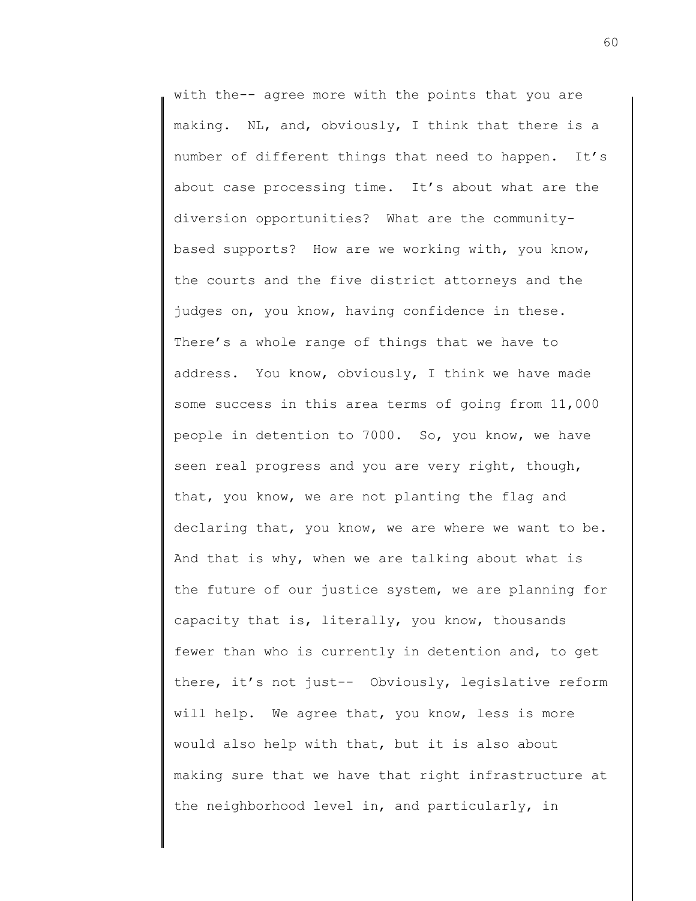with the-- agree more with the points that you are making. NL, and, obviously, I think that there is a number of different things that need to happen. It's about case processing time. It's about what are the diversion opportunities? What are the community-based supports? How are we working with, you know, the courts and the five district attorneys and the judges on, you know, having confidence in these. There's a whole range of things that we have to address. You know, obviously, I think we have made some success in this area terms of going from 11,000 people in detention to 7000. So, you know, we have seen real progress and you are very right, though, that, you know, we are not planting the flag and declaring that, you know, we are where we want to be. And that is why, when we are talking about what is the future of our justice system, we are planning for capacity that is, literally, you know, thousands fewer than who is currently in detention and, to get there, it's not just-- Obviously, legislative reform will help. We agree that, you know, less is more would also help with that, but it is also about making sure that we have that right infrastructure at the neighborhood level in, and particularly, in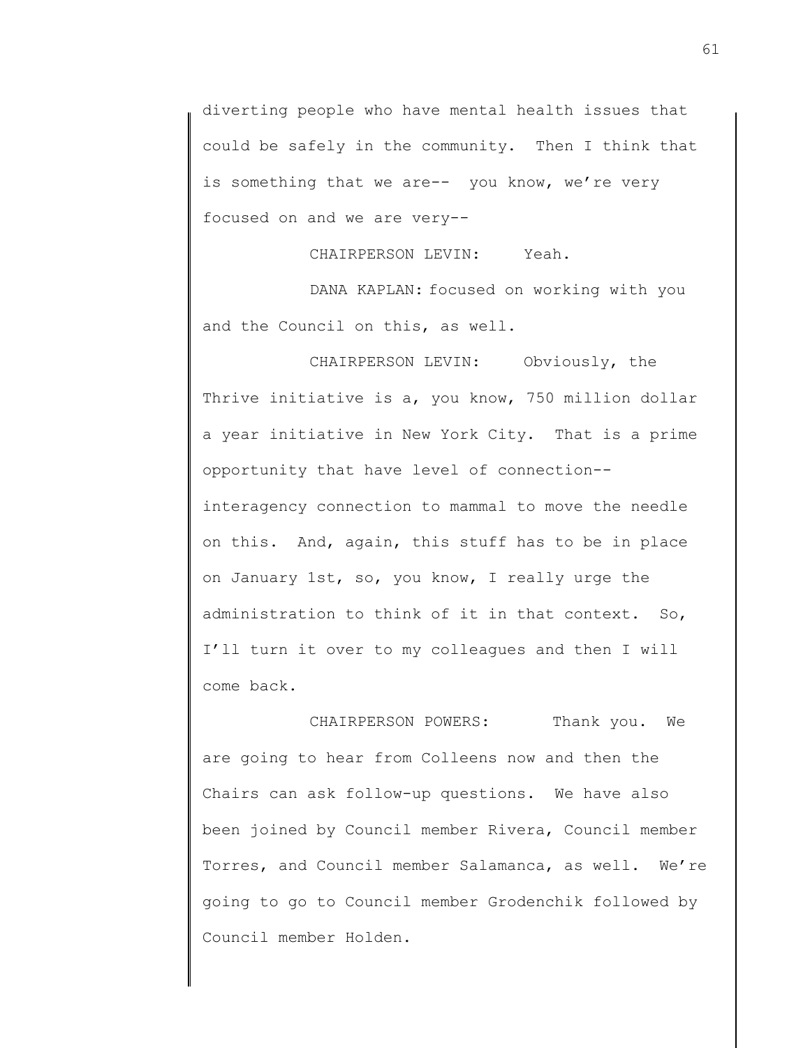diverting people who have mental health issues that could be safely in the community. Then I think that is something that we are-- you know, we're very focused on and we are very--

CHAIRPERSON LEVIN: Yeah.

DANA KAPLAN: focused on working with you and the Council on this, as well.

CHAIRPERSON LEVIN: Obviously, the Thrive initiative is a, you know, 750 million dollar a year initiative in New York City. That is a prime opportunity that have level of connection-- interagency connection to mammal to move the needle on this. And, again, this stuff has to be in place on January 1st, so, you know, I really urge the administration to think of it in that context. So, I'll turn it over to my colleagues and then I will come back.

CHAIRPERSON POWERS: Thank you. We are going to hear from Colleens now and then the Chairs can ask follow-up questions. We have also been joined by Council member Rivera, Council member Torres, and Council member Salamanca, as well. We're going to go to Council member Grodenchik followed by Council member Holden.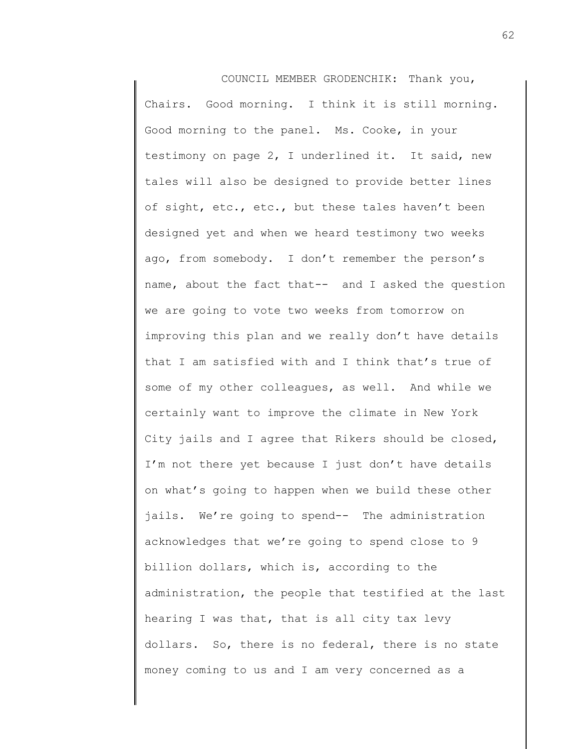COUNCIL MEMBER GRODENCHIK: Thank you, Chairs. Good morning. I think it is still morning. Good morning to the panel. Ms. Cooke, in your testimony on page 2, I underlined it. It said, new tales will also be designed to provide better lines of sight, etc., etc., but these tales haven't been designed yet and when we heard testimony two weeks ago, from somebody. I don't remember the person's name, about the fact that-- and I asked the question we are going to vote two weeks from tomorrow on improving this plan and we really don't have details that I am satisfied with and I think that's true of some of my other colleagues, as well. And while we certainly want to improve the climate in New York City jails and I agree that Rikers should be closed, I'm not there yet because I just don't have details on what's going to happen when we build these other jails. We're going to spend-- The administration acknowledges that we're going to spend close to 9 billion dollars, which is, according to the administration, the people that testified at the last hearing I was that, that is all city tax levy dollars. So, there is no federal, there is no state money coming to us and I am very concerned as a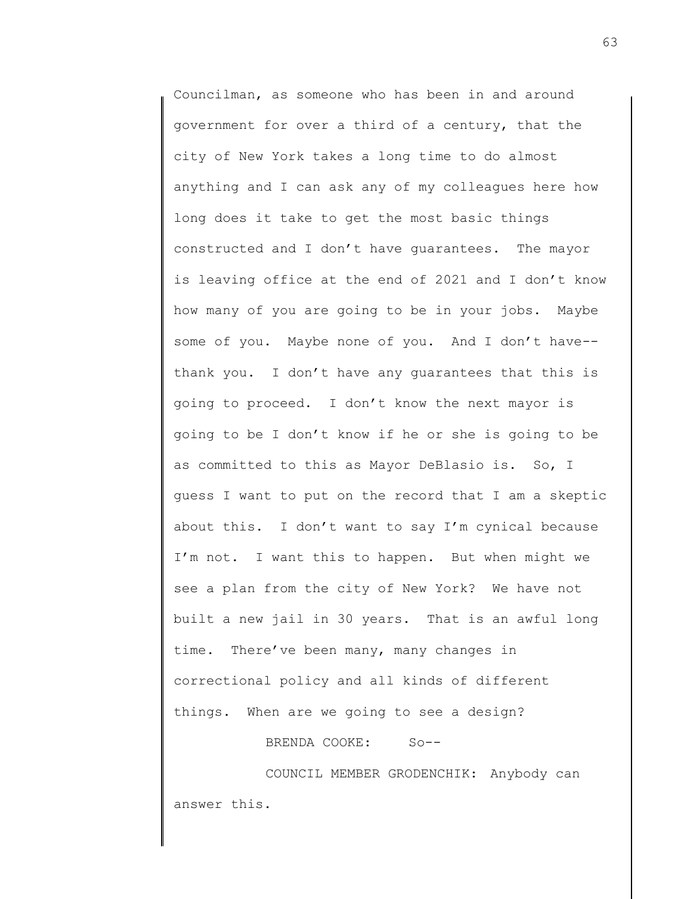Councilman, as someone who has been in and around government for over a third of a century, that the city of New York takes a long time to do almost anything and I can ask any of my colleagues here how long does it take to get the most basic things constructed and I don't have guarantees. The mayor is leaving office at the end of 2021 and I don't know how many of you are going to be in your jobs. Maybe some of you. Maybe none of you. And I don't have-- thank you. I don't have any guarantees that this is going to proceed. I don't know the next mayor is going to be I don't know if he or she is going to be as committed to this as Mayor DeBlasio is. So, I guess I want to put on the record that I am a skeptic about this. I don't want to say I'm cynical because I'm not. I want this to happen. But when might we see a plan from the city of New York? We have not built a new jail in 30 years. That is an awful long time. There've been many, many changes in correctional policy and all kinds of different things. When are we going to see a design?

BRENDA COOKE: So--

COUNCIL MEMBER GRODENCHIK: Anybody can answer this.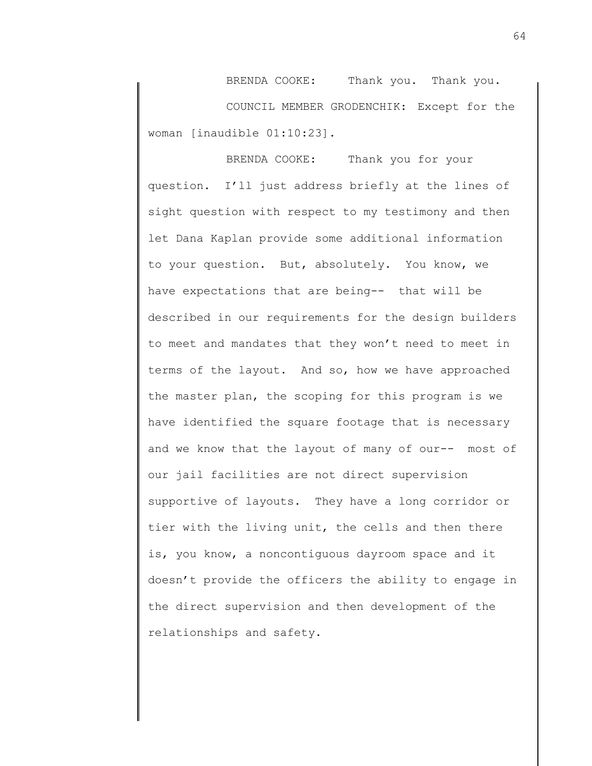BRENDA COOKE: Thank you. Thank you.

COUNCIL MEMBER GRODENCHIK: Except for the woman [inaudible 01:10:23].

BRENDA COOKE: Thank you for your question. I'll just address briefly at the lines of sight question with respect to my testimony and then let Dana Kaplan provide some additional information to your question. But, absolutely. You know, we have expectations that are being-- that will be described in our requirements for the design builders to meet and mandates that they won't need to meet in terms of the layout. And so, how we have approached the master plan, the scoping for this program is we have identified the square footage that is necessary and we know that the layout of many of our-- most of our jail facilities are not direct supervision supportive of layouts. They have a long corridor or tier with the living unit, the cells and then there is, you know, a noncontiguous dayroom space and it doesn't provide the officers the ability to engage in the direct supervision and then development of the relationships and safety.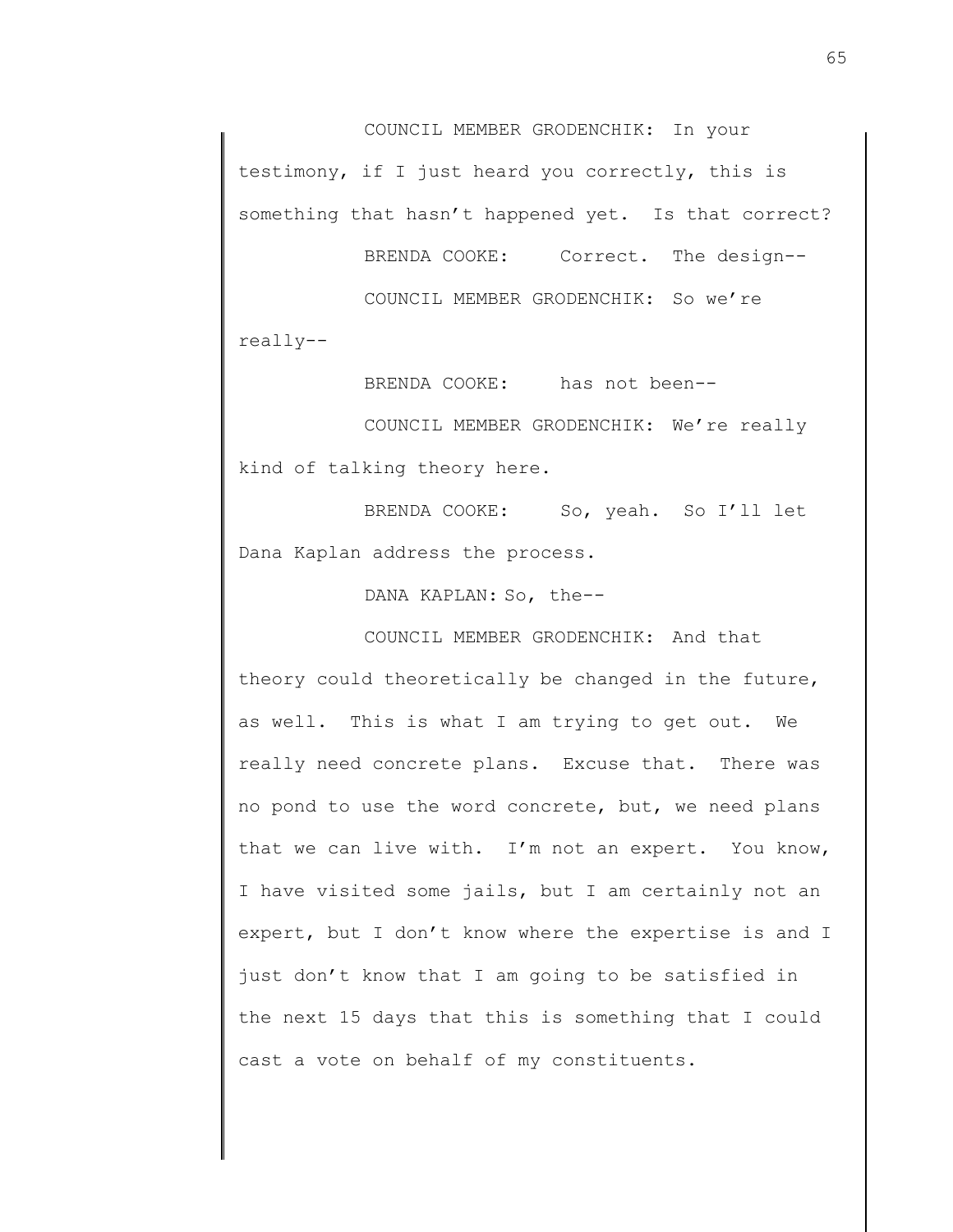COUNCIL MEMBER GRODENCHIK: In your testimony, if I just heard you correctly, this is something that hasn't happened yet. Is that correct?

BRENDA COOKE: Correct. The design--

COUNCIL MEMBER GRODENCHIK: So we're really--

BRENDA COOKE: has not been--

COUNCIL MEMBER GRODENCHIK: We're really kind of talking theory here.

BRENDA COOKE: So, yeah. So I'll let Dana Kaplan address the process.

DANA KAPLAN: So, the--

COUNCIL MEMBER GRODENCHIK: And that theory could theoretically be changed in the future, as well. This is what I am trying to get out. We really need concrete plans. Excuse that. There was no pond to use the word concrete, but, we need plans that we can live with. I'm not an expert. You know, I have visited some jails, but I am certainly not an expert, but I don't know where the expertise is and I just don't know that I am going to be satisfied in the next 15 days that this is something that I could cast a vote on behalf of my constituents.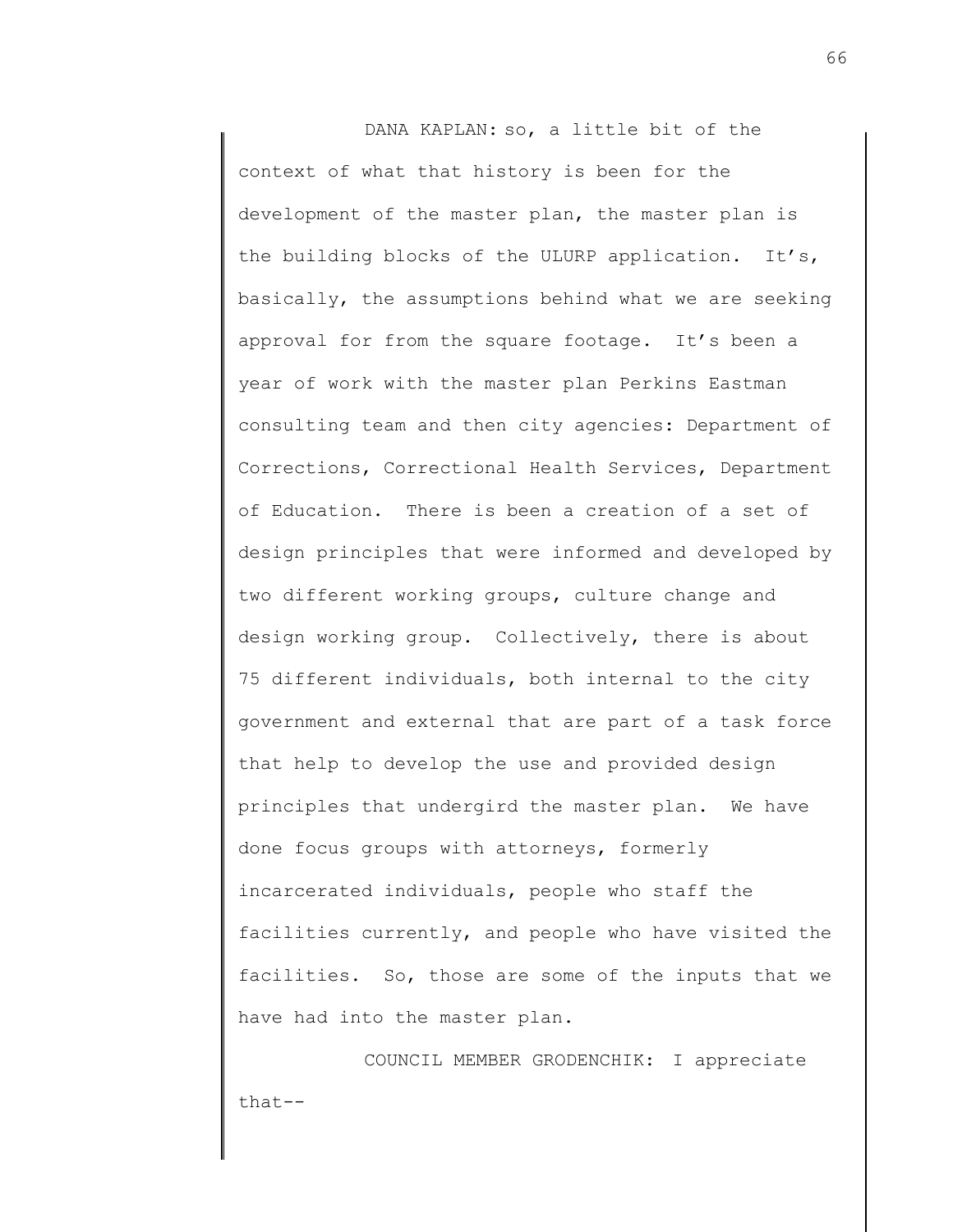DANA KAPLAN: so, a little bit of the context of what that history is been for the development of the master plan, the master plan is the building blocks of the ULURP application. It's, basically, the assumptions behind what we are seeking approval for from the square footage. It's been a year of work with the master plan Perkins Eastman consulting team and then city agencies: Department of Corrections, Correctional Health Services, Department of Education. There is been a creation of a set of design principles that were informed and developed by two different working groups, culture change and design working group. Collectively, there is about 75 different individuals, both internal to the city government and external that are part of a task force that help to develop the use and provided design principles that undergird the master plan. We have done focus groups with attorneys, formerly incarcerated individuals, people who staff the facilities currently, and people who have visited the facilities. So, those are some of the inputs that we have had into the master plan.

COUNCIL MEMBER GRODENCHIK: I appreciate that--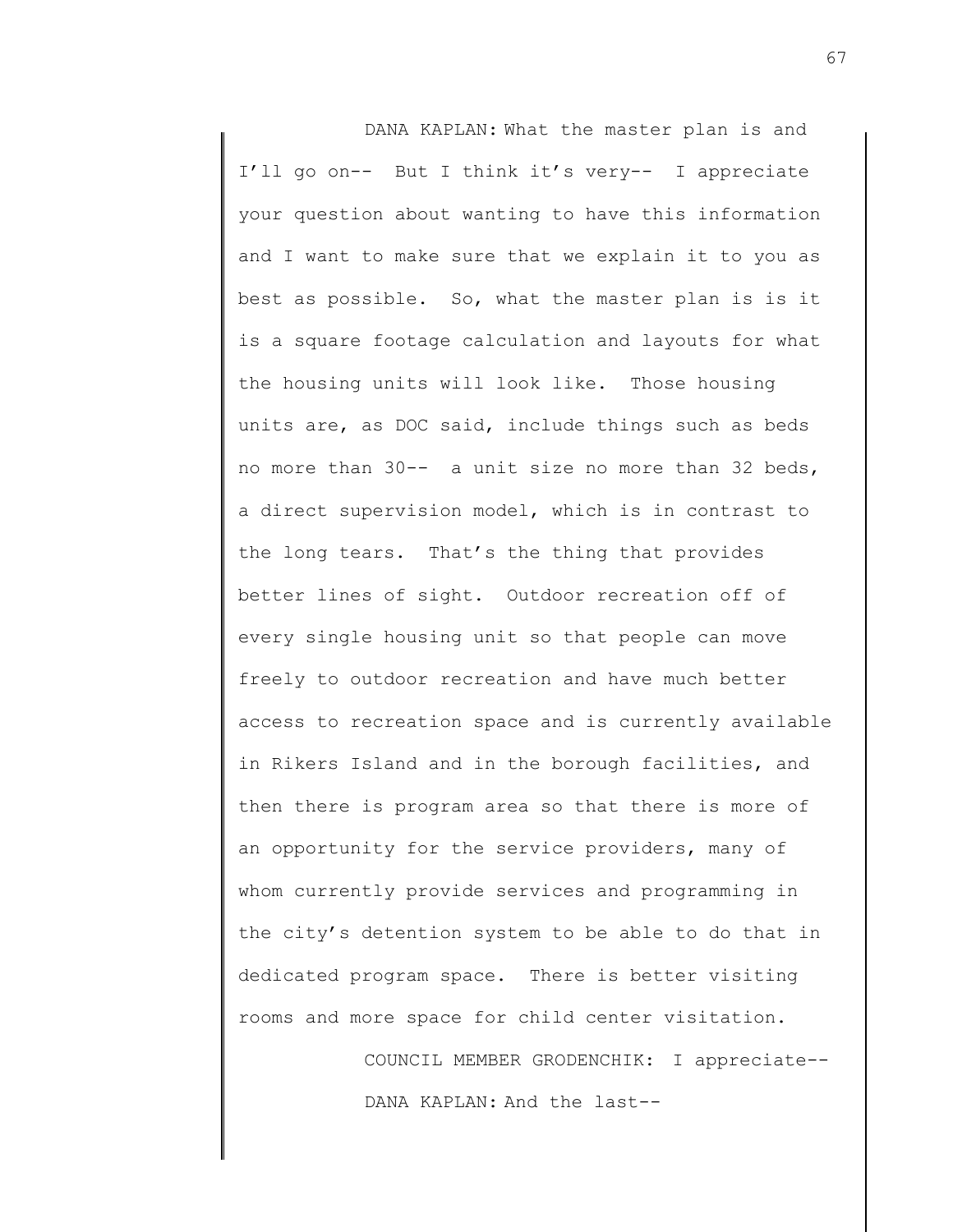DANA KAPLAN: What the master plan is and I'll go on-- But I think it's very-- I appreciate your question about wanting to have this information and I want to make sure that we explain it to you as best as possible. So, what the master plan is is it is a square footage calculation and layouts for what the housing units will look like. Those housing units are, as DOC said, include things such as beds no more than 30-- a unit size no more than 32 beds, a direct supervision model, which is in contrast to the long tears. That's the thing that provides better lines of sight. Outdoor recreation off of every single housing unit so that people can move freely to outdoor recreation and have much better access to recreation space and is currently available in Rikers Island and in the borough facilities, and then there is program area so that there is more of an opportunity for the service providers, many of whom currently provide services and programming in the city's detention system to be able to do that in dedicated program space. There is better visiting rooms and more space for child center visitation.

COUNCIL MEMBER GRODENCHIK: I appreciate--

DANA KAPLAN: And the last--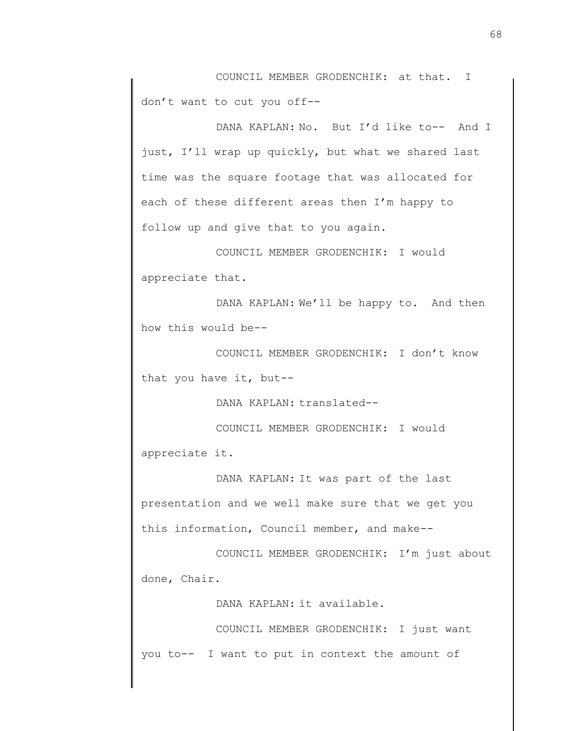COUNCIL MEMBER GRODENCHIK: at that. I don't want to cut you off--

DANA KAPLAN: No. But I'd like to-- And I just, I'll wrap up quickly, but what we shared last time was the square footage that was allocated for each of these different areas then I'm happy to follow up and give that to you again.

COUNCIL MEMBER GRODENCHIK: I would appreciate that.

DANA KAPLAN: We'll be happy to. And then how this would be--

COUNCIL MEMBER GRODENCHIK: I don't know that you have it, but--

DANA KAPLAN: translated--

COUNCIL MEMBER GRODENCHIK: I would appreciate it.

DANA KAPLAN: It was part of the last presentation and we well make sure that we get you this information, Council member, and make--

COUNCIL MEMBER GRODENCHIK: I'm just about done, Chair.

DANA KAPLAN: it available.

COUNCIL MEMBER GRODENCHIK: I just want you to-- I want to put in context the amount of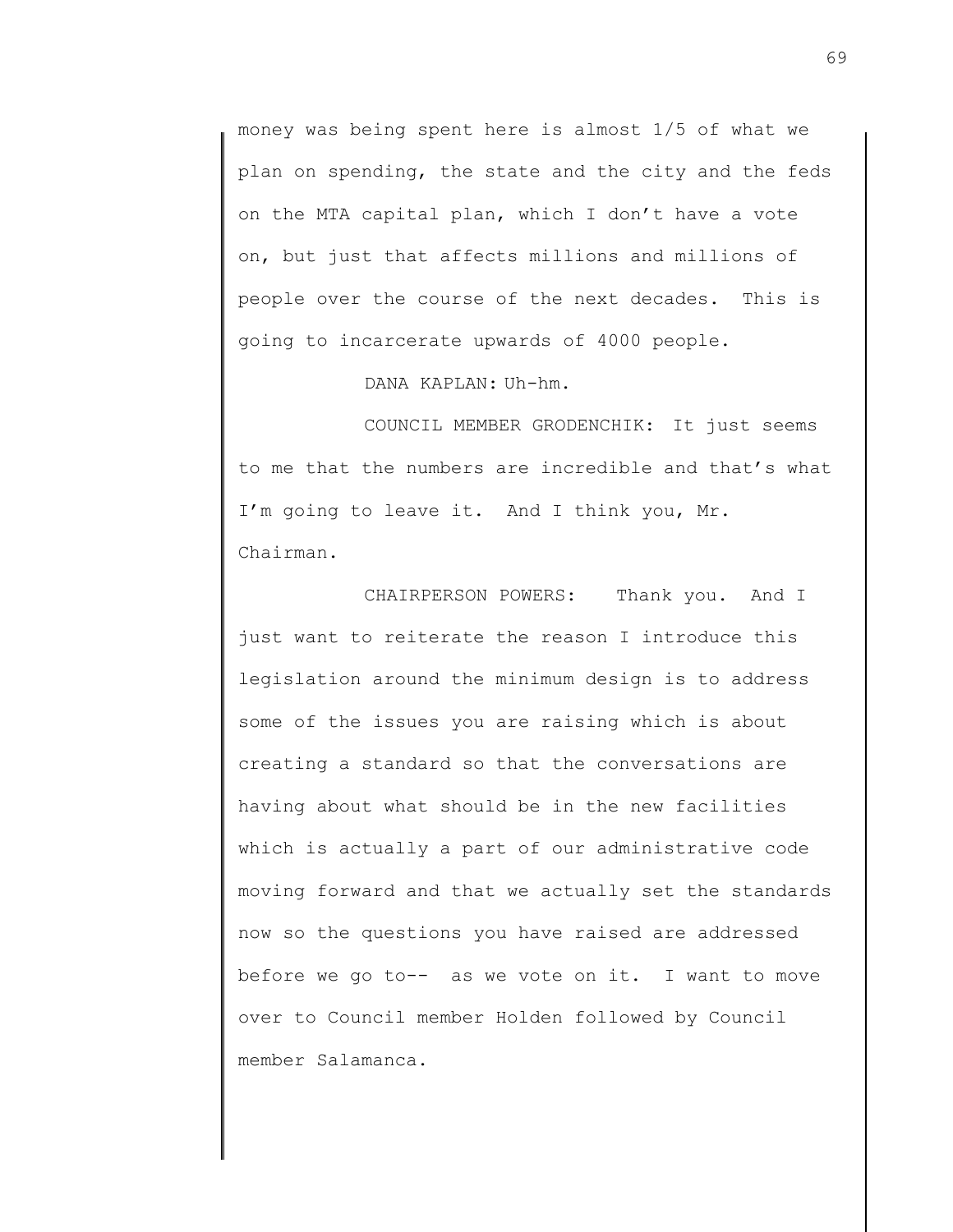money was being spent here is almost 1/5 of what we plan on spending, the state and the city and the feds on the MTA capital plan, which I don't have a vote on, but just that affects millions and millions of people over the course of the next decades. This is going to incarcerate upwards of 4000 people.

DANA KAPLAN: Uh-hm.

COUNCIL MEMBER GRODENCHIK: It just seems to me that the numbers are incredible and that's what I'm going to leave it. And I think you, Mr. Chairman.

CHAIRPERSON POWERS: Thank you. And I just want to reiterate the reason I introduce this legislation around the minimum design is to address some of the issues you are raising which is about creating a standard so that the conversations are having about what should be in the new facilities which is actually a part of our administrative code moving forward and that we actually set the standards now so the questions you have raised are addressed before we go to-- as we vote on it. I want to move over to Council member Holden followed by Council member Salamanca.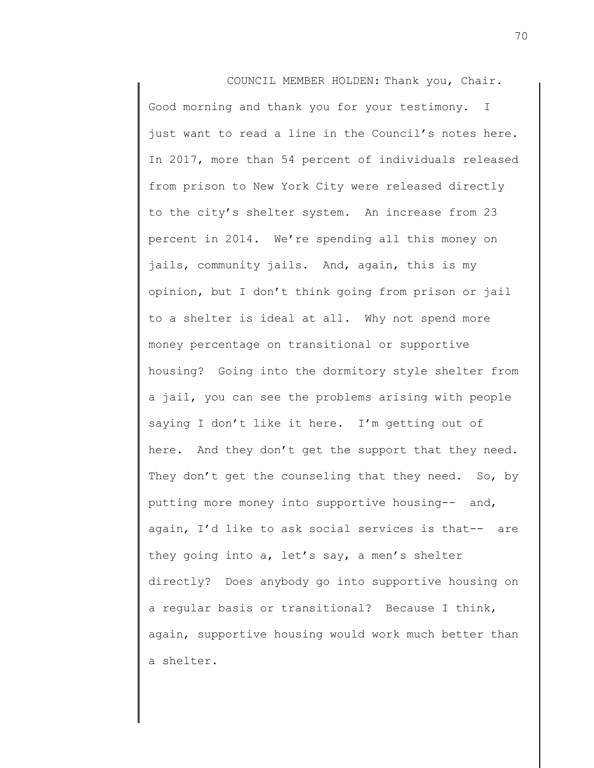COUNCIL MEMBER HOLDEN: Thank you, Chair. Good morning and thank you for your testimony. I just want to read a line in the Council's notes here. In 2017, more than 54 percent of individuals released from prison to New York City were released directly to the city's shelter system. An increase from 23 percent in 2014. We're spending all this money on jails, community jails. And, again, this is my opinion, but I don't think going from prison or jail to a shelter is ideal at all. Why not spend more money percentage on transitional or supportive housing? Going into the dormitory style shelter from a jail, you can see the problems arising with people saying I don't like it here. I'm getting out of here. And they don't get the support that they need. They don't get the counseling that they need. So, by putting more money into supportive housing-- and, again, I'd like to ask social services is that-- are they going into a, let's say, a men's shelter directly? Does anybody go into supportive housing on a regular basis or transitional? Because I think, again, supportive housing would work much better than a shelter.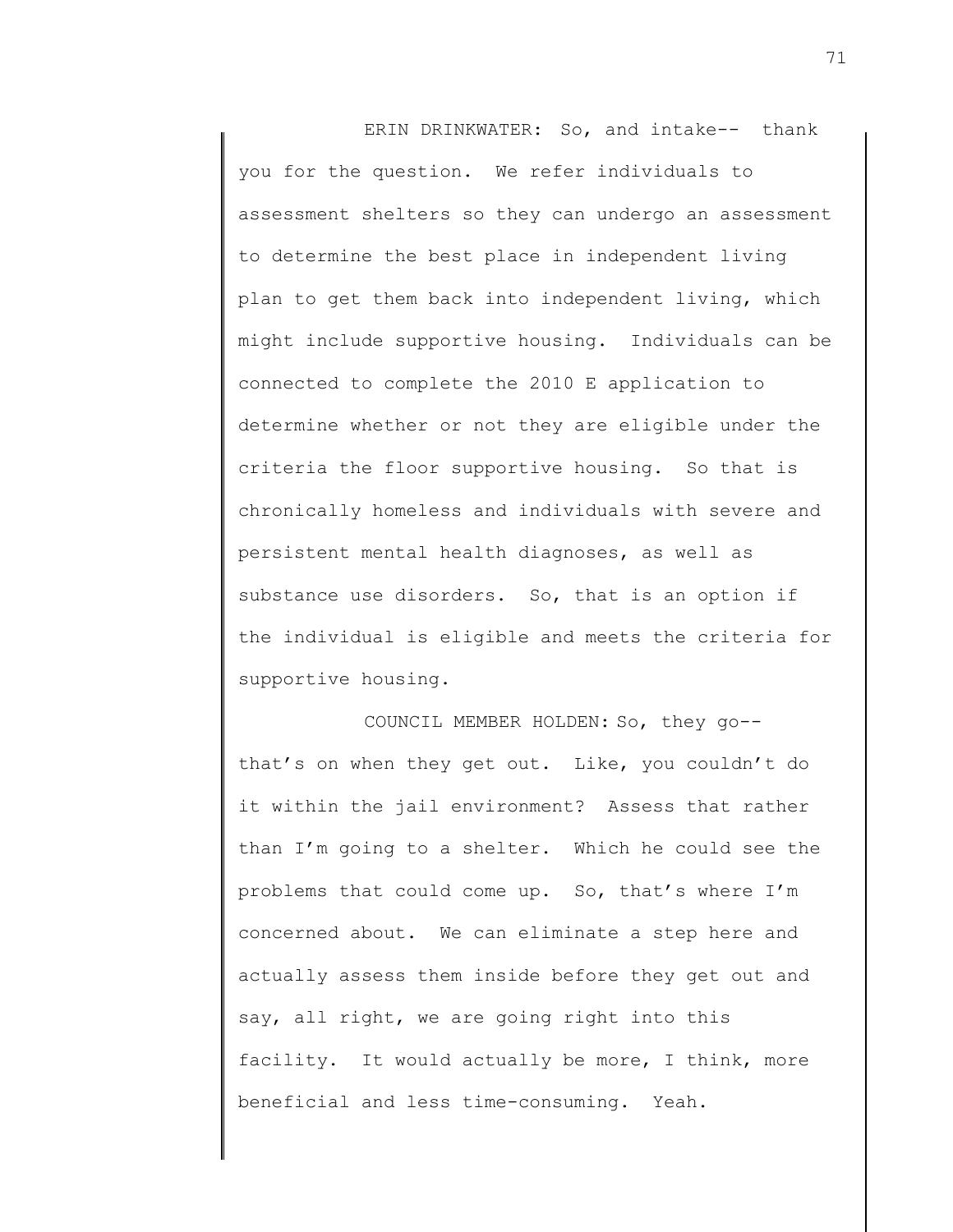ERIN DRINKWATER: So, and intake-- thank you for the question. We refer individuals to assessment shelters so they can undergo an assessment to determine the best place in independent living plan to get them back into independent living, which might include supportive housing. Individuals can be connected to complete the 2010 E application to determine whether or not they are eligible under the criteria the floor supportive housing. So that is chronically homeless and individuals with severe and persistent mental health diagnoses, as well as substance use disorders. So, that is an option if the individual is eligible and meets the criteria for supportive housing.

COUNCIL MEMBER HOLDEN: So, they go-- that's on when they get out. Like, you couldn't do it within the jail environment? Assess that rather than I'm going to a shelter. Which he could see the problems that could come up. So, that's where I'm concerned about. We can eliminate a step here and actually assess them inside before they get out and say, all right, we are going right into this facility. It would actually be more, I think, more beneficial and less time-consuming. Yeah.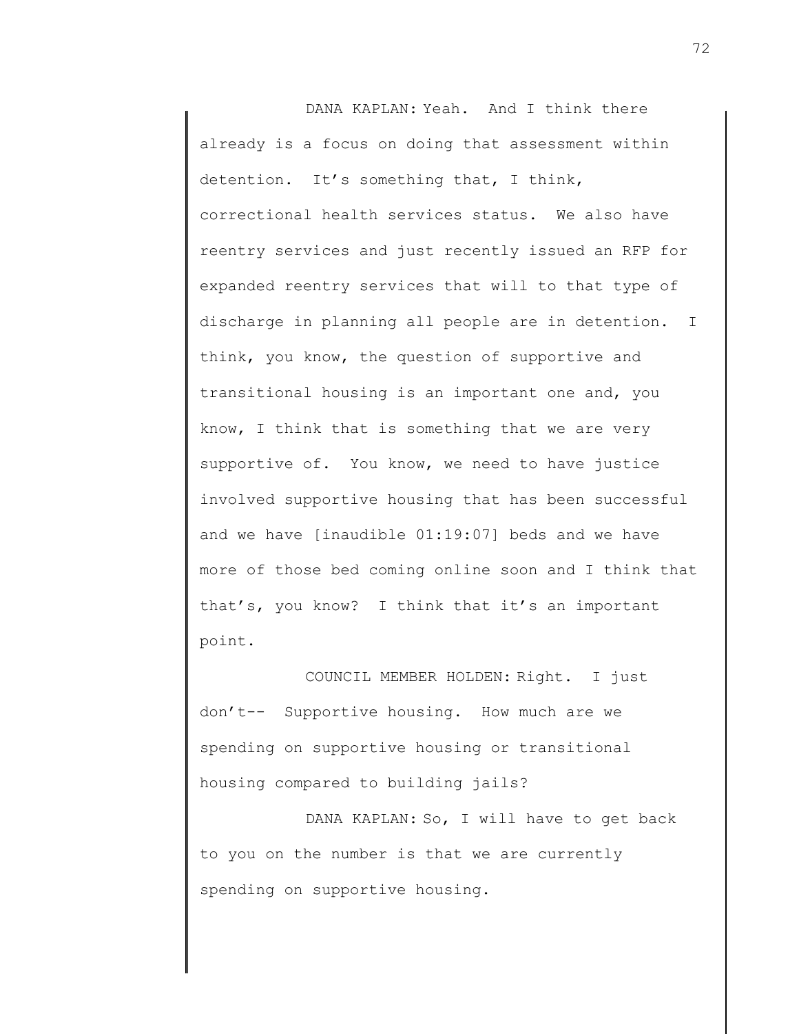DANA KAPLAN: Yeah. And I think there already is a focus on doing that assessment within detention. It's something that, I think, correctional health services status. We also have reentry services and just recently issued an RFP for expanded reentry services that will to that type of discharge in planning all people are in detention. I think, you know, the question of supportive and transitional housing is an important one and, you know, I think that is something that we are very supportive of. You know, we need to have justice involved supportive housing that has been successful and we have [inaudible 01:19:07] beds and we have more of those bed coming online soon and I think that that's, you know? I think that it's an important point.

COUNCIL MEMBER HOLDEN: Right. I just don't-- Supportive housing. How much are we spending on supportive housing or transitional housing compared to building jails?

DANA KAPLAN: So, I will have to get back to you on the number is that we are currently spending on supportive housing.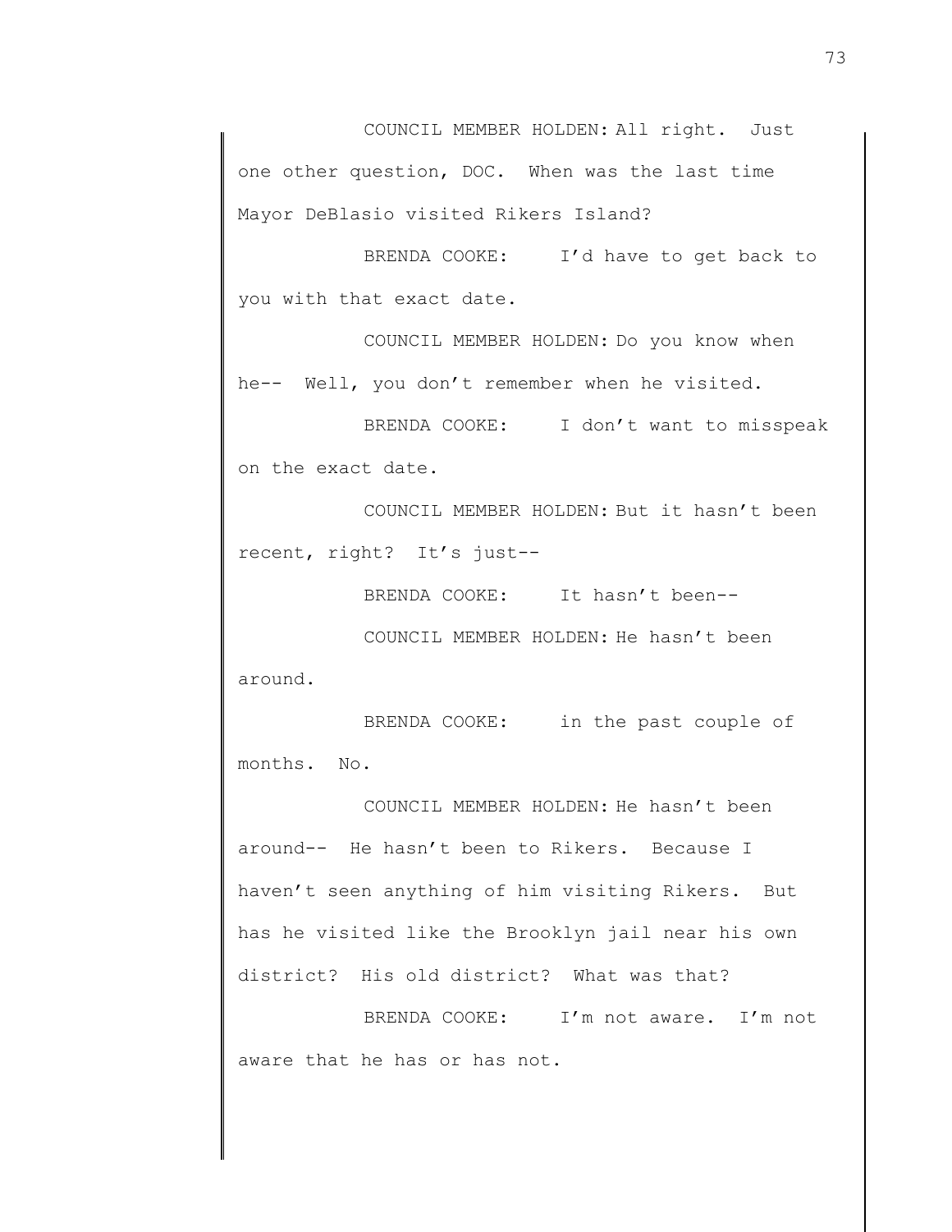COUNCIL MEMBER HOLDEN: All right. Just one other question, DOC. When was the last time Mayor DeBlasio visited Rikers Island?

BRENDA COOKE: I'd have to get back to you with that exact date.

COUNCIL MEMBER HOLDEN: Do you know when he-- Well, you don't remember when he visited.

BRENDA COOKE: I don't want to misspeak on the exact date.

COUNCIL MEMBER HOLDEN: But it hasn't been recent, right? It's just--

BRENDA COOKE: It hasn't been--

COUNCIL MEMBER HOLDEN: He hasn't been around.

BRENDA COOKE: in the past couple of months. No.

COUNCIL MEMBER HOLDEN: He hasn't been around-- He hasn't been to Rikers. Because I haven't seen anything of him visiting Rikers. But has he visited like the Brooklyn jail near his own district? His old district? What was that?

BRENDA COOKE: I'm not aware. I'm not aware that he has or has not.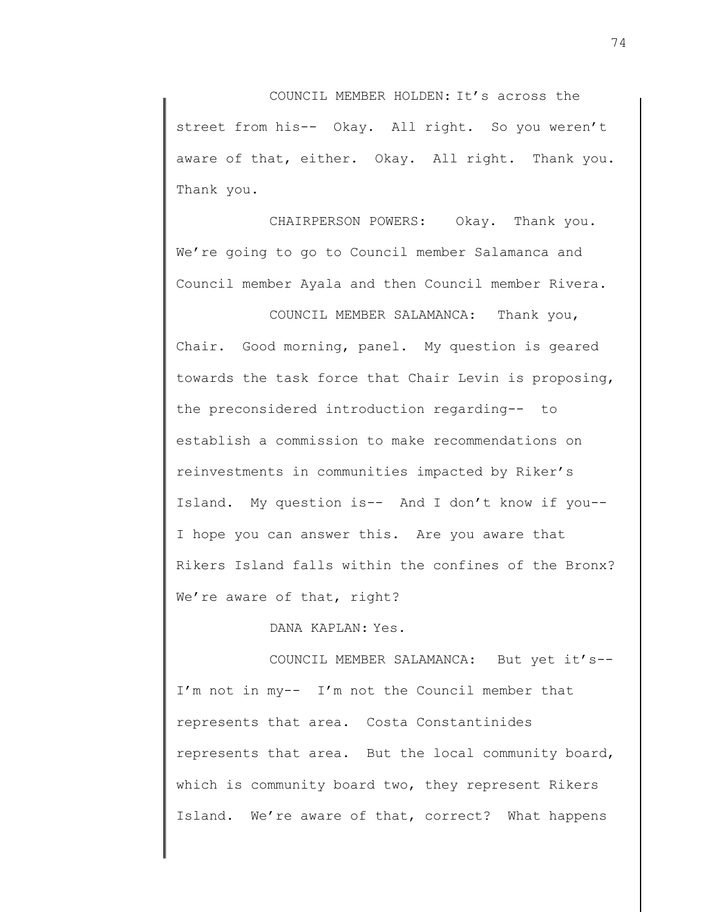COUNCIL MEMBER HOLDEN: It's across the street from his-- Okay. All right. So you weren't aware of that, either. Okay. All right. Thank you. Thank you.

CHAIRPERSON POWERS: Okay. Thank you. We're going to go to Council member Salamanca and Council member Ayala and then Council member Rivera.

COUNCIL MEMBER SALAMANCA: Thank you, Chair. Good morning, panel. My question is geared towards the task force that Chair Levin is proposing, the preconsidered introduction regarding-- to establish a commission to make recommendations on reinvestments in communities impacted by Riker's Island. My question is-- And I don't know if you-- I hope you can answer this. Are you aware that Rikers Island falls within the confines of the Bronx? We're aware of that, right?

DANA KAPLAN: Yes.

COUNCIL MEMBER SALAMANCA: But yet it's-- I'm not in my-- I'm not the Council member that represents that area. Costa Constantinides represents that area. But the local community board, which is community board two, they represent Rikers Island. We're aware of that, correct? What happens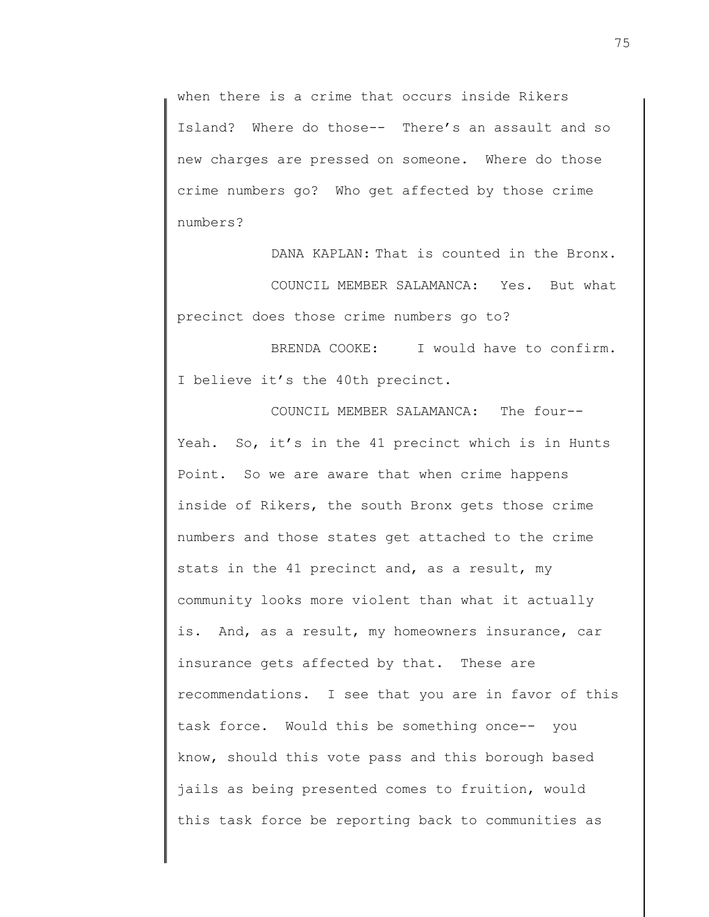when there is a crime that occurs inside Rikers Island? Where do those-- There's an assault and so new charges are pressed on someone. Where do those crime numbers go? Who get affected by those crime numbers?

DANA KAPLAN: That is counted in the Bronx.

COUNCIL MEMBER SALAMANCA: Yes. But what precinct does those crime numbers go to?

BRENDA COOKE: I would have to confirm. I believe it's the 40th precinct.

COUNCIL MEMBER SALAMANCA: The four-- Yeah. So, it's in the 41 precinct which is in Hunts Point. So we are aware that when crime happens inside of Rikers, the south Bronx gets those crime numbers and those states get attached to the crime stats in the 41 precinct and, as a result, my community looks more violent than what it actually is. And, as a result, my homeowners insurance, car insurance gets affected by that. These are recommendations. I see that you are in favor of this task force. Would this be something once-- you know, should this vote pass and this borough based jails as being presented comes to fruition, would this task force be reporting back to communities as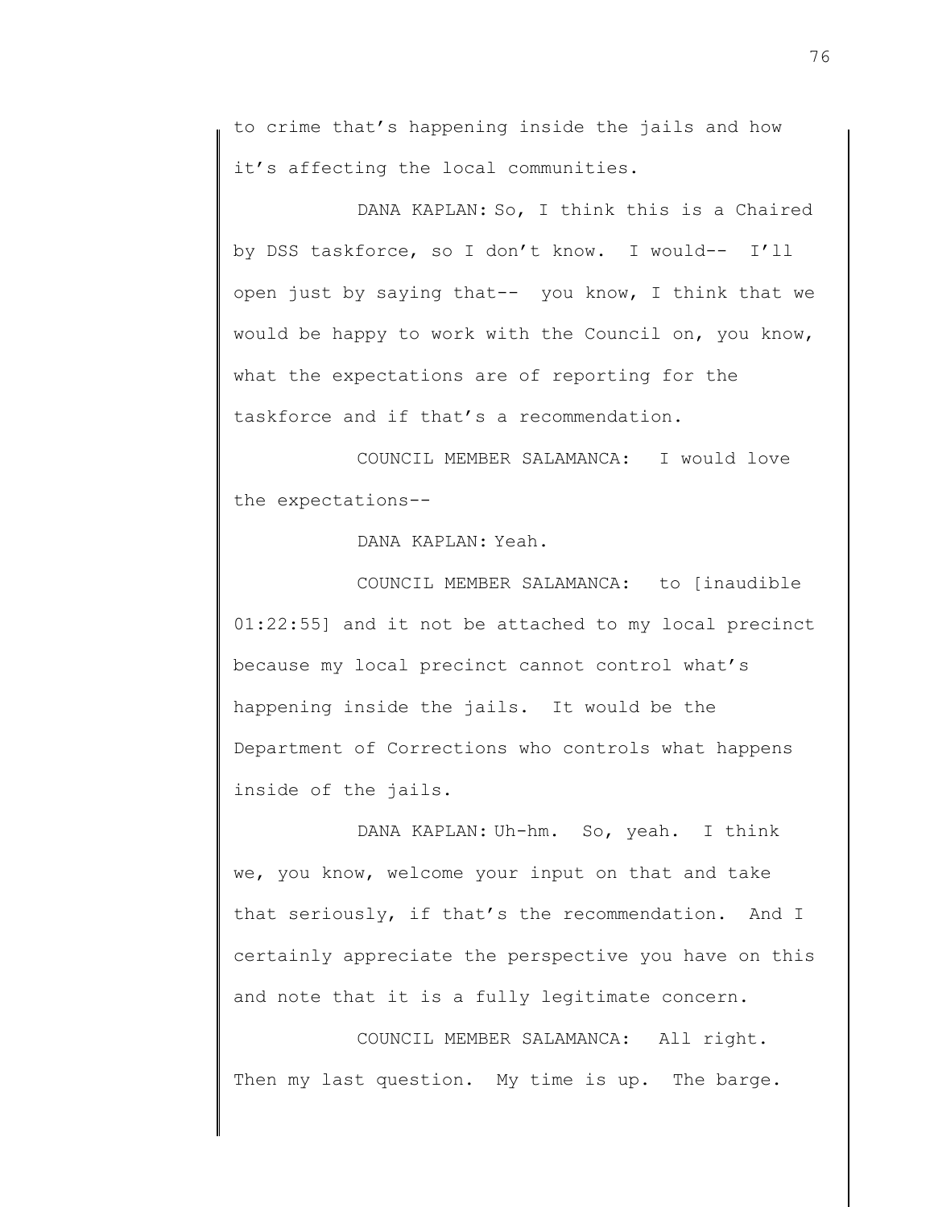to crime that's happening inside the jails and how it's affecting the local communities.

DANA KAPLAN: So, I think this is a Chaired by DSS taskforce, so I don't know. I would-- I'll open just by saying that-- you know, I think that we would be happy to work with the Council on, you know, what the expectations are of reporting for the taskforce and if that's a recommendation.

COUNCIL MEMBER SALAMANCA: I would love the expectations--

DANA KAPLAN: Yeah.

COUNCIL MEMBER SALAMANCA: to [inaudible 01:22:55] and it not be attached to my local precinct because my local precinct cannot control what's happening inside the jails. It would be the Department of Corrections who controls what happens inside of the jails.

DANA KAPLAN: Uh-hm. So, yeah. I think we, you know, welcome your input on that and take that seriously, if that's the recommendation. And I certainly appreciate the perspective you have on this and note that it is a fully legitimate concern.

COUNCIL MEMBER SALAMANCA: All right. Then my last question. My time is up. The barge.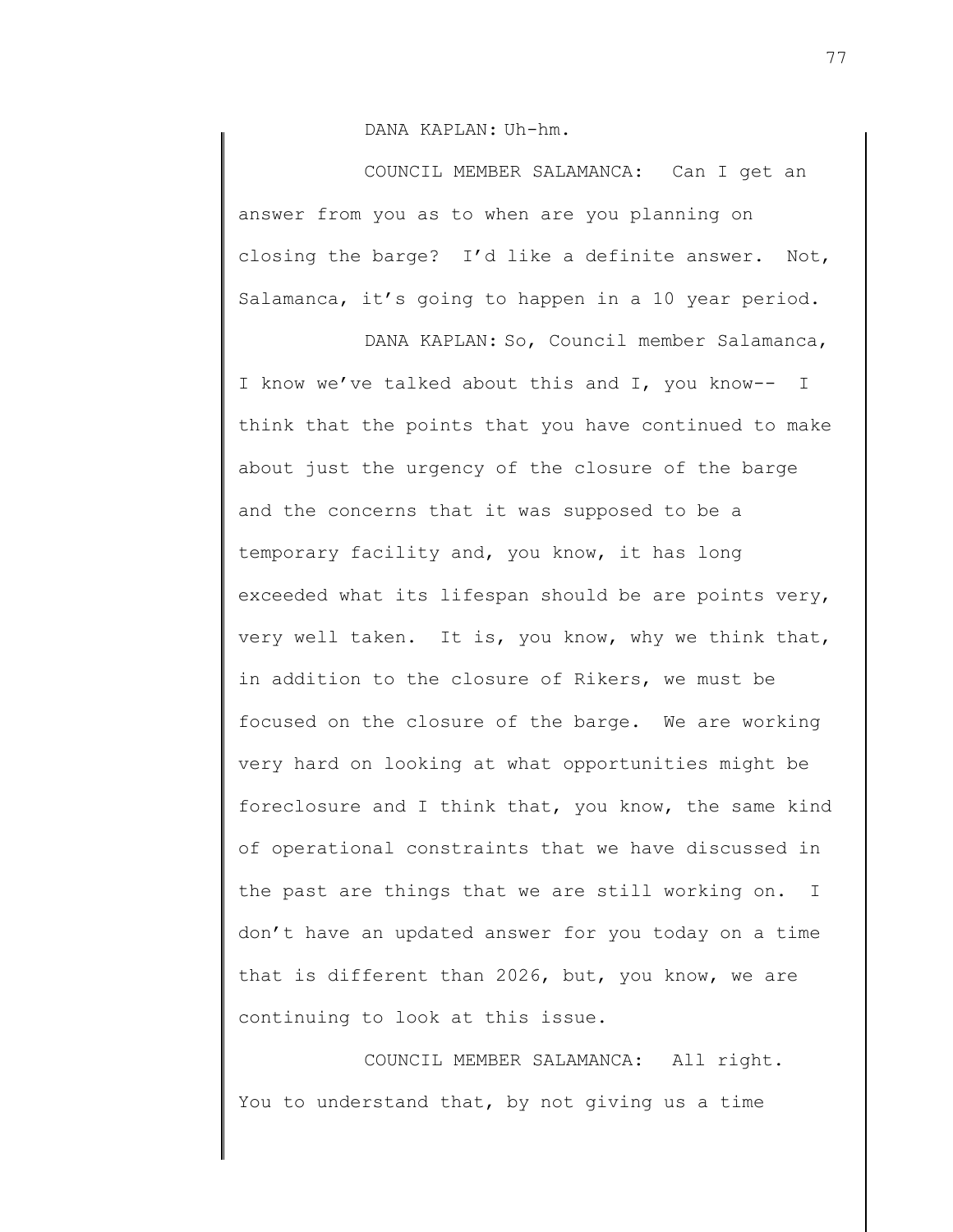DANA KAPLAN: Uh-hm.

COUNCIL MEMBER SALAMANCA: Can I get an answer from you as to when are you planning on closing the barge? I'd like a definite answer. Not, Salamanca, it's going to happen in a 10 year period.

DANA KAPLAN: So, Council member Salamanca, I know we've talked about this and I, you know-- I think that the points that you have continued to make about just the urgency of the closure of the barge and the concerns that it was supposed to be a temporary facility and, you know, it has long exceeded what its lifespan should be are points very, very well taken. It is, you know, why we think that, in addition to the closure of Rikers, we must be focused on the closure of the barge. We are working very hard on looking at what opportunities might be foreclosure and I think that, you know, the same kind of operational constraints that we have discussed in the past are things that we are still working on. I don't have an updated answer for you today on a time that is different than 2026, but, you know, we are continuing to look at this issue.

COUNCIL MEMBER SALAMANCA: All right. You to understand that, by not giving us a time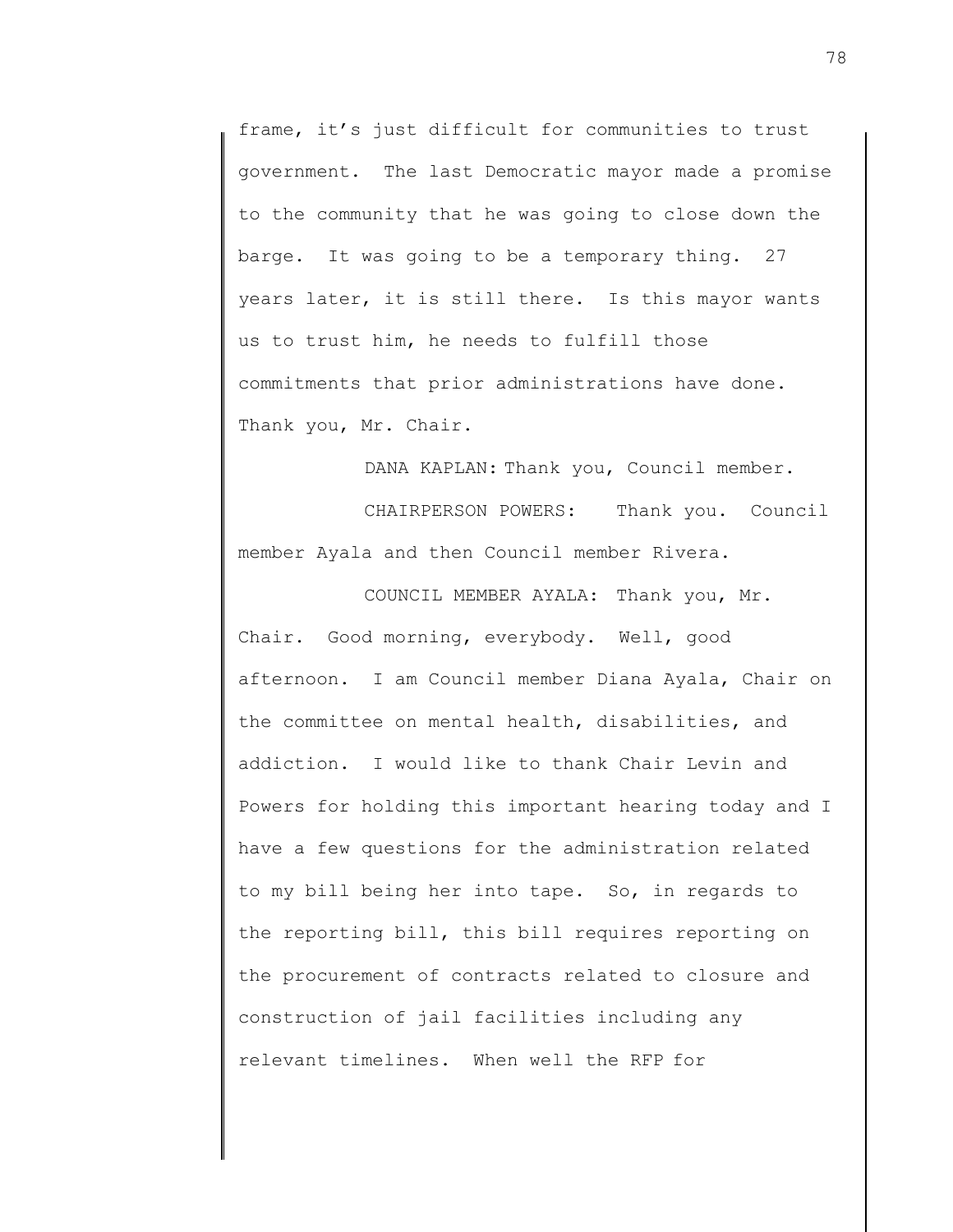frame, it's just difficult for communities to trust government. The last Democratic mayor made a promise to the community that he was going to close down the barge. It was going to be a temporary thing. 27 years later, it is still there. Is this mayor wants us to trust him, he needs to fulfill those commitments that prior administrations have done. Thank you, Mr. Chair.

DANA KAPLAN: Thank you, Council member.

CHAIRPERSON POWERS: Thank you. Council member Ayala and then Council member Rivera.

COUNCIL MEMBER AYALA: Thank you, Mr. Chair. Good morning, everybody. Well, good afternoon. I am Council member Diana Ayala, Chair on the committee on mental health, disabilities, and addiction. I would like to thank Chair Levin and Powers for holding this important hearing today and I have a few questions for the administration related to my bill being her into tape. So, in regards to the reporting bill, this bill requires reporting on the procurement of contracts related to closure and construction of jail facilities including any relevant timelines. When well the RFP for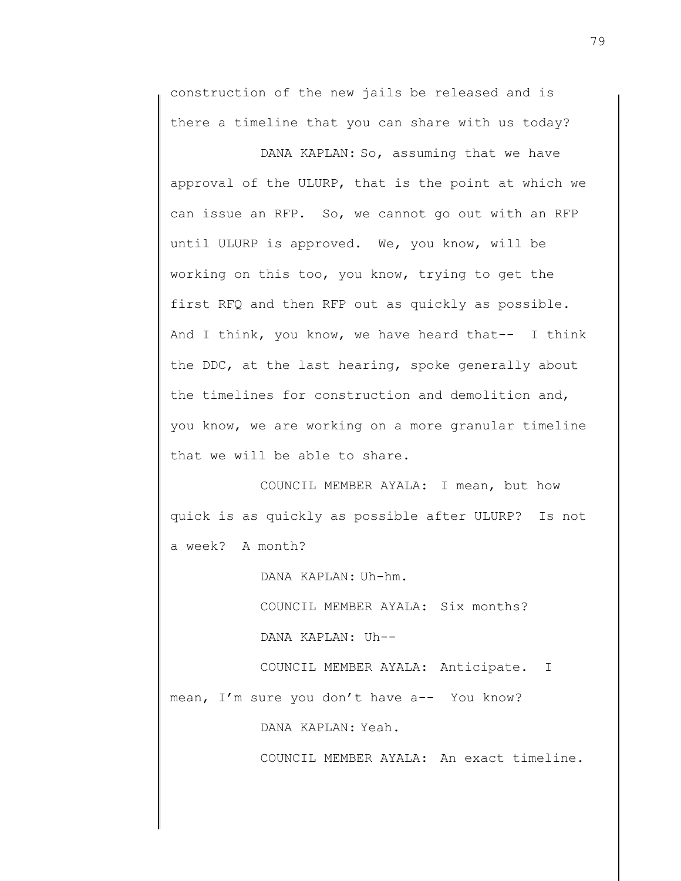construction of the new jails be released and is there a timeline that you can share with us today?

DANA KAPLAN: So, assuming that we have approval of the ULURP, that is the point at which we can issue an RFP. So, we cannot go out with an RFP until ULURP is approved. We, you know, will be working on this too, you know, trying to get the first RFQ and then RFP out as quickly as possible. And I think, you know, we have heard that-- I think the DDC, at the last hearing, spoke generally about the timelines for construction and demolition and, you know, we are working on a more granular timeline that we will be able to share.

COUNCIL MEMBER AYALA: I mean, but how quick is as quickly as possible after ULURP? Is not a week? A month?

DANA KAPLAN: Uh-hm.

COUNCIL MEMBER AYALA: Six months?

DANA KAPLAN: Uh--

COUNCIL MEMBER AYALA: Anticipate. I mean, I'm sure you don't have a-- You know?

DANA KAPLAN: Yeah.

COUNCIL MEMBER AYALA: An exact timeline.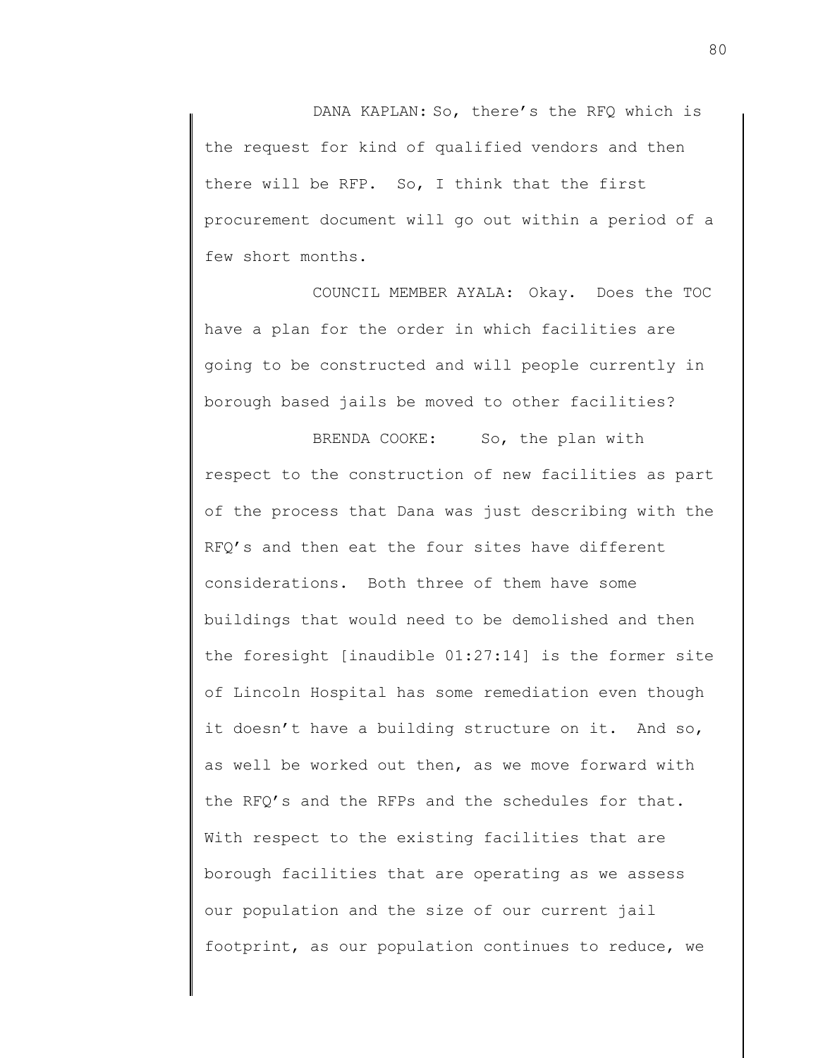DANA KAPLAN: So, there's the RFQ which is the request for kind of qualified vendors and then there will be RFP. So, I think that the first procurement document will go out within a period of a few short months.

COUNCIL MEMBER AYALA: Okay. Does the TOC have a plan for the order in which facilities are going to be constructed and will people currently in borough based jails be moved to other facilities?

BRENDA COOKE: So, the plan with respect to the construction of new facilities as part of the process that Dana was just describing with the RFQ's and then eat the four sites have different considerations. Both three of them have some buildings that would need to be demolished and then the foresight [inaudible 01:27:14] is the former site of Lincoln Hospital has some remediation even though it doesn't have a building structure on it. And so, as well be worked out then, as we move forward with the RFQ's and the RFPs and the schedules for that. With respect to the existing facilities that are borough facilities that are operating as we assess our population and the size of our current jail footprint, as our population continues to reduce, we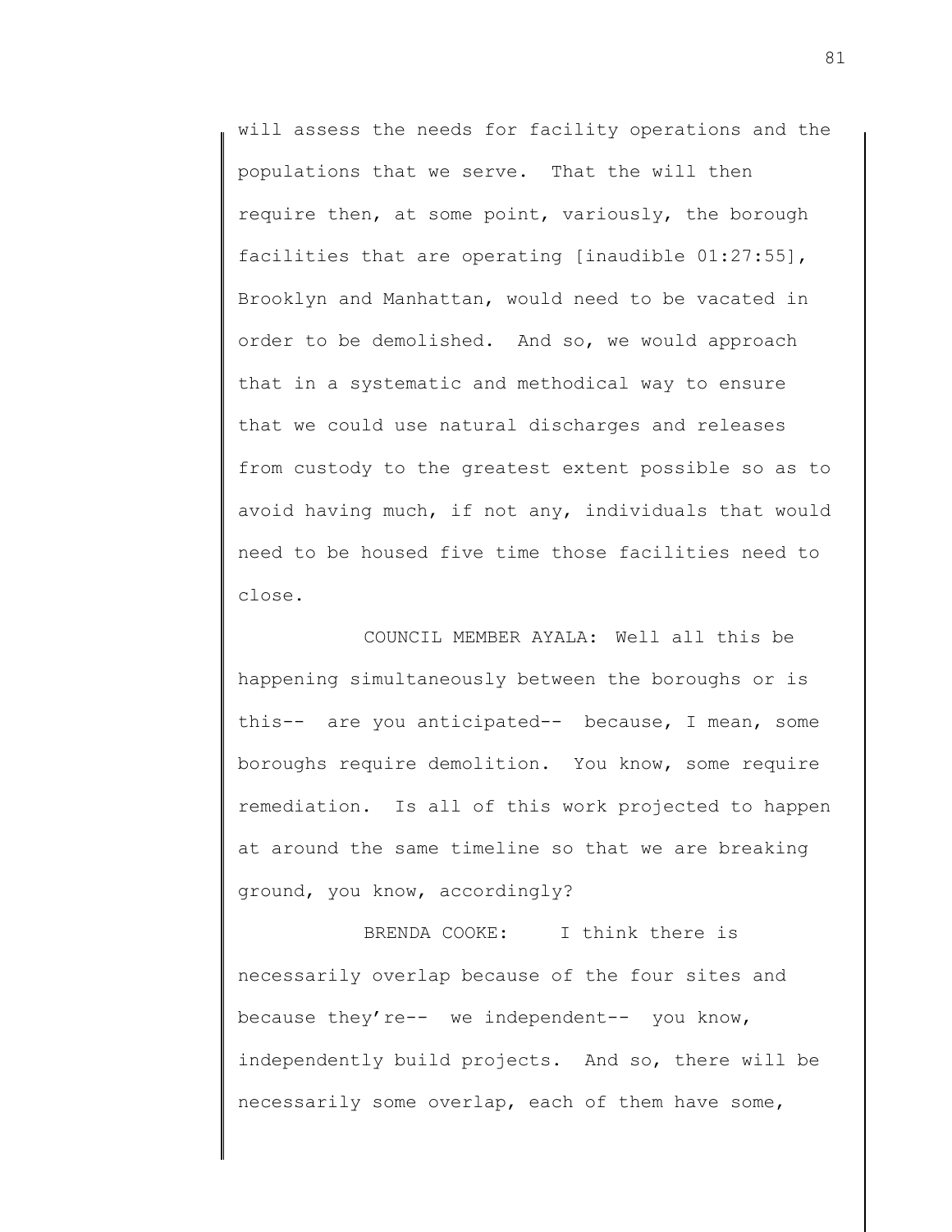will assess the needs for facility operations and the populations that we serve. That the will then require then, at some point, variously, the borough facilities that are operating [inaudible 01:27:55], Brooklyn and Manhattan, would need to be vacated in order to be demolished. And so, we would approach that in a systematic and methodical way to ensure that we could use natural discharges and releases from custody to the greatest extent possible so as to avoid having much, if not any, individuals that would need to be housed five time those facilities need to close.

COUNCIL MEMBER AYALA: Well all this be happening simultaneously between the boroughs or is this-- are you anticipated-- because, I mean, some boroughs require demolition. You know, some require remediation. Is all of this work projected to happen at around the same timeline so that we are breaking ground, you know, accordingly?

BRENDA COOKE: I think there is necessarily overlap because of the four sites and because they're-- we independent-- you know, independently build projects. And so, there will be necessarily some overlap, each of them have some,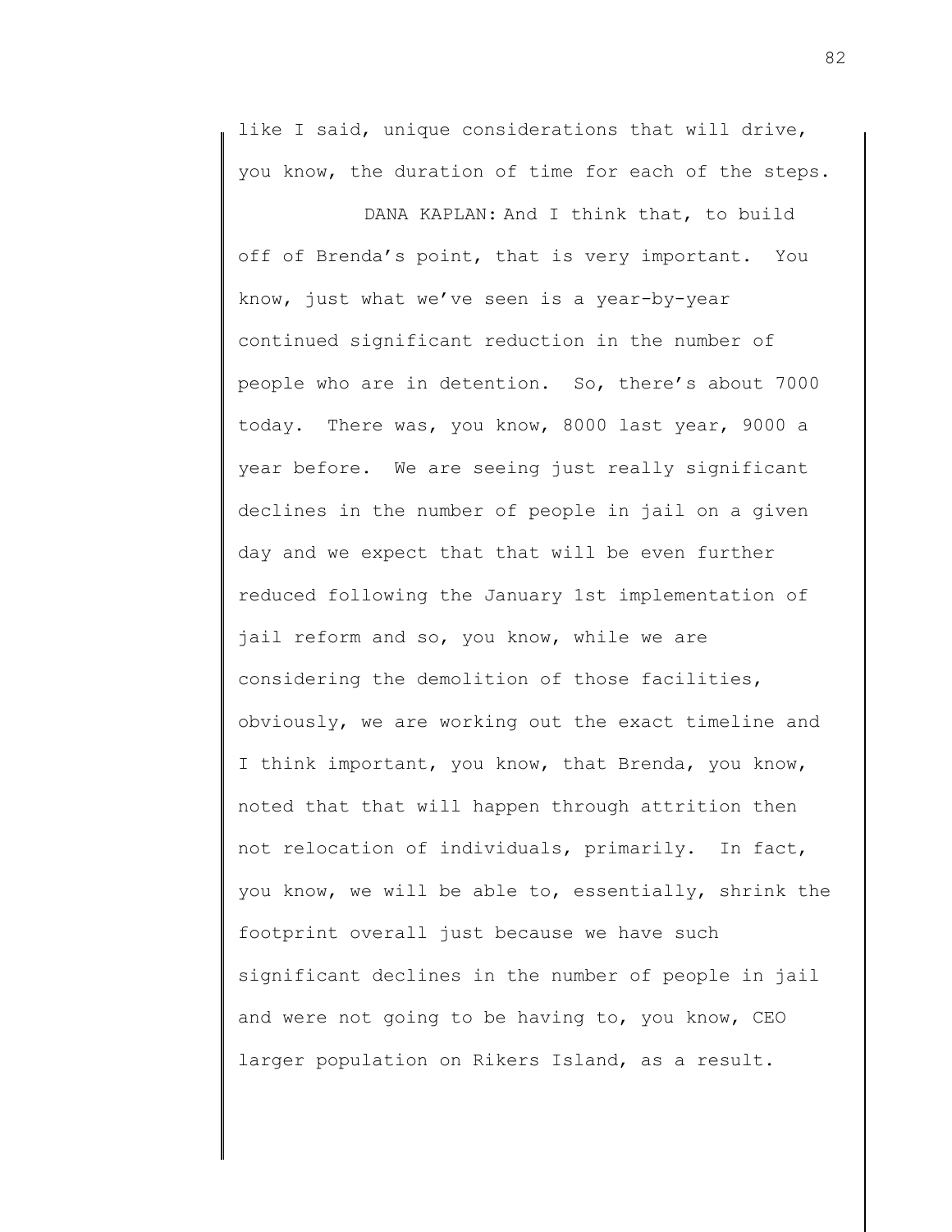like I said, unique considerations that will drive, you know, the duration of time for each of the steps.

DANA KAPLAN: And I think that, to build off of Brenda's point, that is very important. You know, just what we've seen is a year-by-year continued significant reduction in the number of people who are in detention. So, there's about 7000 today. There was, you know, 8000 last year, 9000 a year before. We are seeing just really significant declines in the number of people in jail on a given day and we expect that that will be even further reduced following the January 1st implementation of jail reform and so, you know, while we are considering the demolition of those facilities, obviously, we are working out the exact timeline and I think important, you know, that Brenda, you know, noted that that will happen through attrition then not relocation of individuals, primarily. In fact, you know, we will be able to, essentially, shrink the footprint overall just because we have such significant declines in the number of people in jail and were not going to be having to, you know, CEO larger population on Rikers Island, as a result.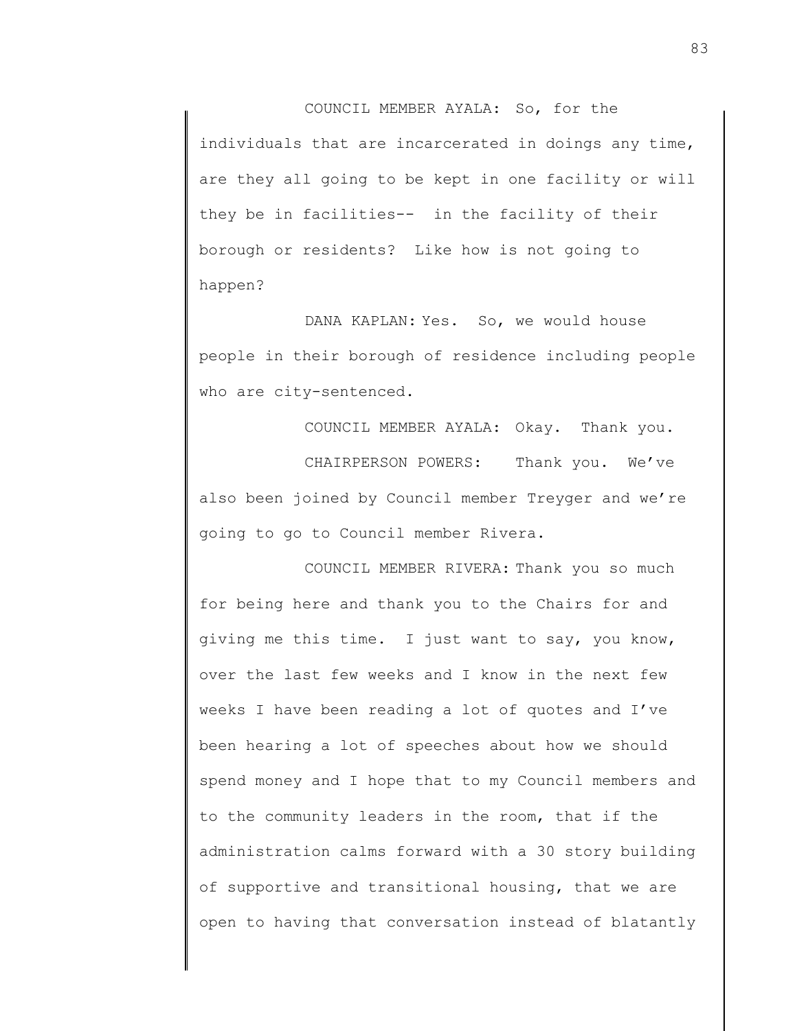COUNCIL MEMBER AYALA: So, for the individuals that are incarcerated in doings any time, are they all going to be kept in one facility or will they be in facilities-- in the facility of their borough or residents? Like how is not going to happen?

DANA KAPLAN: Yes. So, we would house people in their borough of residence including people who are city-sentenced.

COUNCIL MEMBER AYALA: Okay. Thank you.

CHAIRPERSON POWERS: Thank you. We've also been joined by Council member Treyger and we're going to go to Council member Rivera.

COUNCIL MEMBER RIVERA: Thank you so much for being here and thank you to the Chairs for and giving me this time. I just want to say, you know, over the last few weeks and I know in the next few weeks I have been reading a lot of quotes and I've been hearing a lot of speeches about how we should spend money and I hope that to my Council members and to the community leaders in the room, that if the administration calms forward with a 30 story building of supportive and transitional housing, that we are open to having that conversation instead of blatantly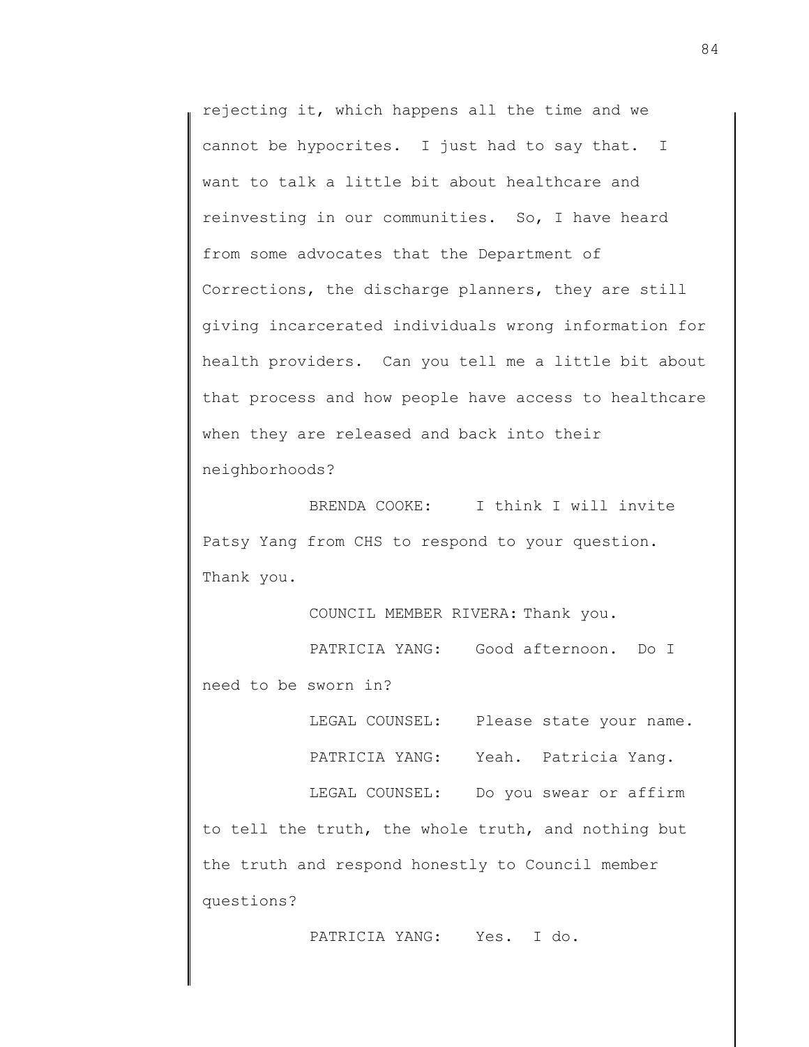rejecting it, which happens all the time and we cannot be hypocrites. I just had to say that. I want to talk a little bit about healthcare and reinvesting in our communities. So, I have heard from some advocates that the Department of Corrections, the discharge planners, they are still giving incarcerated individuals wrong information for health providers. Can you tell me a little bit about that process and how people have access to healthcare when they are released and back into their neighborhoods?

BRENDA COOKE: I think I will invite Patsy Yang from CHS to respond to your question. Thank you.

COUNCIL MEMBER RIVERA: Thank you.

PATRICIA YANG: Good afternoon. Do I need to be sworn in?

LEGAL COUNSEL: Please state your name.

PATRICIA YANG: Yeah. Patricia Yang.

LEGAL COUNSEL: Do you swear or affirm to tell the truth, the whole truth, and nothing but the truth and respond honestly to Council member questions?

PATRICIA YANG: Yes. I do.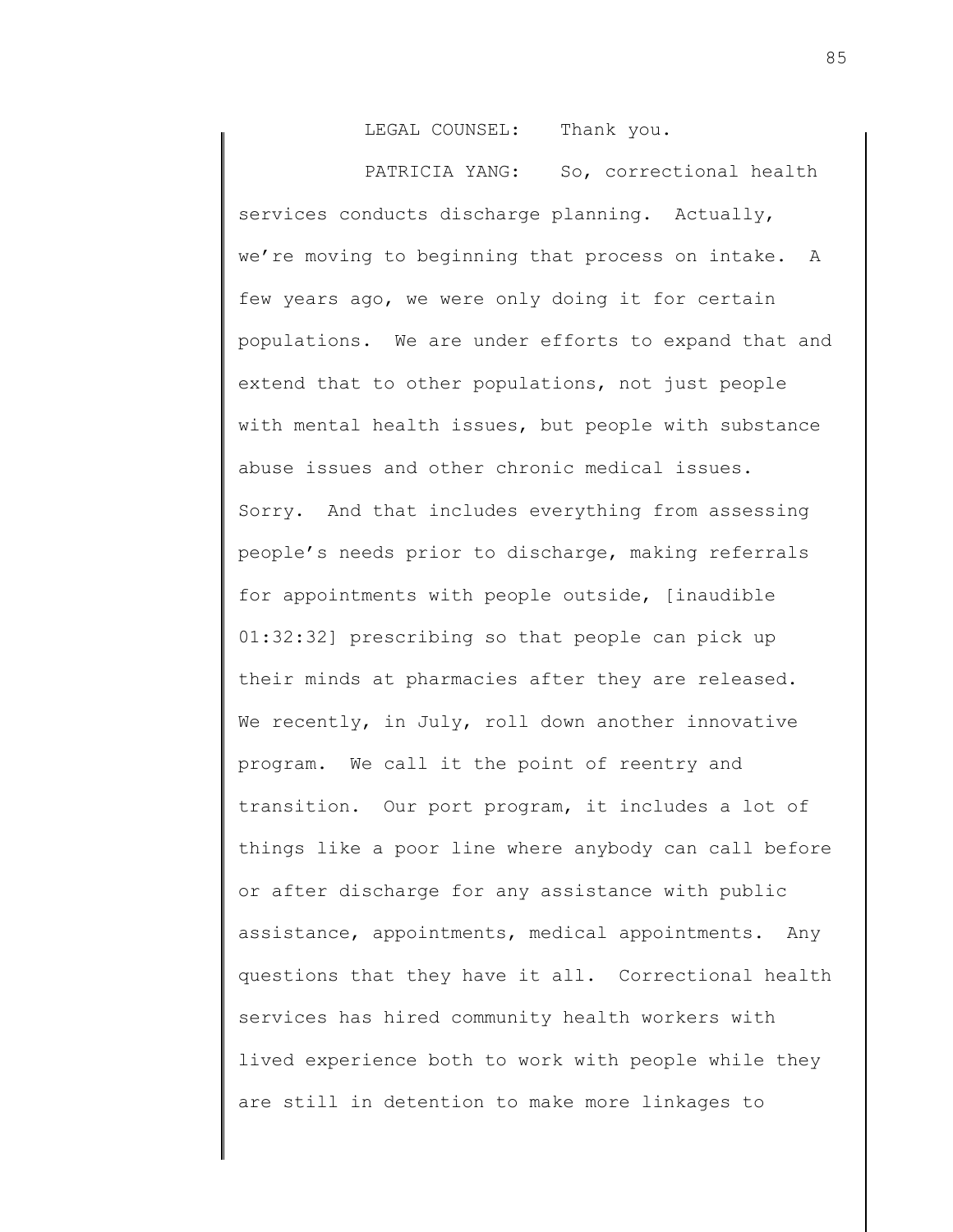LEGAL COUNSEL: Thank you.

PATRICIA YANG: So, correctional health services conducts discharge planning. Actually, we're moving to beginning that process on intake. A few years ago, we were only doing it for certain populations. We are under efforts to expand that and extend that to other populations, not just people with mental health issues, but people with substance abuse issues and other chronic medical issues. Sorry. And that includes everything from assessing people's needs prior to discharge, making referrals for appointments with people outside, [inaudible 01:32:32] prescribing so that people can pick up their minds at pharmacies after they are released. We recently, in July, roll down another innovative program. We call it the point of reentry and transition. Our port program, it includes a lot of things like a poor line where anybody can call before or after discharge for any assistance with public assistance, appointments, medical appointments. Any questions that they have it all. Correctional health services has hired community health workers with lived experience both to work with people while they are still in detention to make more linkages to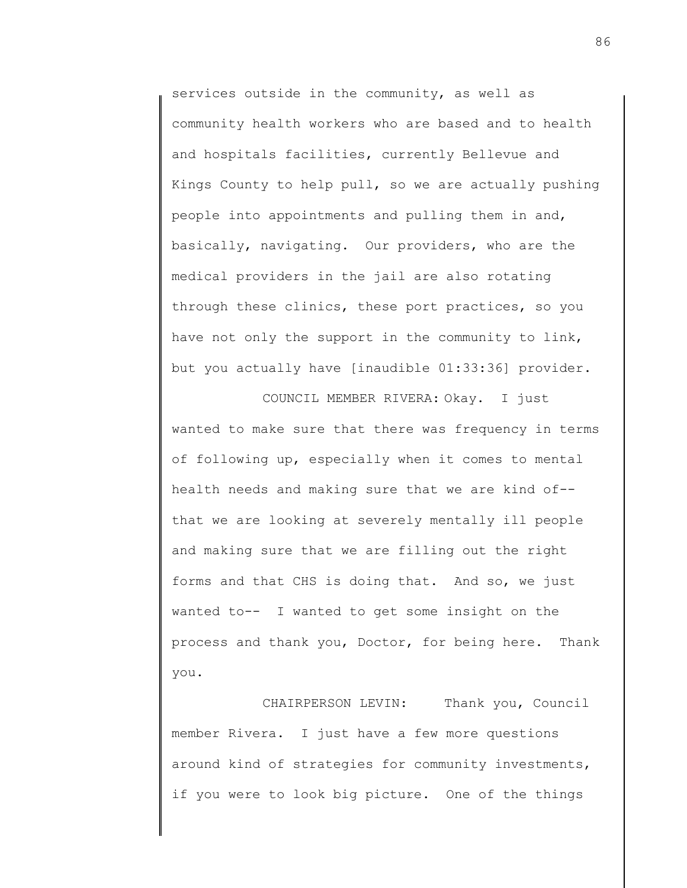services outside in the community, as well as community health workers who are based and to health and hospitals facilities, currently Bellevue and Kings County to help pull, so we are actually pushing people into appointments and pulling them in and, basically, navigating. Our providers, who are the medical providers in the jail are also rotating through these clinics, these port practices, so you have not only the support in the community to link, but you actually have [inaudible 01:33:36] provider.

COUNCIL MEMBER RIVERA: Okay. I just wanted to make sure that there was frequency in terms of following up, especially when it comes to mental health needs and making sure that we are kind of-- that we are looking at severely mentally ill people and making sure that we are filling out the right forms and that CHS is doing that. And so, we just wanted to-- I wanted to get some insight on the process and thank you, Doctor, for being here. Thank you.

CHAIRPERSON LEVIN: Thank you, Council member Rivera. I just have a few more questions around kind of strategies for community investments, if you were to look big picture. One of the things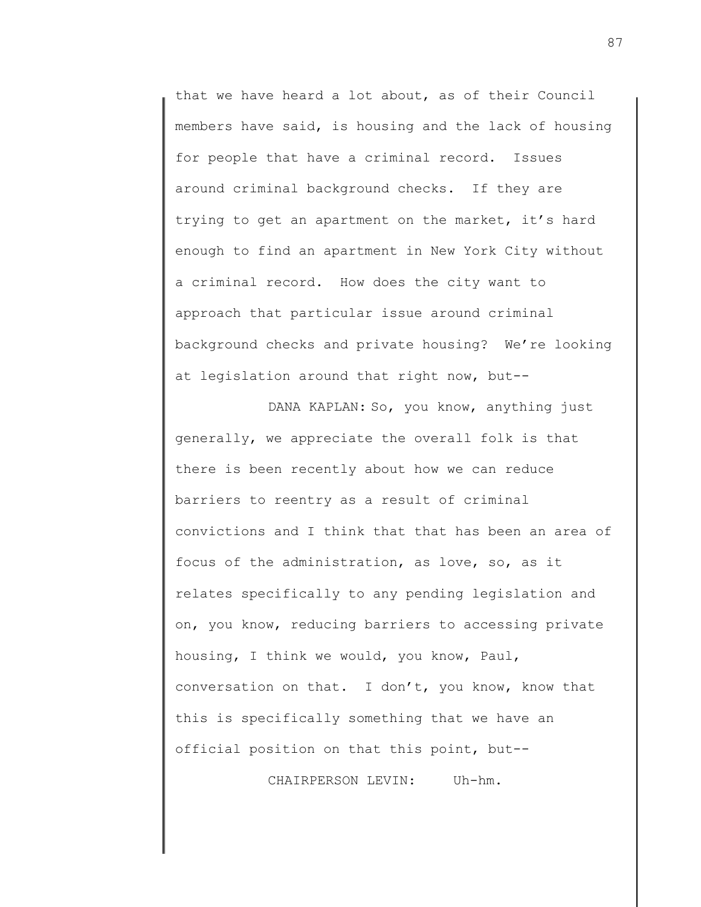that we have heard a lot about, as of their Council members have said, is housing and the lack of housing for people that have a criminal record. Issues around criminal background checks. If they are trying to get an apartment on the market, it's hard enough to find an apartment in New York City without a criminal record. How does the city want to approach that particular issue around criminal background checks and private housing? We're looking at legislation around that right now, but--

DANA KAPLAN: So, you know, anything just generally, we appreciate the overall folk is that there is been recently about how we can reduce barriers to reentry as a result of criminal convictions and I think that that has been an area of focus of the administration, as love, so, as it relates specifically to any pending legislation and on, you know, reducing barriers to accessing private housing, I think we would, you know, Paul, conversation on that. I don't, you know, know that this is specifically something that we have an official position on that this point, but--

CHAIRPERSON LEVIN: Uh-hm.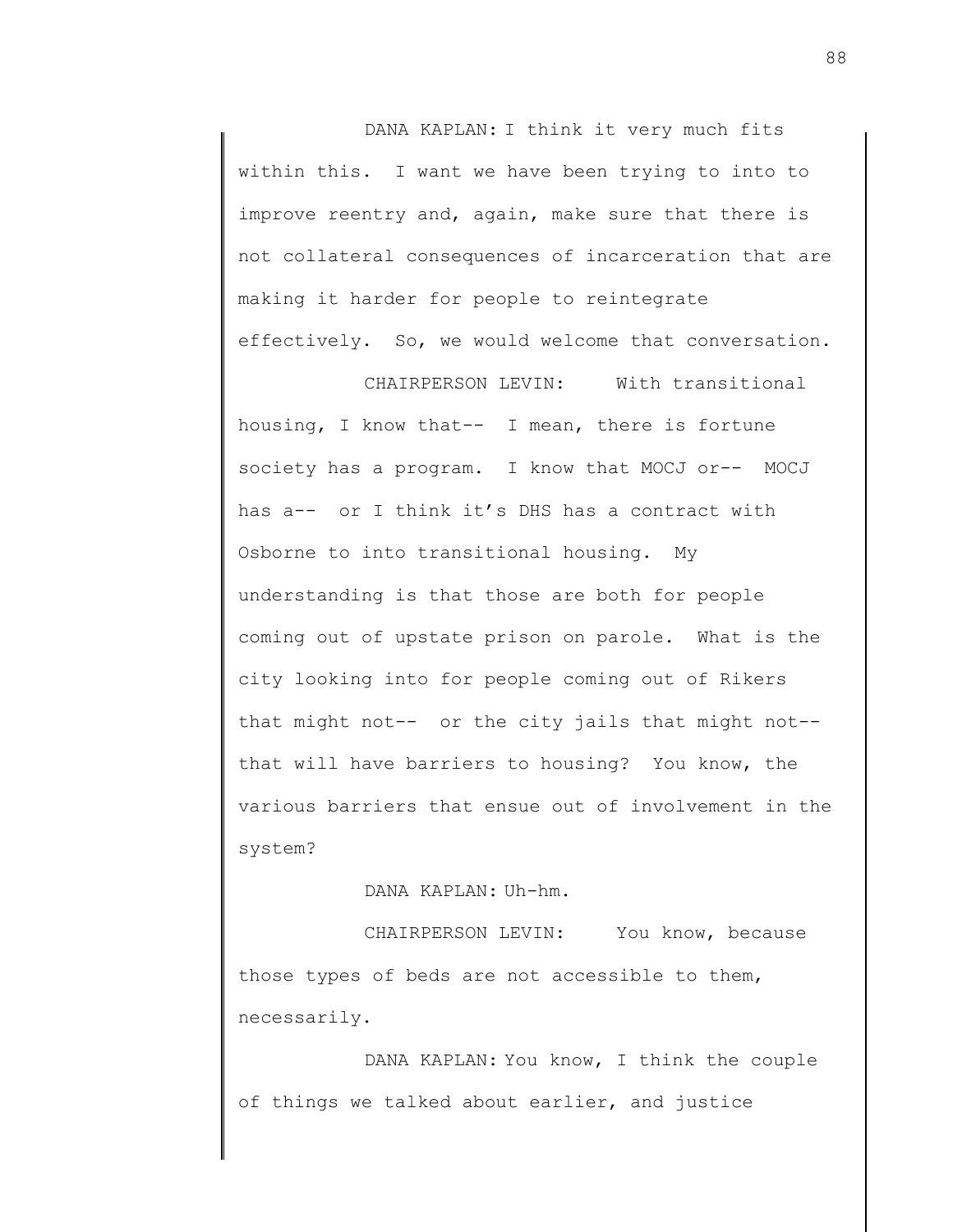DANA KAPLAN: I think it very much fits within this. I want we have been trying to into to improve reentry and, again, make sure that there is not collateral consequences of incarceration that are making it harder for people to reintegrate effectively. So, we would welcome that conversation.

CHAIRPERSON LEVIN: With transitional housing, I know that-- I mean, there is fortune society has a program. I know that MOCJ or-- MOCJ has a-- or I think it's DHS has a contract with Osborne to into transitional housing. My understanding is that those are both for people coming out of upstate prison on parole. What is the city looking into for people coming out of Rikers that might not-- or the city jails that might not-- that will have barriers to housing? You know, the various barriers that ensue out of involvement in the system?

DANA KAPLAN: Uh-hm.

CHAIRPERSON LEVIN: You know, because those types of beds are not accessible to them, necessarily.

DANA KAPLAN: You know, I think the couple of things we talked about earlier, and justice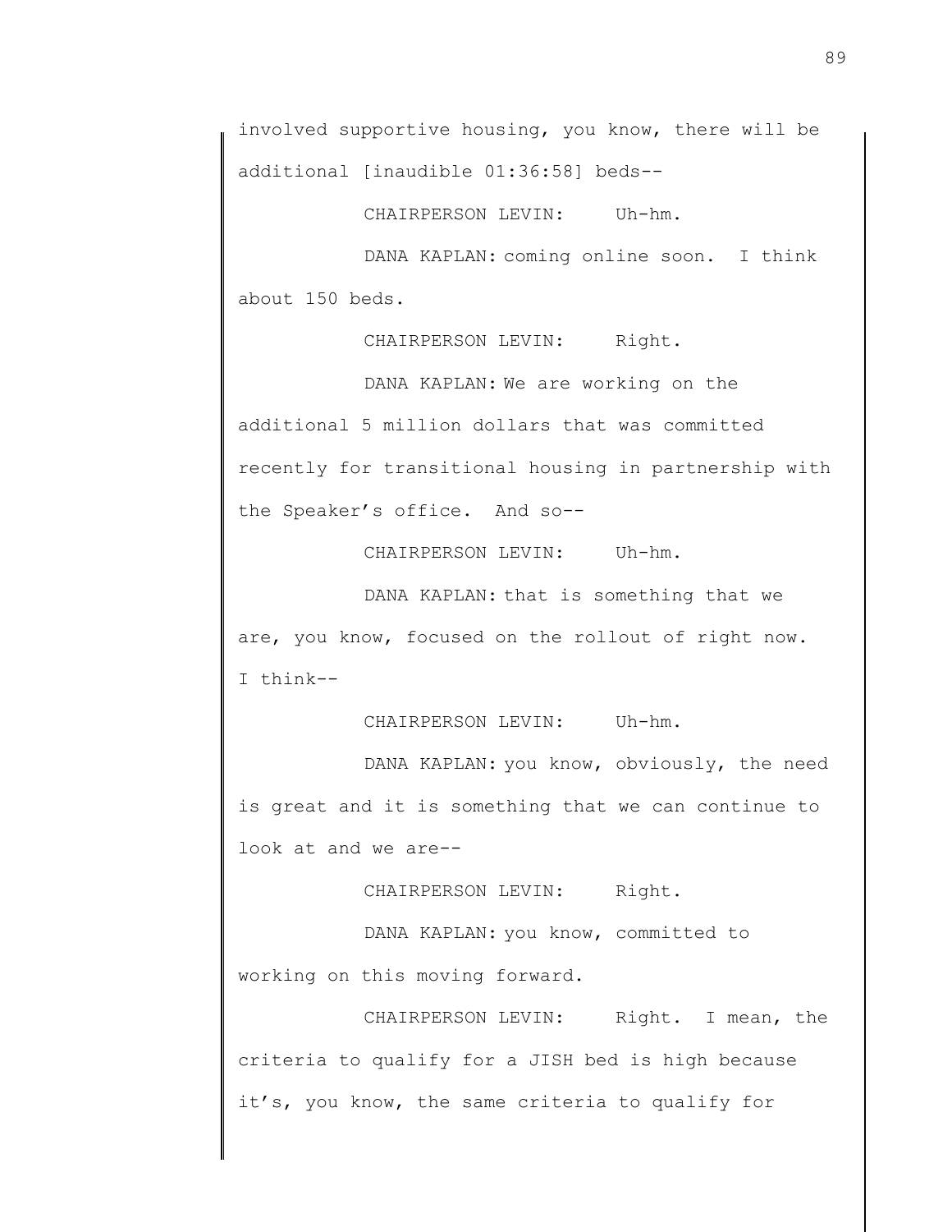involved supportive housing, you know, there will be additional [inaudible 01:36:58] beds--

CHAIRPERSON LEVIN: Uh-hm.

DANA KAPLAN: coming online soon. I think about 150 beds.

CHAIRPERSON LEVIN: Right.

DANA KAPLAN: We are working on the additional 5 million dollars that was committed recently for transitional housing in partnership with the Speaker's office. And so--

CHAIRPERSON LEVIN: Uh-hm.

DANA KAPLAN: that is something that we are, you know, focused on the rollout of right now. I think--

CHAIRPERSON LEVIN: Uh-hm.

DANA KAPLAN: you know, obviously, the need is great and it is something that we can continue to look at and we are--

CHAIRPERSON LEVIN: Right.

DANA KAPLAN: you know, committed to working on this moving forward.

CHAIRPERSON LEVIN: Right. I mean, the criteria to qualify for a JISH bed is high because it's, you know, the same criteria to qualify for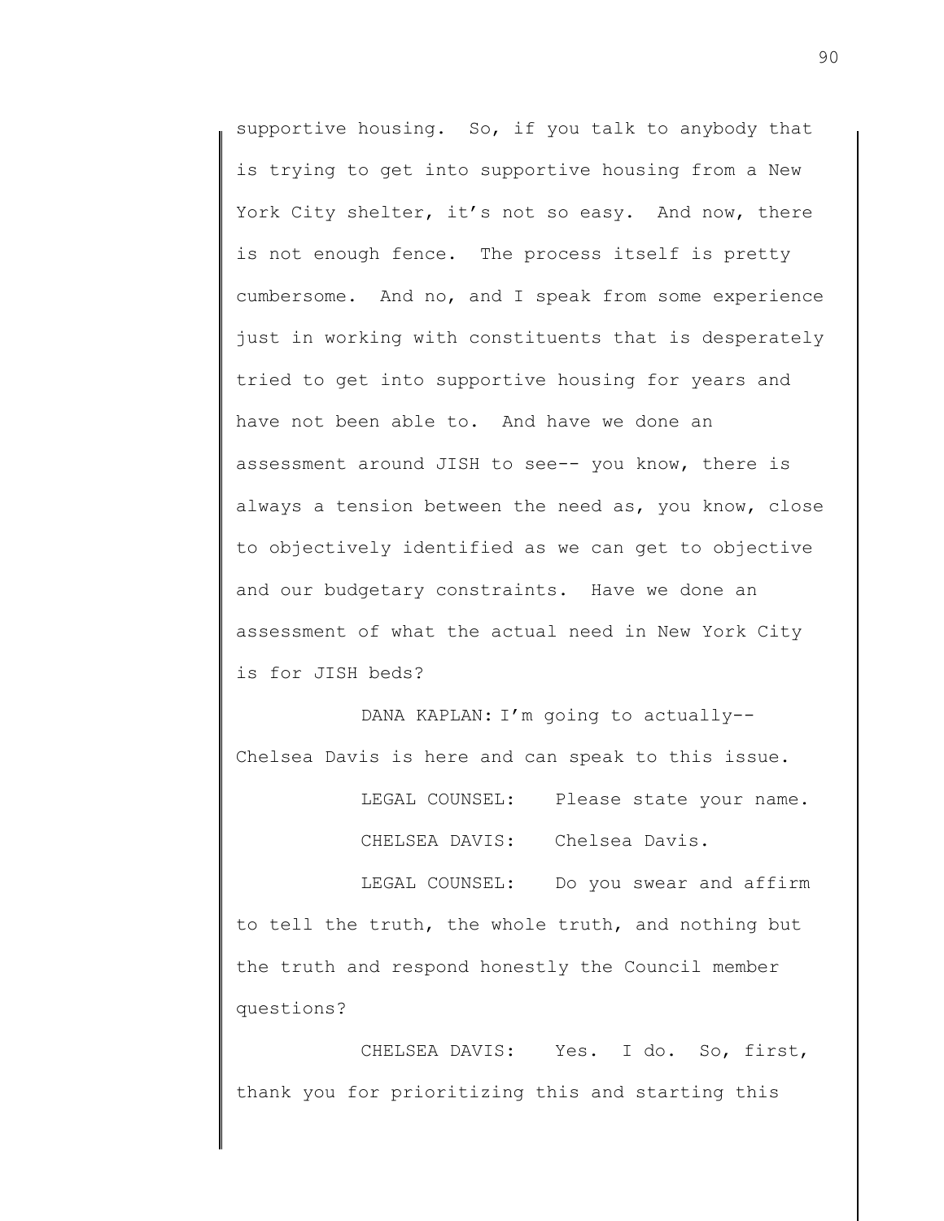supportive housing. So, if you talk to anybody that is trying to get into supportive housing from a New York City shelter, it's not so easy. And now, there is not enough fence. The process itself is pretty cumbersome. And no, and I speak from some experience just in working with constituents that is desperately tried to get into supportive housing for years and have not been able to. And have we done an assessment around JISH to see-- you know, there is always a tension between the need as, you know, close to objectively identified as we can get to objective and our budgetary constraints. Have we done an assessment of what the actual need in New York City is for JISH beds?

DANA KAPLAN: I'm going to actually-- Chelsea Davis is here and can speak to this issue.

LEGAL COUNSEL: Please state your name.

CHELSEA DAVIS: Chelsea Davis.

LEGAL COUNSEL: Do you swear and affirm to tell the truth, the whole truth, and nothing but the truth and respond honestly the Council member questions?

CHELSEA DAVIS: Yes. I do. So, first, thank you for prioritizing this and starting this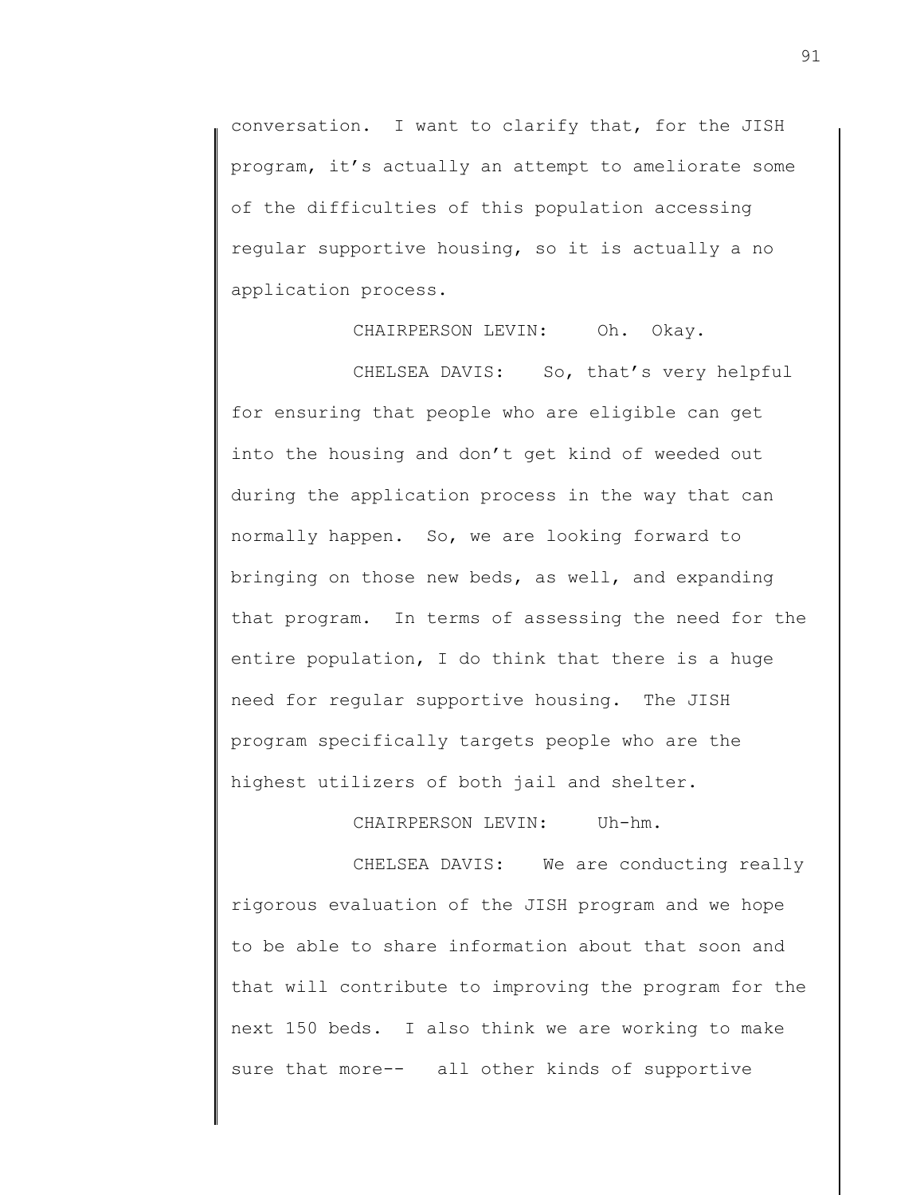conversation. I want to clarify that, for the JISH program, it's actually an attempt to ameliorate some of the difficulties of this population accessing regular supportive housing, so it is actually a no application process.

CHAIRPERSON LEVIN: Oh. Okay.

CHELSEA DAVIS: So, that's very helpful for ensuring that people who are eligible can get into the housing and don't get kind of weeded out during the application process in the way that can normally happen. So, we are looking forward to bringing on those new beds, as well, and expanding that program. In terms of assessing the need for the entire population, I do think that there is a huge need for regular supportive housing. The JISH program specifically targets people who are the highest utilizers of both jail and shelter.

CHAIRPERSON LEVIN: Uh-hm.

CHELSEA DAVIS: We are conducting really rigorous evaluation of the JISH program and we hope to be able to share information about that soon and that will contribute to improving the program for the next 150 beds. I also think we are working to make sure that more-- all other kinds of supportive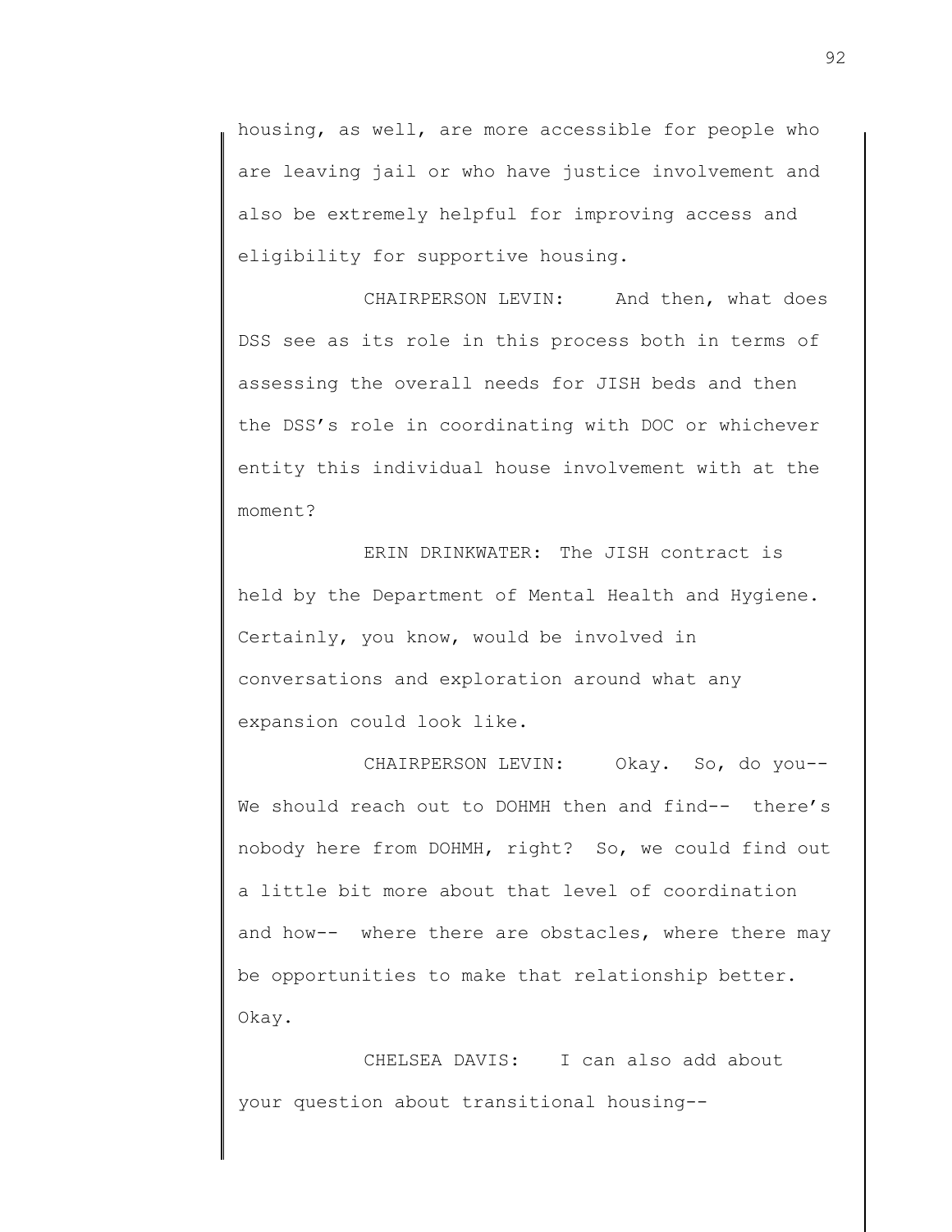housing, as well, are more accessible for people who are leaving jail or who have justice involvement and also be extremely helpful for improving access and eligibility for supportive housing.

CHAIRPERSON LEVIN: And then, what does DSS see as its role in this process both in terms of assessing the overall needs for JISH beds and then the DSS's role in coordinating with DOC or whichever entity this individual house involvement with at the moment?

ERIN DRINKWATER: The JISH contract is held by the Department of Mental Health and Hygiene. Certainly, you know, would be involved in conversations and exploration around what any expansion could look like.

CHAIRPERSON LEVIN: Okay. So, do you-- We should reach out to DOHMH then and find-- there's nobody here from DOHMH, right? So, we could find out a little bit more about that level of coordination and how-- where there are obstacles, where there may be opportunities to make that relationship better. Okay.

CHELSEA DAVIS: I can also add about your question about transitional housing--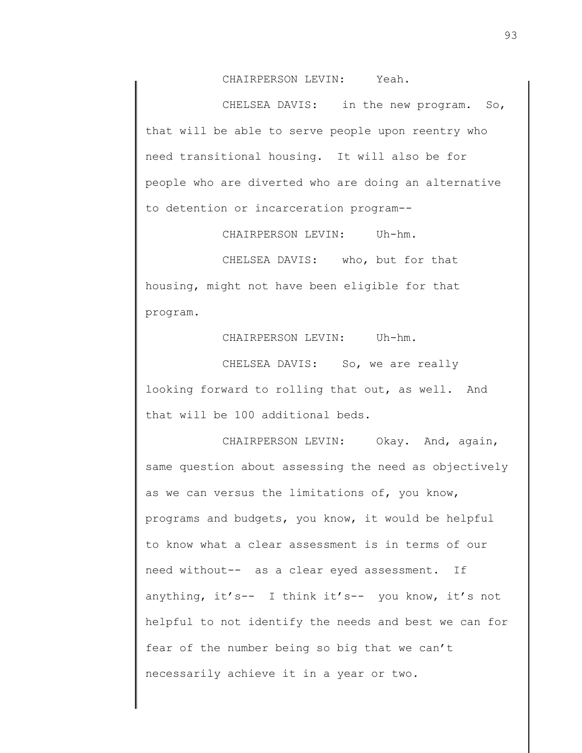CHAIRPERSON LEVIN: Yeah.

CHELSEA DAVIS: in the new program. So, that will be able to serve people upon reentry who need transitional housing. It will also be for people who are diverted who are doing an alternative to detention or incarceration program--

CHAIRPERSON LEVIN: Uh-hm.

CHELSEA DAVIS: who, but for that housing, might not have been eligible for that program.

CHAIRPERSON LEVIN: Uh-hm.

CHELSEA DAVIS: So, we are really looking forward to rolling that out, as well. And that will be 100 additional beds.

CHAIRPERSON LEVIN: Okay. And, again, same question about assessing the need as objectively as we can versus the limitations of, you know, programs and budgets, you know, it would be helpful to know what a clear assessment is in terms of our need without-- as a clear eyed assessment. If anything, it's-- I think it's-- you know, it's not helpful to not identify the needs and best we can for fear of the number being so big that we can't necessarily achieve it in a year or two.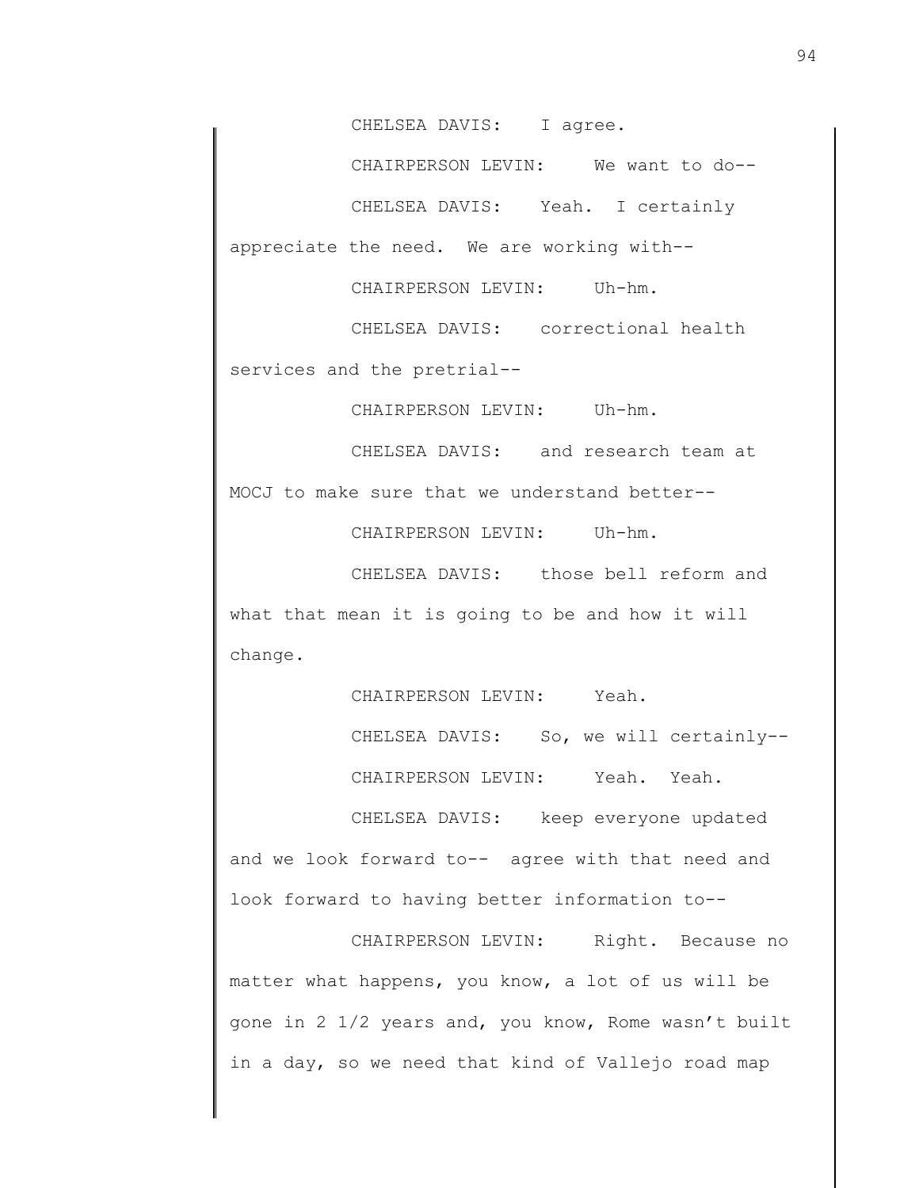CHELSEA DAVIS: I agree.

CHAIRPERSON LEVIN: We want to do--

CHELSEA DAVIS: Yeah. I certainly appreciate the need. We are working with--

CHAIRPERSON LEVIN: Uh-hm.

CHELSEA DAVIS: correctional health services and the pretrial--

CHAIRPERSON LEVIN: Uh-hm.

CHELSEA DAVIS: and research team at MOCJ to make sure that we understand better--

CHAIRPERSON LEVIN: Uh-hm.

CHELSEA DAVIS: those bell reform and what that mean it is going to be and how it will change.

CHAIRPERSON LEVIN: Yeah.

CHELSEA DAVIS: So, we will certainly--

CHAIRPERSON LEVIN: Yeah. Yeah.

CHELSEA DAVIS: keep everyone updated and we look forward to-- agree with that need and look forward to having better information to--

CHAIRPERSON LEVIN: Right. Because no matter what happens, you know, a lot of us will be gone in 2 1/2 years and, you know, Rome wasn't built in a day, so we need that kind of Vallejo road map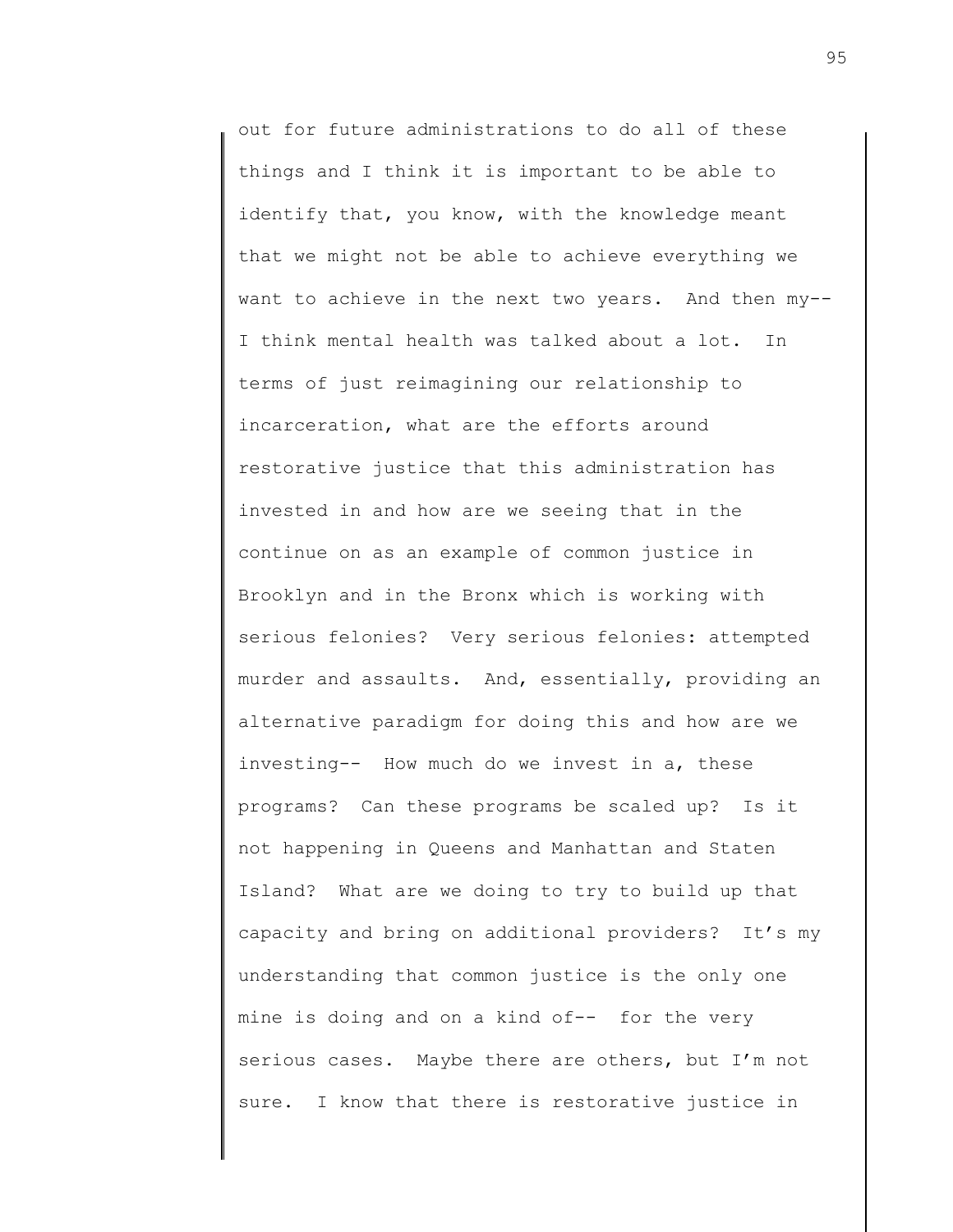out for future administrations to do all of these things and I think it is important to be able to identify that, you know, with the knowledge meant that we might not be able to achieve everything we want to achieve in the next two years. And then my-- I think mental health was talked about a lot. In terms of just reimagining our relationship to incarceration, what are the efforts around restorative justice that this administration has invested in and how are we seeing that in the continue on as an example of common justice in Brooklyn and in the Bronx which is working with serious felonies? Very serious felonies: attempted murder and assaults. And, essentially, providing an alternative paradigm for doing this and how are we investing-- How much do we invest in a, these programs? Can these programs be scaled up? Is it not happening in Queens and Manhattan and Staten Island? What are we doing to try to build up that capacity and bring on additional providers? It's my understanding that common justice is the only one mine is doing and on a kind of-- for the very serious cases. Maybe there are others, but I'm not sure. I know that there is restorative justice in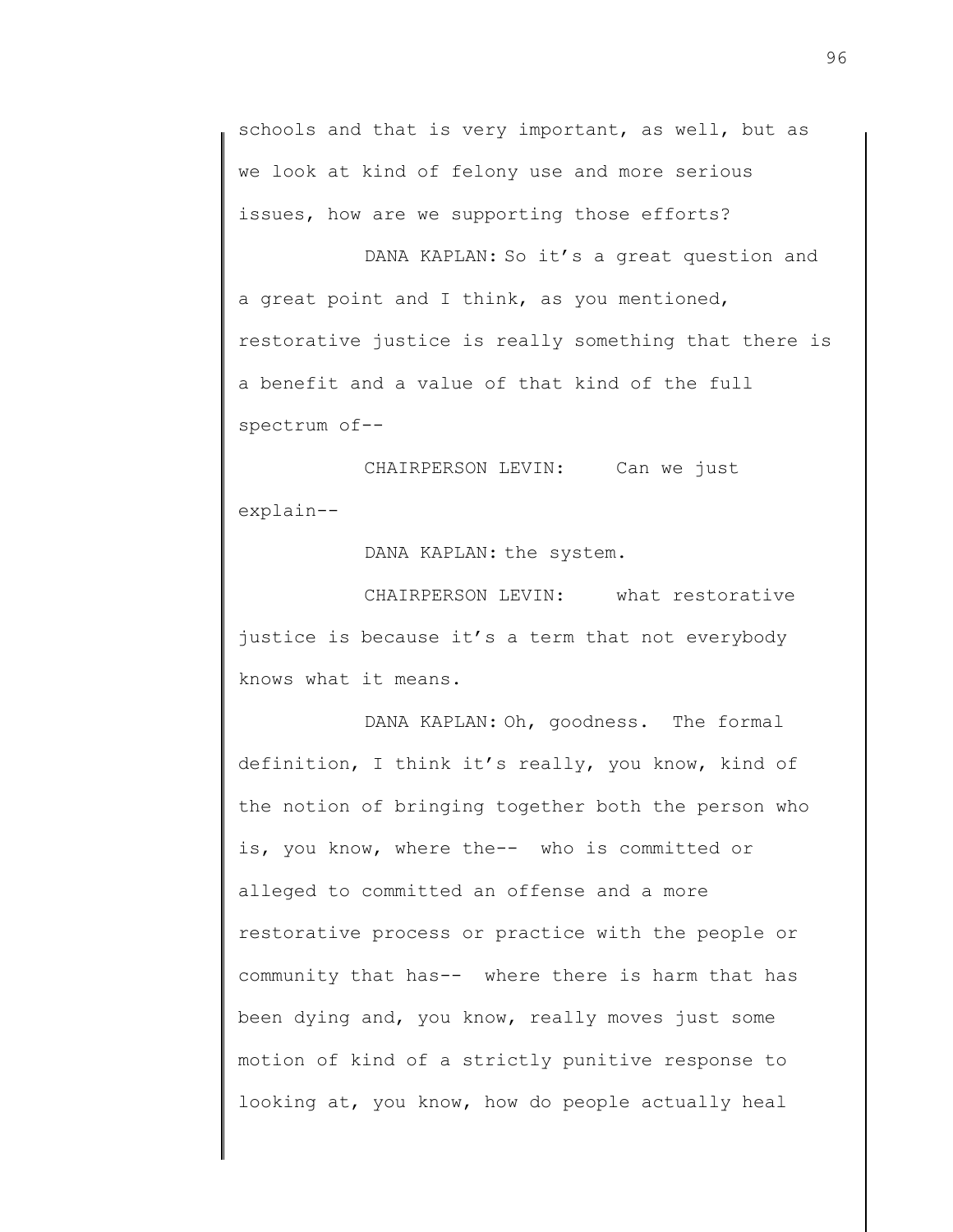schools and that is very important, as well, but as we look at kind of felony use and more serious issues, how are we supporting those efforts?

DANA KAPLAN: So it's a great question and a great point and I think, as you mentioned, restorative justice is really something that there is a benefit and a value of that kind of the full spectrum of--

CHAIRPERSON LEVIN: Can we just explain--

DANA KAPLAN: the system.

CHAIRPERSON LEVIN: what restorative justice is because it's a term that not everybody knows what it means.

DANA KAPLAN: Oh, goodness. The formal definition, I think it's really, you know, kind of the notion of bringing together both the person who is, you know, where the-- who is committed or alleged to committed an offense and a more restorative process or practice with the people or community that has-- where there is harm that has been dying and, you know, really moves just some motion of kind of a strictly punitive response to looking at, you know, how do people actually heal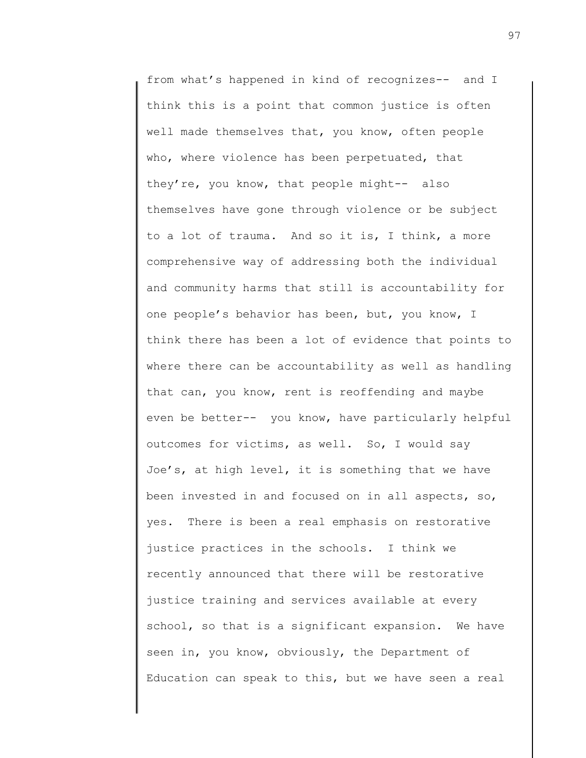from what's happened in kind of recognizes-- and I think this is a point that common justice is often well made themselves that, you know, often people who, where violence has been perpetuated, that they're, you know, that people might-- also themselves have gone through violence or be subject to a lot of trauma. And so it is, I think, a more comprehensive way of addressing both the individual and community harms that still is accountability for one people's behavior has been, but, you know, I think there has been a lot of evidence that points to where there can be accountability as well as handling that can, you know, rent is reoffending and maybe even be better-- you know, have particularly helpful outcomes for victims, as well. So, I would say Joe's, at high level, it is something that we have been invested in and focused on in all aspects, so, yes. There is been a real emphasis on restorative justice practices in the schools. I think we recently announced that there will be restorative justice training and services available at every school, so that is a significant expansion. We have seen in, you know, obviously, the Department of Education can speak to this, but we have seen a real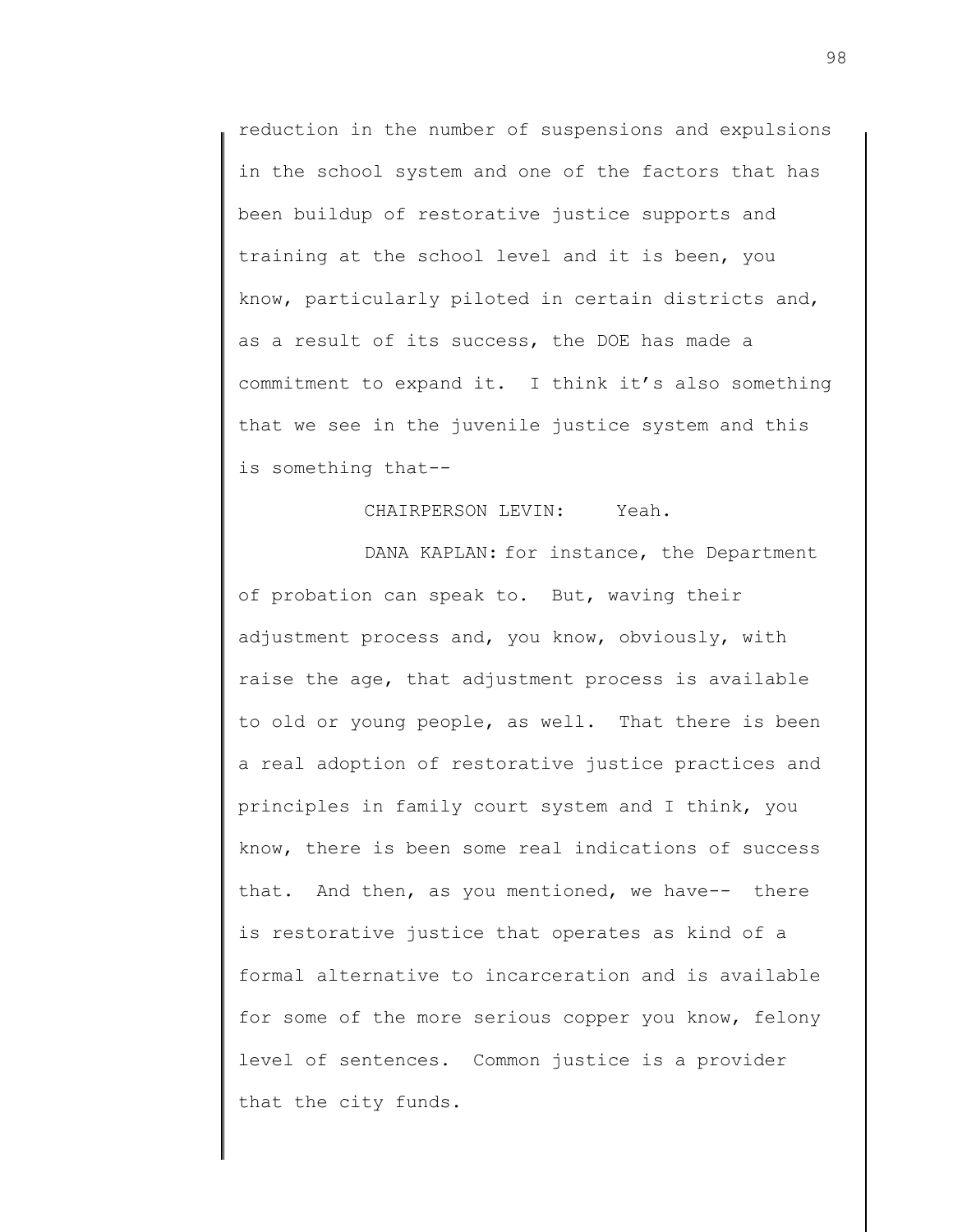reduction in the number of suspensions and expulsions in the school system and one of the factors that has been buildup of restorative justice supports and training at the school level and it is been, you know, particularly piloted in certain districts and, as a result of its success, the DOE has made a commitment to expand it. I think it's also something that we see in the juvenile justice system and this is something that--

CHAIRPERSON LEVIN: Yeah.

DANA KAPLAN: for instance, the Department of probation can speak to. But, waving their adjustment process and, you know, obviously, with raise the age, that adjustment process is available to old or young people, as well. That there is been a real adoption of restorative justice practices and principles in family court system and I think, you know, there is been some real indications of success that. And then, as you mentioned, we have-- there is restorative justice that operates as kind of a formal alternative to incarceration and is available for some of the more serious copper you know, felony level of sentences. Common justice is a provider that the city funds.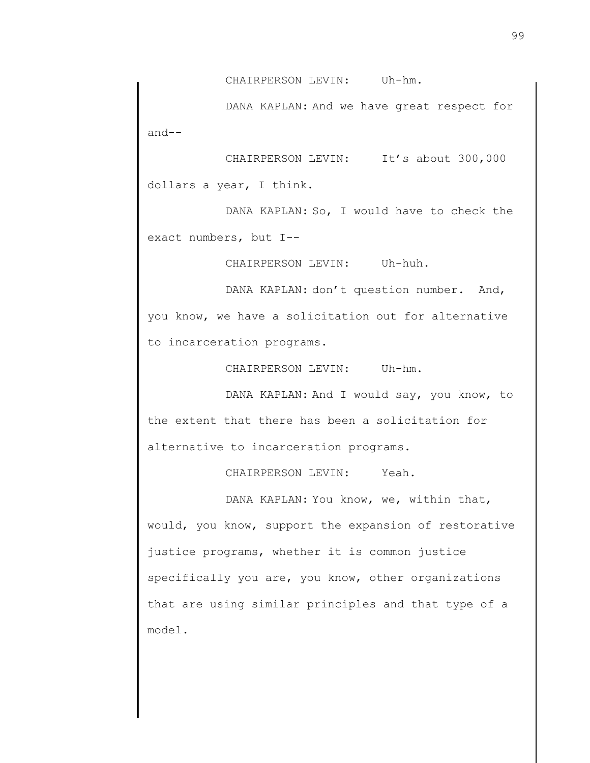CHAIRPERSON LEVIN: Uh-hm.

DANA KAPLAN: And we have great respect for and--

CHAIRPERSON LEVIN: It's about 300,000 dollars a year, I think.

DANA KAPLAN: So, I would have to check the exact numbers, but I--

CHAIRPERSON LEVIN: Uh-huh.

DANA KAPLAN: don't question number. And, you know, we have a solicitation out for alternative to incarceration programs.

CHAIRPERSON LEVIN: Uh-hm.

DANA KAPLAN: And I would say, you know, to the extent that there has been a solicitation for alternative to incarceration programs.

CHAIRPERSON LEVIN: Yeah.

DANA KAPLAN: You know, we, within that, would, you know, support the expansion of restorative justice programs, whether it is common justice specifically you are, you know, other organizations that are using similar principles and that type of a model.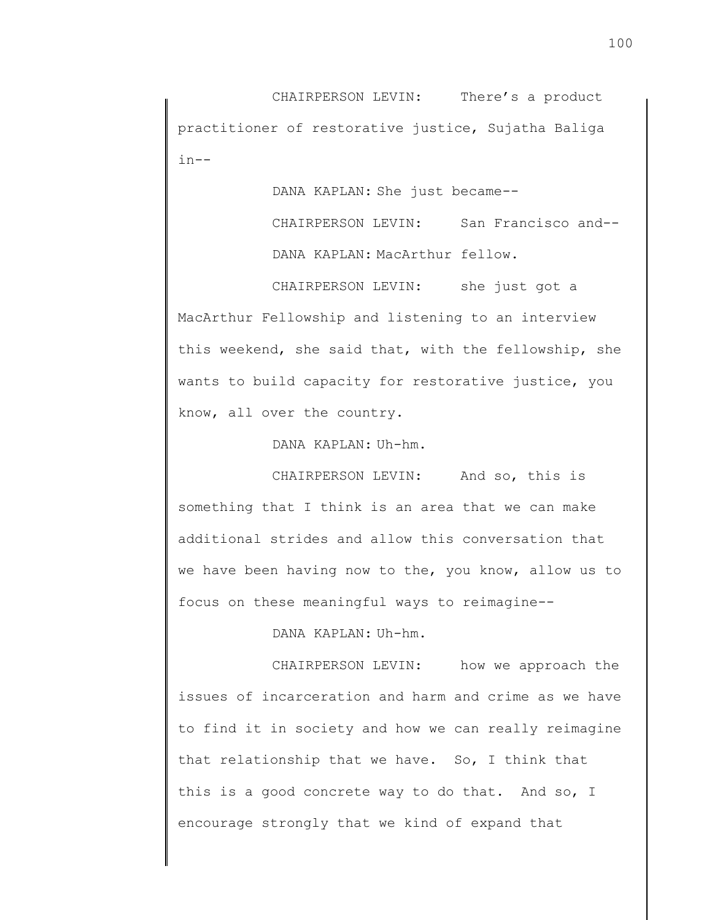CHAIRPERSON LEVIN: There's a product practitioner of restorative justice, Sujatha Baliga in--

DANA KAPLAN: She just became--

CHAIRPERSON LEVIN: San Francisco and--

DANA KAPLAN: MacArthur fellow.

CHAIRPERSON LEVIN: she just got a MacArthur Fellowship and listening to an interview this weekend, she said that, with the fellowship, she wants to build capacity for restorative justice, you know, all over the country.

DANA KAPLAN: Uh-hm.

CHAIRPERSON LEVIN: And so, this is something that I think is an area that we can make additional strides and allow this conversation that we have been having now to the, you know, allow us to focus on these meaningful ways to reimagine--

DANA KAPLAN: Uh-hm.

CHAIRPERSON LEVIN: how we approach the issues of incarceration and harm and crime as we have to find it in society and how we can really reimagine that relationship that we have. So, I think that this is a good concrete way to do that. And so, I encourage strongly that we kind of expand that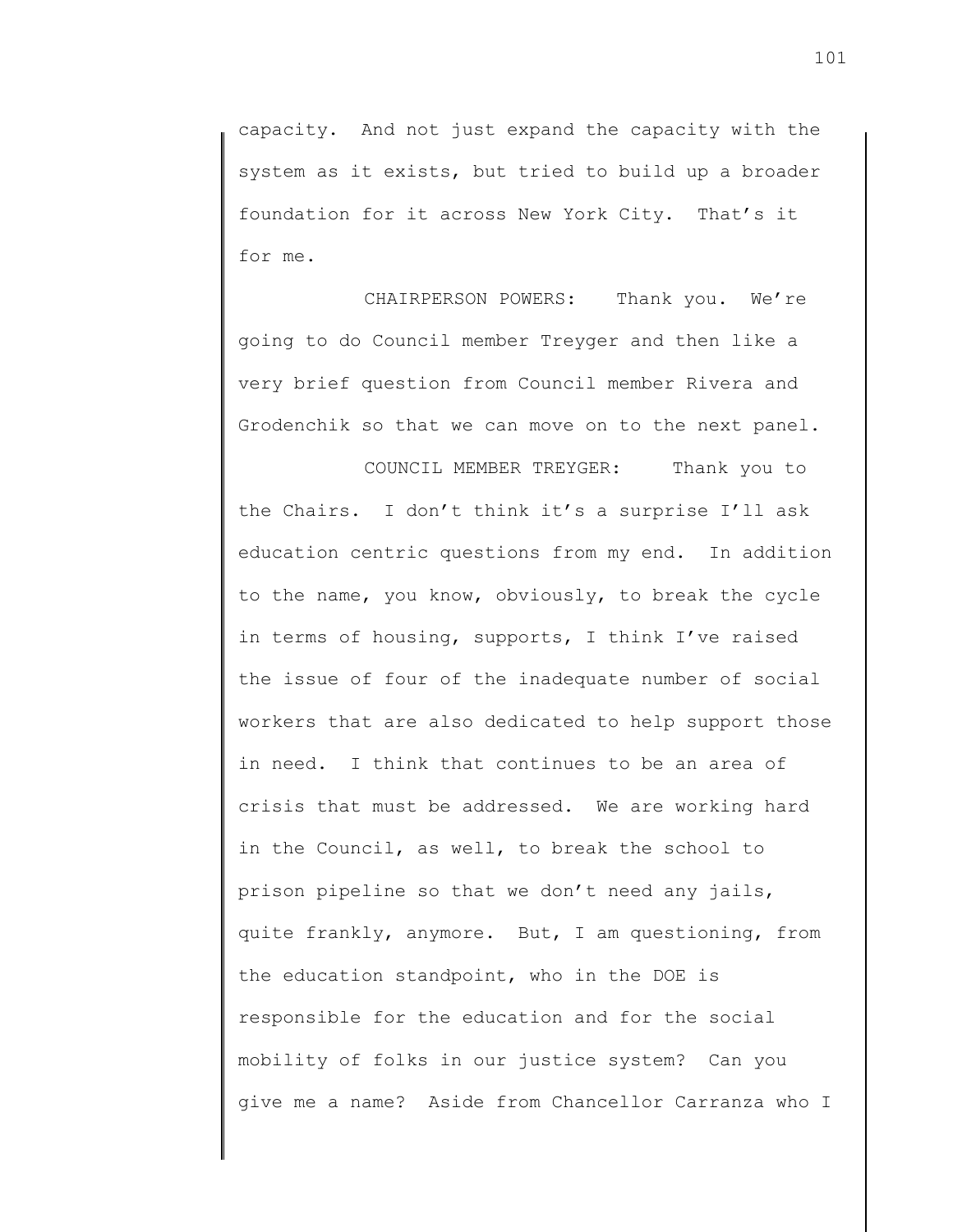capacity. And not just expand the capacity with the system as it exists, but tried to build up a broader foundation for it across New York City. That's it for me.

CHAIRPERSON POWERS: Thank you. We're going to do Council member Treyger and then like a very brief question from Council member Rivera and Grodenchik so that we can move on to the next panel.

COUNCIL MEMBER TREYGER: Thank you to the Chairs. I don't think it's a surprise I'll ask education centric questions from my end. In addition to the name, you know, obviously, to break the cycle in terms of housing, supports, I think I've raised the issue of four of the inadequate number of social workers that are also dedicated to help support those in need. I think that continues to be an area of crisis that must be addressed. We are working hard in the Council, as well, to break the school to prison pipeline so that we don't need any jails, quite frankly, anymore. But, I am questioning, from the education standpoint, who in the DOE is responsible for the education and for the social mobility of folks in our justice system? Can you give me a name? Aside from Chancellor Carranza who I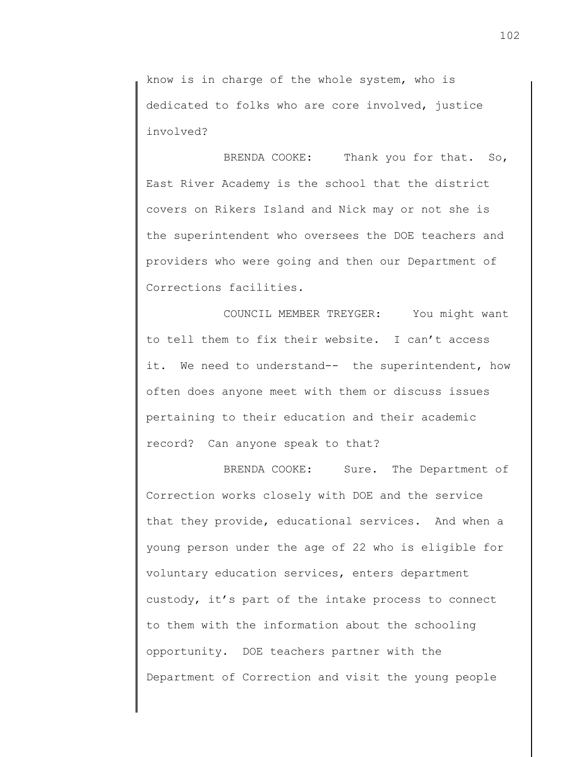know is in charge of the whole system, who is dedicated to folks who are core involved, justice involved?

BRENDA COOKE: Thank you for that. So, East River Academy is the school that the district covers on Rikers Island and Nick may or not she is the superintendent who oversees the DOE teachers and providers who were going and then our Department of Corrections facilities.

COUNCIL MEMBER TREYGER: You might want to tell them to fix their website. I can't access it. We need to understand-- the superintendent, how often does anyone meet with them or discuss issues pertaining to their education and their academic record? Can anyone speak to that?

BRENDA COOKE: Sure. The Department of Correction works closely with DOE and the service that they provide, educational services. And when a young person under the age of 22 who is eligible for voluntary education services, enters department custody, it's part of the intake process to connect to them with the information about the schooling opportunity. DOE teachers partner with the Department of Correction and visit the young people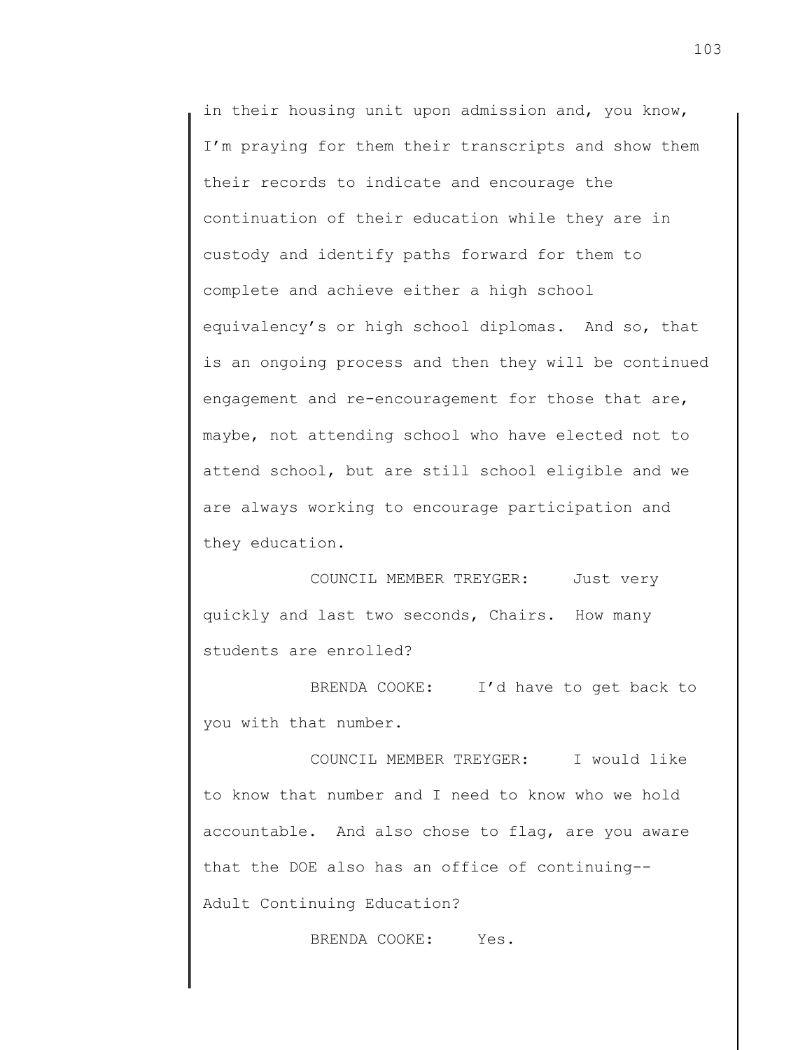in their housing unit upon admission and, you know, I'm praying for them their transcripts and show them their records to indicate and encourage the continuation of their education while they are in custody and identify paths forward for them to complete and achieve either a high school equivalency's or high school diplomas. And so, that is an ongoing process and then they will be continued engagement and re-encouragement for those that are, maybe, not attending school who have elected not to attend school, but are still school eligible and we are always working to encourage participation and they education.

COUNCIL MEMBER TREYGER: Just very quickly and last two seconds, Chairs. How many students are enrolled?

BRENDA COOKE: I'd have to get back to you with that number.

COUNCIL MEMBER TREYGER: I would like to know that number and I need to know who we hold accountable. And also chose to flag, are you aware that the DOE also has an office of continuing-- Adult Continuing Education?

BRENDA COOKE: Yes.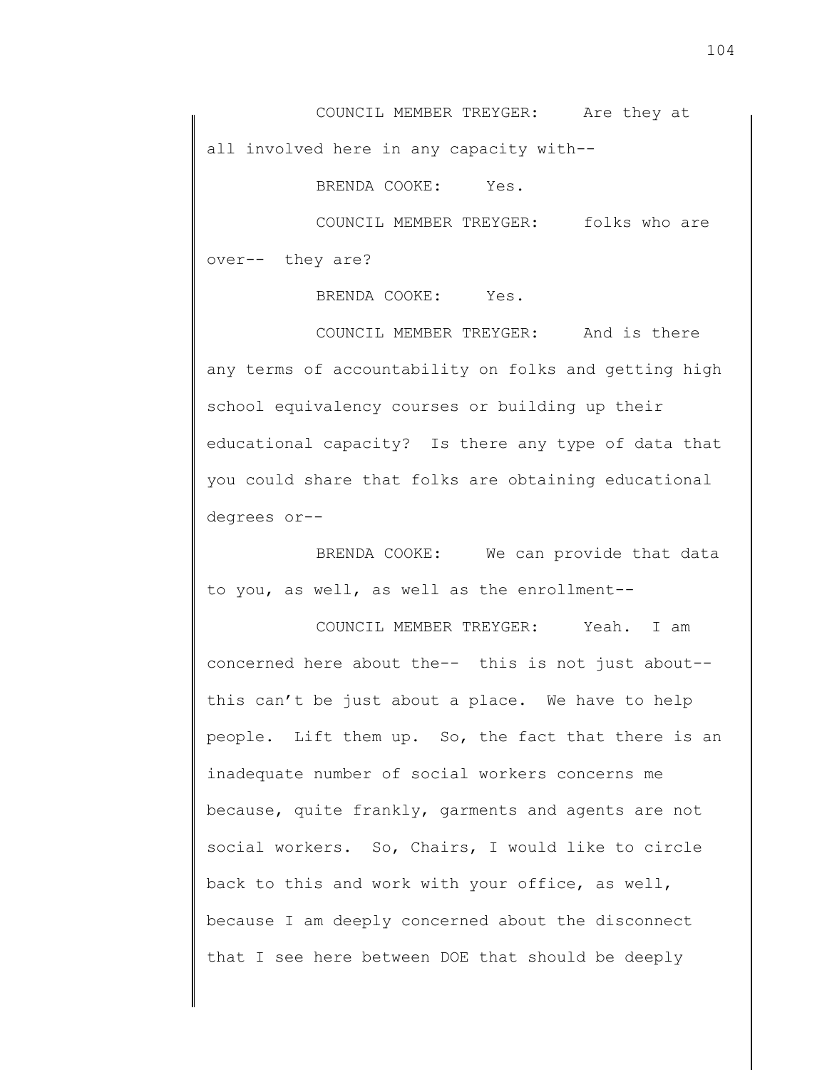COUNCIL MEMBER TREYGER: Are they at all involved here in any capacity with--

BRENDA COOKE: Yes.

COUNCIL MEMBER TREYGER: folks who are over-- they are?

BRENDA COOKE: Yes.

COUNCIL MEMBER TREYGER: And is there any terms of accountability on folks and getting high school equivalency courses or building up their educational capacity? Is there any type of data that you could share that folks are obtaining educational degrees or--

BRENDA COOKE: We can provide that data to you, as well, as well as the enrollment--

COUNCIL MEMBER TREYGER: Yeah. I am concerned here about the-- this is not just about-- this can't be just about a place. We have to help people. Lift them up. So, the fact that there is an inadequate number of social workers concerns me because, quite frankly, garments and agents are not social workers. So, Chairs, I would like to circle back to this and work with your office, as well, because I am deeply concerned about the disconnect that I see here between DOE that should be deeply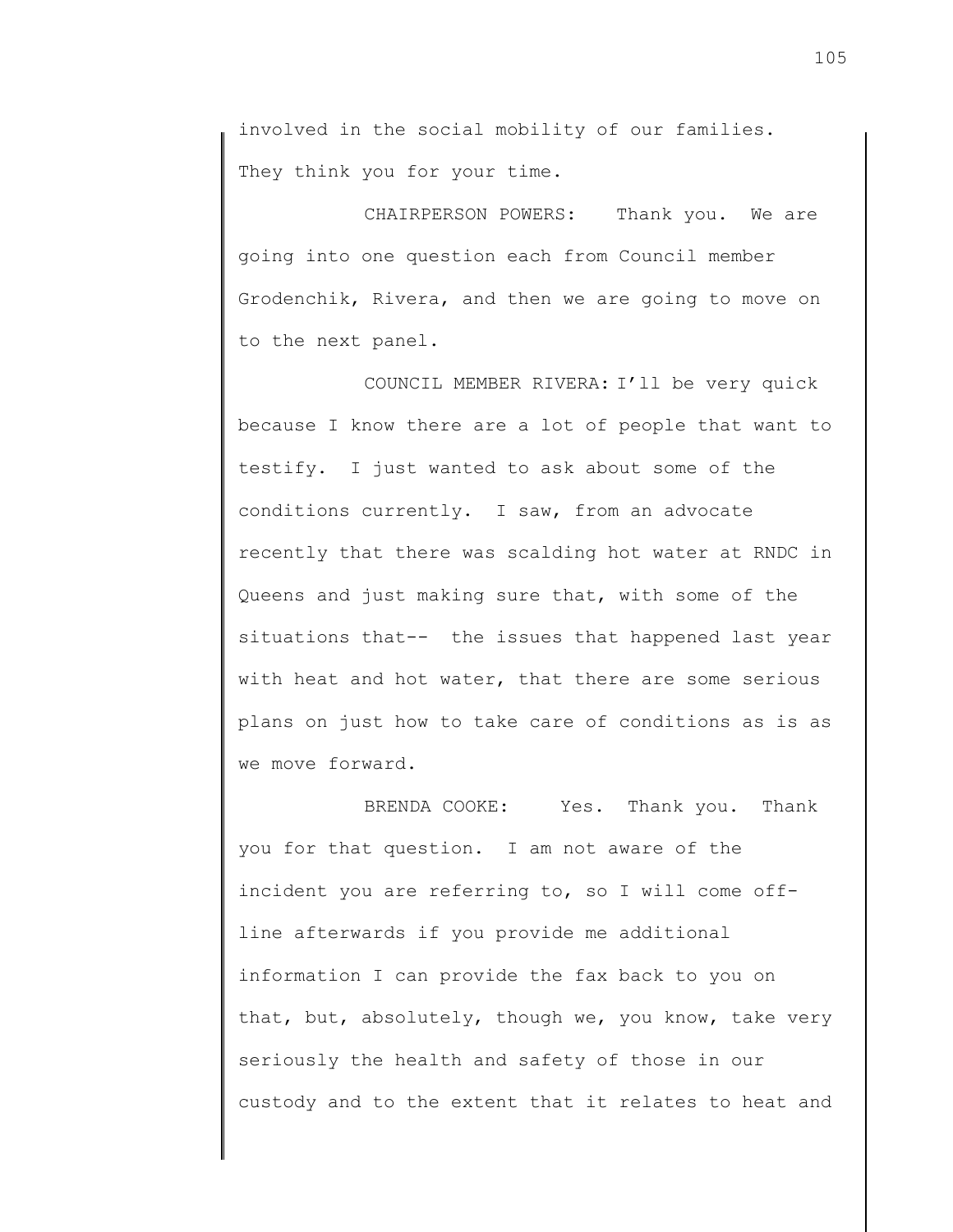involved in the social mobility of our families. They think you for your time.

CHAIRPERSON POWERS: Thank you. We are going into one question each from Council member Grodenchik, Rivera, and then we are going to move on to the next panel.

COUNCIL MEMBER RIVERA: I'll be very quick because I know there are a lot of people that want to testify. I just wanted to ask about some of the conditions currently. I saw, from an advocate recently that there was scalding hot water at RNDC in Queens and just making sure that, with some of the situations that-- the issues that happened last year with heat and hot water, that there are some serious plans on just how to take care of conditions as is as we move forward.

BRENDA COOKE: Yes. Thank you. Thank you for that question. I am not aware of the incident you are referring to, so I will come off-line afterwards if you provide me additional information I can provide the fax back to you on that, but, absolutely, though we, you know, take very seriously the health and safety of those in our custody and to the extent that it relates to heat and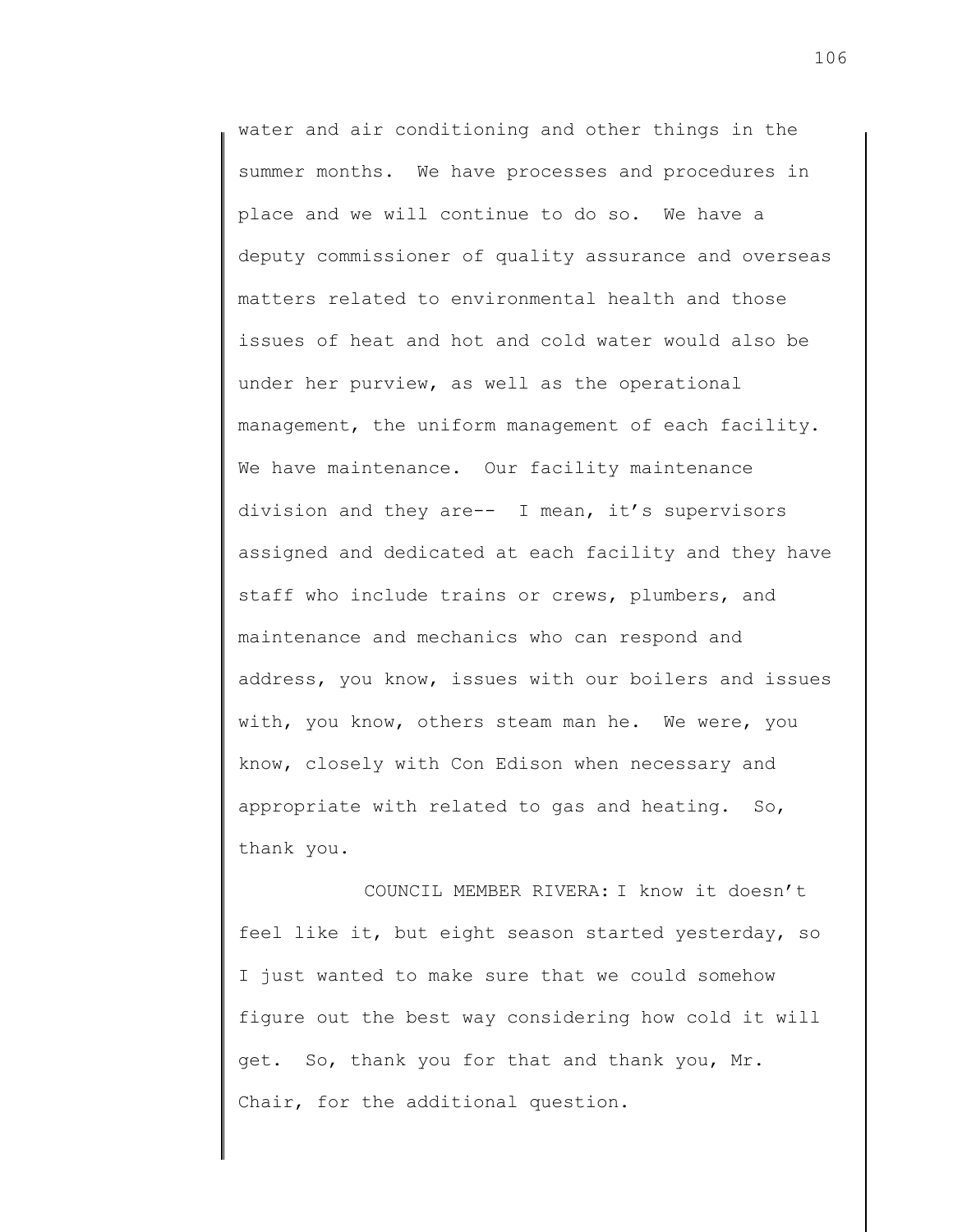water and air conditioning and other things in the summer months. We have processes and procedures in place and we will continue to do so. We have a deputy commissioner of quality assurance and overseas matters related to environmental health and those issues of heat and hot and cold water would also be under her purview, as well as the operational management, the uniform management of each facility. We have maintenance. Our facility maintenance division and they are-- I mean, it's supervisors assigned and dedicated at each facility and they have staff who include trains or crews, plumbers, and maintenance and mechanics who can respond and address, you know, issues with our boilers and issues with, you know, others steam man he. We were, you know, closely with Con Edison when necessary and appropriate with related to gas and heating. So, thank you.

COUNCIL MEMBER RIVERA: I know it doesn't feel like it, but eight season started yesterday, so I just wanted to make sure that we could somehow figure out the best way considering how cold it will get. So, thank you for that and thank you, Mr. Chair, for the additional question.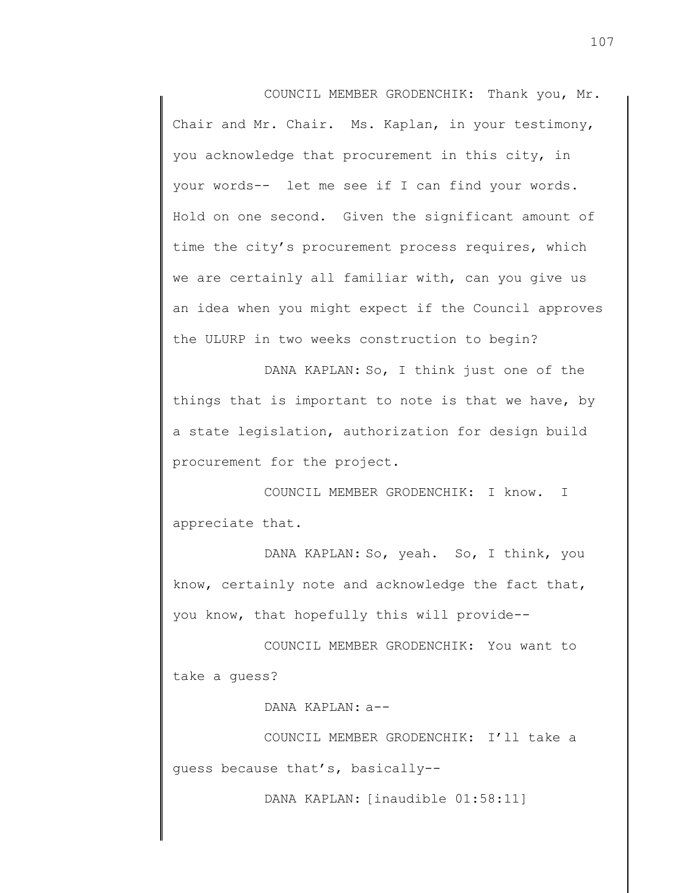COUNCIL MEMBER GRODENCHIK: Thank you, Mr. Chair and Mr. Chair. Ms. Kaplan, in your testimony, you acknowledge that procurement in this city, in your words-- let me see if I can find your words. Hold on one second. Given the significant amount of time the city's procurement process requires, which we are certainly all familiar with, can you give us an idea when you might expect if the Council approves the ULURP in two weeks construction to begin?

DANA KAPLAN: So, I think just one of the things that is important to note is that we have, by a state legislation, authorization for design build procurement for the project.

COUNCIL MEMBER GRODENCHIK: I know. I appreciate that.

DANA KAPLAN: So, yeah. So, I think, you know, certainly note and acknowledge the fact that, you know, that hopefully this will provide--

COUNCIL MEMBER GRODENCHIK: You want to take a guess?

DANA KAPLAN: a--

COUNCIL MEMBER GRODENCHIK: I'll take a guess because that's, basically--

DANA KAPLAN: [inaudible 01:58:11]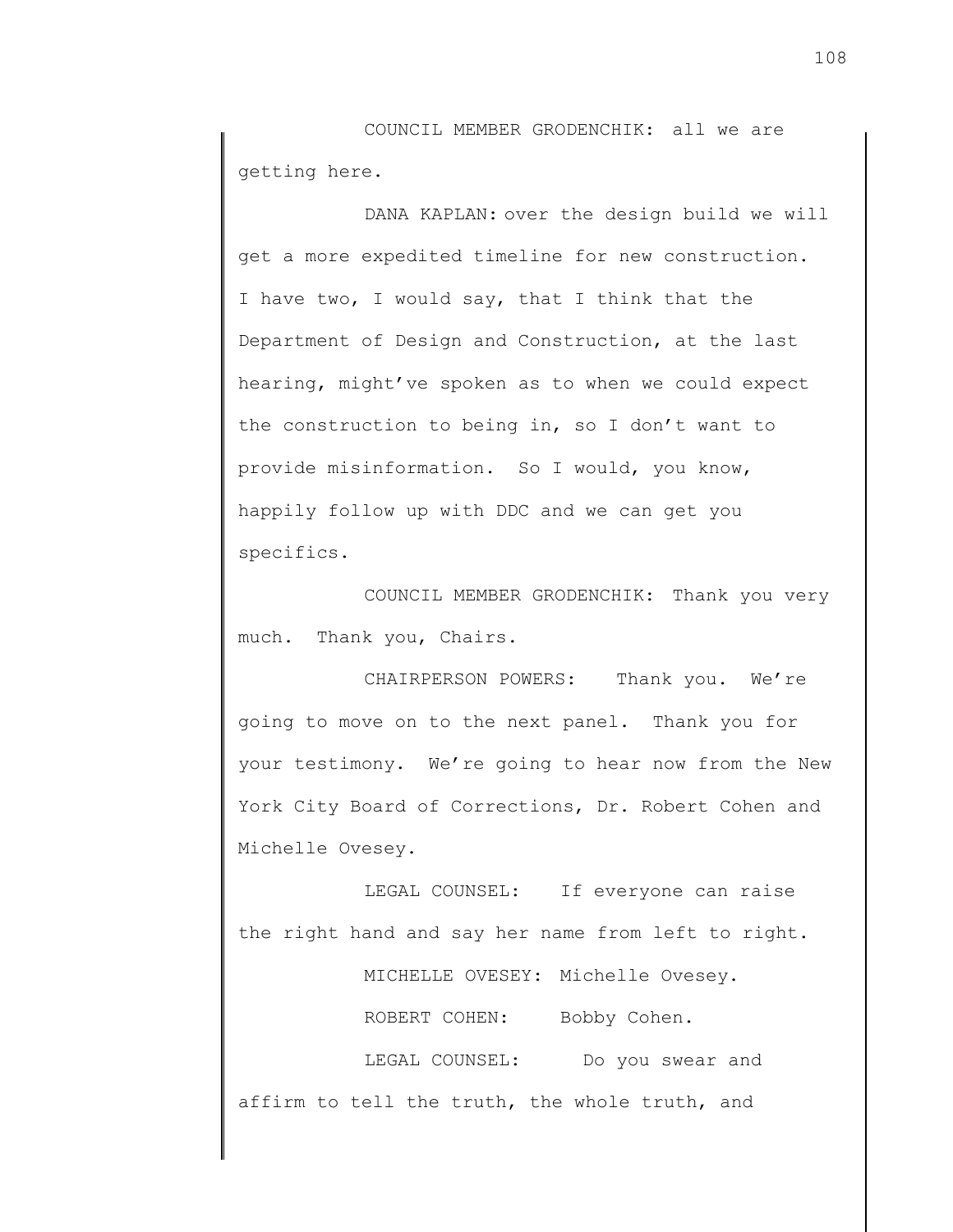COUNCIL MEMBER GRODENCHIK: all we are getting here.

DANA KAPLAN: over the design build we will get a more expedited timeline for new construction. I have two, I would say, that I think that the Department of Design and Construction, at the last hearing, might've spoken as to when we could expect the construction to being in, so I don't want to provide misinformation. So I would, you know, happily follow up with DDC and we can get you specifics.

COUNCIL MEMBER GRODENCHIK: Thank you very much. Thank you, Chairs.

CHAIRPERSON POWERS: Thank you. We're going to move on to the next panel. Thank you for your testimony. We're going to hear now from the New York City Board of Corrections, Dr. Robert Cohen and Michelle Ovesey.

LEGAL COUNSEL: If everyone can raise the right hand and say her name from left to right.

MICHELLE OVESEY: Michelle Ovesey.

ROBERT COHEN: Bobby Cohen.

LEGAL COUNSEL: Do you swear and affirm to tell the truth, the whole truth, and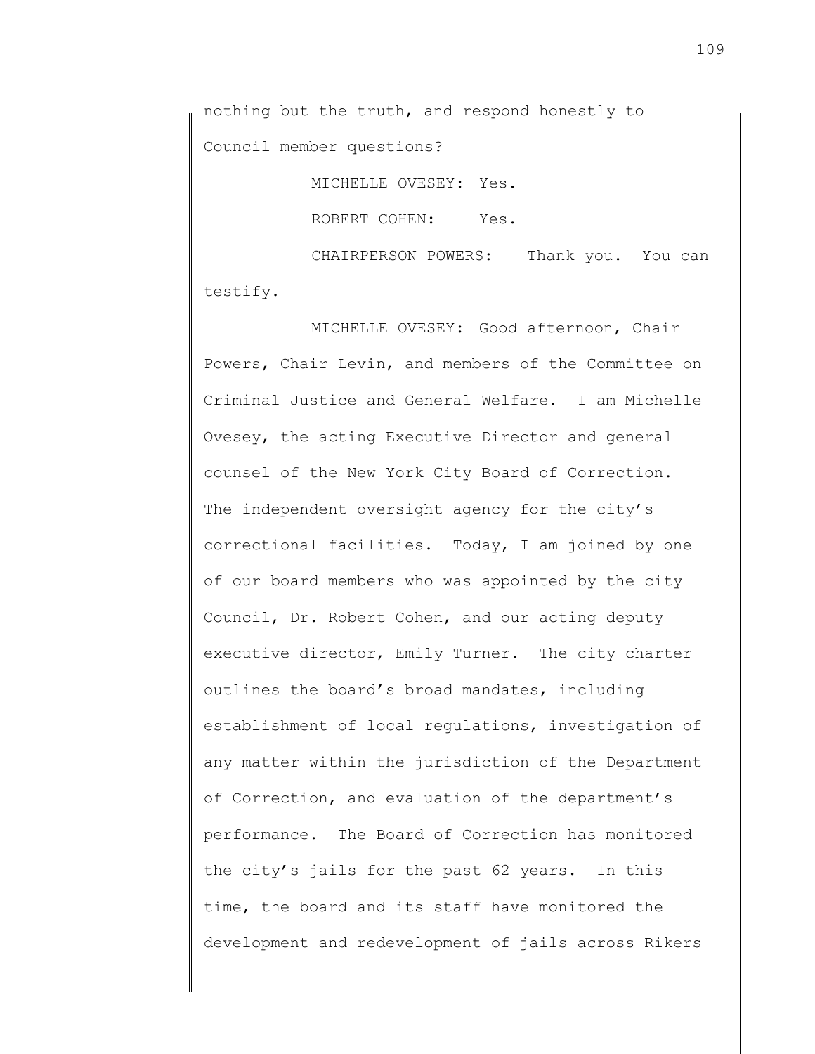nothing but the truth, and respond honestly to Council member questions?

MICHELLE OVESEY: Yes.

ROBERT COHEN: Yes.

CHAIRPERSON POWERS: Thank you. You can testify.

MICHELLE OVESEY: Good afternoon, Chair Powers, Chair Levin, and members of the Committee on Criminal Justice and General Welfare. I am Michelle Ovesey, the acting Executive Director and general counsel of the New York City Board of Correction. The independent oversight agency for the city's correctional facilities. Today, I am joined by one of our board members who was appointed by the city Council, Dr. Robert Cohen, and our acting deputy executive director, Emily Turner. The city charter outlines the board's broad mandates, including establishment of local regulations, investigation of any matter within the jurisdiction of the Department of Correction, and evaluation of the department's performance. The Board of Correction has monitored the city's jails for the past 62 years. In this time, the board and its staff have monitored the development and redevelopment of jails across Rikers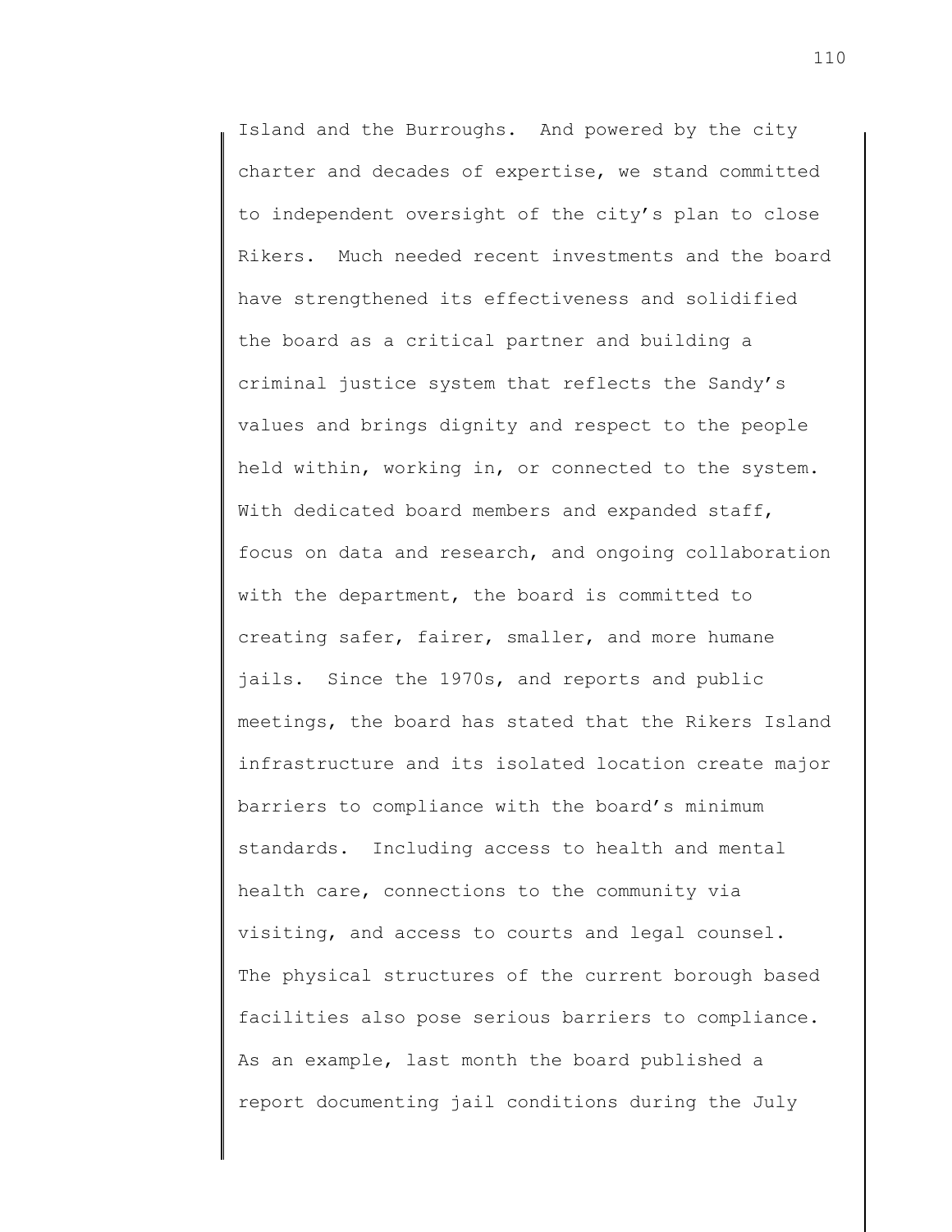Island and the Burroughs. And powered by the city charter and decades of expertise, we stand committed to independent oversight of the city's plan to close Rikers. Much needed recent investments and the board have strengthened its effectiveness and solidified the board as a critical partner and building a criminal justice system that reflects the Sandy's values and brings dignity and respect to the people held within, working in, or connected to the system. With dedicated board members and expanded staff, focus on data and research, and ongoing collaboration with the department, the board is committed to creating safer, fairer, smaller, and more humane jails. Since the 1970s, and reports and public meetings, the board has stated that the Rikers Island infrastructure and its isolated location create major barriers to compliance with the board's minimum standards. Including access to health and mental health care, connections to the community via visiting, and access to courts and legal counsel. The physical structures of the current borough based facilities also pose serious barriers to compliance. As an example, last month the board published a report documenting jail conditions during the July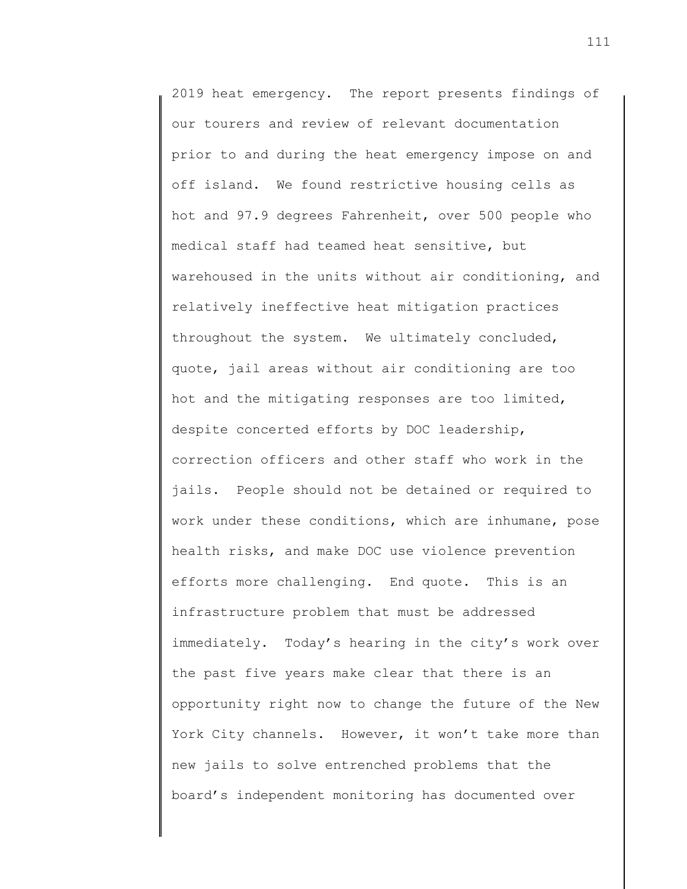2019 heat emergency. The report presents findings of our tourers and review of relevant documentation prior to and during the heat emergency impose on and off island. We found restrictive housing cells as hot and 97.9 degrees Fahrenheit, over 500 people who medical staff had teamed heat sensitive, but warehoused in the units without air conditioning, and relatively ineffective heat mitigation practices throughout the system. We ultimately concluded, quote, jail areas without air conditioning are too hot and the mitigating responses are too limited, despite concerted efforts by DOC leadership, correction officers and other staff who work in the jails. People should not be detained or required to work under these conditions, which are inhumane, pose health risks, and make DOC use violence prevention efforts more challenging. End quote. This is an infrastructure problem that must be addressed immediately. Today's hearing in the city's work over the past five years make clear that there is an opportunity right now to change the future of the New York City channels. However, it won't take more than new jails to solve entrenched problems that the board's independent monitoring has documented over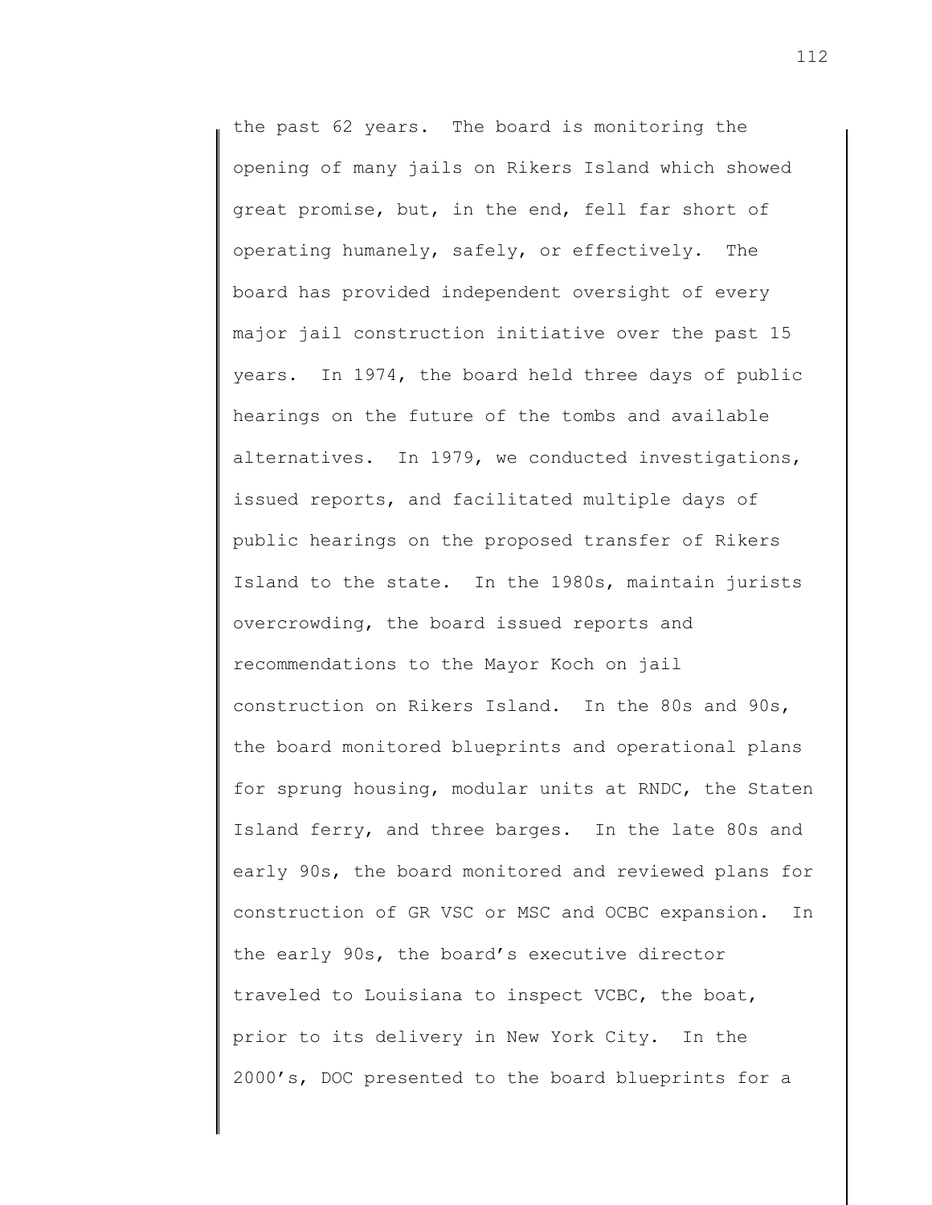the past 62 years. The board is monitoring the opening of many jails on Rikers Island which showed great promise, but, in the end, fell far short of operating humanely, safely, or effectively. The board has provided independent oversight of every major jail construction initiative over the past 15 years. In 1974, the board held three days of public hearings on the future of the tombs and available alternatives. In 1979, we conducted investigations, issued reports, and facilitated multiple days of public hearings on the proposed transfer of Rikers Island to the state. In the 1980s, maintain jurists overcrowding, the board issued reports and recommendations to the Mayor Koch on jail construction on Rikers Island. In the 80s and 90s, the board monitored blueprints and operational plans for sprung housing, modular units at RNDC, the Staten Island ferry, and three barges. In the late 80s and early 90s, the board monitored and reviewed plans for construction of GR VSC or MSC and OCBC expansion. In the early 90s, the board's executive director traveled to Louisiana to inspect VCBC, the boat, prior to its delivery in New York City. In the 2000's, DOC presented to the board blueprints for a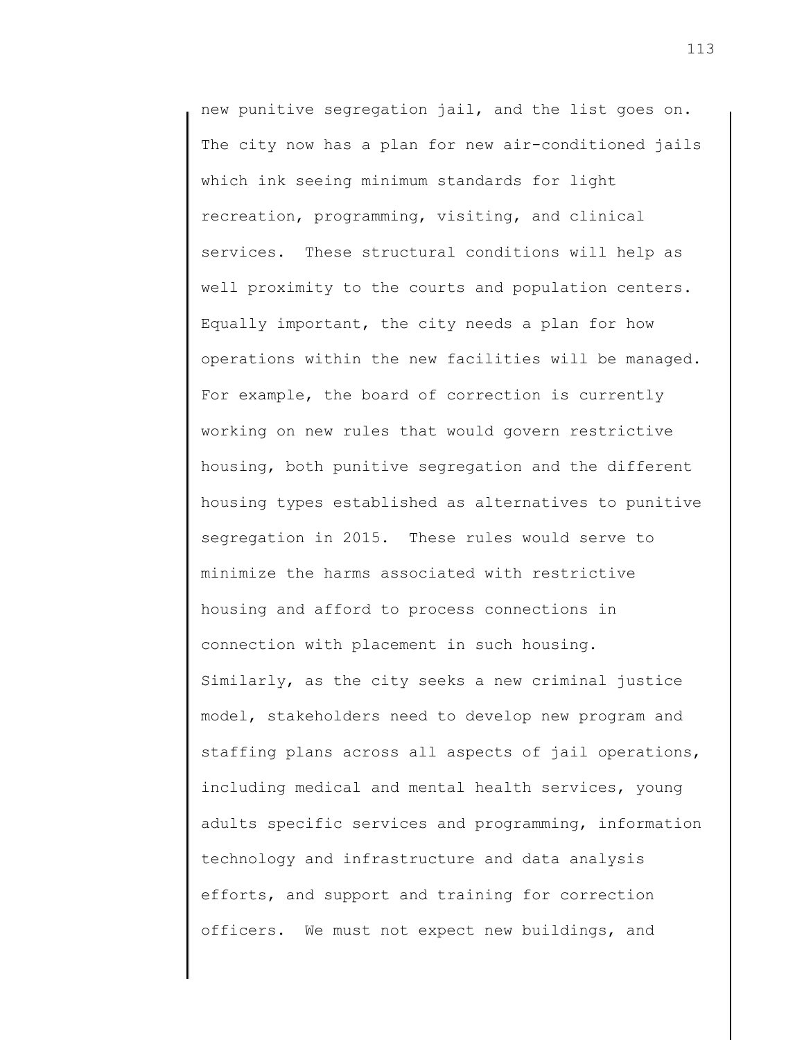new punitive segregation jail, and the list goes on. The city now has a plan for new air-conditioned jails which ink seeing minimum standards for light recreation, programming, visiting, and clinical services. These structural conditions will help as well proximity to the courts and population centers. Equally important, the city needs a plan for how operations within the new facilities will be managed. For example, the board of correction is currently working on new rules that would govern restrictive housing, both punitive segregation and the different housing types established as alternatives to punitive segregation in 2015. These rules would serve to minimize the harms associated with restrictive housing and afford to process connections in connection with placement in such housing. Similarly, as the city seeks a new criminal justice model, stakeholders need to develop new program and staffing plans across all aspects of jail operations, including medical and mental health services, young adults specific services and programming, information technology and infrastructure and data analysis efforts, and support and training for correction officers. We must not expect new buildings, and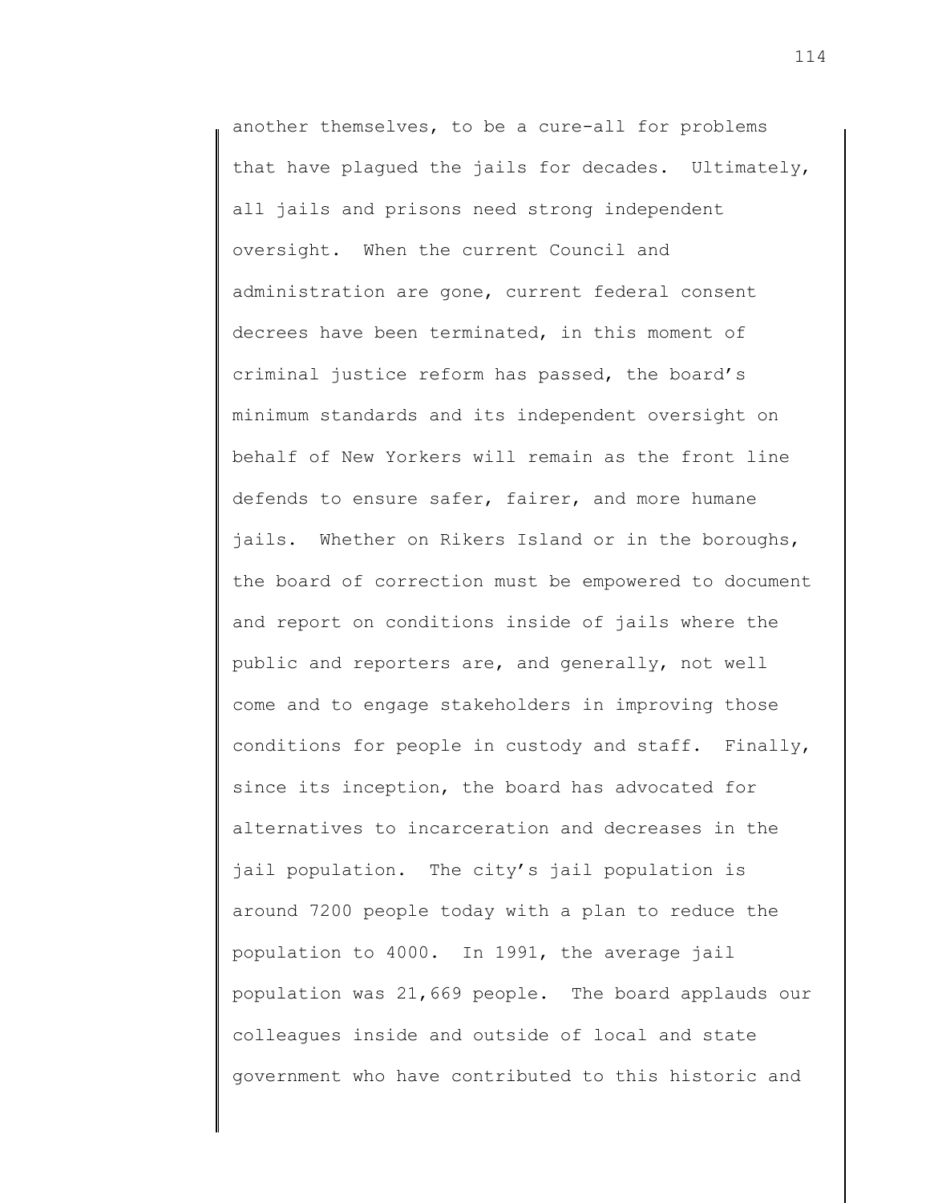another themselves, to be a cure-all for problems that have plagued the jails for decades. Ultimately, all jails and prisons need strong independent oversight. When the current Council and administration are gone, current federal consent decrees have been terminated, in this moment of criminal justice reform has passed, the board's minimum standards and its independent oversight on behalf of New Yorkers will remain as the front line defends to ensure safer, fairer, and more humane jails. Whether on Rikers Island or in the boroughs, the board of correction must be empowered to document and report on conditions inside of jails where the public and reporters are, and generally, not well come and to engage stakeholders in improving those conditions for people in custody and staff. Finally, since its inception, the board has advocated for alternatives to incarceration and decreases in the jail population. The city's jail population is around 7200 people today with a plan to reduce the population to 4000. In 1991, the average jail population was 21,669 people. The board applauds our colleagues inside and outside of local and state government who have contributed to this historic and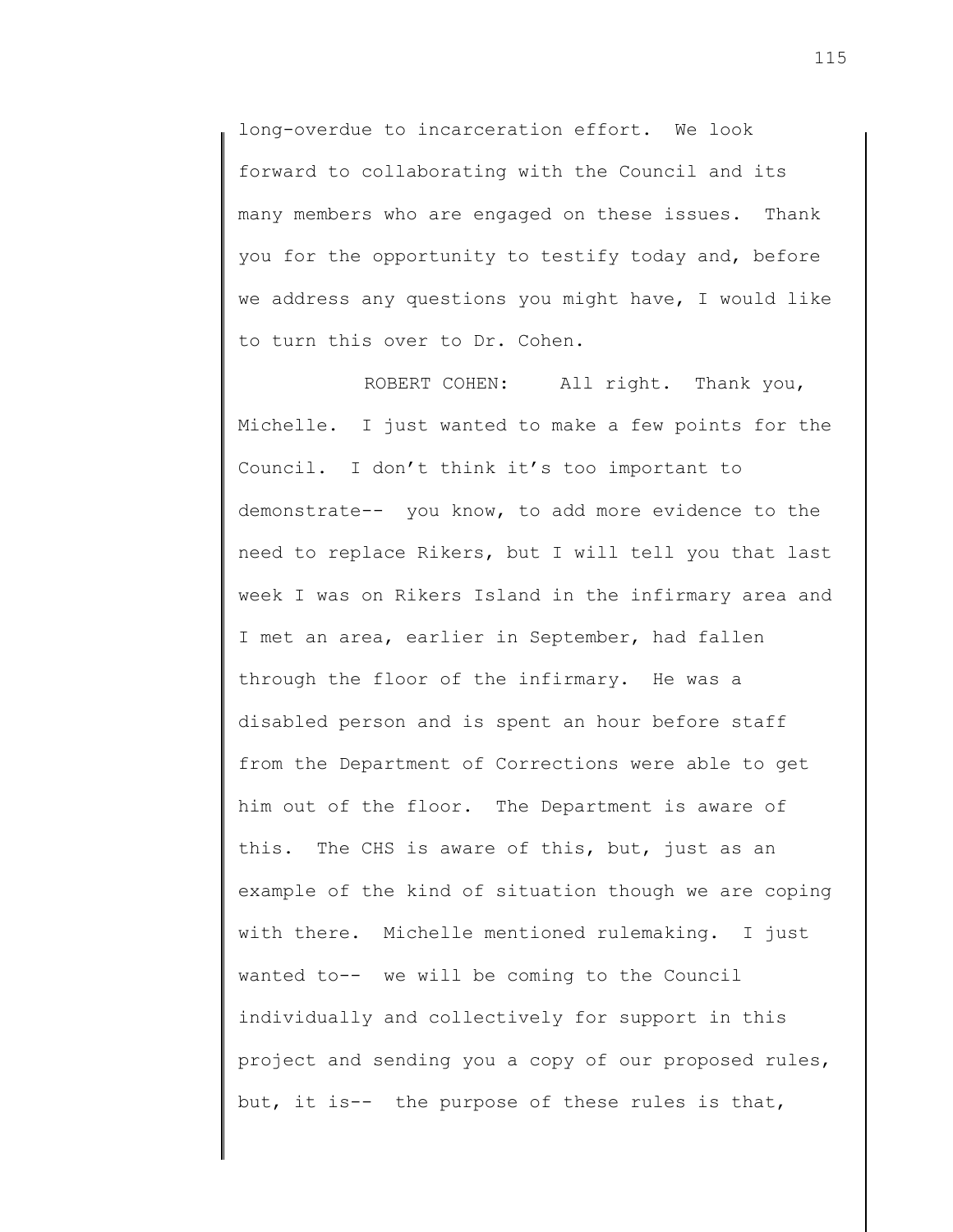long-overdue to incarceration effort. We look forward to collaborating with the Council and its many members who are engaged on these issues. Thank you for the opportunity to testify today and, before we address any questions you might have, I would like to turn this over to Dr. Cohen.

ROBERT COHEN: All right. Thank you, Michelle. I just wanted to make a few points for the Council. I don't think it's too important to demonstrate-- you know, to add more evidence to the need to replace Rikers, but I will tell you that last week I was on Rikers Island in the infirmary area and I met an area, earlier in September, had fallen through the floor of the infirmary. He was a disabled person and is spent an hour before staff from the Department of Corrections were able to get him out of the floor. The Department is aware of this. The CHS is aware of this, but, just as an example of the kind of situation though we are coping with there. Michelle mentioned rulemaking. I just wanted to-- we will be coming to the Council individually and collectively for support in this project and sending you a copy of our proposed rules, but, it is-- the purpose of these rules is that,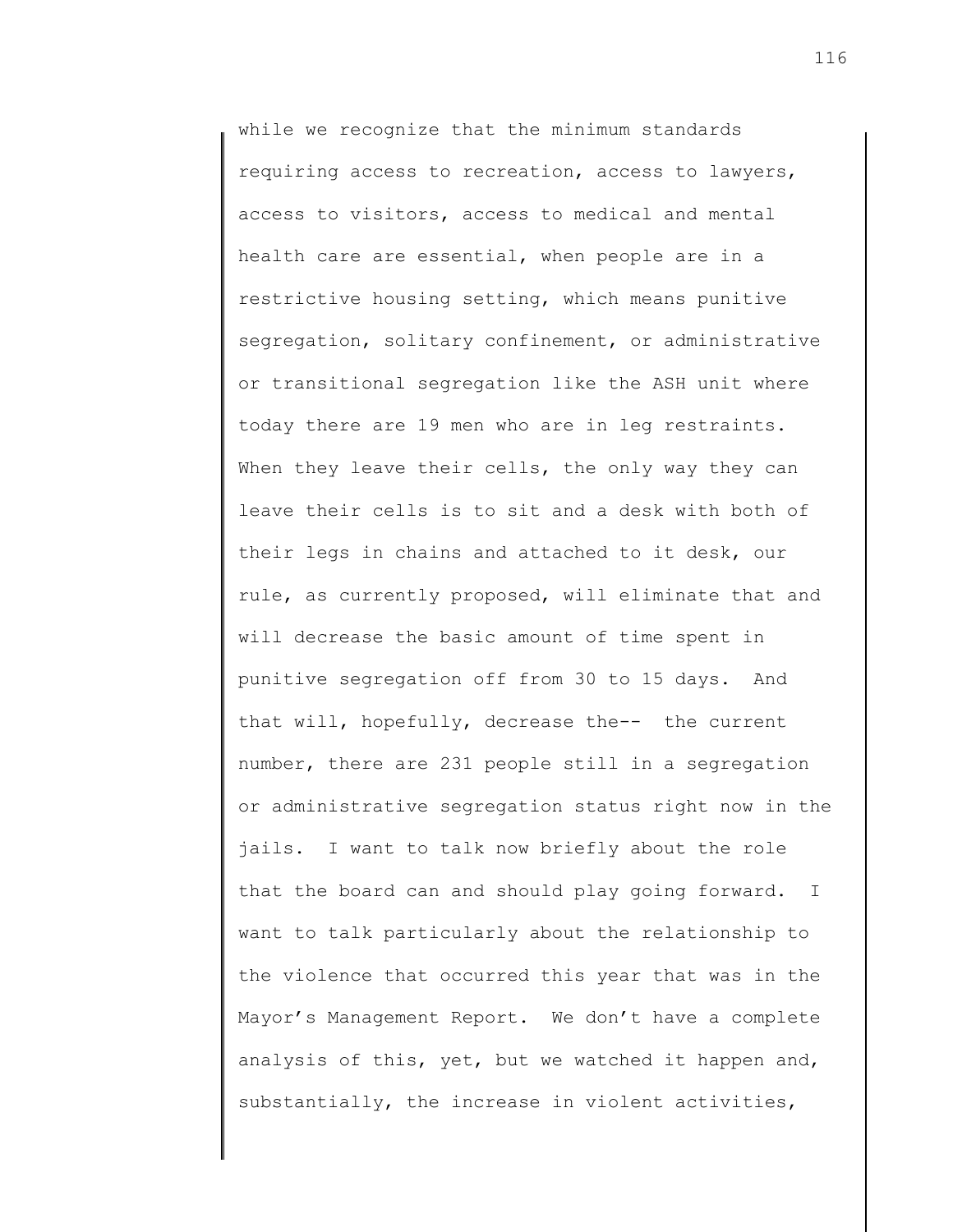while we recognize that the minimum standards requiring access to recreation, access to lawyers, access to visitors, access to medical and mental health care are essential, when people are in a restrictive housing setting, which means punitive segregation, solitary confinement, or administrative or transitional segregation like the ASH unit where today there are 19 men who are in leg restraints. When they leave their cells, the only way they can leave their cells is to sit and a desk with both of their legs in chains and attached to it desk, our rule, as currently proposed, will eliminate that and will decrease the basic amount of time spent in punitive segregation off from 30 to 15 days. And that will, hopefully, decrease the-- the current number, there are 231 people still in a segregation or administrative segregation status right now in the jails. I want to talk now briefly about the role that the board can and should play going forward. I want to talk particularly about the relationship to the violence that occurred this year that was in the Mayor's Management Report. We don't have a complete analysis of this, yet, but we watched it happen and, substantially, the increase in violent activities,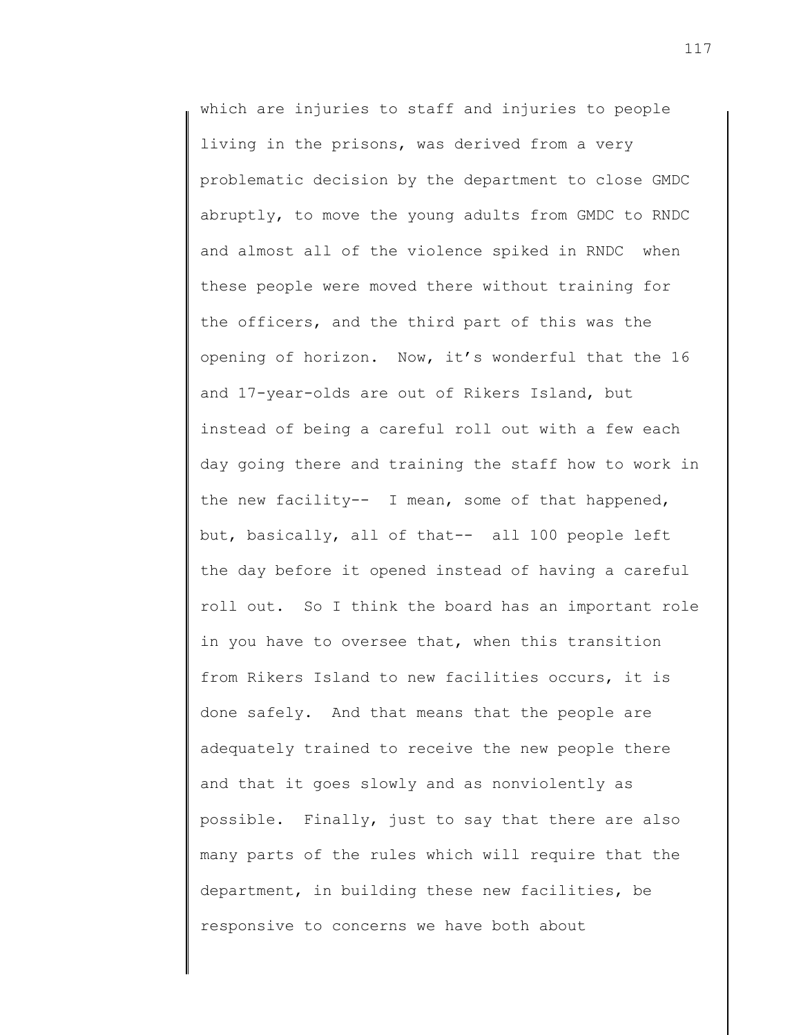which are injuries to staff and injuries to people living in the prisons, was derived from a very problematic decision by the department to close GMDC abruptly, to move the young adults from GMDC to RNDC and almost all of the violence spiked in RNDC when these people were moved there without training for the officers, and the third part of this was the opening of horizon. Now, it's wonderful that the 16 and 17-year-olds are out of Rikers Island, but instead of being a careful roll out with a few each day going there and training the staff how to work in the new facility-- I mean, some of that happened, but, basically, all of that-- all 100 people left the day before it opened instead of having a careful roll out. So I think the board has an important role in you have to oversee that, when this transition from Rikers Island to new facilities occurs, it is done safely. And that means that the people are adequately trained to receive the new people there and that it goes slowly and as nonviolently as possible. Finally, just to say that there are also many parts of the rules which will require that the department, in building these new facilities, be responsive to concerns we have both about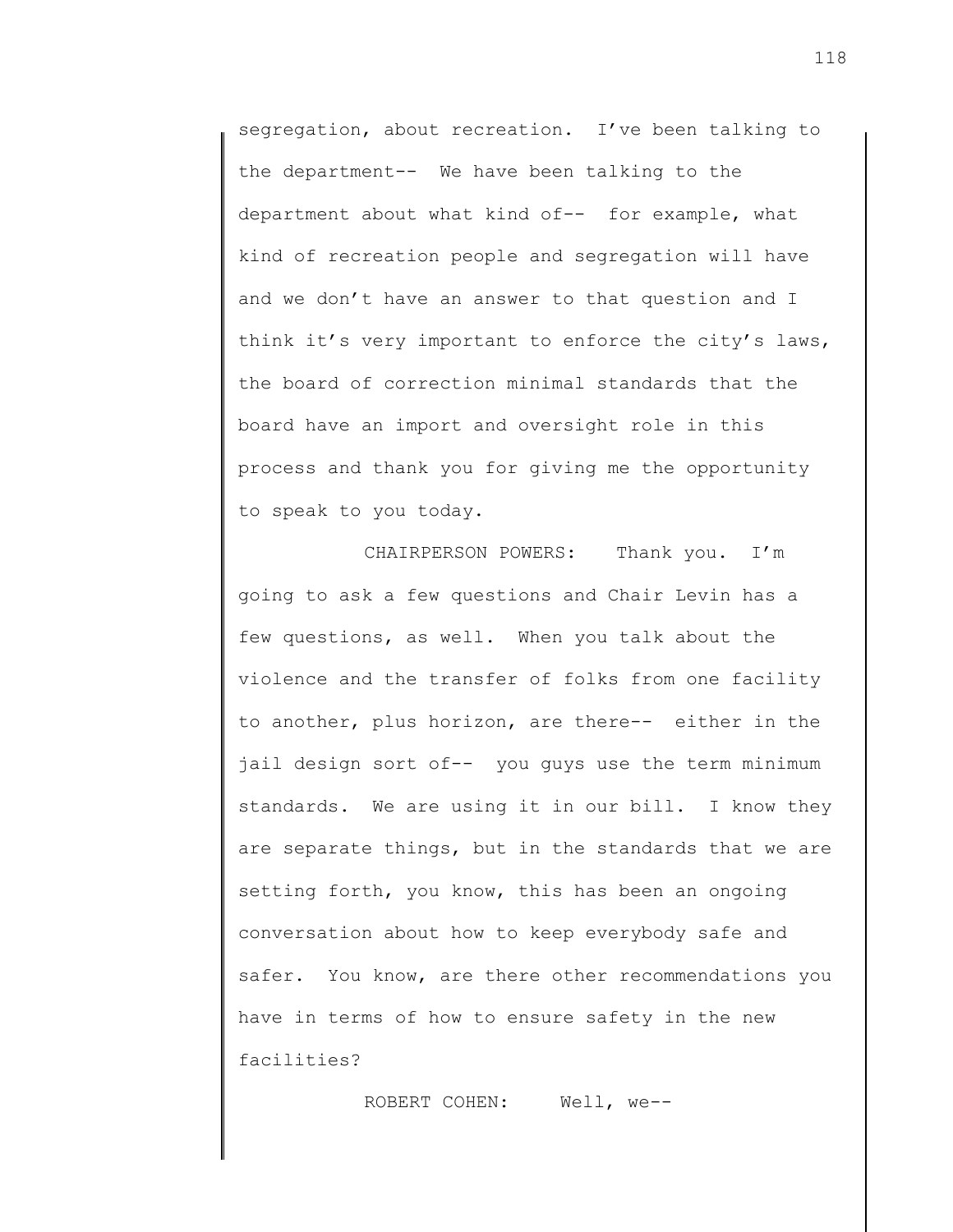segregation, about recreation. I've been talking to the department-- We have been talking to the department about what kind of-- for example, what kind of recreation people and segregation will have and we don't have an answer to that question and I think it's very important to enforce the city's laws, the board of correction minimal standards that the board have an import and oversight role in this process and thank you for giving me the opportunity to speak to you today.

CHAIRPERSON POWERS: Thank you. I'm going to ask a few questions and Chair Levin has a few questions, as well. When you talk about the violence and the transfer of folks from one facility to another, plus horizon, are there-- either in the jail design sort of-- you guys use the term minimum standards. We are using it in our bill. I know they are separate things, but in the standards that we are setting forth, you know, this has been an ongoing conversation about how to keep everybody safe and safer. You know, are there other recommendations you have in terms of how to ensure safety in the new facilities?

ROBERT COHEN: Well, we--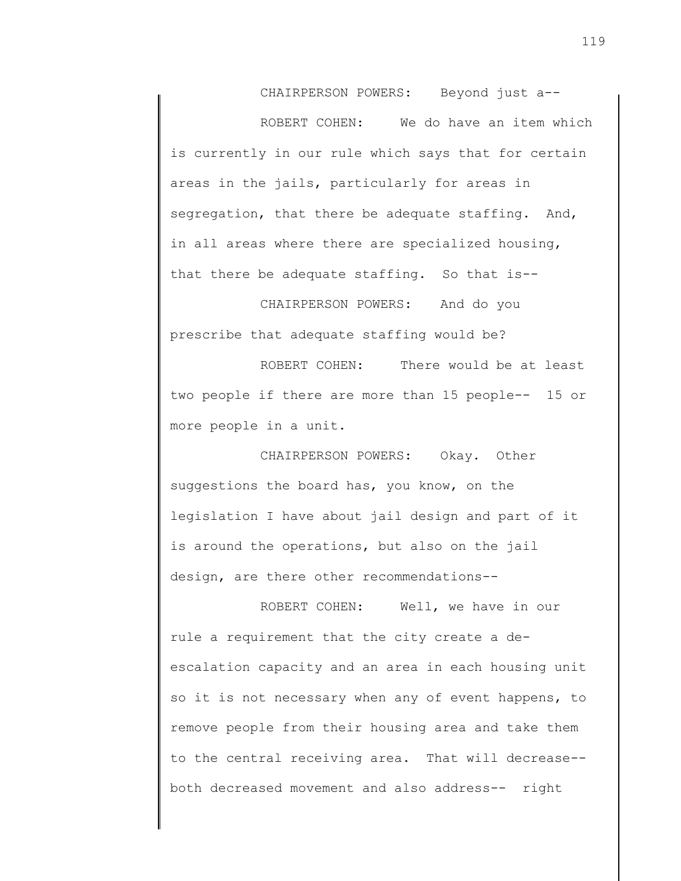CHAIRPERSON POWERS: Beyond just a--

ROBERT COHEN: We do have an item which is currently in our rule which says that for certain areas in the jails, particularly for areas in segregation, that there be adequate staffing. And, in all areas where there are specialized housing, that there be adequate staffing. So that is--

CHAIRPERSON POWERS: And do you prescribe that adequate staffing would be?

ROBERT COHEN: There would be at least two people if there are more than 15 people-- 15 or more people in a unit.

CHAIRPERSON POWERS: Okay. Other suggestions the board has, you know, on the legislation I have about jail design and part of it is around the operations, but also on the jail design, are there other recommendations--

ROBERT COHEN: Well, we have in our rule a requirement that the city create a de-escalation capacity and an area in each housing unit so it is not necessary when any of event happens, to remove people from their housing area and take them to the central receiving area. That will decrease-- both decreased movement and also address-- right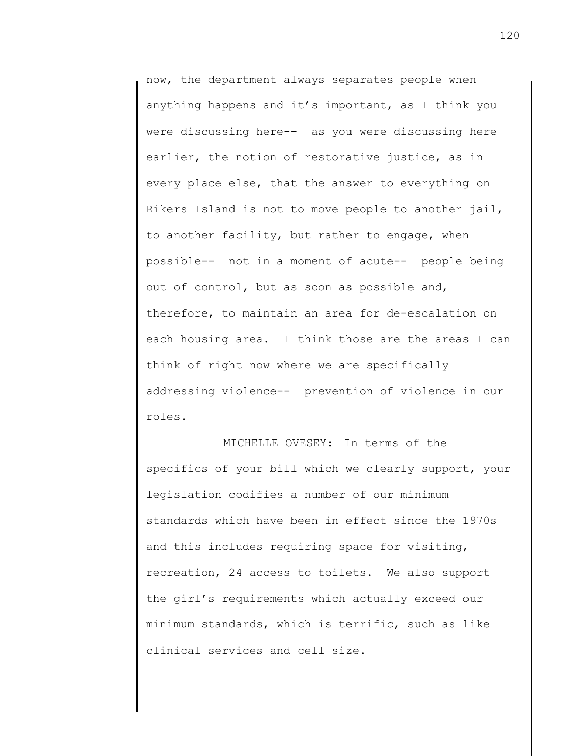now, the department always separates people when anything happens and it's important, as I think you were discussing here-- as you were discussing here earlier, the notion of restorative justice, as in every place else, that the answer to everything on Rikers Island is not to move people to another jail, to another facility, but rather to engage, when possible-- not in a moment of acute-- people being out of control, but as soon as possible and, therefore, to maintain an area for de-escalation on each housing area. I think those are the areas I can think of right now where we are specifically addressing violence-- prevention of violence in our roles.

MICHELLE OVESEY: In terms of the specifics of your bill which we clearly support, your legislation codifies a number of our minimum standards which have been in effect since the 1970s and this includes requiring space for visiting, recreation, 24 access to toilets. We also support the girl's requirements which actually exceed our minimum standards, which is terrific, such as like clinical services and cell size.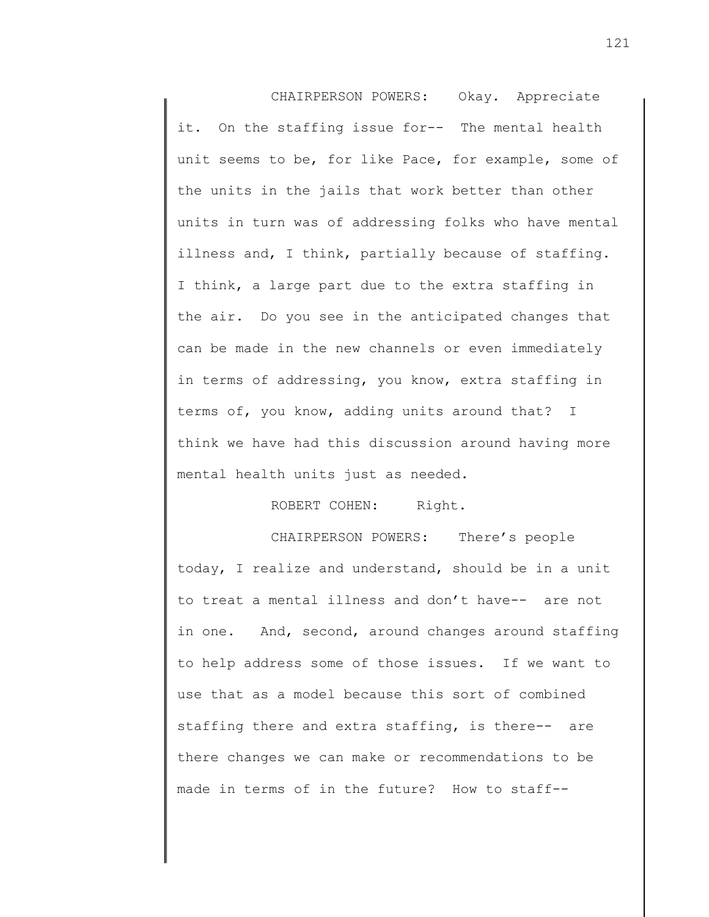CHAIRPERSON POWERS: Okay. Appreciate it. On the staffing issue for-- The mental health unit seems to be, for like Pace, for example, some of the units in the jails that work better than other units in turn was of addressing folks who have mental illness and, I think, partially because of staffing. I think, a large part due to the extra staffing in the air. Do you see in the anticipated changes that can be made in the new channels or even immediately in terms of addressing, you know, extra staffing in terms of, you know, adding units around that? I think we have had this discussion around having more mental health units just as needed.

ROBERT COHEN: Right.

CHAIRPERSON POWERS: There's people today, I realize and understand, should be in a unit to treat a mental illness and don't have-- are not in one. And, second, around changes around staffing to help address some of those issues. If we want to use that as a model because this sort of combined staffing there and extra staffing, is there-- are there changes we can make or recommendations to be made in terms of in the future? How to staff--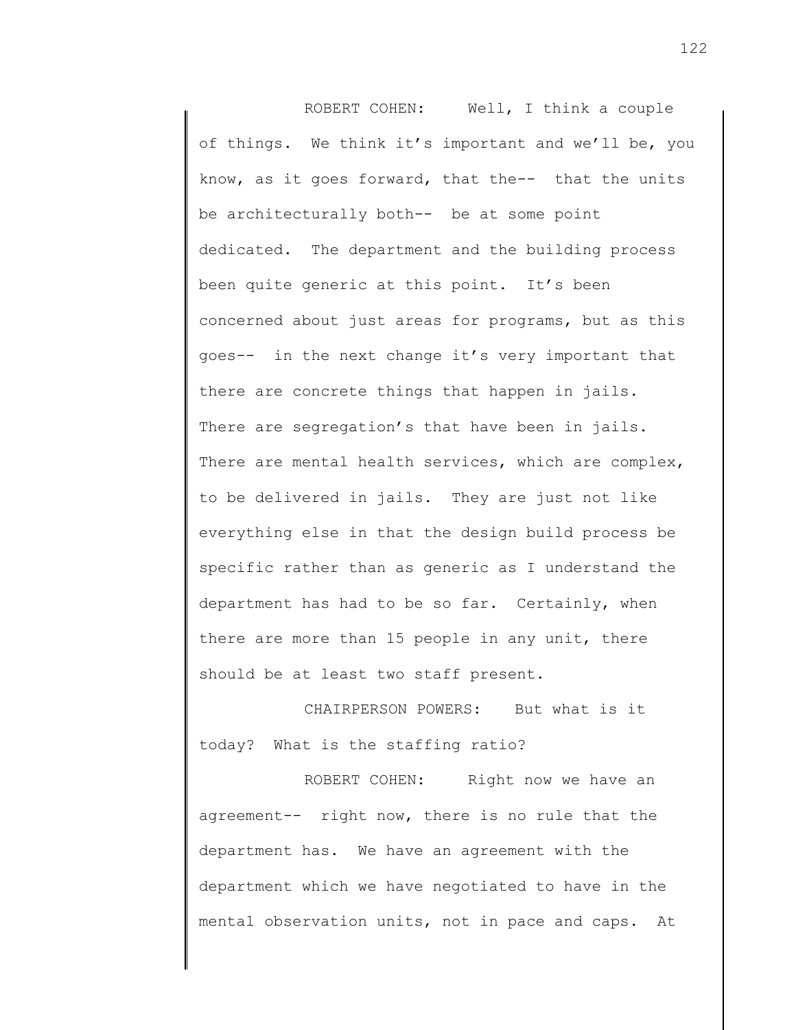ROBERT COHEN: Well, I think a couple of things. We think it's important and we'll be, you know, as it goes forward, that the-- that the units be architecturally both-- be at some point dedicated. The department and the building process been quite generic at this point. It's been concerned about just areas for programs, but as this goes-- in the next change it's very important that there are concrete things that happen in jails. There are segregation's that have been in jails. There are mental health services, which are complex, to be delivered in jails. They are just not like everything else in that the design build process be specific rather than as generic as I understand the department has had to be so far. Certainly, when there are more than 15 people in any unit, there should be at least two staff present.

CHAIRPERSON POWERS: But what is it today? What is the staffing ratio?

ROBERT COHEN: Right now we have an agreement-- right now, there is no rule that the department has. We have an agreement with the department which we have negotiated to have in the mental observation units, not in pace and caps. At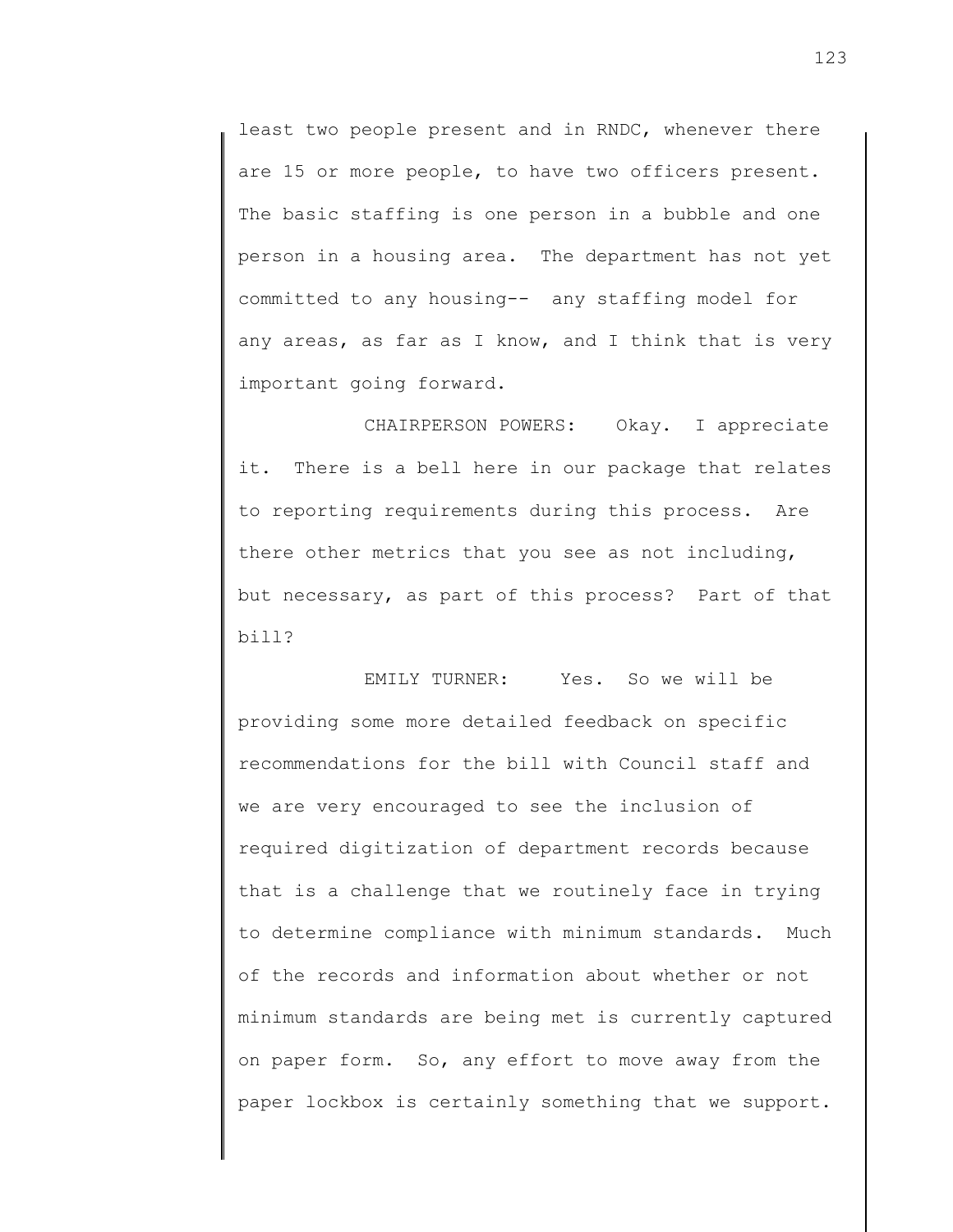least two people present and in RNDC, whenever there are 15 or more people, to have two officers present. The basic staffing is one person in a bubble and one person in a housing area. The department has not yet committed to any housing-- any staffing model for any areas, as far as I know, and I think that is very important going forward.

CHAIRPERSON POWERS: Okay. I appreciate it. There is a bell here in our package that relates to reporting requirements during this process. Are there other metrics that you see as not including, but necessary, as part of this process? Part of that bill?

EMILY TURNER: Yes. So we will be providing some more detailed feedback on specific recommendations for the bill with Council staff and we are very encouraged to see the inclusion of required digitization of department records because that is a challenge that we routinely face in trying to determine compliance with minimum standards. Much of the records and information about whether or not minimum standards are being met is currently captured on paper form. So, any effort to move away from the paper lockbox is certainly something that we support.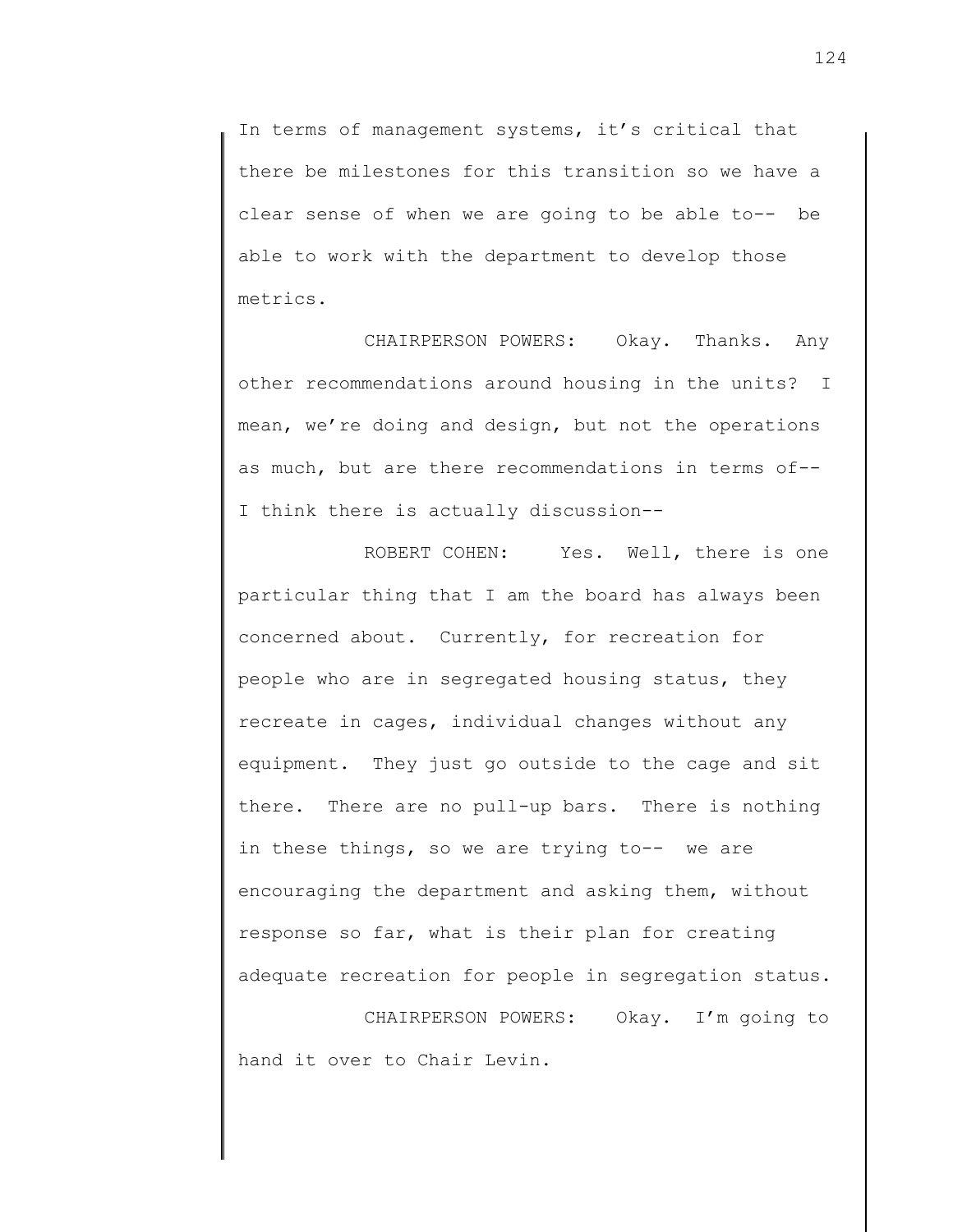In terms of management systems, it's critical that there be milestones for this transition so we have a clear sense of when we are going to be able to-- be able to work with the department to develop those metrics.

CHAIRPERSON POWERS: Okay. Thanks. Any other recommendations around housing in the units? I mean, we're doing and design, but not the operations as much, but are there recommendations in terms of-- I think there is actually discussion--

ROBERT COHEN: Yes. Well, there is one particular thing that I am the board has always been concerned about. Currently, for recreation for people who are in segregated housing status, they recreate in cages, individual changes without any equipment. They just go outside to the cage and sit there. There are no pull-up bars. There is nothing in these things, so we are trying to-- we are encouraging the department and asking them, without response so far, what is their plan for creating adequate recreation for people in segregation status.

CHAIRPERSON POWERS: Okay. I'm going to hand it over to Chair Levin.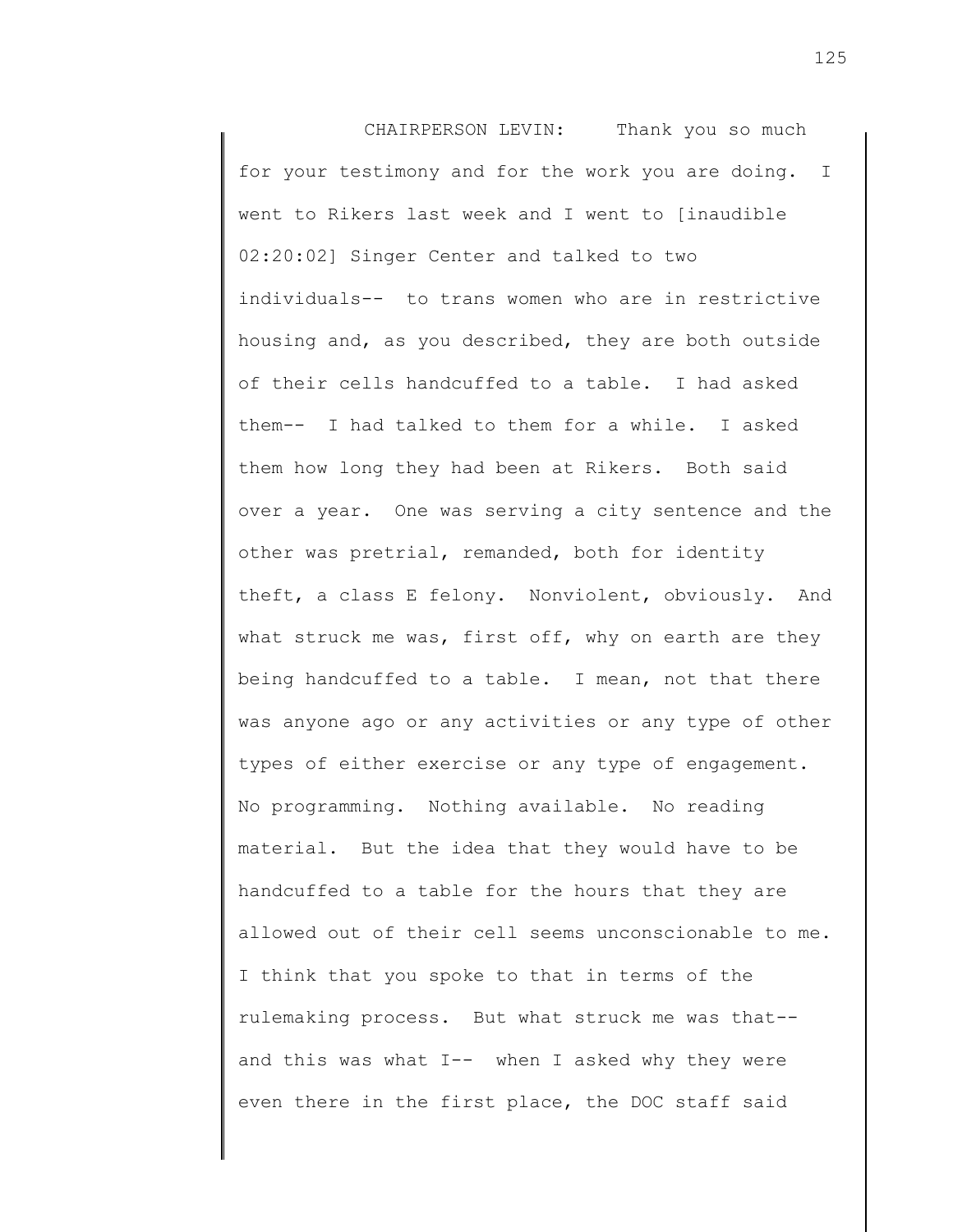CHAIRPERSON LEVIN: Thank you so much for your testimony and for the work you are doing. I went to Rikers last week and I went to [inaudible 02:20:02] Singer Center and talked to two individuals-- to trans women who are in restrictive housing and, as you described, they are both outside of their cells handcuffed to a table. I had asked them-- I had talked to them for a while. I asked them how long they had been at Rikers. Both said over a year. One was serving a city sentence and the other was pretrial, remanded, both for identity theft, a class E felony. Nonviolent, obviously. And what struck me was, first off, why on earth are they being handcuffed to a table. I mean, not that there was anyone ago or any activities or any type of other types of either exercise or any type of engagement. No programming. Nothing available. No reading material. But the idea that they would have to be handcuffed to a table for the hours that they are allowed out of their cell seems unconscionable to me. I think that you spoke to that in terms of the rulemaking process. But what struck me was that-- and this was what I-- when I asked why they were even there in the first place, the DOC staff said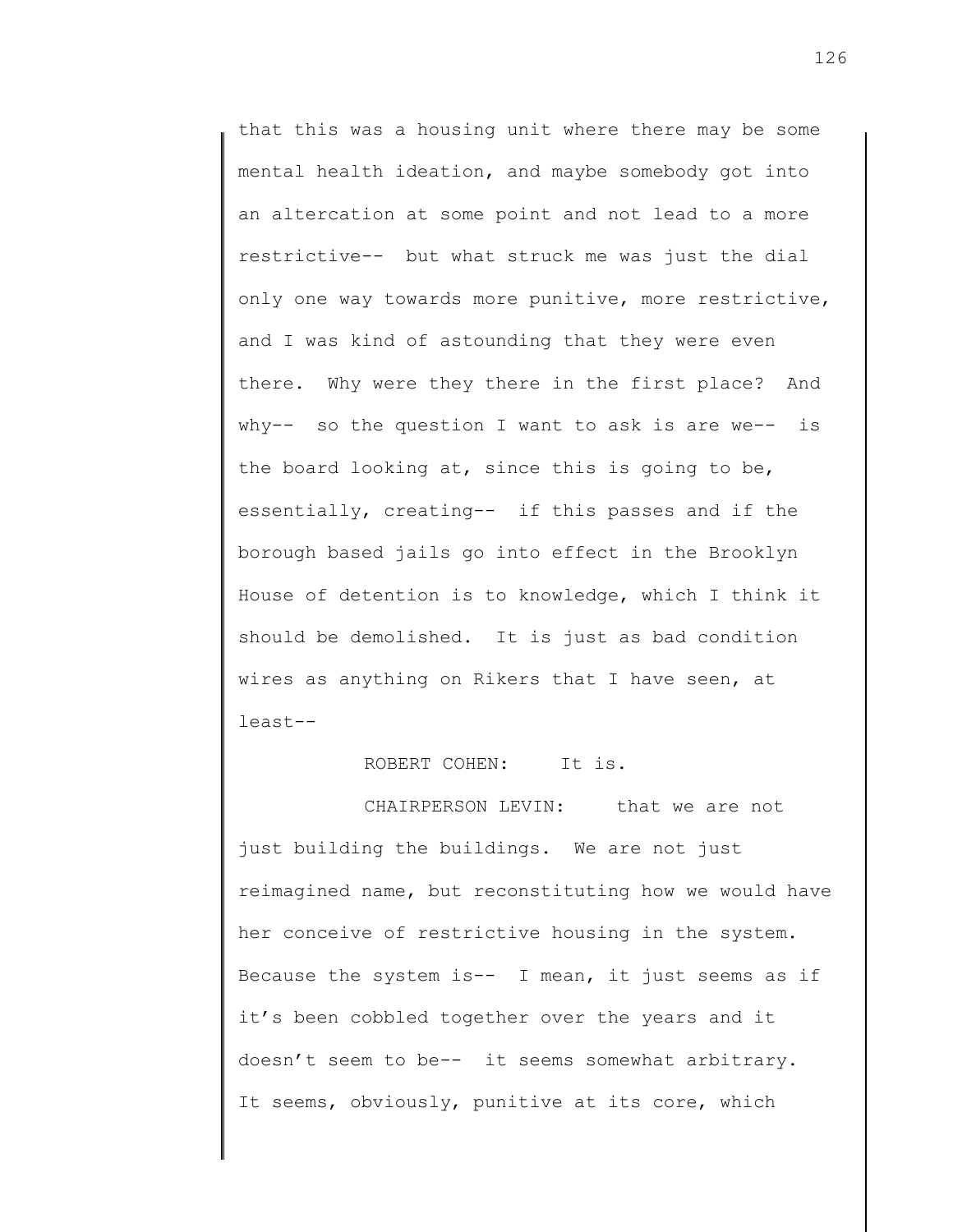that this was a housing unit where there may be some mental health ideation, and maybe somebody got into an altercation at some point and not lead to a more restrictive-- but what struck me was just the dial only one way towards more punitive, more restrictive, and I was kind of astounding that they were even there. Why were they there in the first place? And why-- so the question I want to ask is are we-- is the board looking at, since this is going to be, essentially, creating-- if this passes and if the borough based jails go into effect in the Brooklyn House of detention is to knowledge, which I think it should be demolished. It is just as bad condition wires as anything on Rikers that I have seen, at least--

ROBERT COHEN: It is.

CHAIRPERSON LEVIN: that we are not just building the buildings. We are not just reimagined name, but reconstituting how we would have her conceive of restrictive housing in the system. Because the system is-- I mean, it just seems as if it's been cobbled together over the years and it doesn't seem to be-- it seems somewhat arbitrary. It seems, obviously, punitive at its core, which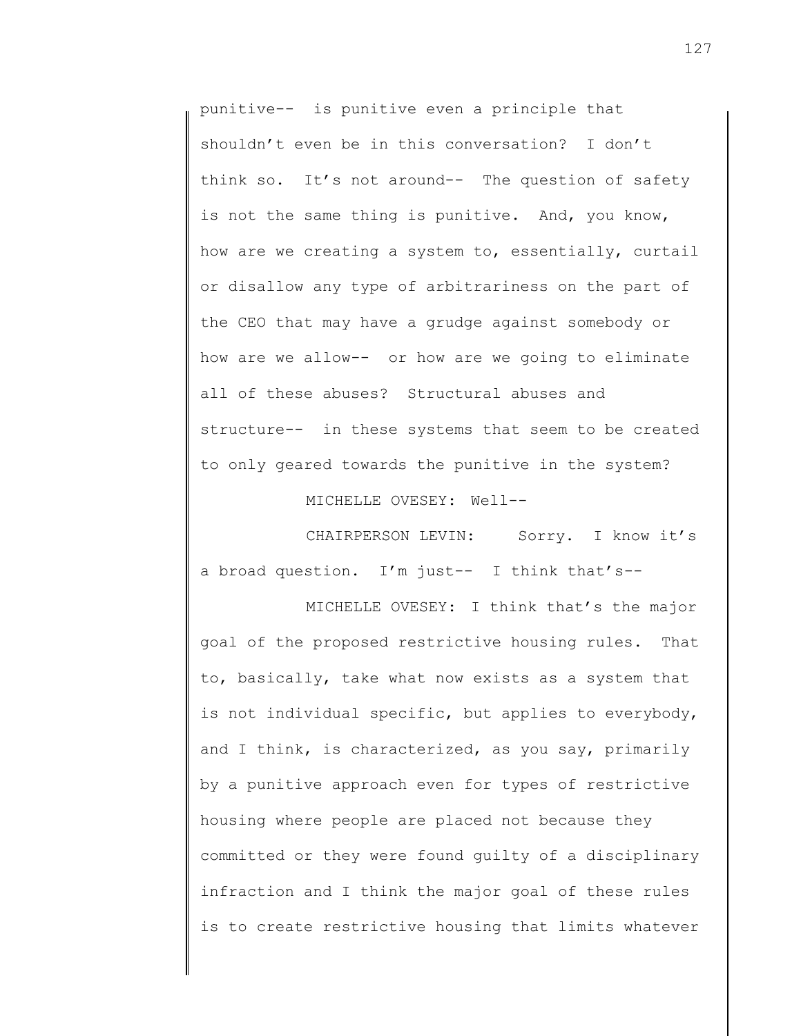punitive-- is punitive even a principle that shouldn't even be in this conversation? I don't think so. It's not around-- The question of safety is not the same thing is punitive. And, you know, how are we creating a system to, essentially, curtail or disallow any type of arbitrariness on the part of the CEO that may have a grudge against somebody or how are we allow-- or how are we going to eliminate all of these abuses? Structural abuses and structure-- in these systems that seem to be created to only geared towards the punitive in the system?

MICHELLE OVESEY: Well--

CHAIRPERSON LEVIN: Sorry. I know it's a broad question. I'm just-- I think that's--

MICHELLE OVESEY: I think that's the major goal of the proposed restrictive housing rules. That to, basically, take what now exists as a system that is not individual specific, but applies to everybody, and I think, is characterized, as you say, primarily by a punitive approach even for types of restrictive housing where people are placed not because they committed or they were found guilty of a disciplinary infraction and I think the major goal of these rules is to create restrictive housing that limits whatever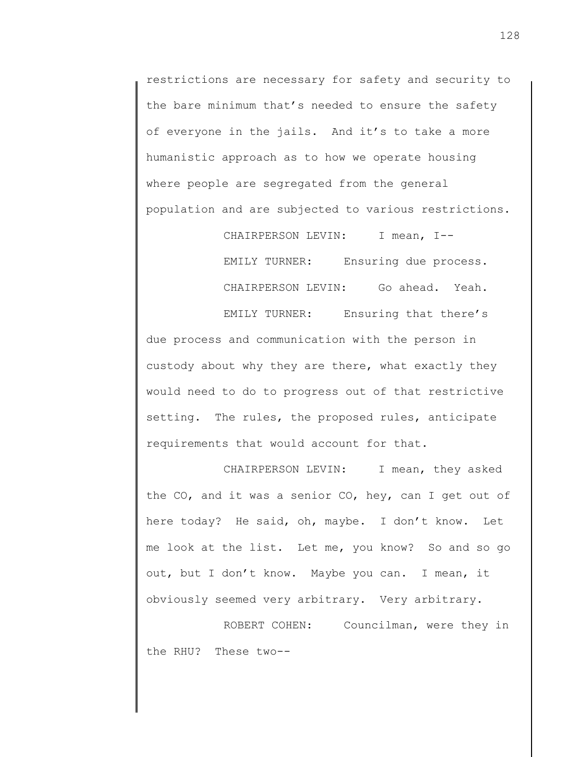restrictions are necessary for safety and security to the bare minimum that's needed to ensure the safety of everyone in the jails. And it's to take a more humanistic approach as to how we operate housing where people are segregated from the general population and are subjected to various restrictions.

CHAIRPERSON LEVIN: I mean, I--

EMILY TURNER: Ensuring due process.

CHAIRPERSON LEVIN: Go ahead. Yeah.

EMILY TURNER: Ensuring that there's due process and communication with the person in custody about why they are there, what exactly they would need to do to progress out of that restrictive setting. The rules, the proposed rules, anticipate requirements that would account for that.

CHAIRPERSON LEVIN: I mean, they asked the CO, and it was a senior CO, hey, can I get out of here today? He said, oh, maybe. I don't know. Let me look at the list. Let me, you know? So and so go out, but I don't know. Maybe you can. I mean, it obviously seemed very arbitrary. Very arbitrary.

ROBERT COHEN: Councilman, were they in the RHU? These two--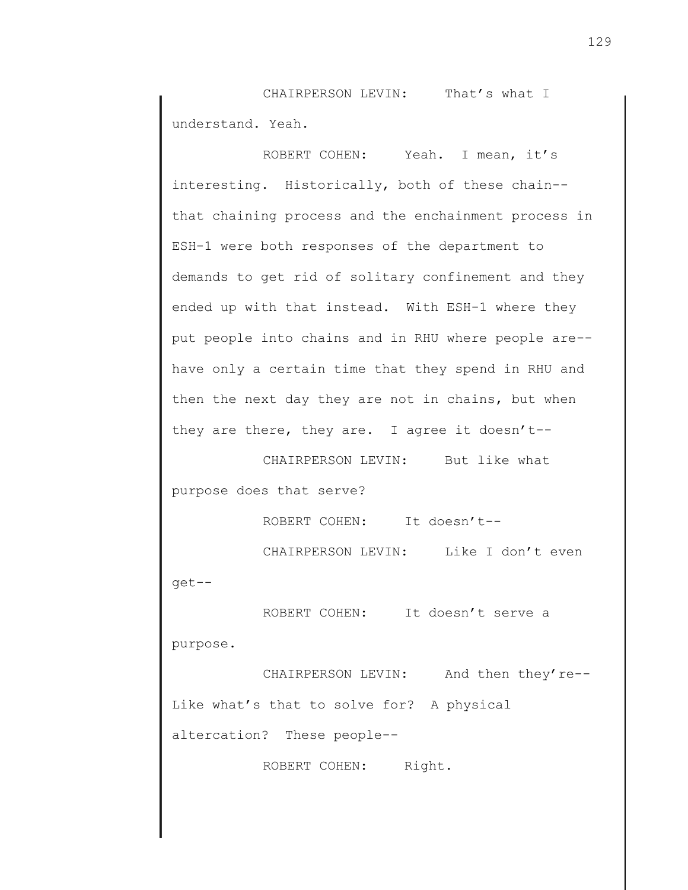CHAIRPERSON LEVIN: That's what I understand. Yeah.

ROBERT COHEN: Yeah. I mean, it's interesting. Historically, both of these chain-- that chaining process and the enchainment process in ESH-1 were both responses of the department to demands to get rid of solitary confinement and they ended up with that instead. With ESH-1 where they put people into chains and in RHU where people are-- have only a certain time that they spend in RHU and then the next day they are not in chains, but when they are there, they are. I agree it doesn't--

CHAIRPERSON LEVIN: But like what purpose does that serve?

ROBERT COHEN: It doesn't--

CHAIRPERSON LEVIN: Like I don't even get--

ROBERT COHEN: It doesn't serve a purpose.

CHAIRPERSON LEVIN: And then they're-- Like what's that to solve for? A physical altercation? These people--

ROBERT COHEN: Right.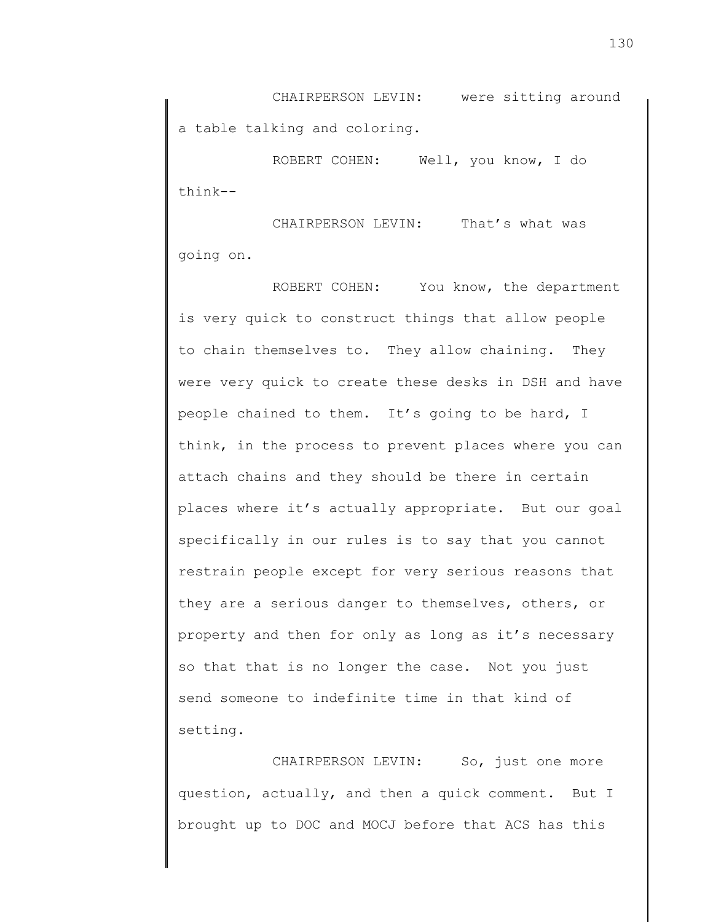CHAIRPERSON LEVIN: were sitting around a table talking and coloring.

ROBERT COHEN: Well, you know, I do think--

CHAIRPERSON LEVIN: That's what was going on.

ROBERT COHEN: You know, the department is very quick to construct things that allow people to chain themselves to. They allow chaining. They were very quick to create these desks in DSH and have people chained to them. It's going to be hard, I think, in the process to prevent places where you can attach chains and they should be there in certain places where it's actually appropriate. But our goal specifically in our rules is to say that you cannot restrain people except for very serious reasons that they are a serious danger to themselves, others, or property and then for only as long as it's necessary so that that is no longer the case. Not you just send someone to indefinite time in that kind of setting.

CHAIRPERSON LEVIN: So, just one more question, actually, and then a quick comment. But I brought up to DOC and MOCJ before that ACS has this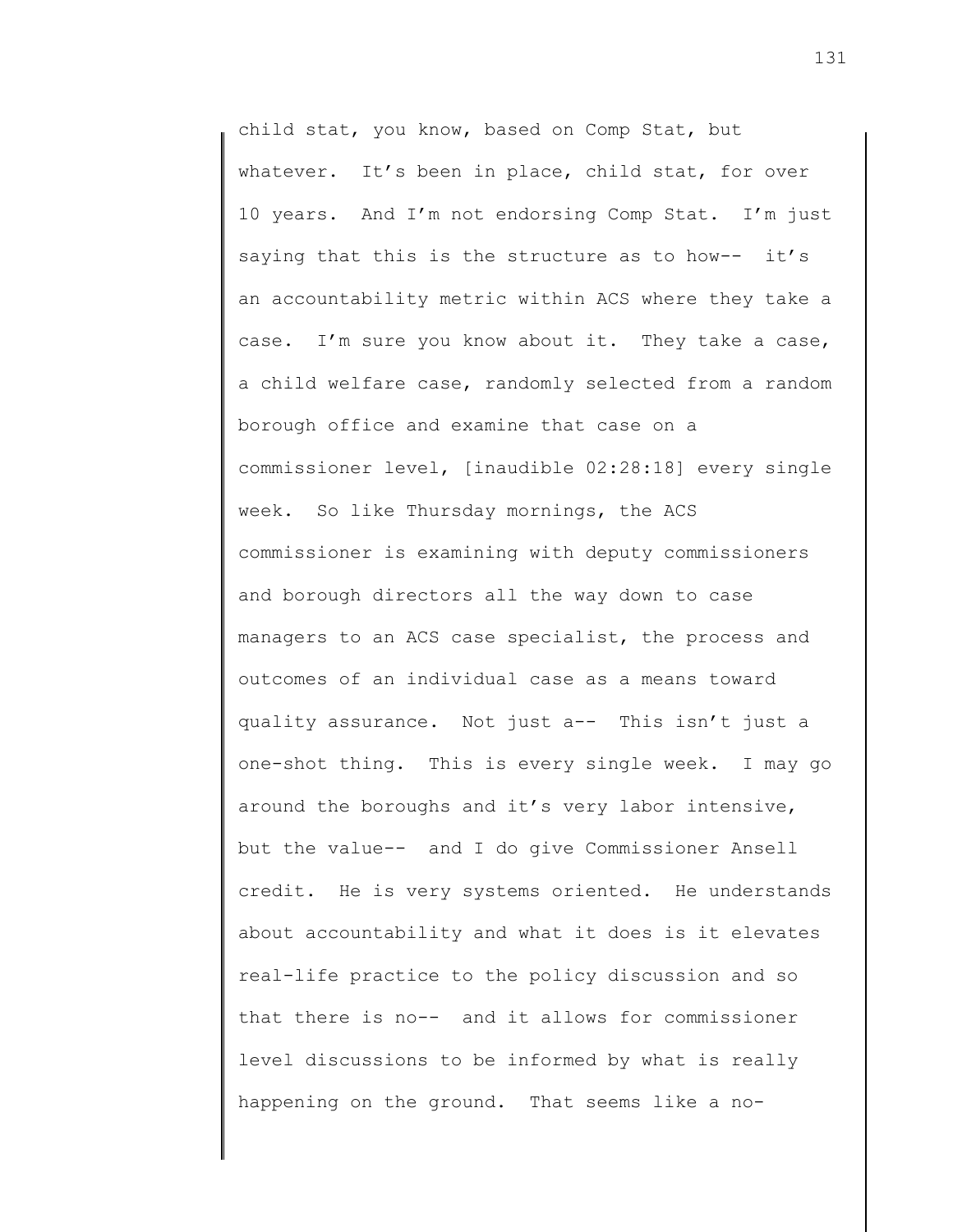child stat, you know, based on Comp Stat, but whatever. It's been in place, child stat, for over 10 years. And I'm not endorsing Comp Stat. I'm just saying that this is the structure as to how-- it's an accountability metric within ACS where they take a case. I'm sure you know about it. They take a case, a child welfare case, randomly selected from a random borough office and examine that case on a commissioner level, [inaudible 02:28:18] every single week. So like Thursday mornings, the ACS commissioner is examining with deputy commissioners and borough directors all the way down to case managers to an ACS case specialist, the process and outcomes of an individual case as a means toward quality assurance. Not just a-- This isn't just a one-shot thing. This is every single week. I may go around the boroughs and it's very labor intensive, but the value-- and I do give Commissioner Ansell credit. He is very systems oriented. He understands about accountability and what it does is it elevates real-life practice to the policy discussion and so that there is no-- and it allows for commissioner level discussions to be informed by what is really happening on the ground. That seems like a no-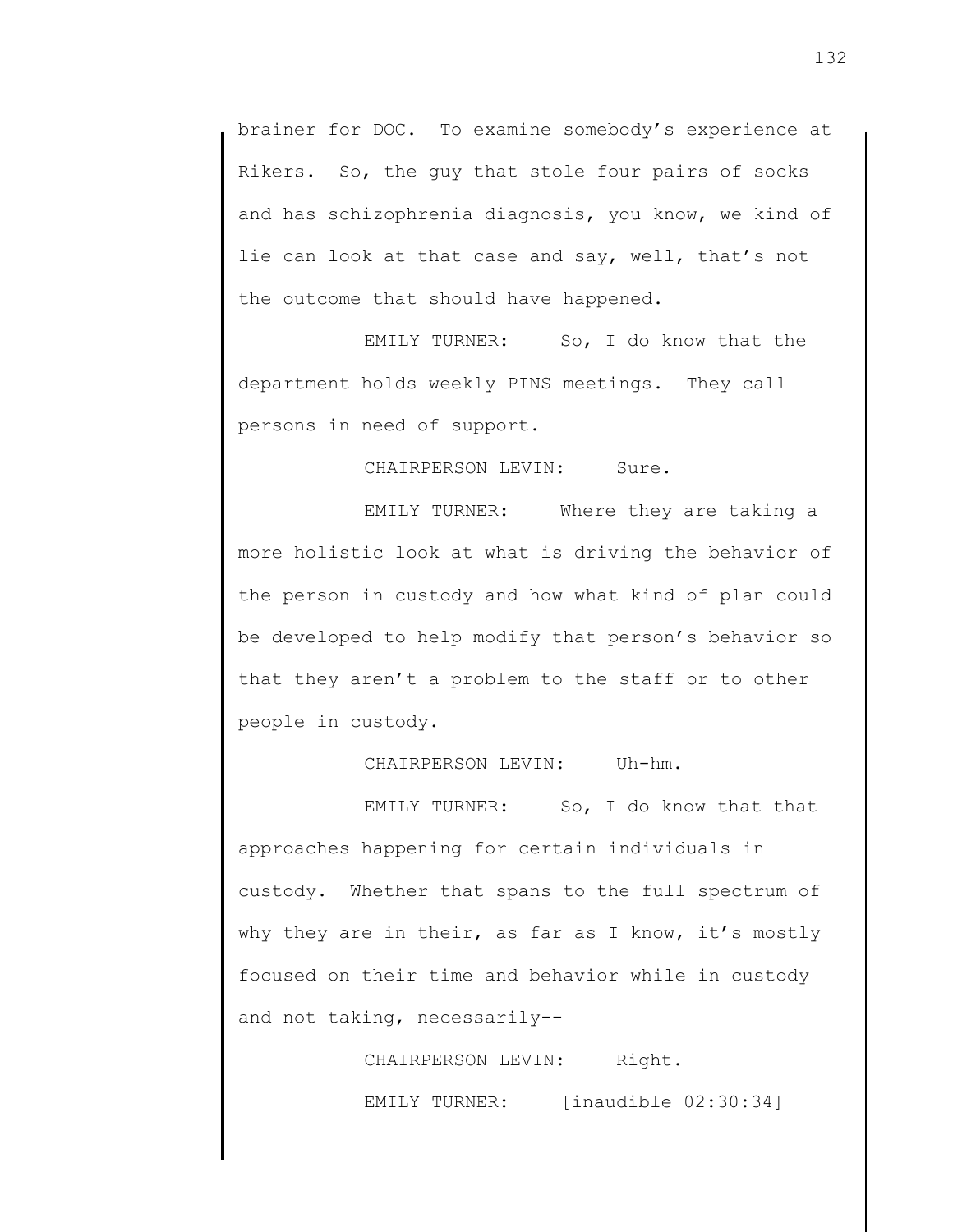brainer for DOC. To examine somebody's experience at Rikers. So, the guy that stole four pairs of socks and has schizophrenia diagnosis, you know, we kind of lie can look at that case and say, well, that's not the outcome that should have happened.

EMILY TURNER: So, I do know that the department holds weekly PINS meetings. They call persons in need of support.

CHAIRPERSON LEVIN: Sure.

EMILY TURNER: Where they are taking a more holistic look at what is driving the behavior of the person in custody and how what kind of plan could be developed to help modify that person's behavior so that they aren't a problem to the staff or to other people in custody.

CHAIRPERSON LEVIN: Uh-hm.

EMILY TURNER: So, I do know that that approaches happening for certain individuals in custody. Whether that spans to the full spectrum of why they are in their, as far as I know, it's mostly focused on their time and behavior while in custody and not taking, necessarily--

CHAIRPERSON LEVIN: Right.

EMILY TURNER: [inaudible 02:30:34]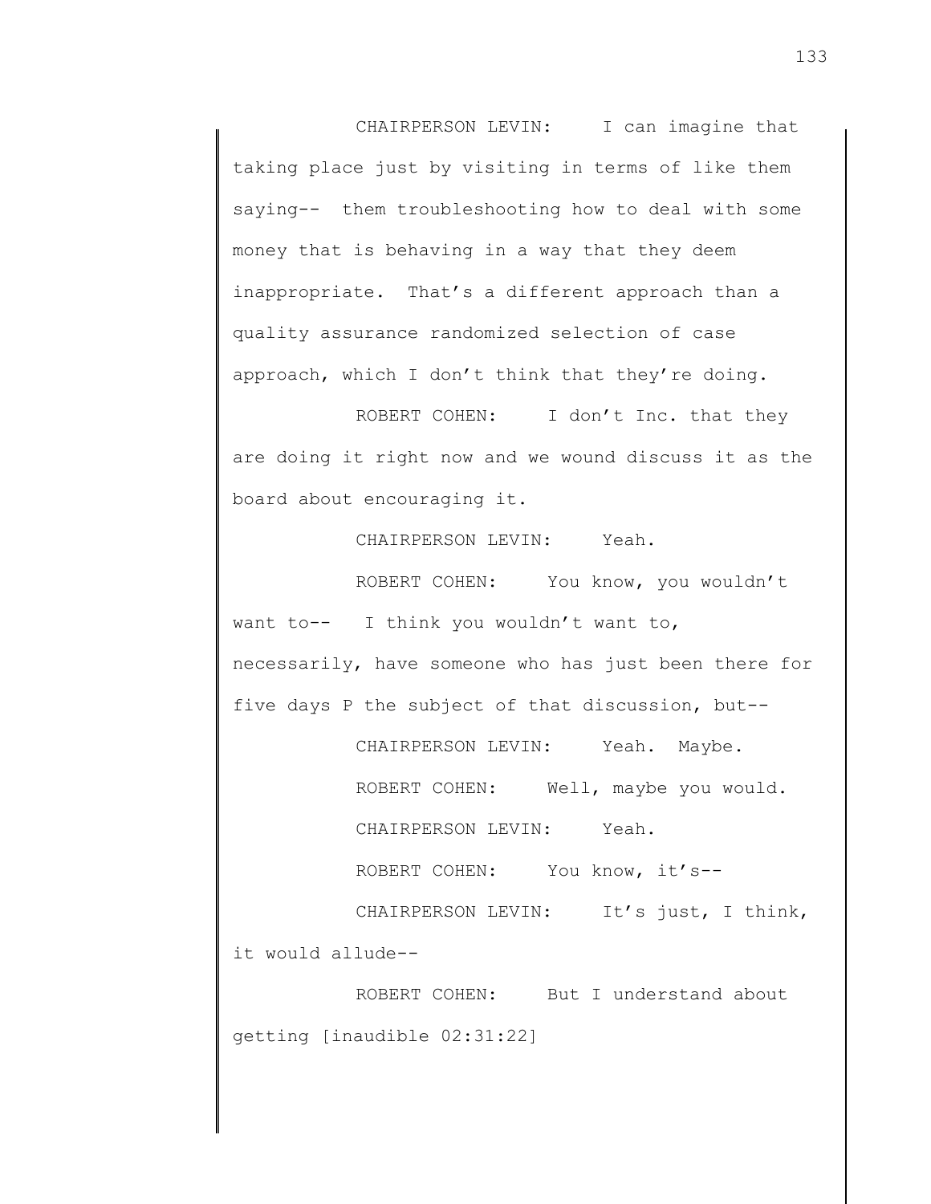CHAIRPERSON LEVIN: I can imagine that taking place just by visiting in terms of like them saying-- them troubleshooting how to deal with some money that is behaving in a way that they deem inappropriate. That's a different approach than a quality assurance randomized selection of case approach, which I don't think that they're doing.

ROBERT COHEN: I don't Inc. that they are doing it right now and we wound discuss it as the board about encouraging it.

CHAIRPERSON LEVIN: Yeah.

ROBERT COHEN: You know, you wouldn't want to-- I think you wouldn't want to, necessarily, have someone who has just been there for five days P the subject of that discussion, but--

CHAIRPERSON LEVIN: Yeah. Maybe.

ROBERT COHEN: Well, maybe you would.

CHAIRPERSON LEVIN: Yeah.

ROBERT COHEN: You know, it's--

CHAIRPERSON LEVIN: It's just, I think, it would allude--

ROBERT COHEN: But I understand about getting [inaudible 02:31:22]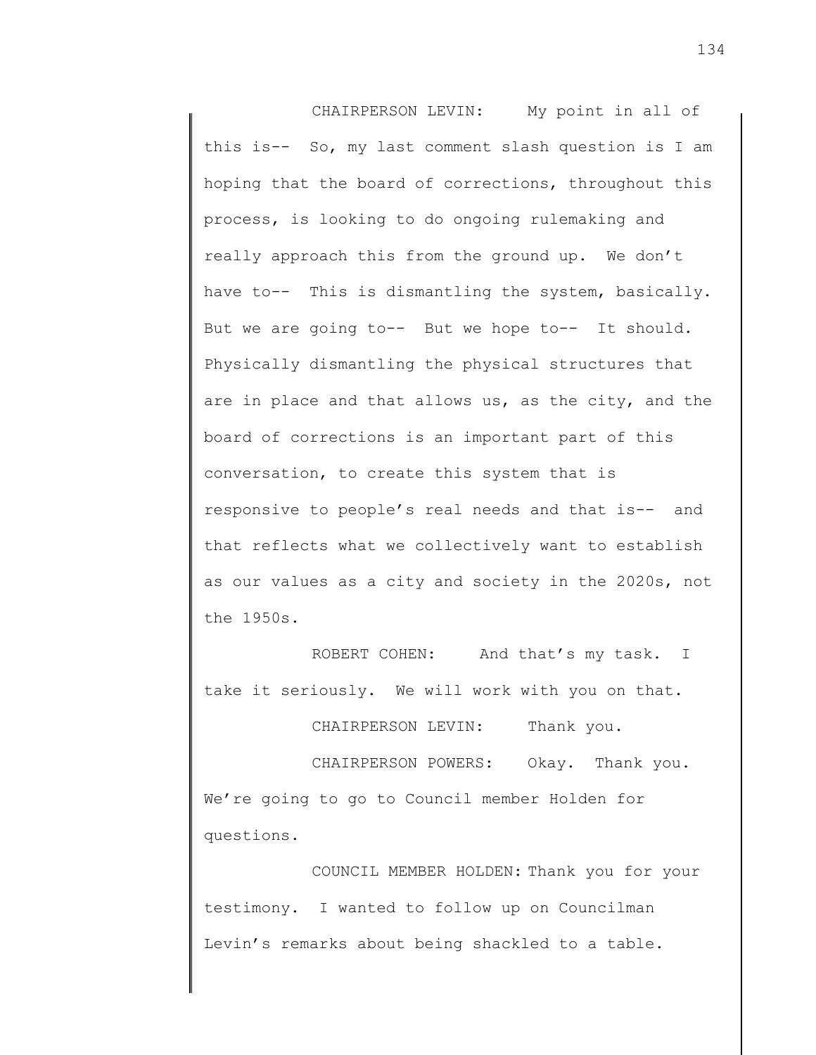CHAIRPERSON LEVIN: My point in all of this is-- So, my last comment slash question is I am hoping that the board of corrections, throughout this process, is looking to do ongoing rulemaking and really approach this from the ground up. We don't have to-- This is dismantling the system, basically. But we are going to-- But we hope to-- It should. Physically dismantling the physical structures that are in place and that allows us, as the city, and the board of corrections is an important part of this conversation, to create this system that is responsive to people's real needs and that is-- and that reflects what we collectively want to establish as our values as a city and society in the 2020s, not the 1950s.

ROBERT COHEN: And that's my task. I take it seriously. We will work with you on that.

CHAIRPERSON LEVIN: Thank you.

CHAIRPERSON POWERS: Okay. Thank you. We're going to go to Council member Holden for questions.

COUNCIL MEMBER HOLDEN: Thank you for your testimony. I wanted to follow up on Councilman Levin's remarks about being shackled to a table.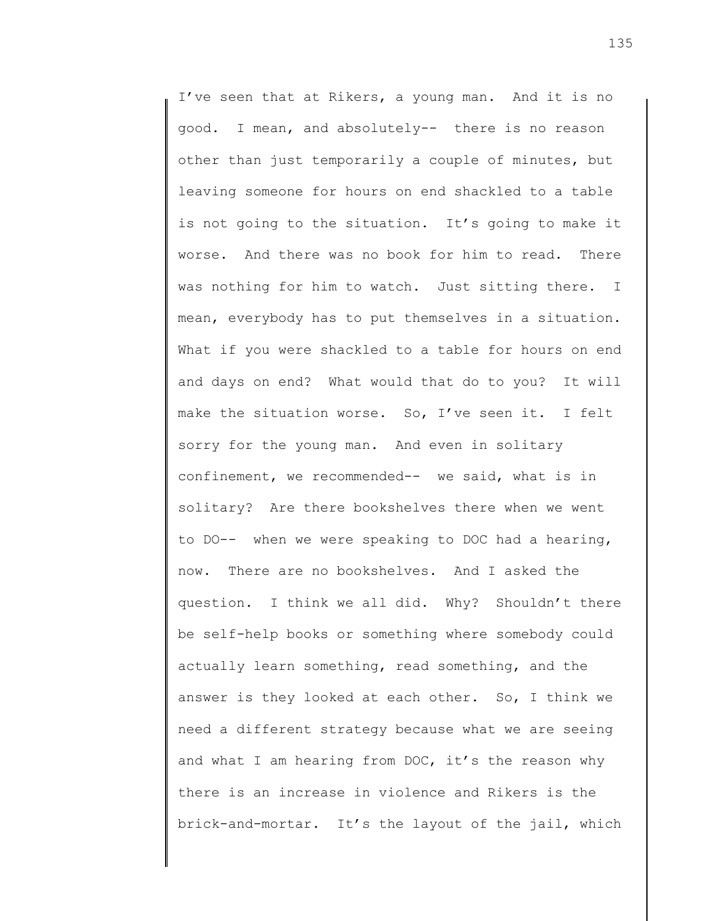I've seen that at Rikers, a young man. And it is no good. I mean, and absolutely-- there is no reason other than just temporarily a couple of minutes, but leaving someone for hours on end shackled to a table is not going to the situation. It's going to make it worse. And there was no book for him to read. There was nothing for him to watch. Just sitting there. I mean, everybody has to put themselves in a situation. What if you were shackled to a table for hours on end and days on end? What would that do to you? It will make the situation worse. So, I've seen it. I felt sorry for the young man. And even in solitary confinement, we recommended-- we said, what is in solitary? Are there bookshelves there when we went to DO-- when we were speaking to DOC had a hearing, now. There are no bookshelves. And I asked the question. I think we all did. Why? Shouldn't there be self-help books or something where somebody could actually learn something, read something, and the answer is they looked at each other. So, I think we need a different strategy because what we are seeing and what I am hearing from DOC, it's the reason why there is an increase in violence and Rikers is the brick-and-mortar. It's the layout of the jail, which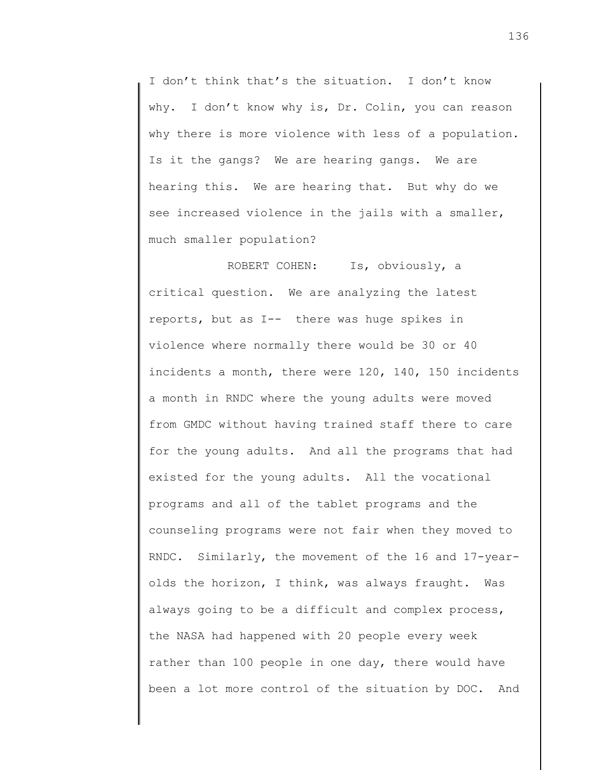I don't think that's the situation. I don't know why. I don't know why is, Dr. Colin, you can reason why there is more violence with less of a population. Is it the gangs? We are hearing gangs. We are hearing this. We are hearing that. But why do we see increased violence in the jails with a smaller, much smaller population?

ROBERT COHEN: Is, obviously, a critical question. We are analyzing the latest reports, but as I-- there was huge spikes in violence where normally there would be 30 or 40 incidents a month, there were 120, 140, 150 incidents a month in RNDC where the young adults were moved from GMDC without having trained staff there to care for the young adults. And all the programs that had existed for the young adults. All the vocational programs and all of the tablet programs and the counseling programs were not fair when they moved to RNDC. Similarly, the movement of the 16 and 17-year-olds the horizon, I think, was always fraught. Was always going to be a difficult and complex process, the NASA had happened with 20 people every week rather than 100 people in one day, there would have been a lot more control of the situation by DOC. And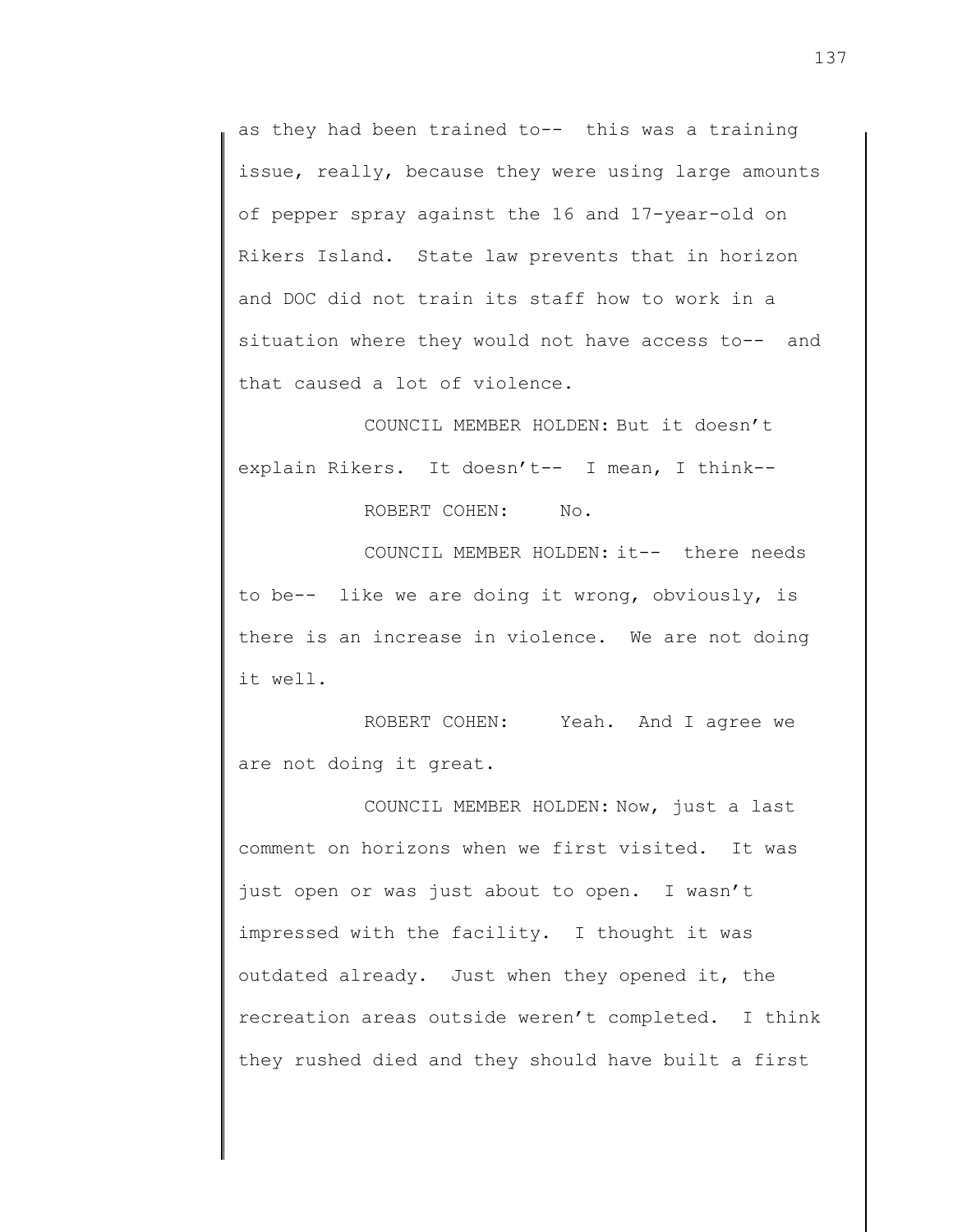as they had been trained to-- this was a training issue, really, because they were using large amounts of pepper spray against the 16 and 17-year-old on Rikers Island. State law prevents that in horizon and DOC did not train its staff how to work in a situation where they would not have access to-- and that caused a lot of violence.

COUNCIL MEMBER HOLDEN: But it doesn't explain Rikers. It doesn't-- I mean, I think--

ROBERT COHEN: No.

COUNCIL MEMBER HOLDEN: it-- there needs to be-- like we are doing it wrong, obviously, is there is an increase in violence. We are not doing it well.

ROBERT COHEN: Yeah. And I agree we are not doing it great.

COUNCIL MEMBER HOLDEN: Now, just a last comment on horizons when we first visited. It was just open or was just about to open. I wasn't impressed with the facility. I thought it was outdated already. Just when they opened it, the recreation areas outside weren't completed. I think they rushed died and they should have built a first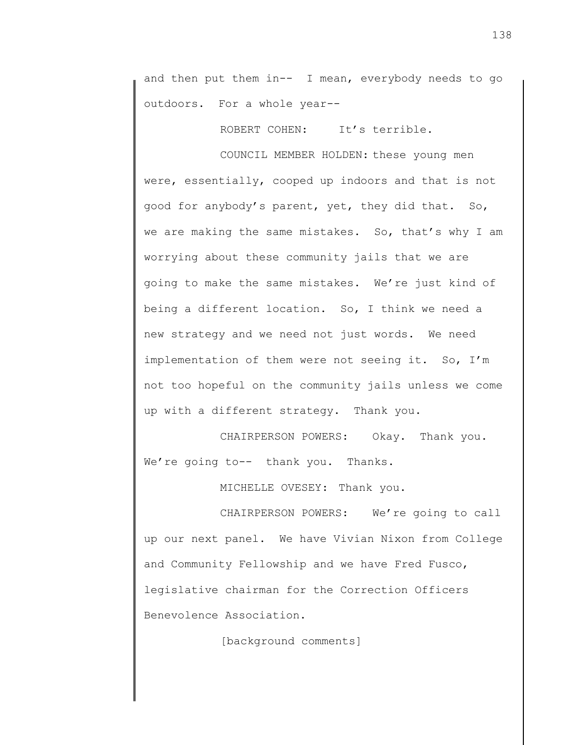and then put them in-- I mean, everybody needs to go outdoors. For a whole year--

ROBERT COHEN: It's terrible.

COUNCIL MEMBER HOLDEN: these young men were, essentially, cooped up indoors and that is not good for anybody's parent, yet, they did that. So, we are making the same mistakes. So, that's why I am worrying about these community jails that we are going to make the same mistakes. We're just kind of being a different location. So, I think we need a new strategy and we need not just words. We need implementation of them were not seeing it. So, I'm not too hopeful on the community jails unless we come up with a different strategy. Thank you.

CHAIRPERSON POWERS: Okay. Thank you. We're going to-- thank you. Thanks.

MICHELLE OVESEY: Thank you.

CHAIRPERSON POWERS: We're going to call up our next panel. We have Vivian Nixon from College and Community Fellowship and we have Fred Fusco, legislative chairman for the Correction Officers Benevolence Association.

[background comments]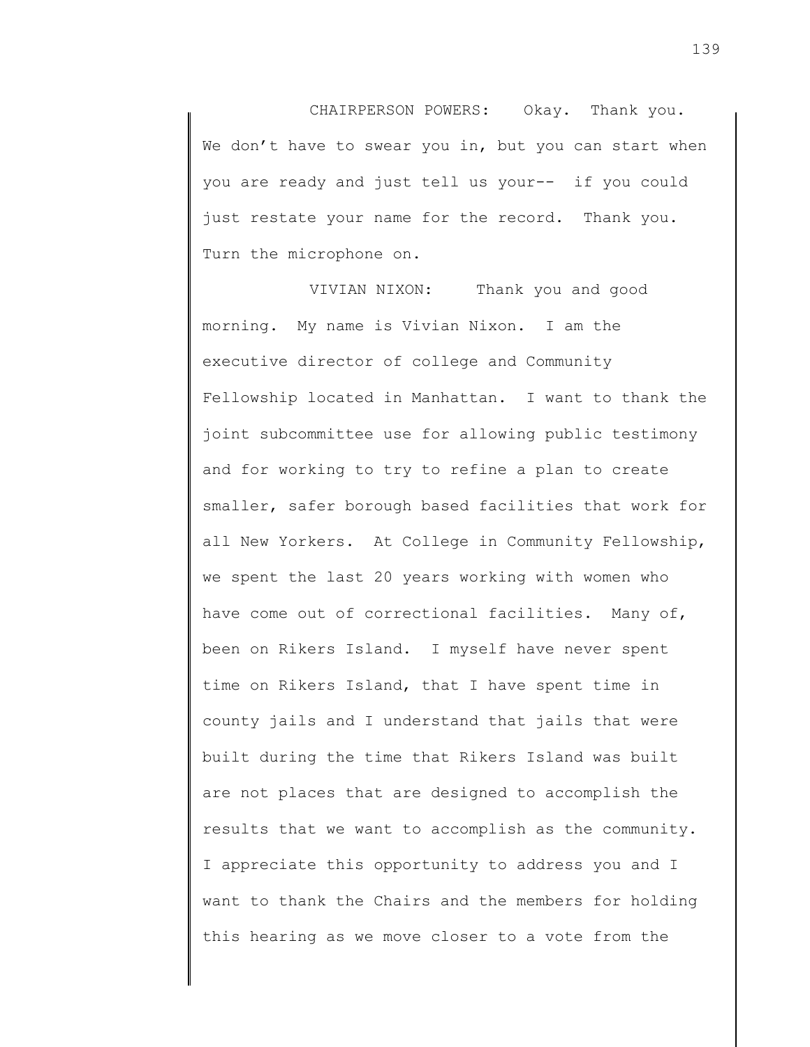CHAIRPERSON POWERS: Okay. Thank you. We don't have to swear you in, but you can start when you are ready and just tell us your-- if you could just restate your name for the record. Thank you. Turn the microphone on.

VIVIAN NIXON: Thank you and good morning. My name is Vivian Nixon. I am the executive director of college and Community Fellowship located in Manhattan. I want to thank the joint subcommittee use for allowing public testimony and for working to try to refine a plan to create smaller, safer borough based facilities that work for all New Yorkers. At College in Community Fellowship, we spent the last 20 years working with women who have come out of correctional facilities. Many of, been on Rikers Island. I myself have never spent time on Rikers Island, that I have spent time in county jails and I understand that jails that were built during the time that Rikers Island was built are not places that are designed to accomplish the results that we want to accomplish as the community. I appreciate this opportunity to address you and I want to thank the Chairs and the members for holding this hearing as we move closer to a vote from the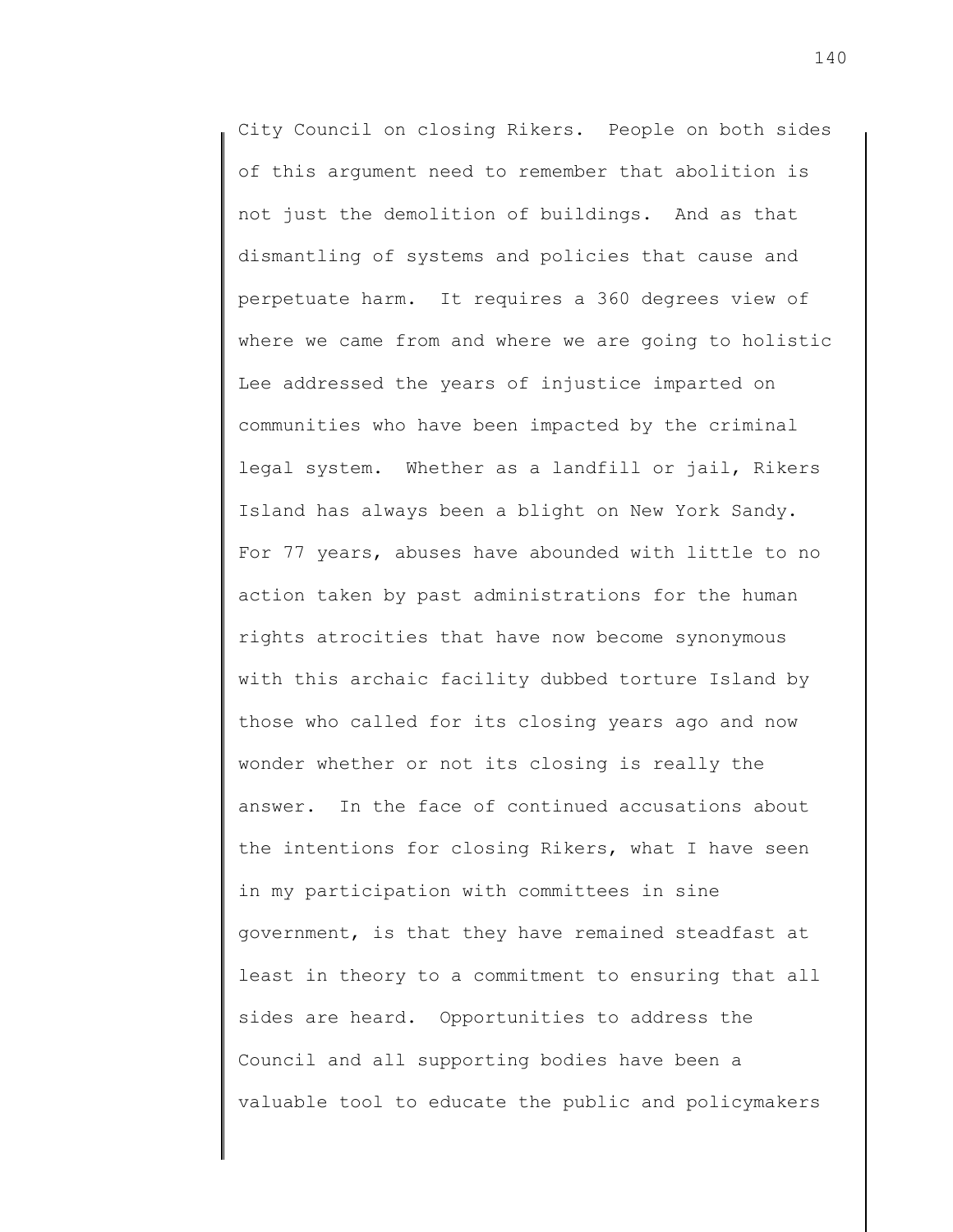City Council on closing Rikers. People on both sides of this argument need to remember that abolition is not just the demolition of buildings. And as that dismantling of systems and policies that cause and perpetuate harm. It requires a 360 degrees view of where we came from and where we are going to holistic Lee addressed the years of injustice imparted on communities who have been impacted by the criminal legal system. Whether as a landfill or jail, Rikers Island has always been a blight on New York Sandy. For 77 years, abuses have abounded with little to no action taken by past administrations for the human rights atrocities that have now become synonymous with this archaic facility dubbed torture Island by those who called for its closing years ago and now wonder whether or not its closing is really the answer. In the face of continued accusations about the intentions for closing Rikers, what I have seen in my participation with committees in sine government, is that they have remained steadfast at least in theory to a commitment to ensuring that all sides are heard. Opportunities to address the Council and all supporting bodies have been a valuable tool to educate the public and policymakers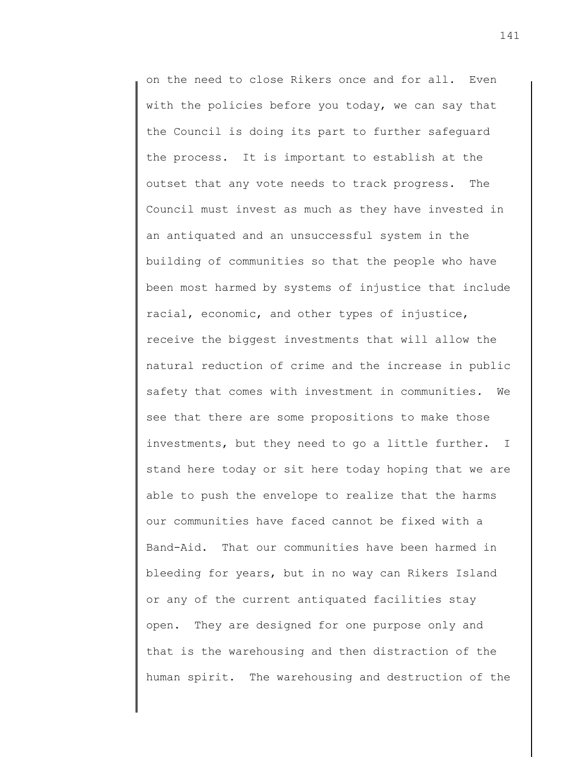on the need to close Rikers once and for all. Even with the policies before you today, we can say that the Council is doing its part to further safeguard the process. It is important to establish at the outset that any vote needs to track progress. The Council must invest as much as they have invested in an antiquated and an unsuccessful system in the building of communities so that the people who have been most harmed by systems of injustice that include racial, economic, and other types of injustice, receive the biggest investments that will allow the natural reduction of crime and the increase in public safety that comes with investment in communities. We see that there are some propositions to make those investments, but they need to go a little further. I stand here today or sit here today hoping that we are able to push the envelope to realize that the harms our communities have faced cannot be fixed with a Band-Aid. That our communities have been harmed in bleeding for years, but in no way can Rikers Island or any of the current antiquated facilities stay open. They are designed for one purpose only and that is the warehousing and then distraction of the human spirit. The warehousing and destruction of the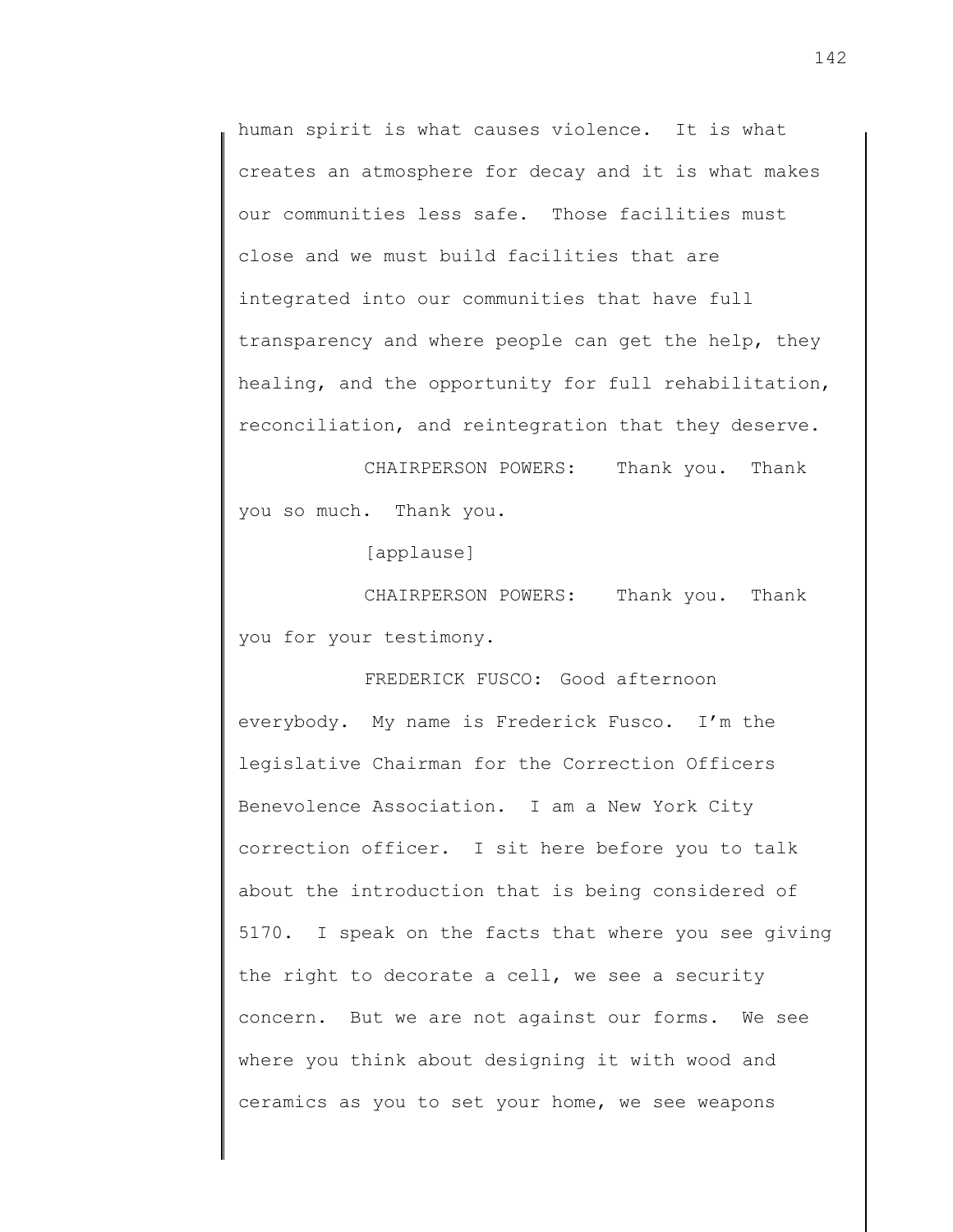human spirit is what causes violence. It is what creates an atmosphere for decay and it is what makes our communities less safe. Those facilities must close and we must build facilities that are integrated into our communities that have full transparency and where people can get the help, they healing, and the opportunity for full rehabilitation, reconciliation, and reintegration that they deserve.

CHAIRPERSON POWERS: Thank you. Thank you so much. Thank you.

[applause]

CHAIRPERSON POWERS: Thank you. Thank you for your testimony.

FREDERICK FUSCO: Good afternoon everybody. My name is Frederick Fusco. I'm the legislative Chairman for the Correction Officers Benevolence Association. I am a New York City correction officer. I sit here before you to talk about the introduction that is being considered of 5170. I speak on the facts that where you see giving the right to decorate a cell, we see a security concern. But we are not against our forms. We see where you think about designing it with wood and ceramics as you to set your home, we see weapons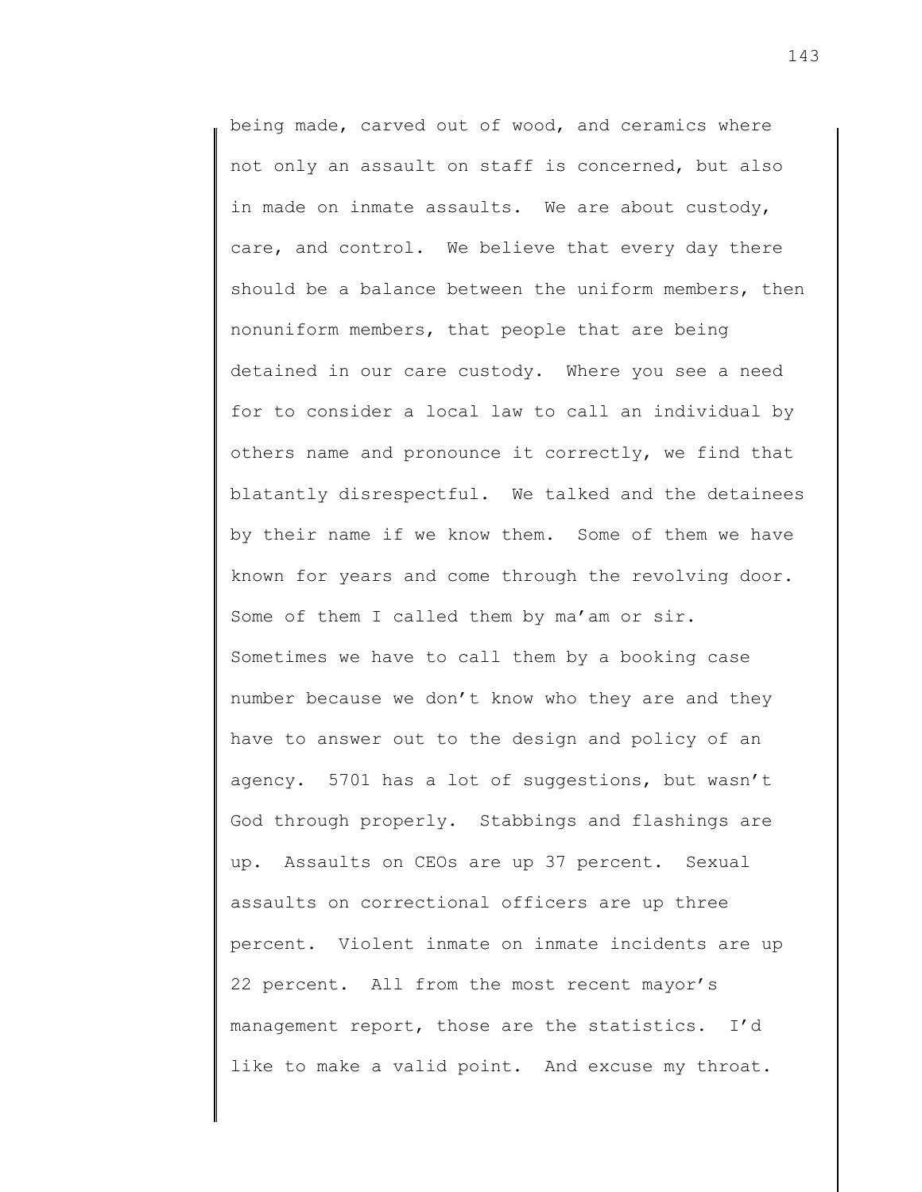being made, carved out of wood, and ceramics where not only an assault on staff is concerned, but also in made on inmate assaults. We are about custody, care, and control. We believe that every day there should be a balance between the uniform members, then nonuniform members, that people that are being detained in our care custody. Where you see a need for to consider a local law to call an individual by others name and pronounce it correctly, we find that blatantly disrespectful. We talked and the detainees by their name if we know them. Some of them we have known for years and come through the revolving door. Some of them I called them by ma'am or sir. Sometimes we have to call them by a booking case number because we don't know who they are and they have to answer out to the design and policy of an agency. 5701 has a lot of suggestions, but wasn't God through properly. Stabbings and flashings are up. Assaults on CEOs are up 37 percent. Sexual assaults on correctional officers are up three percent. Violent inmate on inmate incidents are up 22 percent. All from the most recent mayor's management report, those are the statistics. I'd like to make a valid point. And excuse my throat.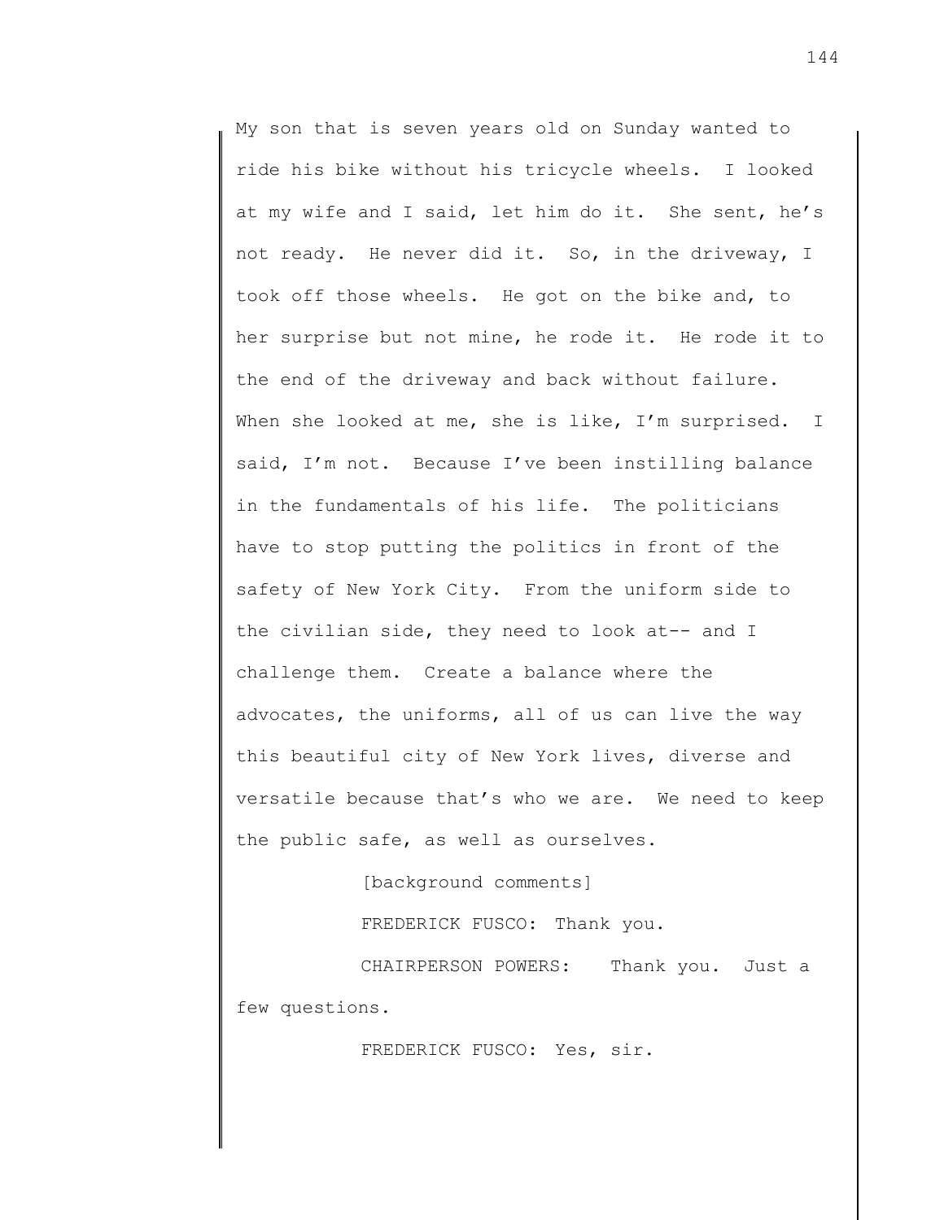My son that is seven years old on Sunday wanted to ride his bike without his tricycle wheels. I looked at my wife and I said, let him do it. She sent, he's not ready. He never did it. So, in the driveway, I took off those wheels. He got on the bike and, to her surprise but not mine, he rode it. He rode it to the end of the driveway and back without failure. When she looked at me, she is like, I'm surprised. I said, I'm not. Because I've been instilling balance in the fundamentals of his life. The politicians have to stop putting the politics in front of the safety of New York City. From the uniform side to the civilian side, they need to look at-- and I challenge them. Create a balance where the advocates, the uniforms, all of us can live the way this beautiful city of New York lives, diverse and versatile because that's who we are. We need to keep the public safe, as well as ourselves.

[background comments]

FREDERICK FUSCO: Thank you.

CHAIRPERSON POWERS: Thank you. Just a few questions.

FREDERICK FUSCO: Yes, sir.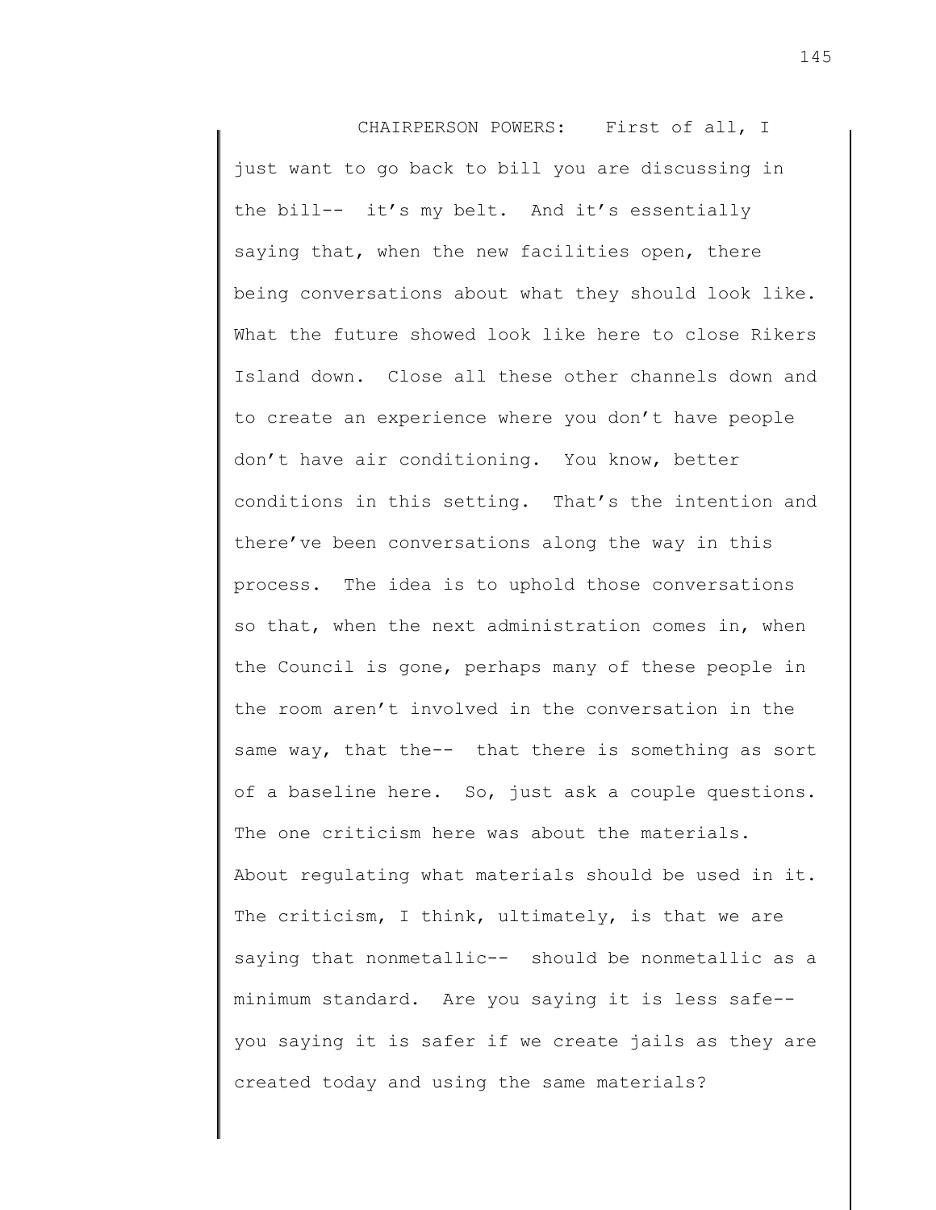CHAIRPERSON POWERS: First of all, I just want to go back to bill you are discussing in the bill-- it's my belt. And it's essentially saying that, when the new facilities open, there being conversations about what they should look like. What the future showed look like here to close Rikers Island down. Close all these other channels down and to create an experience where you don't have people don't have air conditioning. You know, better conditions in this setting. That's the intention and there've been conversations along the way in this process. The idea is to uphold those conversations so that, when the next administration comes in, when the Council is gone, perhaps many of these people in the room aren't involved in the conversation in the same way, that the-- that there is something as sort of a baseline here. So, just ask a couple questions. The one criticism here was about the materials. About regulating what materials should be used in it. The criticism, I think, ultimately, is that we are saying that nonmetallic-- should be nonmetallic as a minimum standard. Are you saying it is less safe-- you saying it is safer if we create jails as they are created today and using the same materials?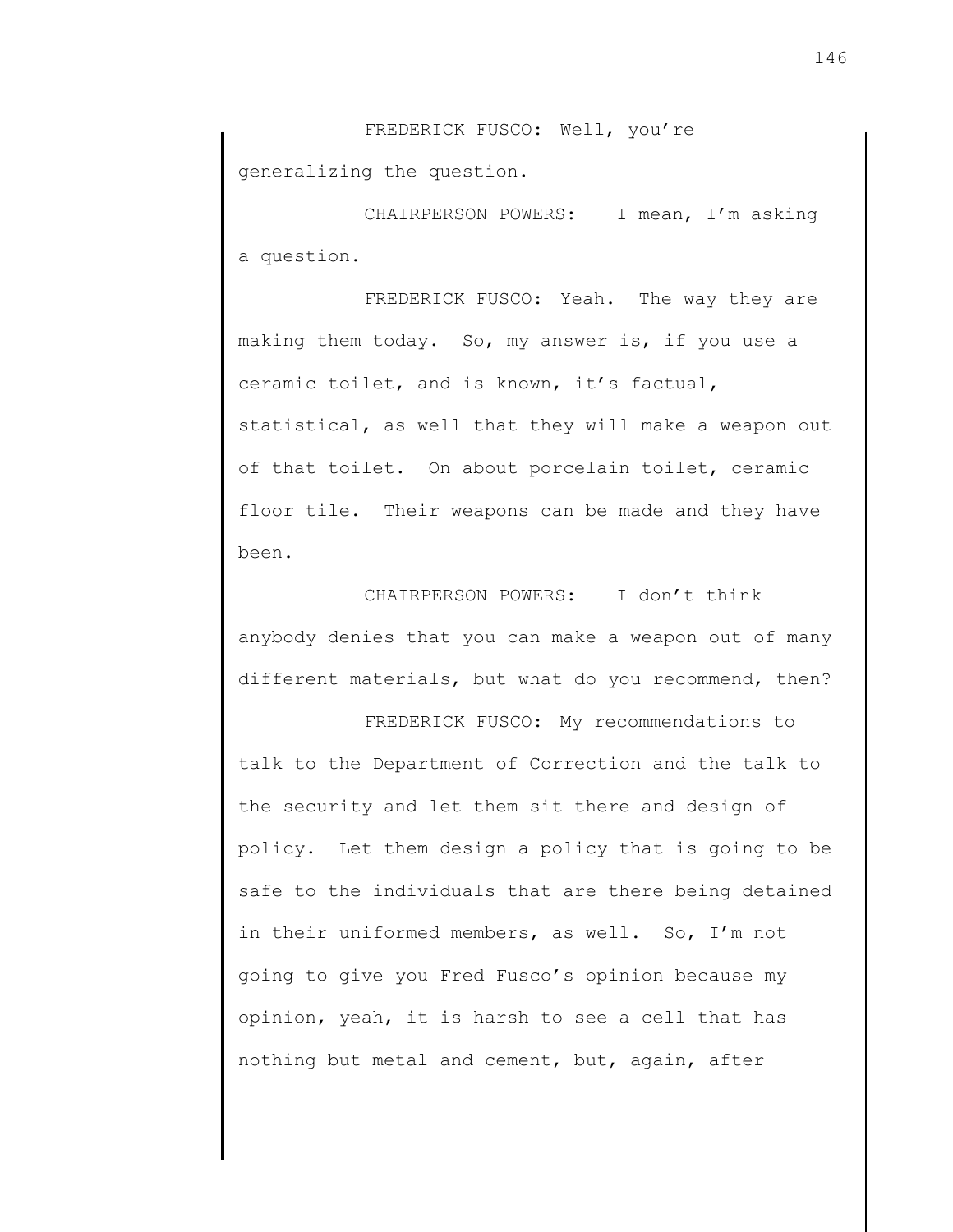FREDERICK FUSCO: Well, you're generalizing the question.

CHAIRPERSON POWERS: I mean, I'm asking a question.

FREDERICK FUSCO: Yeah. The way they are making them today. So, my answer is, if you use a ceramic toilet, and is known, it's factual, statistical, as well that they will make a weapon out of that toilet. On about porcelain toilet, ceramic floor tile. Their weapons can be made and they have been.

CHAIRPERSON POWERS: I don't think anybody denies that you can make a weapon out of many different materials, but what do you recommend, then?

FREDERICK FUSCO: My recommendations to talk to the Department of Correction and the talk to the security and let them sit there and design of policy. Let them design a policy that is going to be safe to the individuals that are there being detained in their uniformed members, as well. So, I'm not going to give you Fred Fusco's opinion because my opinion, yeah, it is harsh to see a cell that has nothing but metal and cement, but, again, after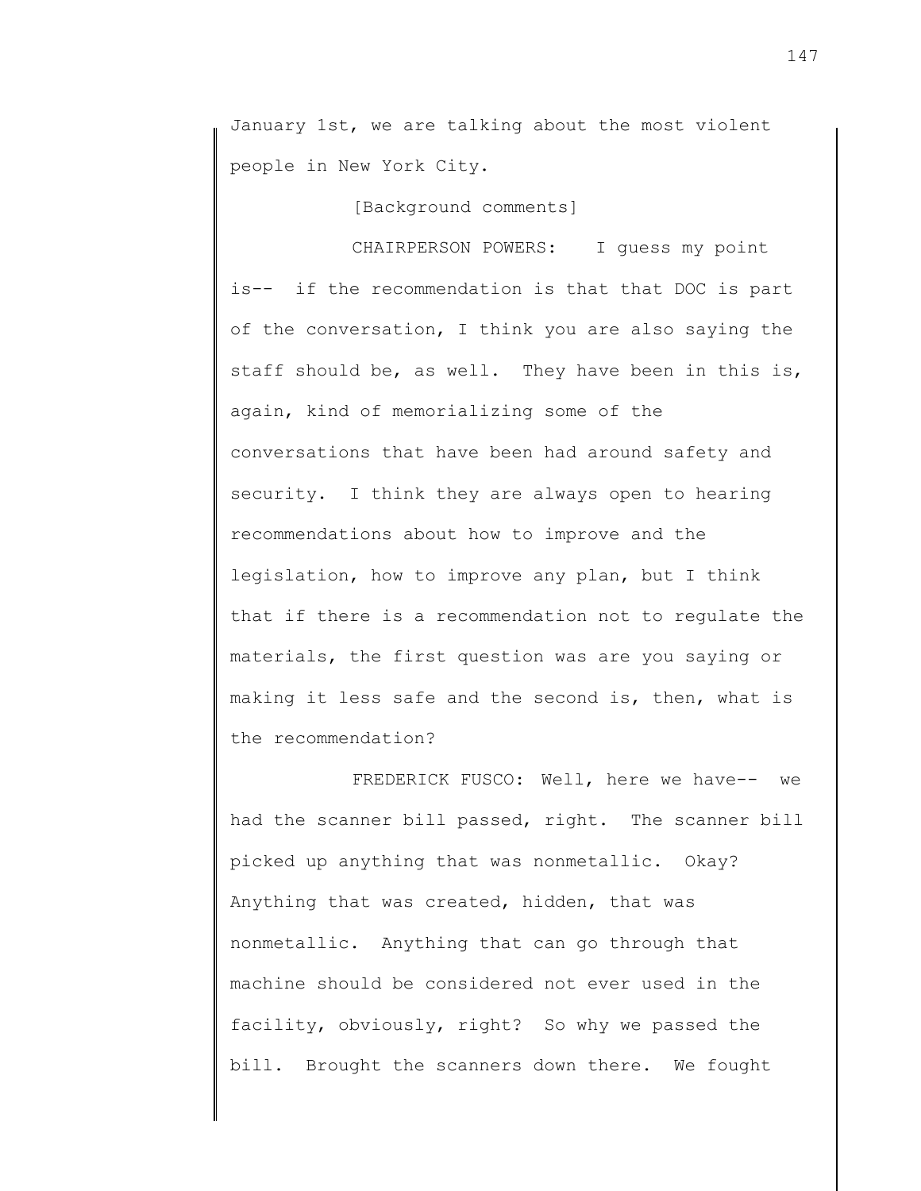January 1st, we are talking about the most violent people in New York City.

[Background comments]

CHAIRPERSON POWERS: I guess my point is-- if the recommendation is that that DOC is part of the conversation, I think you are also saying the staff should be, as well. They have been in this is, again, kind of memorializing some of the conversations that have been had around safety and security. I think they are always open to hearing recommendations about how to improve and the legislation, how to improve any plan, but I think that if there is a recommendation not to regulate the materials, the first question was are you saying or making it less safe and the second is, then, what is the recommendation?

FREDERICK FUSCO: Well, here we have-- we had the scanner bill passed, right. The scanner bill picked up anything that was nonmetallic. Okay? Anything that was created, hidden, that was nonmetallic. Anything that can go through that machine should be considered not ever used in the facility, obviously, right? So why we passed the bill. Brought the scanners down there. We fought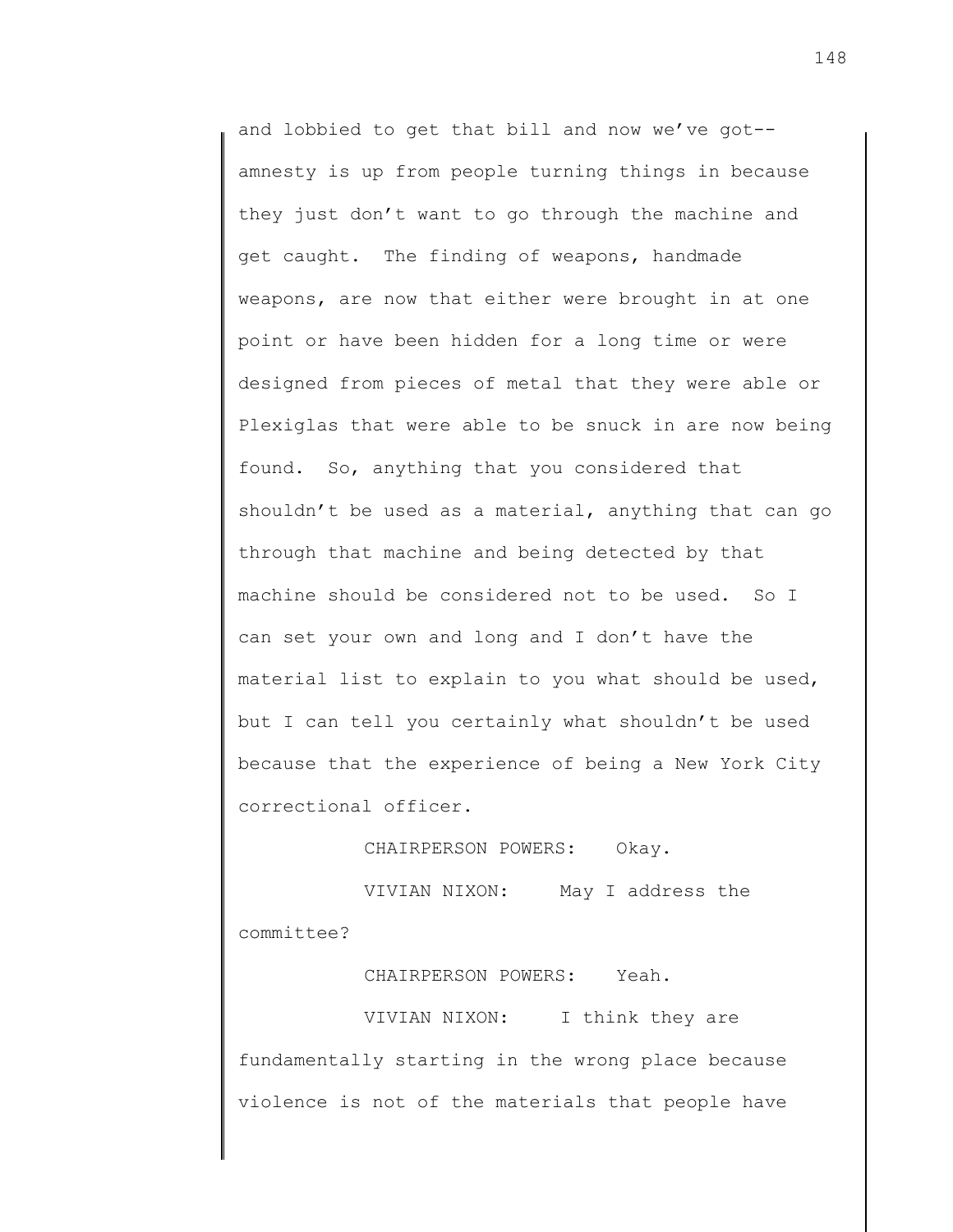and lobbied to get that bill and now we've got-- amnesty is up from people turning things in because they just don't want to go through the machine and get caught. The finding of weapons, handmade weapons, are now that either were brought in at one point or have been hidden for a long time or were designed from pieces of metal that they were able or Plexiglas that were able to be snuck in are now being found. So, anything that you considered that shouldn't be used as a material, anything that can go through that machine and being detected by that machine should be considered not to be used. So I can set your own and long and I don't have the material list to explain to you what should be used, but I can tell you certainly what shouldn't be used because that the experience of being a New York City correctional officer.

CHAIRPERSON POWERS: Okay.

VIVIAN NIXON: May I address the committee?

CHAIRPERSON POWERS: Yeah.

VIVIAN NIXON: I think they are fundamentally starting in the wrong place because violence is not of the materials that people have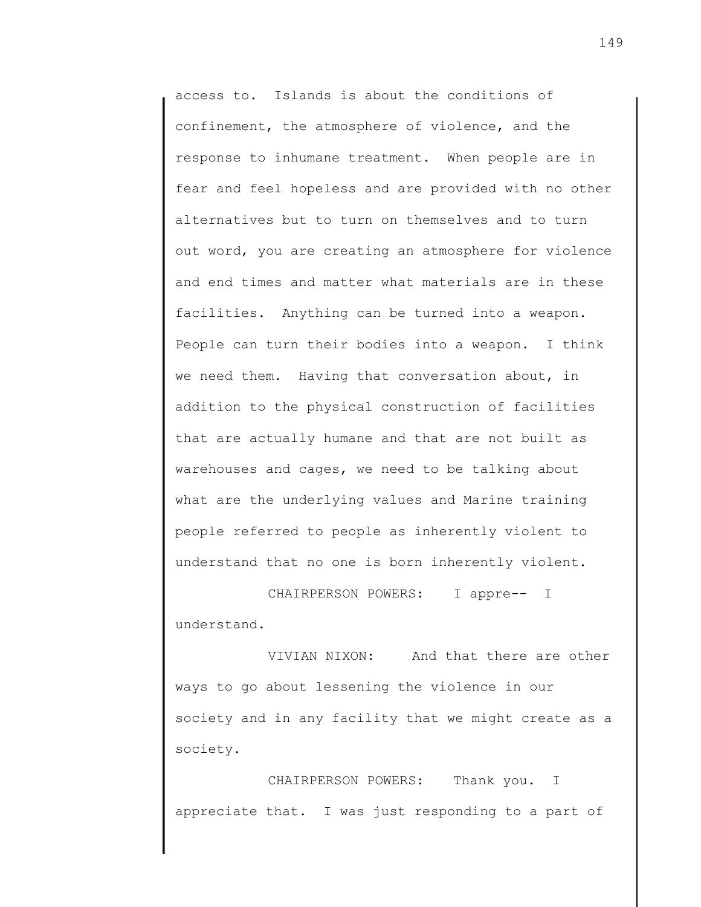access to. Islands is about the conditions of confinement, the atmosphere of violence, and the response to inhumane treatment. When people are in fear and feel hopeless and are provided with no other alternatives but to turn on themselves and to turn out word, you are creating an atmosphere for violence and end times and matter what materials are in these facilities. Anything can be turned into a weapon. People can turn their bodies into a weapon. I think we need them. Having that conversation about, in addition to the physical construction of facilities that are actually humane and that are not built as warehouses and cages, we need to be talking about what are the underlying values and Marine training people referred to people as inherently violent to understand that no one is born inherently violent.

CHAIRPERSON POWERS: I appre-- I understand.

VIVIAN NIXON: And that there are other ways to go about lessening the violence in our society and in any facility that we might create as a society.

CHAIRPERSON POWERS: Thank you. I appreciate that. I was just responding to a part of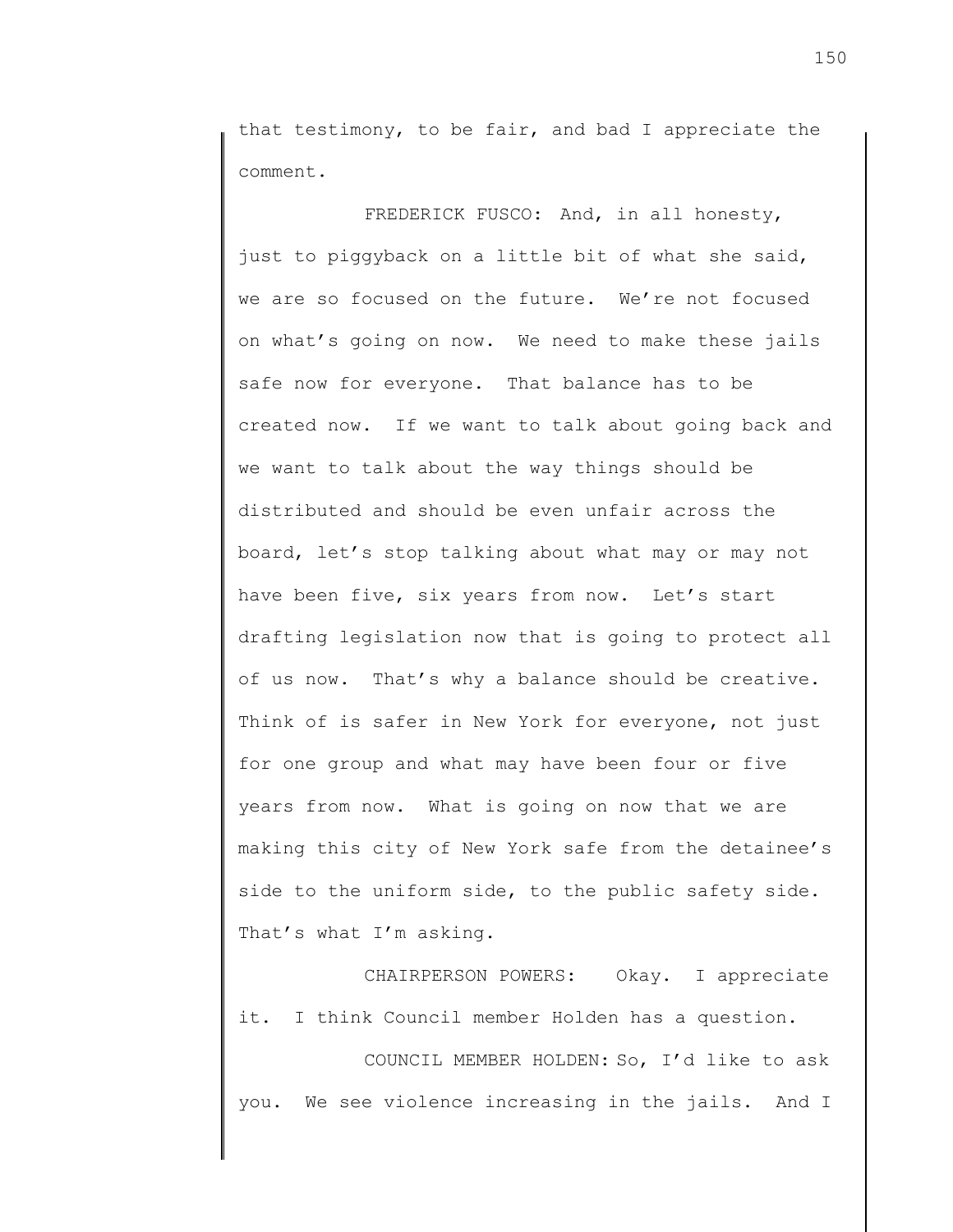that testimony, to be fair, and bad I appreciate the comment.

FREDERICK FUSCO: And, in all honesty, just to piggyback on a little bit of what she said, we are so focused on the future. We're not focused on what's going on now. We need to make these jails safe now for everyone. That balance has to be created now. If we want to talk about going back and we want to talk about the way things should be distributed and should be even unfair across the board, let's stop talking about what may or may not have been five, six years from now. Let's start drafting legislation now that is going to protect all of us now. That's why a balance should be creative. Think of is safer in New York for everyone, not just for one group and what may have been four or five years from now. What is going on now that we are making this city of New York safe from the detainee's side to the uniform side, to the public safety side. That's what I'm asking.

CHAIRPERSON POWERS: Okay. I appreciate it. I think Council member Holden has a question.

COUNCIL MEMBER HOLDEN: So, I'd like to ask you. We see violence increasing in the jails. And I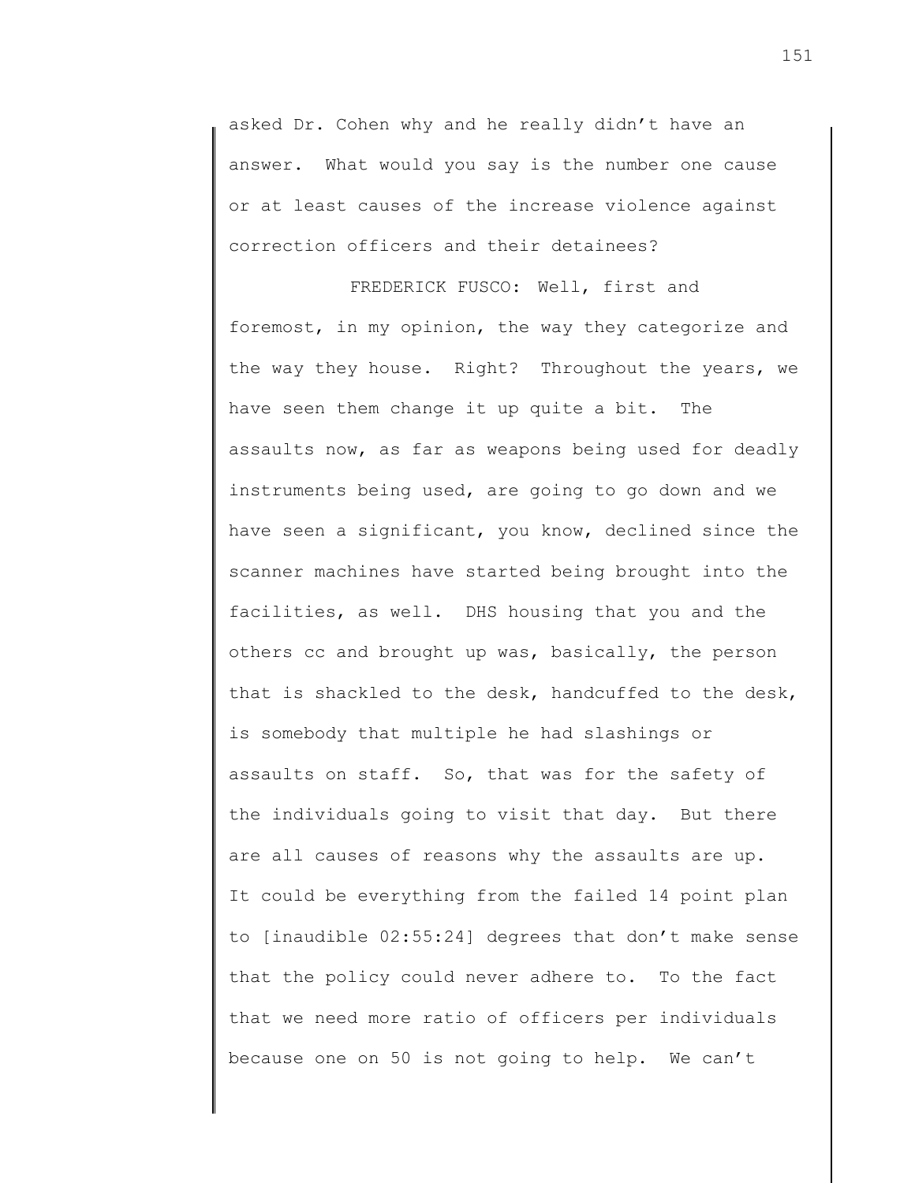asked Dr. Cohen why and he really didn't have an answer. What would you say is the number one cause or at least causes of the increase violence against correction officers and their detainees?

FREDERICK FUSCO: Well, first and foremost, in my opinion, the way they categorize and the way they house. Right? Throughout the years, we have seen them change it up quite a bit. The assaults now, as far as weapons being used for deadly instruments being used, are going to go down and we have seen a significant, you know, declined since the scanner machines have started being brought into the facilities, as well. DHS housing that you and the others cc and brought up was, basically, the person that is shackled to the desk, handcuffed to the desk, is somebody that multiple he had slashings or assaults on staff. So, that was for the safety of the individuals going to visit that day. But there are all causes of reasons why the assaults are up. It could be everything from the failed 14 point plan to [inaudible 02:55:24] degrees that don't make sense that the policy could never adhere to. To the fact that we need more ratio of officers per individuals because one on 50 is not going to help. We can't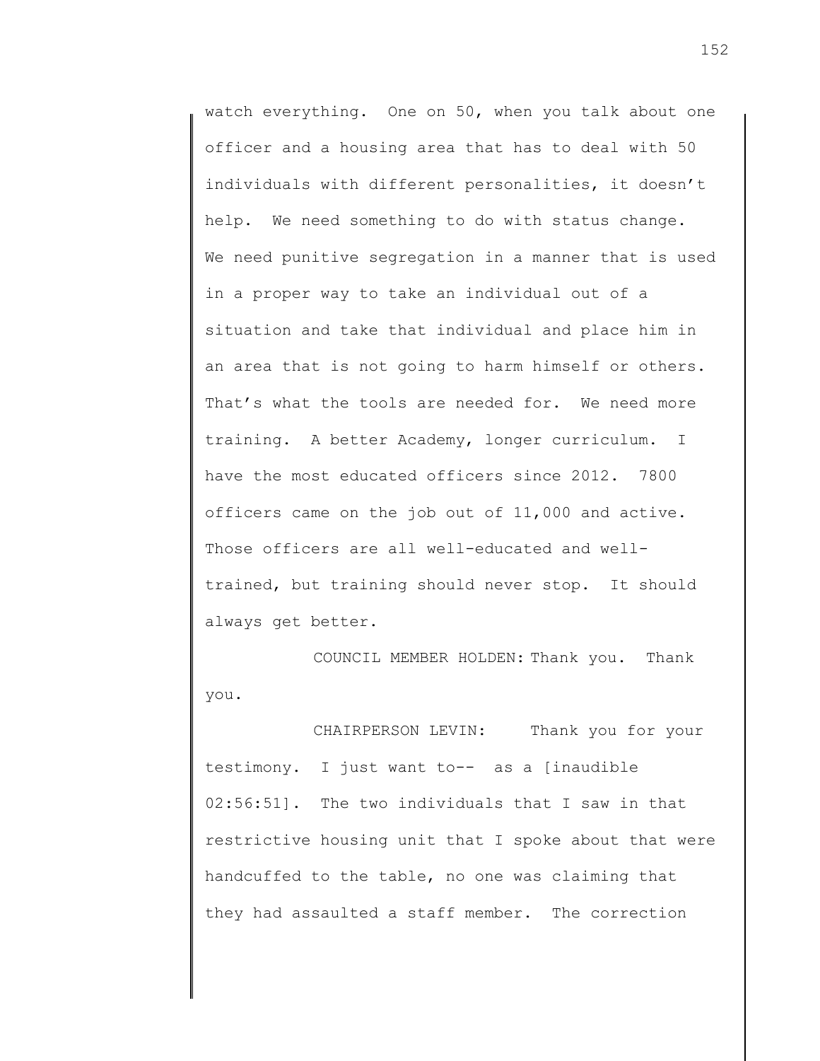watch everything. One on 50, when you talk about one officer and a housing area that has to deal with 50 individuals with different personalities, it doesn't help. We need something to do with status change. We need punitive segregation in a manner that is used in a proper way to take an individual out of a situation and take that individual and place him in an area that is not going to harm himself or others. That's what the tools are needed for. We need more training. A better Academy, longer curriculum. I have the most educated officers since 2012. 7800 officers came on the job out of 11,000 and active. Those officers are all well-educated and well-trained, but training should never stop. It should always get better.

COUNCIL MEMBER HOLDEN: Thank you. Thank you.

CHAIRPERSON LEVIN: Thank you for your testimony. I just want to-- as a [inaudible 02:56:51]. The two individuals that I saw in that restrictive housing unit that I spoke about that were handcuffed to the table, no one was claiming that they had assaulted a staff member. The correction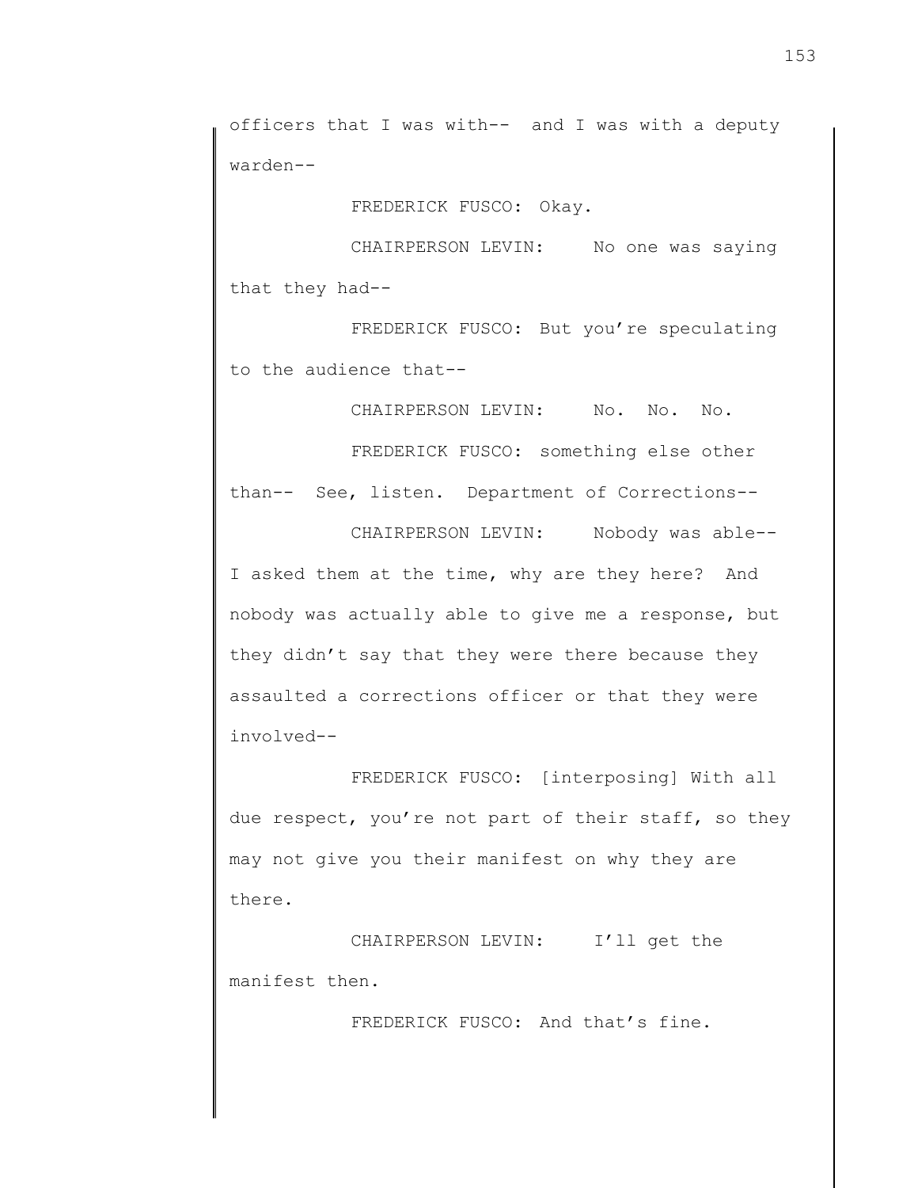officers that I was with-- and I was with a deputy warden--

FREDERICK FUSCO: Okay.

CHAIRPERSON LEVIN: No one was saying that they had--

FREDERICK FUSCO: But you're speculating to the audience that--

CHAIRPERSON LEVIN: No. No. No.

FREDERICK FUSCO: something else other than-- See, listen. Department of Corrections--

CHAIRPERSON LEVIN: Nobody was able-- I asked them at the time, why are they here? And nobody was actually able to give me a response, but they didn't say that they were there because they assaulted a corrections officer or that they were involved--

FREDERICK FUSCO: [interposing] With all due respect, you're not part of their staff, so they may not give you their manifest on why they are there.

CHAIRPERSON LEVIN: I'll get the manifest then.

FREDERICK FUSCO: And that's fine.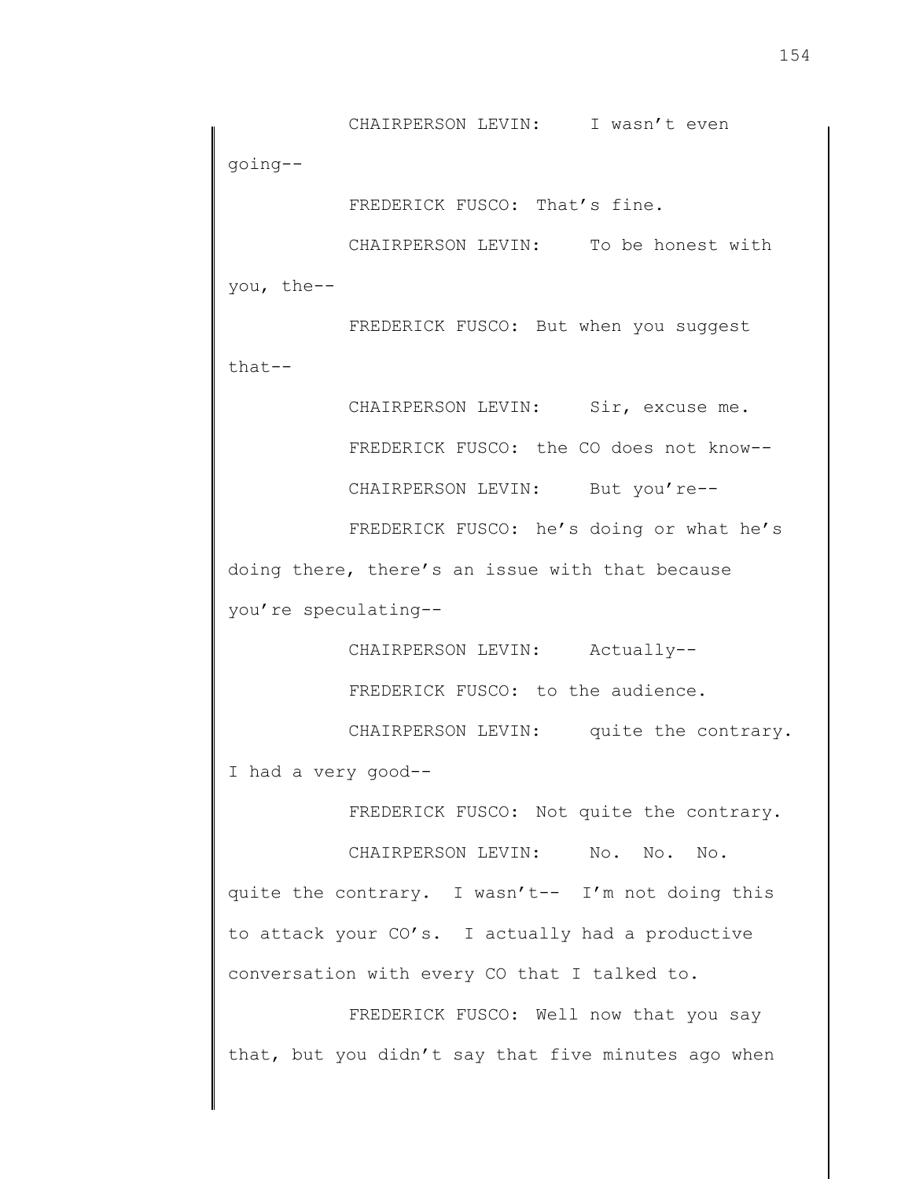CHAIRPERSON LEVIN: I wasn't even going--

FREDERICK FUSCO: That's fine.

CHAIRPERSON LEVIN: To be honest with you, the--

FREDERICK FUSCO: But when you suggest that--

CHAIRPERSON LEVIN: Sir, excuse me.

FREDERICK FUSCO: the CO does not know--

CHAIRPERSON LEVIN: But you're--

FREDERICK FUSCO: he's doing or what he's doing there, there's an issue with that because you're speculating--

CHAIRPERSON LEVIN: Actually--

FREDERICK FUSCO: to the audience.

CHAIRPERSON LEVIN: quite the contrary. I had a very good--

FREDERICK FUSCO: Not quite the contrary.

CHAIRPERSON LEVIN: No. No. No. quite the contrary. I wasn't-- I'm not doing this to attack your CO's. I actually had a productive conversation with every CO that I talked to.

FREDERICK FUSCO: Well now that you say that, but you didn't say that five minutes ago when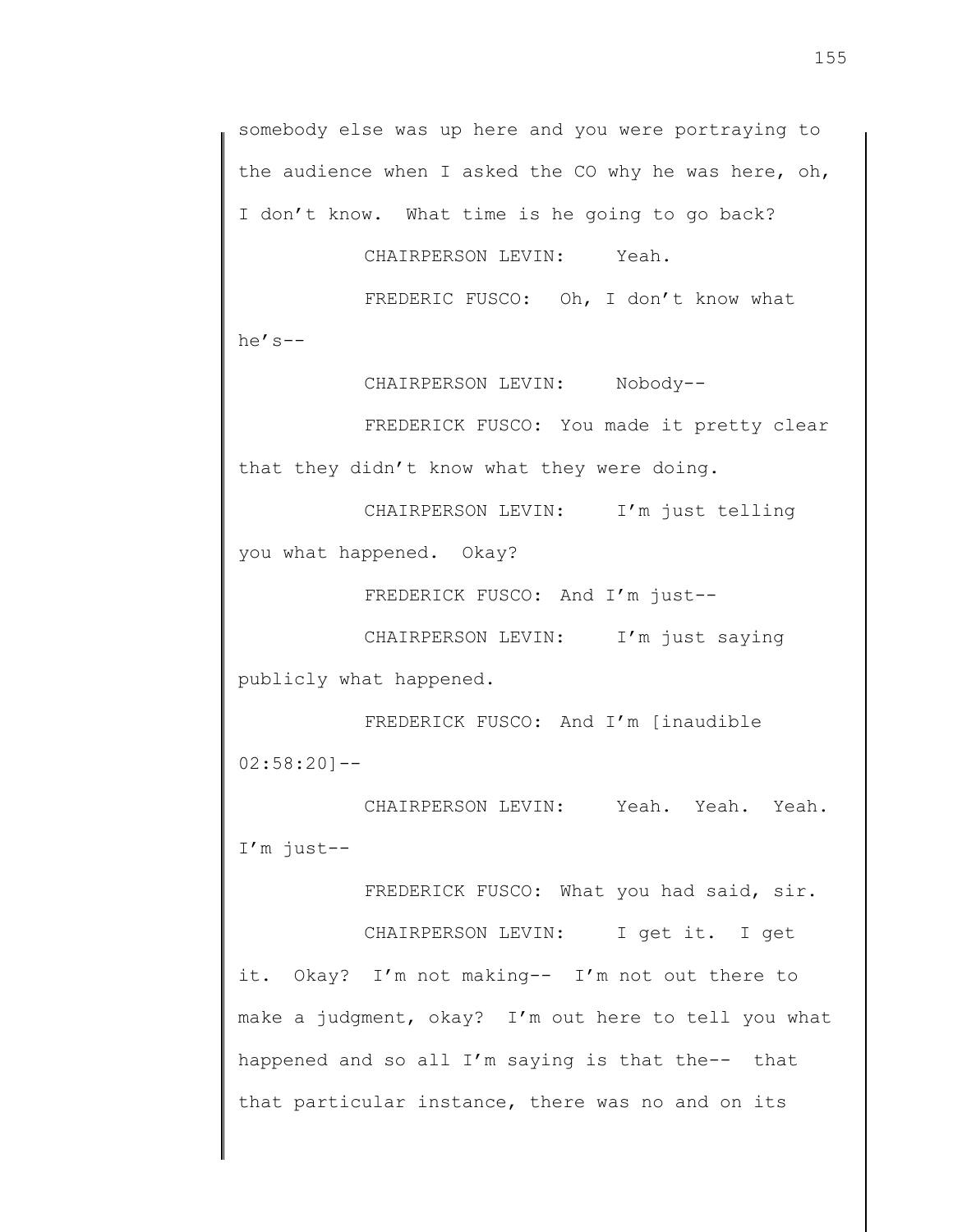somebody else was up here and you were portraying to the audience when I asked the CO why he was here, oh, I don't know. What time is he going to go back?

CHAIRPERSON LEVIN: Yeah.

FREDERIC FUSCO: Oh, I don't know what he's--

CHAIRPERSON LEVIN: Nobody--

FREDERICK FUSCO: You made it pretty clear that they didn't know what they were doing.

CHAIRPERSON LEVIN: I'm just telling you what happened. Okay?

FREDERICK FUSCO: And I'm just--

CHAIRPERSON LEVIN: I'm just saying publicly what happened.

FREDERICK FUSCO: And I'm [inaudible 02:58:20]--

CHAIRPERSON LEVIN: Yeah. Yeah. Yeah. I'm just--

FREDERICK FUSCO: What you had said, sir.

CHAIRPERSON LEVIN: I get it. I get it. Okay? I'm not making-- I'm not out there to make a judgment, okay? I'm out here to tell you what happened and so all I'm saying is that the-- that that particular instance, there was no and on its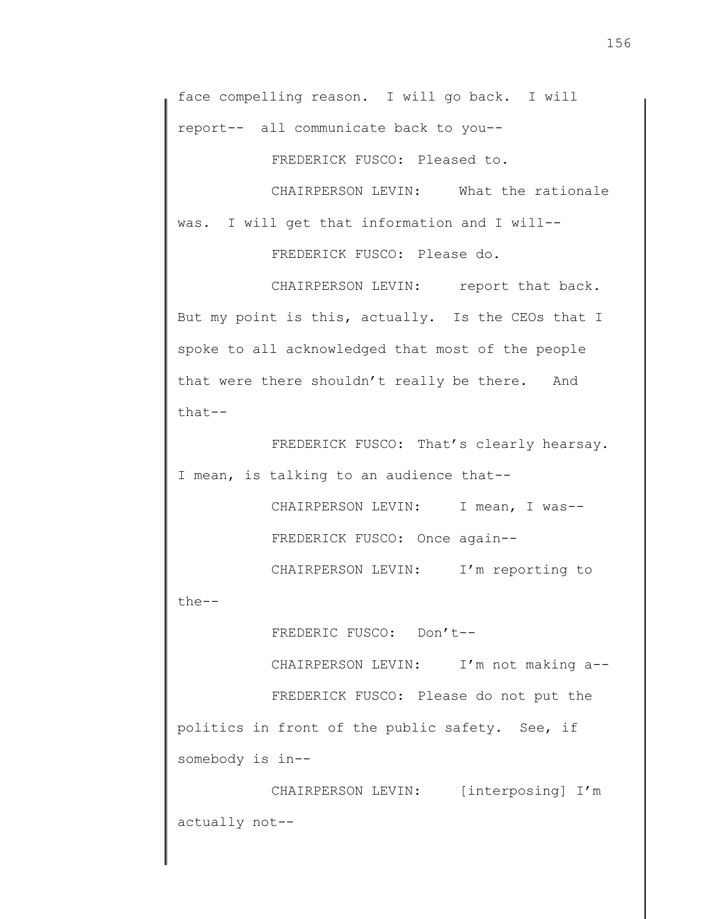face compelling reason. I will go back. I will report-- all communicate back to you--

FREDERICK FUSCO: Pleased to.

CHAIRPERSON LEVIN: What the rationale was. I will get that information and I will--

FREDERICK FUSCO: Please do.

CHAIRPERSON LEVIN: report that back. But my point is this, actually. Is the CEOs that I spoke to all acknowledged that most of the people that were there shouldn't really be there. And that--

FREDERICK FUSCO: That's clearly hearsay. I mean, is talking to an audience that--

CHAIRPERSON LEVIN: I mean, I was--

FREDERICK FUSCO: Once again--

CHAIRPERSON LEVIN: I'm reporting to the--

FREDERIC FUSCO: Don't--

CHAIRPERSON LEVIN: I'm not making a--

FREDERICK FUSCO: Please do not put the politics in front of the public safety. See, if somebody is in--

CHAIRPERSON LEVIN: [interposing] I'm actually not--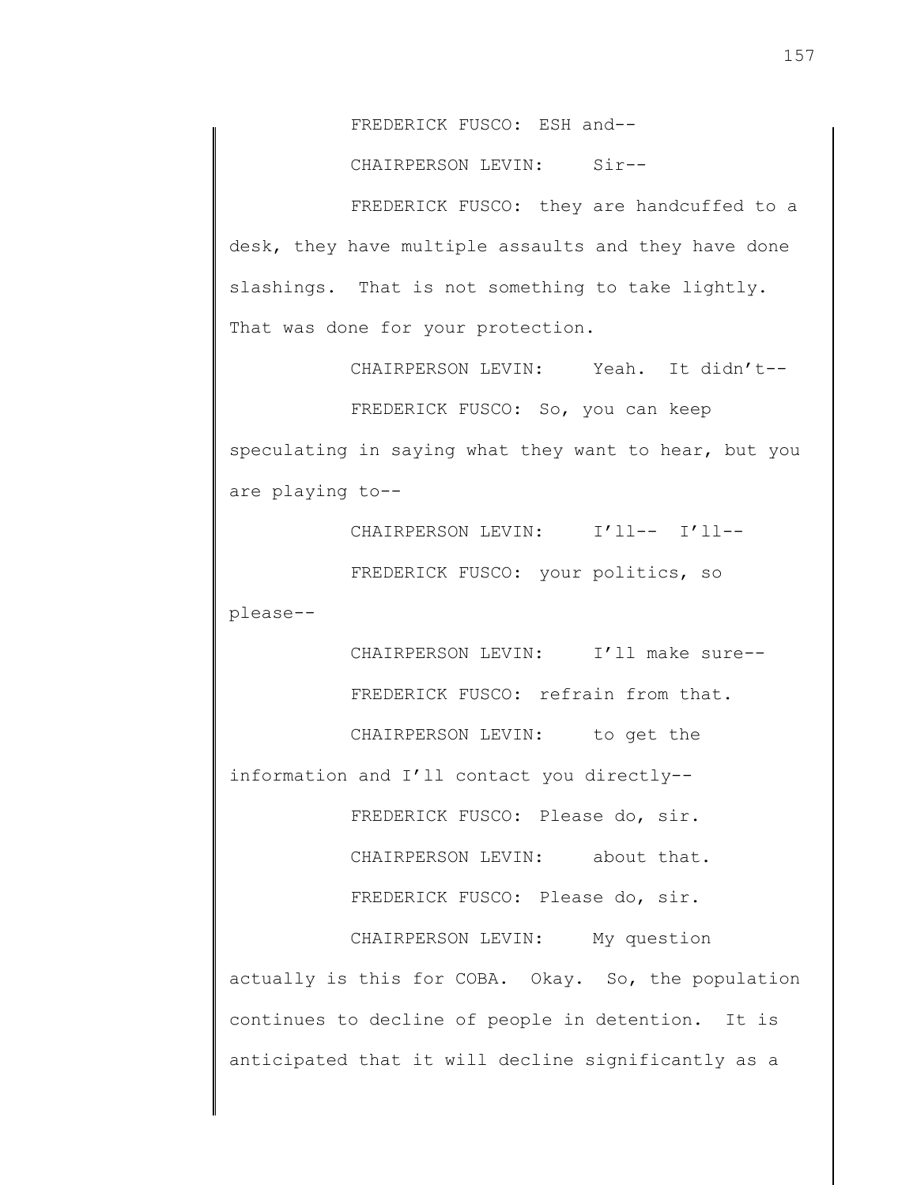FREDERICK FUSCO: ESH and--

CHAIRPERSON LEVIN: Sir--

FREDERICK FUSCO: they are handcuffed to a desk, they have multiple assaults and they have done slashings. That is not something to take lightly. That was done for your protection.

CHAIRPERSON LEVIN: Yeah. It didn't--

FREDERICK FUSCO: So, you can keep speculating in saying what they want to hear, but you are playing to--

CHAIRPERSON LEVIN: I'll-- I'll--

FREDERICK FUSCO: your politics, so please--

CHAIRPERSON LEVIN: I'll make sure--

FREDERICK FUSCO: refrain from that.

CHAIRPERSON LEVIN: to get the information and I'll contact you directly--

FREDERICK FUSCO: Please do, sir.

CHAIRPERSON LEVIN: about that.

FREDERICK FUSCO: Please do, sir.

CHAIRPERSON LEVIN: My question actually is this for COBA. Okay. So, the population continues to decline of people in detention. It is anticipated that it will decline significantly as a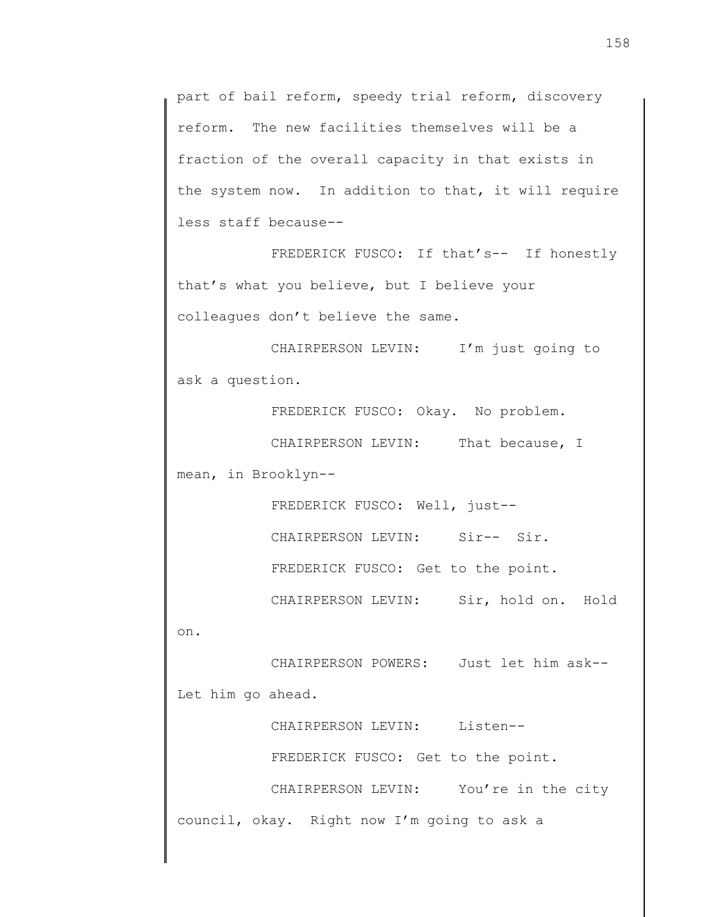part of bail reform, speedy trial reform, discovery reform. The new facilities themselves will be a fraction of the overall capacity in that exists in the system now. In addition to that, it will require less staff because--

FREDERICK FUSCO: If that's-- If honestly that's what you believe, but I believe your colleagues don't believe the same.

CHAIRPERSON LEVIN: I'm just going to ask a question.

FREDERICK FUSCO: Okay. No problem.

CHAIRPERSON LEVIN: That because, I mean, in Brooklyn--

FREDERICK FUSCO: Well, just--

CHAIRPERSON LEVIN: Sir-- Sir.

FREDERICK FUSCO: Get to the point.

CHAIRPERSON LEVIN: Sir, hold on. Hold on.

CHAIRPERSON POWERS: Just let him ask-- Let him go ahead.

CHAIRPERSON LEVIN: Listen--

FREDERICK FUSCO: Get to the point.

CHAIRPERSON LEVIN: You're in the city council, okay. Right now I'm going to ask a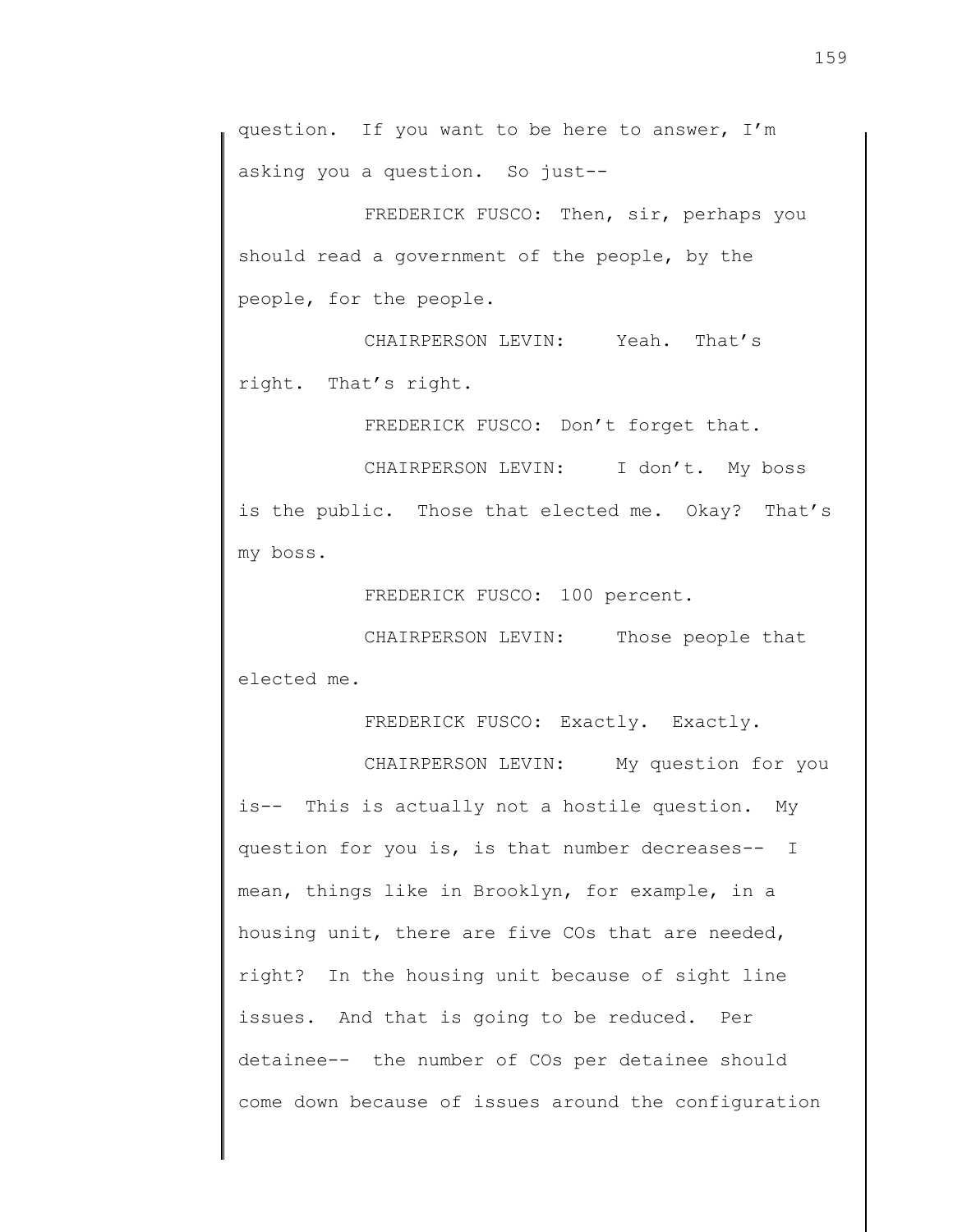question. If you want to be here to answer, I'm asking you a question. So just--

FREDERICK FUSCO: Then, sir, perhaps you should read a government of the people, by the people, for the people.

CHAIRPERSON LEVIN: Yeah. That's right. That's right.

FREDERICK FUSCO: Don't forget that.

CHAIRPERSON LEVIN: I don't. My boss is the public. Those that elected me. Okay? That's my boss.

FREDERICK FUSCO: 100 percent.

CHAIRPERSON LEVIN: Those people that elected me.

FREDERICK FUSCO: Exactly. Exactly.

CHAIRPERSON LEVIN: My question for you is-- This is actually not a hostile question. My question for you is, is that number decreases-- I mean, things like in Brooklyn, for example, in a housing unit, there are five COs that are needed, right? In the housing unit because of sight line issues. And that is going to be reduced. Per detainee-- the number of COs per detainee should come down because of issues around the configuration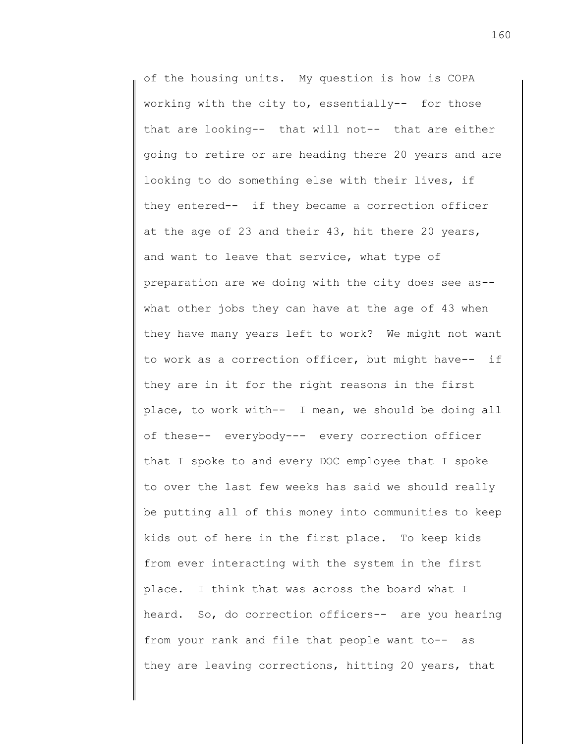of the housing units. My question is how is COPA working with the city to, essentially-- for those that are looking-- that will not-- that are either going to retire or are heading there 20 years and are looking to do something else with their lives, if they entered-- if they became a correction officer at the age of 23 and their 43, hit there 20 years, and want to leave that service, what type of preparation are we doing with the city does see as-- what other jobs they can have at the age of 43 when they have many years left to work? We might not want to work as a correction officer, but might have-- if they are in it for the right reasons in the first place, to work with-- I mean, we should be doing all of these-- everybody--- every correction officer that I spoke to and every DOC employee that I spoke to over the last few weeks has said we should really be putting all of this money into communities to keep kids out of here in the first place. To keep kids from ever interacting with the system in the first place. I think that was across the board what I heard. So, do correction officers-- are you hearing from your rank and file that people want to-- as they are leaving corrections, hitting 20 years, that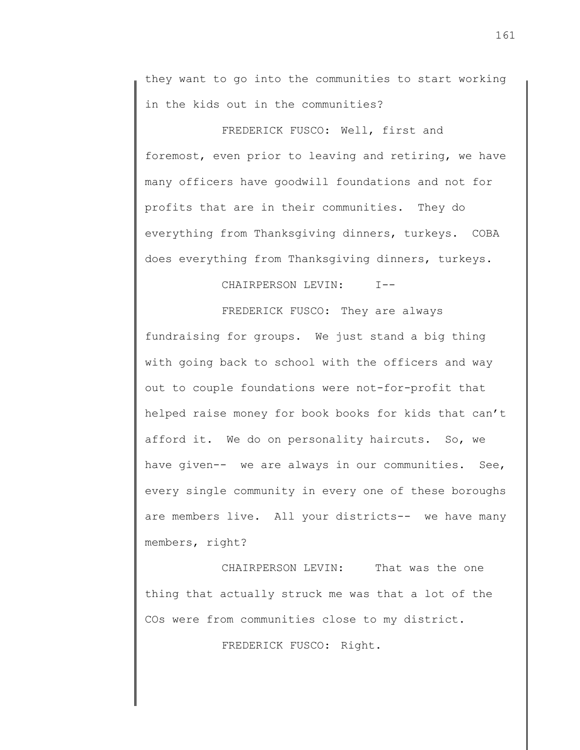they want to go into the communities to start working in the kids out in the communities?

FREDERICK FUSCO: Well, first and foremost, even prior to leaving and retiring, we have many officers have goodwill foundations and not for profits that are in their communities. They do everything from Thanksgiving dinners, turkeys. COBA does everything from Thanksgiving dinners, turkeys.

CHAIRPERSON LEVIN: I--

FREDERICK FUSCO: They are always fundraising for groups. We just stand a big thing with going back to school with the officers and way out to couple foundations were not-for-profit that helped raise money for book books for kids that can't afford it. We do on personality haircuts. So, we have given-- we are always in our communities. See, every single community in every one of these boroughs are members live. All your districts-- we have many members, right?

CHAIRPERSON LEVIN: That was the one thing that actually struck me was that a lot of the COs were from communities close to my district.

FREDERICK FUSCO: Right.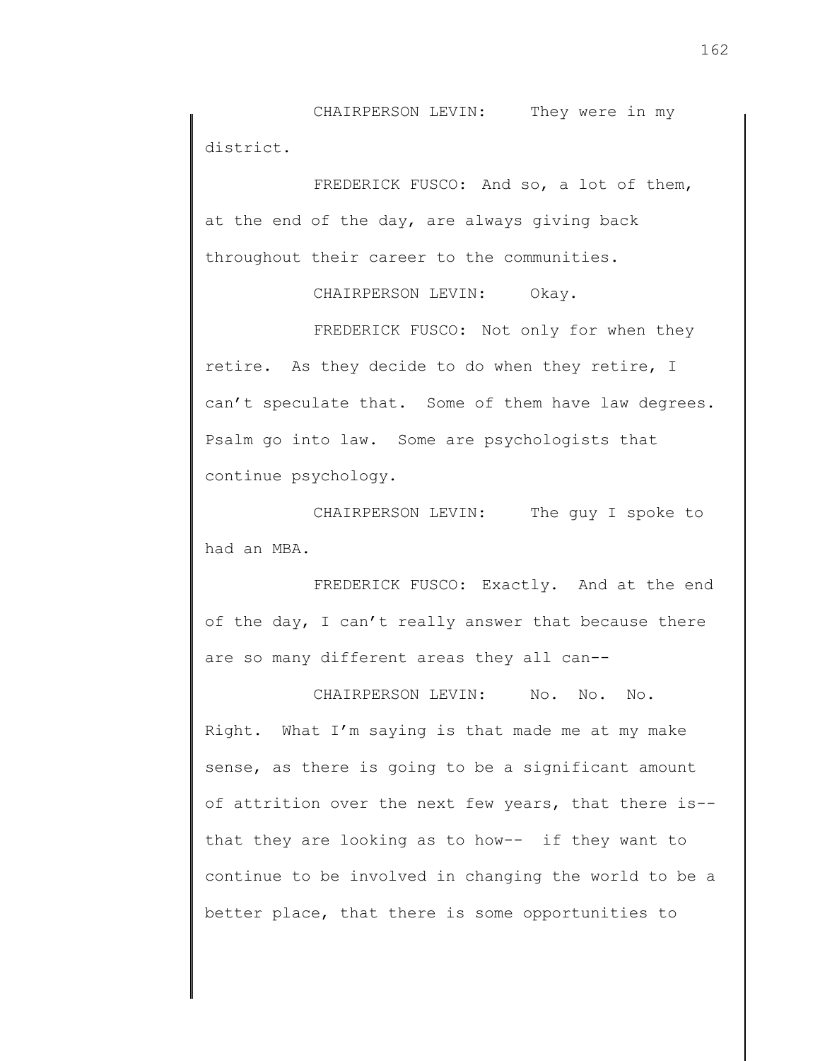CHAIRPERSON LEVIN: They were in my district.

FREDERICK FUSCO: And so, a lot of them, at the end of the day, are always giving back throughout their career to the communities.

CHAIRPERSON LEVIN: Okay.

FREDERICK FUSCO: Not only for when they retire. As they decide to do when they retire, I can't speculate that. Some of them have law degrees. Psalm go into law. Some are psychologists that continue psychology.

CHAIRPERSON LEVIN: The guy I spoke to had an MBA.

FREDERICK FUSCO: Exactly. And at the end of the day, I can't really answer that because there are so many different areas they all can--

CHAIRPERSON LEVIN: No. No. No. Right. What I'm saying is that made me at my make sense, as there is going to be a significant amount of attrition over the next few years, that there is-- that they are looking as to how-- if they want to continue to be involved in changing the world to be a better place, that there is some opportunities to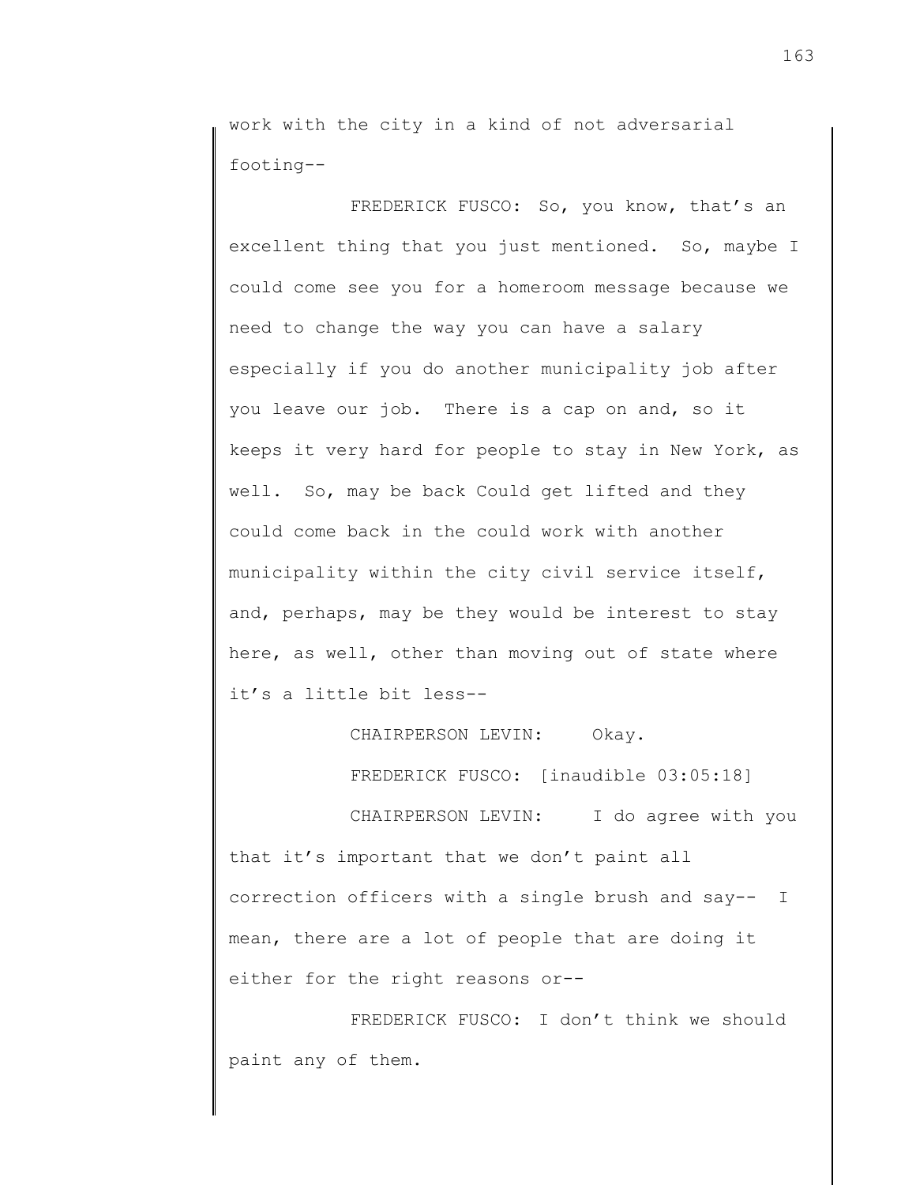work with the city in a kind of not adversarial footing--

FREDERICK FUSCO: So, you know, that's an excellent thing that you just mentioned. So, maybe I could come see you for a homeroom message because we need to change the way you can have a salary especially if you do another municipality job after you leave our job. There is a cap on and, so it keeps it very hard for people to stay in New York, as well. So, may be back Could get lifted and they could come back in the could work with another municipality within the city civil service itself, and, perhaps, may be they would be interest to stay here, as well, other than moving out of state where it's a little bit less--

CHAIRPERSON LEVIN: Okay.

FREDERICK FUSCO: [inaudible 03:05:18]

CHAIRPERSON LEVIN: I do agree with you that it's important that we don't paint all correction officers with a single brush and say-- I mean, there are a lot of people that are doing it either for the right reasons or--

FREDERICK FUSCO: I don't think we should paint any of them.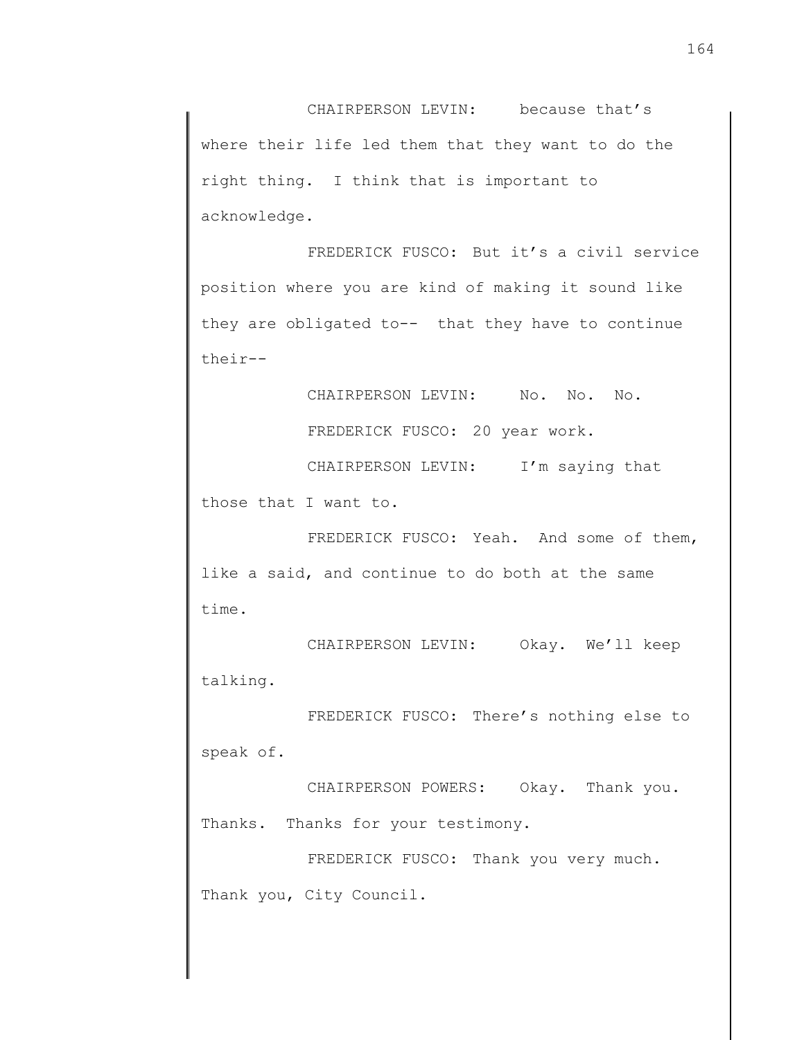CHAIRPERSON LEVIN: because that's where their life led them that they want to do the right thing. I think that is important to acknowledge.

FREDERICK FUSCO: But it's a civil service position where you are kind of making it sound like they are obligated to-- that they have to continue their--

CHAIRPERSON LEVIN: No. No. No.

FREDERICK FUSCO: 20 year work.

CHAIRPERSON LEVIN: I'm saying that those that I want to.

FREDERICK FUSCO: Yeah. And some of them, like a said, and continue to do both at the same time.

CHAIRPERSON LEVIN: Okay. We'll keep talking.

FREDERICK FUSCO: There's nothing else to speak of.

CHAIRPERSON POWERS: Okay. Thank you. Thanks. Thanks for your testimony.

FREDERICK FUSCO: Thank you very much. Thank you, City Council.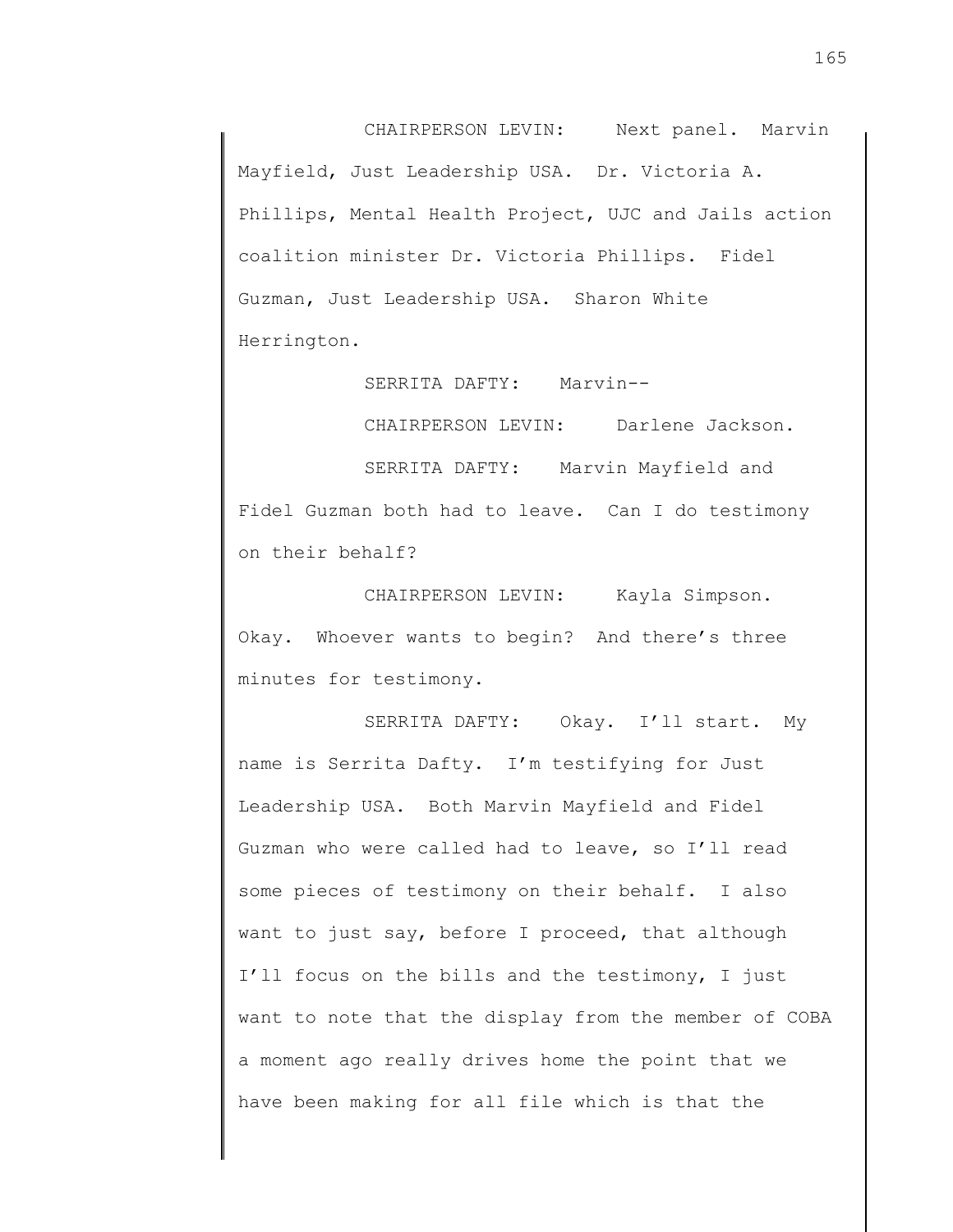CHAIRPERSON LEVIN: Next panel. Marvin Mayfield, Just Leadership USA. Dr. Victoria A. Phillips, Mental Health Project, UJC and Jails action coalition minister Dr. Victoria Phillips. Fidel Guzman, Just Leadership USA. Sharon White Herrington.

SERRITA DAFTY: Marvin--

CHAIRPERSON LEVIN: Darlene Jackson.

SERRITA DAFTY: Marvin Mayfield and Fidel Guzman both had to leave. Can I do testimony on their behalf?

CHAIRPERSON LEVIN: Kayla Simpson. Okay. Whoever wants to begin? And there's three minutes for testimony.

SERRITA DAFTY: Okay. I'll start. My name is Serrita Dafty. I'm testifying for Just Leadership USA. Both Marvin Mayfield and Fidel Guzman who were called had to leave, so I'll read some pieces of testimony on their behalf. I also want to just say, before I proceed, that although I'll focus on the bills and the testimony, I just want to note that the display from the member of COBA a moment ago really drives home the point that we have been making for all file which is that the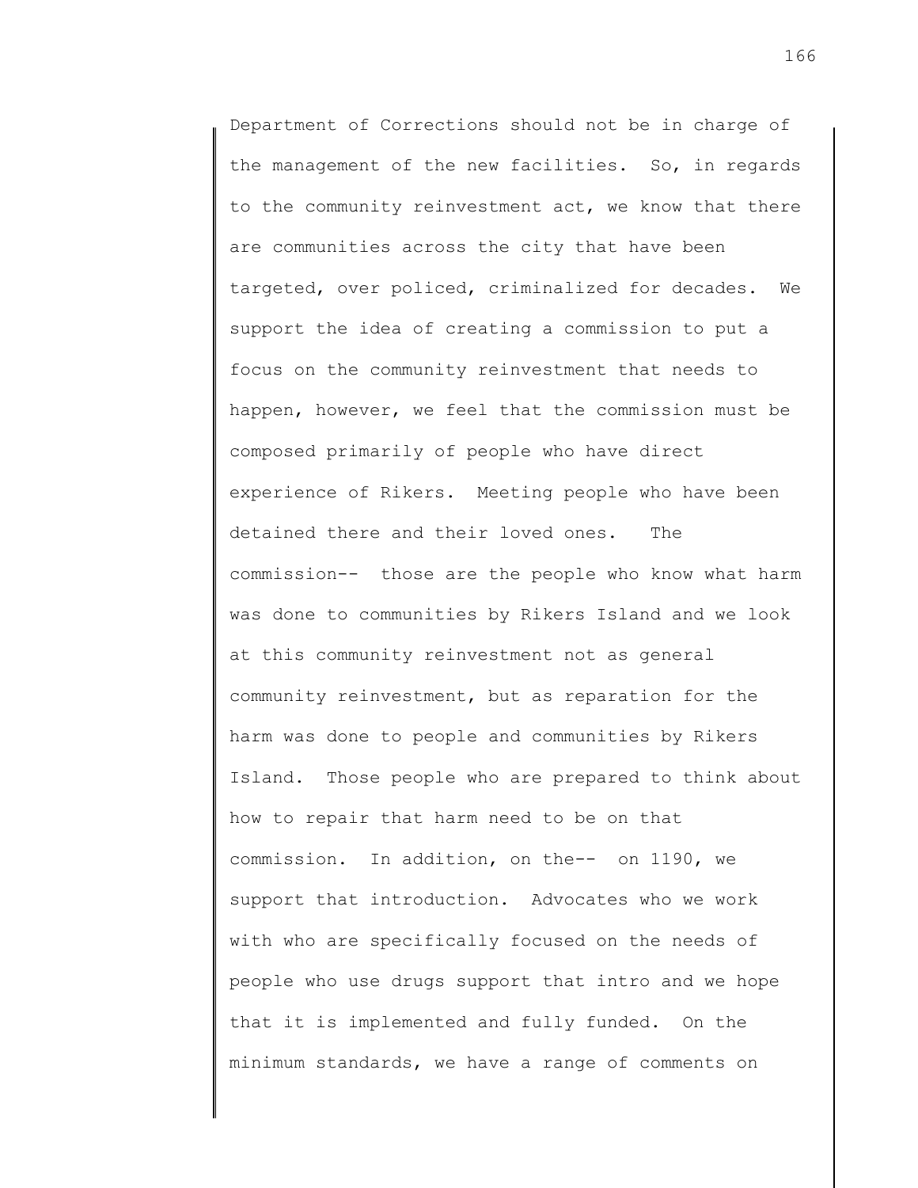Department of Corrections should not be in charge of the management of the new facilities. So, in regards to the community reinvestment act, we know that there are communities across the city that have been targeted, over policed, criminalized for decades. We support the idea of creating a commission to put a focus on the community reinvestment that needs to happen, however, we feel that the commission must be composed primarily of people who have direct experience of Rikers. Meeting people who have been detained there and their loved ones. The commission-- those are the people who know what harm was done to communities by Rikers Island and we look at this community reinvestment not as general community reinvestment, but as reparation for the harm was done to people and communities by Rikers Island. Those people who are prepared to think about how to repair that harm need to be on that commission. In addition, on the-- on 1190, we support that introduction. Advocates who we work with who are specifically focused on the needs of people who use drugs support that intro and we hope that it is implemented and fully funded. On the minimum standards, we have a range of comments on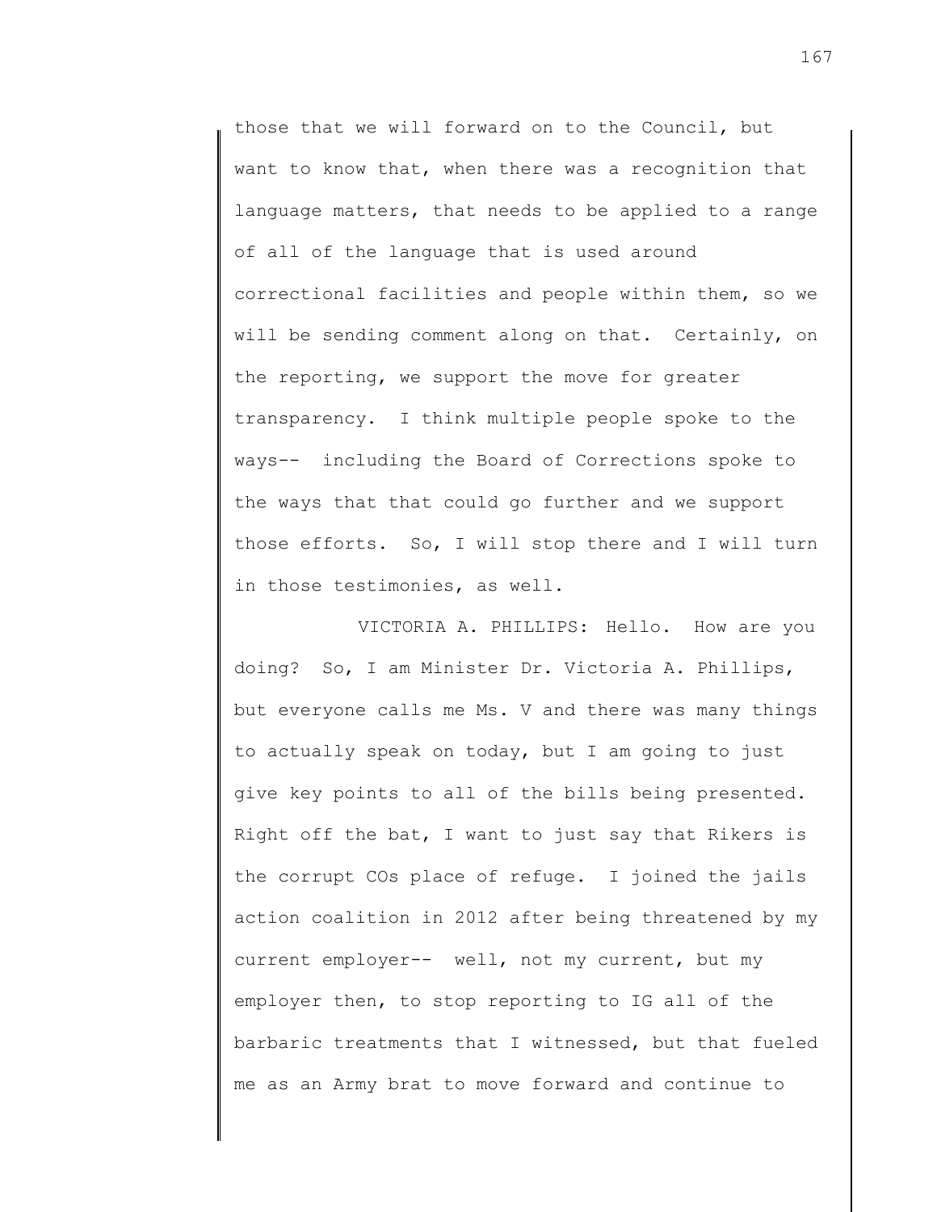those that we will forward on to the Council, but want to know that, when there was a recognition that language matters, that needs to be applied to a range of all of the language that is used around correctional facilities and people within them, so we will be sending comment along on that. Certainly, on the reporting, we support the move for greater transparency. I think multiple people spoke to the ways-- including the Board of Corrections spoke to the ways that that could go further and we support those efforts. So, I will stop there and I will turn in those testimonies, as well.

VICTORIA A. PHILLIPS: Hello. How are you doing? So, I am Minister Dr. Victoria A. Phillips, but everyone calls me Ms. V and there was many things to actually speak on today, but I am going to just give key points to all of the bills being presented. Right off the bat, I want to just say that Rikers is the corrupt COs place of refuge. I joined the jails action coalition in 2012 after being threatened by my current employer-- well, not my current, but my employer then, to stop reporting to IG all of the barbaric treatments that I witnessed, but that fueled me as an Army brat to move forward and continue to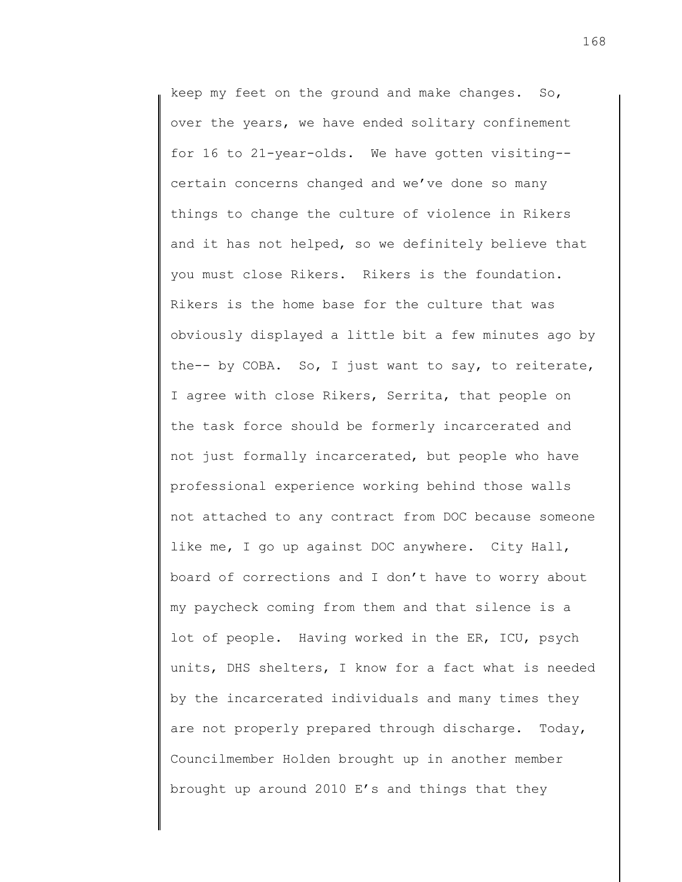keep my feet on the ground and make changes. So, over the years, we have ended solitary confinement for 16 to 21-year-olds. We have gotten visiting-- certain concerns changed and we've done so many things to change the culture of violence in Rikers and it has not helped, so we definitely believe that you must close Rikers. Rikers is the foundation. Rikers is the home base for the culture that was obviously displayed a little bit a few minutes ago by the-- by COBA. So, I just want to say, to reiterate, I agree with close Rikers, Serrita, that people on the task force should be formerly incarcerated and not just formally incarcerated, but people who have professional experience working behind those walls not attached to any contract from DOC because someone like me, I go up against DOC anywhere. City Hall, board of corrections and I don't have to worry about my paycheck coming from them and that silence is a lot of people. Having worked in the ER, ICU, psych units, DHS shelters, I know for a fact what is needed by the incarcerated individuals and many times they are not properly prepared through discharge. Today, Councilmember Holden brought up in another member brought up around 2010 E's and things that they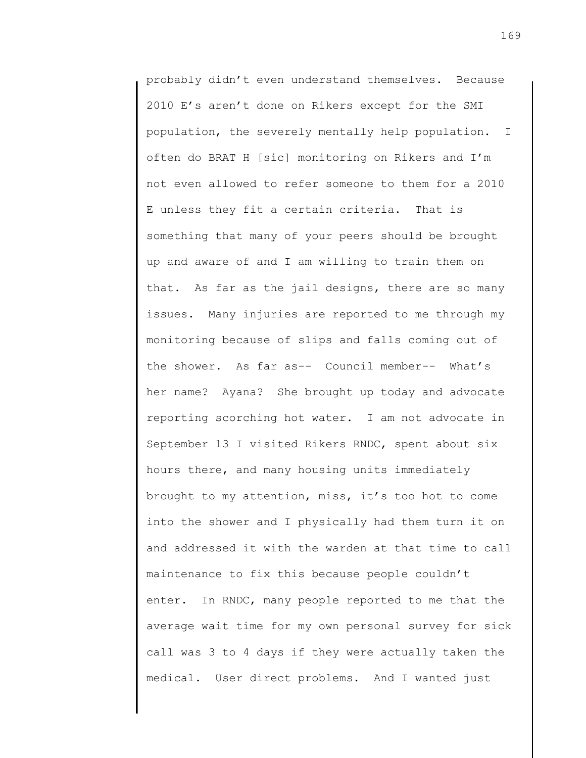probably didn't even understand themselves. Because 2010 E's aren't done on Rikers except for the SMI population, the severely mentally help population. I often do BRAT H [sic] monitoring on Rikers and I'm not even allowed to refer someone to them for a 2010 E unless they fit a certain criteria. That is something that many of your peers should be brought up and aware of and I am willing to train them on that. As far as the jail designs, there are so many issues. Many injuries are reported to me through my monitoring because of slips and falls coming out of the shower. As far as-- Council member-- What's her name? Ayana? She brought up today and advocate reporting scorching hot water. I am not advocate in September 13 I visited Rikers RNDC, spent about six hours there, and many housing units immediately brought to my attention, miss, it's too hot to come into the shower and I physically had them turn it on and addressed it with the warden at that time to call maintenance to fix this because people couldn't enter. In RNDC, many people reported to me that the average wait time for my own personal survey for sick call was 3 to 4 days if they were actually taken the medical. User direct problems. And I wanted just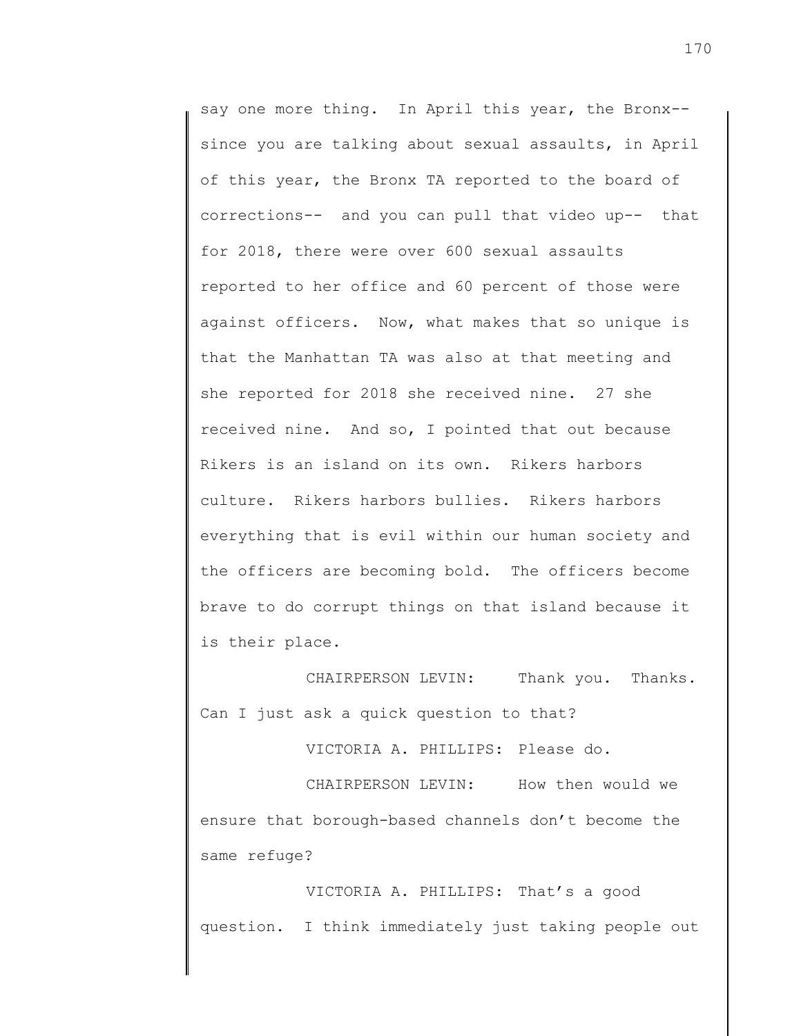say one more thing. In April this year, the Bronx-- since you are talking about sexual assaults, in April of this year, the Bronx TA reported to the board of corrections-- and you can pull that video up-- that for 2018, there were over 600 sexual assaults reported to her office and 60 percent of those were against officers. Now, what makes that so unique is that the Manhattan TA was also at that meeting and she reported for 2018 she received nine. 27 she received nine. And so, I pointed that out because Rikers is an island on its own. Rikers harbors culture. Rikers harbors bullies. Rikers harbors everything that is evil within our human society and the officers are becoming bold. The officers become brave to do corrupt things on that island because it is their place.

CHAIRPERSON LEVIN: Thank you. Thanks. Can I just ask a quick question to that?

VICTORIA A. PHILLIPS: Please do.

CHAIRPERSON LEVIN: How then would we ensure that borough-based channels don't become the same refuge?

VICTORIA A. PHILLIPS: That's a good question. I think immediately just taking people out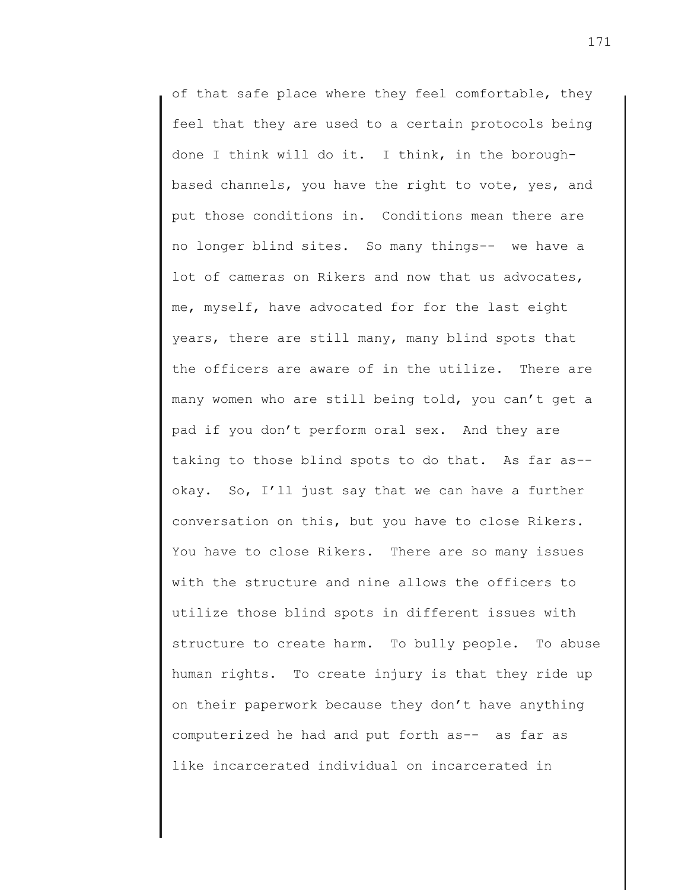of that safe place where they feel comfortable, they feel that they are used to a certain protocols being done I think will do it. I think, in the borough-based channels, you have the right to vote, yes, and put those conditions in. Conditions mean there are no longer blind sites. So many things-- we have a lot of cameras on Rikers and now that us advocates, me, myself, have advocated for for the last eight years, there are still many, many blind spots that the officers are aware of in the utilize. There are many women who are still being told, you can't get a pad if you don't perform oral sex. And they are taking to those blind spots to do that. As far as-- okay. So, I'll just say that we can have a further conversation on this, but you have to close Rikers. You have to close Rikers. There are so many issues with the structure and nine allows the officers to utilize those blind spots in different issues with structure to create harm. To bully people. To abuse human rights. To create injury is that they ride up on their paperwork because they don't have anything computerized he had and put forth as-- as far as like incarcerated individual on incarcerated in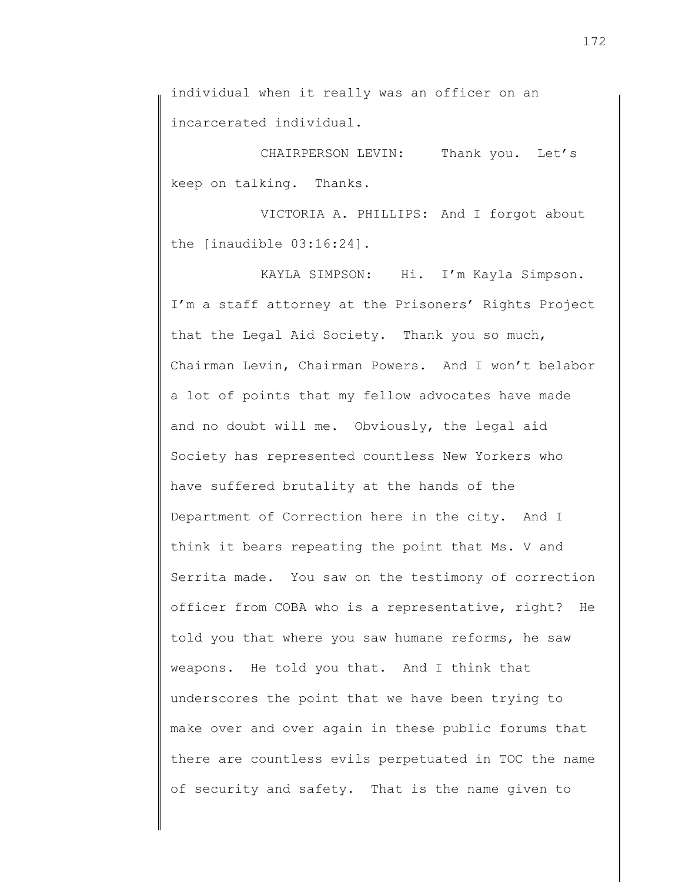individual when it really was an officer on an incarcerated individual.

CHAIRPERSON LEVIN: Thank you. Let's keep on talking. Thanks.

VICTORIA A. PHILLIPS: And I forgot about the [inaudible 03:16:24].

KAYLA SIMPSON: Hi. I'm Kayla Simpson. I'm a staff attorney at the Prisoners' Rights Project that the Legal Aid Society. Thank you so much, Chairman Levin, Chairman Powers. And I won't belabor a lot of points that my fellow advocates have made and no doubt will me. Obviously, the legal aid Society has represented countless New Yorkers who have suffered brutality at the hands of the Department of Correction here in the city. And I think it bears repeating the point that Ms. V and Serrita made. You saw on the testimony of correction officer from COBA who is a representative, right? He told you that where you saw humane reforms, he saw weapons. He told you that. And I think that underscores the point that we have been trying to make over and over again in these public forums that there are countless evils perpetuated in TOC the name of security and safety. That is the name given to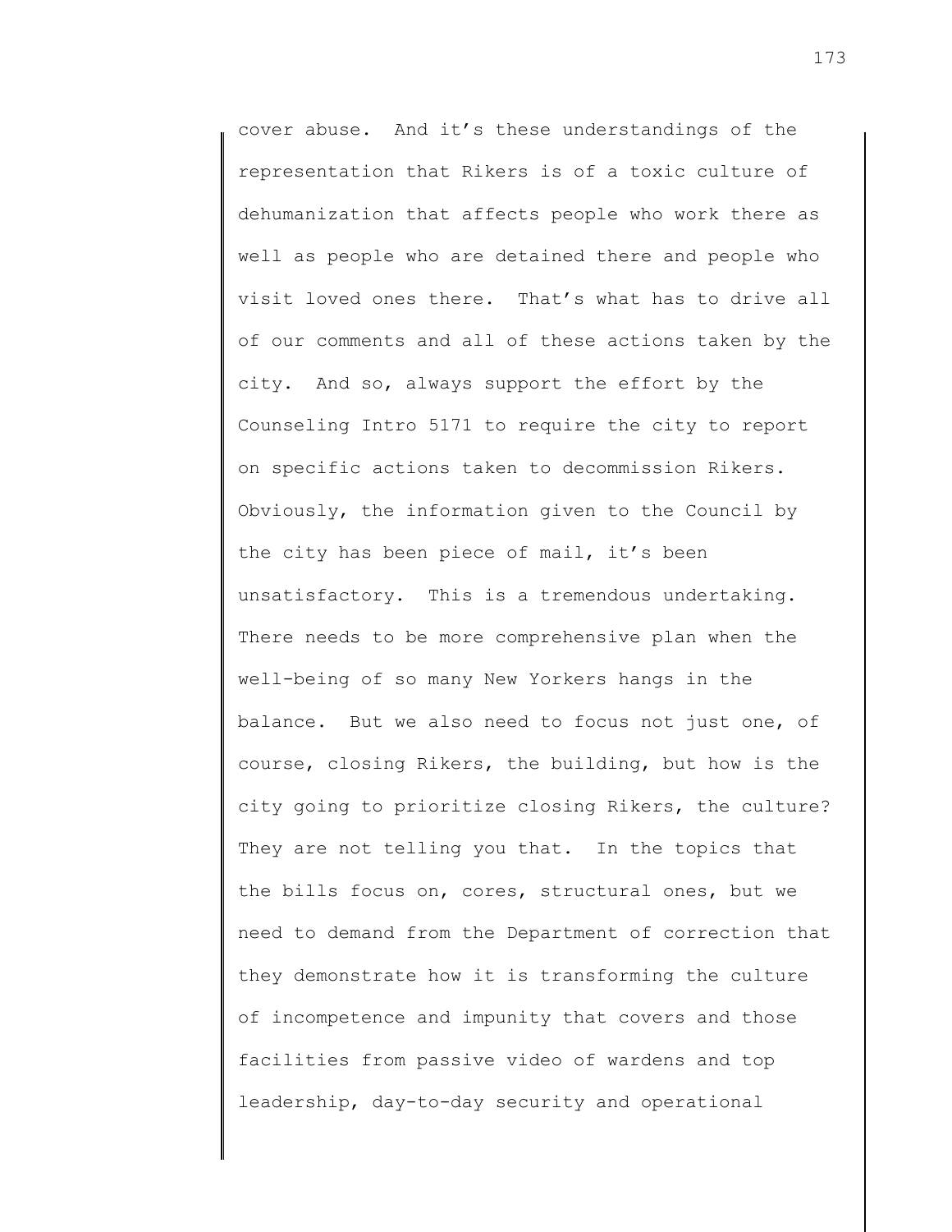cover abuse. And it's these understandings of the representation that Rikers is of a toxic culture of dehumanization that affects people who work there as well as people who are detained there and people who visit loved ones there. That's what has to drive all of our comments and all of these actions taken by the city. And so, always support the effort by the Counseling Intro 5171 to require the city to report on specific actions taken to decommission Rikers. Obviously, the information given to the Council by the city has been piece of mail, it's been unsatisfactory. This is a tremendous undertaking. There needs to be more comprehensive plan when the well-being of so many New Yorkers hangs in the balance. But we also need to focus not just one, of course, closing Rikers, the building, but how is the city going to prioritize closing Rikers, the culture? They are not telling you that. In the topics that the bills focus on, cores, structural ones, but we need to demand from the Department of correction that they demonstrate how it is transforming the culture of incompetence and impunity that covers and those facilities from passive video of wardens and top leadership, day-to-day security and operational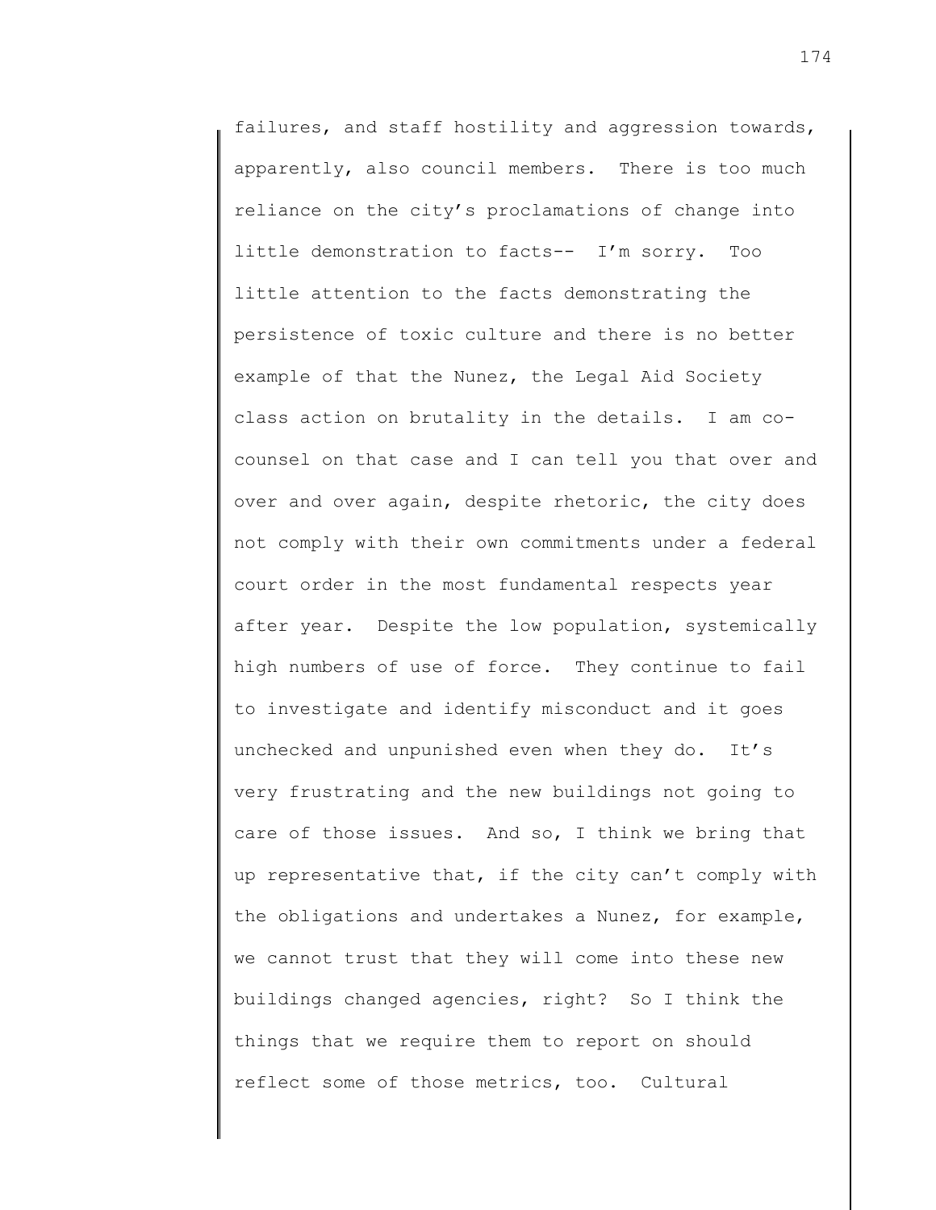failures, and staff hostility and aggression towards, apparently, also council members. There is too much reliance on the city's proclamations of change into little demonstration to facts-- I'm sorry. Too little attention to the facts demonstrating the persistence of toxic culture and there is no better example of that the Nunez, the Legal Aid Society class action on brutality in the details. I am co-counsel on that case and I can tell you that over and over and over again, despite rhetoric, the city does not comply with their own commitments under a federal court order in the most fundamental respects year after year. Despite the low population, systemically high numbers of use of force. They continue to fail to investigate and identify misconduct and it goes unchecked and unpunished even when they do. It's very frustrating and the new buildings not going to care of those issues. And so, I think we bring that up representative that, if the city can't comply with the obligations and undertakes a Nunez, for example, we cannot trust that they will come into these new buildings changed agencies, right? So I think the things that we require them to report on should reflect some of those metrics, too. Cultural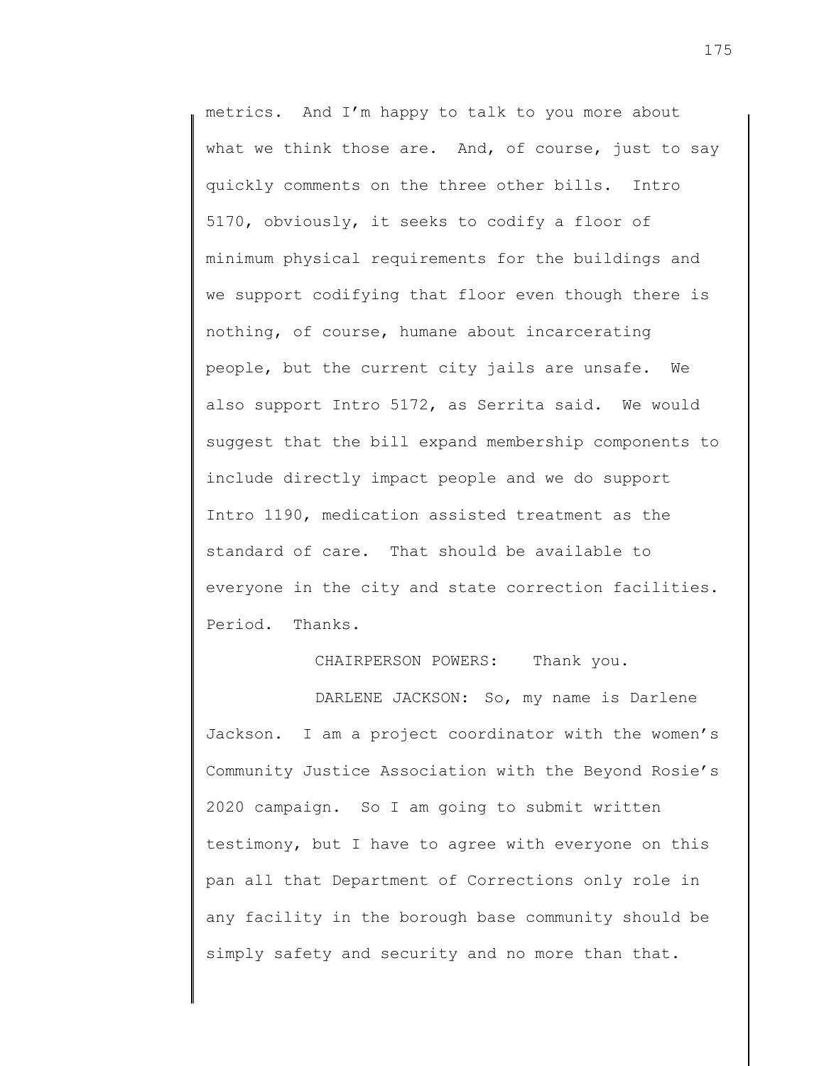metrics. And I'm happy to talk to you more about what we think those are. And, of course, just to say quickly comments on the three other bills. Intro 5170, obviously, it seeks to codify a floor of minimum physical requirements for the buildings and we support codifying that floor even though there is nothing, of course, humane about incarcerating people, but the current city jails are unsafe. We also support Intro 5172, as Serrita said. We would suggest that the bill expand membership components to include directly impact people and we do support Intro 1190, medication assisted treatment as the standard of care. That should be available to everyone in the city and state correction facilities. Period. Thanks.

CHAIRPERSON POWERS: Thank you.

DARLENE JACKSON: So, my name is Darlene Jackson. I am a project coordinator with the women's Community Justice Association with the Beyond Rosie's 2020 campaign. So I am going to submit written testimony, but I have to agree with everyone on this pan all that Department of Corrections only role in any facility in the borough base community should be simply safety and security and no more than that.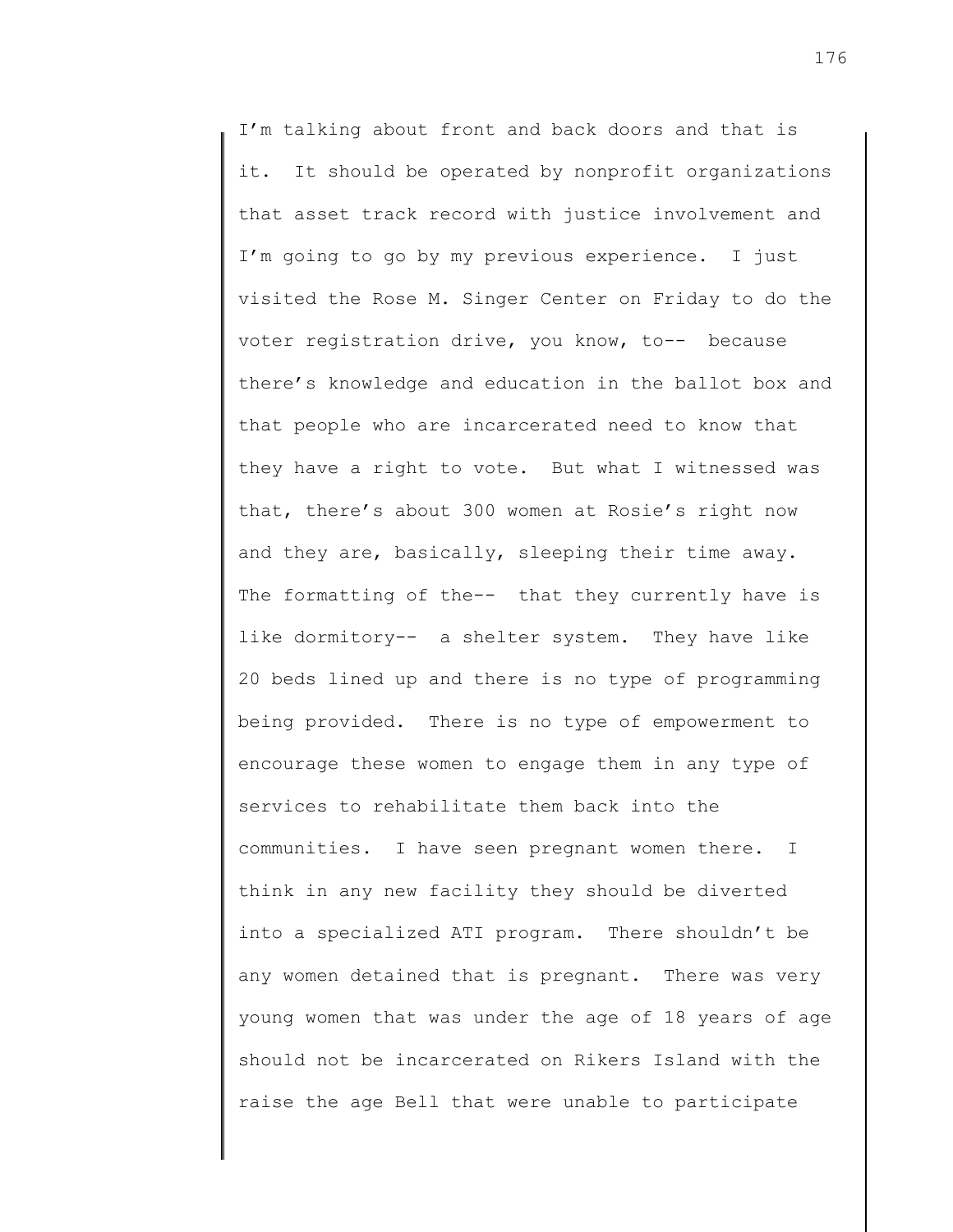I'm talking about front and back doors and that is it. It should be operated by nonprofit organizations that asset track record with justice involvement and I'm going to go by my previous experience. I just visited the Rose M. Singer Center on Friday to do the voter registration drive, you know, to-- because there's knowledge and education in the ballot box and that people who are incarcerated need to know that they have a right to vote. But what I witnessed was that, there's about 300 women at Rosie's right now and they are, basically, sleeping their time away. The formatting of the-- that they currently have is like dormitory-- a shelter system. They have like 20 beds lined up and there is no type of programming being provided. There is no type of empowerment to encourage these women to engage them in any type of services to rehabilitate them back into the communities. I have seen pregnant women there. I think in any new facility they should be diverted into a specialized ATI program. There shouldn't be any women detained that is pregnant. There was very young women that was under the age of 18 years of age should not be incarcerated on Rikers Island with the raise the age Bell that were unable to participate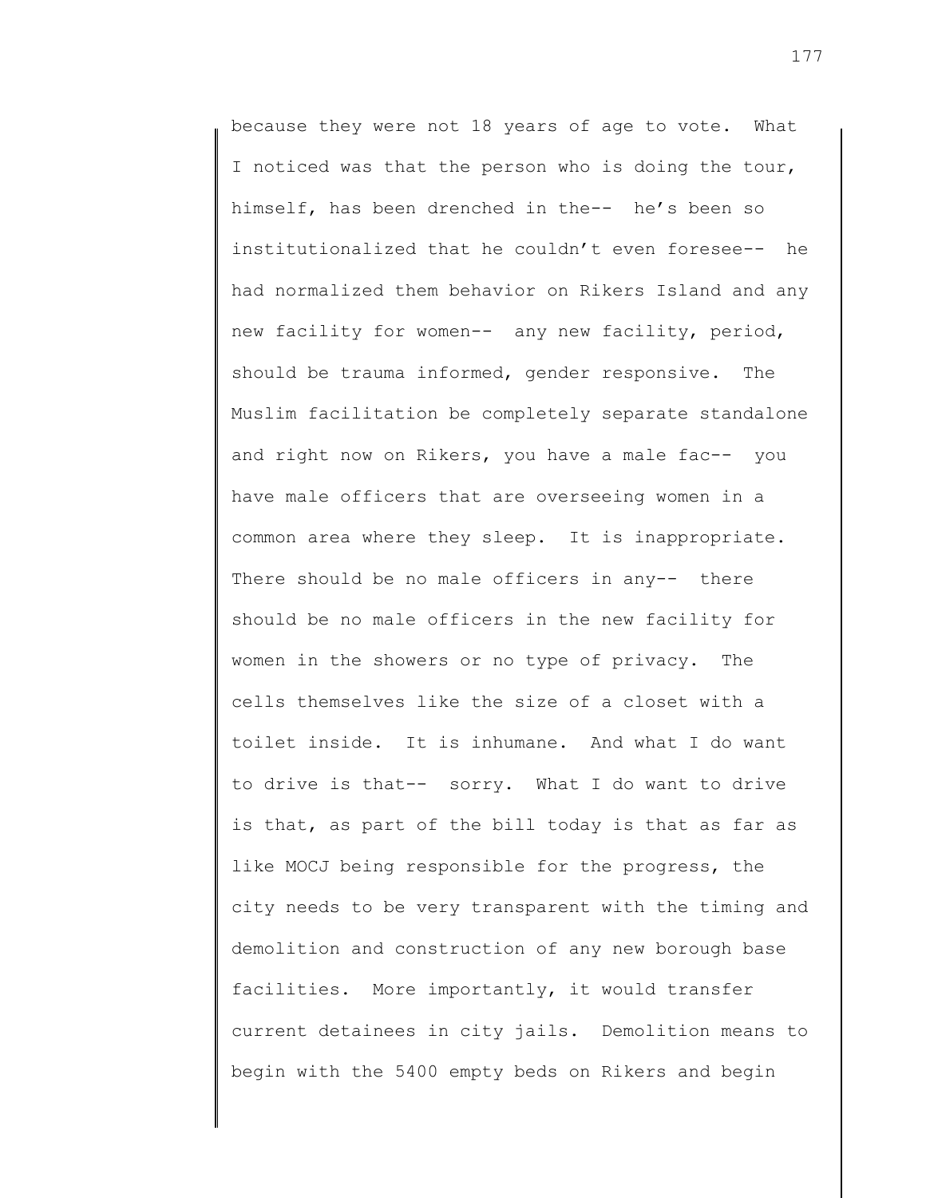because they were not 18 years of age to vote. What I noticed was that the person who is doing the tour, himself, has been drenched in the-- he's been so institutionalized that he couldn't even foresee-- he had normalized them behavior on Rikers Island and any new facility for women-- any new facility, period, should be trauma informed, gender responsive. The Muslim facilitation be completely separate standalone and right now on Rikers, you have a male fac-- you have male officers that are overseeing women in a common area where they sleep. It is inappropriate. There should be no male officers in any-- there should be no male officers in the new facility for women in the showers or no type of privacy. The cells themselves like the size of a closet with a toilet inside. It is inhumane. And what I do want to drive is that-- sorry. What I do want to drive is that, as part of the bill today is that as far as like MOCJ being responsible for the progress, the city needs to be very transparent with the timing and demolition and construction of any new borough base facilities. More importantly, it would transfer current detainees in city jails. Demolition means to begin with the 5400 empty beds on Rikers and begin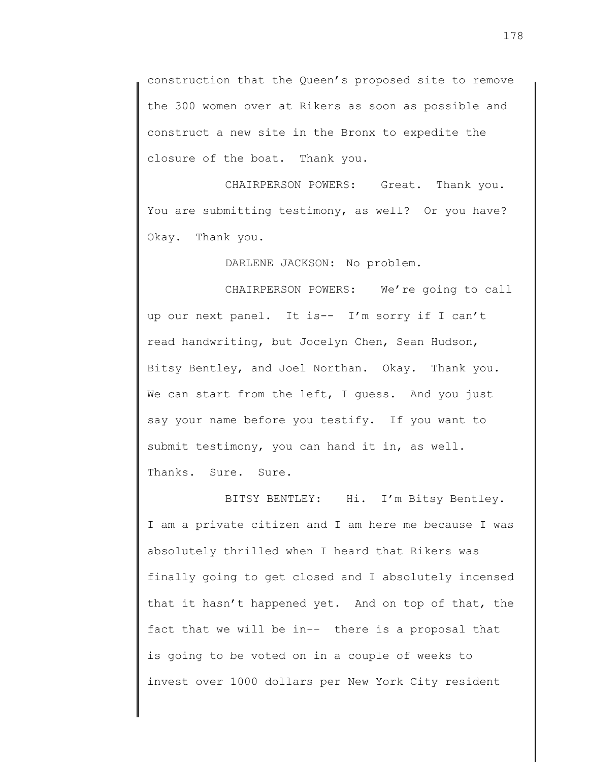construction that the Queen's proposed site to remove the 300 women over at Rikers as soon as possible and construct a new site in the Bronx to expedite the closure of the boat. Thank you.

CHAIRPERSON POWERS: Great. Thank you. You are submitting testimony, as well? Or you have? Okay. Thank you.

DARLENE JACKSON: No problem.

CHAIRPERSON POWERS: We're going to call up our next panel. It is-- I'm sorry if I can't read handwriting, but Jocelyn Chen, Sean Hudson, Bitsy Bentley, and Joel Northan. Okay. Thank you. We can start from the left, I guess. And you just say your name before you testify. If you want to submit testimony, you can hand it in, as well. Thanks. Sure. Sure.

BITSY BENTLEY: Hi. I'm Bitsy Bentley. I am a private citizen and I am here me because I was absolutely thrilled when I heard that Rikers was finally going to get closed and I absolutely incensed that it hasn't happened yet. And on top of that, the fact that we will be in-- there is a proposal that is going to be voted on in a couple of weeks to invest over 1000 dollars per New York City resident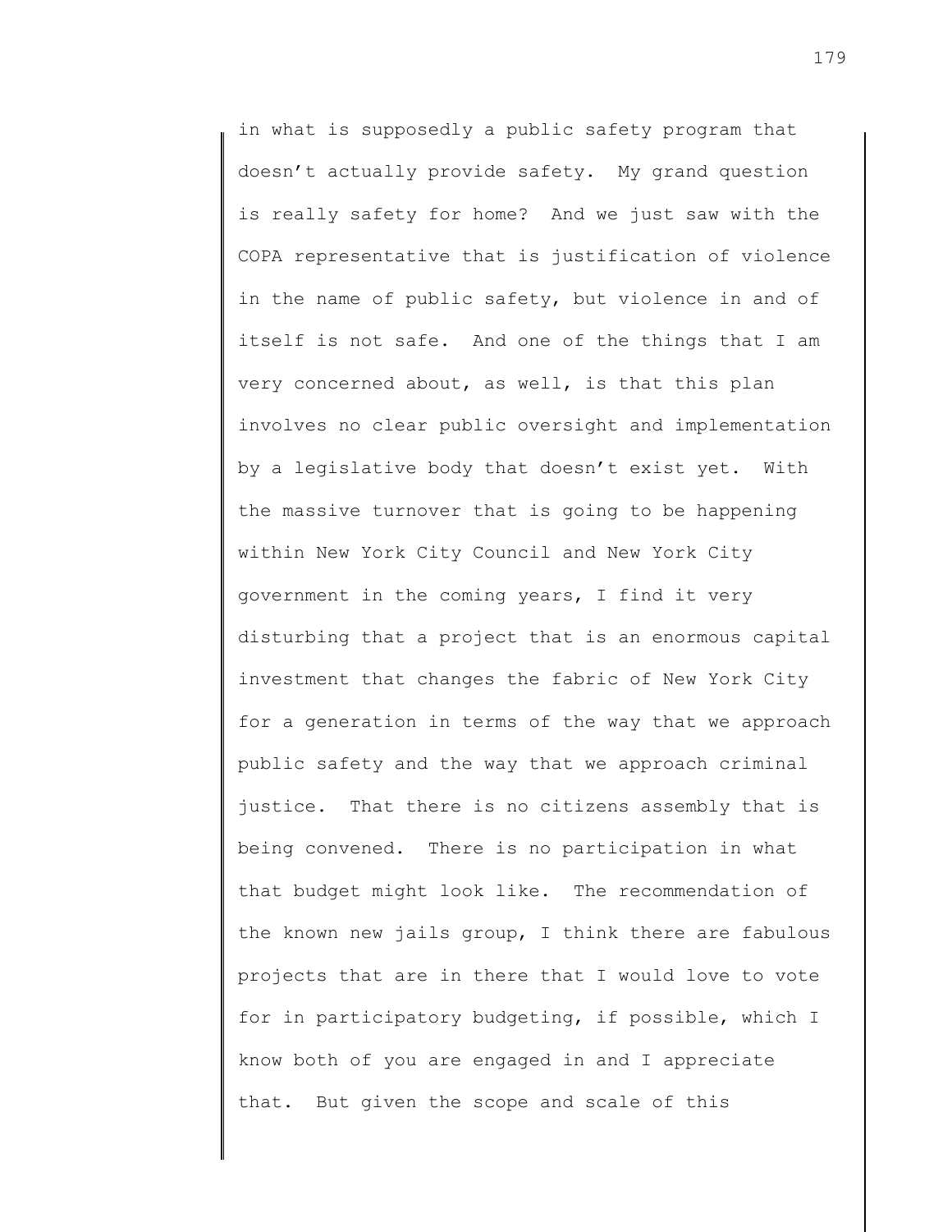in what is supposedly a public safety program that doesn't actually provide safety. My grand question is really safety for home? And we just saw with the COPA representative that is justification of violence in the name of public safety, but violence in and of itself is not safe. And one of the things that I am very concerned about, as well, is that this plan involves no clear public oversight and implementation by a legislative body that doesn't exist yet. With the massive turnover that is going to be happening within New York City Council and New York City government in the coming years, I find it very disturbing that a project that is an enormous capital investment that changes the fabric of New York City for a generation in terms of the way that we approach public safety and the way that we approach criminal justice. That there is no citizens assembly that is being convened. There is no participation in what that budget might look like. The recommendation of the known new jails group, I think there are fabulous projects that are in there that I would love to vote for in participatory budgeting, if possible, which I know both of you are engaged in and I appreciate that. But given the scope and scale of this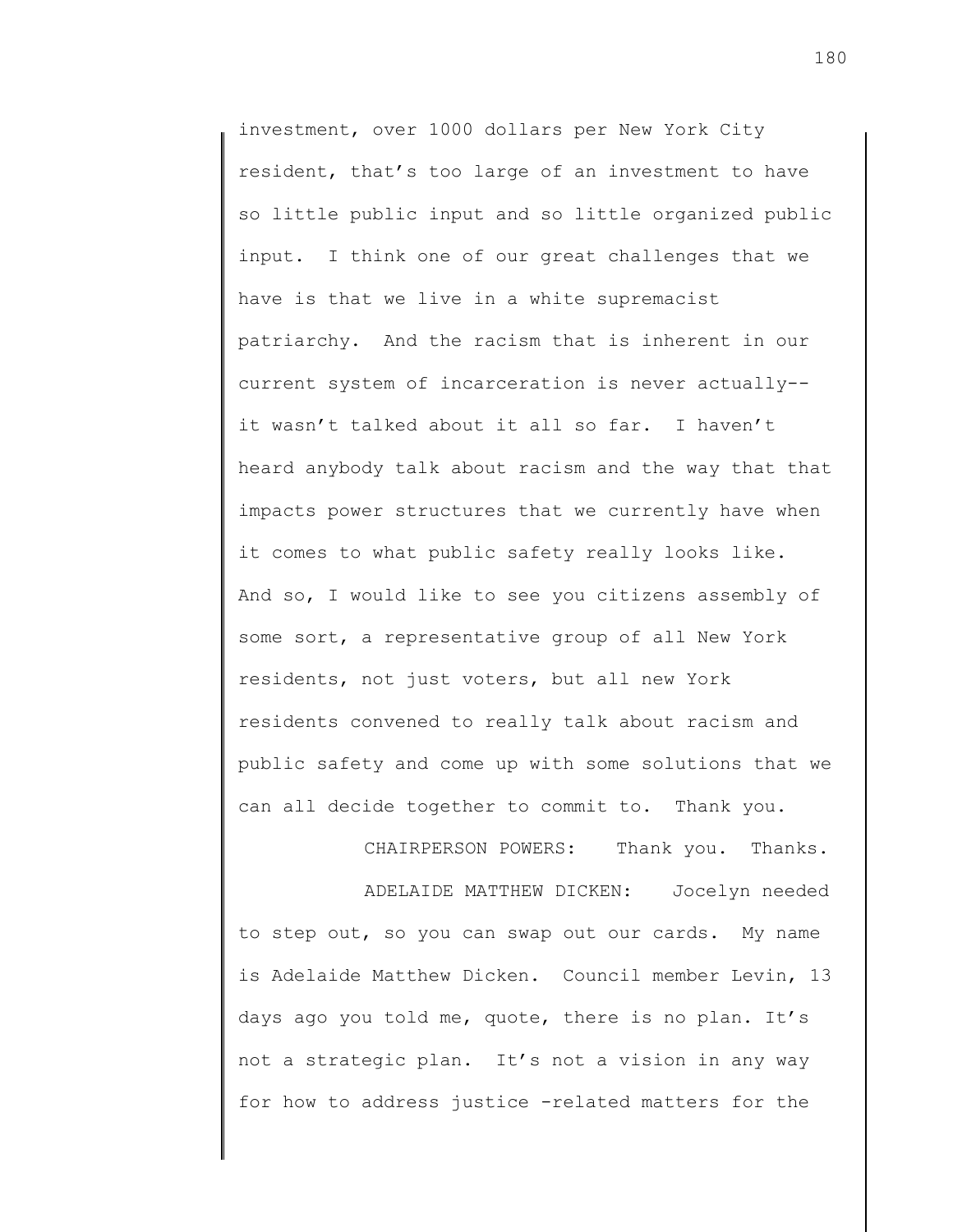investment, over 1000 dollars per New York City resident, that's too large of an investment to have so little public input and so little organized public input. I think one of our great challenges that we have is that we live in a white supremacist patriarchy. And the racism that is inherent in our current system of incarceration is never actually-- it wasn't talked about it all so far. I haven't heard anybody talk about racism and the way that that impacts power structures that we currently have when it comes to what public safety really looks like. And so, I would like to see you citizens assembly of some sort, a representative group of all New York residents, not just voters, but all new York residents convened to really talk about racism and public safety and come up with some solutions that we can all decide together to commit to. Thank you.

CHAIRPERSON POWERS: Thank you. Thanks.

ADELAIDE MATTHEW DICKEN: Jocelyn needed to step out, so you can swap out our cards. My name is Adelaide Matthew Dicken. Council member Levin, 13 days ago you told me, quote, there is no plan. It's not a strategic plan. It's not a vision in any way for how to address justice -related matters for the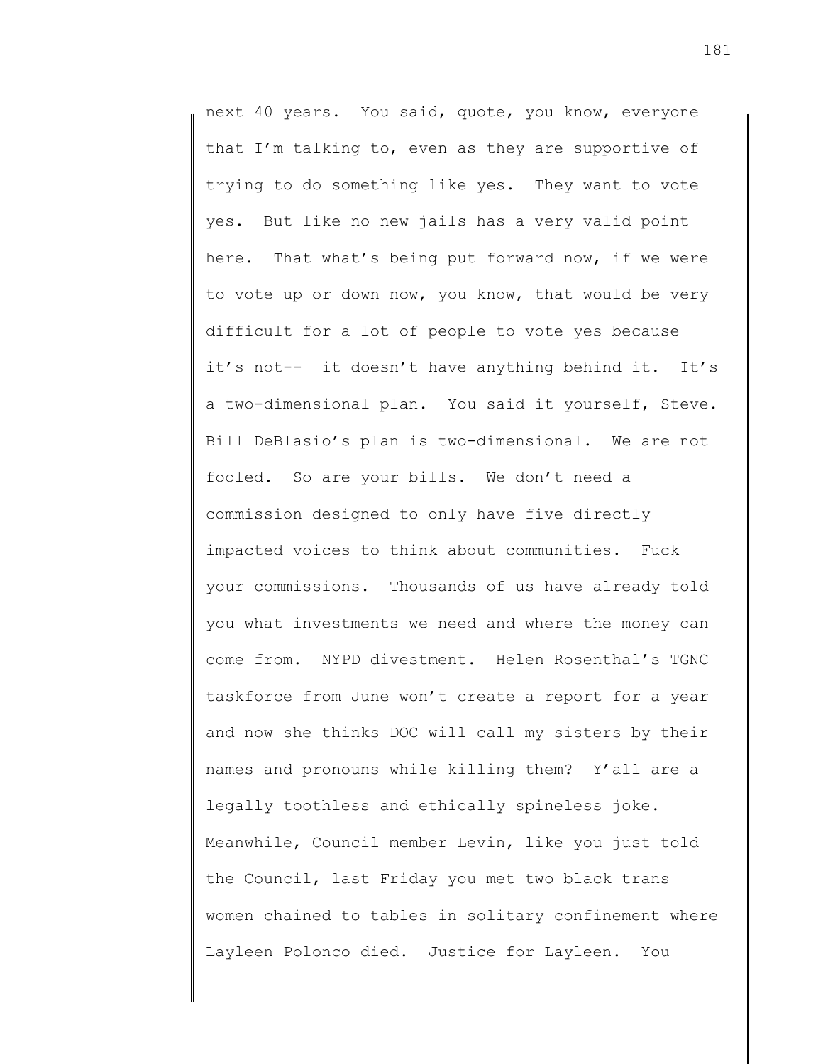next 40 years. You said, quote, you know, everyone that I'm talking to, even as they are supportive of trying to do something like yes. They want to vote yes. But like no new jails has a very valid point here. That what's being put forward now, if we were to vote up or down now, you know, that would be very difficult for a lot of people to vote yes because it's not-- it doesn't have anything behind it. It's a two-dimensional plan. You said it yourself, Steve. Bill DeBlasio's plan is two-dimensional. We are not fooled. So are your bills. We don't need a commission designed to only have five directly impacted voices to think about communities. Fuck your commissions. Thousands of us have already told you what investments we need and where the money can come from. NYPD divestment. Helen Rosenthal's TGNC taskforce from June won't create a report for a year and now she thinks DOC will call my sisters by their names and pronouns while killing them? Y'all are a legally toothless and ethically spineless joke. Meanwhile, Council member Levin, like you just told the Council, last Friday you met two black trans women chained to tables in solitary confinement where Layleen Polonco died. Justice for Layleen. You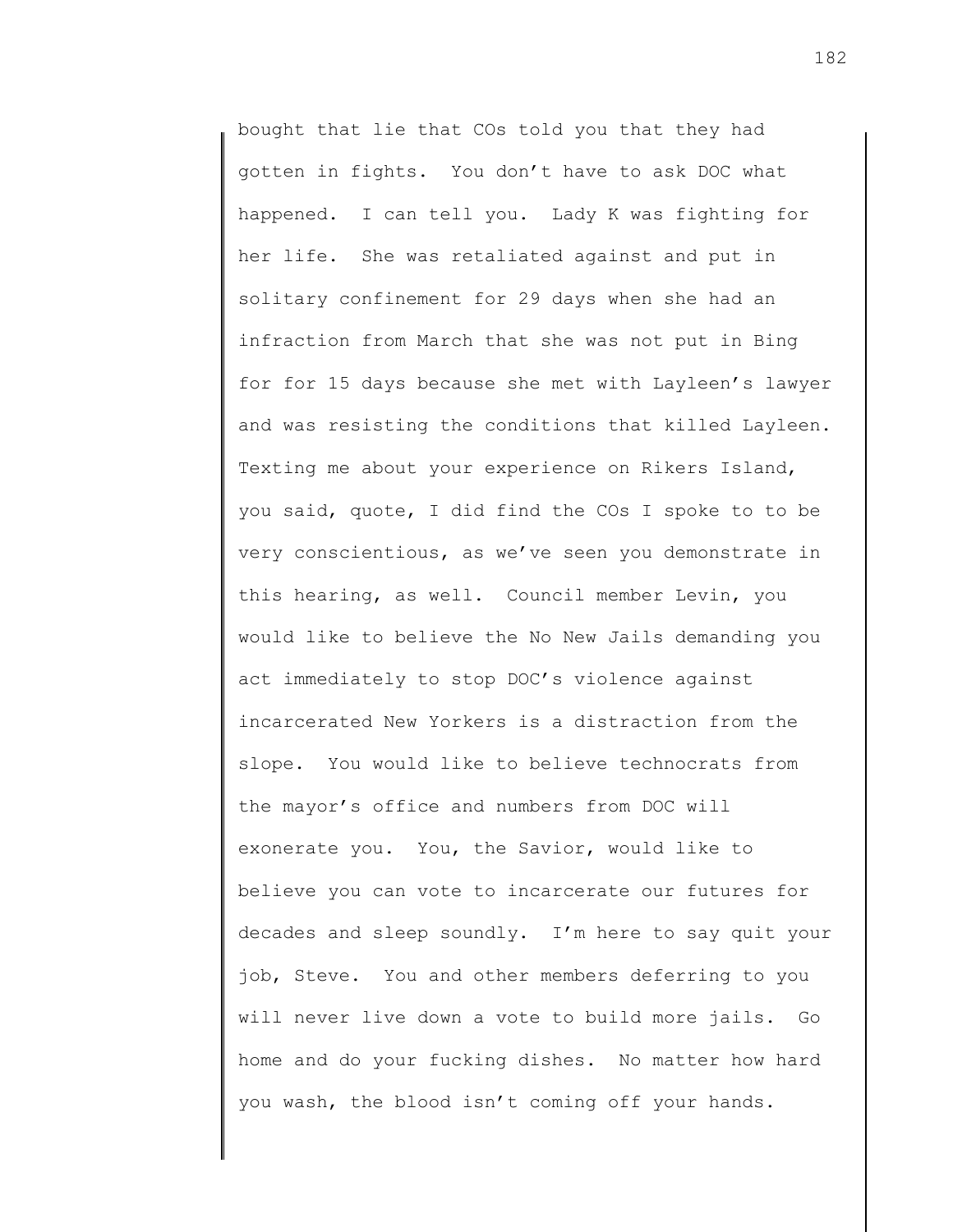bought that lie that COs told you that they had gotten in fights. You don't have to ask DOC what happened. I can tell you. Lady K was fighting for her life. She was retaliated against and put in solitary confinement for 29 days when she had an infraction from March that she was not put in Bing for for 15 days because she met with Layleen's lawyer and was resisting the conditions that killed Layleen. Texting me about your experience on Rikers Island, you said, quote, I did find the COs I spoke to to be very conscientious, as we've seen you demonstrate in this hearing, as well. Council member Levin, you would like to believe the No New Jails demanding you act immediately to stop DOC's violence against incarcerated New Yorkers is a distraction from the slope. You would like to believe technocrats from the mayor's office and numbers from DOC will exonerate you. You, the Savior, would like to believe you can vote to incarcerate our futures for decades and sleep soundly. I'm here to say quit your job, Steve. You and other members deferring to you will never live down a vote to build more jails. Go home and do your fucking dishes. No matter how hard you wash, the blood isn't coming off your hands.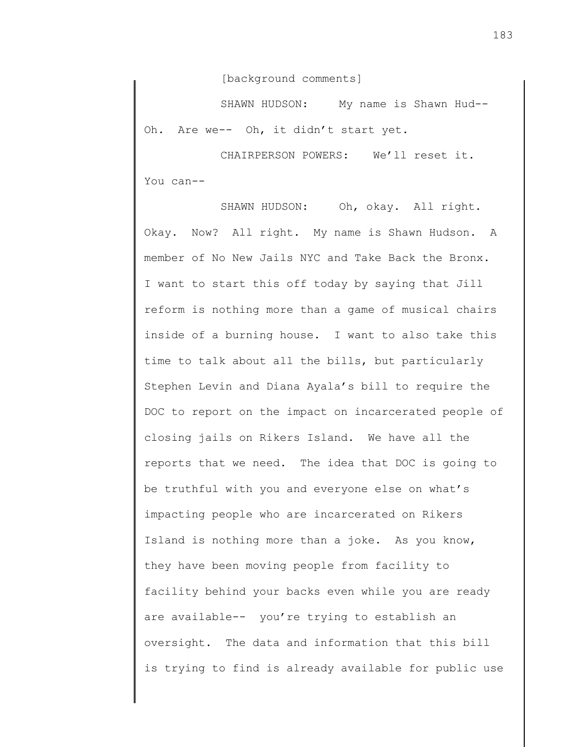[background comments]

SHAWN HUDSON: My name is Shawn Hud-- Oh. Are we-- Oh, it didn't start yet.

CHAIRPERSON POWERS: We'll reset it. You can--

SHAWN HUDSON: Oh, okay. All right. Okay. Now? All right. My name is Shawn Hudson. A member of No New Jails NYC and Take Back the Bronx. I want to start this off today by saying that Jill reform is nothing more than a game of musical chairs inside of a burning house. I want to also take this time to talk about all the bills, but particularly Stephen Levin and Diana Ayala's bill to require the DOC to report on the impact on incarcerated people of closing jails on Rikers Island. We have all the reports that we need. The idea that DOC is going to be truthful with you and everyone else on what's impacting people who are incarcerated on Rikers Island is nothing more than a joke. As you know, they have been moving people from facility to facility behind your backs even while you are ready are available-- you're trying to establish an oversight. The data and information that this bill is trying to find is already available for public use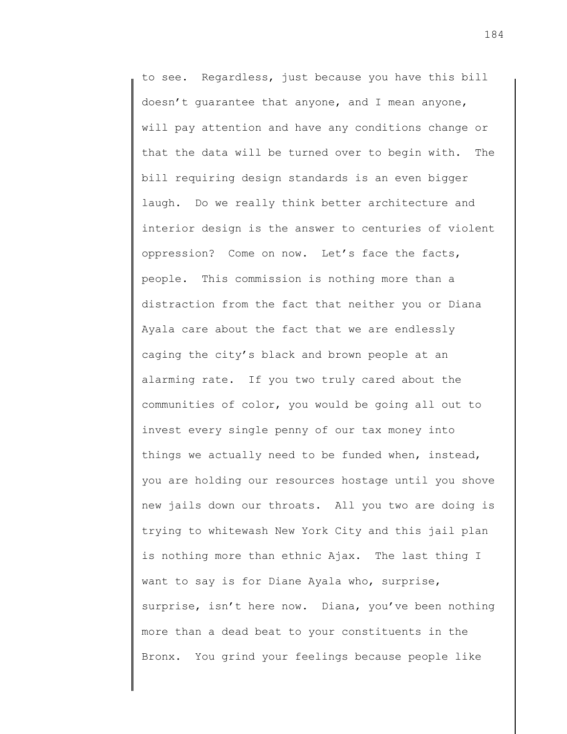to see. Regardless, just because you have this bill doesn't guarantee that anyone, and I mean anyone, will pay attention and have any conditions change or that the data will be turned over to begin with. The bill requiring design standards is an even bigger laugh. Do we really think better architecture and interior design is the answer to centuries of violent oppression? Come on now. Let's face the facts, people. This commission is nothing more than a distraction from the fact that neither you or Diana Ayala care about the fact that we are endlessly caging the city's black and brown people at an alarming rate. If you two truly cared about the communities of color, you would be going all out to invest every single penny of our tax money into things we actually need to be funded when, instead, you are holding our resources hostage until you shove new jails down our throats. All you two are doing is trying to whitewash New York City and this jail plan is nothing more than ethnic Ajax. The last thing I want to say is for Diane Ayala who, surprise, surprise, isn't here now. Diana, you've been nothing more than a dead beat to your constituents in the Bronx. You grind your feelings because people like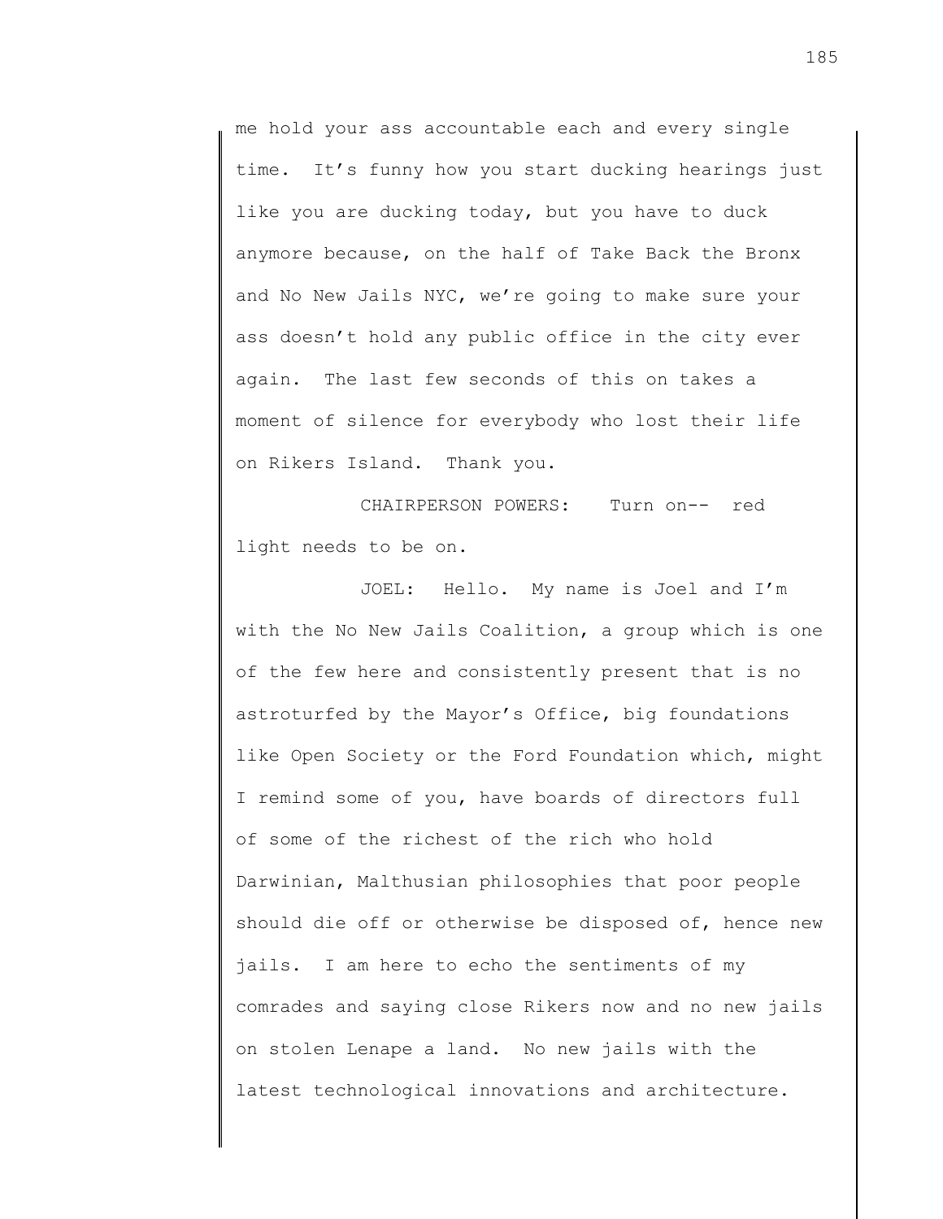me hold your ass accountable each and every single time. It's funny how you start ducking hearings just like you are ducking today, but you have to duck anymore because, on the half of Take Back the Bronx and No New Jails NYC, we're going to make sure your ass doesn't hold any public office in the city ever again. The last few seconds of this on takes a moment of silence for everybody who lost their life on Rikers Island. Thank you.

CHAIRPERSON POWERS: Turn on-- red light needs to be on.

JOEL: Hello. My name is Joel and I'm with the No New Jails Coalition, a group which is one of the few here and consistently present that is no astroturfed by the Mayor's Office, big foundations like Open Society or the Ford Foundation which, might I remind some of you, have boards of directors full of some of the richest of the rich who hold Darwinian, Malthusian philosophies that poor people should die off or otherwise be disposed of, hence new jails. I am here to echo the sentiments of my comrades and saying close Rikers now and no new jails on stolen Lenape a land. No new jails with the latest technological innovations and architecture.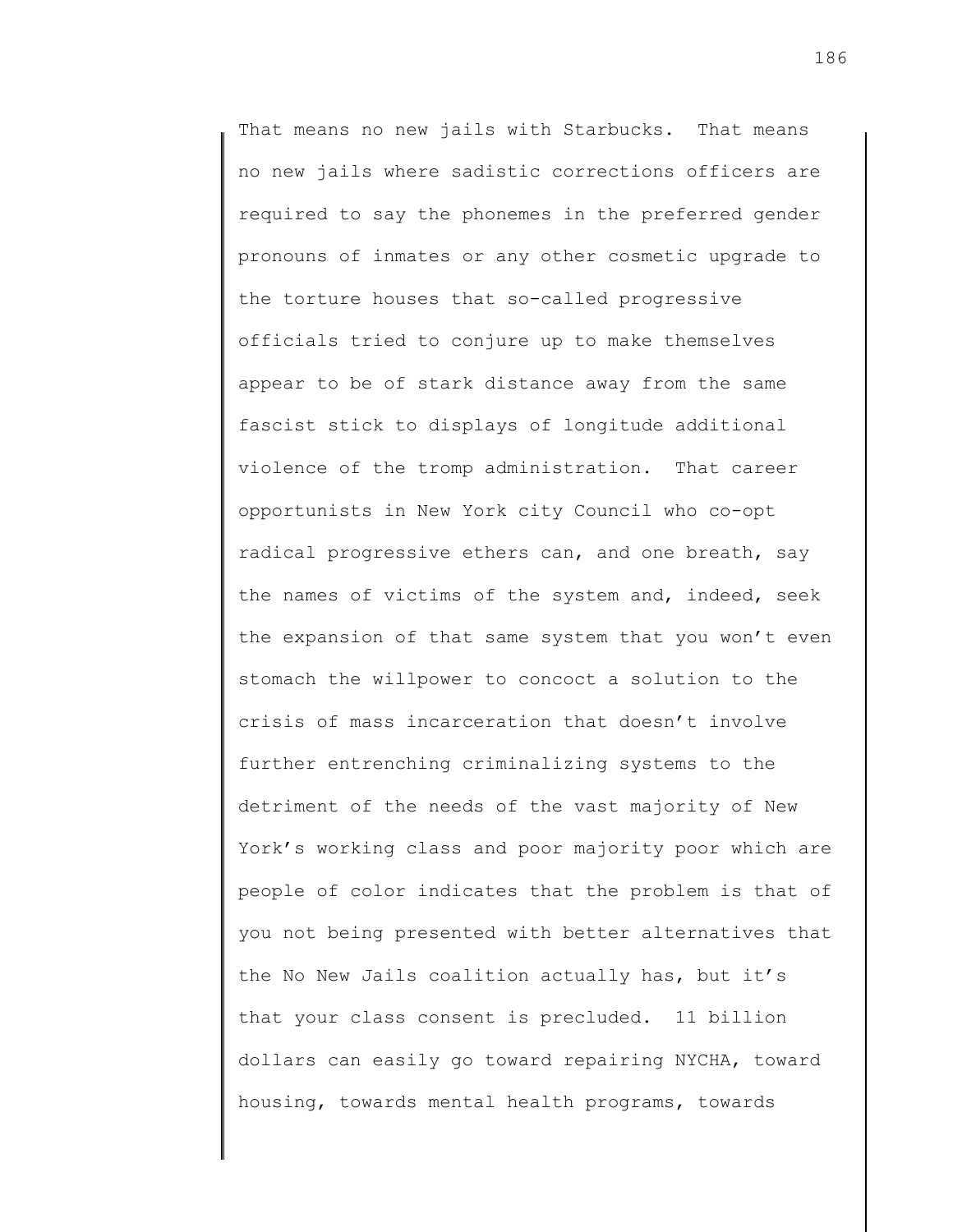That means no new jails with Starbucks. That means no new jails where sadistic corrections officers are required to say the phonemes in the preferred gender pronouns of inmates or any other cosmetic upgrade to the torture houses that so-called progressive officials tried to conjure up to make themselves appear to be of stark distance away from the same fascist stick to displays of longitude additional violence of the tromp administration. That career opportunists in New York city Council who co-opt radical progressive ethers can, and one breath, say the names of victims of the system and, indeed, seek the expansion of that same system that you won't even stomach the willpower to concoct a solution to the crisis of mass incarceration that doesn't involve further entrenching criminalizing systems to the detriment of the needs of the vast majority of New York's working class and poor majority poor which are people of color indicates that the problem is that of you not being presented with better alternatives that the No New Jails coalition actually has, but it's that your class consent is precluded. 11 billion dollars can easily go toward repairing NYCHA, toward housing, towards mental health programs, towards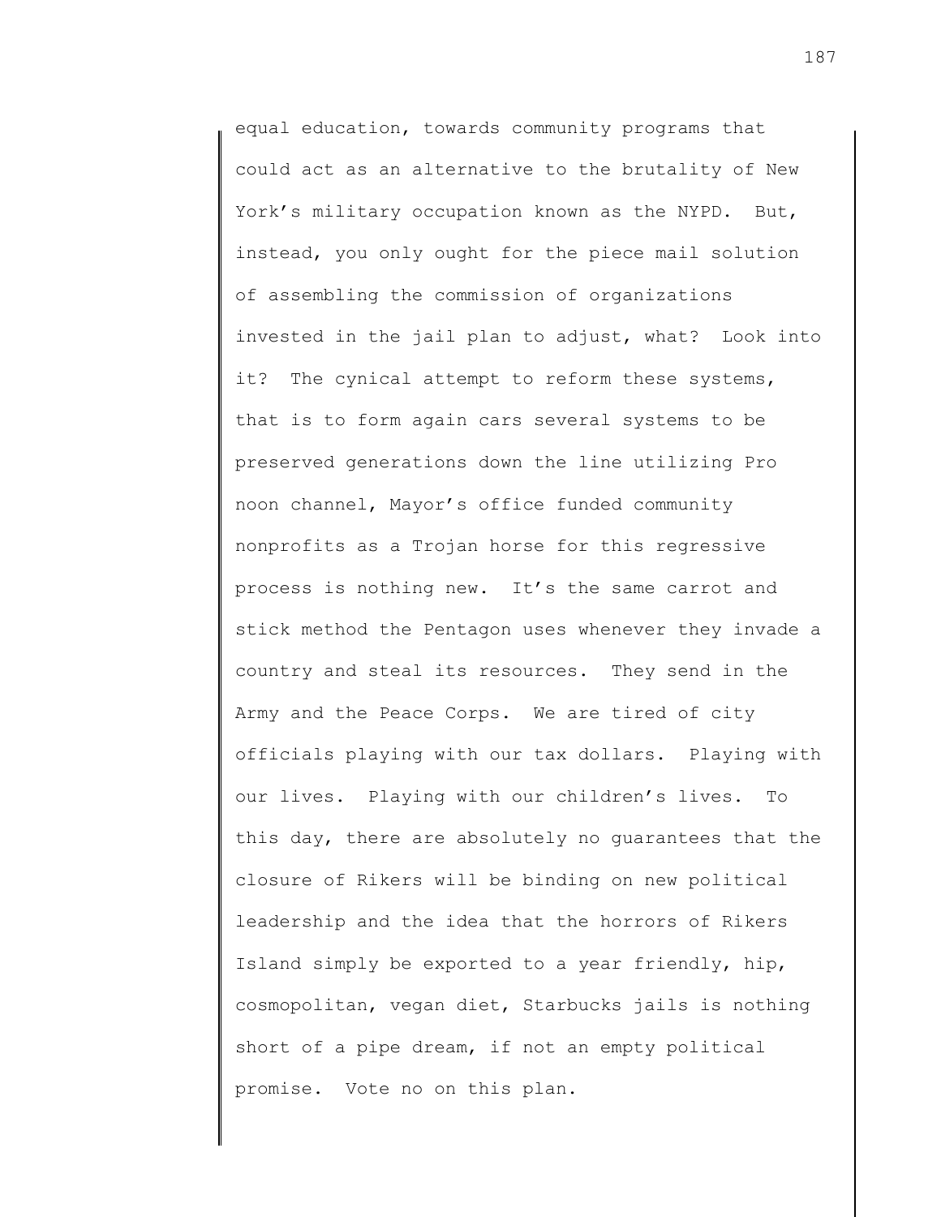equal education, towards community programs that could act as an alternative to the brutality of New York's military occupation known as the NYPD. But, instead, you only ought for the piece mail solution of assembling the commission of organizations invested in the jail plan to adjust, what? Look into it? The cynical attempt to reform these systems, that is to form again cars several systems to be preserved generations down the line utilizing Pro noon channel, Mayor's office funded community nonprofits as a Trojan horse for this regressive process is nothing new. It's the same carrot and stick method the Pentagon uses whenever they invade a country and steal its resources. They send in the Army and the Peace Corps. We are tired of city officials playing with our tax dollars. Playing with our lives. Playing with our children's lives. To this day, there are absolutely no guarantees that the closure of Rikers will be binding on new political leadership and the idea that the horrors of Rikers Island simply be exported to a year friendly, hip, cosmopolitan, vegan diet, Starbucks jails is nothing short of a pipe dream, if not an empty political promise. Vote no on this plan.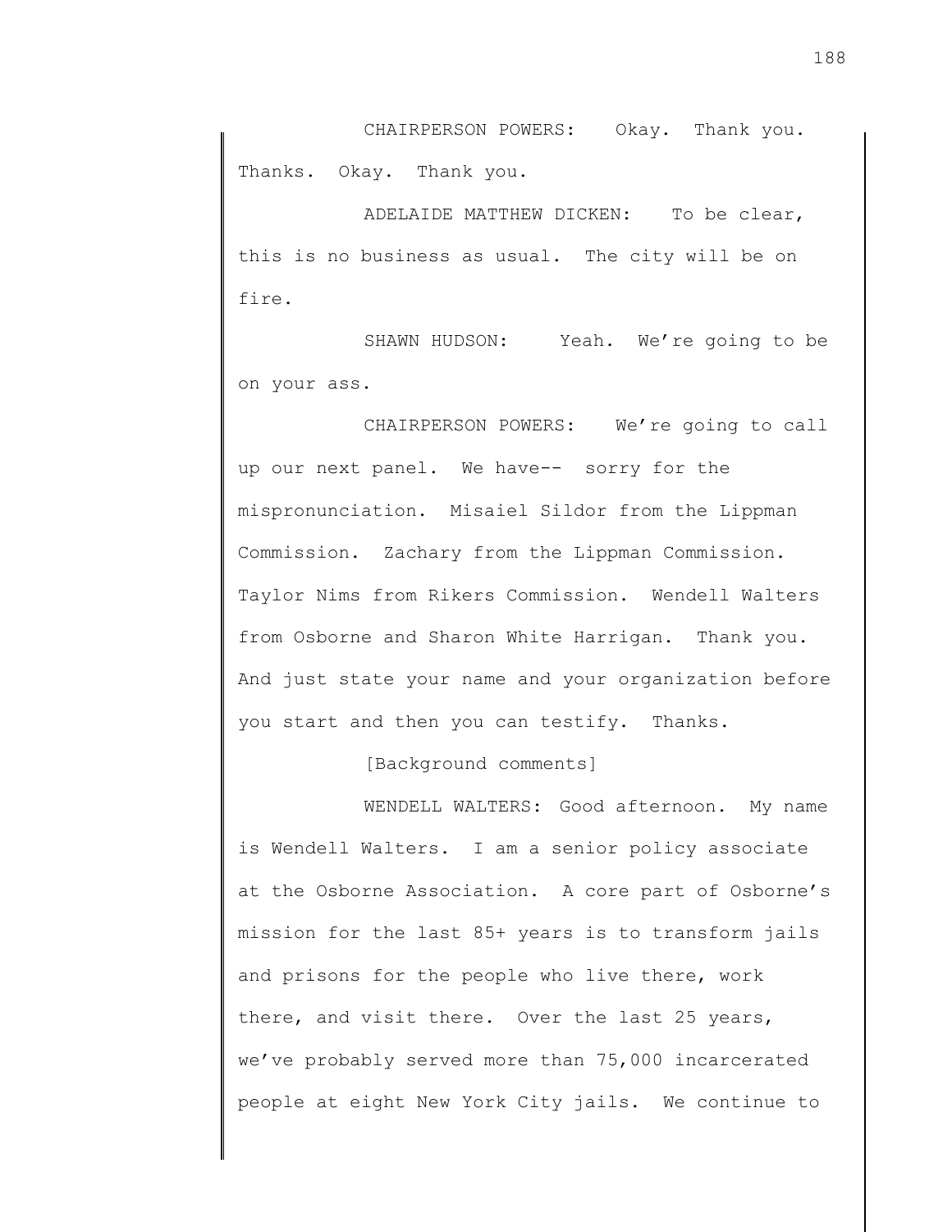CHAIRPERSON POWERS: Okay. Thank you. Thanks. Okay. Thank you.

ADELAIDE MATTHEW DICKEN: To be clear, this is no business as usual. The city will be on fire.

SHAWN HUDSON: Yeah. We're going to be on your ass.

CHAIRPERSON POWERS: We're going to call up our next panel. We have-- sorry for the mispronunciation. Misaiel Sildor from the Lippman Commission. Zachary from the Lippman Commission. Taylor Nims from Rikers Commission. Wendell Walters from Osborne and Sharon White Harrigan. Thank you. And just state your name and your organization before you start and then you can testify. Thanks.

[Background comments]

WENDELL WALTERS: Good afternoon. My name is Wendell Walters. I am a senior policy associate at the Osborne Association. A core part of Osborne's mission for the last 85+ years is to transform jails and prisons for the people who live there, work there, and visit there. Over the last 25 years, we've probably served more than 75,000 incarcerated people at eight New York City jails. We continue to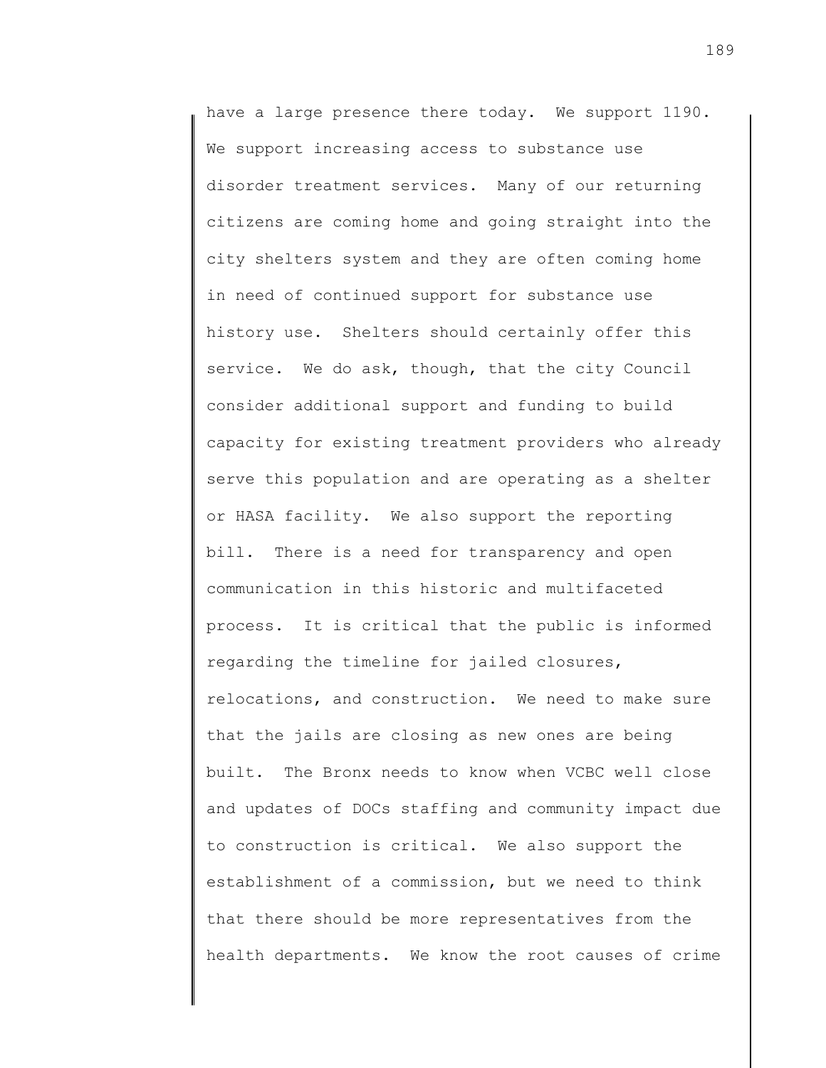have a large presence there today. We support 1190. We support increasing access to substance use disorder treatment services. Many of our returning citizens are coming home and going straight into the city shelters system and they are often coming home in need of continued support for substance use history use. Shelters should certainly offer this service. We do ask, though, that the city Council consider additional support and funding to build capacity for existing treatment providers who already serve this population and are operating as a shelter or HASA facility. We also support the reporting bill. There is a need for transparency and open communication in this historic and multifaceted process. It is critical that the public is informed regarding the timeline for jailed closures, relocations, and construction. We need to make sure that the jails are closing as new ones are being built. The Bronx needs to know when VCBC well close and updates of DOCs staffing and community impact due to construction is critical. We also support the establishment of a commission, but we need to think that there should be more representatives from the health departments. We know the root causes of crime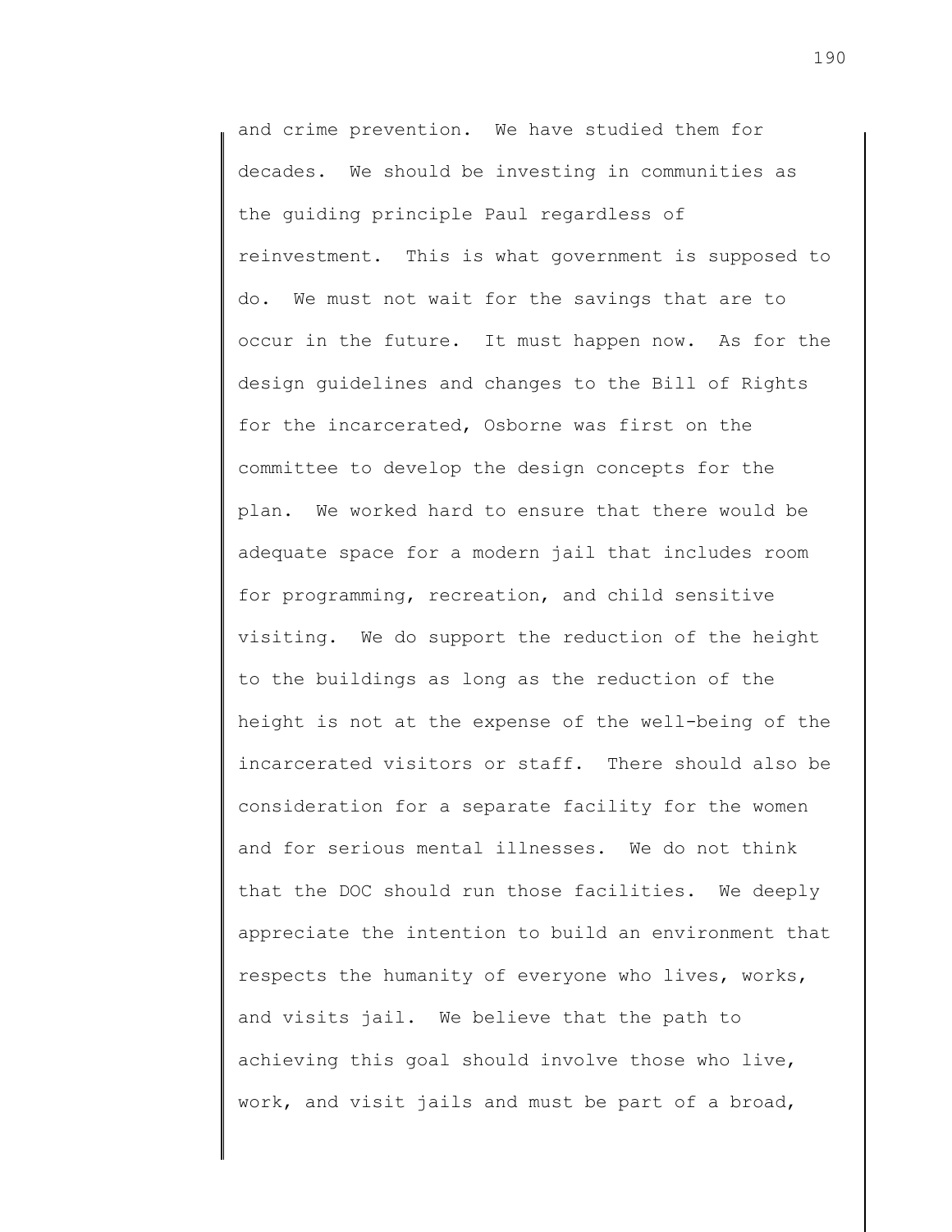and crime prevention. We have studied them for decades. We should be investing in communities as the guiding principle Paul regardless of reinvestment. This is what government is supposed to do. We must not wait for the savings that are to occur in the future. It must happen now. As for the design guidelines and changes to the Bill of Rights for the incarcerated, Osborne was first on the committee to develop the design concepts for the plan. We worked hard to ensure that there would be adequate space for a modern jail that includes room for programming, recreation, and child sensitive visiting. We do support the reduction of the height to the buildings as long as the reduction of the height is not at the expense of the well-being of the incarcerated visitors or staff. There should also be consideration for a separate facility for the women and for serious mental illnesses. We do not think that the DOC should run those facilities. We deeply appreciate the intention to build an environment that respects the humanity of everyone who lives, works, and visits jail. We believe that the path to achieving this goal should involve those who live, work, and visit jails and must be part of a broad,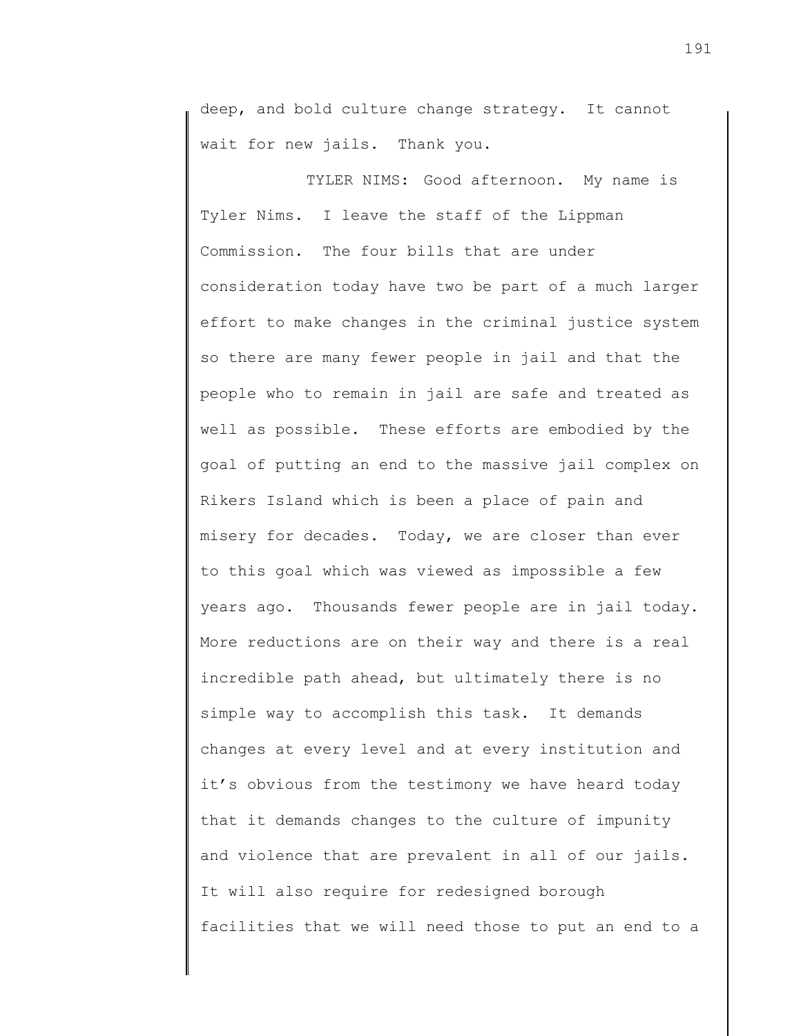deep, and bold culture change strategy. It cannot wait for new jails. Thank you.

TYLER NIMS: Good afternoon. My name is Tyler Nims. I leave the staff of the Lippman Commission. The four bills that are under consideration today have two be part of a much larger effort to make changes in the criminal justice system so there are many fewer people in jail and that the people who to remain in jail are safe and treated as well as possible. These efforts are embodied by the goal of putting an end to the massive jail complex on Rikers Island which is been a place of pain and misery for decades. Today, we are closer than ever to this goal which was viewed as impossible a few years ago. Thousands fewer people are in jail today. More reductions are on their way and there is a real incredible path ahead, but ultimately there is no simple way to accomplish this task. It demands changes at every level and at every institution and it's obvious from the testimony we have heard today that it demands changes to the culture of impunity and violence that are prevalent in all of our jails. It will also require for redesigned borough facilities that we will need those to put an end to a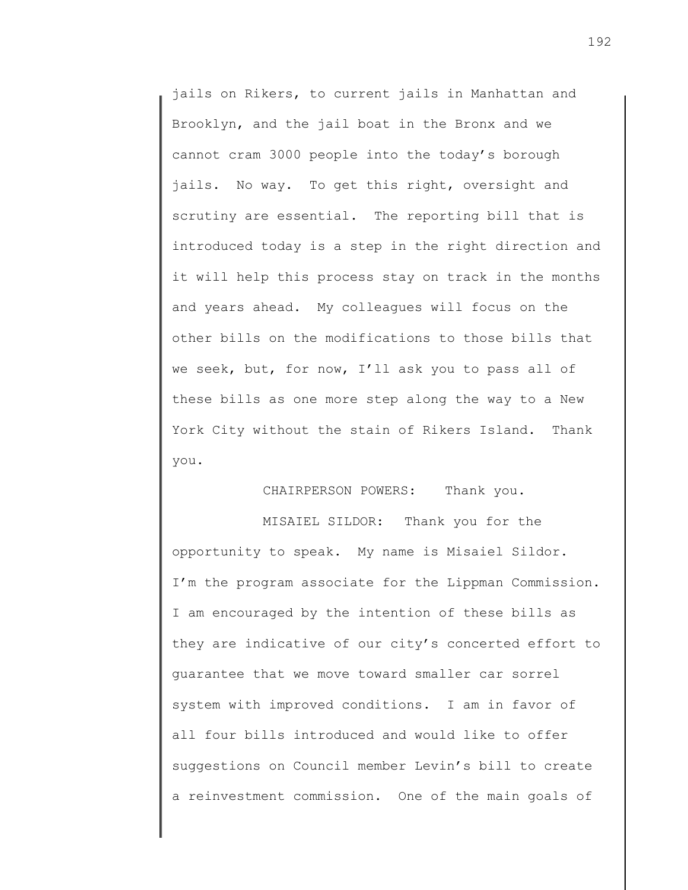jails on Rikers, to current jails in Manhattan and Brooklyn, and the jail boat in the Bronx and we cannot cram 3000 people into the today's borough jails. No way. To get this right, oversight and scrutiny are essential. The reporting bill that is introduced today is a step in the right direction and it will help this process stay on track in the months and years ahead. My colleagues will focus on the other bills on the modifications to those bills that we seek, but, for now, I'll ask you to pass all of these bills as one more step along the way to a New York City without the stain of Rikers Island. Thank you.

CHAIRPERSON POWERS: Thank you.

MISAIEL SILDOR: Thank you for the opportunity to speak. My name is Misaiel Sildor. I'm the program associate for the Lippman Commission. I am encouraged by the intention of these bills as they are indicative of our city's concerted effort to guarantee that we move toward smaller car sorrel system with improved conditions. I am in favor of all four bills introduced and would like to offer suggestions on Council member Levin's bill to create a reinvestment commission. One of the main goals of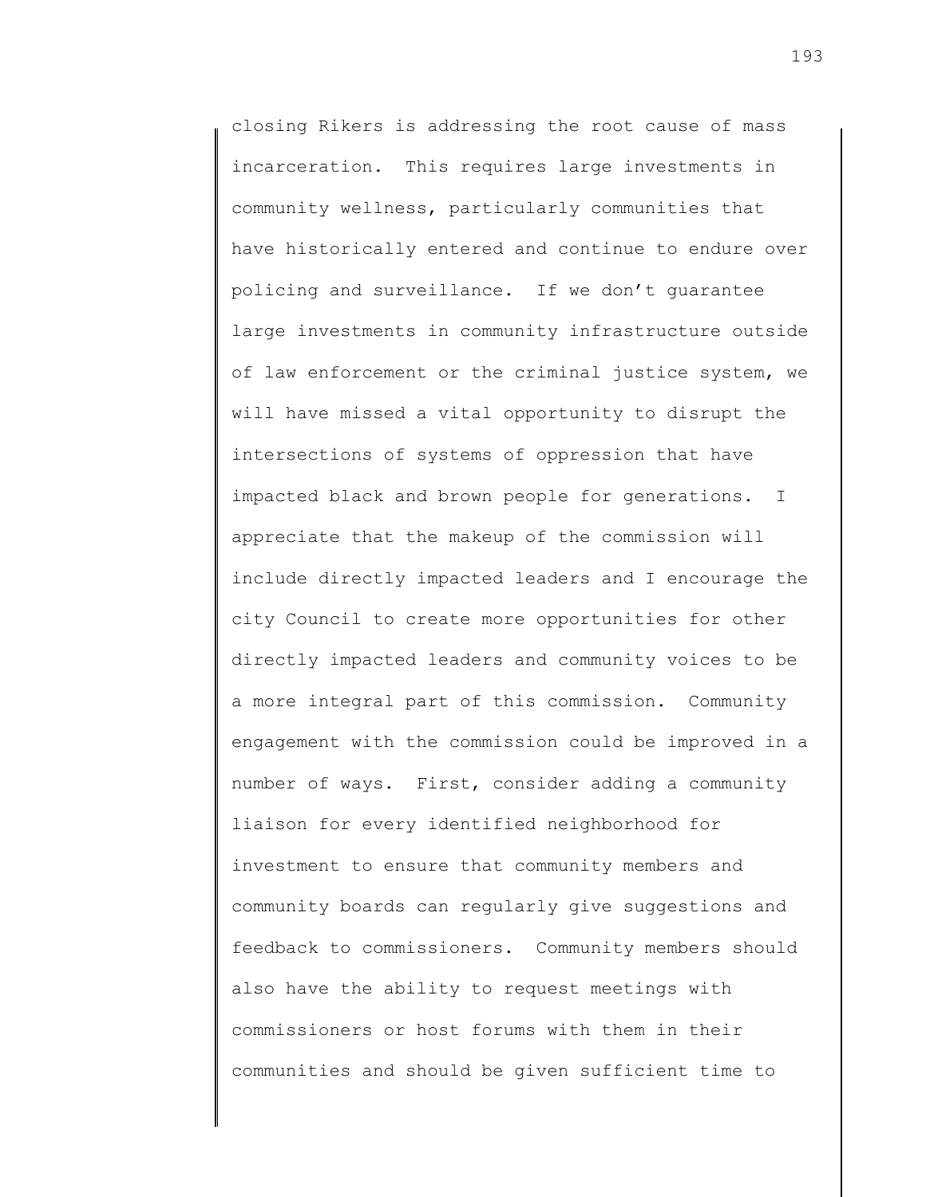closing Rikers is addressing the root cause of mass incarceration. This requires large investments in community wellness, particularly communities that have historically entered and continue to endure over policing and surveillance. If we don't guarantee large investments in community infrastructure outside of law enforcement or the criminal justice system, we will have missed a vital opportunity to disrupt the intersections of systems of oppression that have impacted black and brown people for generations. I appreciate that the makeup of the commission will include directly impacted leaders and I encourage the city Council to create more opportunities for other directly impacted leaders and community voices to be a more integral part of this commission. Community engagement with the commission could be improved in a number of ways. First, consider adding a community liaison for every identified neighborhood for investment to ensure that community members and community boards can regularly give suggestions and feedback to commissioners. Community members should also have the ability to request meetings with commissioners or host forums with them in their communities and should be given sufficient time to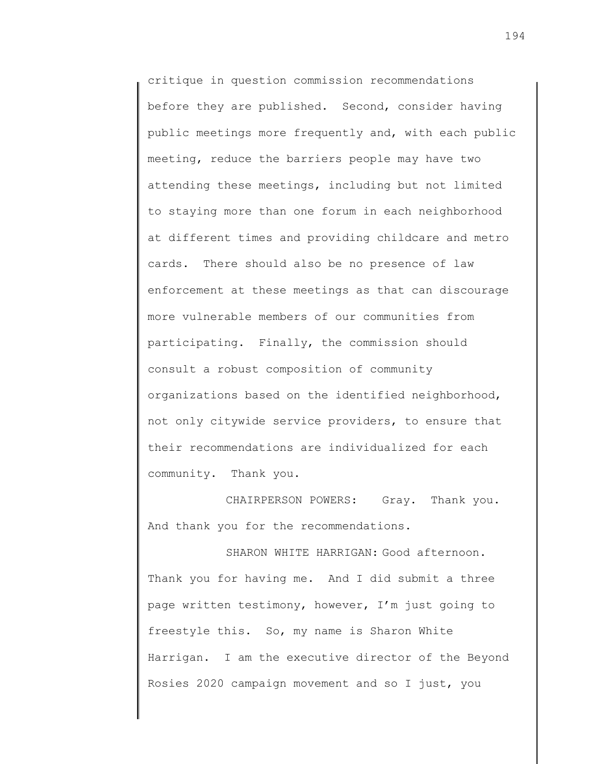critique in question commission recommendations before they are published. Second, consider having public meetings more frequently and, with each public meeting, reduce the barriers people may have two attending these meetings, including but not limited to staying more than one forum in each neighborhood at different times and providing childcare and metro cards. There should also be no presence of law enforcement at these meetings as that can discourage more vulnerable members of our communities from participating. Finally, the commission should consult a robust composition of community organizations based on the identified neighborhood, not only citywide service providers, to ensure that their recommendations are individualized for each community. Thank you.

CHAIRPERSON POWERS: Gray. Thank you. And thank you for the recommendations.

SHARON WHITE HARRIGAN: Good afternoon. Thank you for having me. And I did submit a three page written testimony, however, I'm just going to freestyle this. So, my name is Sharon White Harrigan. I am the executive director of the Beyond Rosies 2020 campaign movement and so I just, you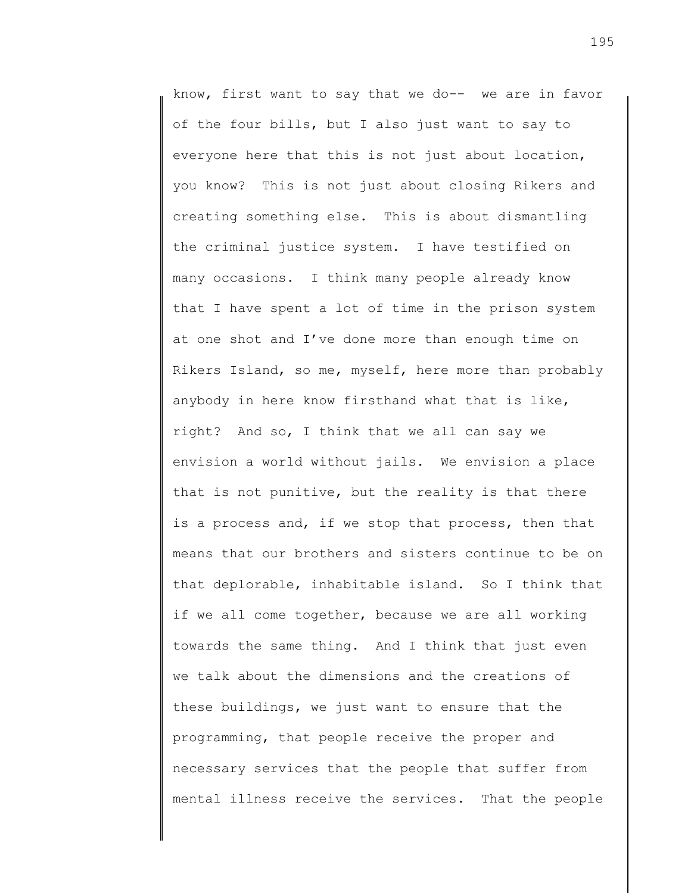know, first want to say that we do-- we are in favor of the four bills, but I also just want to say to everyone here that this is not just about location, you know? This is not just about closing Rikers and creating something else. This is about dismantling the criminal justice system. I have testified on many occasions. I think many people already know that I have spent a lot of time in the prison system at one shot and I've done more than enough time on Rikers Island, so me, myself, here more than probably anybody in here know firsthand what that is like, right? And so, I think that we all can say we envision a world without jails. We envision a place that is not punitive, but the reality is that there is a process and, if we stop that process, then that means that our brothers and sisters continue to be on that deplorable, inhabitable island. So I think that if we all come together, because we are all working towards the same thing. And I think that just even we talk about the dimensions and the creations of these buildings, we just want to ensure that the programming, that people receive the proper and necessary services that the people that suffer from mental illness receive the services. That the people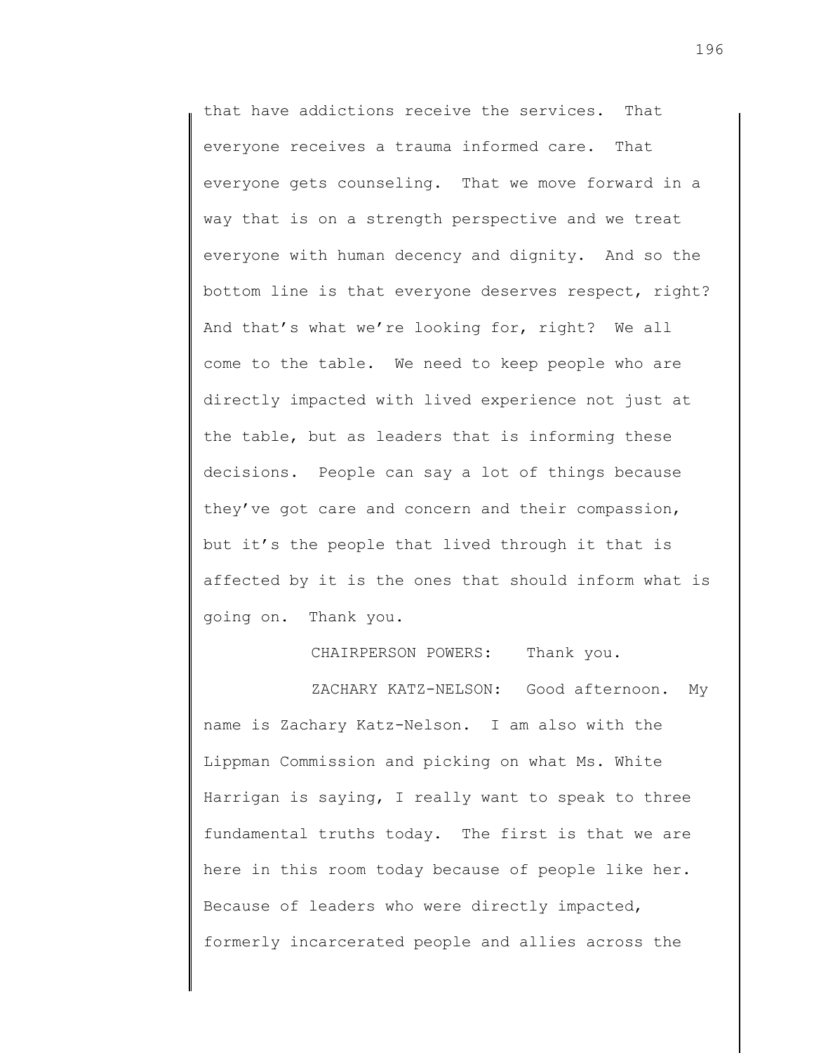that have addictions receive the services. That everyone receives a trauma informed care. That everyone gets counseling. That we move forward in a way that is on a strength perspective and we treat everyone with human decency and dignity. And so the bottom line is that everyone deserves respect, right? And that's what we're looking for, right? We all come to the table. We need to keep people who are directly impacted with lived experience not just at the table, but as leaders that is informing these decisions. People can say a lot of things because they've got care and concern and their compassion, but it's the people that lived through it that is affected by it is the ones that should inform what is going on. Thank you.

CHAIRPERSON POWERS: Thank you.

ZACHARY KATZ-NELSON: Good afternoon. My name is Zachary Katz-Nelson. I am also with the Lippman Commission and picking on what Ms. White Harrigan is saying, I really want to speak to three fundamental truths today. The first is that we are here in this room today because of people like her. Because of leaders who were directly impacted, formerly incarcerated people and allies across the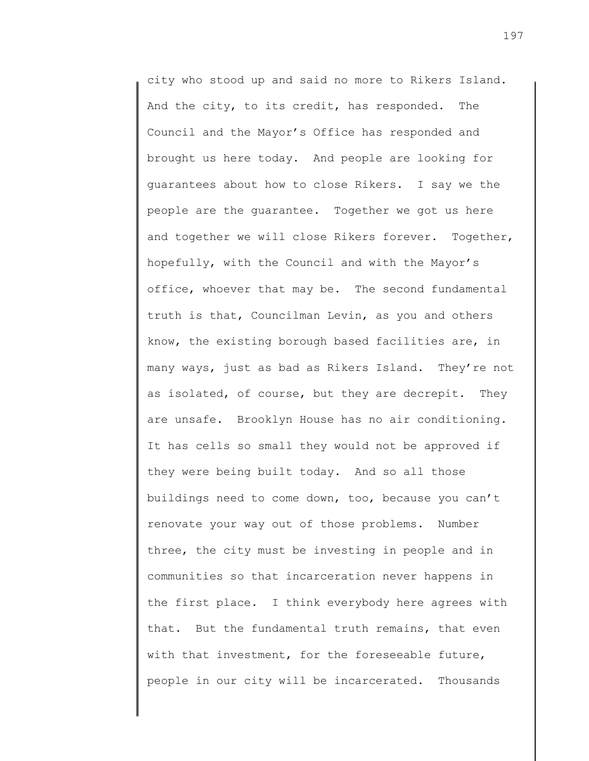city who stood up and said no more to Rikers Island. And the city, to its credit, has responded. The Council and the Mayor's Office has responded and brought us here today. And people are looking for guarantees about how to close Rikers. I say we the people are the guarantee. Together we got us here and together we will close Rikers forever. Together, hopefully, with the Council and with the Mayor's office, whoever that may be. The second fundamental truth is that, Councilman Levin, as you and others know, the existing borough based facilities are, in many ways, just as bad as Rikers Island. They're not as isolated, of course, but they are decrepit. They are unsafe. Brooklyn House has no air conditioning. It has cells so small they would not be approved if they were being built today. And so all those buildings need to come down, too, because you can't renovate your way out of those problems. Number three, the city must be investing in people and in communities so that incarceration never happens in the first place. I think everybody here agrees with that. But the fundamental truth remains, that even with that investment, for the foreseeable future, people in our city will be incarcerated. Thousands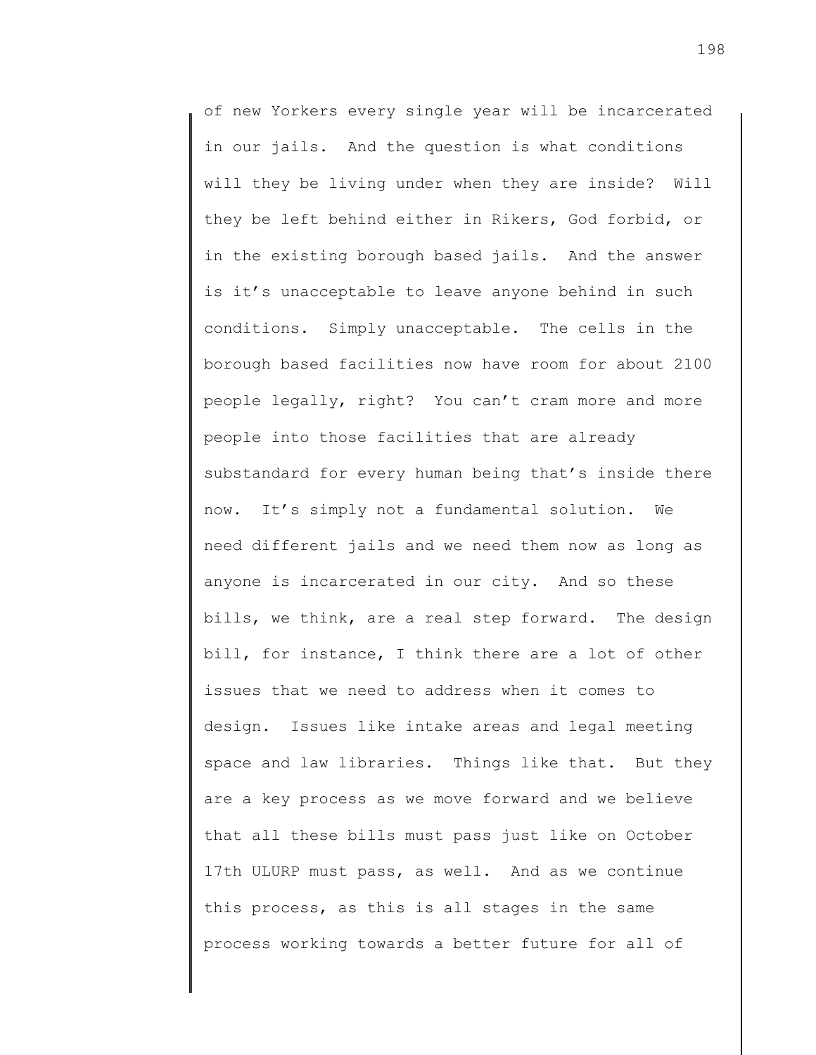of new Yorkers every single year will be incarcerated in our jails. And the question is what conditions will they be living under when they are inside? Will they be left behind either in Rikers, God forbid, or in the existing borough based jails. And the answer is it's unacceptable to leave anyone behind in such conditions. Simply unacceptable. The cells in the borough based facilities now have room for about 2100 people legally, right? You can't cram more and more people into those facilities that are already substandard for every human being that's inside there now. It's simply not a fundamental solution. We need different jails and we need them now as long as anyone is incarcerated in our city. And so these bills, we think, are a real step forward. The design bill, for instance, I think there are a lot of other issues that we need to address when it comes to design. Issues like intake areas and legal meeting space and law libraries. Things like that. But they are a key process as we move forward and we believe that all these bills must pass just like on October 17th ULURP must pass, as well. And as we continue this process, as this is all stages in the same process working towards a better future for all of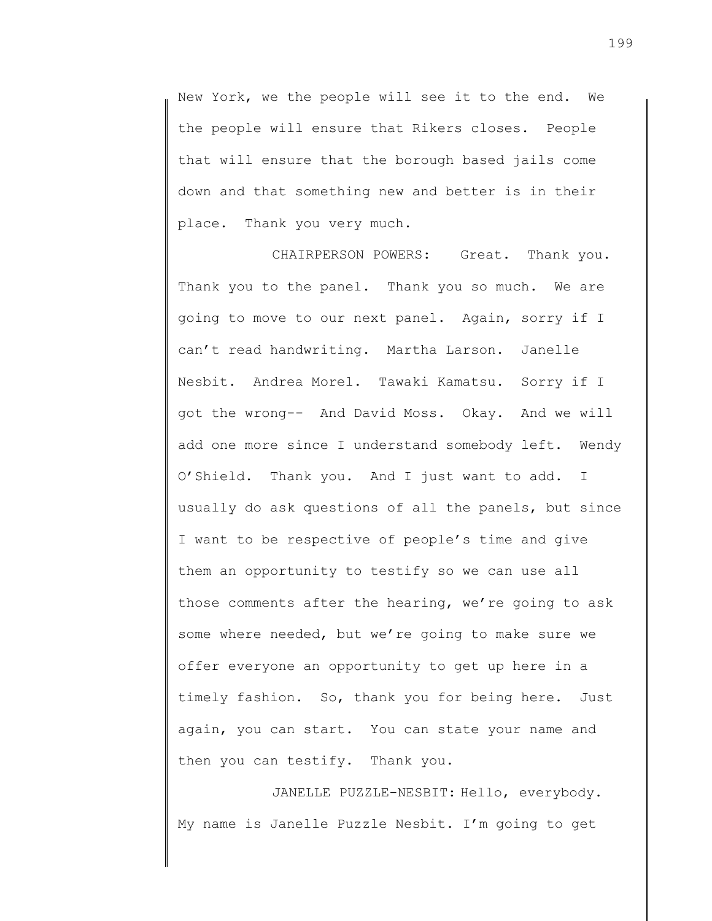New York, we the people will see it to the end. We the people will ensure that Rikers closes. People that will ensure that the borough based jails come down and that something new and better is in their place. Thank you very much.

CHAIRPERSON POWERS: Great. Thank you. Thank you to the panel. Thank you so much. We are going to move to our next panel. Again, sorry if I can't read handwriting. Martha Larson. Janelle Nesbit. Andrea Morel. Tawaki Kamatsu. Sorry if I got the wrong-- And David Moss. Okay. And we will add one more since I understand somebody left. Wendy O'Shield. Thank you. And I just want to add. I usually do ask questions of all the panels, but since I want to be respective of people's time and give them an opportunity to testify so we can use all those comments after the hearing, we're going to ask some where needed, but we're going to make sure we offer everyone an opportunity to get up here in a timely fashion. So, thank you for being here. Just again, you can start. You can state your name and then you can testify. Thank you.

JANELLE PUZZLE-NESBIT: Hello, everybody. My name is Janelle Puzzle Nesbit. I'm going to get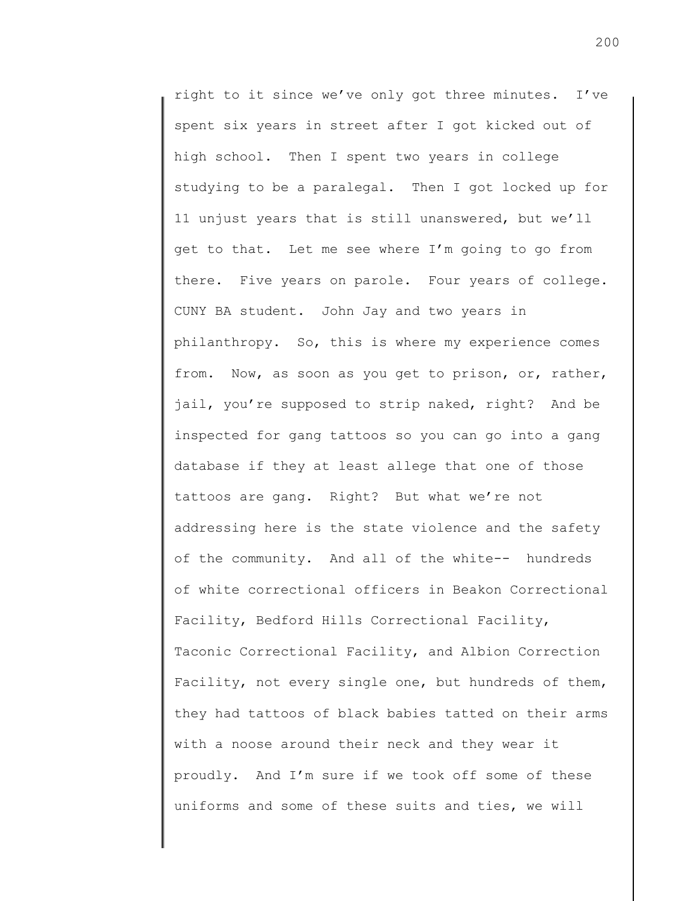right to it since we've only got three minutes. I've spent six years in street after I got kicked out of high school. Then I spent two years in college studying to be a paralegal. Then I got locked up for 11 unjust years that is still unanswered, but we'll get to that. Let me see where I'm going to go from there. Five years on parole. Four years of college. CUNY BA student. John Jay and two years in philanthropy. So, this is where my experience comes from. Now, as soon as you get to prison, or, rather, jail, you're supposed to strip naked, right? And be inspected for gang tattoos so you can go into a gang database if they at least allege that one of those tattoos are gang. Right? But what we're not addressing here is the state violence and the safety of the community. And all of the white-- hundreds of white correctional officers in Beakon Correctional Facility, Bedford Hills Correctional Facility, Taconic Correctional Facility, and Albion Correction Facility, not every single one, but hundreds of them, they had tattoos of black babies tatted on their arms with a noose around their neck and they wear it proudly. And I'm sure if we took off some of these uniforms and some of these suits and ties, we will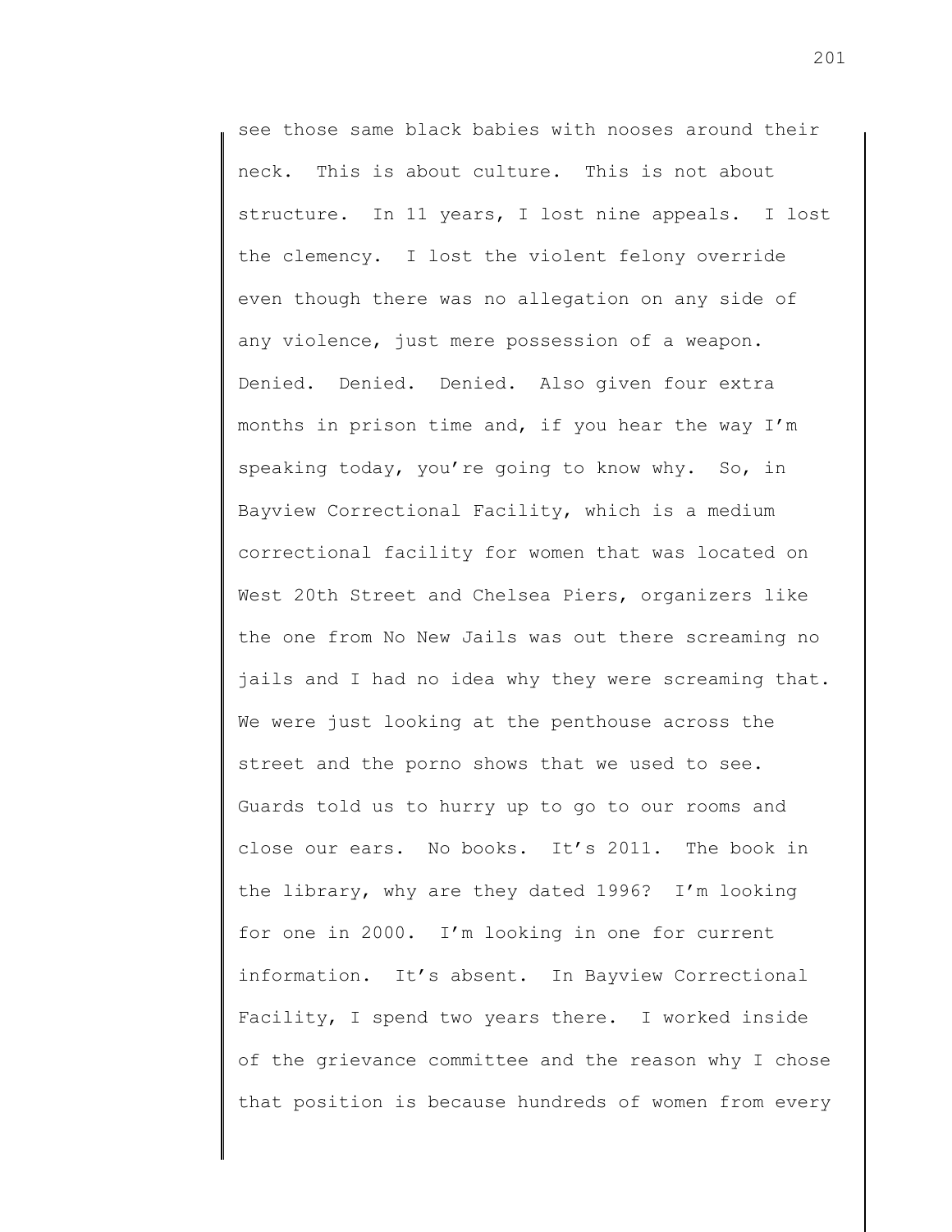see those same black babies with nooses around their neck. This is about culture. This is not about structure. In 11 years, I lost nine appeals. I lost the clemency. I lost the violent felony override even though there was no allegation on any side of any violence, just mere possession of a weapon. Denied. Denied. Denied. Also given four extra months in prison time and, if you hear the way I'm speaking today, you're going to know why. So, in Bayview Correctional Facility, which is a medium correctional facility for women that was located on West 20th Street and Chelsea Piers, organizers like the one from No New Jails was out there screaming no jails and I had no idea why they were screaming that. We were just looking at the penthouse across the street and the porno shows that we used to see. Guards told us to hurry up to go to our rooms and close our ears. No books. It's 2011. The book in the library, why are they dated 1996? I'm looking for one in 2000. I'm looking in one for current information. It's absent. In Bayview Correctional Facility, I spend two years there. I worked inside of the grievance committee and the reason why I chose that position is because hundreds of women from every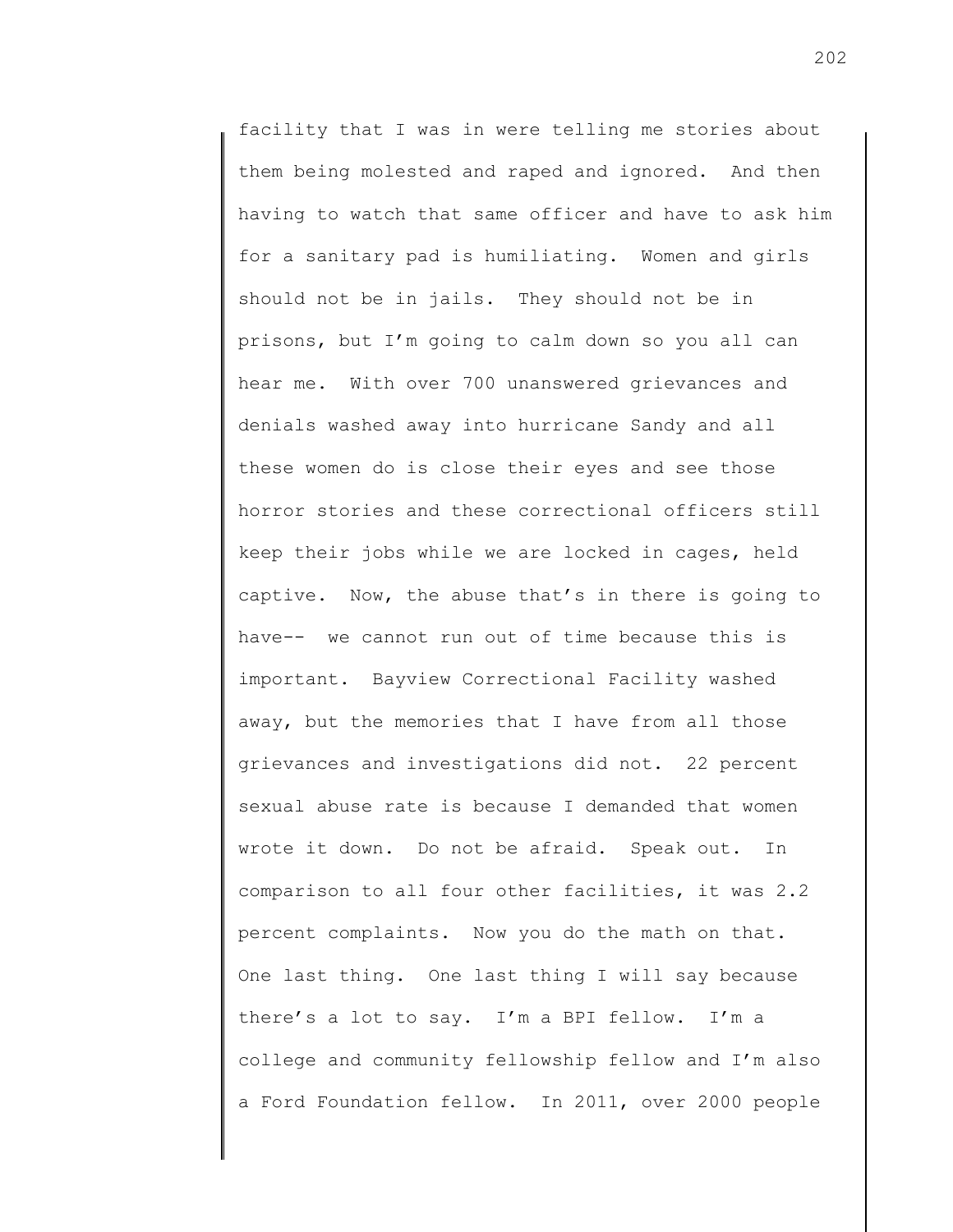facility that I was in were telling me stories about them being molested and raped and ignored. And then having to watch that same officer and have to ask him for a sanitary pad is humiliating. Women and girls should not be in jails. They should not be in prisons, but I'm going to calm down so you all can hear me. With over 700 unanswered grievances and denials washed away into hurricane Sandy and all these women do is close their eyes and see those horror stories and these correctional officers still keep their jobs while we are locked in cages, held captive. Now, the abuse that's in there is going to have-- we cannot run out of time because this is important. Bayview Correctional Facility washed away, but the memories that I have from all those grievances and investigations did not. 22 percent sexual abuse rate is because I demanded that women wrote it down. Do not be afraid. Speak out. In comparison to all four other facilities, it was 2.2 percent complaints. Now you do the math on that. One last thing. One last thing I will say because there's a lot to say. I'm a BPI fellow. I'm a college and community fellowship fellow and I'm also a Ford Foundation fellow. In 2011, over 2000 people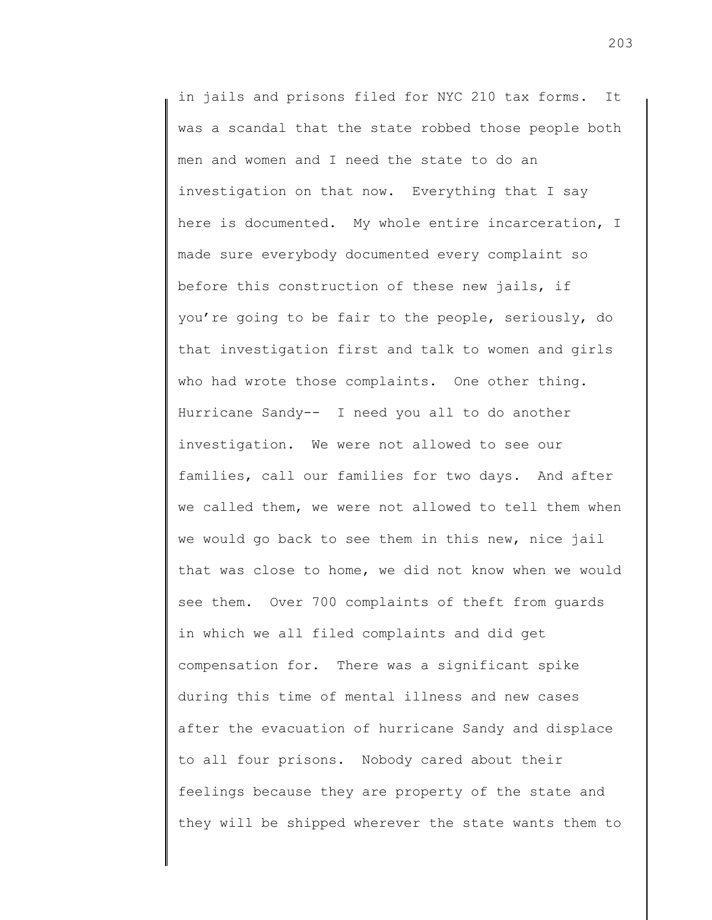in jails and prisons filed for NYC 210 tax forms. It was a scandal that the state robbed those people both men and women and I need the state to do an investigation on that now. Everything that I say here is documented. My whole entire incarceration, I made sure everybody documented every complaint so before this construction of these new jails, if you're going to be fair to the people, seriously, do that investigation first and talk to women and girls who had wrote those complaints. One other thing. Hurricane Sandy-- I need you all to do another investigation. We were not allowed to see our families, call our families for two days. And after we called them, we were not allowed to tell them when we would go back to see them in this new, nice jail that was close to home, we did not know when we would see them. Over 700 complaints of theft from guards in which we all filed complaints and did get compensation for. There was a significant spike during this time of mental illness and new cases after the evacuation of hurricane Sandy and displace to all four prisons. Nobody cared about their feelings because they are property of the state and they will be shipped wherever the state wants them to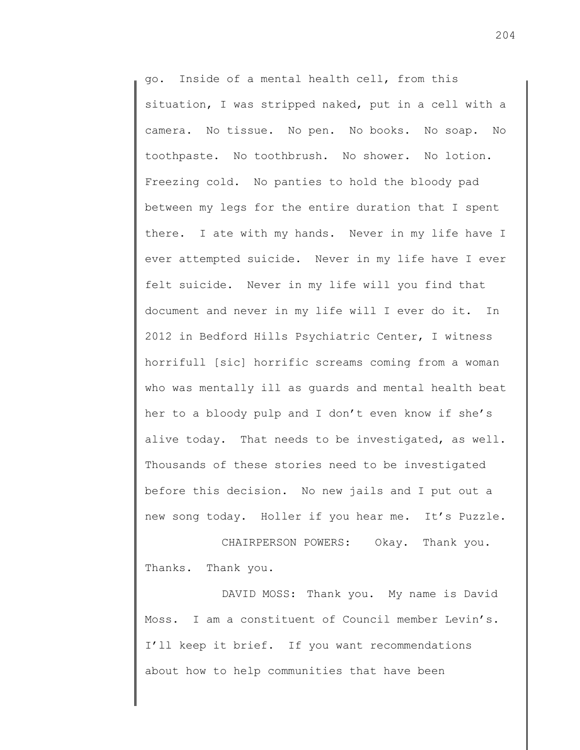go. Inside of a mental health cell, from this situation, I was stripped naked, put in a cell with a camera. No tissue. No pen. No books. No soap. No toothpaste. No toothbrush. No shower. No lotion. Freezing cold. No panties to hold the bloody pad between my legs for the entire duration that I spent there. I ate with my hands. Never in my life have I ever attempted suicide. Never in my life have I ever felt suicide. Never in my life will you find that document and never in my life will I ever do it. In 2012 in Bedford Hills Psychiatric Center, I witness horrifull [sic] horrific screams coming from a woman who was mentally ill as guards and mental health beat her to a bloody pulp and I don't even know if she's alive today. That needs to be investigated, as well. Thousands of these stories need to be investigated before this decision. No new jails and I put out a new song today. Holler if you hear me. It's Puzzle.

CHAIRPERSON POWERS: Okay. Thank you. Thanks. Thank you.

DAVID MOSS: Thank you. My name is David Moss. I am a constituent of Council member Levin's. I'll keep it brief. If you want recommendations about how to help communities that have been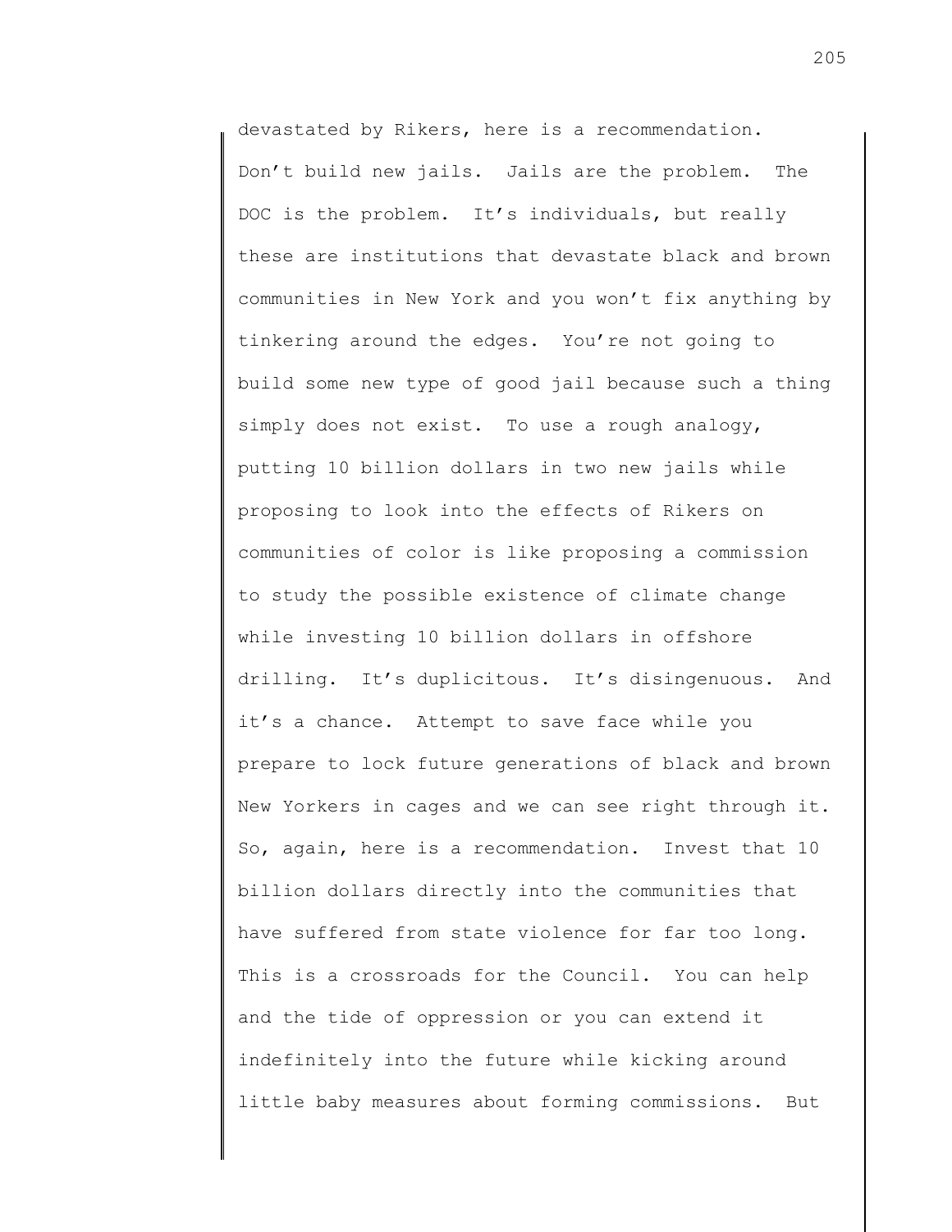devastated by Rikers, here is a recommendation. Don't build new jails. Jails are the problem. The DOC is the problem. It's individuals, but really these are institutions that devastate black and brown communities in New York and you won't fix anything by tinkering around the edges. You're not going to build some new type of good jail because such a thing simply does not exist. To use a rough analogy, putting 10 billion dollars in two new jails while proposing to look into the effects of Rikers on communities of color is like proposing a commission to study the possible existence of climate change while investing 10 billion dollars in offshore drilling. It's duplicitous. It's disingenuous. And it's a chance. Attempt to save face while you prepare to lock future generations of black and brown New Yorkers in cages and we can see right through it. So, again, here is a recommendation. Invest that 10 billion dollars directly into the communities that have suffered from state violence for far too long. This is a crossroads for the Council. You can help and the tide of oppression or you can extend it indefinitely into the future while kicking around little baby measures about forming commissions. But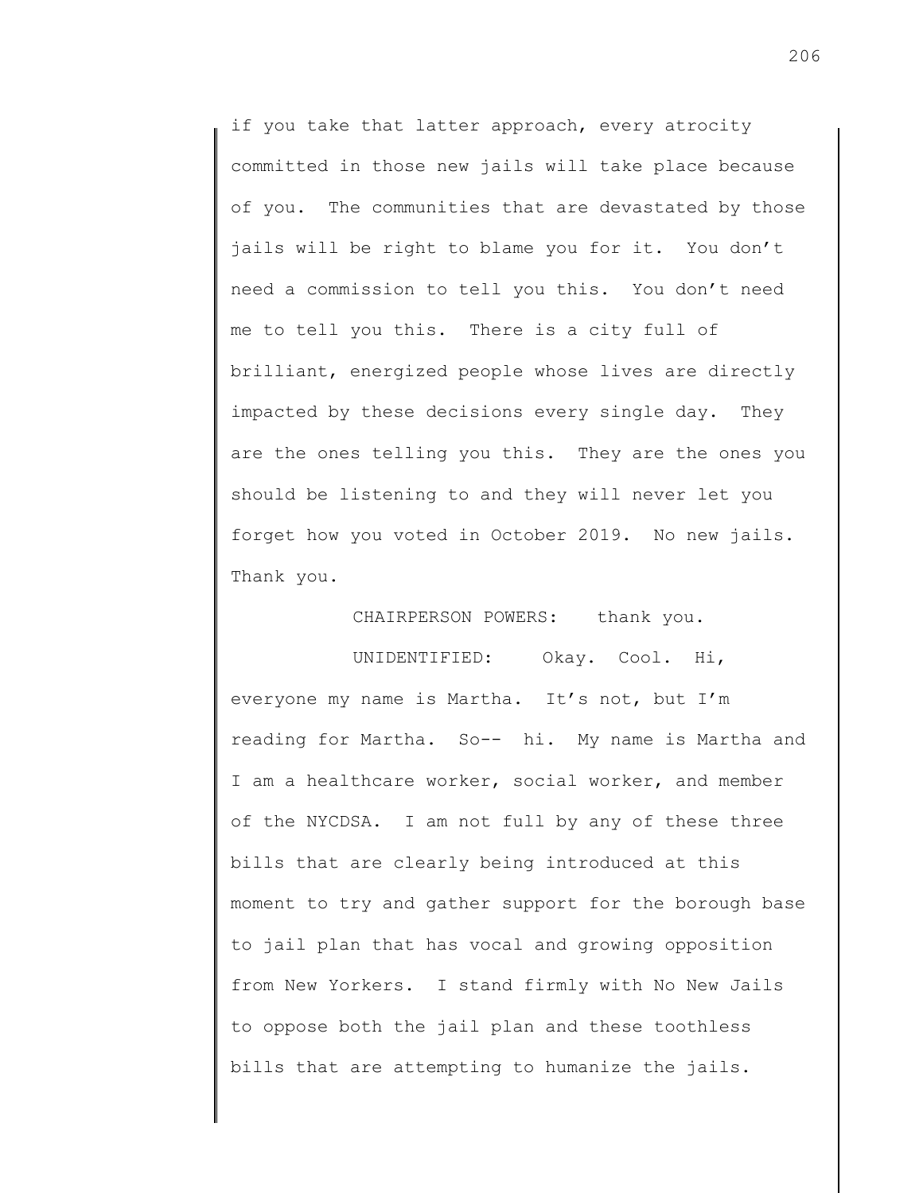if you take that latter approach, every atrocity committed in those new jails will take place because of you. The communities that are devastated by those jails will be right to blame you for it. You don't need a commission to tell you this. You don't need me to tell you this. There is a city full of brilliant, energized people whose lives are directly impacted by these decisions every single day. They are the ones telling you this. They are the ones you should be listening to and they will never let you forget how you voted in October 2019. No new jails. Thank you.

CHAIRPERSON POWERS: thank you.

UNIDENTIFIED: Okay. Cool. Hi, everyone my name is Martha. It's not, but I'm reading for Martha. So-- hi. My name is Martha and I am a healthcare worker, social worker, and member of the NYCDSA. I am not full by any of these three bills that are clearly being introduced at this moment to try and gather support for the borough base to jail plan that has vocal and growing opposition from New Yorkers. I stand firmly with No New Jails to oppose both the jail plan and these toothless bills that are attempting to humanize the jails.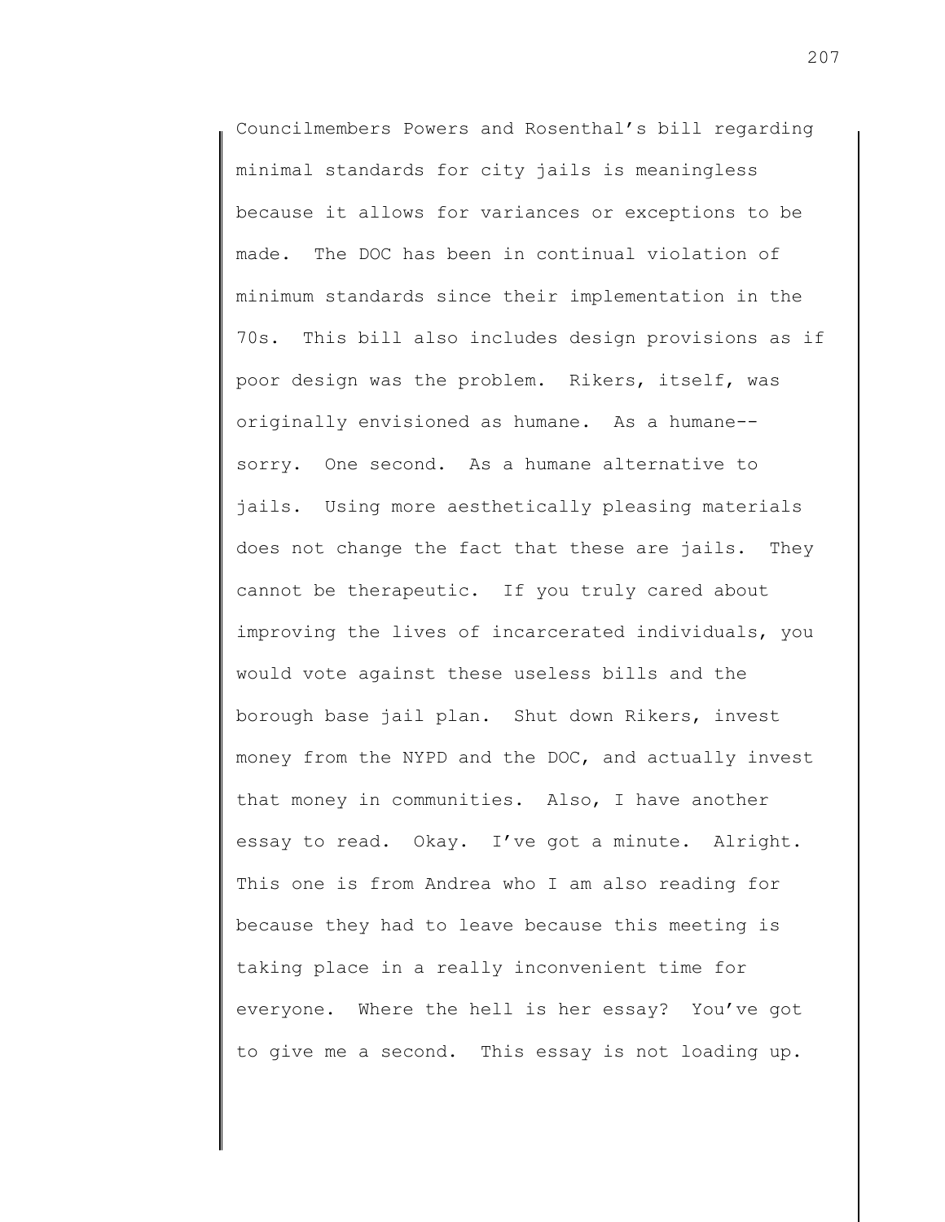Councilmembers Powers and Rosenthal's bill regarding minimal standards for city jails is meaningless because it allows for variances or exceptions to be made. The DOC has been in continual violation of minimum standards since their implementation in the 70s. This bill also includes design provisions as if poor design was the problem. Rikers, itself, was originally envisioned as humane. As a humane-- sorry. One second. As a humane alternative to jails. Using more aesthetically pleasing materials does not change the fact that these are jails. They cannot be therapeutic. If you truly cared about improving the lives of incarcerated individuals, you would vote against these useless bills and the borough base jail plan. Shut down Rikers, invest money from the NYPD and the DOC, and actually invest that money in communities. Also, I have another essay to read. Okay. I've got a minute. Alright. This one is from Andrea who I am also reading for because they had to leave because this meeting is taking place in a really inconvenient time for everyone. Where the hell is her essay? You've got to give me a second. This essay is not loading up.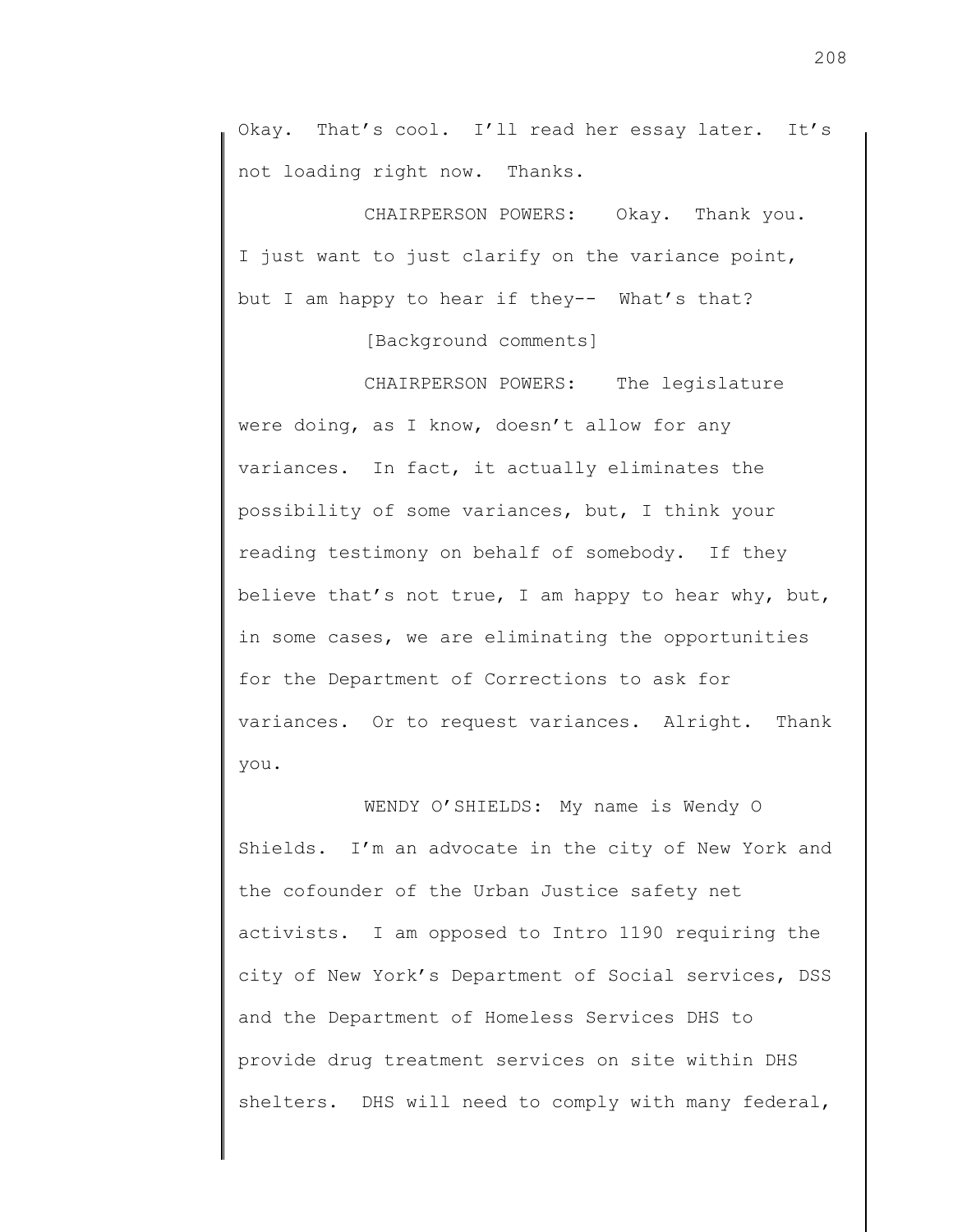Okay. That's cool. I'll read her essay later. It's not loading right now. Thanks.

CHAIRPERSON POWERS: Okay. Thank you. I just want to just clarify on the variance point, but I am happy to hear if they-- What's that?

[Background comments]

CHAIRPERSON POWERS: The legislature were doing, as I know, doesn't allow for any variances. In fact, it actually eliminates the possibility of some variances, but, I think your reading testimony on behalf of somebody. If they believe that's not true, I am happy to hear why, but, in some cases, we are eliminating the opportunities for the Department of Corrections to ask for variances. Or to request variances. Alright. Thank you.

WENDY O'SHIELDS: My name is Wendy O Shields. I'm an advocate in the city of New York and the cofounder of the Urban Justice safety net activists. I am opposed to Intro 1190 requiring the city of New York's Department of Social services, DSS and the Department of Homeless Services DHS to provide drug treatment services on site within DHS shelters. DHS will need to comply with many federal,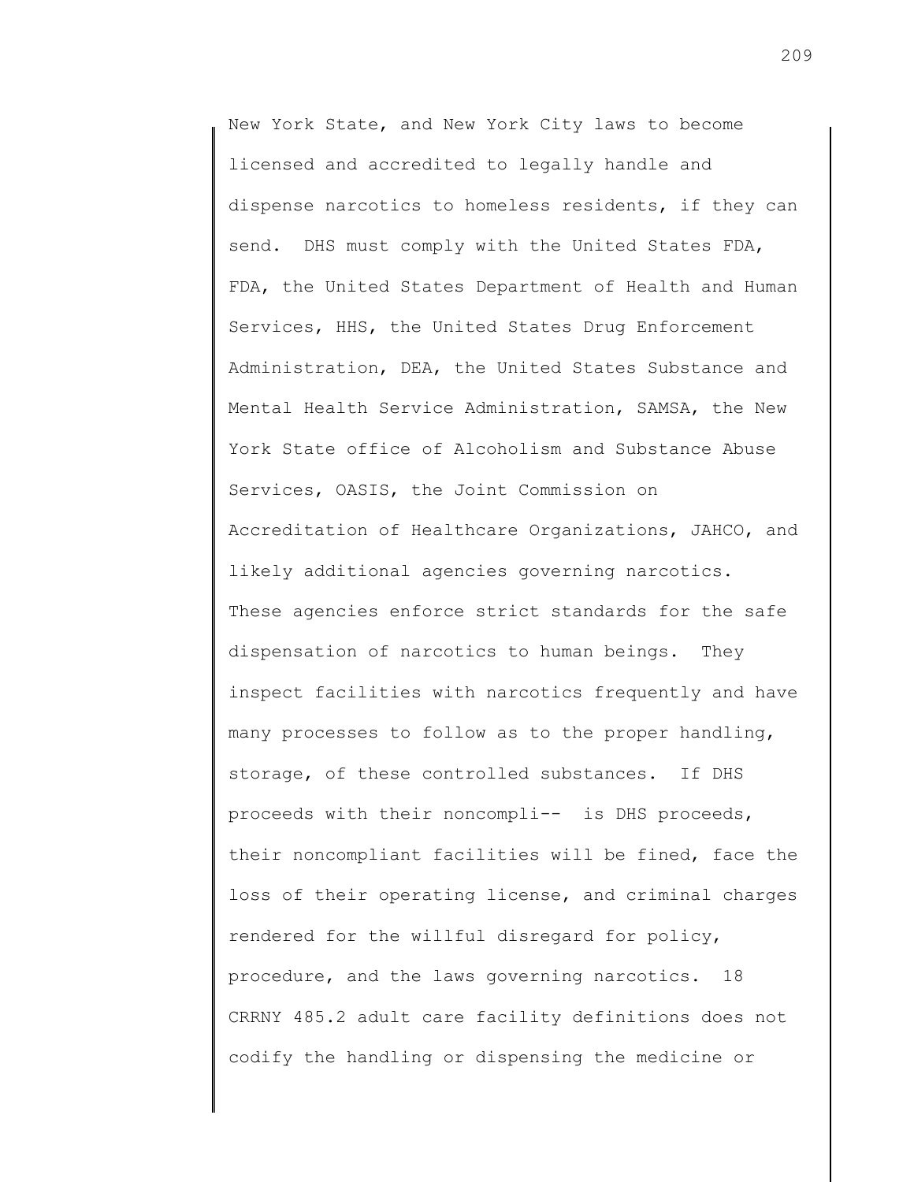New York State, and New York City laws to become licensed and accredited to legally handle and dispense narcotics to homeless residents, if they can send. DHS must comply with the United States FDA, FDA, the United States Department of Health and Human Services, HHS, the United States Drug Enforcement Administration, DEA, the United States Substance and Mental Health Service Administration, SAMSA, the New York State office of Alcoholism and Substance Abuse Services, OASIS, the Joint Commission on Accreditation of Healthcare Organizations, JAHCO, and likely additional agencies governing narcotics. These agencies enforce strict standards for the safe dispensation of narcotics to human beings. They inspect facilities with narcotics frequently and have many processes to follow as to the proper handling, storage, of these controlled substances. If DHS proceeds with their noncompli-- is DHS proceeds, their noncompliant facilities will be fined, face the loss of their operating license, and criminal charges rendered for the willful disregard for policy, procedure, and the laws governing narcotics. 18 CRRNY 485.2 adult care facility definitions does not codify the handling or dispensing the medicine or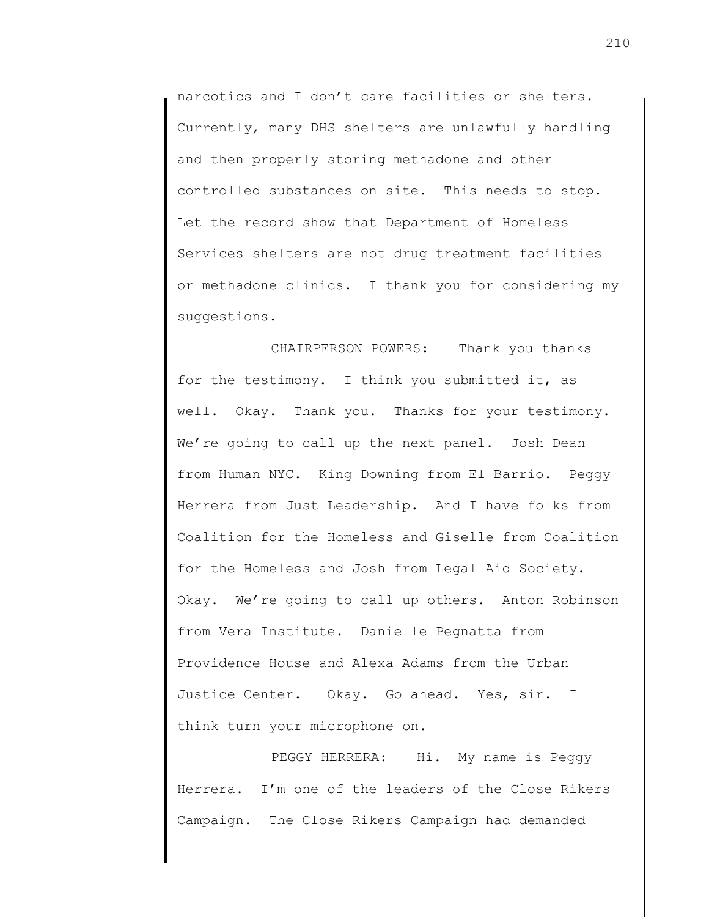narcotics and I don't care facilities or shelters. Currently, many DHS shelters are unlawfully handling and then properly storing methadone and other controlled substances on site. This needs to stop. Let the record show that Department of Homeless Services shelters are not drug treatment facilities or methadone clinics. I thank you for considering my suggestions.

CHAIRPERSON POWERS: Thank you thanks for the testimony. I think you submitted it, as well. Okay. Thank you. Thanks for your testimony. We're going to call up the next panel. Josh Dean from Human NYC. King Downing from El Barrio. Peggy Herrera from Just Leadership. And I have folks from Coalition for the Homeless and Giselle from Coalition for the Homeless and Josh from Legal Aid Society. Okay. We're going to call up others. Anton Robinson from Vera Institute. Danielle Pegnatta from Providence House and Alexa Adams from the Urban Justice Center. Okay. Go ahead. Yes, sir. I think turn your microphone on.

PEGGY HERRERA: Hi. My name is Peggy Herrera. I'm one of the leaders of the Close Rikers Campaign. The Close Rikers Campaign had demanded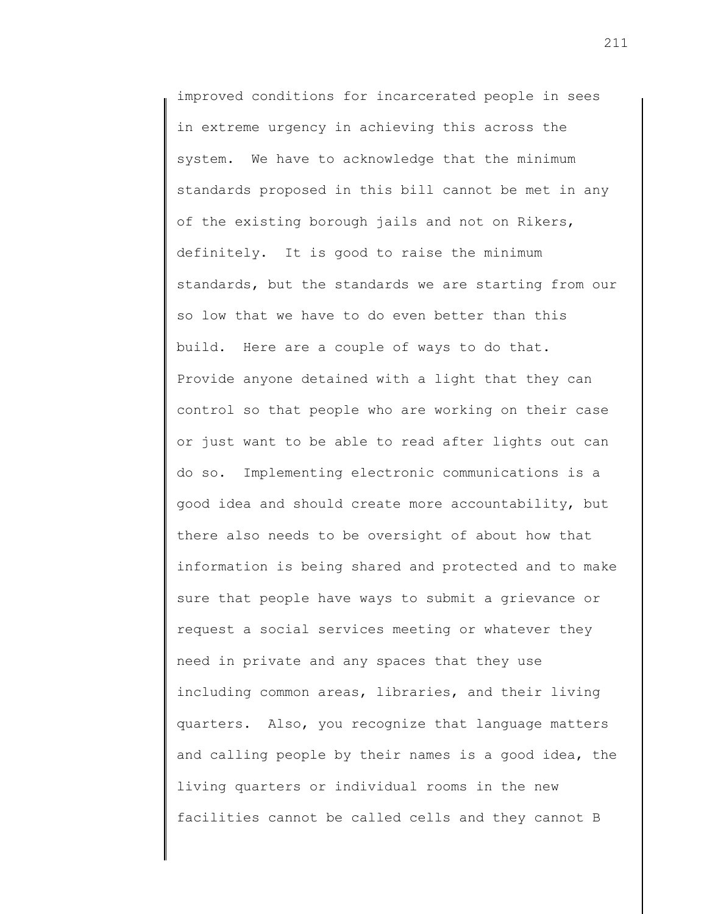improved conditions for incarcerated people in sees in extreme urgency in achieving this across the system. We have to acknowledge that the minimum standards proposed in this bill cannot be met in any of the existing borough jails and not on Rikers, definitely. It is good to raise the minimum standards, but the standards we are starting from our so low that we have to do even better than this build. Here are a couple of ways to do that. Provide anyone detained with a light that they can control so that people who are working on their case or just want to be able to read after lights out can do so. Implementing electronic communications is a good idea and should create more accountability, but there also needs to be oversight of about how that information is being shared and protected and to make sure that people have ways to submit a grievance or request a social services meeting or whatever they need in private and any spaces that they use including common areas, libraries, and their living quarters. Also, you recognize that language matters and calling people by their names is a good idea, the living quarters or individual rooms in the new facilities cannot be called cells and they cannot B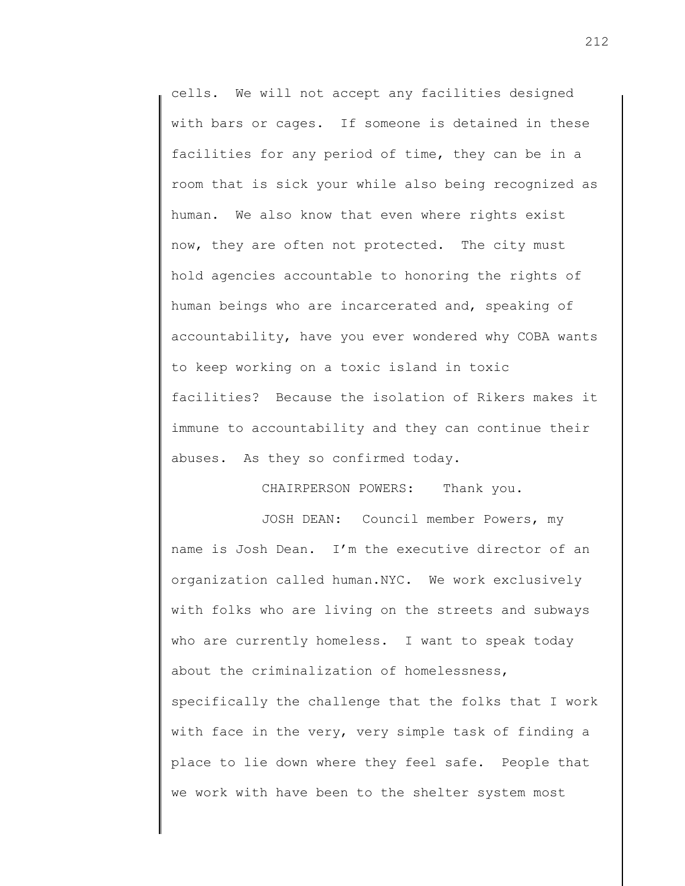cells. We will not accept any facilities designed with bars or cages. If someone is detained in these facilities for any period of time, they can be in a room that is sick your while also being recognized as human. We also know that even where rights exist now, they are often not protected. The city must hold agencies accountable to honoring the rights of human beings who are incarcerated and, speaking of accountability, have you ever wondered why COBA wants to keep working on a toxic island in toxic facilities? Because the isolation of Rikers makes it immune to accountability and they can continue their abuses. As they so confirmed today.

CHAIRPERSON POWERS: Thank you.

JOSH DEAN: Council member Powers, my name is Josh Dean. I'm the executive director of an organization called human.NYC. We work exclusively with folks who are living on the streets and subways who are currently homeless. I want to speak today about the criminalization of homelessness, specifically the challenge that the folks that I work with face in the very, very simple task of finding a place to lie down where they feel safe. People that we work with have been to the shelter system most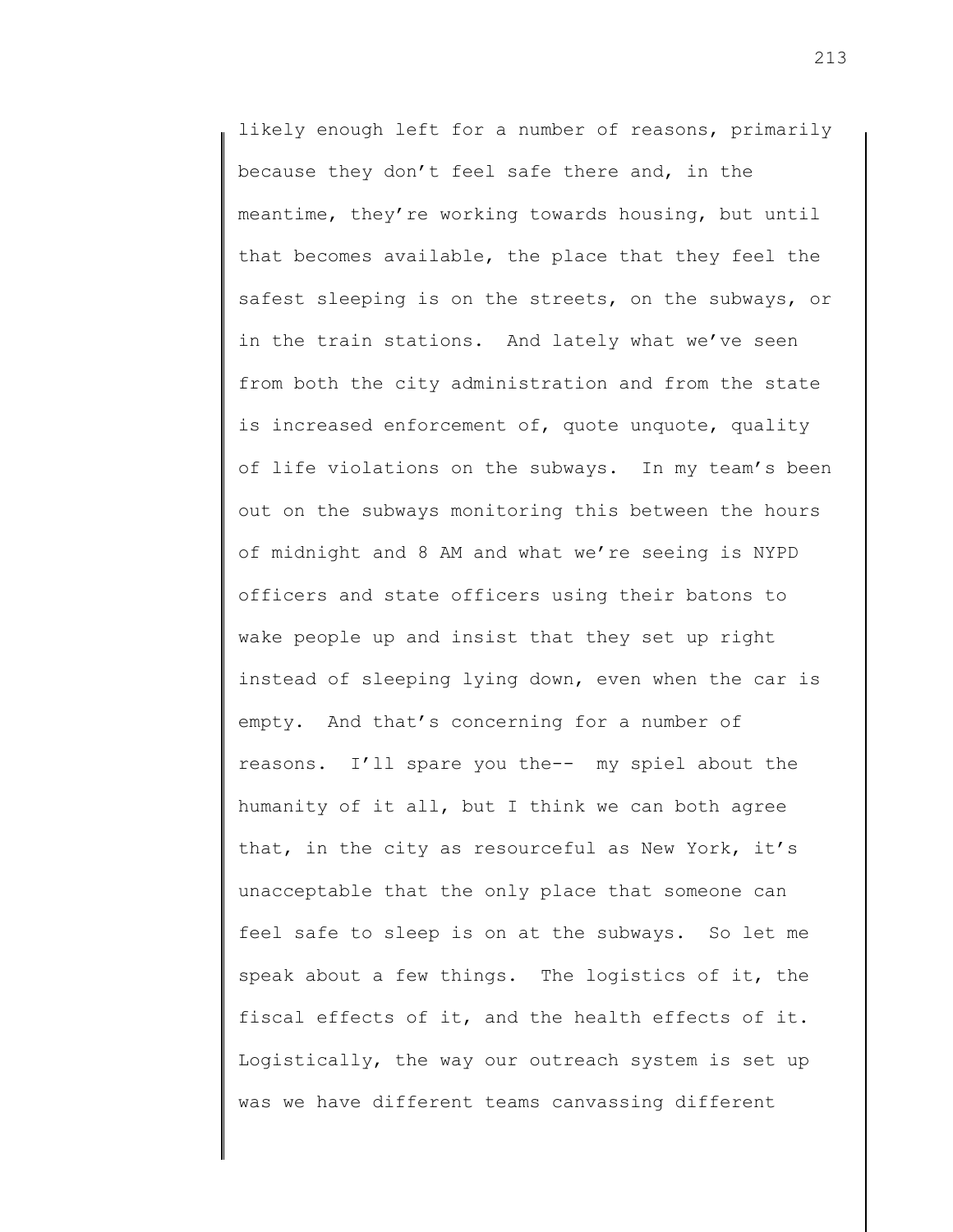likely enough left for a number of reasons, primarily because they don't feel safe there and, in the meantime, they're working towards housing, but until that becomes available, the place that they feel the safest sleeping is on the streets, on the subways, or in the train stations. And lately what we've seen from both the city administration and from the state is increased enforcement of, quote unquote, quality of life violations on the subways. In my team's been out on the subways monitoring this between the hours of midnight and 8 AM and what we're seeing is NYPD officers and state officers using their batons to wake people up and insist that they set up right instead of sleeping lying down, even when the car is empty. And that's concerning for a number of reasons. I'll spare you the-- my spiel about the humanity of it all, but I think we can both agree that, in the city as resourceful as New York, it's unacceptable that the only place that someone can feel safe to sleep is on at the subways. So let me speak about a few things. The logistics of it, the fiscal effects of it, and the health effects of it. Logistically, the way our outreach system is set up was we have different teams canvassing different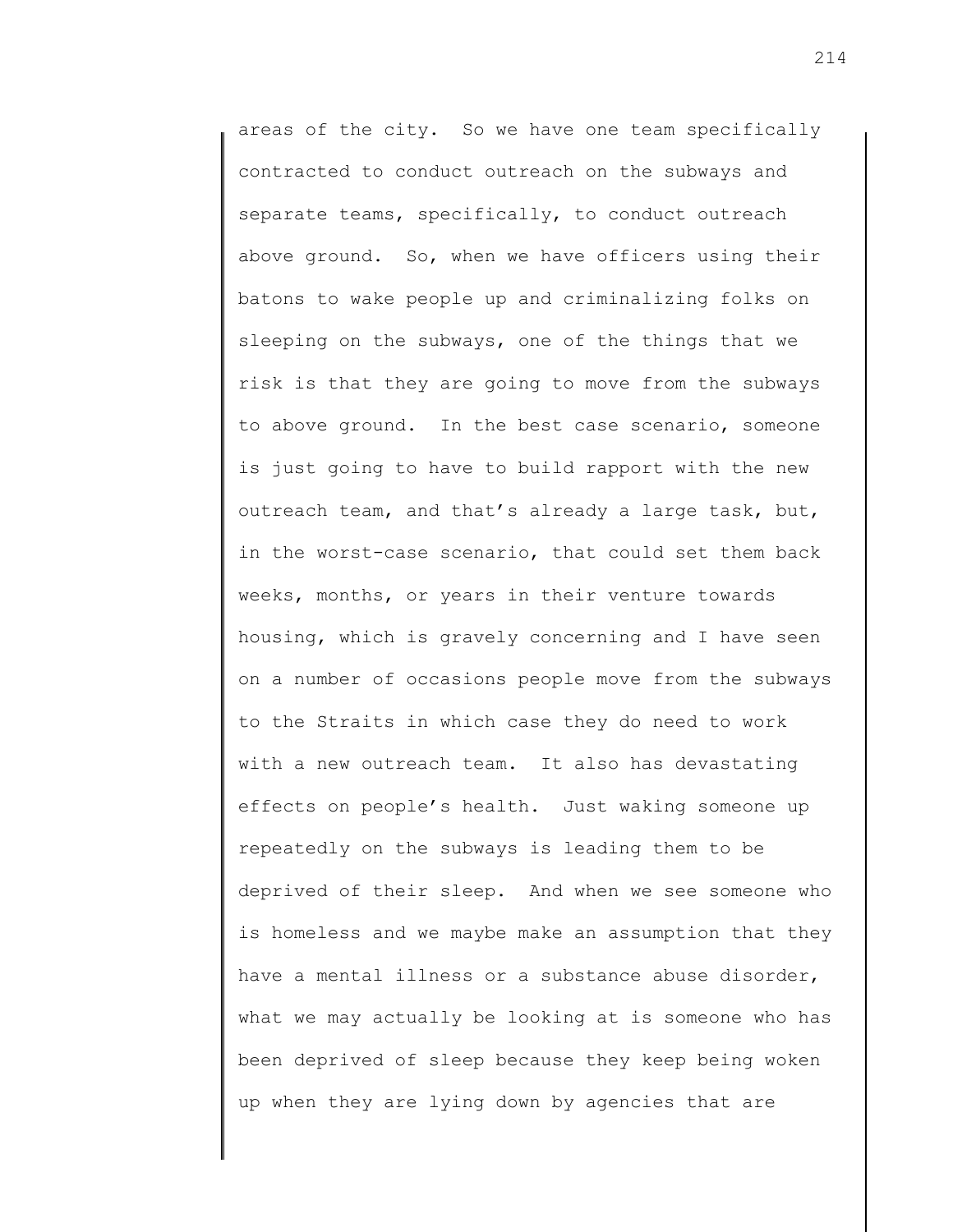areas of the city. So we have one team specifically contracted to conduct outreach on the subways and separate teams, specifically, to conduct outreach above ground. So, when we have officers using their batons to wake people up and criminalizing folks on sleeping on the subways, one of the things that we risk is that they are going to move from the subways to above ground. In the best case scenario, someone is just going to have to build rapport with the new outreach team, and that's already a large task, but, in the worst-case scenario, that could set them back weeks, months, or years in their venture towards housing, which is gravely concerning and I have seen on a number of occasions people move from the subways to the Straits in which case they do need to work with a new outreach team. It also has devastating effects on people's health. Just waking someone up repeatedly on the subways is leading them to be deprived of their sleep. And when we see someone who is homeless and we maybe make an assumption that they have a mental illness or a substance abuse disorder, what we may actually be looking at is someone who has been deprived of sleep because they keep being woken up when they are lying down by agencies that are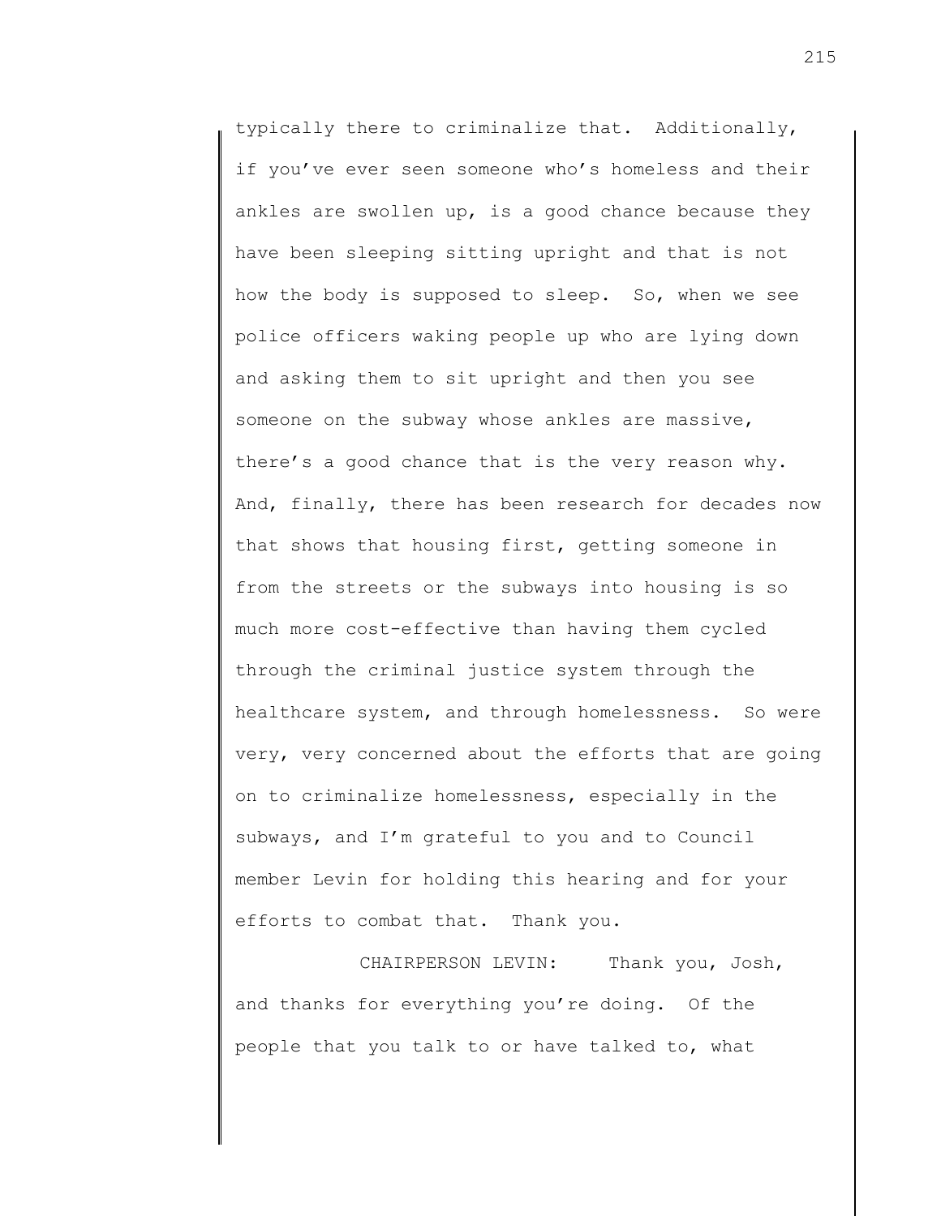typically there to criminalize that. Additionally, if you've ever seen someone who's homeless and their ankles are swollen up, is a good chance because they have been sleeping sitting upright and that is not how the body is supposed to sleep. So, when we see police officers waking people up who are lying down and asking them to sit upright and then you see someone on the subway whose ankles are massive, there's a good chance that is the very reason why. And, finally, there has been research for decades now that shows that housing first, getting someone in from the streets or the subways into housing is so much more cost-effective than having them cycled through the criminal justice system through the healthcare system, and through homelessness. So were very, very concerned about the efforts that are going on to criminalize homelessness, especially in the subways, and I'm grateful to you and to Council member Levin for holding this hearing and for your efforts to combat that. Thank you.

CHAIRPERSON LEVIN: Thank you, Josh, and thanks for everything you're doing. Of the people that you talk to or have talked to, what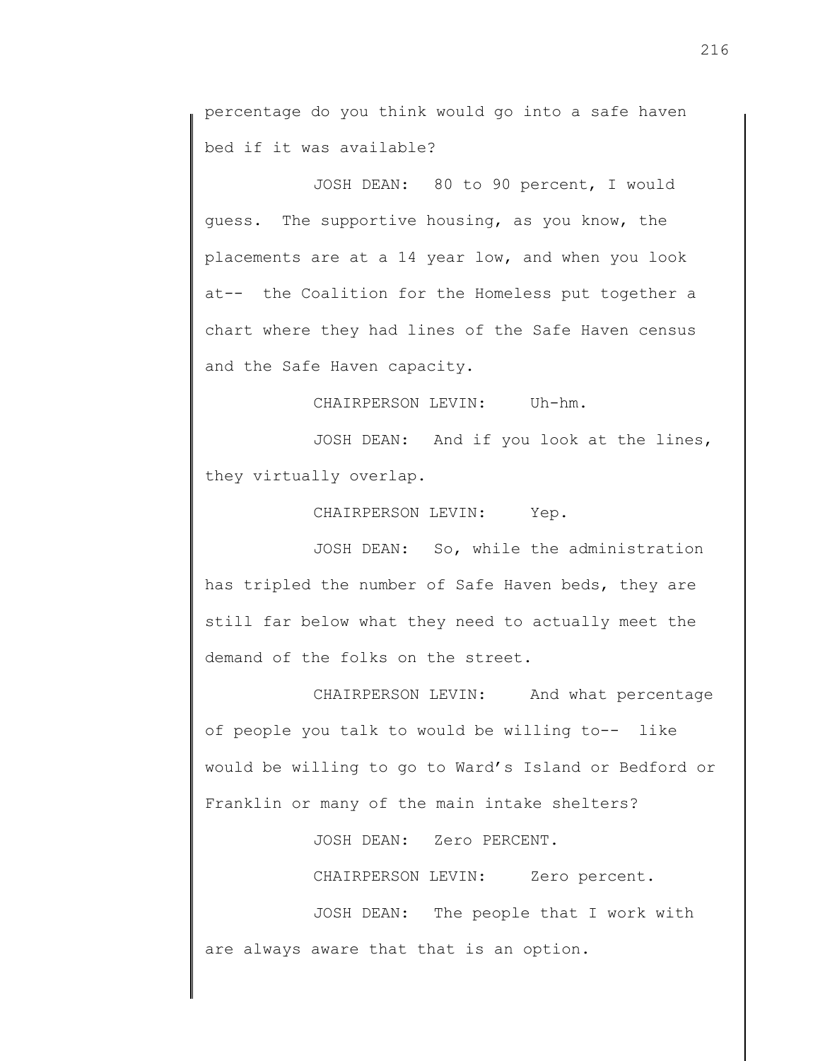percentage do you think would go into a safe haven bed if it was available?

JOSH DEAN: 80 to 90 percent, I would guess. The supportive housing, as you know, the placements are at a 14 year low, and when you look at-- the Coalition for the Homeless put together a chart where they had lines of the Safe Haven census and the Safe Haven capacity.

CHAIRPERSON LEVIN: Uh-hm.

JOSH DEAN: And if you look at the lines, they virtually overlap.

CHAIRPERSON LEVIN: Yep.

JOSH DEAN: So, while the administration has tripled the number of Safe Haven beds, they are still far below what they need to actually meet the demand of the folks on the street.

CHAIRPERSON LEVIN: And what percentage of people you talk to would be willing to-- like would be willing to go to Ward's Island or Bedford or Franklin or many of the main intake shelters?

JOSH DEAN: Zero PERCENT.

CHAIRPERSON LEVIN: Zero percent.

JOSH DEAN: The people that I work with are always aware that that is an option.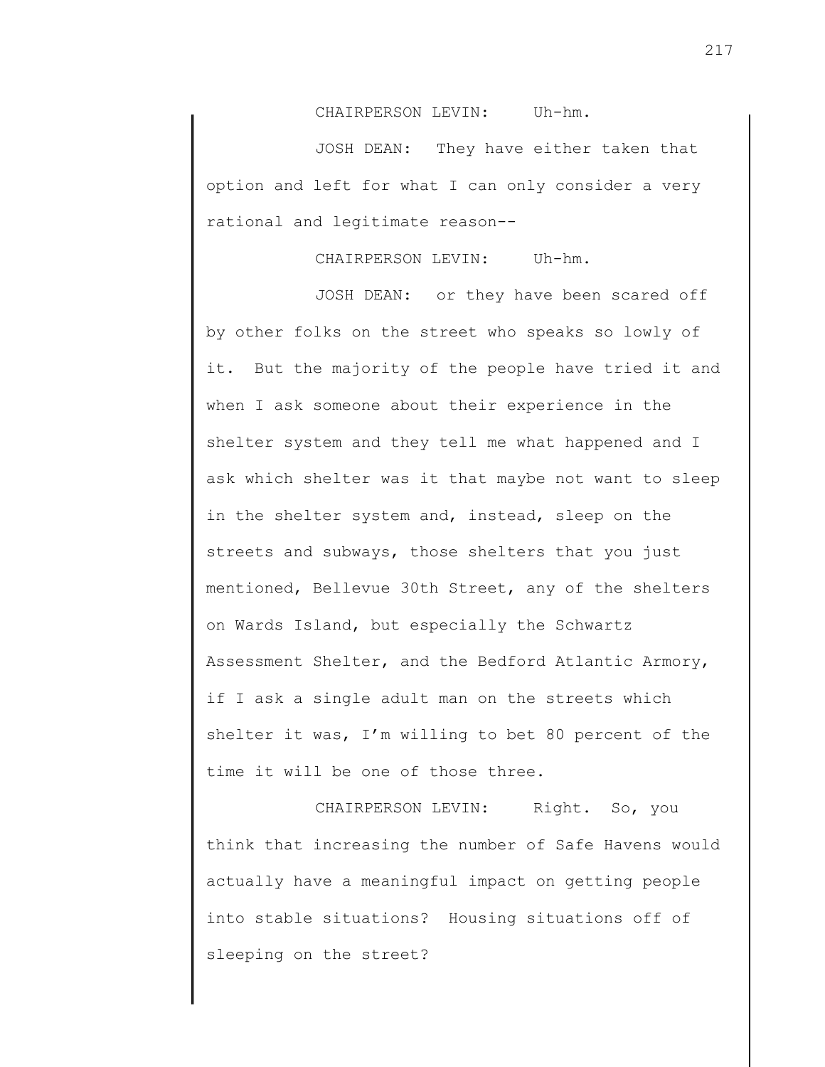CHAIRPERSON LEVIN: Uh-hm.

JOSH DEAN: They have either taken that option and left for what I can only consider a very rational and legitimate reason--

CHAIRPERSON LEVIN: Uh-hm.

JOSH DEAN: or they have been scared off by other folks on the street who speaks so lowly of it. But the majority of the people have tried it and when I ask someone about their experience in the shelter system and they tell me what happened and I ask which shelter was it that maybe not want to sleep in the shelter system and, instead, sleep on the streets and subways, those shelters that you just mentioned, Bellevue 30th Street, any of the shelters on Wards Island, but especially the Schwartz Assessment Shelter, and the Bedford Atlantic Armory, if I ask a single adult man on the streets which shelter it was, I'm willing to bet 80 percent of the time it will be one of those three.

CHAIRPERSON LEVIN: Right. So, you think that increasing the number of Safe Havens would actually have a meaningful impact on getting people into stable situations? Housing situations off of sleeping on the street?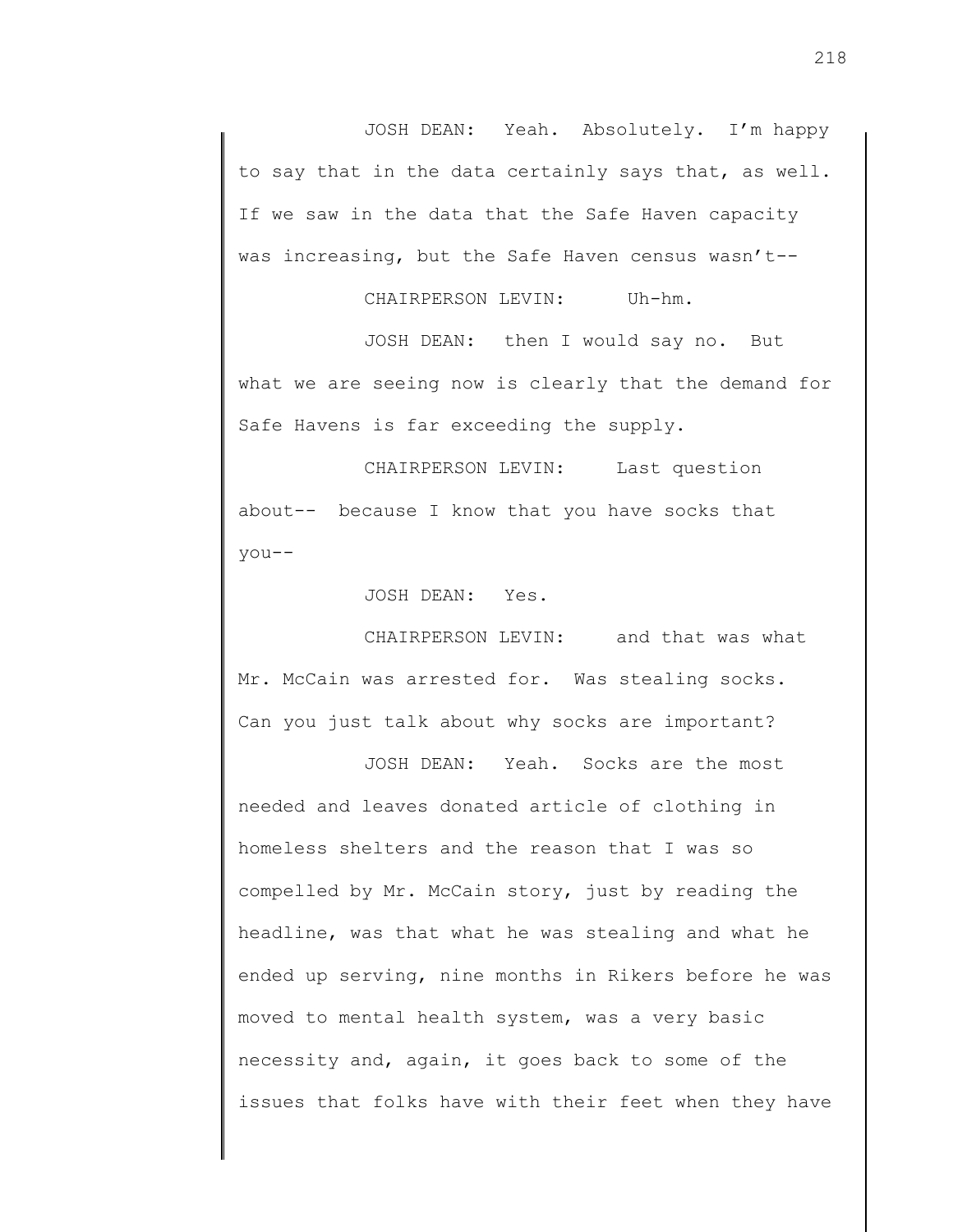JOSH DEAN: Yeah. Absolutely. I'm happy to say that in the data certainly says that, as well. If we saw in the data that the Safe Haven capacity was increasing, but the Safe Haven census wasn't--

CHAIRPERSON LEVIN: Uh-hm.

JOSH DEAN: then I would say no. But what we are seeing now is clearly that the demand for Safe Havens is far exceeding the supply.

CHAIRPERSON LEVIN: Last question about-- because I know that you have socks that you--

JOSH DEAN: Yes.

CHAIRPERSON LEVIN: and that was what Mr. McCain was arrested for. Was stealing socks. Can you just talk about why socks are important?

JOSH DEAN: Yeah. Socks are the most needed and leaves donated article of clothing in homeless shelters and the reason that I was so compelled by Mr. McCain story, just by reading the headline, was that what he was stealing and what he ended up serving, nine months in Rikers before he was moved to mental health system, was a very basic necessity and, again, it goes back to some of the issues that folks have with their feet when they have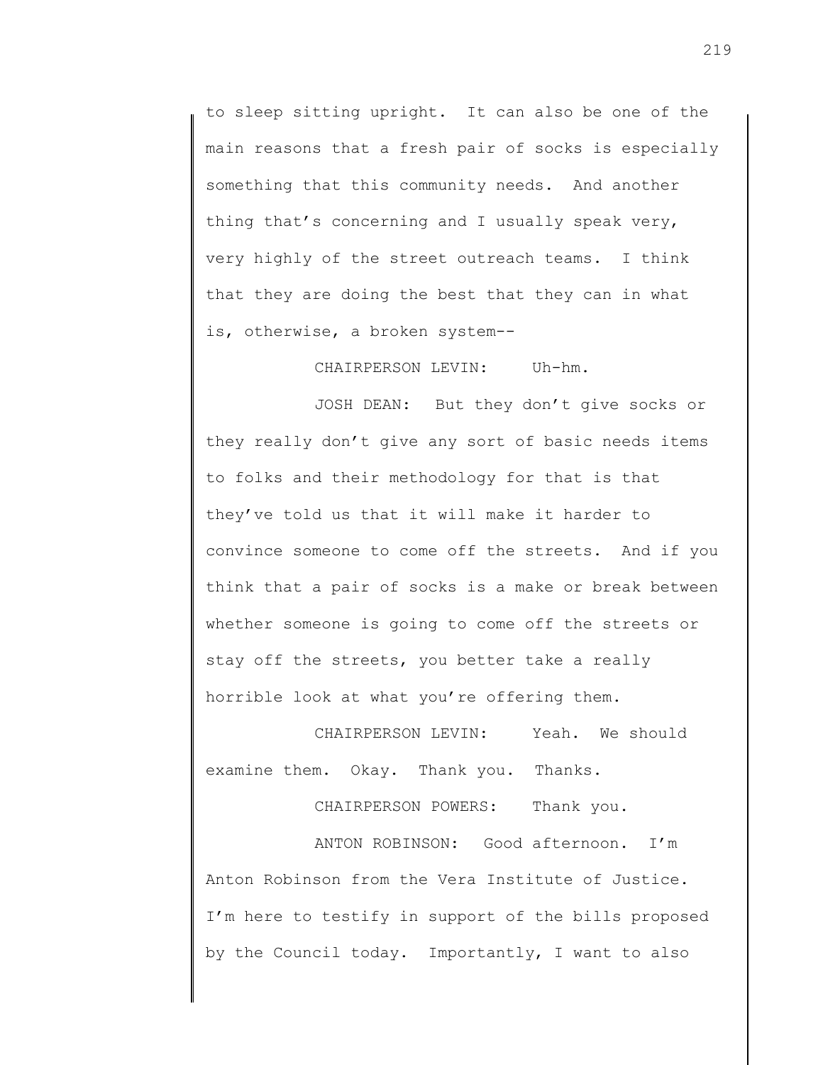to sleep sitting upright. It can also be one of the main reasons that a fresh pair of socks is especially something that this community needs. And another thing that's concerning and I usually speak very, very highly of the street outreach teams. I think that they are doing the best that they can in what is, otherwise, a broken system--

CHAIRPERSON LEVIN: Uh-hm.

JOSH DEAN: But they don't give socks or they really don't give any sort of basic needs items to folks and their methodology for that is that they've told us that it will make it harder to convince someone to come off the streets. And if you think that a pair of socks is a make or break between whether someone is going to come off the streets or stay off the streets, you better take a really horrible look at what you're offering them.

CHAIRPERSON LEVIN: Yeah. We should examine them. Okay. Thank you. Thanks.

CHAIRPERSON POWERS: Thank you.

ANTON ROBINSON: Good afternoon. I'm Anton Robinson from the Vera Institute of Justice. I'm here to testify in support of the bills proposed by the Council today. Importantly, I want to also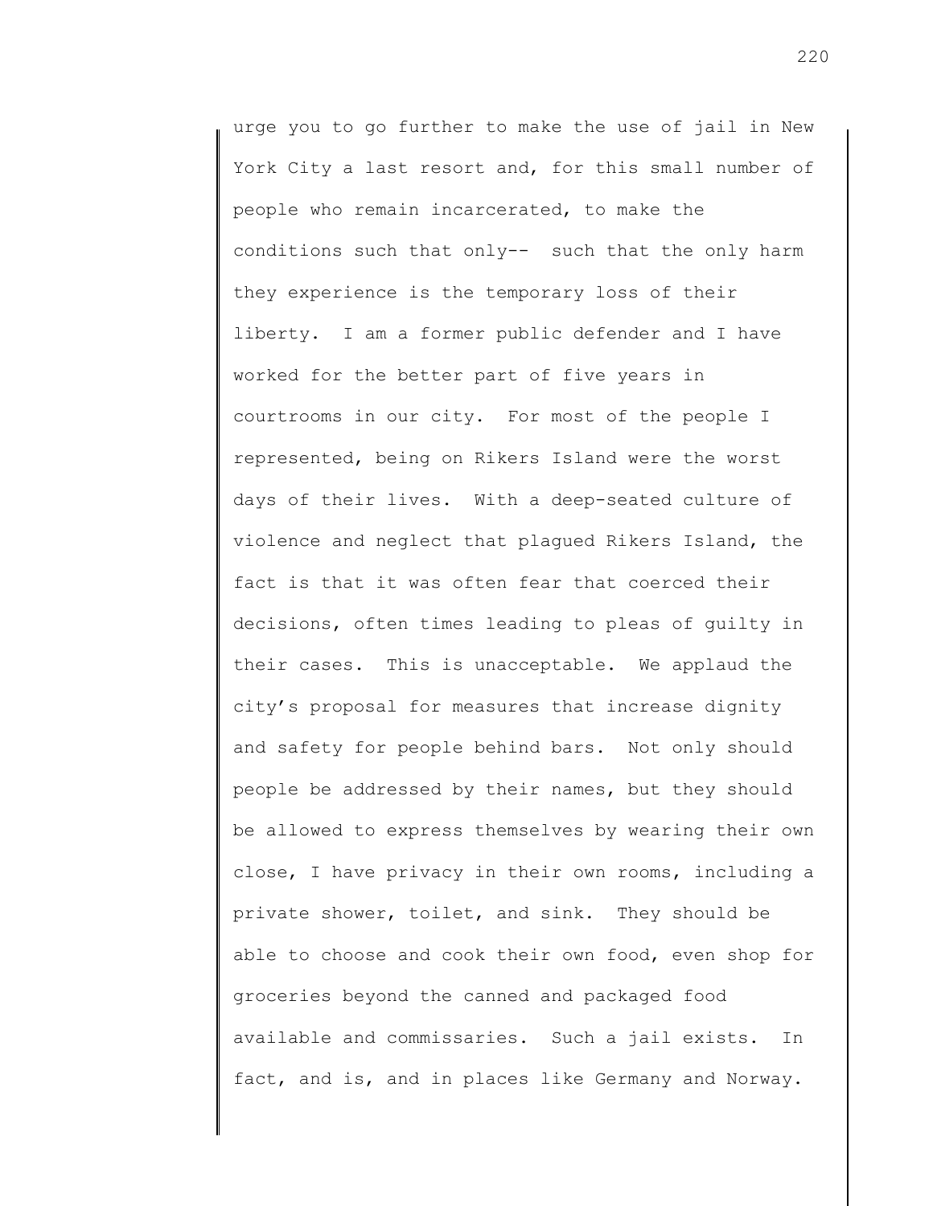urge you to go further to make the use of jail in New York City a last resort and, for this small number of people who remain incarcerated, to make the conditions such that only-- such that the only harm they experience is the temporary loss of their liberty. I am a former public defender and I have worked for the better part of five years in courtrooms in our city. For most of the people I represented, being on Rikers Island were the worst days of their lives. With a deep-seated culture of violence and neglect that plagued Rikers Island, the fact is that it was often fear that coerced their decisions, often times leading to pleas of guilty in their cases. This is unacceptable. We applaud the city's proposal for measures that increase dignity and safety for people behind bars. Not only should people be addressed by their names, but they should be allowed to express themselves by wearing their own close, I have privacy in their own rooms, including a private shower, toilet, and sink. They should be able to choose and cook their own food, even shop for groceries beyond the canned and packaged food available and commissaries. Such a jail exists. In fact, and is, and in places like Germany and Norway.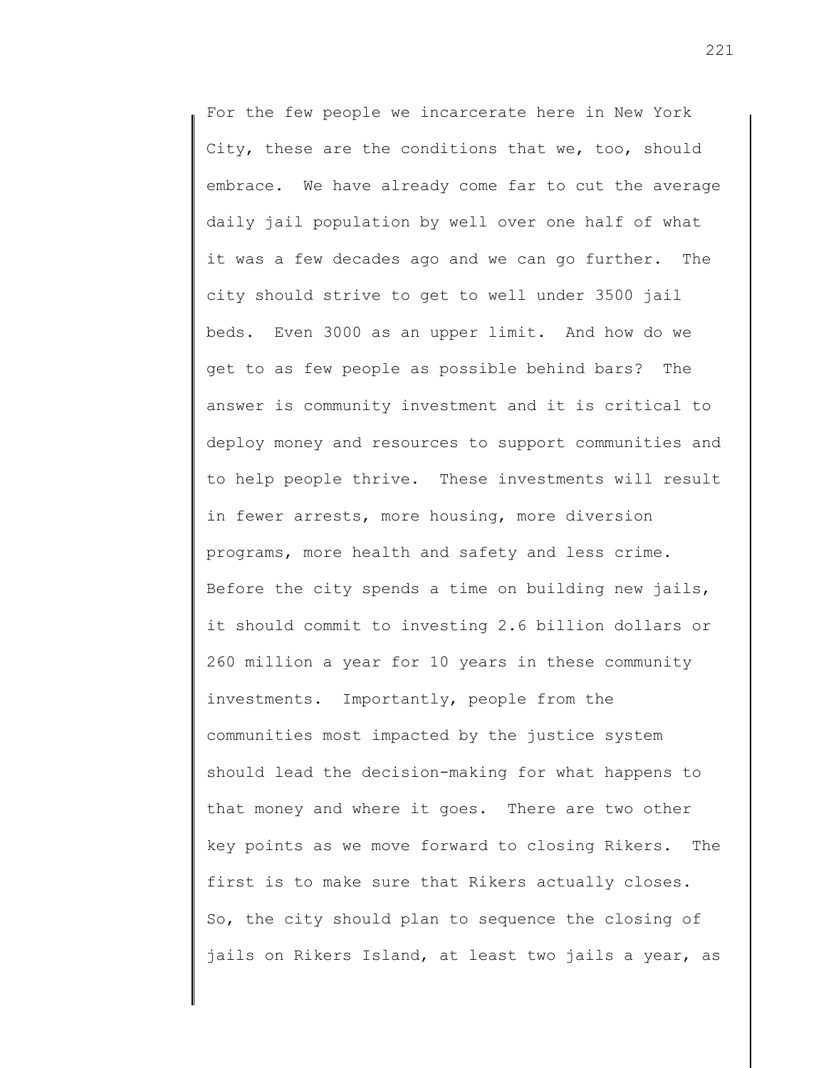For the few people we incarcerate here in New York City, these are the conditions that we, too, should embrace. We have already come far to cut the average daily jail population by well over one half of what it was a few decades ago and we can go further. The city should strive to get to well under 3500 jail beds. Even 3000 as an upper limit. And how do we get to as few people as possible behind bars? The answer is community investment and it is critical to deploy money and resources to support communities and to help people thrive. These investments will result in fewer arrests, more housing, more diversion programs, more health and safety and less crime. Before the city spends a time on building new jails, it should commit to investing 2.6 billion dollars or 260 million a year for 10 years in these community investments. Importantly, people from the communities most impacted by the justice system should lead the decision-making for what happens to that money and where it goes. There are two other key points as we move forward to closing Rikers. The first is to make sure that Rikers actually closes. So, the city should plan to sequence the closing of jails on Rikers Island, at least two jails a year, as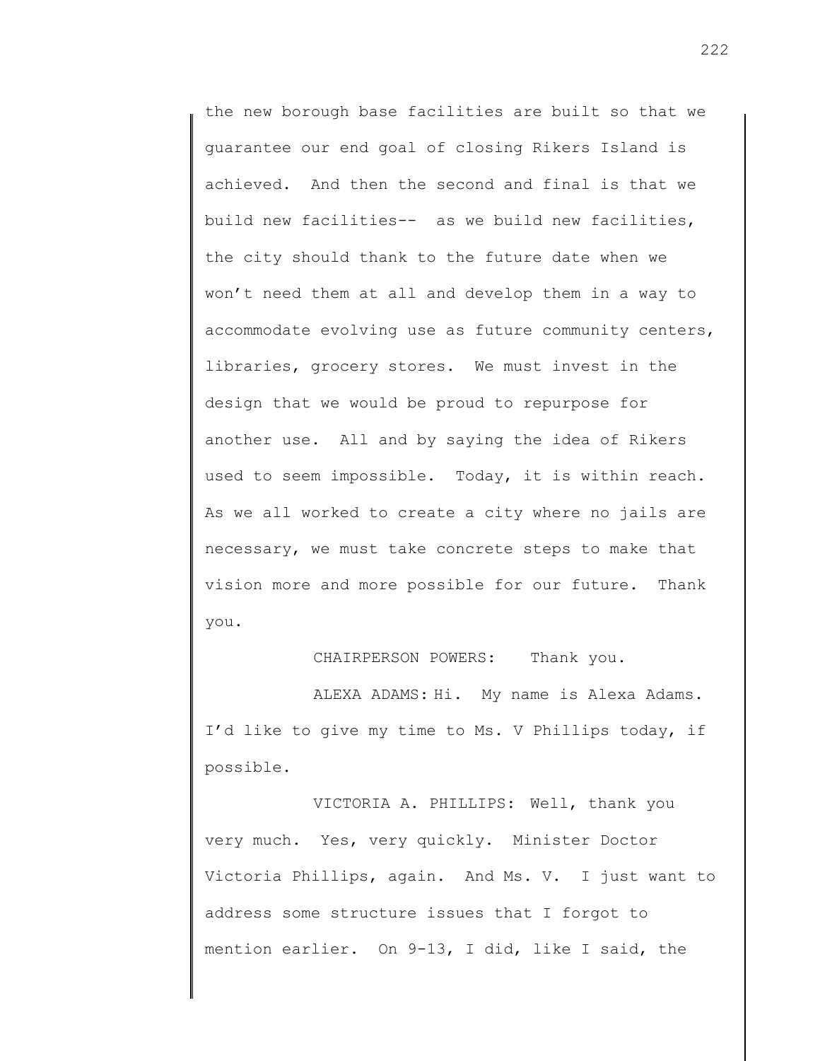the new borough base facilities are built so that we guarantee our end goal of closing Rikers Island is achieved. And then the second and final is that we build new facilities-- as we build new facilities, the city should thank to the future date when we won't need them at all and develop them in a way to accommodate evolving use as future community centers, libraries, grocery stores. We must invest in the design that we would be proud to repurpose for another use. All and by saying the idea of Rikers used to seem impossible. Today, it is within reach. As we all worked to create a city where no jails are necessary, we must take concrete steps to make that vision more and more possible for our future. Thank you.

CHAIRPERSON POWERS: Thank you.

ALEXA ADAMS: Hi. My name is Alexa Adams. I'd like to give my time to Ms. V Phillips today, if possible.

VICTORIA A. PHILLIPS: Well, thank you very much. Yes, very quickly. Minister Doctor Victoria Phillips, again. And Ms. V. I just want to address some structure issues that I forgot to mention earlier. On 9-13, I did, like I said, the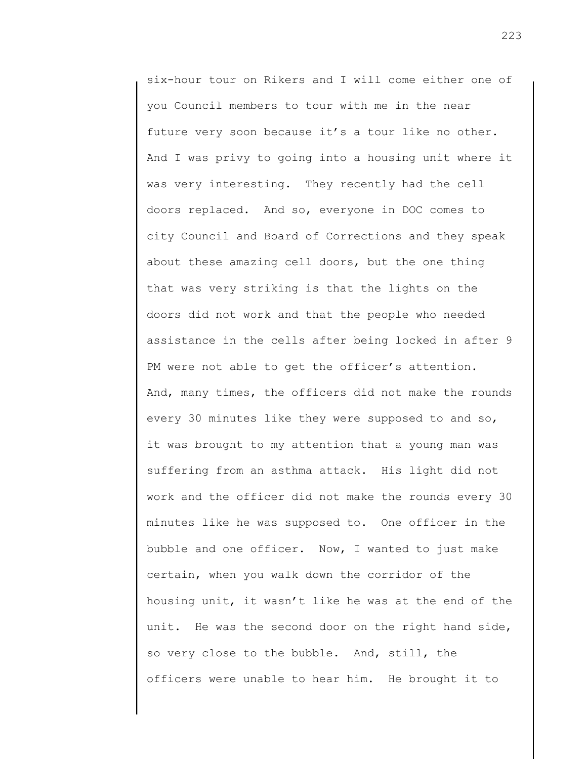six-hour tour on Rikers and I will come either one of you Council members to tour with me in the near future very soon because it's a tour like no other. And I was privy to going into a housing unit where it was very interesting. They recently had the cell doors replaced. And so, everyone in DOC comes to city Council and Board of Corrections and they speak about these amazing cell doors, but the one thing that was very striking is that the lights on the doors did not work and that the people who needed assistance in the cells after being locked in after 9 PM were not able to get the officer's attention. And, many times, the officers did not make the rounds every 30 minutes like they were supposed to and so, it was brought to my attention that a young man was suffering from an asthma attack. His light did not work and the officer did not make the rounds every 30 minutes like he was supposed to. One officer in the bubble and one officer. Now, I wanted to just make certain, when you walk down the corridor of the housing unit, it wasn't like he was at the end of the unit. He was the second door on the right hand side, so very close to the bubble. And, still, the officers were unable to hear him. He brought it to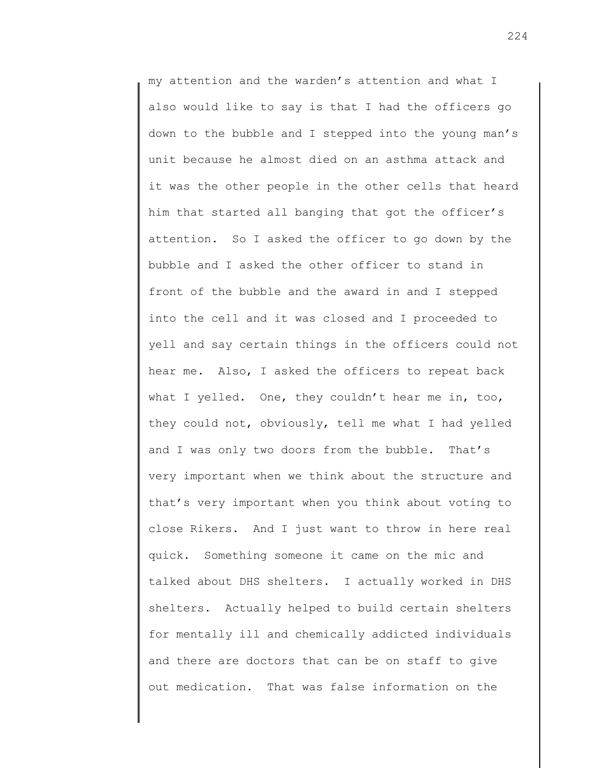my attention and the warden's attention and what I also would like to say is that I had the officers go down to the bubble and I stepped into the young man's unit because he almost died on an asthma attack and it was the other people in the other cells that heard him that started all banging that got the officer's attention. So I asked the officer to go down by the bubble and I asked the other officer to stand in front of the bubble and the award in and I stepped into the cell and it was closed and I proceeded to yell and say certain things in the officers could not hear me. Also, I asked the officers to repeat back what I yelled. One, they couldn't hear me in, too, they could not, obviously, tell me what I had yelled and I was only two doors from the bubble. That's very important when we think about the structure and that's very important when you think about voting to close Rikers. And I just want to throw in here real quick. Something someone it came on the mic and talked about DHS shelters. I actually worked in DHS shelters. Actually helped to build certain shelters for mentally ill and chemically addicted individuals and there are doctors that can be on staff to give out medication. That was false information on the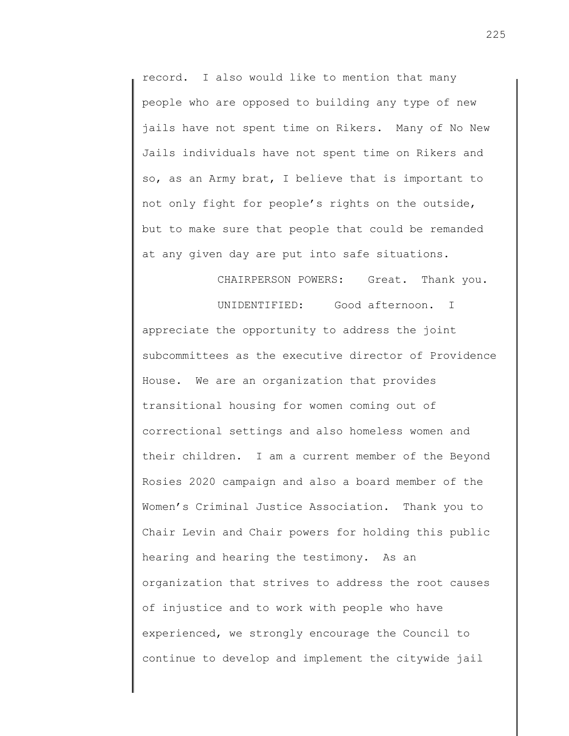record. I also would like to mention that many people who are opposed to building any type of new jails have not spent time on Rikers. Many of No New Jails individuals have not spent time on Rikers and so, as an Army brat, I believe that is important to not only fight for people's rights on the outside, but to make sure that people that could be remanded at any given day are put into safe situations.

CHAIRPERSON POWERS: Great. Thank you.

UNIDENTIFIED: Good afternoon. I appreciate the opportunity to address the joint subcommittees as the executive director of Providence House. We are an organization that provides transitional housing for women coming out of correctional settings and also homeless women and their children. I am a current member of the Beyond Rosies 2020 campaign and also a board member of the Women's Criminal Justice Association. Thank you to Chair Levin and Chair powers for holding this public hearing and hearing the testimony. As an organization that strives to address the root causes of injustice and to work with people who have experienced, we strongly encourage the Council to continue to develop and implement the citywide jail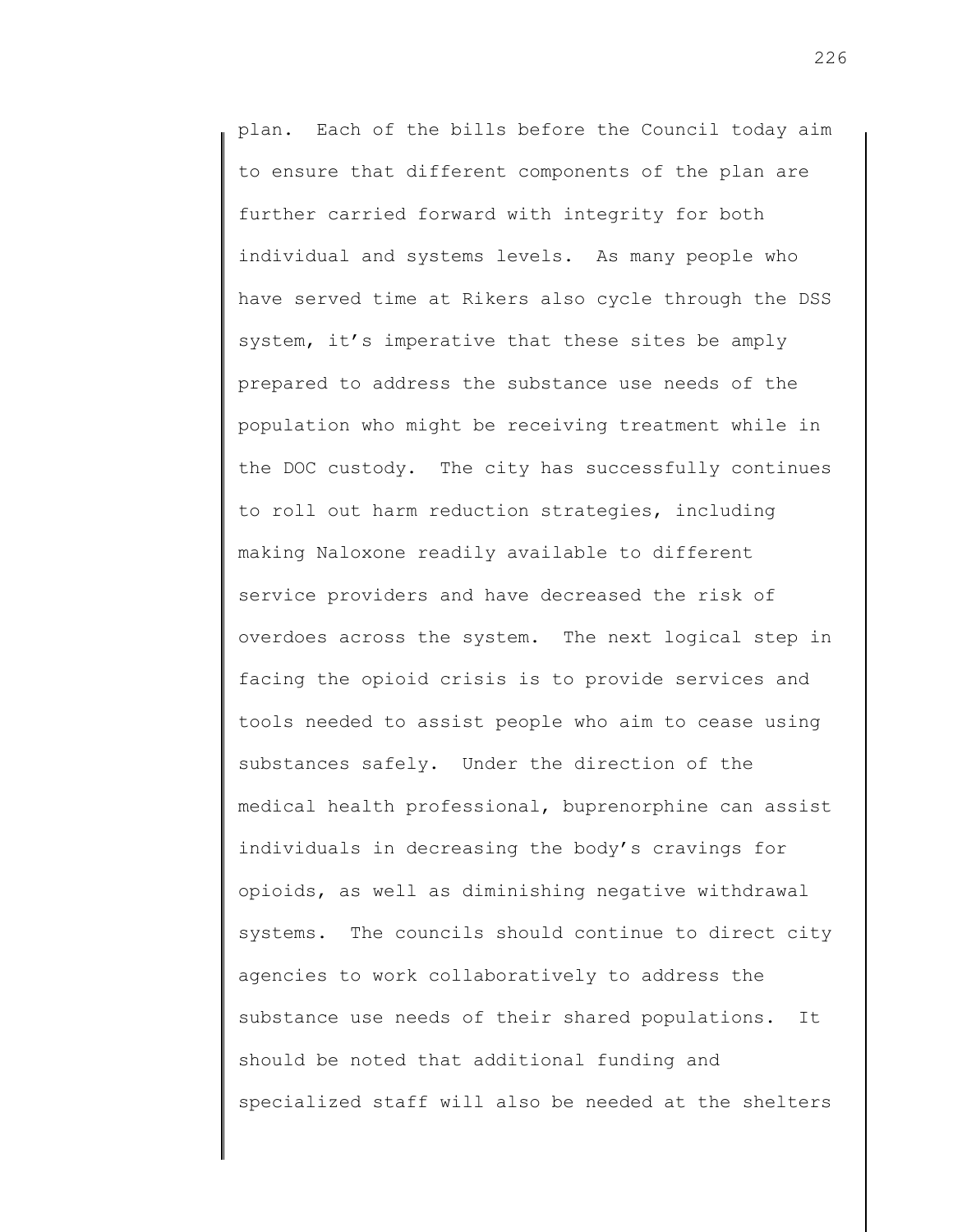plan. Each of the bills before the Council today aim to ensure that different components of the plan are further carried forward with integrity for both individual and systems levels. As many people who have served time at Rikers also cycle through the DSS system, it's imperative that these sites be amply prepared to address the substance use needs of the population who might be receiving treatment while in the DOC custody. The city has successfully continues to roll out harm reduction strategies, including making Naloxone readily available to different service providers and have decreased the risk of overdoes across the system. The next logical step in facing the opioid crisis is to provide services and tools needed to assist people who aim to cease using substances safely. Under the direction of the medical health professional, buprenorphine can assist individuals in decreasing the body's cravings for opioids, as well as diminishing negative withdrawal systems. The councils should continue to direct city agencies to work collaboratively to address the substance use needs of their shared populations. It should be noted that additional funding and specialized staff will also be needed at the shelters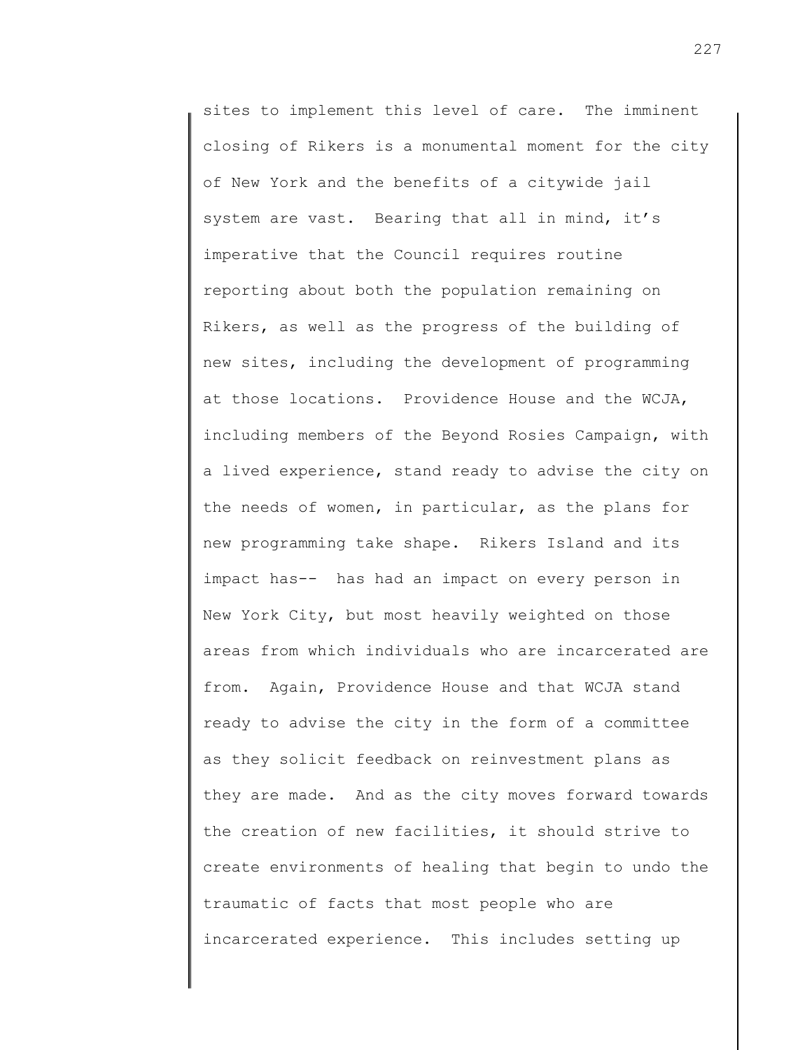sites to implement this level of care. The imminent closing of Rikers is a monumental moment for the city of New York and the benefits of a citywide jail system are vast. Bearing that all in mind, it's imperative that the Council requires routine reporting about both the population remaining on Rikers, as well as the progress of the building of new sites, including the development of programming at those locations. Providence House and the WCJA, including members of the Beyond Rosies Campaign, with a lived experience, stand ready to advise the city on the needs of women, in particular, as the plans for new programming take shape. Rikers Island and its impact has-- has had an impact on every person in New York City, but most heavily weighted on those areas from which individuals who are incarcerated are from. Again, Providence House and that WCJA stand ready to advise the city in the form of a committee as they solicit feedback on reinvestment plans as they are made. And as the city moves forward towards the creation of new facilities, it should strive to create environments of healing that begin to undo the traumatic of facts that most people who are incarcerated experience. This includes setting up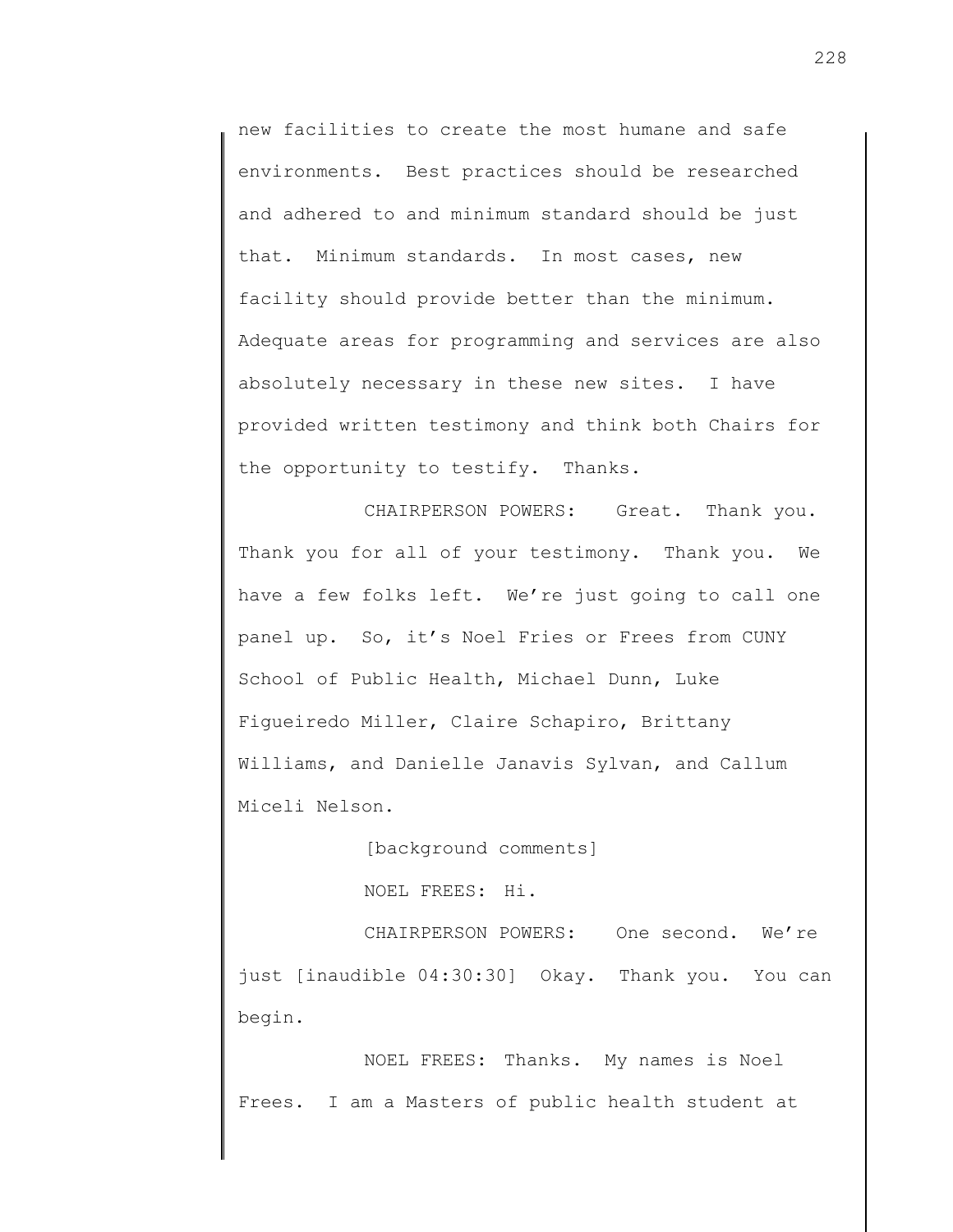new facilities to create the most humane and safe environments. Best practices should be researched and adhered to and minimum standard should be just that. Minimum standards. In most cases, new facility should provide better than the minimum. Adequate areas for programming and services are also absolutely necessary in these new sites. I have provided written testimony and think both Chairs for the opportunity to testify. Thanks.

CHAIRPERSON POWERS: Great. Thank you. Thank you for all of your testimony. Thank you. We have a few folks left. We're just going to call one panel up. So, it's Noel Fries or Frees from CUNY School of Public Health, Michael Dunn, Luke Figueiredo Miller, Claire Schapiro, Brittany Williams, and Danielle Janavis Sylvan, and Callum Miceli Nelson.

[background comments]

NOEL FREES: Hi.

CHAIRPERSON POWERS: One second. We're just [inaudible 04:30:30] Okay. Thank you. You can begin.

NOEL FREES: Thanks. My names is Noel Frees. I am a Masters of public health student at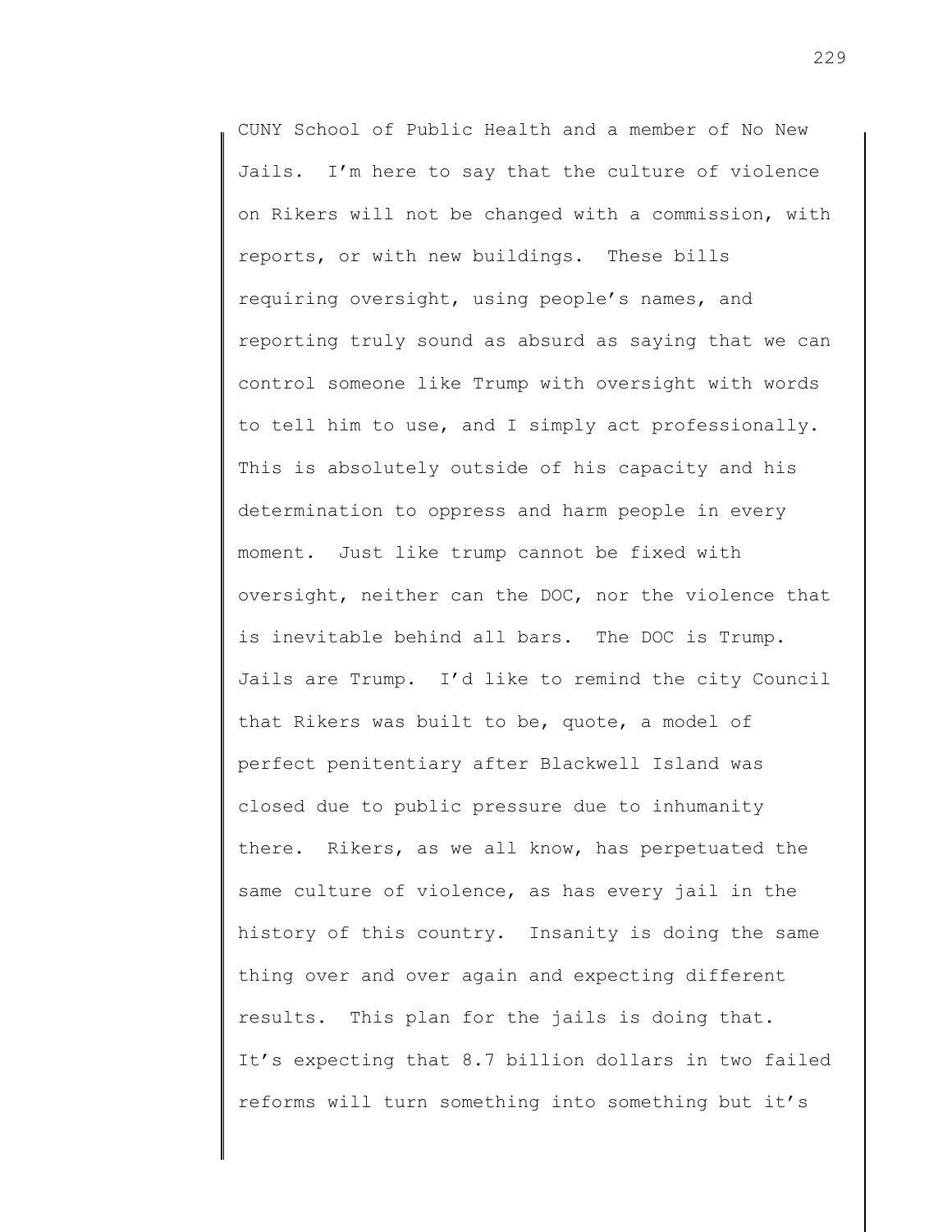CUNY School of Public Health and a member of No New Jails. I'm here to say that the culture of violence on Rikers will not be changed with a commission, with reports, or with new buildings. These bills requiring oversight, using people's names, and reporting truly sound as absurd as saying that we can control someone like Trump with oversight with words to tell him to use, and I simply act professionally. This is absolutely outside of his capacity and his determination to oppress and harm people in every moment. Just like trump cannot be fixed with oversight, neither can the DOC, nor the violence that is inevitable behind all bars. The DOC is Trump. Jails are Trump. I'd like to remind the city Council that Rikers was built to be, quote, a model of perfect penitentiary after Blackwell Island was closed due to public pressure due to inhumanity there. Rikers, as we all know, has perpetuated the same culture of violence, as has every jail in the history of this country. Insanity is doing the same thing over and over again and expecting different results. This plan for the jails is doing that. It's expecting that 8.7 billion dollars in two failed reforms will turn something into something but it's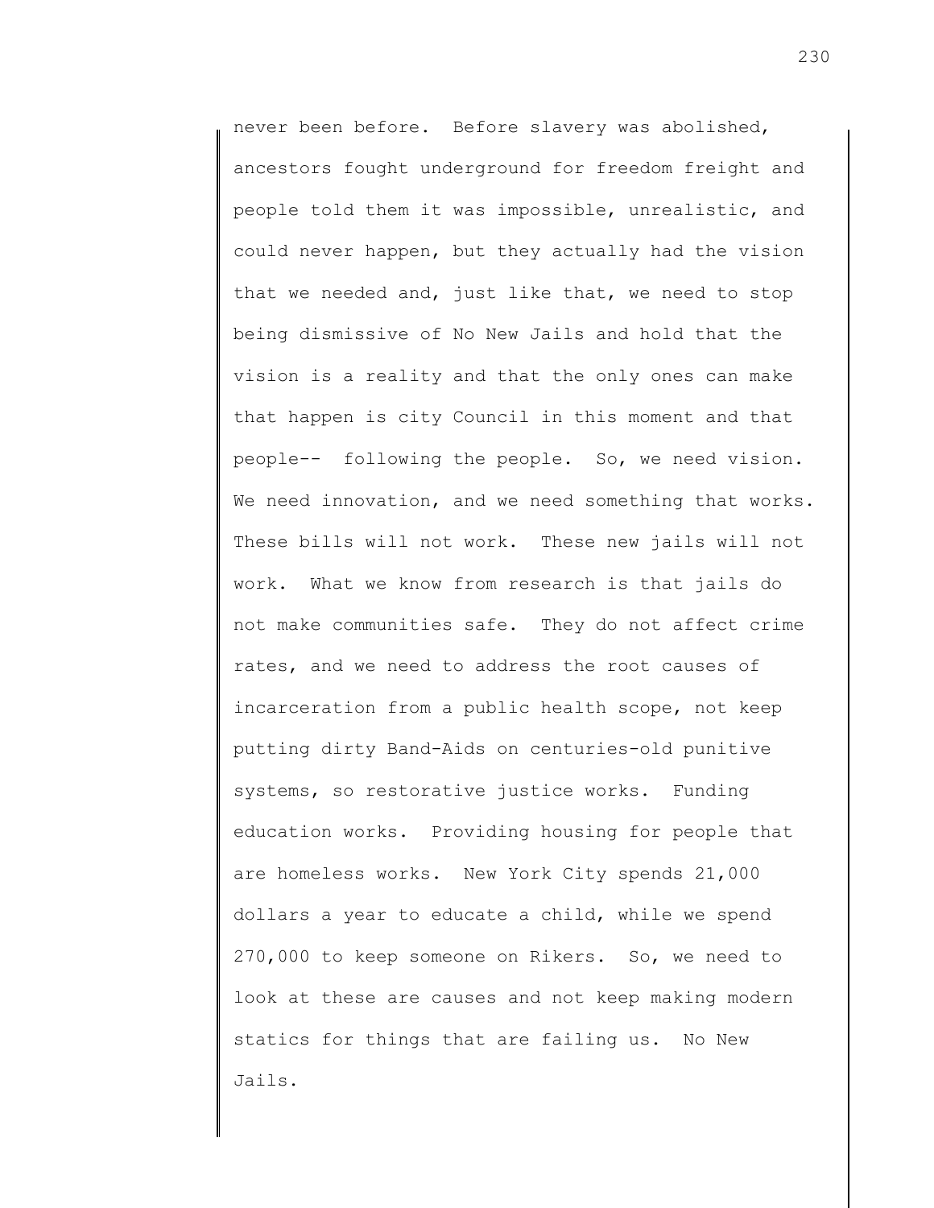never been before. Before slavery was abolished, ancestors fought underground for freedom freight and people told them it was impossible, unrealistic, and could never happen, but they actually had the vision that we needed and, just like that, we need to stop being dismissive of No New Jails and hold that the vision is a reality and that the only ones can make that happen is city Council in this moment and that people-- following the people. So, we need vision. We need innovation, and we need something that works. These bills will not work. These new jails will not work. What we know from research is that jails do not make communities safe. They do not affect crime rates, and we need to address the root causes of incarceration from a public health scope, not keep putting dirty Band-Aids on centuries-old punitive systems, so restorative justice works. Funding education works. Providing housing for people that are homeless works. New York City spends 21,000 dollars a year to educate a child, while we spend 270,000 to keep someone on Rikers. So, we need to look at these are causes and not keep making modern statics for things that are failing us. No New Jails.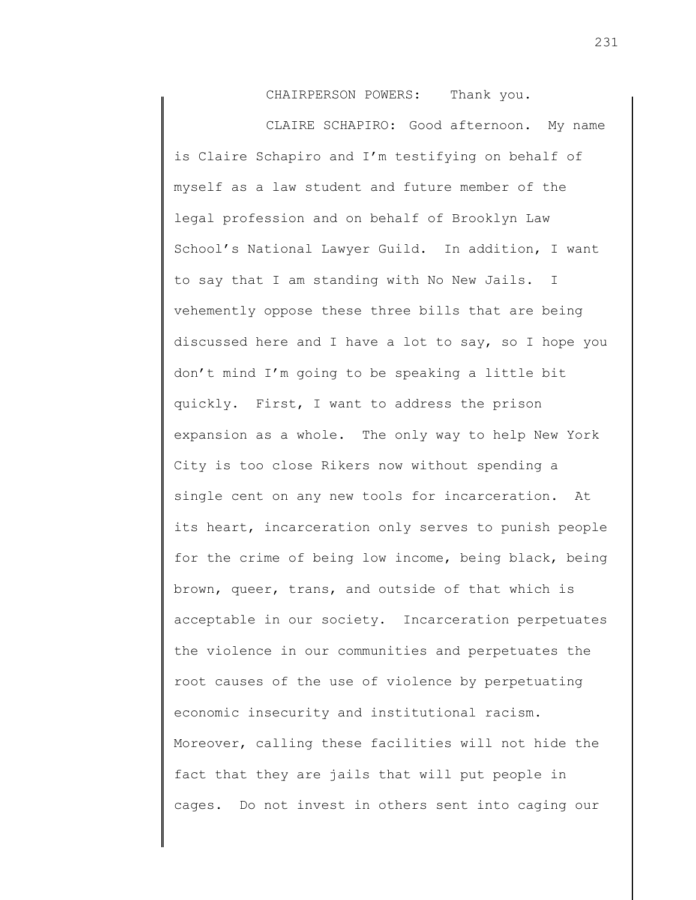CHAIRPERSON POWERS: Thank you.

CLAIRE SCHAPIRO: Good afternoon. My name is Claire Schapiro and I'm testifying on behalf of myself as a law student and future member of the legal profession and on behalf of Brooklyn Law School's National Lawyer Guild. In addition, I want to say that I am standing with No New Jails. I vehemently oppose these three bills that are being discussed here and I have a lot to say, so I hope you don't mind I'm going to be speaking a little bit quickly. First, I want to address the prison expansion as a whole. The only way to help New York City is too close Rikers now without spending a single cent on any new tools for incarceration. At its heart, incarceration only serves to punish people for the crime of being low income, being black, being brown, queer, trans, and outside of that which is acceptable in our society. Incarceration perpetuates the violence in our communities and perpetuates the root causes of the use of violence by perpetuating economic insecurity and institutional racism. Moreover, calling these facilities will not hide the fact that they are jails that will put people in cages. Do not invest in others sent into caging our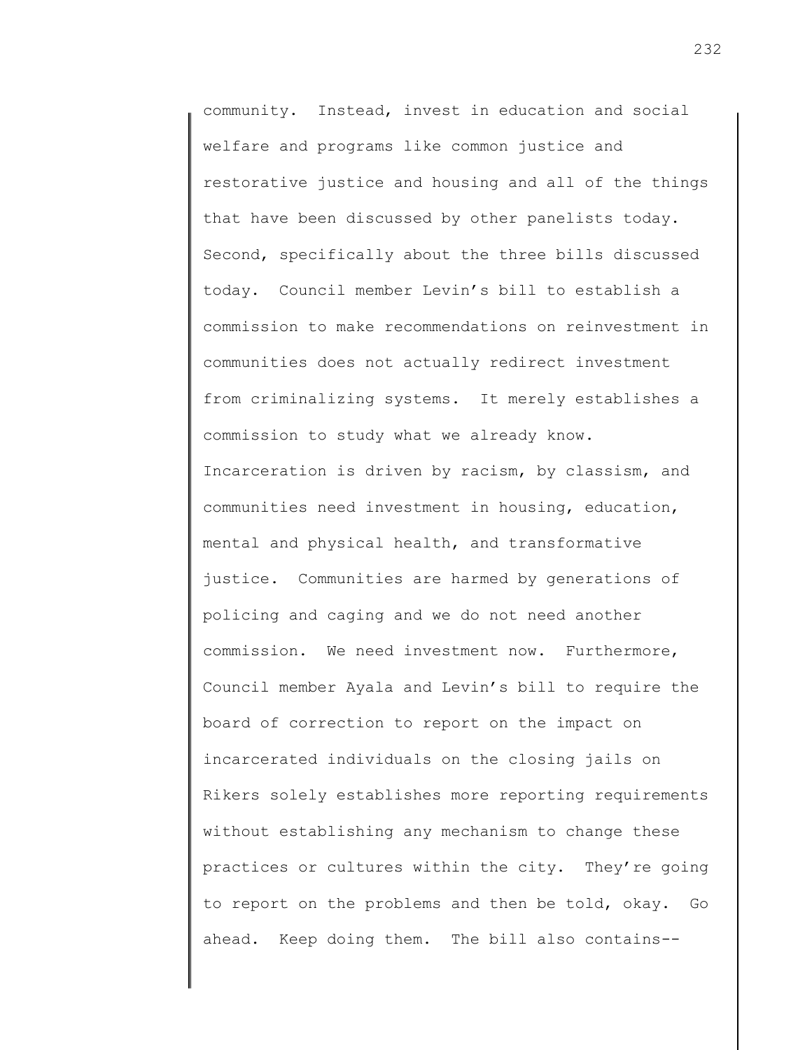community. Instead, invest in education and social welfare and programs like common justice and restorative justice and housing and all of the things that have been discussed by other panelists today. Second, specifically about the three bills discussed today. Council member Levin's bill to establish a commission to make recommendations on reinvestment in communities does not actually redirect investment from criminalizing systems. It merely establishes a commission to study what we already know. Incarceration is driven by racism, by classism, and communities need investment in housing, education, mental and physical health, and transformative justice. Communities are harmed by generations of policing and caging and we do not need another commission. We need investment now. Furthermore, Council member Ayala and Levin's bill to require the board of correction to report on the impact on incarcerated individuals on the closing jails on Rikers solely establishes more reporting requirements without establishing any mechanism to change these practices or cultures within the city. They're going to report on the problems and then be told, okay. Go ahead. Keep doing them. The bill also contains--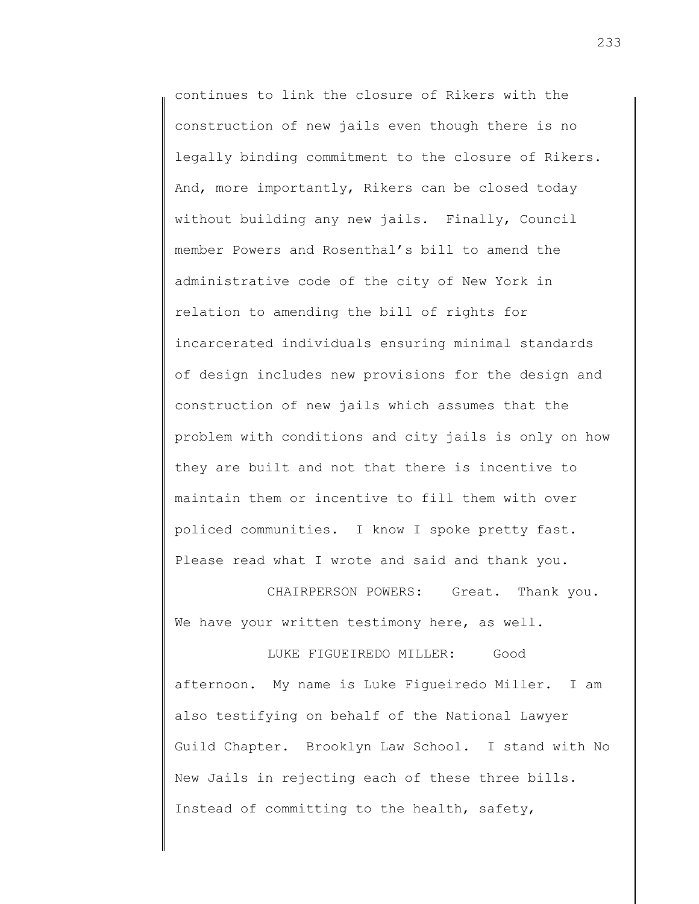continues to link the closure of Rikers with the construction of new jails even though there is no legally binding commitment to the closure of Rikers. And, more importantly, Rikers can be closed today without building any new jails. Finally, Council member Powers and Rosenthal's bill to amend the administrative code of the city of New York in relation to amending the bill of rights for incarcerated individuals ensuring minimal standards of design includes new provisions for the design and construction of new jails which assumes that the problem with conditions and city jails is only on how they are built and not that there is incentive to maintain them or incentive to fill them with over policed communities. I know I spoke pretty fast. Please read what I wrote and said and thank you.

CHAIRPERSON POWERS: Great. Thank you. We have your written testimony here, as well.

LUKE FIGUEIREDO MILLER: Good afternoon. My name is Luke Figueiredo Miller. I am also testifying on behalf of the National Lawyer Guild Chapter. Brooklyn Law School. I stand with No New Jails in rejecting each of these three bills. Instead of committing to the health, safety,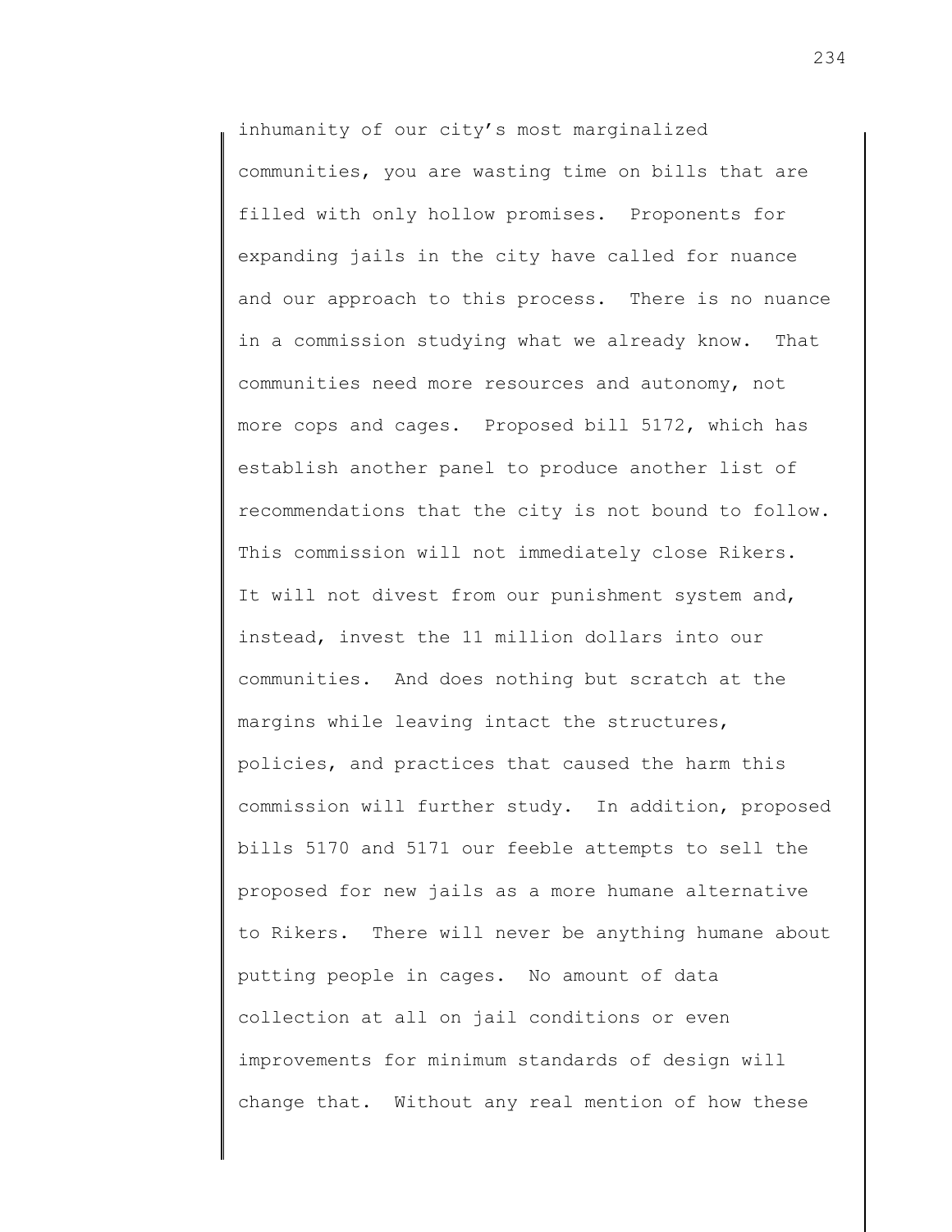inhumanity of our city's most marginalized communities, you are wasting time on bills that are filled with only hollow promises. Proponents for expanding jails in the city have called for nuance and our approach to this process. There is no nuance in a commission studying what we already know. That communities need more resources and autonomy, not more cops and cages. Proposed bill 5172, which has establish another panel to produce another list of recommendations that the city is not bound to follow. This commission will not immediately close Rikers. It will not divest from our punishment system and, instead, invest the 11 million dollars into our communities. And does nothing but scratch at the margins while leaving intact the structures, policies, and practices that caused the harm this commission will further study. In addition, proposed bills 5170 and 5171 our feeble attempts to sell the proposed for new jails as a more humane alternative to Rikers. There will never be anything humane about putting people in cages. No amount of data collection at all on jail conditions or even improvements for minimum standards of design will change that. Without any real mention of how these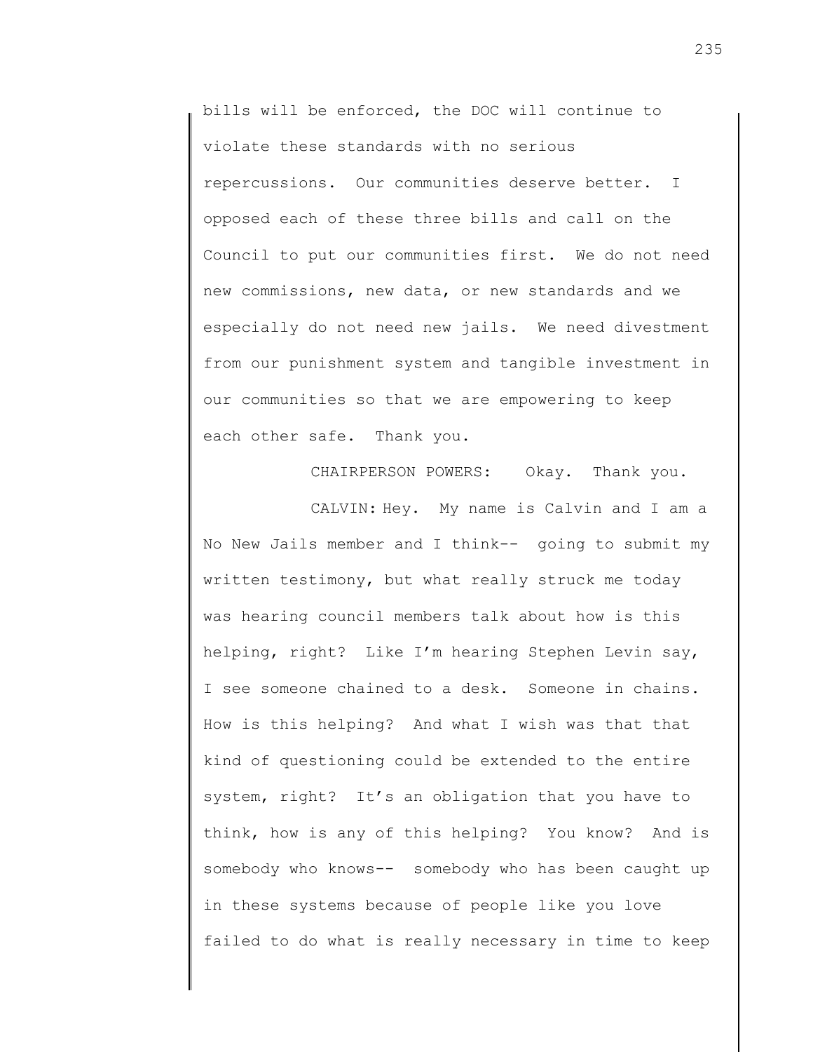bills will be enforced, the DOC will continue to violate these standards with no serious repercussions. Our communities deserve better. I opposed each of these three bills and call on the Council to put our communities first. We do not need new commissions, new data, or new standards and we especially do not need new jails. We need divestment from our punishment system and tangible investment in our communities so that we are empowering to keep each other safe. Thank you.

CHAIRPERSON POWERS: Okay. Thank you.

CALVIN: Hey. My name is Calvin and I am a No New Jails member and I think-- going to submit my written testimony, but what really struck me today was hearing council members talk about how is this helping, right? Like I'm hearing Stephen Levin say, I see someone chained to a desk. Someone in chains. How is this helping? And what I wish was that that kind of questioning could be extended to the entire system, right? It's an obligation that you have to think, how is any of this helping? You know? And is somebody who knows-- somebody who has been caught up in these systems because of people like you love failed to do what is really necessary in time to keep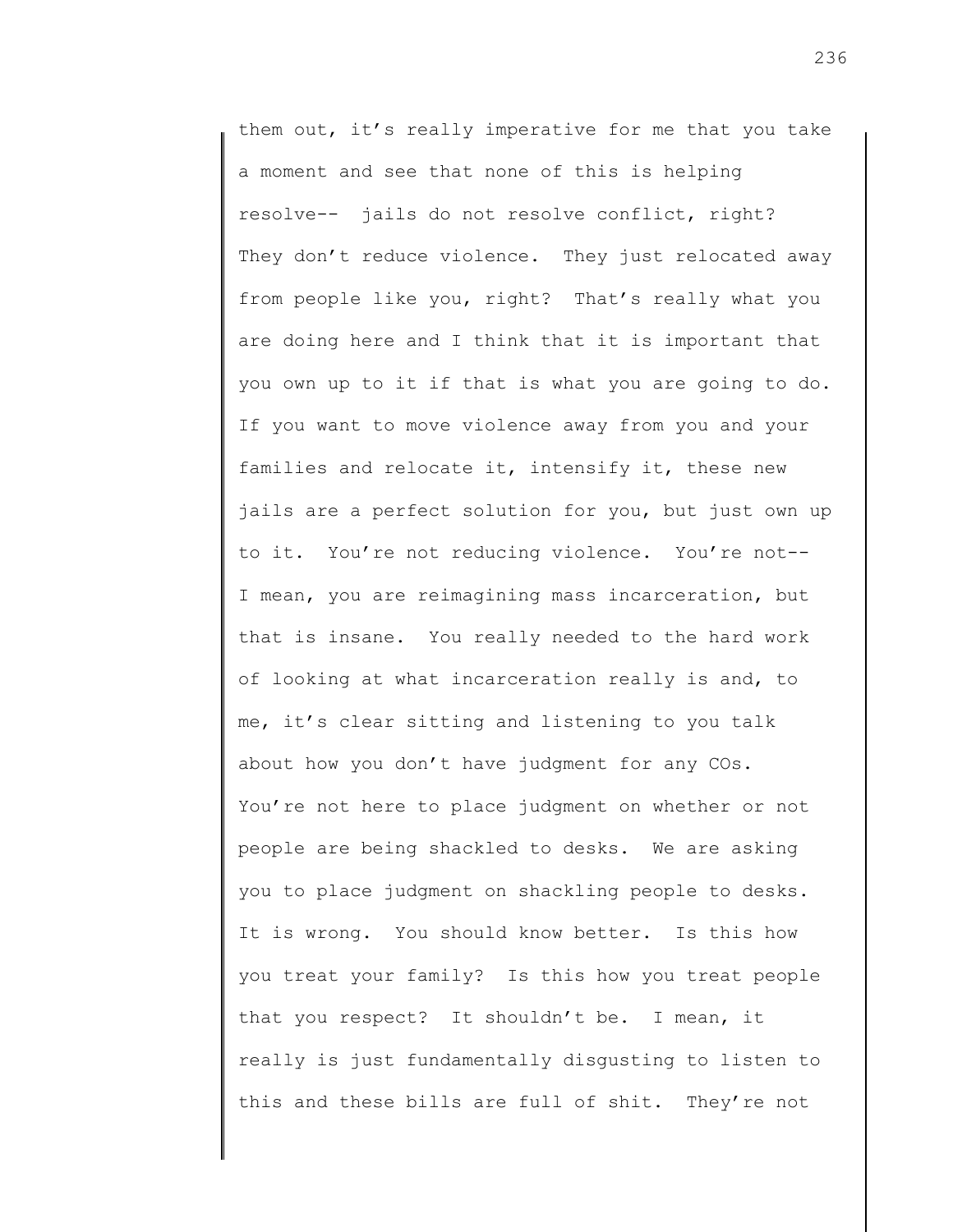them out, it's really imperative for me that you take a moment and see that none of this is helping resolve-- jails do not resolve conflict, right? They don't reduce violence. They just relocated away from people like you, right? That's really what you are doing here and I think that it is important that you own up to it if that is what you are going to do. If you want to move violence away from you and your families and relocate it, intensify it, these new jails are a perfect solution for you, but just own up to it. You're not reducing violence. You're not-- I mean, you are reimagining mass incarceration, but that is insane. You really needed to the hard work of looking at what incarceration really is and, to me, it's clear sitting and listening to you talk about how you don't have judgment for any COs. You're not here to place judgment on whether or not people are being shackled to desks. We are asking you to place judgment on shackling people to desks. It is wrong. You should know better. Is this how you treat your family? Is this how you treat people that you respect? It shouldn't be. I mean, it really is just fundamentally disgusting to listen to this and these bills are full of shit. They're not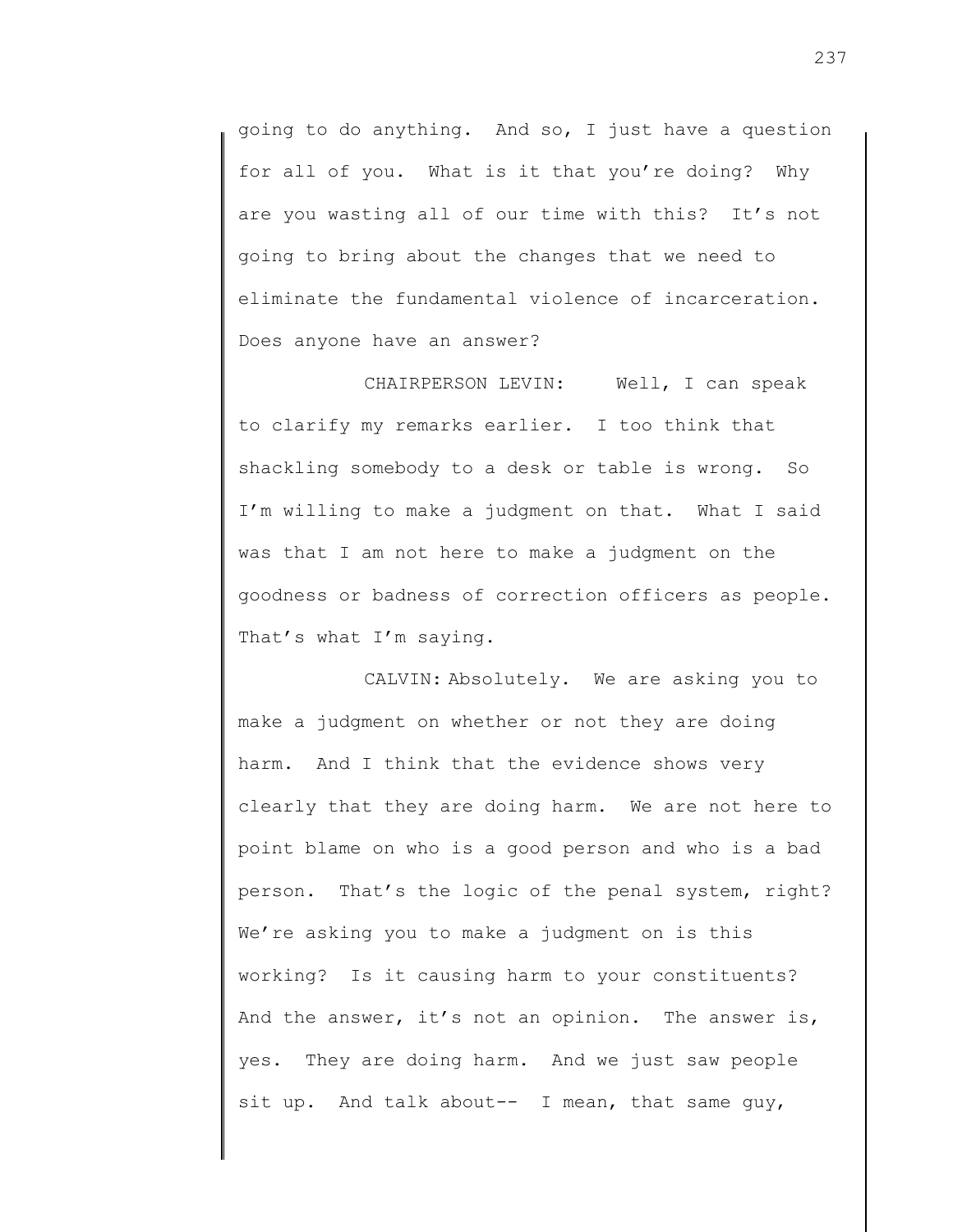going to do anything. And so, I just have a question for all of you. What is it that you're doing? Why are you wasting all of our time with this? It's not going to bring about the changes that we need to eliminate the fundamental violence of incarceration. Does anyone have an answer?

CHAIRPERSON LEVIN: Well, I can speak to clarify my remarks earlier. I too think that shackling somebody to a desk or table is wrong. So I'm willing to make a judgment on that. What I said was that I am not here to make a judgment on the goodness or badness of correction officers as people. That's what I'm saying.

CALVIN: Absolutely. We are asking you to make a judgment on whether or not they are doing harm. And I think that the evidence shows very clearly that they are doing harm. We are not here to point blame on who is a good person and who is a bad person. That's the logic of the penal system, right? We're asking you to make a judgment on is this working? Is it causing harm to your constituents? And the answer, it's not an opinion. The answer is, yes. They are doing harm. And we just saw people sit up. And talk about-- I mean, that same guy,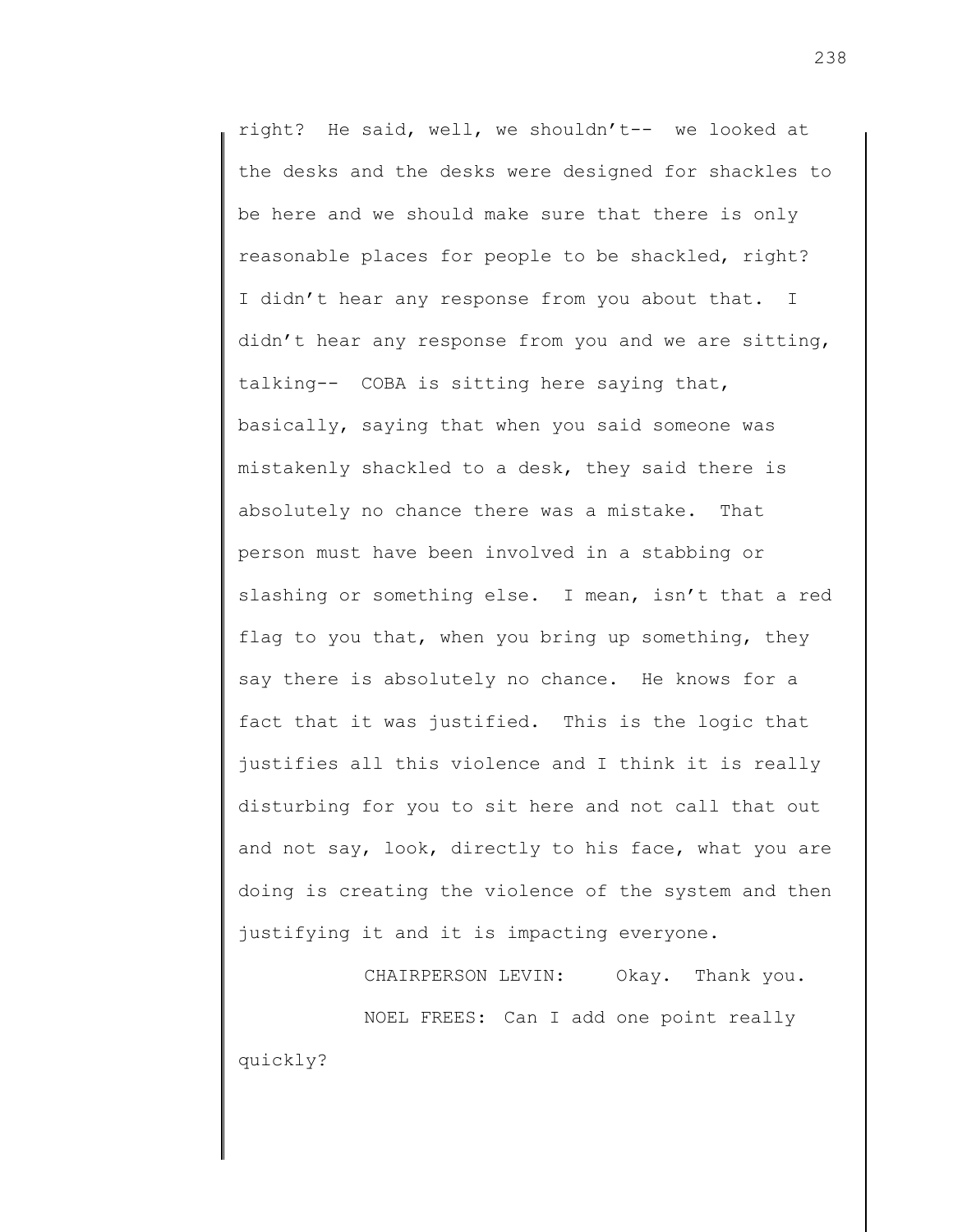right? He said, well, we shouldn't-- we looked at the desks and the desks were designed for shackles to be here and we should make sure that there is only reasonable places for people to be shackled, right? I didn't hear any response from you about that. I didn't hear any response from you and we are sitting, talking-- COBA is sitting here saying that, basically, saying that when you said someone was mistakenly shackled to a desk, they said there is absolutely no chance there was a mistake. That person must have been involved in a stabbing or slashing or something else. I mean, isn't that a red flag to you that, when you bring up something, they say there is absolutely no chance. He knows for a fact that it was justified. This is the logic that justifies all this violence and I think it is really disturbing for you to sit here and not call that out and not say, look, directly to his face, what you are doing is creating the violence of the system and then justifying it and it is impacting everyone.

CHAIRPERSON LEVIN: Okay. Thank you.

NOEL FREES: Can I add one point really quickly?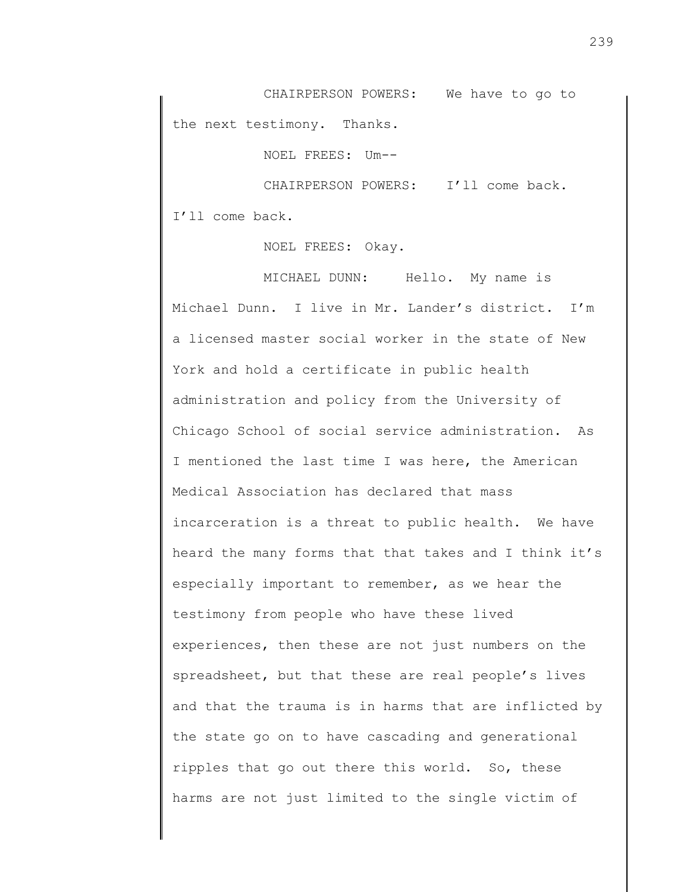CHAIRPERSON POWERS: We have to go to the next testimony. Thanks.

NOEL FREES: Um--

CHAIRPERSON POWERS: I'll come back. I'll come back.

NOEL FREES: Okay.

MICHAEL DUNN: Hello. My name is Michael Dunn. I live in Mr. Lander's district. I'm a licensed master social worker in the state of New York and hold a certificate in public health administration and policy from the University of Chicago School of social service administration. As I mentioned the last time I was here, the American Medical Association has declared that mass incarceration is a threat to public health. We have heard the many forms that that takes and I think it's especially important to remember, as we hear the testimony from people who have these lived experiences, then these are not just numbers on the spreadsheet, but that these are real people's lives and that the trauma is in harms that are inflicted by the state go on to have cascading and generational ripples that go out there this world. So, these harms are not just limited to the single victim of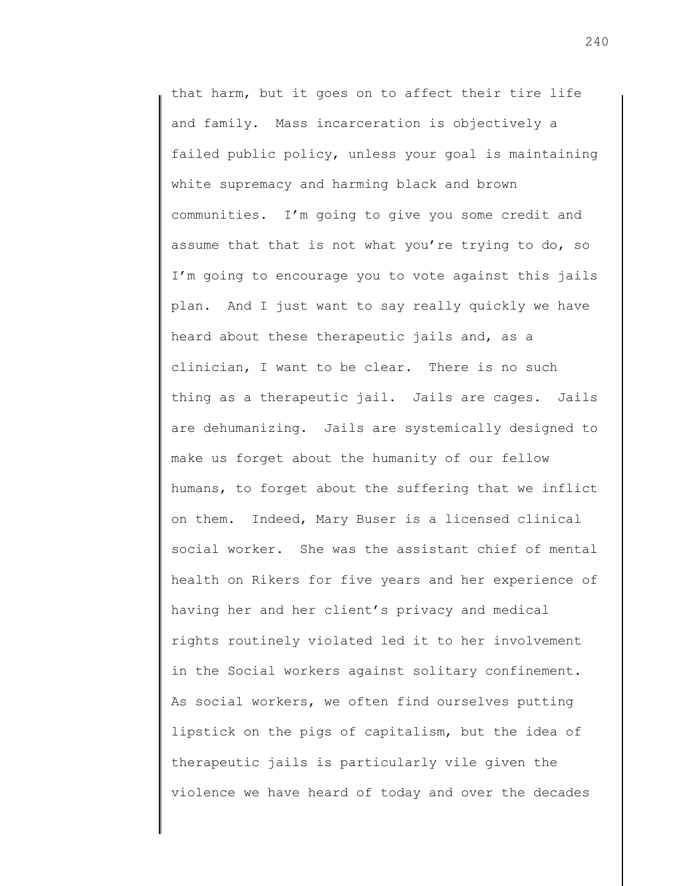that harm, but it goes on to affect their tire life and family. Mass incarceration is objectively a failed public policy, unless your goal is maintaining white supremacy and harming black and brown communities. I'm going to give you some credit and assume that that is not what you're trying to do, so I'm going to encourage you to vote against this jails plan. And I just want to say really quickly we have heard about these therapeutic jails and, as a clinician, I want to be clear. There is no such thing as a therapeutic jail. Jails are cages. Jails are dehumanizing. Jails are systemically designed to make us forget about the humanity of our fellow humans, to forget about the suffering that we inflict on them. Indeed, Mary Buser is a licensed clinical social worker. She was the assistant chief of mental health on Rikers for five years and her experience of having her and her client's privacy and medical rights routinely violated led it to her involvement in the Social workers against solitary confinement. As social workers, we often find ourselves putting lipstick on the pigs of capitalism, but the idea of therapeutic jails is particularly vile given the violence we have heard of today and over the decades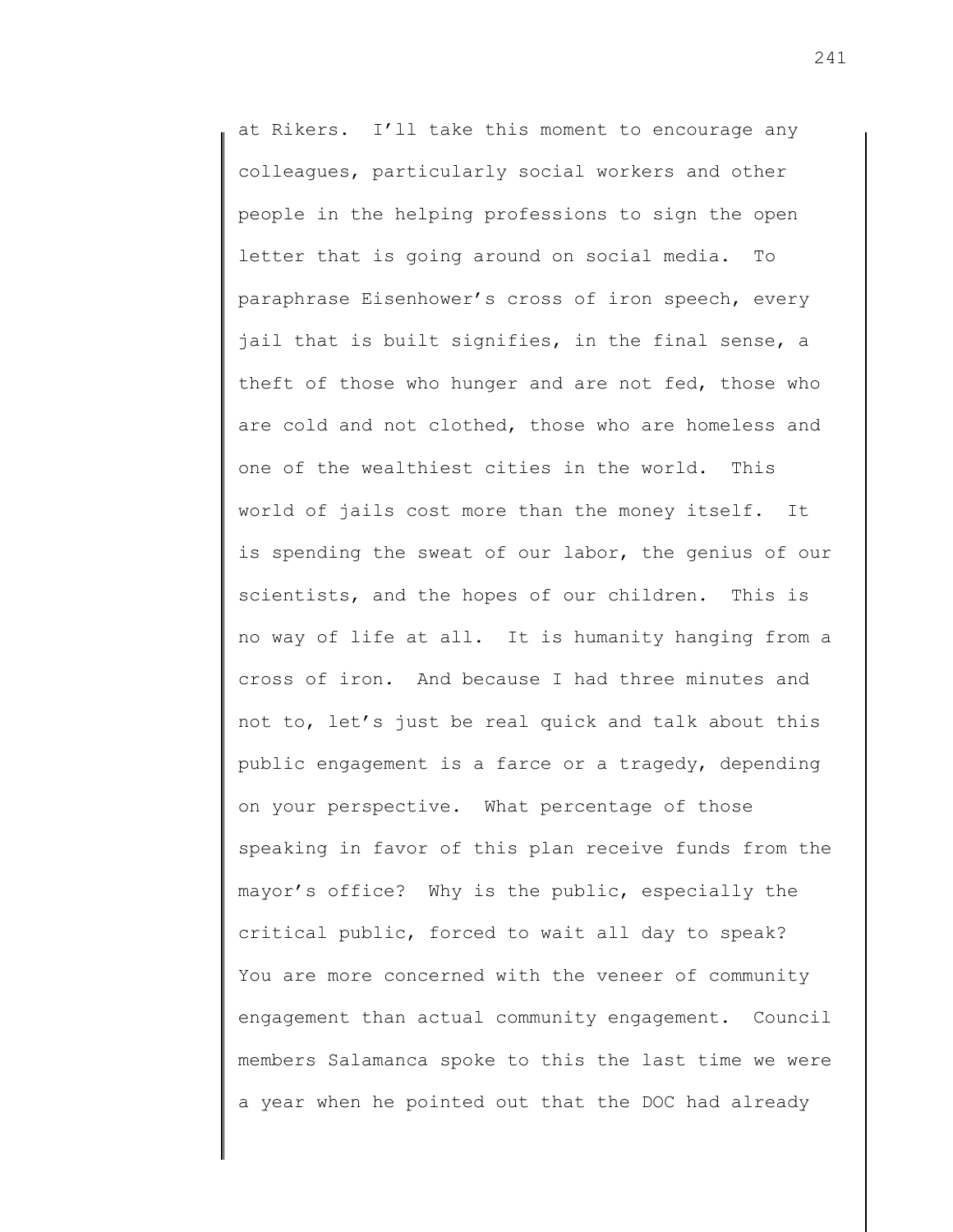at Rikers. I'll take this moment to encourage any colleagues, particularly social workers and other people in the helping professions to sign the open letter that is going around on social media. To paraphrase Eisenhower's cross of iron speech, every jail that is built signifies, in the final sense, a theft of those who hunger and are not fed, those who are cold and not clothed, those who are homeless and one of the wealthiest cities in the world. This world of jails cost more than the money itself. It is spending the sweat of our labor, the genius of our scientists, and the hopes of our children. This is no way of life at all. It is humanity hanging from a cross of iron. And because I had three minutes and not to, let's just be real quick and talk about this public engagement is a farce or a tragedy, depending on your perspective. What percentage of those speaking in favor of this plan receive funds from the mayor's office? Why is the public, especially the critical public, forced to wait all day to speak? You are more concerned with the veneer of community engagement than actual community engagement. Council members Salamanca spoke to this the last time we were a year when he pointed out that the DOC had already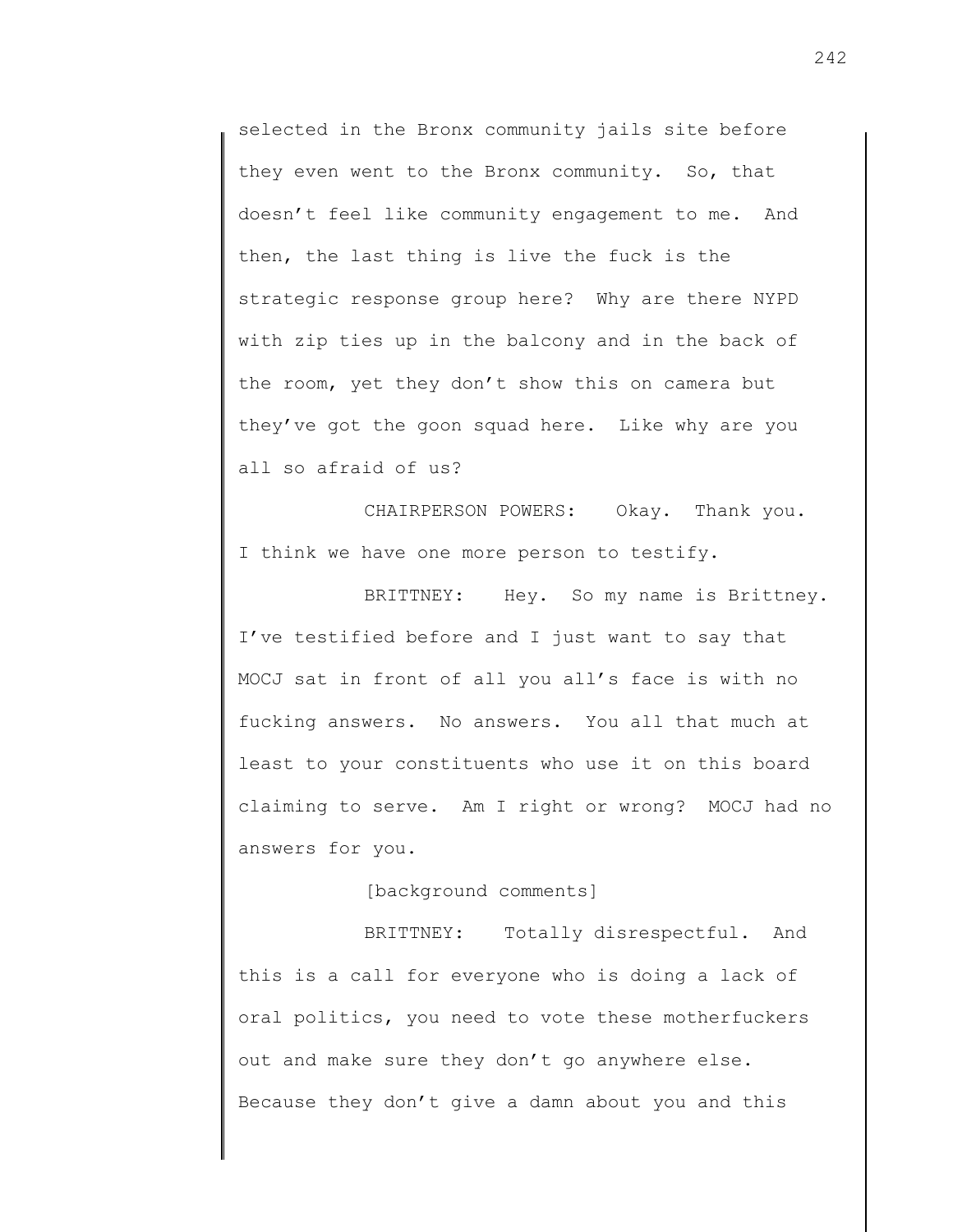selected in the Bronx community jails site before they even went to the Bronx community. So, that doesn't feel like community engagement to me. And then, the last thing is live the fuck is the strategic response group here? Why are there NYPD with zip ties up in the balcony and in the back of the room, yet they don't show this on camera but they've got the goon squad here. Like why are you all so afraid of us?

CHAIRPERSON POWERS: Okay. Thank you. I think we have one more person to testify.

BRITTNEY: Hey. So my name is Brittney. I've testified before and I just want to say that MOCJ sat in front of all you all's face is with no fucking answers. No answers. You all that much at least to your constituents who use it on this board claiming to serve. Am I right or wrong? MOCJ had no answers for you.

[background comments]

BRITTNEY: Totally disrespectful. And this is a call for everyone who is doing a lack of oral politics, you need to vote these motherfuckers out and make sure they don't go anywhere else. Because they don't give a damn about you and this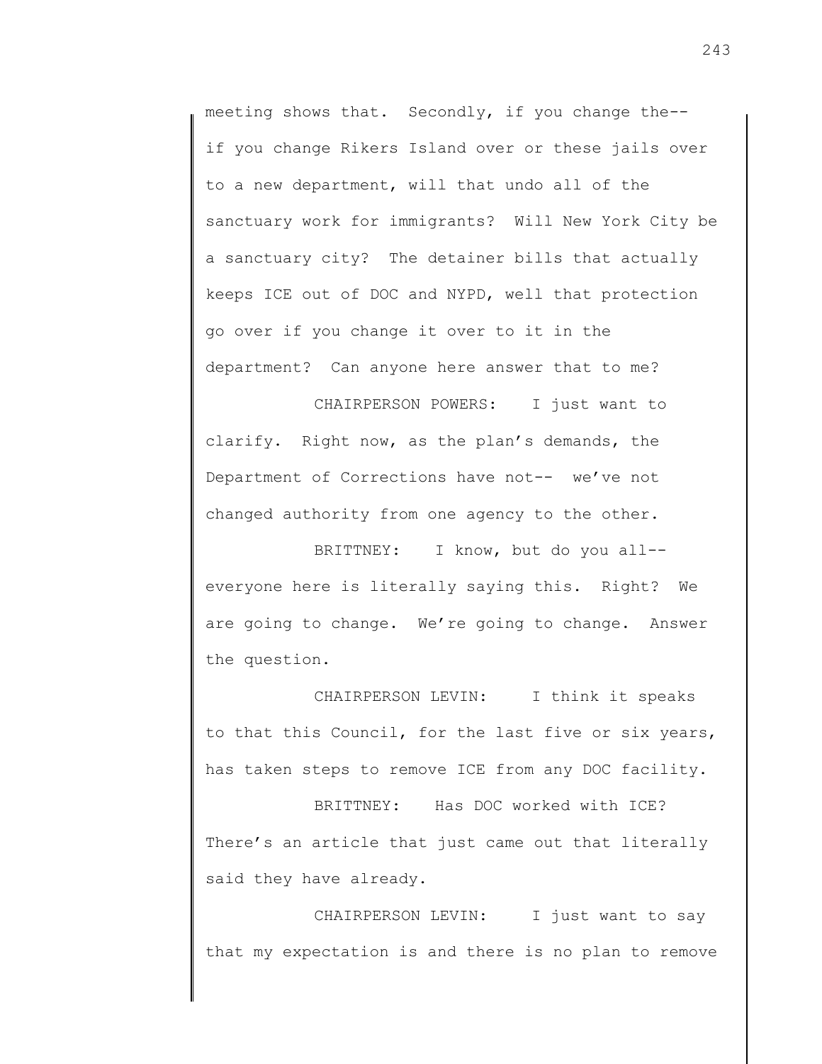meeting shows that. Secondly, if you change the-- if you change Rikers Island over or these jails over to a new department, will that undo all of the sanctuary work for immigrants? Will New York City be a sanctuary city? The detainer bills that actually keeps ICE out of DOC and NYPD, well that protection go over if you change it over to it in the department? Can anyone here answer that to me?

CHAIRPERSON POWERS: I just want to clarify. Right now, as the plan's demands, the Department of Corrections have not-- we've not changed authority from one agency to the other.

BRITTNEY: I know, but do you all-- everyone here is literally saying this. Right? We are going to change. We're going to change. Answer the question.

CHAIRPERSON LEVIN: I think it speaks to that this Council, for the last five or six years, has taken steps to remove ICE from any DOC facility.

BRITTNEY: Has DOC worked with ICE? There's an article that just came out that literally said they have already.

CHAIRPERSON LEVIN: I just want to say that my expectation is and there is no plan to remove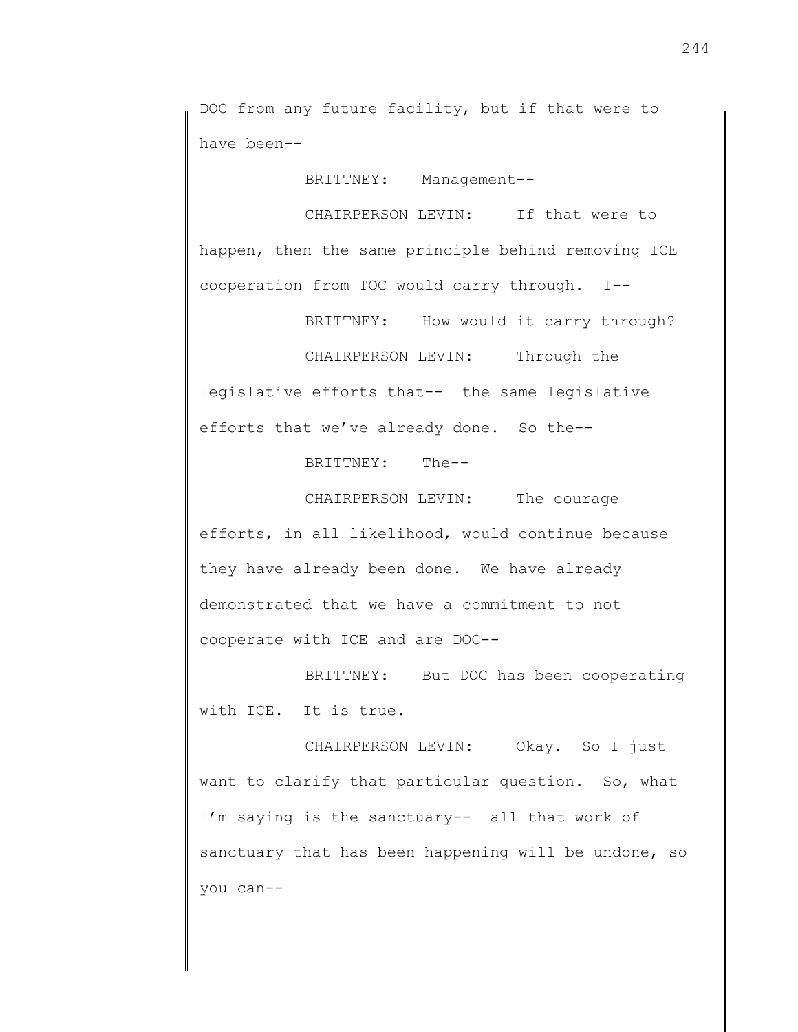DOC from any future facility, but if that were to have been--

BRITTNEY: Management--

CHAIRPERSON LEVIN: If that were to happen, then the same principle behind removing ICE cooperation from TOC would carry through. I--

BRITTNEY: How would it carry through?

CHAIRPERSON LEVIN: Through the legislative efforts that-- the same legislative efforts that we've already done. So the--

BRITTNEY: The--

CHAIRPERSON LEVIN: The courage efforts, in all likelihood, would continue because they have already been done. We have already demonstrated that we have a commitment to not cooperate with ICE and are DOC--

BRITTNEY: But DOC has been cooperating with ICE. It is true.

CHAIRPERSON LEVIN: Okay. So I just want to clarify that particular question. So, what I'm saying is the sanctuary-- all that work of sanctuary that has been happening will be undone, so you can--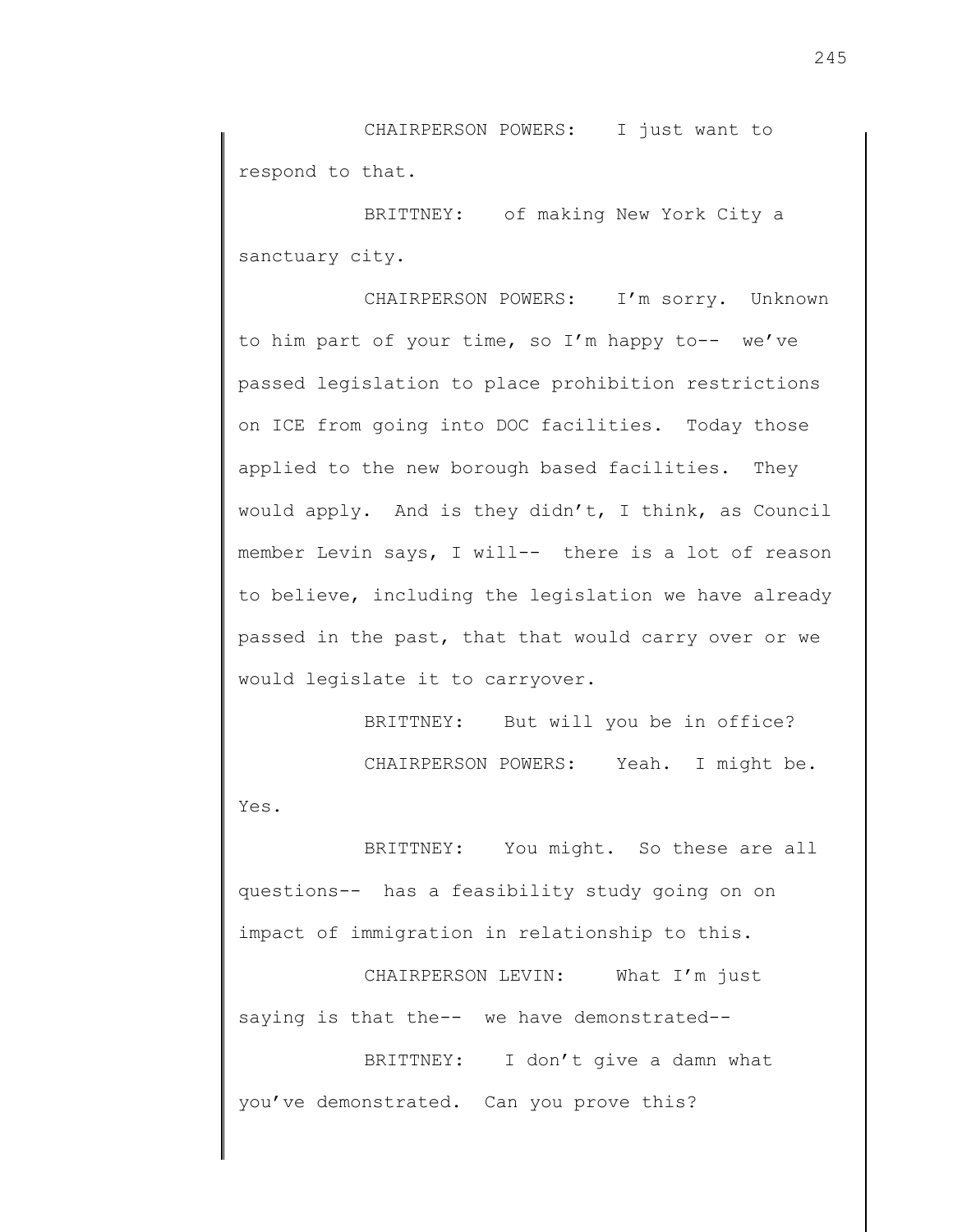CHAIRPERSON POWERS: I just want to respond to that.

BRITTNEY: of making New York City a sanctuary city.

CHAIRPERSON POWERS: I'm sorry. Unknown to him part of your time, so I'm happy to-- we've passed legislation to place prohibition restrictions on ICE from going into DOC facilities. Today those applied to the new borough based facilities. They would apply. And is they didn't, I think, as Council member Levin says, I will-- there is a lot of reason to believe, including the legislation we have already passed in the past, that that would carry over or we would legislate it to carryover.

BRITTNEY: But will you be in office?

CHAIRPERSON POWERS: Yeah. I might be. Yes.

BRITTNEY: You might. So these are all questions-- has a feasibility study going on on impact of immigration in relationship to this.

CHAIRPERSON LEVIN: What I'm just saying is that the-- we have demonstrated--

BRITTNEY: I don't give a damn what you've demonstrated. Can you prove this?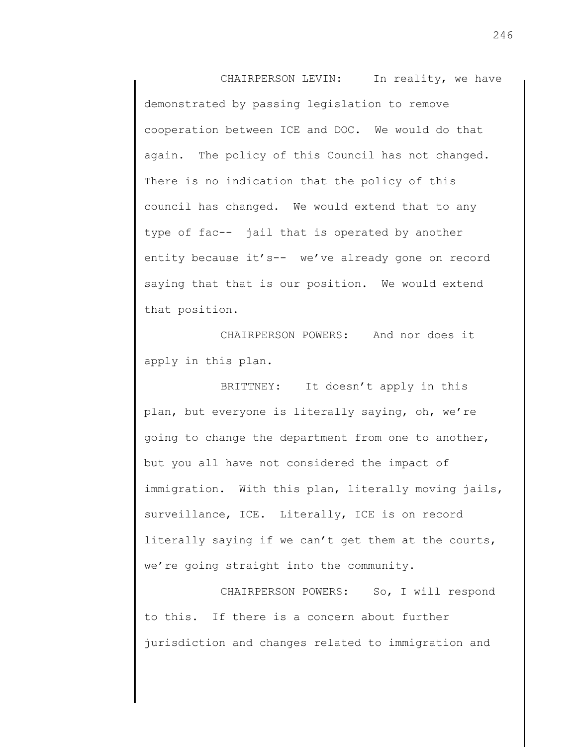CHAIRPERSON LEVIN: In reality, we have demonstrated by passing legislation to remove cooperation between ICE and DOC. We would do that again. The policy of this Council has not changed. There is no indication that the policy of this council has changed. We would extend that to any type of fac-- jail that is operated by another entity because it's-- we've already gone on record saying that that is our position. We would extend that position.

CHAIRPERSON POWERS: And nor does it apply in this plan.

BRITTNEY: It doesn't apply in this plan, but everyone is literally saying, oh, we're going to change the department from one to another, but you all have not considered the impact of immigration. With this plan, literally moving jails, surveillance, ICE. Literally, ICE is on record literally saying if we can't get them at the courts, we're going straight into the community.

CHAIRPERSON POWERS: So, I will respond to this. If there is a concern about further jurisdiction and changes related to immigration and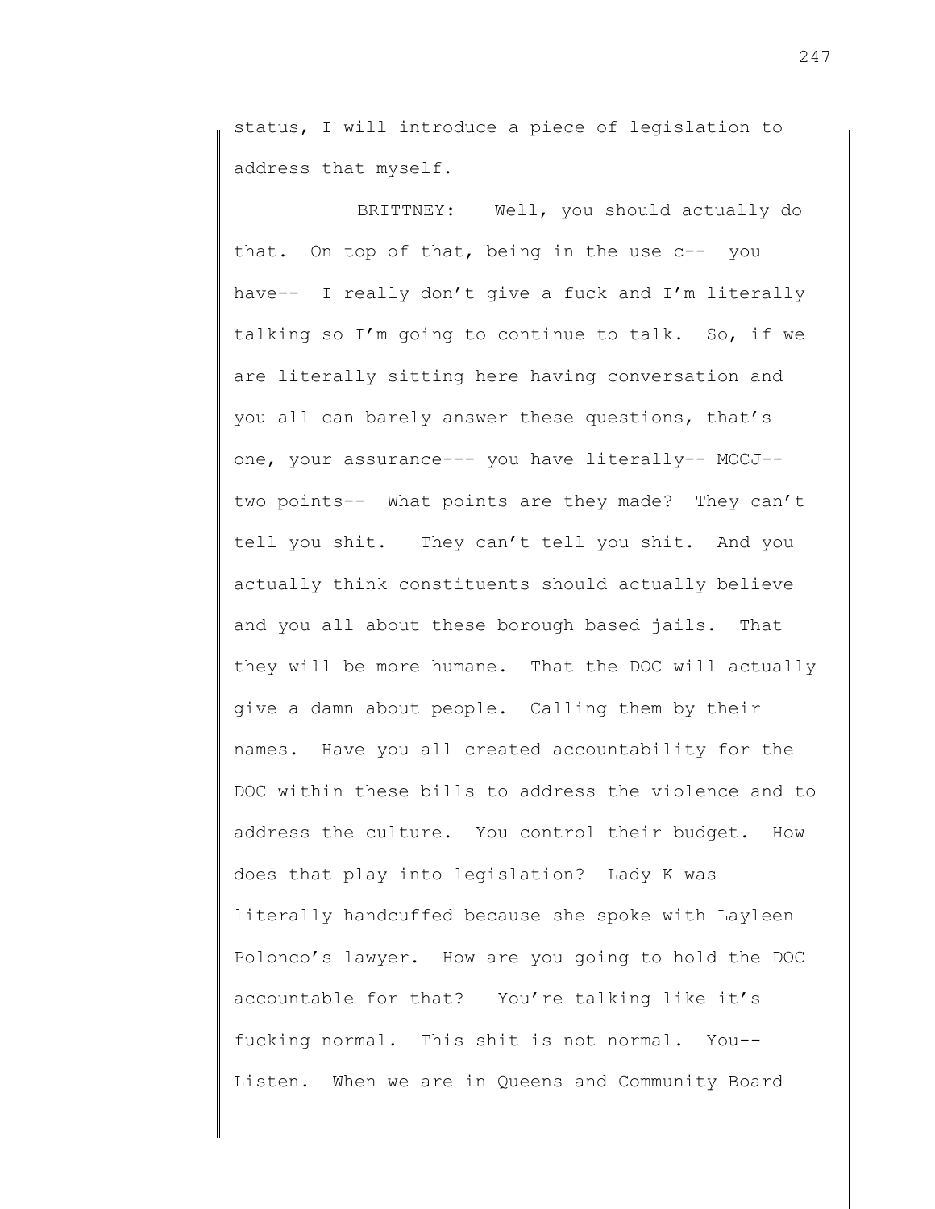status, I will introduce a piece of legislation to address that myself.

BRITTNEY: Well, you should actually do that. On top of that, being in the use c-- you have-- I really don't give a fuck and I'm literally talking so I'm going to continue to talk. So, if we are literally sitting here having conversation and you all can barely answer these questions, that's one, your assurance--- you have literally-- MOCJ-- two points-- What points are they made? They can't tell you shit. They can't tell you shit. And you actually think constituents should actually believe and you all about these borough based jails. That they will be more humane. That the DOC will actually give a damn about people. Calling them by their names. Have you all created accountability for the DOC within these bills to address the violence and to address the culture. You control their budget. How does that play into legislation? Lady K was literally handcuffed because she spoke with Layleen Polonco's lawyer. How are you going to hold the DOC accountable for that? You're talking like it's fucking normal. This shit is not normal. You-- Listen. When we are in Queens and Community Board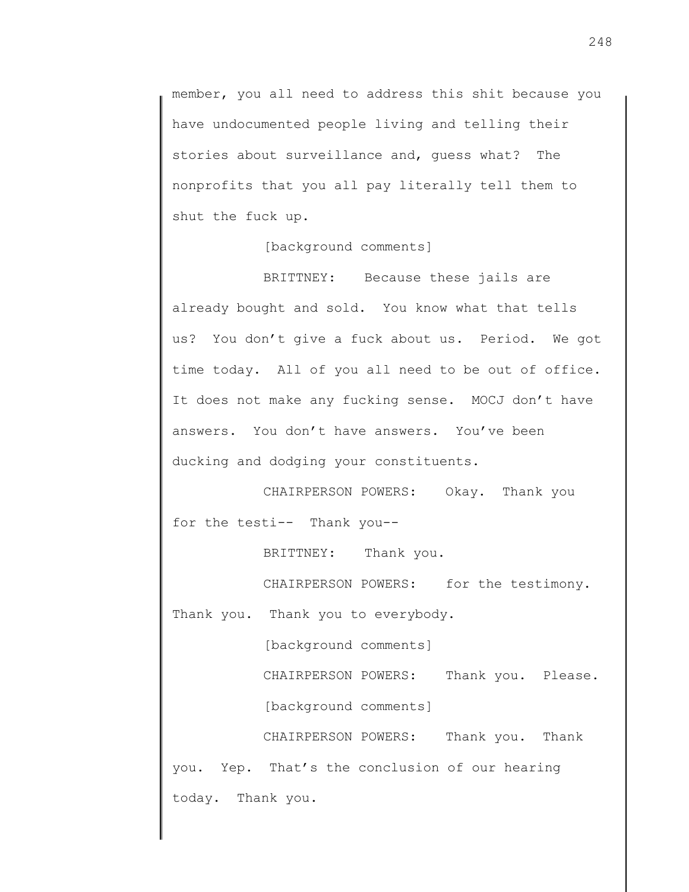member, you all need to address this shit because you have undocumented people living and telling their stories about surveillance and, guess what? The nonprofits that you all pay literally tell them to shut the fuck up.

[background comments]

BRITTNEY: Because these jails are already bought and sold. You know what that tells us? You don't give a fuck about us. Period. We got time today. All of you all need to be out of office. It does not make any fucking sense. MOCJ don't have answers. You don't have answers. You've been ducking and dodging your constituents.

CHAIRPERSON POWERS: Okay. Thank you for the testi-- Thank you--

BRITTNEY: Thank you.

CHAIRPERSON POWERS: for the testimony. Thank you. Thank you to everybody.

[background comments]

CHAIRPERSON POWERS: Thank you. Please.

[background comments]

CHAIRPERSON POWERS: Thank you. Thank you. Yep. That's the conclusion of our hearing today. Thank you.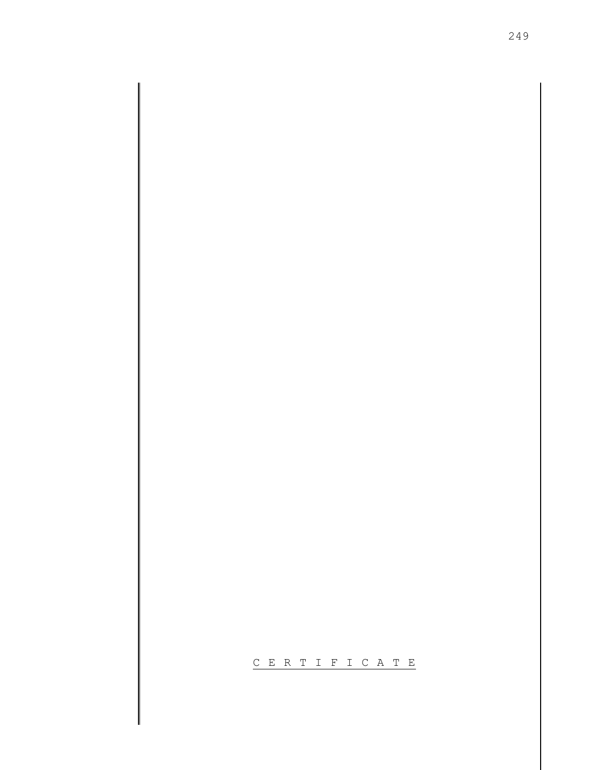C E R T I F I C A T E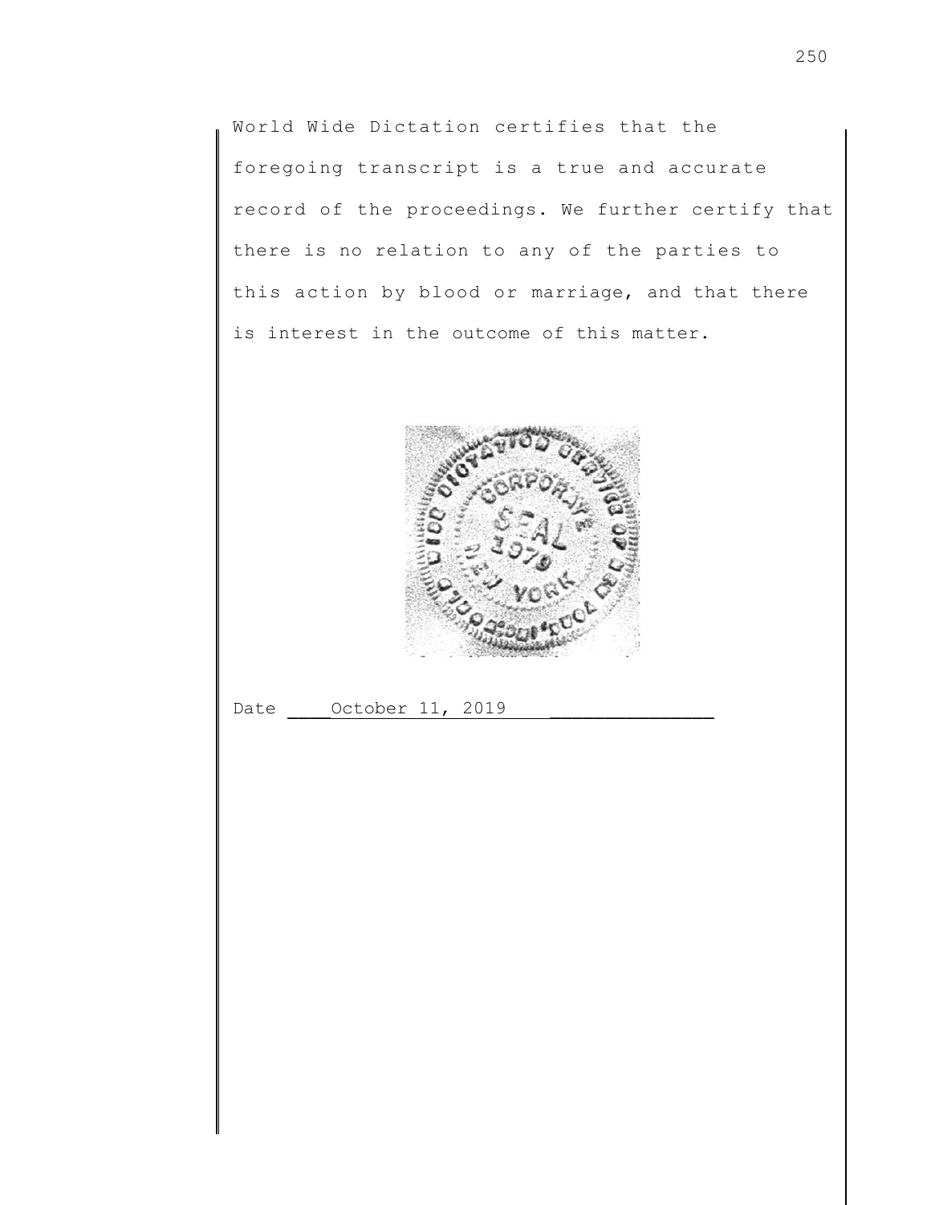World Wide Dictation certifies that the foregoing transcript is a true and accurate record of the proceedings. We further certify that there is no relation to any of the parties to this action by blood or marriage, and that there is interest in the outcome of this matter.

Date ____October 11, 2019 _______________